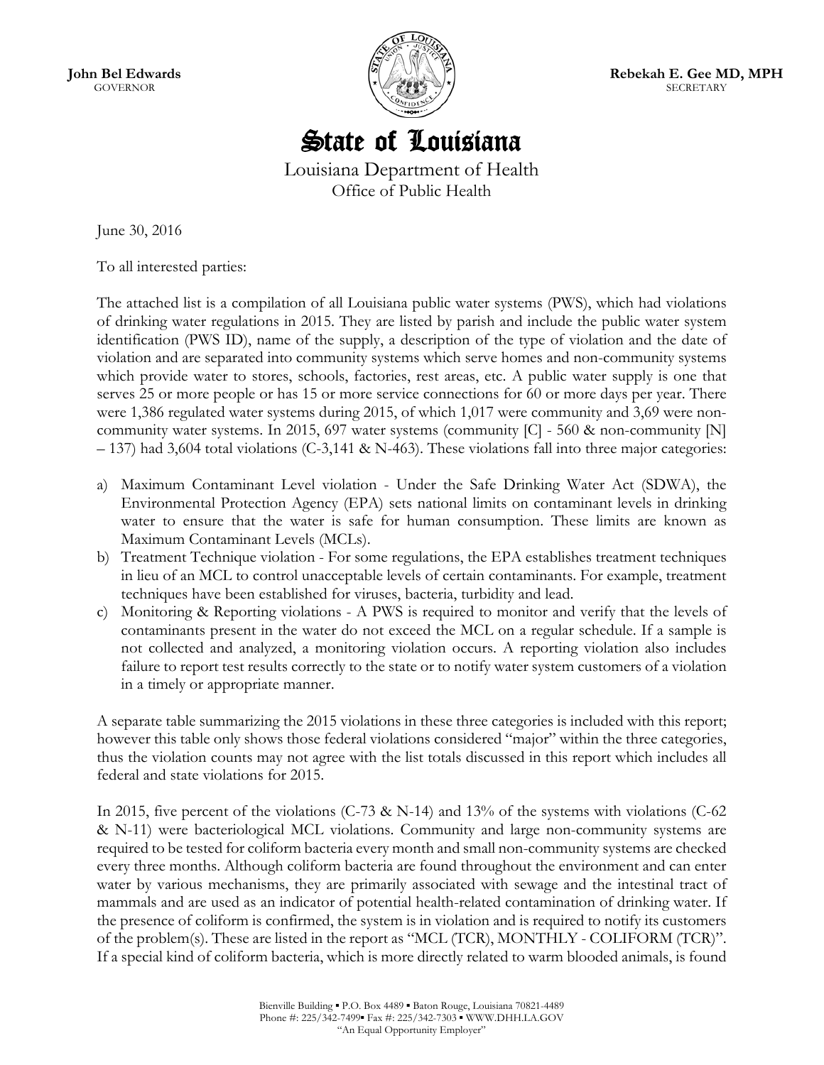**John Bel Edwards**
GOVERNOR

**Rebekah E. Gee MD, MPH**
SECRETARY

# State of Louisiana

Louisiana Department of Health
Office of Public Health

June 30, 2016

To all interested parties:

The attached list is a compilation of all Louisiana public water systems (PWS), which had violations of drinking water regulations in 2015. They are listed by parish and include the public water system identification (PWS ID), name of the supply, a description of the type of violation and the date of violation and are separated into community systems which serve homes and non-community systems which provide water to stores, schools, factories, rest areas, etc. A public water supply is one that serves 25 or more people or has 15 or more service connections for 60 or more days per year. There were 1,386 regulated water systems during 2015, of which 1,017 were community and 3,69 were non-community water systems. In 2015, 697 water systems (community [C] - 560 & non-community [N] – 137) had 3,604 total violations (C-3,141 & N-463). These violations fall into three major categories:

a) Maximum Contaminant Level violation - Under the Safe Drinking Water Act (SDWA), the Environmental Protection Agency (EPA) sets national limits on contaminant levels in drinking water to ensure that the water is safe for human consumption. These limits are known as Maximum Contaminant Levels (MCLs).
b) Treatment Technique violation - For some regulations, the EPA establishes treatment techniques in lieu of an MCL to control unacceptable levels of certain contaminants. For example, treatment techniques have been established for viruses, bacteria, turbidity and lead.
c) Monitoring & Reporting violations - A PWS is required to monitor and verify that the levels of contaminants present in the water do not exceed the MCL on a regular schedule. If a sample is not collected and analyzed, a monitoring violation occurs. A reporting violation also includes failure to report test results correctly to the state or to notify water system customers of a violation in a timely or appropriate manner.

A separate table summarizing the 2015 violations in these three categories is included with this report; however this table only shows those federal violations considered "major" within the three categories, thus the violation counts may not agree with the list totals discussed in this report which includes all federal and state violations for 2015.

In 2015, five percent of the violations (C-73 & N-14) and 13% of the systems with violations (C-62 & N-11) were bacteriological MCL violations. Community and large non-community systems are required to be tested for coliform bacteria every month and small non-community systems are checked every three months. Although coliform bacteria are found throughout the environment and can enter water by various mechanisms, they are primarily associated with sewage and the intestinal tract of mammals and are used as an indicator of potential health-related contamination of drinking water. If the presence of coliform is confirmed, the system is in violation and is required to notify its customers of the problem(s). These are listed in the report as "MCL (TCR), MONTHLY - COLIFORM (TCR)". If a special kind of coliform bacteria, which is more directly related to warm blooded animals, is found

Bienville Building ▪ P.O. Box 4489 ▪ Baton Rouge, Louisiana 70821-4489
Phone #: 225/342-7499▪ Fax #: 225/342-7303 ▪ WWW.DHH.LA.GOV
"An Equal Opportunity Employer"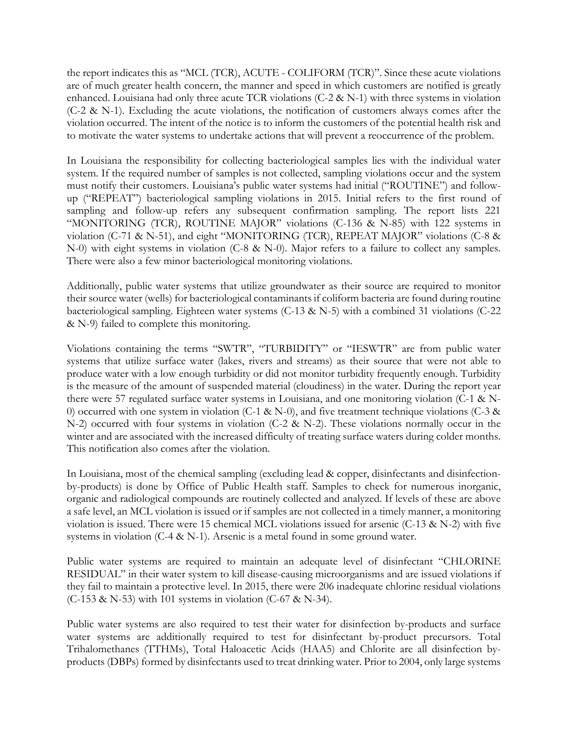the report indicates this as "MCL (TCR), ACUTE - COLIFORM (TCR)". Since these acute violations are of much greater health concern, the manner and speed in which customers are notified is greatly enhanced. Louisiana had only three acute TCR violations (C-2 & N-1) with three systems in violation (C-2 & N-1). Excluding the acute violations, the notification of customers always comes after the violation occurred. The intent of the notice is to inform the customers of the potential health risk and to motivate the water systems to undertake actions that will prevent a reoccurrence of the problem.

In Louisiana the responsibility for collecting bacteriological samples lies with the individual water system. If the required number of samples is not collected, sampling violations occur and the system must notify their customers. Louisiana's public water systems had initial ("ROUTINE") and follow-up ("REPEAT") bacteriological sampling violations in 2015. Initial refers to the first round of sampling and follow-up refers any subsequent confirmation sampling. The report lists 221 "MONITORING (TCR), ROUTINE MAJOR" violations (C-136 & N-85) with 122 systems in violation (C-71 & N-51), and eight "MONITORING (TCR), REPEAT MAJOR" violations (C-8 & N-0) with eight systems in violation (C-8 & N-0). Major refers to a failure to collect any samples. There were also a few minor bacteriological monitoring violations.

Additionally, public water systems that utilize groundwater as their source are required to monitor their source water (wells) for bacteriological contaminants if coliform bacteria are found during routine bacteriological sampling. Eighteen water systems (C-13 & N-5) with a combined 31 violations (C-22 & N-9) failed to complete this monitoring.

Violations containing the terms "SWTR", "TURBIDITY" or "IESWTR" are from public water systems that utilize surface water (lakes, rivers and streams) as their source that were not able to produce water with a low enough turbidity or did not monitor turbidity frequently enough. Turbidity is the measure of the amount of suspended material (cloudiness) in the water. During the report year there were 57 regulated surface water systems in Louisiana, and one monitoring violation (C-1 & N-0) occurred with one system in violation (C-1 & N-0), and five treatment technique violations (C-3 & N-2) occurred with four systems in violation (C-2 & N-2). These violations normally occur in the winter and are associated with the increased difficulty of treating surface waters during colder months. This notification also comes after the violation.

In Louisiana, most of the chemical sampling (excluding lead & copper, disinfectants and disinfection-by-products) is done by Office of Public Health staff. Samples to check for numerous inorganic, organic and radiological compounds are routinely collected and analyzed. If levels of these are above a safe level, an MCL violation is issued or if samples are not collected in a timely manner, a monitoring violation is issued. There were 15 chemical MCL violations issued for arsenic (C-13 & N-2) with five systems in violation (C-4 & N-1). Arsenic is a metal found in some ground water.

Public water systems are required to maintain an adequate level of disinfectant "CHLORINE RESIDUAL" in their water system to kill disease-causing microorganisms and are issued violations if they fail to maintain a protective level. In 2015, there were 206 inadequate chlorine residual violations (C-153 & N-53) with 101 systems in violation (C-67 & N-34).

Public water systems are also required to test their water for disinfection by-products and surface water systems are additionally required to test for disinfectant by-product precursors. Total Trihalomethanes (TTHMs), Total Haloacetic Acids (HAA5) and Chlorite are all disinfection by-products (DBPs) formed by disinfectants used to treat drinking water. Prior to 2004, only large systems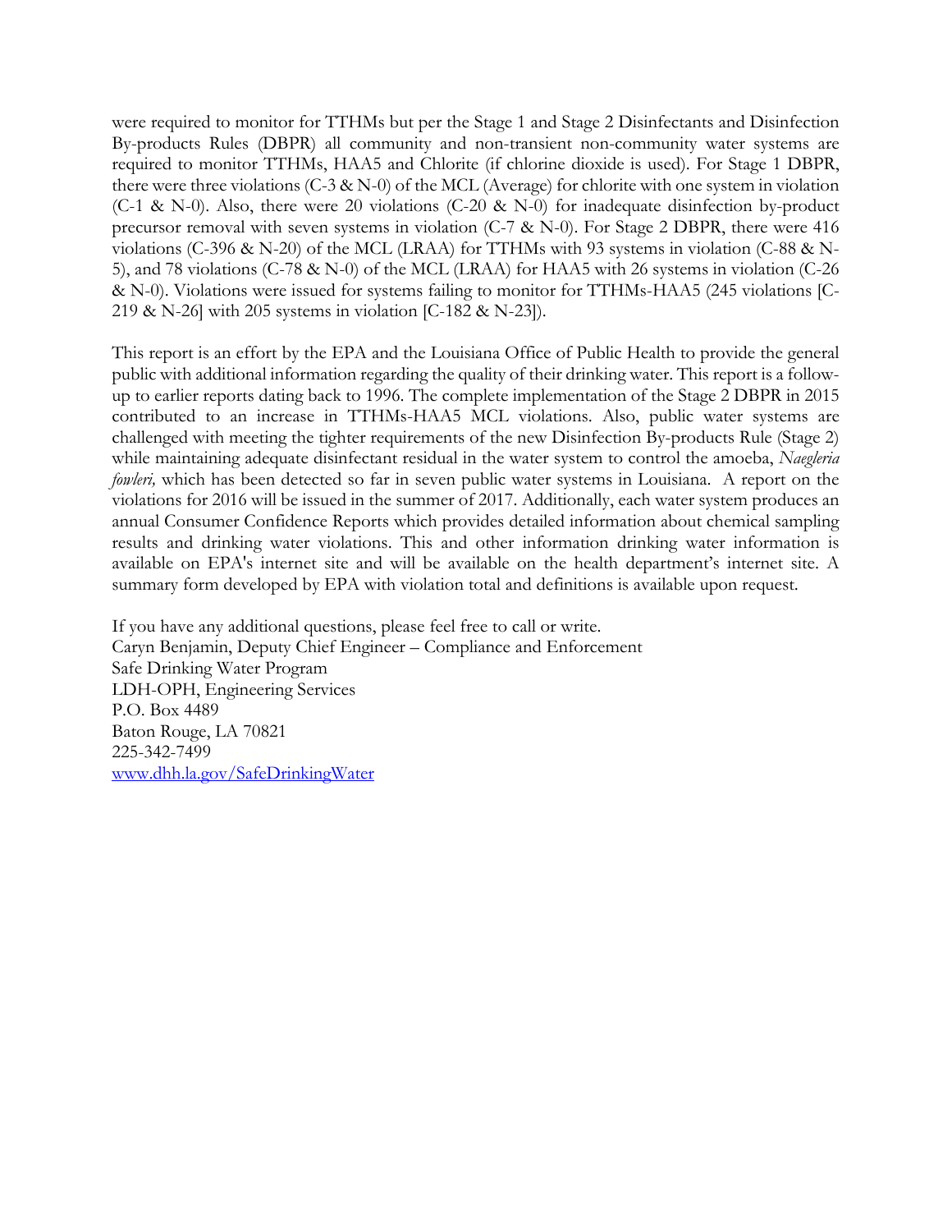were required to monitor for TTHMs but per the Stage 1 and Stage 2 Disinfectants and Disinfection By-products Rules (DBPR) all community and non-transient non-community water systems are required to monitor TTHMs, HAA5 and Chlorite (if chlorine dioxide is used). For Stage 1 DBPR, there were three violations (C-3 & N-0) of the MCL (Average) for chlorite with one system in violation (C-1 & N-0). Also, there were 20 violations (C-20 & N-0) for inadequate disinfection by-product precursor removal with seven systems in violation (C-7 & N-0). For Stage 2 DBPR, there were 416 violations (C-396 & N-20) of the MCL (LRAA) for TTHMs with 93 systems in violation (C-88 & N-5), and 78 violations (C-78 & N-0) of the MCL (LRAA) for HAA5 with 26 systems in violation (C-26 & N-0). Violations were issued for systems failing to monitor for TTHMs-HAA5 (245 violations [C-219 & N-26] with 205 systems in violation [C-182 & N-23]).

This report is an effort by the EPA and the Louisiana Office of Public Health to provide the general public with additional information regarding the quality of their drinking water. This report is a follow-up to earlier reports dating back to 1996. The complete implementation of the Stage 2 DBPR in 2015 contributed to an increase in TTHMs-HAA5 MCL violations. Also, public water systems are challenged with meeting the tighter requirements of the new Disinfection By-products Rule (Stage 2) while maintaining adequate disinfectant residual in the water system to control the amoeba, *Naegleria fowleri,* which has been detected so far in seven public water systems in Louisiana. A report on the violations for 2016 will be issued in the summer of 2017. Additionally, each water system produces an annual Consumer Confidence Reports which provides detailed information about chemical sampling results and drinking water violations. This and other information drinking water information is available on EPA's internet site and will be available on the health department's internet site. A summary form developed by EPA with violation total and definitions is available upon request.

If you have any additional questions, please feel free to call or write.
Caryn Benjamin, Deputy Chief Engineer – Compliance and Enforcement
Safe Drinking Water Program
LDH-OPH, Engineering Services
P.O. Box 4489
Baton Rouge, LA 70821
225-342-7499
[www.dhh.la.gov/SafeDrinkingWater](www.dhh.la.gov/SafeDrinkingWater)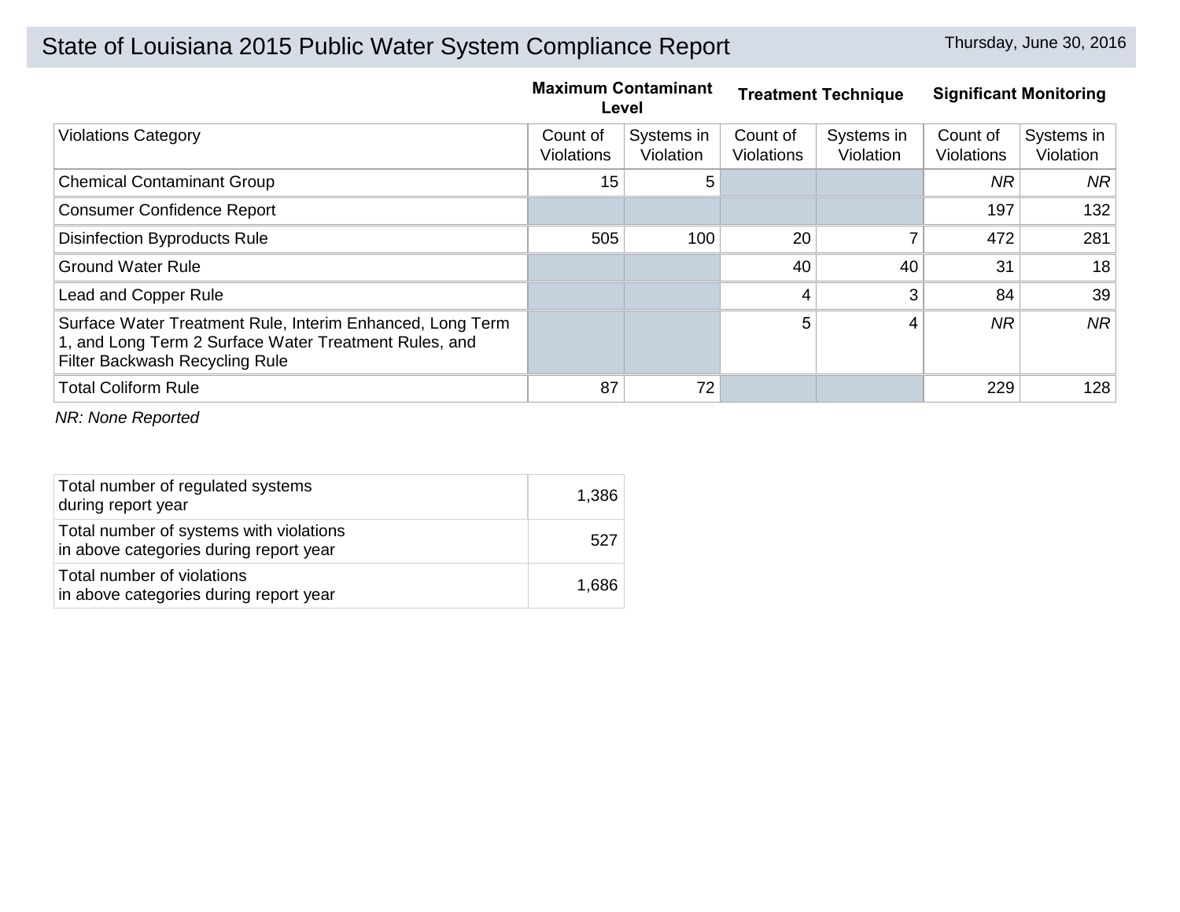# State of Louisiana 2015 Public Water System Compliance Report

Thursday, June 30, 2016

| | Maximum Contaminant Level | | Treatment Technique | | Significant Monitoring | |
|---|---|---|---|---|---|---|
| Violations Category | Count of Violations | Systems in Violation | Count of Violations | Systems in Violation | Count of Violations | Systems in Violation |
| Chemical Contaminant Group | 15 | 5 | | | *NR* | *NR* |
| Consumer Confidence Report | | | | | 197 | 132 |
| Disinfection Byproducts Rule | 505 | 100 | 20 | 7 | 472 | 281 |
| Ground Water Rule | | | 40 | 40 | 31 | 18 |
| Lead and Copper Rule | | | 4 | 3 | 84 | 39 |
| Surface Water Treatment Rule, Interim Enhanced, Long Term 1, and Long Term 2 Surface Water Treatment Rules, and Filter Backwash Recycling Rule | | | 5 | 4 | *NR* | *NR* |
| Total Coliform Rule | 87 | 72 | | | 229 | 128 |

*NR: None Reported*

| | |
|---|---|
| Total number of regulated systems during report year | 1,386 |
| Total number of systems with violations in above categories during report year | 527 |
| Total number of violations in above categories during report year | 1,686 |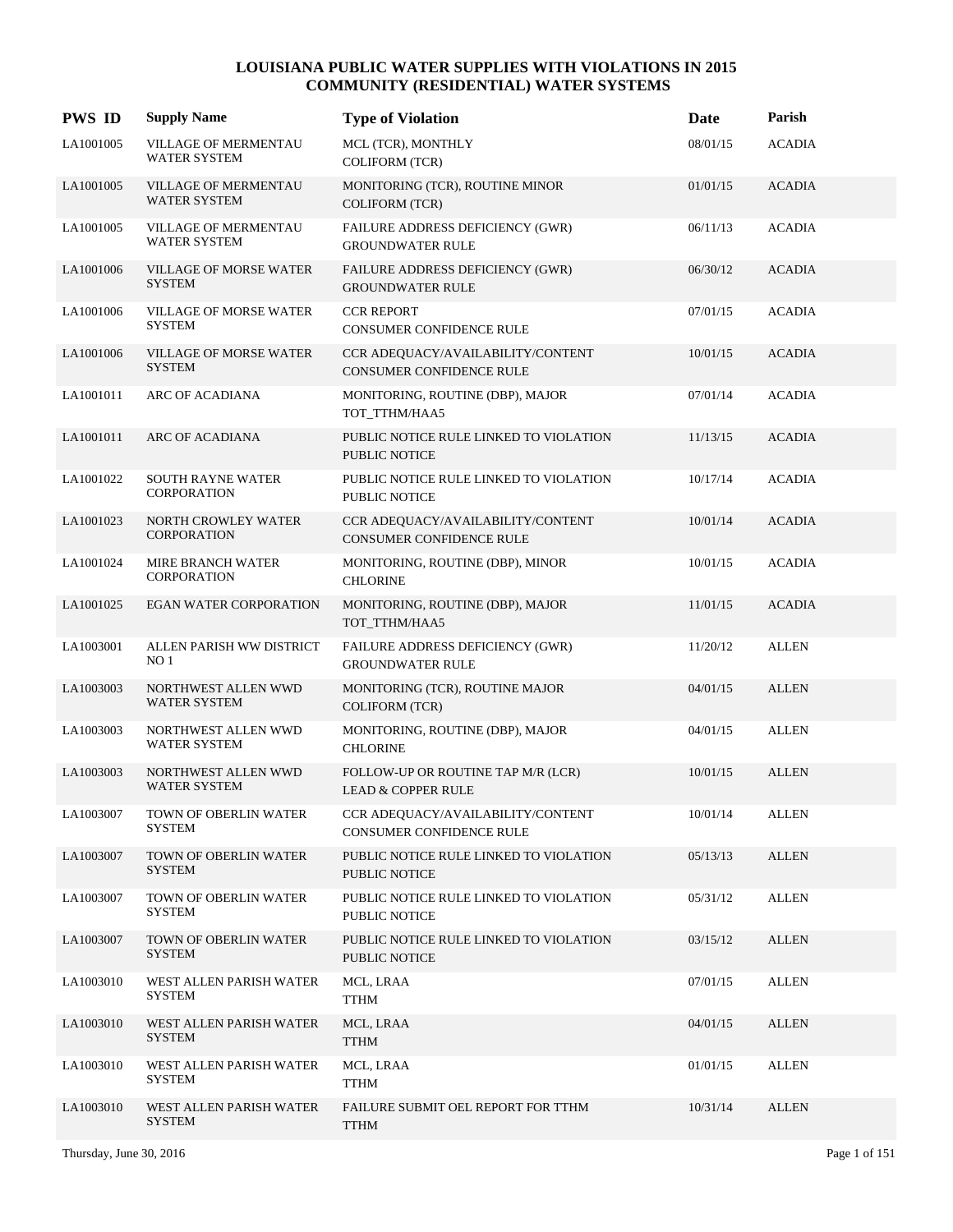# LOUISIANA PUBLIC WATER SUPPLIES WITH VIOLATIONS IN 2015
## COMMUNITY (RESIDENTIAL) WATER SYSTEMS

| PWS ID | Supply Name | Type of Violation | Date | Parish |
|---|---|---|---|---|
| LA1001005 | VILLAGE OF MERMENTAU WATER SYSTEM | MCL (TCR), MONTHLY<br>COLIFORM (TCR) | 08/01/15 | ACADIA |
| LA1001005 | VILLAGE OF MERMENTAU WATER SYSTEM | MONITORING (TCR), ROUTINE MINOR<br>COLIFORM (TCR) | 01/01/15 | ACADIA |
| LA1001005 | VILLAGE OF MERMENTAU WATER SYSTEM | FAILURE ADDRESS DEFICIENCY (GWR)<br>GROUNDWATER RULE | 06/11/13 | ACADIA |
| LA1001006 | VILLAGE OF MORSE WATER SYSTEM | FAILURE ADDRESS DEFICIENCY (GWR)<br>GROUNDWATER RULE | 06/30/12 | ACADIA |
| LA1001006 | VILLAGE OF MORSE WATER SYSTEM | CCR REPORT<br>CONSUMER CONFIDENCE RULE | 07/01/15 | ACADIA |
| LA1001006 | VILLAGE OF MORSE WATER SYSTEM | CCR ADEQUACY/AVAILABILITY/CONTENT<br>CONSUMER CONFIDENCE RULE | 10/01/15 | ACADIA |
| LA1001011 | ARC OF ACADIANA | MONITORING, ROUTINE (DBP), MAJOR<br>TOT_TTHM/HAA5 | 07/01/14 | ACADIA |
| LA1001011 | ARC OF ACADIANA | PUBLIC NOTICE RULE LINKED TO VIOLATION<br>PUBLIC NOTICE | 11/13/15 | ACADIA |
| LA1001022 | SOUTH RAYNE WATER CORPORATION | PUBLIC NOTICE RULE LINKED TO VIOLATION<br>PUBLIC NOTICE | 10/17/14 | ACADIA |
| LA1001023 | NORTH CROWLEY WATER CORPORATION | CCR ADEQUACY/AVAILABILITY/CONTENT<br>CONSUMER CONFIDENCE RULE | 10/01/14 | ACADIA |
| LA1001024 | MIRE BRANCH WATER CORPORATION | MONITORING, ROUTINE (DBP), MINOR<br>CHLORINE | 10/01/15 | ACADIA |
| LA1001025 | EGAN WATER CORPORATION | MONITORING, ROUTINE (DBP), MAJOR<br>TOT_TTHM/HAA5 | 11/01/15 | ACADIA |
| LA1003001 | ALLEN PARISH WW DISTRICT NO 1 | FAILURE ADDRESS DEFICIENCY (GWR)<br>GROUNDWATER RULE | 11/20/12 | ALLEN |
| LA1003003 | NORTHWEST ALLEN WWD WATER SYSTEM | MONITORING (TCR), ROUTINE MAJOR<br>COLIFORM (TCR) | 04/01/15 | ALLEN |
| LA1003003 | NORTHWEST ALLEN WWD WATER SYSTEM | MONITORING, ROUTINE (DBP), MAJOR<br>CHLORINE | 04/01/15 | ALLEN |
| LA1003003 | NORTHWEST ALLEN WWD WATER SYSTEM | FOLLOW-UP OR ROUTINE TAP M/R (LCR)<br>LEAD & COPPER RULE | 10/01/15 | ALLEN |
| LA1003007 | TOWN OF OBERLIN WATER SYSTEM | CCR ADEQUACY/AVAILABILITY/CONTENT<br>CONSUMER CONFIDENCE RULE | 10/01/14 | ALLEN |
| LA1003007 | TOWN OF OBERLIN WATER SYSTEM | PUBLIC NOTICE RULE LINKED TO VIOLATION<br>PUBLIC NOTICE | 05/13/13 | ALLEN |
| LA1003007 | TOWN OF OBERLIN WATER SYSTEM | PUBLIC NOTICE RULE LINKED TO VIOLATION<br>PUBLIC NOTICE | 05/31/12 | ALLEN |
| LA1003007 | TOWN OF OBERLIN WATER SYSTEM | PUBLIC NOTICE RULE LINKED TO VIOLATION<br>PUBLIC NOTICE | 03/15/12 | ALLEN |
| LA1003010 | WEST ALLEN PARISH WATER SYSTEM | MCL, LRAA<br>TTHM | 07/01/15 | ALLEN |
| LA1003010 | WEST ALLEN PARISH WATER SYSTEM | MCL, LRAA<br>TTHM | 04/01/15 | ALLEN |
| LA1003010 | WEST ALLEN PARISH WATER SYSTEM | MCL, LRAA<br>TTHM | 01/01/15 | ALLEN |
| LA1003010 | WEST ALLEN PARISH WATER SYSTEM | FAILURE SUBMIT OEL REPORT FOR TTHM<br>TTHM | 10/31/14 | ALLEN |

Thursday, June 30, 2016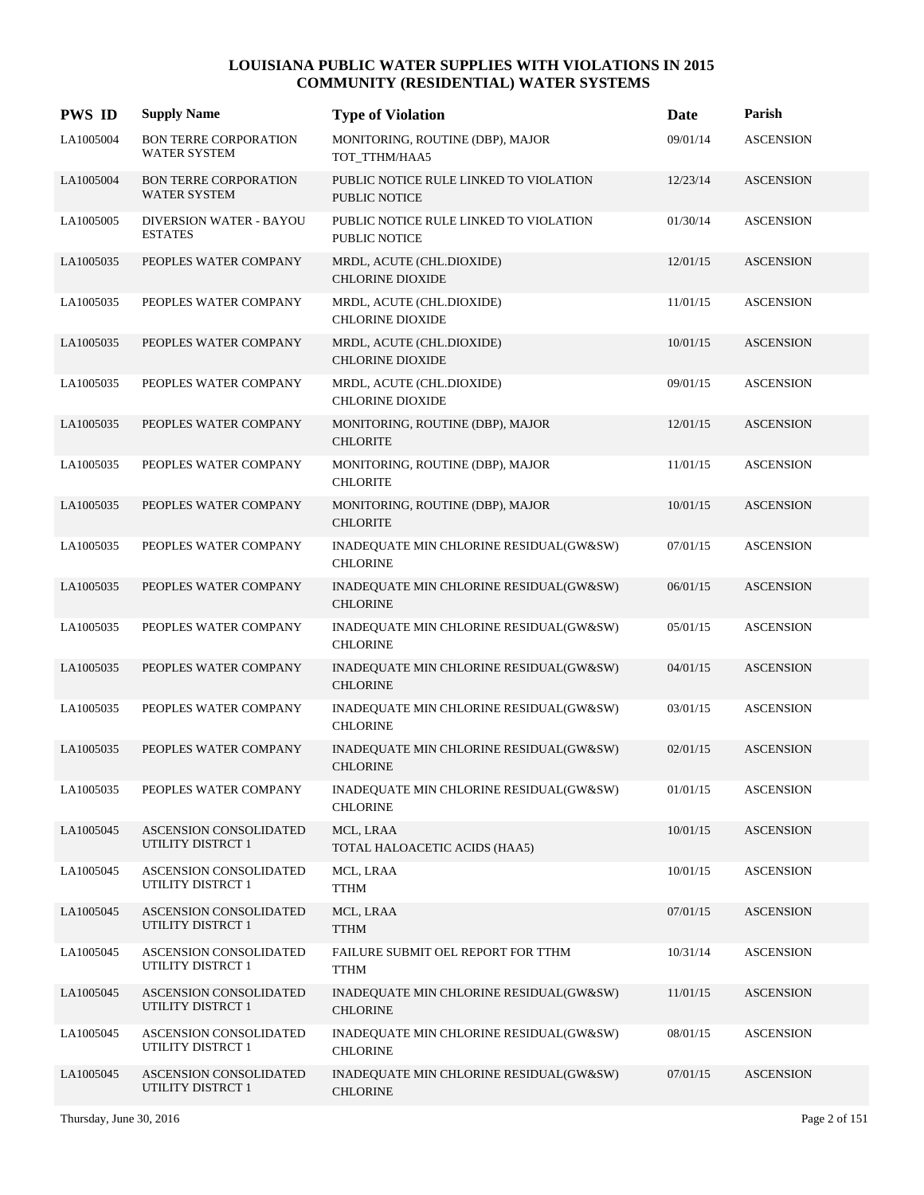# LOUISIANA PUBLIC WATER SUPPLIES WITH VIOLATIONS IN 2015
## COMMUNITY (RESIDENTIAL) WATER SYSTEMS

| PWS ID | Supply Name | Type of Violation | Date | Parish |
|---|---|---|---|---|
| LA1005004 | BON TERRE CORPORATION WATER SYSTEM | MONITORING, ROUTINE (DBP), MAJOR TOT_TTHM/HAA5 | 09/01/14 | ASCENSION |
| LA1005004 | BON TERRE CORPORATION WATER SYSTEM | PUBLIC NOTICE RULE LINKED TO VIOLATION PUBLIC NOTICE | 12/23/14 | ASCENSION |
| LA1005005 | DIVERSION WATER - BAYOU ESTATES | PUBLIC NOTICE RULE LINKED TO VIOLATION PUBLIC NOTICE | 01/30/14 | ASCENSION |
| LA1005035 | PEOPLES WATER COMPANY | MRDL, ACUTE (CHL.DIOXIDE) CHLORINE DIOXIDE | 12/01/15 | ASCENSION |
| LA1005035 | PEOPLES WATER COMPANY | MRDL, ACUTE (CHL.DIOXIDE) CHLORINE DIOXIDE | 11/01/15 | ASCENSION |
| LA1005035 | PEOPLES WATER COMPANY | MRDL, ACUTE (CHL.DIOXIDE) CHLORINE DIOXIDE | 10/01/15 | ASCENSION |
| LA1005035 | PEOPLES WATER COMPANY | MRDL, ACUTE (CHL.DIOXIDE) CHLORINE DIOXIDE | 09/01/15 | ASCENSION |
| LA1005035 | PEOPLES WATER COMPANY | MONITORING, ROUTINE (DBP), MAJOR CHLORITE | 12/01/15 | ASCENSION |
| LA1005035 | PEOPLES WATER COMPANY | MONITORING, ROUTINE (DBP), MAJOR CHLORITE | 11/01/15 | ASCENSION |
| LA1005035 | PEOPLES WATER COMPANY | MONITORING, ROUTINE (DBP), MAJOR CHLORITE | 10/01/15 | ASCENSION |
| LA1005035 | PEOPLES WATER COMPANY | INADEQUATE MIN CHLORINE RESIDUAL(GW&SW) CHLORINE | 07/01/15 | ASCENSION |
| LA1005035 | PEOPLES WATER COMPANY | INADEQUATE MIN CHLORINE RESIDUAL(GW&SW) CHLORINE | 06/01/15 | ASCENSION |
| LA1005035 | PEOPLES WATER COMPANY | INADEQUATE MIN CHLORINE RESIDUAL(GW&SW) CHLORINE | 05/01/15 | ASCENSION |
| LA1005035 | PEOPLES WATER COMPANY | INADEQUATE MIN CHLORINE RESIDUAL(GW&SW) CHLORINE | 04/01/15 | ASCENSION |
| LA1005035 | PEOPLES WATER COMPANY | INADEQUATE MIN CHLORINE RESIDUAL(GW&SW) CHLORINE | 03/01/15 | ASCENSION |
| LA1005035 | PEOPLES WATER COMPANY | INADEQUATE MIN CHLORINE RESIDUAL(GW&SW) CHLORINE | 02/01/15 | ASCENSION |
| LA1005035 | PEOPLES WATER COMPANY | INADEQUATE MIN CHLORINE RESIDUAL(GW&SW) CHLORINE | 01/01/15 | ASCENSION |
| LA1005045 | ASCENSION CONSOLIDATED UTILITY DISTRCT 1 | MCL, LRAA TOTAL HALOACETIC ACIDS (HAA5) | 10/01/15 | ASCENSION |
| LA1005045 | ASCENSION CONSOLIDATED UTILITY DISTRCT 1 | MCL, LRAA TTHM | 10/01/15 | ASCENSION |
| LA1005045 | ASCENSION CONSOLIDATED UTILITY DISTRCT 1 | MCL, LRAA TTHM | 07/01/15 | ASCENSION |
| LA1005045 | ASCENSION CONSOLIDATED UTILITY DISTRCT 1 | FAILURE SUBMIT OEL REPORT FOR TTHM TTHM | 10/31/14 | ASCENSION |
| LA1005045 | ASCENSION CONSOLIDATED UTILITY DISTRCT 1 | INADEQUATE MIN CHLORINE RESIDUAL(GW&SW) CHLORINE | 11/01/15 | ASCENSION |
| LA1005045 | ASCENSION CONSOLIDATED UTILITY DISTRCT 1 | INADEQUATE MIN CHLORINE RESIDUAL(GW&SW) CHLORINE | 08/01/15 | ASCENSION |
| LA1005045 | ASCENSION CONSOLIDATED UTILITY DISTRCT 1 | INADEQUATE MIN CHLORINE RESIDUAL(GW&SW) CHLORINE | 07/01/15 | ASCENSION |

Thursday, June 30, 2016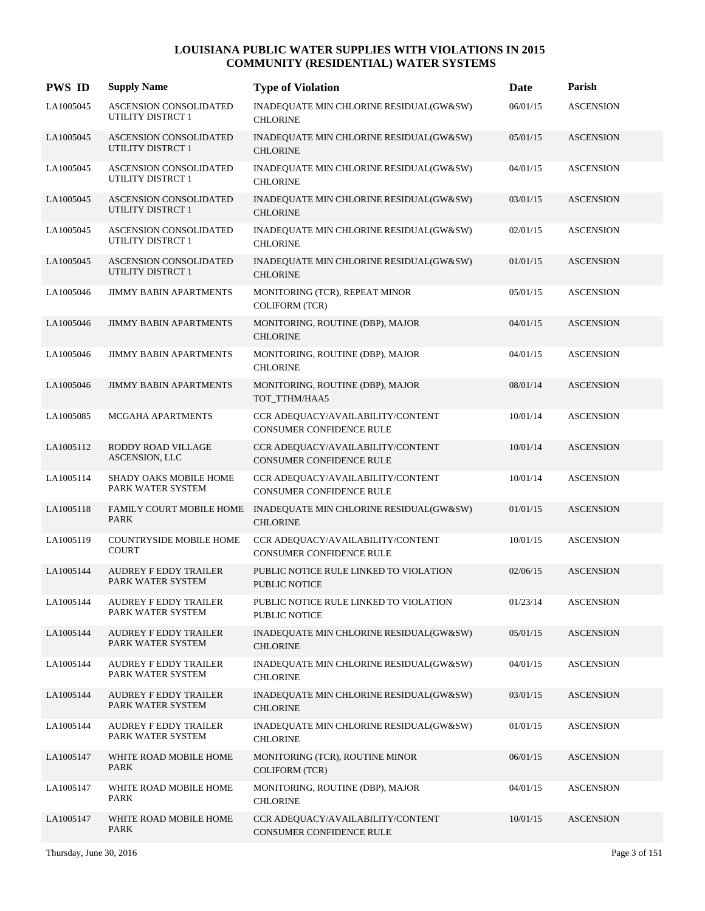**LOUISIANA PUBLIC WATER SUPPLIES WITH VIOLATIONS IN 2015**
**COMMUNITY (RESIDENTIAL) WATER SYSTEMS**

| PWS ID | Supply Name | Type of Violation | Date | Parish |
|---|---|---|---|---|
| LA1005045 | ASCENSION CONSOLIDATED UTILITY DISTRCT 1 | INADEQUATE MIN CHLORINE RESIDUAL(GW&SW) CHLORINE | 06/01/15 | ASCENSION |
| LA1005045 | ASCENSION CONSOLIDATED UTILITY DISTRCT 1 | INADEQUATE MIN CHLORINE RESIDUAL(GW&SW) CHLORINE | 05/01/15 | ASCENSION |
| LA1005045 | ASCENSION CONSOLIDATED UTILITY DISTRCT 1 | INADEQUATE MIN CHLORINE RESIDUAL(GW&SW) CHLORINE | 04/01/15 | ASCENSION |
| LA1005045 | ASCENSION CONSOLIDATED UTILITY DISTRCT 1 | INADEQUATE MIN CHLORINE RESIDUAL(GW&SW) CHLORINE | 03/01/15 | ASCENSION |
| LA1005045 | ASCENSION CONSOLIDATED UTILITY DISTRCT 1 | INADEQUATE MIN CHLORINE RESIDUAL(GW&SW) CHLORINE | 02/01/15 | ASCENSION |
| LA1005045 | ASCENSION CONSOLIDATED UTILITY DISTRCT 1 | INADEQUATE MIN CHLORINE RESIDUAL(GW&SW) CHLORINE | 01/01/15 | ASCENSION |
| LA1005046 | JIMMY BABIN APARTMENTS | MONITORING (TCR), REPEAT MINOR COLIFORM (TCR) | 05/01/15 | ASCENSION |
| LA1005046 | JIMMY BABIN APARTMENTS | MONITORING, ROUTINE (DBP), MAJOR CHLORINE | 04/01/15 | ASCENSION |
| LA1005046 | JIMMY BABIN APARTMENTS | MONITORING, ROUTINE (DBP), MAJOR CHLORINE | 04/01/15 | ASCENSION |
| LA1005046 | JIMMY BABIN APARTMENTS | MONITORING, ROUTINE (DBP), MAJOR TOT_TTHM/HAA5 | 08/01/14 | ASCENSION |
| LA1005085 | MCGAHA APARTMENTS | CCR ADEQUACY/AVAILABILITY/CONTENT CONSUMER CONFIDENCE RULE | 10/01/14 | ASCENSION |
| LA1005112 | RODDY ROAD VILLAGE ASCENSION, LLC | CCR ADEQUACY/AVAILABILITY/CONTENT CONSUMER CONFIDENCE RULE | 10/01/14 | ASCENSION |
| LA1005114 | SHADY OAKS MOBILE HOME PARK WATER SYSTEM | CCR ADEQUACY/AVAILABILITY/CONTENT CONSUMER CONFIDENCE RULE | 10/01/14 | ASCENSION |
| LA1005118 | FAMILY COURT MOBILE HOME PARK | INADEQUATE MIN CHLORINE RESIDUAL(GW&SW) CHLORINE | 01/01/15 | ASCENSION |
| LA1005119 | COUNTRYSIDE MOBILE HOME COURT | CCR ADEQUACY/AVAILABILITY/CONTENT CONSUMER CONFIDENCE RULE | 10/01/15 | ASCENSION |
| LA1005144 | AUDREY F EDDY TRAILER PARK WATER SYSTEM | PUBLIC NOTICE RULE LINKED TO VIOLATION PUBLIC NOTICE | 02/06/15 | ASCENSION |
| LA1005144 | AUDREY F EDDY TRAILER PARK WATER SYSTEM | PUBLIC NOTICE RULE LINKED TO VIOLATION PUBLIC NOTICE | 01/23/14 | ASCENSION |
| LA1005144 | AUDREY F EDDY TRAILER PARK WATER SYSTEM | INADEQUATE MIN CHLORINE RESIDUAL(GW&SW) CHLORINE | 05/01/15 | ASCENSION |
| LA1005144 | AUDREY F EDDY TRAILER PARK WATER SYSTEM | INADEQUATE MIN CHLORINE RESIDUAL(GW&SW) CHLORINE | 04/01/15 | ASCENSION |
| LA1005144 | AUDREY F EDDY TRAILER PARK WATER SYSTEM | INADEQUATE MIN CHLORINE RESIDUAL(GW&SW) CHLORINE | 03/01/15 | ASCENSION |
| LA1005144 | AUDREY F EDDY TRAILER PARK WATER SYSTEM | INADEQUATE MIN CHLORINE RESIDUAL(GW&SW) CHLORINE | 01/01/15 | ASCENSION |
| LA1005147 | WHITE ROAD MOBILE HOME PARK | MONITORING (TCR), ROUTINE MINOR COLIFORM (TCR) | 06/01/15 | ASCENSION |
| LA1005147 | WHITE ROAD MOBILE HOME PARK | MONITORING, ROUTINE (DBP), MAJOR CHLORINE | 04/01/15 | ASCENSION |
| LA1005147 | WHITE ROAD MOBILE HOME PARK | CCR ADEQUACY/AVAILABILITY/CONTENT CONSUMER CONFIDENCE RULE | 10/01/15 | ASCENSION |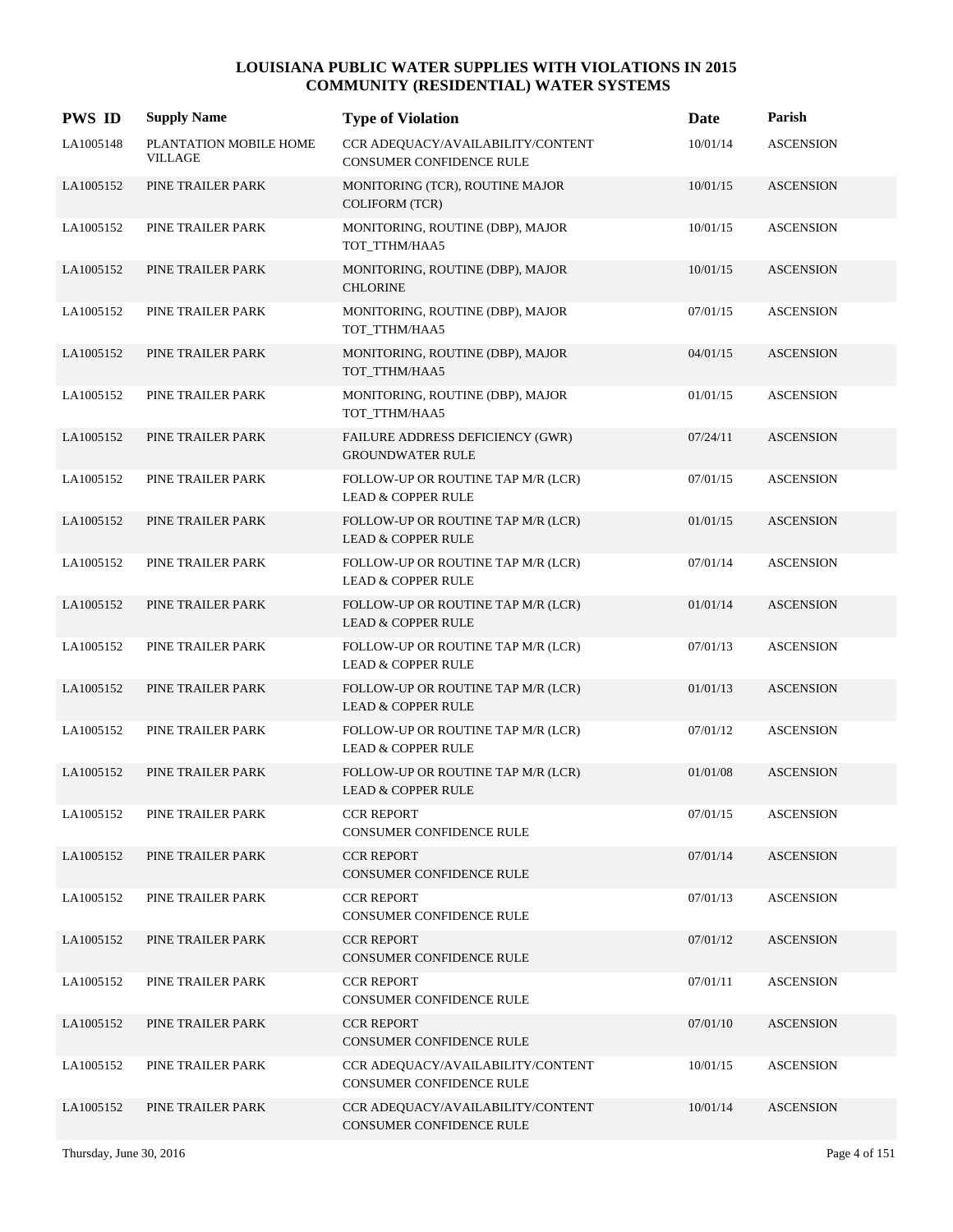# LOUISIANA PUBLIC WATER SUPPLIES WITH VIOLATIONS IN 2015
## COMMUNITY (RESIDENTIAL) WATER SYSTEMS

| PWS ID | Supply Name | Type of Violation | Date | Parish |
|---|---|---|---|---|
| LA1005148 | PLANTATION MOBILE HOME VILLAGE | CCR ADEQUACY/AVAILABILITY/CONTENT CONSUMER CONFIDENCE RULE | 10/01/14 | ASCENSION |
| LA1005152 | PINE TRAILER PARK | MONITORING (TCR), ROUTINE MAJOR COLIFORM (TCR) | 10/01/15 | ASCENSION |
| LA1005152 | PINE TRAILER PARK | MONITORING, ROUTINE (DBP), MAJOR TOT_TTHM/HAA5 | 10/01/15 | ASCENSION |
| LA1005152 | PINE TRAILER PARK | MONITORING, ROUTINE (DBP), MAJOR CHLORINE | 10/01/15 | ASCENSION |
| LA1005152 | PINE TRAILER PARK | MONITORING, ROUTINE (DBP), MAJOR TOT_TTHM/HAA5 | 07/01/15 | ASCENSION |
| LA1005152 | PINE TRAILER PARK | MONITORING, ROUTINE (DBP), MAJOR TOT_TTHM/HAA5 | 04/01/15 | ASCENSION |
| LA1005152 | PINE TRAILER PARK | MONITORING, ROUTINE (DBP), MAJOR TOT_TTHM/HAA5 | 01/01/15 | ASCENSION |
| LA1005152 | PINE TRAILER PARK | FAILURE ADDRESS DEFICIENCY (GWR) GROUNDWATER RULE | 07/24/11 | ASCENSION |
| LA1005152 | PINE TRAILER PARK | FOLLOW-UP OR ROUTINE TAP M/R (LCR) LEAD & COPPER RULE | 07/01/15 | ASCENSION |
| LA1005152 | PINE TRAILER PARK | FOLLOW-UP OR ROUTINE TAP M/R (LCR) LEAD & COPPER RULE | 01/01/15 | ASCENSION |
| LA1005152 | PINE TRAILER PARK | FOLLOW-UP OR ROUTINE TAP M/R (LCR) LEAD & COPPER RULE | 07/01/14 | ASCENSION |
| LA1005152 | PINE TRAILER PARK | FOLLOW-UP OR ROUTINE TAP M/R (LCR) LEAD & COPPER RULE | 01/01/14 | ASCENSION |
| LA1005152 | PINE TRAILER PARK | FOLLOW-UP OR ROUTINE TAP M/R (LCR) LEAD & COPPER RULE | 07/01/13 | ASCENSION |
| LA1005152 | PINE TRAILER PARK | FOLLOW-UP OR ROUTINE TAP M/R (LCR) LEAD & COPPER RULE | 01/01/13 | ASCENSION |
| LA1005152 | PINE TRAILER PARK | FOLLOW-UP OR ROUTINE TAP M/R (LCR) LEAD & COPPER RULE | 07/01/12 | ASCENSION |
| LA1005152 | PINE TRAILER PARK | FOLLOW-UP OR ROUTINE TAP M/R (LCR) LEAD & COPPER RULE | 01/01/08 | ASCENSION |
| LA1005152 | PINE TRAILER PARK | CCR REPORT CONSUMER CONFIDENCE RULE | 07/01/15 | ASCENSION |
| LA1005152 | PINE TRAILER PARK | CCR REPORT CONSUMER CONFIDENCE RULE | 07/01/14 | ASCENSION |
| LA1005152 | PINE TRAILER PARK | CCR REPORT CONSUMER CONFIDENCE RULE | 07/01/13 | ASCENSION |
| LA1005152 | PINE TRAILER PARK | CCR REPORT CONSUMER CONFIDENCE RULE | 07/01/12 | ASCENSION |
| LA1005152 | PINE TRAILER PARK | CCR REPORT CONSUMER CONFIDENCE RULE | 07/01/11 | ASCENSION |
| LA1005152 | PINE TRAILER PARK | CCR REPORT CONSUMER CONFIDENCE RULE | 07/01/10 | ASCENSION |
| LA1005152 | PINE TRAILER PARK | CCR ADEQUACY/AVAILABILITY/CONTENT CONSUMER CONFIDENCE RULE | 10/01/15 | ASCENSION |
| LA1005152 | PINE TRAILER PARK | CCR ADEQUACY/AVAILABILITY/CONTENT CONSUMER CONFIDENCE RULE | 10/01/14 | ASCENSION |

Thursday, June 30, 2016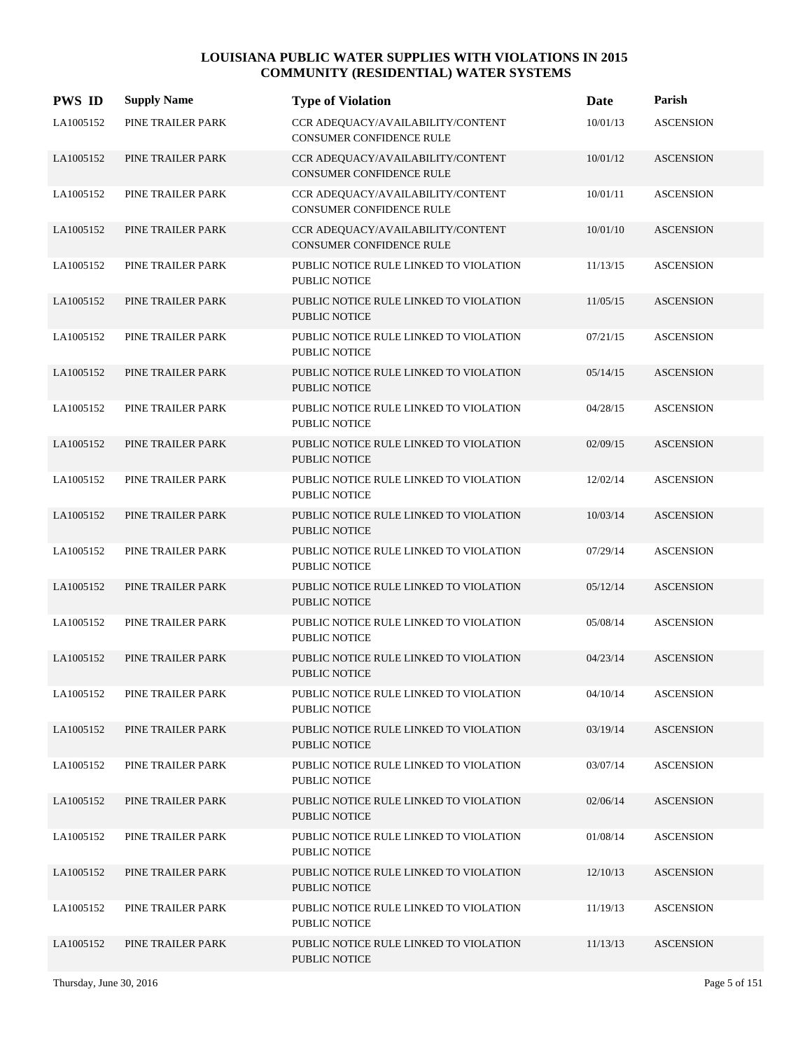## LOUISIANA PUBLIC WATER SUPPLIES WITH VIOLATIONS IN 2015
## COMMUNITY (RESIDENTIAL) WATER SYSTEMS

| PWS ID | Supply Name | Type of Violation | Date | Parish |
|---|---|---|---|---|
| LA1005152 | PINE TRAILER PARK | CCR ADEQUACY/AVAILABILITY/CONTENT CONSUMER CONFIDENCE RULE | 10/01/13 | ASCENSION |
| LA1005152 | PINE TRAILER PARK | CCR ADEQUACY/AVAILABILITY/CONTENT CONSUMER CONFIDENCE RULE | 10/01/12 | ASCENSION |
| LA1005152 | PINE TRAILER PARK | CCR ADEQUACY/AVAILABILITY/CONTENT CONSUMER CONFIDENCE RULE | 10/01/11 | ASCENSION |
| LA1005152 | PINE TRAILER PARK | CCR ADEQUACY/AVAILABILITY/CONTENT CONSUMER CONFIDENCE RULE | 10/01/10 | ASCENSION |
| LA1005152 | PINE TRAILER PARK | PUBLIC NOTICE RULE LINKED TO VIOLATION PUBLIC NOTICE | 11/13/15 | ASCENSION |
| LA1005152 | PINE TRAILER PARK | PUBLIC NOTICE RULE LINKED TO VIOLATION PUBLIC NOTICE | 11/05/15 | ASCENSION |
| LA1005152 | PINE TRAILER PARK | PUBLIC NOTICE RULE LINKED TO VIOLATION PUBLIC NOTICE | 07/21/15 | ASCENSION |
| LA1005152 | PINE TRAILER PARK | PUBLIC NOTICE RULE LINKED TO VIOLATION PUBLIC NOTICE | 05/14/15 | ASCENSION |
| LA1005152 | PINE TRAILER PARK | PUBLIC NOTICE RULE LINKED TO VIOLATION PUBLIC NOTICE | 04/28/15 | ASCENSION |
| LA1005152 | PINE TRAILER PARK | PUBLIC NOTICE RULE LINKED TO VIOLATION PUBLIC NOTICE | 02/09/15 | ASCENSION |
| LA1005152 | PINE TRAILER PARK | PUBLIC NOTICE RULE LINKED TO VIOLATION PUBLIC NOTICE | 12/02/14 | ASCENSION |
| LA1005152 | PINE TRAILER PARK | PUBLIC NOTICE RULE LINKED TO VIOLATION PUBLIC NOTICE | 10/03/14 | ASCENSION |
| LA1005152 | PINE TRAILER PARK | PUBLIC NOTICE RULE LINKED TO VIOLATION PUBLIC NOTICE | 07/29/14 | ASCENSION |
| LA1005152 | PINE TRAILER PARK | PUBLIC NOTICE RULE LINKED TO VIOLATION PUBLIC NOTICE | 05/12/14 | ASCENSION |
| LA1005152 | PINE TRAILER PARK | PUBLIC NOTICE RULE LINKED TO VIOLATION PUBLIC NOTICE | 05/08/14 | ASCENSION |
| LA1005152 | PINE TRAILER PARK | PUBLIC NOTICE RULE LINKED TO VIOLATION PUBLIC NOTICE | 04/23/14 | ASCENSION |
| LA1005152 | PINE TRAILER PARK | PUBLIC NOTICE RULE LINKED TO VIOLATION PUBLIC NOTICE | 04/10/14 | ASCENSION |
| LA1005152 | PINE TRAILER PARK | PUBLIC NOTICE RULE LINKED TO VIOLATION PUBLIC NOTICE | 03/19/14 | ASCENSION |
| LA1005152 | PINE TRAILER PARK | PUBLIC NOTICE RULE LINKED TO VIOLATION PUBLIC NOTICE | 03/07/14 | ASCENSION |
| LA1005152 | PINE TRAILER PARK | PUBLIC NOTICE RULE LINKED TO VIOLATION PUBLIC NOTICE | 02/06/14 | ASCENSION |
| LA1005152 | PINE TRAILER PARK | PUBLIC NOTICE RULE LINKED TO VIOLATION PUBLIC NOTICE | 01/08/14 | ASCENSION |
| LA1005152 | PINE TRAILER PARK | PUBLIC NOTICE RULE LINKED TO VIOLATION PUBLIC NOTICE | 12/10/13 | ASCENSION |
| LA1005152 | PINE TRAILER PARK | PUBLIC NOTICE RULE LINKED TO VIOLATION PUBLIC NOTICE | 11/19/13 | ASCENSION |
| LA1005152 | PINE TRAILER PARK | PUBLIC NOTICE RULE LINKED TO VIOLATION PUBLIC NOTICE | 11/13/13 | ASCENSION |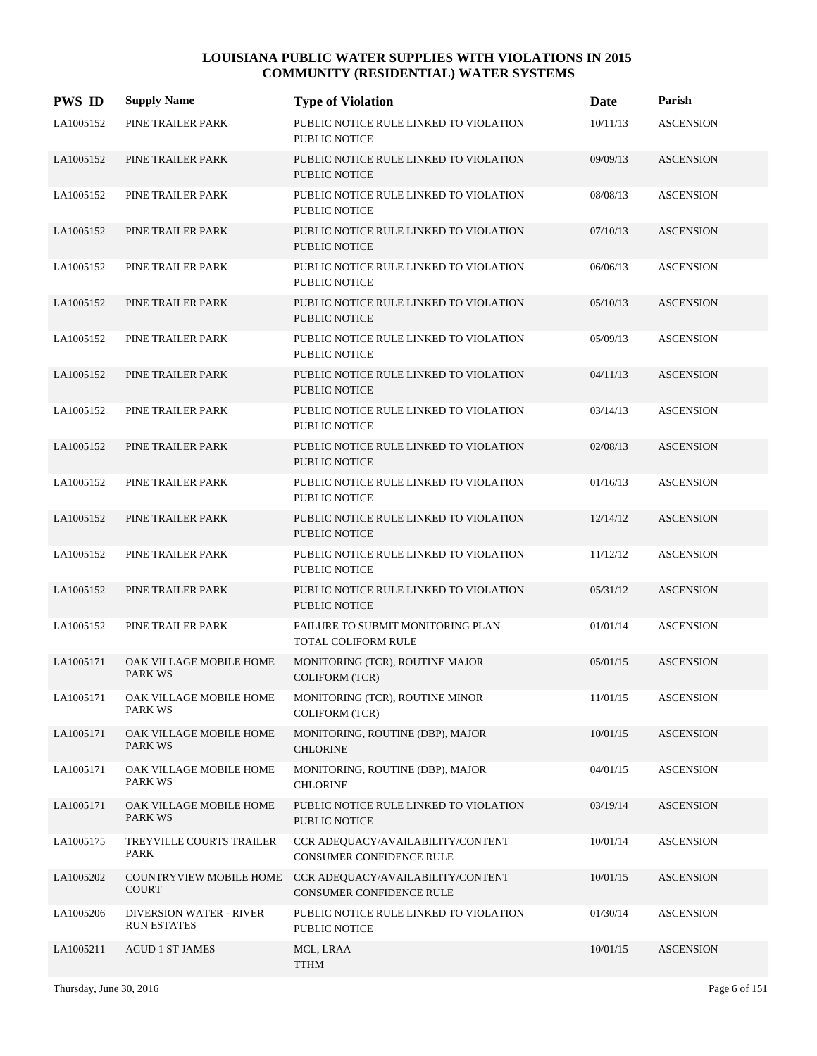# LOUISIANA PUBLIC WATER SUPPLIES WITH VIOLATIONS IN 2015
## COMMUNITY (RESIDENTIAL) WATER SYSTEMS

| PWS ID | Supply Name | Type of Violation | Date | Parish |
|---|---|---|---|---|
| LA1005152 | PINE TRAILER PARK | PUBLIC NOTICE RULE LINKED TO VIOLATION PUBLIC NOTICE | 10/11/13 | ASCENSION |
| LA1005152 | PINE TRAILER PARK | PUBLIC NOTICE RULE LINKED TO VIOLATION PUBLIC NOTICE | 09/09/13 | ASCENSION |
| LA1005152 | PINE TRAILER PARK | PUBLIC NOTICE RULE LINKED TO VIOLATION PUBLIC NOTICE | 08/08/13 | ASCENSION |
| LA1005152 | PINE TRAILER PARK | PUBLIC NOTICE RULE LINKED TO VIOLATION PUBLIC NOTICE | 07/10/13 | ASCENSION |
| LA1005152 | PINE TRAILER PARK | PUBLIC NOTICE RULE LINKED TO VIOLATION PUBLIC NOTICE | 06/06/13 | ASCENSION |
| LA1005152 | PINE TRAILER PARK | PUBLIC NOTICE RULE LINKED TO VIOLATION PUBLIC NOTICE | 05/10/13 | ASCENSION |
| LA1005152 | PINE TRAILER PARK | PUBLIC NOTICE RULE LINKED TO VIOLATION PUBLIC NOTICE | 05/09/13 | ASCENSION |
| LA1005152 | PINE TRAILER PARK | PUBLIC NOTICE RULE LINKED TO VIOLATION PUBLIC NOTICE | 04/11/13 | ASCENSION |
| LA1005152 | PINE TRAILER PARK | PUBLIC NOTICE RULE LINKED TO VIOLATION PUBLIC NOTICE | 03/14/13 | ASCENSION |
| LA1005152 | PINE TRAILER PARK | PUBLIC NOTICE RULE LINKED TO VIOLATION PUBLIC NOTICE | 02/08/13 | ASCENSION |
| LA1005152 | PINE TRAILER PARK | PUBLIC NOTICE RULE LINKED TO VIOLATION PUBLIC NOTICE | 01/16/13 | ASCENSION |
| LA1005152 | PINE TRAILER PARK | PUBLIC NOTICE RULE LINKED TO VIOLATION PUBLIC NOTICE | 12/14/12 | ASCENSION |
| LA1005152 | PINE TRAILER PARK | PUBLIC NOTICE RULE LINKED TO VIOLATION PUBLIC NOTICE | 11/12/12 | ASCENSION |
| LA1005152 | PINE TRAILER PARK | PUBLIC NOTICE RULE LINKED TO VIOLATION PUBLIC NOTICE | 05/31/12 | ASCENSION |
| LA1005152 | PINE TRAILER PARK | FAILURE TO SUBMIT MONITORING PLAN TOTAL COLIFORM RULE | 01/01/14 | ASCENSION |
| LA1005171 | OAK VILLAGE MOBILE HOME PARK WS | MONITORING (TCR), ROUTINE MAJOR COLIFORM (TCR) | 05/01/15 | ASCENSION |
| LA1005171 | OAK VILLAGE MOBILE HOME PARK WS | MONITORING (TCR), ROUTINE MINOR COLIFORM (TCR) | 11/01/15 | ASCENSION |
| LA1005171 | OAK VILLAGE MOBILE HOME PARK WS | MONITORING, ROUTINE (DBP), MAJOR CHLORINE | 10/01/15 | ASCENSION |
| LA1005171 | OAK VILLAGE MOBILE HOME PARK WS | MONITORING, ROUTINE (DBP), MAJOR CHLORINE | 04/01/15 | ASCENSION |
| LA1005171 | OAK VILLAGE MOBILE HOME PARK WS | PUBLIC NOTICE RULE LINKED TO VIOLATION PUBLIC NOTICE | 03/19/14 | ASCENSION |
| LA1005175 | TREYVILLE COURTS TRAILER PARK | CCR ADEQUACY/AVAILABILITY/CONTENT CONSUMER CONFIDENCE RULE | 10/01/14 | ASCENSION |
| LA1005202 | COUNTRYVIEW MOBILE HOME COURT | CCR ADEQUACY/AVAILABILITY/CONTENT CONSUMER CONFIDENCE RULE | 10/01/15 | ASCENSION |
| LA1005206 | DIVERSION WATER - RIVER RUN ESTATES | PUBLIC NOTICE RULE LINKED TO VIOLATION PUBLIC NOTICE | 01/30/14 | ASCENSION |
| LA1005211 | ACUD 1 ST JAMES | MCL, LRAA TTHM | 10/01/15 | ASCENSION |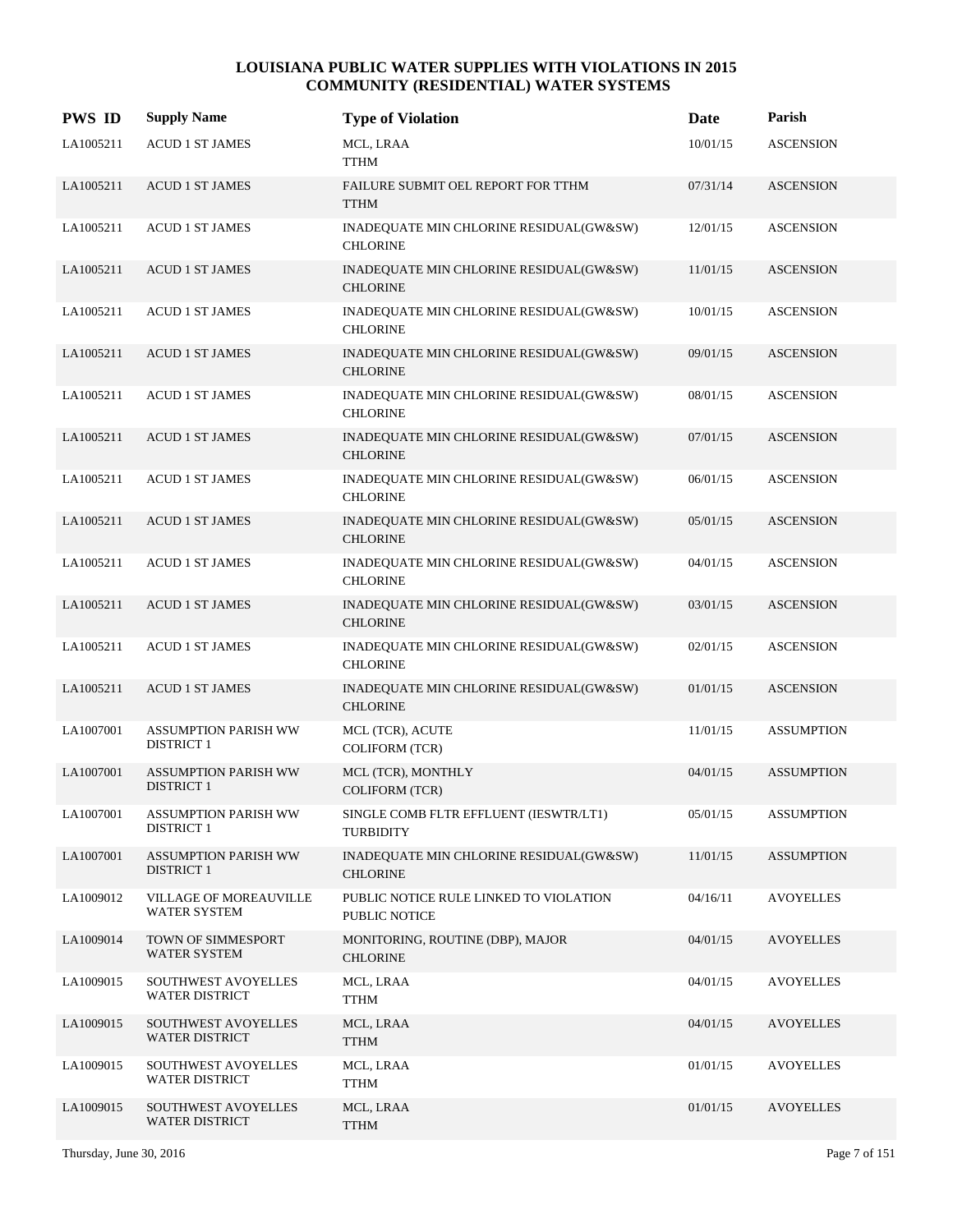# LOUISIANA PUBLIC WATER SUPPLIES WITH VIOLATIONS IN 2015
## COMMUNITY (RESIDENTIAL) WATER SYSTEMS

| PWS ID | Supply Name | Type of Violation | Date | Parish |
|---|---|---|---|---|
| LA1005211 | ACUD 1 ST JAMES | MCL, LRAA<br>TTHM | 10/01/15 | ASCENSION |
| LA1005211 | ACUD 1 ST JAMES | FAILURE SUBMIT OEL REPORT FOR TTHM<br>TTHM | 07/31/14 | ASCENSION |
| LA1005211 | ACUD 1 ST JAMES | INADEQUATE MIN CHLORINE RESIDUAL(GW&SW)<br>CHLORINE | 12/01/15 | ASCENSION |
| LA1005211 | ACUD 1 ST JAMES | INADEQUATE MIN CHLORINE RESIDUAL(GW&SW)<br>CHLORINE | 11/01/15 | ASCENSION |
| LA1005211 | ACUD 1 ST JAMES | INADEQUATE MIN CHLORINE RESIDUAL(GW&SW)<br>CHLORINE | 10/01/15 | ASCENSION |
| LA1005211 | ACUD 1 ST JAMES | INADEQUATE MIN CHLORINE RESIDUAL(GW&SW)<br>CHLORINE | 09/01/15 | ASCENSION |
| LA1005211 | ACUD 1 ST JAMES | INADEQUATE MIN CHLORINE RESIDUAL(GW&SW)<br>CHLORINE | 08/01/15 | ASCENSION |
| LA1005211 | ACUD 1 ST JAMES | INADEQUATE MIN CHLORINE RESIDUAL(GW&SW)<br>CHLORINE | 07/01/15 | ASCENSION |
| LA1005211 | ACUD 1 ST JAMES | INADEQUATE MIN CHLORINE RESIDUAL(GW&SW)<br>CHLORINE | 06/01/15 | ASCENSION |
| LA1005211 | ACUD 1 ST JAMES | INADEQUATE MIN CHLORINE RESIDUAL(GW&SW)<br>CHLORINE | 05/01/15 | ASCENSION |
| LA1005211 | ACUD 1 ST JAMES | INADEQUATE MIN CHLORINE RESIDUAL(GW&SW)<br>CHLORINE | 04/01/15 | ASCENSION |
| LA1005211 | ACUD 1 ST JAMES | INADEQUATE MIN CHLORINE RESIDUAL(GW&SW)<br>CHLORINE | 03/01/15 | ASCENSION |
| LA1005211 | ACUD 1 ST JAMES | INADEQUATE MIN CHLORINE RESIDUAL(GW&SW)<br>CHLORINE | 02/01/15 | ASCENSION |
| LA1005211 | ACUD 1 ST JAMES | INADEQUATE MIN CHLORINE RESIDUAL(GW&SW)<br>CHLORINE | 01/01/15 | ASCENSION |
| LA1007001 | ASSUMPTION PARISH WW DISTRICT 1 | MCL (TCR), ACUTE<br>COLIFORM (TCR) | 11/01/15 | ASSUMPTION |
| LA1007001 | ASSUMPTION PARISH WW DISTRICT 1 | MCL (TCR), MONTHLY<br>COLIFORM (TCR) | 04/01/15 | ASSUMPTION |
| LA1007001 | ASSUMPTION PARISH WW DISTRICT 1 | SINGLE COMB FLTR EFFLUENT (IESWTR/LT1)<br>TURBIDITY | 05/01/15 | ASSUMPTION |
| LA1007001 | ASSUMPTION PARISH WW DISTRICT 1 | INADEQUATE MIN CHLORINE RESIDUAL(GW&SW)<br>CHLORINE | 11/01/15 | ASSUMPTION |
| LA1009012 | VILLAGE OF MOREAUVILLE WATER SYSTEM | PUBLIC NOTICE RULE LINKED TO VIOLATION<br>PUBLIC NOTICE | 04/16/11 | AVOYELLES |
| LA1009014 | TOWN OF SIMMESPORT WATER SYSTEM | MONITORING, ROUTINE (DBP), MAJOR<br>CHLORINE | 04/01/15 | AVOYELLES |
| LA1009015 | SOUTHWEST AVOYELLES WATER DISTRICT | MCL, LRAA<br>TTHM | 04/01/15 | AVOYELLES |
| LA1009015 | SOUTHWEST AVOYELLES WATER DISTRICT | MCL, LRAA<br>TTHM | 04/01/15 | AVOYELLES |
| LA1009015 | SOUTHWEST AVOYELLES WATER DISTRICT | MCL, LRAA<br>TTHM | 01/01/15 | AVOYELLES |
| LA1009015 | SOUTHWEST AVOYELLES WATER DISTRICT | MCL, LRAA<br>TTHM | 01/01/15 | AVOYELLES |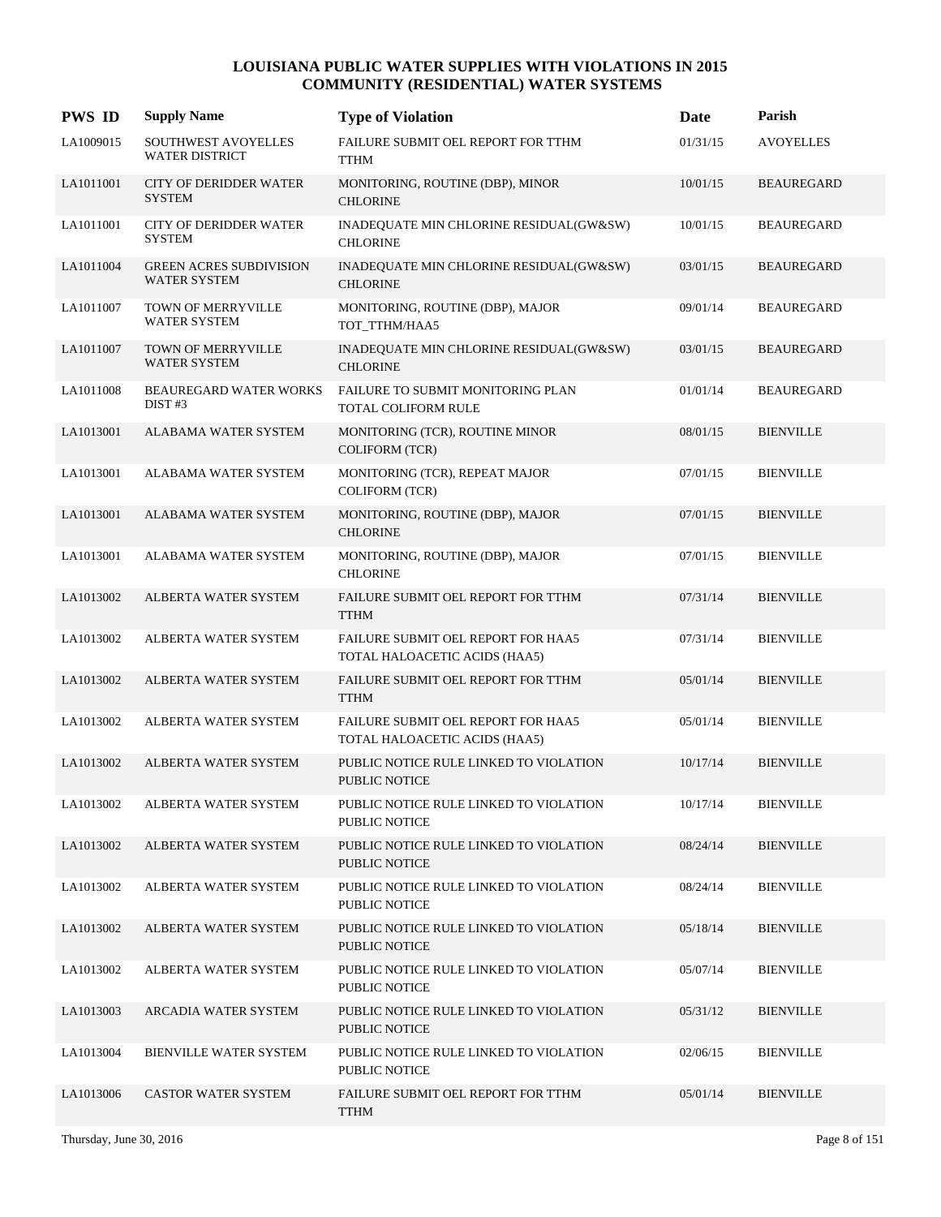# LOUISIANA PUBLIC WATER SUPPLIES WITH VIOLATIONS IN 2015
## COMMUNITY (RESIDENTIAL) WATER SYSTEMS

| PWS ID | Supply Name | Type of Violation | Date | Parish |
|---|---|---|---|---|
| LA1009015 | SOUTHWEST AVOYELLES WATER DISTRICT | FAILURE SUBMIT OEL REPORT FOR TTHM TTHM | 01/31/15 | AVOYELLES |
| LA1011001 | CITY OF DERIDDER WATER SYSTEM | MONITORING, ROUTINE (DBP), MINOR CHLORINE | 10/01/15 | BEAUREGARD |
| LA1011001 | CITY OF DERIDDER WATER SYSTEM | INADEQUATE MIN CHLORINE RESIDUAL(GW&SW) CHLORINE | 10/01/15 | BEAUREGARD |
| LA1011004 | GREEN ACRES SUBDIVISION WATER SYSTEM | INADEQUATE MIN CHLORINE RESIDUAL(GW&SW) CHLORINE | 03/01/15 | BEAUREGARD |
| LA1011007 | TOWN OF MERRYVILLE WATER SYSTEM | MONITORING, ROUTINE (DBP), MAJOR TOT_TTHM/HAA5 | 09/01/14 | BEAUREGARD |
| LA1011007 | TOWN OF MERRYVILLE WATER SYSTEM | INADEQUATE MIN CHLORINE RESIDUAL(GW&SW) CHLORINE | 03/01/15 | BEAUREGARD |
| LA1011008 | BEAUREGARD WATER WORKS DIST #3 | FAILURE TO SUBMIT MONITORING PLAN TOTAL COLIFORM RULE | 01/01/14 | BEAUREGARD |
| LA1013001 | ALABAMA WATER SYSTEM | MONITORING (TCR), ROUTINE MINOR COLIFORM (TCR) | 08/01/15 | BIENVILLE |
| LA1013001 | ALABAMA WATER SYSTEM | MONITORING (TCR), REPEAT MAJOR COLIFORM (TCR) | 07/01/15 | BIENVILLE |
| LA1013001 | ALABAMA WATER SYSTEM | MONITORING, ROUTINE (DBP), MAJOR CHLORINE | 07/01/15 | BIENVILLE |
| LA1013001 | ALABAMA WATER SYSTEM | MONITORING, ROUTINE (DBP), MAJOR CHLORINE | 07/01/15 | BIENVILLE |
| LA1013002 | ALBERTA WATER SYSTEM | FAILURE SUBMIT OEL REPORT FOR TTHM TTHM | 07/31/14 | BIENVILLE |
| LA1013002 | ALBERTA WATER SYSTEM | FAILURE SUBMIT OEL REPORT FOR HAA5 TOTAL HALOACETIC ACIDS (HAA5) | 07/31/14 | BIENVILLE |
| LA1013002 | ALBERTA WATER SYSTEM | FAILURE SUBMIT OEL REPORT FOR TTHM TTHM | 05/01/14 | BIENVILLE |
| LA1013002 | ALBERTA WATER SYSTEM | FAILURE SUBMIT OEL REPORT FOR HAA5 TOTAL HALOACETIC ACIDS (HAA5) | 05/01/14 | BIENVILLE |
| LA1013002 | ALBERTA WATER SYSTEM | PUBLIC NOTICE RULE LINKED TO VIOLATION PUBLIC NOTICE | 10/17/14 | BIENVILLE |
| LA1013002 | ALBERTA WATER SYSTEM | PUBLIC NOTICE RULE LINKED TO VIOLATION PUBLIC NOTICE | 10/17/14 | BIENVILLE |
| LA1013002 | ALBERTA WATER SYSTEM | PUBLIC NOTICE RULE LINKED TO VIOLATION PUBLIC NOTICE | 08/24/14 | BIENVILLE |
| LA1013002 | ALBERTA WATER SYSTEM | PUBLIC NOTICE RULE LINKED TO VIOLATION PUBLIC NOTICE | 08/24/14 | BIENVILLE |
| LA1013002 | ALBERTA WATER SYSTEM | PUBLIC NOTICE RULE LINKED TO VIOLATION PUBLIC NOTICE | 05/18/14 | BIENVILLE |
| LA1013002 | ALBERTA WATER SYSTEM | PUBLIC NOTICE RULE LINKED TO VIOLATION PUBLIC NOTICE | 05/07/14 | BIENVILLE |
| LA1013003 | ARCADIA WATER SYSTEM | PUBLIC NOTICE RULE LINKED TO VIOLATION PUBLIC NOTICE | 05/31/12 | BIENVILLE |
| LA1013004 | BIENVILLE WATER SYSTEM | PUBLIC NOTICE RULE LINKED TO VIOLATION PUBLIC NOTICE | 02/06/15 | BIENVILLE |
| LA1013006 | CASTOR WATER SYSTEM | FAILURE SUBMIT OEL REPORT FOR TTHM TTHM | 05/01/14 | BIENVILLE |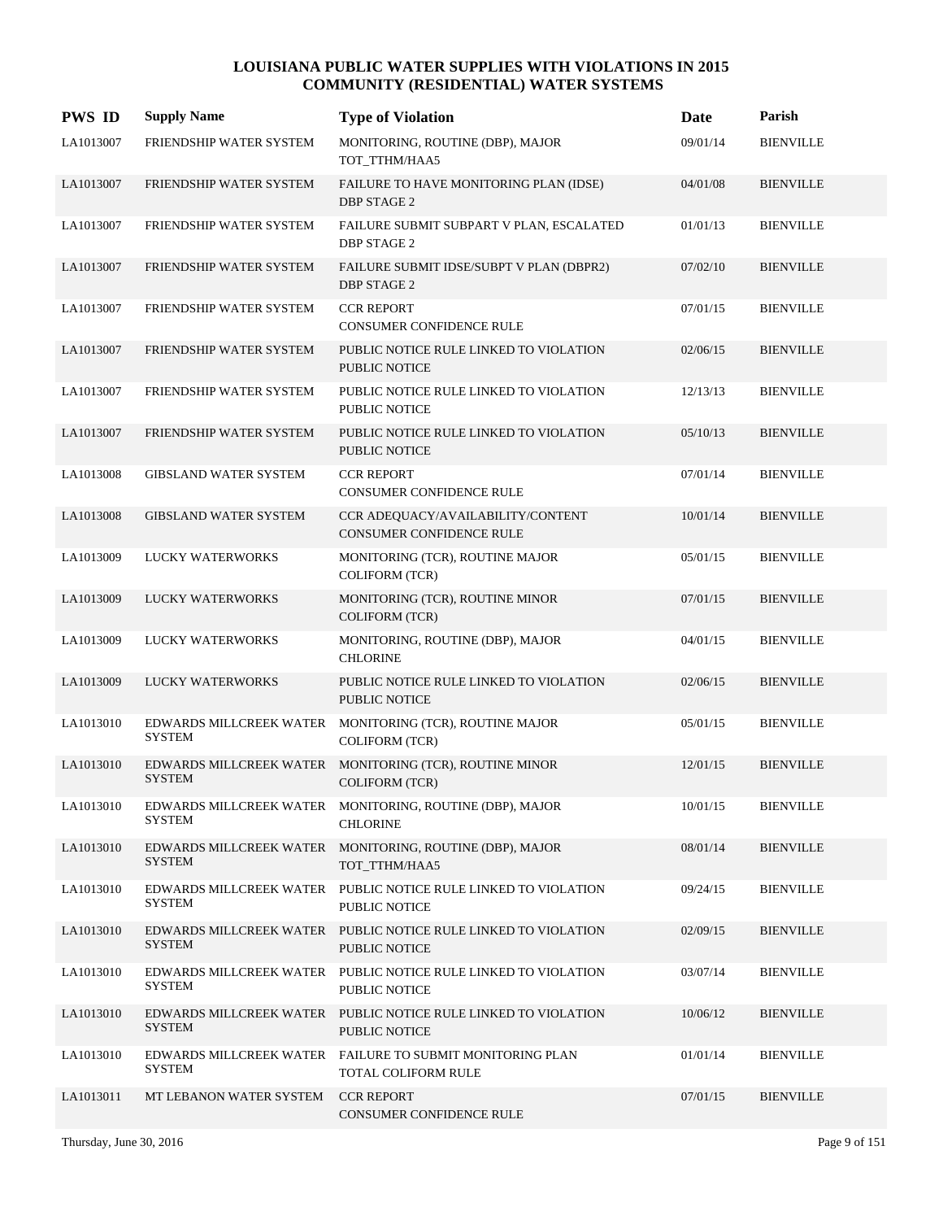# LOUISIANA PUBLIC WATER SUPPLIES WITH VIOLATIONS IN 2015
## COMMUNITY (RESIDENTIAL) WATER SYSTEMS

| PWS ID | Supply Name | Type of Violation | Date | Parish |
|---|---|---|---|---|
| LA1013007 | FRIENDSHIP WATER SYSTEM | MONITORING, ROUTINE (DBP), MAJOR TOT_TTHM/HAA5 | 09/01/14 | BIENVILLE |
| LA1013007 | FRIENDSHIP WATER SYSTEM | FAILURE TO HAVE MONITORING PLAN (IDSE) DBP STAGE 2 | 04/01/08 | BIENVILLE |
| LA1013007 | FRIENDSHIP WATER SYSTEM | FAILURE SUBMIT SUBPART V PLAN, ESCALATED DBP STAGE 2 | 01/01/13 | BIENVILLE |
| LA1013007 | FRIENDSHIP WATER SYSTEM | FAILURE SUBMIT IDSE/SUBPT V PLAN (DBPR2) DBP STAGE 2 | 07/02/10 | BIENVILLE |
| LA1013007 | FRIENDSHIP WATER SYSTEM | CCR REPORT CONSUMER CONFIDENCE RULE | 07/01/15 | BIENVILLE |
| LA1013007 | FRIENDSHIP WATER SYSTEM | PUBLIC NOTICE RULE LINKED TO VIOLATION PUBLIC NOTICE | 02/06/15 | BIENVILLE |
| LA1013007 | FRIENDSHIP WATER SYSTEM | PUBLIC NOTICE RULE LINKED TO VIOLATION PUBLIC NOTICE | 12/13/13 | BIENVILLE |
| LA1013007 | FRIENDSHIP WATER SYSTEM | PUBLIC NOTICE RULE LINKED TO VIOLATION PUBLIC NOTICE | 05/10/13 | BIENVILLE |
| LA1013008 | GIBSLAND WATER SYSTEM | CCR REPORT CONSUMER CONFIDENCE RULE | 07/01/14 | BIENVILLE |
| LA1013008 | GIBSLAND WATER SYSTEM | CCR ADEQUACY/AVAILABILITY/CONTENT CONSUMER CONFIDENCE RULE | 10/01/14 | BIENVILLE |
| LA1013009 | LUCKY WATERWORKS | MONITORING (TCR), ROUTINE MAJOR COLIFORM (TCR) | 05/01/15 | BIENVILLE |
| LA1013009 | LUCKY WATERWORKS | MONITORING (TCR), ROUTINE MINOR COLIFORM (TCR) | 07/01/15 | BIENVILLE |
| LA1013009 | LUCKY WATERWORKS | MONITORING, ROUTINE (DBP), MAJOR CHLORINE | 04/01/15 | BIENVILLE |
| LA1013009 | LUCKY WATERWORKS | PUBLIC NOTICE RULE LINKED TO VIOLATION PUBLIC NOTICE | 02/06/15 | BIENVILLE |
| LA1013010 | EDWARDS MILLCREEK WATER SYSTEM | MONITORING (TCR), ROUTINE MAJOR COLIFORM (TCR) | 05/01/15 | BIENVILLE |
| LA1013010 | EDWARDS MILLCREEK WATER SYSTEM | MONITORING (TCR), ROUTINE MINOR COLIFORM (TCR) | 12/01/15 | BIENVILLE |
| LA1013010 | EDWARDS MILLCREEK WATER SYSTEM | MONITORING, ROUTINE (DBP), MAJOR CHLORINE | 10/01/15 | BIENVILLE |
| LA1013010 | EDWARDS MILLCREEK WATER SYSTEM | MONITORING, ROUTINE (DBP), MAJOR TOT_TTHM/HAA5 | 08/01/14 | BIENVILLE |
| LA1013010 | EDWARDS MILLCREEK WATER SYSTEM | PUBLIC NOTICE RULE LINKED TO VIOLATION PUBLIC NOTICE | 09/24/15 | BIENVILLE |
| LA1013010 | EDWARDS MILLCREEK WATER SYSTEM | PUBLIC NOTICE RULE LINKED TO VIOLATION PUBLIC NOTICE | 02/09/15 | BIENVILLE |
| LA1013010 | EDWARDS MILLCREEK WATER SYSTEM | PUBLIC NOTICE RULE LINKED TO VIOLATION PUBLIC NOTICE | 03/07/14 | BIENVILLE |
| LA1013010 | EDWARDS MILLCREEK WATER SYSTEM | PUBLIC NOTICE RULE LINKED TO VIOLATION PUBLIC NOTICE | 10/06/12 | BIENVILLE |
| LA1013010 | EDWARDS MILLCREEK WATER SYSTEM | FAILURE TO SUBMIT MONITORING PLAN TOTAL COLIFORM RULE | 01/01/14 | BIENVILLE |
| LA1013011 | MT LEBANON WATER SYSTEM | CCR REPORT CONSUMER CONFIDENCE RULE | 07/01/15 | BIENVILLE |

Thursday, June 30, 2016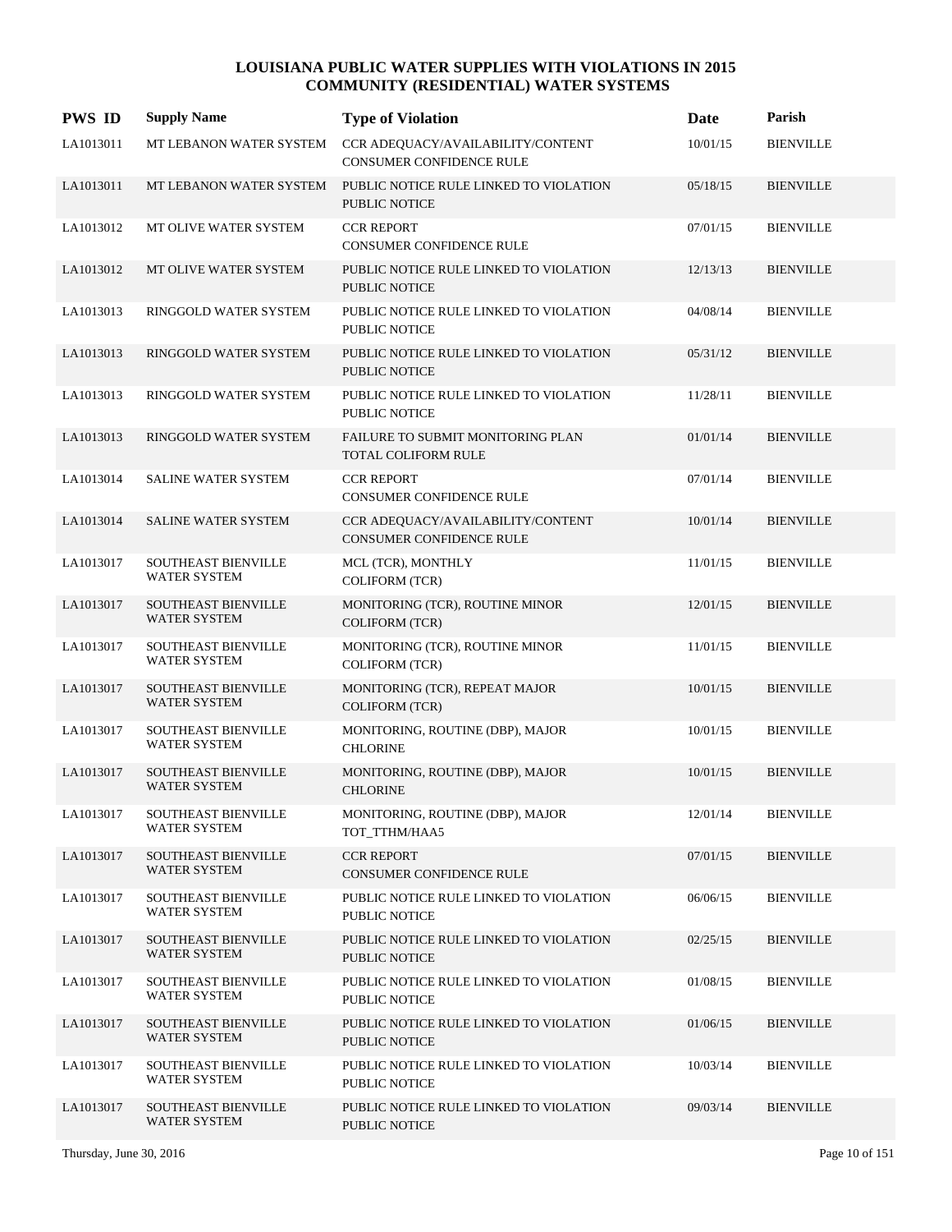# LOUISIANA PUBLIC WATER SUPPLIES WITH VIOLATIONS IN 2015
## COMMUNITY (RESIDENTIAL) WATER SYSTEMS

| PWS ID | Supply Name | Type of Violation | Date | Parish |
|---|---|---|---|---|
| LA1013011 | MT LEBANON WATER SYSTEM | CCR ADEQUACY/AVAILABILITY/CONTENT<br>CONSUMER CONFIDENCE RULE | 10/01/15 | BIENVILLE |
| LA1013011 | MT LEBANON WATER SYSTEM | PUBLIC NOTICE RULE LINKED TO VIOLATION<br>PUBLIC NOTICE | 05/18/15 | BIENVILLE |
| LA1013012 | MT OLIVE WATER SYSTEM | CCR REPORT<br>CONSUMER CONFIDENCE RULE | 07/01/15 | BIENVILLE |
| LA1013012 | MT OLIVE WATER SYSTEM | PUBLIC NOTICE RULE LINKED TO VIOLATION<br>PUBLIC NOTICE | 12/13/13 | BIENVILLE |
| LA1013013 | RINGGOLD WATER SYSTEM | PUBLIC NOTICE RULE LINKED TO VIOLATION<br>PUBLIC NOTICE | 04/08/14 | BIENVILLE |
| LA1013013 | RINGGOLD WATER SYSTEM | PUBLIC NOTICE RULE LINKED TO VIOLATION<br>PUBLIC NOTICE | 05/31/12 | BIENVILLE |
| LA1013013 | RINGGOLD WATER SYSTEM | PUBLIC NOTICE RULE LINKED TO VIOLATION<br>PUBLIC NOTICE | 11/28/11 | BIENVILLE |
| LA1013013 | RINGGOLD WATER SYSTEM | FAILURE TO SUBMIT MONITORING PLAN<br>TOTAL COLIFORM RULE | 01/01/14 | BIENVILLE |
| LA1013014 | SALINE WATER SYSTEM | CCR REPORT<br>CONSUMER CONFIDENCE RULE | 07/01/14 | BIENVILLE |
| LA1013014 | SALINE WATER SYSTEM | CCR ADEQUACY/AVAILABILITY/CONTENT<br>CONSUMER CONFIDENCE RULE | 10/01/14 | BIENVILLE |
| LA1013017 | SOUTHEAST BIENVILLE WATER SYSTEM | MCL (TCR), MONTHLY<br>COLIFORM (TCR) | 11/01/15 | BIENVILLE |
| LA1013017 | SOUTHEAST BIENVILLE WATER SYSTEM | MONITORING (TCR), ROUTINE MINOR<br>COLIFORM (TCR) | 12/01/15 | BIENVILLE |
| LA1013017 | SOUTHEAST BIENVILLE WATER SYSTEM | MONITORING (TCR), ROUTINE MINOR<br>COLIFORM (TCR) | 11/01/15 | BIENVILLE |
| LA1013017 | SOUTHEAST BIENVILLE WATER SYSTEM | MONITORING (TCR), REPEAT MAJOR<br>COLIFORM (TCR) | 10/01/15 | BIENVILLE |
| LA1013017 | SOUTHEAST BIENVILLE WATER SYSTEM | MONITORING, ROUTINE (DBP), MAJOR<br>CHLORINE | 10/01/15 | BIENVILLE |
| LA1013017 | SOUTHEAST BIENVILLE WATER SYSTEM | MONITORING, ROUTINE (DBP), MAJOR<br>CHLORINE | 10/01/15 | BIENVILLE |
| LA1013017 | SOUTHEAST BIENVILLE WATER SYSTEM | MONITORING, ROUTINE (DBP), MAJOR<br>TOT_TTHM/HAA5 | 12/01/14 | BIENVILLE |
| LA1013017 | SOUTHEAST BIENVILLE WATER SYSTEM | CCR REPORT<br>CONSUMER CONFIDENCE RULE | 07/01/15 | BIENVILLE |
| LA1013017 | SOUTHEAST BIENVILLE WATER SYSTEM | PUBLIC NOTICE RULE LINKED TO VIOLATION<br>PUBLIC NOTICE | 06/06/15 | BIENVILLE |
| LA1013017 | SOUTHEAST BIENVILLE WATER SYSTEM | PUBLIC NOTICE RULE LINKED TO VIOLATION<br>PUBLIC NOTICE | 02/25/15 | BIENVILLE |
| LA1013017 | SOUTHEAST BIENVILLE WATER SYSTEM | PUBLIC NOTICE RULE LINKED TO VIOLATION<br>PUBLIC NOTICE | 01/08/15 | BIENVILLE |
| LA1013017 | SOUTHEAST BIENVILLE WATER SYSTEM | PUBLIC NOTICE RULE LINKED TO VIOLATION<br>PUBLIC NOTICE | 01/06/15 | BIENVILLE |
| LA1013017 | SOUTHEAST BIENVILLE WATER SYSTEM | PUBLIC NOTICE RULE LINKED TO VIOLATION<br>PUBLIC NOTICE | 10/03/14 | BIENVILLE |
| LA1013017 | SOUTHEAST BIENVILLE WATER SYSTEM | PUBLIC NOTICE RULE LINKED TO VIOLATION<br>PUBLIC NOTICE | 09/03/14 | BIENVILLE |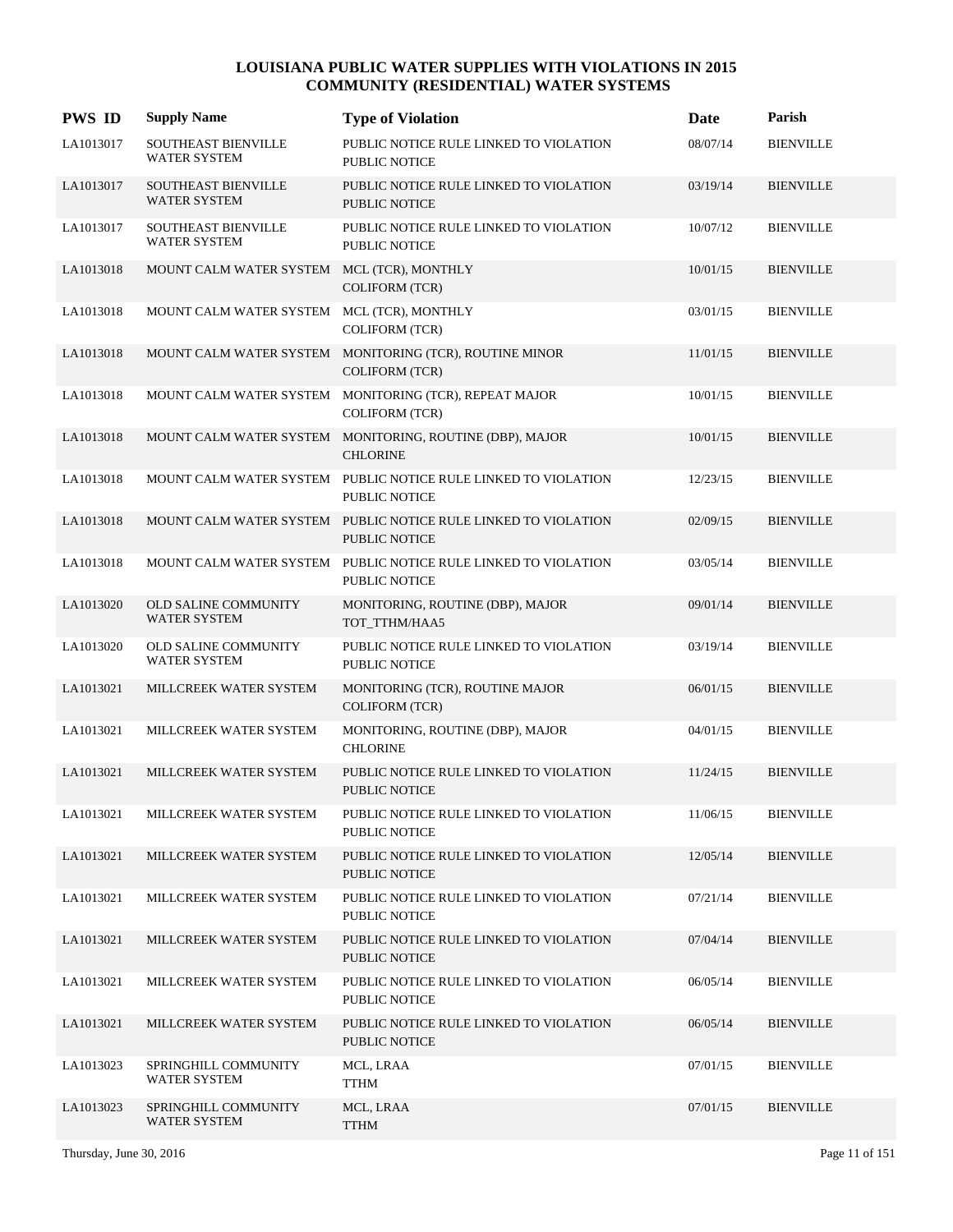# LOUISIANA PUBLIC WATER SUPPLIES WITH VIOLATIONS IN 2015
## COMMUNITY (RESIDENTIAL) WATER SYSTEMS

| PWS ID | Supply Name | Type of Violation | Date | Parish |
|---|---|---|---|---|
| LA1013017 | SOUTHEAST BIENVILLE WATER SYSTEM | PUBLIC NOTICE RULE LINKED TO VIOLATION PUBLIC NOTICE | 08/07/14 | BIENVILLE |
| LA1013017 | SOUTHEAST BIENVILLE WATER SYSTEM | PUBLIC NOTICE RULE LINKED TO VIOLATION PUBLIC NOTICE | 03/19/14 | BIENVILLE |
| LA1013017 | SOUTHEAST BIENVILLE WATER SYSTEM | PUBLIC NOTICE RULE LINKED TO VIOLATION PUBLIC NOTICE | 10/07/12 | BIENVILLE |
| LA1013018 | MOUNT CALM WATER SYSTEM | MCL (TCR), MONTHLY COLIFORM (TCR) | 10/01/15 | BIENVILLE |
| LA1013018 | MOUNT CALM WATER SYSTEM | MCL (TCR), MONTHLY COLIFORM (TCR) | 03/01/15 | BIENVILLE |
| LA1013018 | MOUNT CALM WATER SYSTEM | MONITORING (TCR), ROUTINE MINOR COLIFORM (TCR) | 11/01/15 | BIENVILLE |
| LA1013018 | MOUNT CALM WATER SYSTEM | MONITORING (TCR), REPEAT MAJOR COLIFORM (TCR) | 10/01/15 | BIENVILLE |
| LA1013018 | MOUNT CALM WATER SYSTEM | MONITORING, ROUTINE (DBP), MAJOR CHLORINE | 10/01/15 | BIENVILLE |
| LA1013018 | MOUNT CALM WATER SYSTEM | PUBLIC NOTICE RULE LINKED TO VIOLATION PUBLIC NOTICE | 12/23/15 | BIENVILLE |
| LA1013018 | MOUNT CALM WATER SYSTEM | PUBLIC NOTICE RULE LINKED TO VIOLATION PUBLIC NOTICE | 02/09/15 | BIENVILLE |
| LA1013018 | MOUNT CALM WATER SYSTEM | PUBLIC NOTICE RULE LINKED TO VIOLATION PUBLIC NOTICE | 03/05/14 | BIENVILLE |
| LA1013020 | OLD SALINE COMMUNITY WATER SYSTEM | MONITORING, ROUTINE (DBP), MAJOR TOT_TTHM/HAA5 | 09/01/14 | BIENVILLE |
| LA1013020 | OLD SALINE COMMUNITY WATER SYSTEM | PUBLIC NOTICE RULE LINKED TO VIOLATION PUBLIC NOTICE | 03/19/14 | BIENVILLE |
| LA1013021 | MILLCREEK WATER SYSTEM | MONITORING (TCR), ROUTINE MAJOR COLIFORM (TCR) | 06/01/15 | BIENVILLE |
| LA1013021 | MILLCREEK WATER SYSTEM | MONITORING, ROUTINE (DBP), MAJOR CHLORINE | 04/01/15 | BIENVILLE |
| LA1013021 | MILLCREEK WATER SYSTEM | PUBLIC NOTICE RULE LINKED TO VIOLATION PUBLIC NOTICE | 11/24/15 | BIENVILLE |
| LA1013021 | MILLCREEK WATER SYSTEM | PUBLIC NOTICE RULE LINKED TO VIOLATION PUBLIC NOTICE | 11/06/15 | BIENVILLE |
| LA1013021 | MILLCREEK WATER SYSTEM | PUBLIC NOTICE RULE LINKED TO VIOLATION PUBLIC NOTICE | 12/05/14 | BIENVILLE |
| LA1013021 | MILLCREEK WATER SYSTEM | PUBLIC NOTICE RULE LINKED TO VIOLATION PUBLIC NOTICE | 07/21/14 | BIENVILLE |
| LA1013021 | MILLCREEK WATER SYSTEM | PUBLIC NOTICE RULE LINKED TO VIOLATION PUBLIC NOTICE | 07/04/14 | BIENVILLE |
| LA1013021 | MILLCREEK WATER SYSTEM | PUBLIC NOTICE RULE LINKED TO VIOLATION PUBLIC NOTICE | 06/05/14 | BIENVILLE |
| LA1013021 | MILLCREEK WATER SYSTEM | PUBLIC NOTICE RULE LINKED TO VIOLATION PUBLIC NOTICE | 06/05/14 | BIENVILLE |
| LA1013023 | SPRINGHILL COMMUNITY WATER SYSTEM | MCL, LRAA TTHM | 07/01/15 | BIENVILLE |
| LA1013023 | SPRINGHILL COMMUNITY WATER SYSTEM | MCL, LRAA TTHM | 07/01/15 | BIENVILLE |

Thursday, June 30, 2016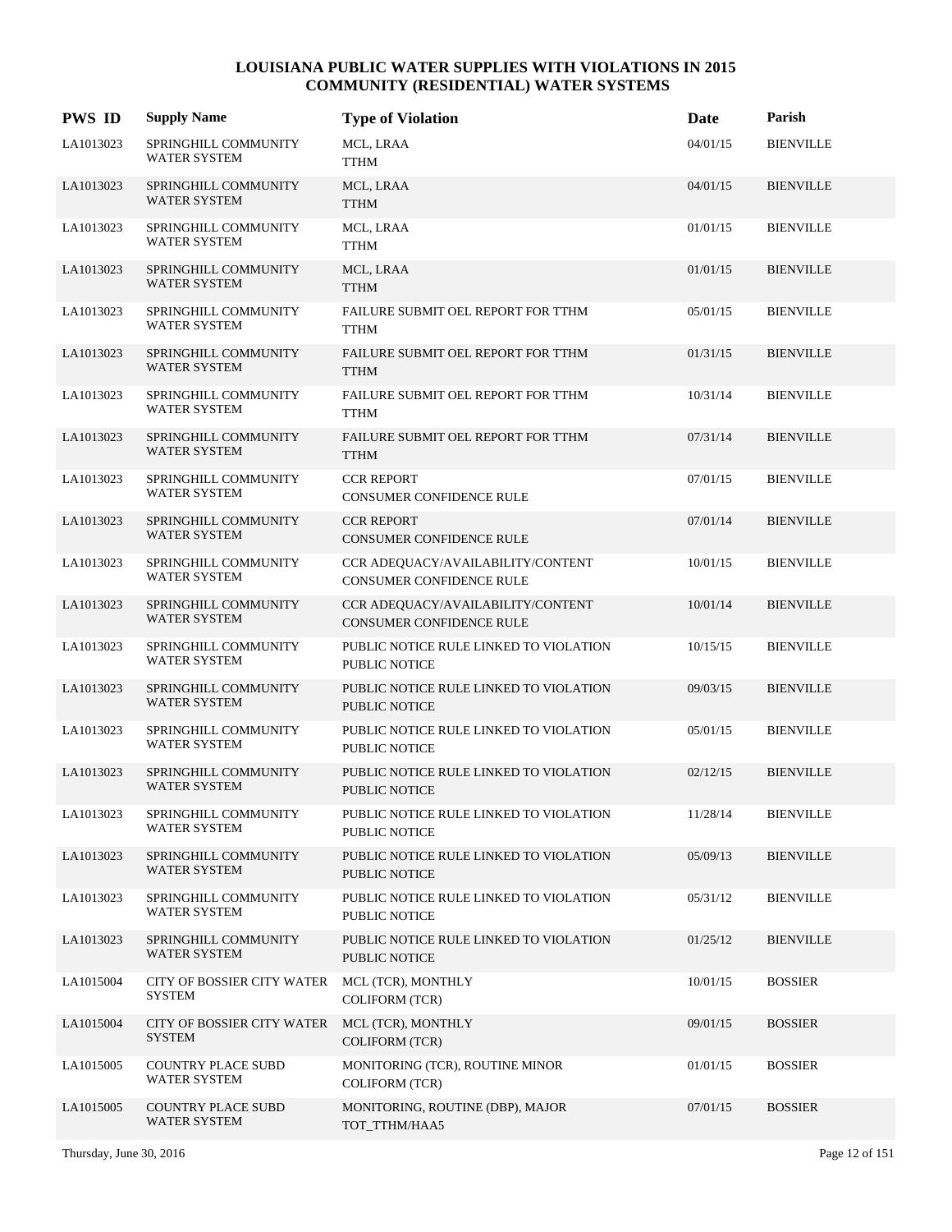# LOUISIANA PUBLIC WATER SUPPLIES WITH VIOLATIONS IN 2015
## COMMUNITY (RESIDENTIAL) WATER SYSTEMS

| PWS ID | Supply Name | Type of Violation | Date | Parish |
|---|---|---|---|---|
| LA1013023 | SPRINGHILL COMMUNITY WATER SYSTEM | MCL, LRAA<br>TTHM | 04/01/15 | BIENVILLE |
| LA1013023 | SPRINGHILL COMMUNITY WATER SYSTEM | MCL, LRAA<br>TTHM | 04/01/15 | BIENVILLE |
| LA1013023 | SPRINGHILL COMMUNITY WATER SYSTEM | MCL, LRAA<br>TTHM | 01/01/15 | BIENVILLE |
| LA1013023 | SPRINGHILL COMMUNITY WATER SYSTEM | MCL, LRAA<br>TTHM | 01/01/15 | BIENVILLE |
| LA1013023 | SPRINGHILL COMMUNITY WATER SYSTEM | FAILURE SUBMIT OEL REPORT FOR TTHM<br>TTHM | 05/01/15 | BIENVILLE |
| LA1013023 | SPRINGHILL COMMUNITY WATER SYSTEM | FAILURE SUBMIT OEL REPORT FOR TTHM<br>TTHM | 01/31/15 | BIENVILLE |
| LA1013023 | SPRINGHILL COMMUNITY WATER SYSTEM | FAILURE SUBMIT OEL REPORT FOR TTHM<br>TTHM | 10/31/14 | BIENVILLE |
| LA1013023 | SPRINGHILL COMMUNITY WATER SYSTEM | FAILURE SUBMIT OEL REPORT FOR TTHM<br>TTHM | 07/31/14 | BIENVILLE |
| LA1013023 | SPRINGHILL COMMUNITY WATER SYSTEM | CCR REPORT<br>CONSUMER CONFIDENCE RULE | 07/01/15 | BIENVILLE |
| LA1013023 | SPRINGHILL COMMUNITY WATER SYSTEM | CCR REPORT<br>CONSUMER CONFIDENCE RULE | 07/01/14 | BIENVILLE |
| LA1013023 | SPRINGHILL COMMUNITY WATER SYSTEM | CCR ADEQUACY/AVAILABILITY/CONTENT<br>CONSUMER CONFIDENCE RULE | 10/01/15 | BIENVILLE |
| LA1013023 | SPRINGHILL COMMUNITY WATER SYSTEM | CCR ADEQUACY/AVAILABILITY/CONTENT<br>CONSUMER CONFIDENCE RULE | 10/01/14 | BIENVILLE |
| LA1013023 | SPRINGHILL COMMUNITY WATER SYSTEM | PUBLIC NOTICE RULE LINKED TO VIOLATION<br>PUBLIC NOTICE | 10/15/15 | BIENVILLE |
| LA1013023 | SPRINGHILL COMMUNITY WATER SYSTEM | PUBLIC NOTICE RULE LINKED TO VIOLATION<br>PUBLIC NOTICE | 09/03/15 | BIENVILLE |
| LA1013023 | SPRINGHILL COMMUNITY WATER SYSTEM | PUBLIC NOTICE RULE LINKED TO VIOLATION<br>PUBLIC NOTICE | 05/01/15 | BIENVILLE |
| LA1013023 | SPRINGHILL COMMUNITY WATER SYSTEM | PUBLIC NOTICE RULE LINKED TO VIOLATION<br>PUBLIC NOTICE | 02/12/15 | BIENVILLE |
| LA1013023 | SPRINGHILL COMMUNITY WATER SYSTEM | PUBLIC NOTICE RULE LINKED TO VIOLATION<br>PUBLIC NOTICE | 11/28/14 | BIENVILLE |
| LA1013023 | SPRINGHILL COMMUNITY WATER SYSTEM | PUBLIC NOTICE RULE LINKED TO VIOLATION<br>PUBLIC NOTICE | 05/09/13 | BIENVILLE |
| LA1013023 | SPRINGHILL COMMUNITY WATER SYSTEM | PUBLIC NOTICE RULE LINKED TO VIOLATION<br>PUBLIC NOTICE | 05/31/12 | BIENVILLE |
| LA1013023 | SPRINGHILL COMMUNITY WATER SYSTEM | PUBLIC NOTICE RULE LINKED TO VIOLATION<br>PUBLIC NOTICE | 01/25/12 | BIENVILLE |
| LA1015004 | CITY OF BOSSIER CITY WATER SYSTEM | MCL (TCR), MONTHLY<br>COLIFORM (TCR) | 10/01/15 | BOSSIER |
| LA1015004 | CITY OF BOSSIER CITY WATER SYSTEM | MCL (TCR), MONTHLY<br>COLIFORM (TCR) | 09/01/15 | BOSSIER |
| LA1015005 | COUNTRY PLACE SUBD WATER SYSTEM | MONITORING (TCR), ROUTINE MINOR<br>COLIFORM (TCR) | 01/01/15 | BOSSIER |
| LA1015005 | COUNTRY PLACE SUBD WATER SYSTEM | MONITORING, ROUTINE (DBP), MAJOR<br>TOT_TTHM/HAA5 | 07/01/15 | BOSSIER |

Thursday, June 30, 2016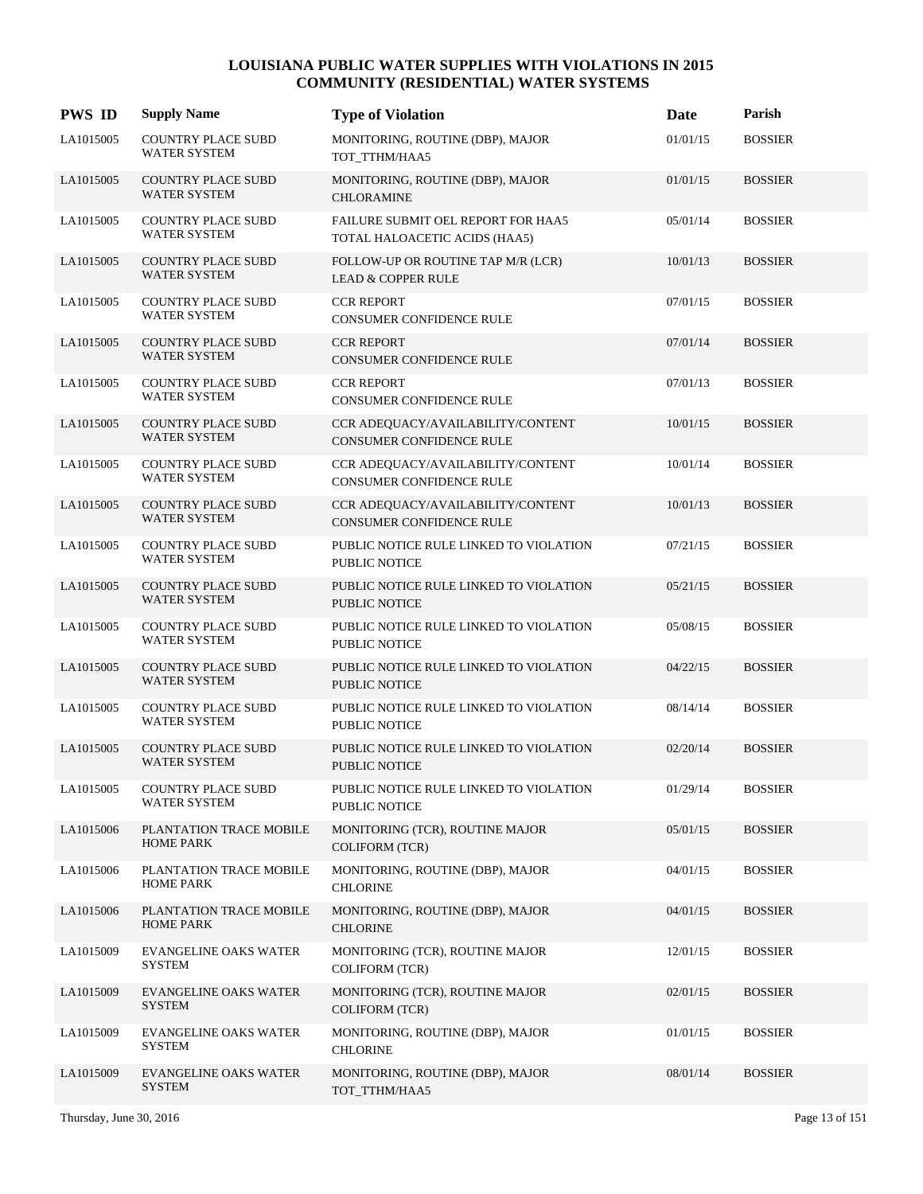# LOUISIANA PUBLIC WATER SUPPLIES WITH VIOLATIONS IN 2015
# COMMUNITY (RESIDENTIAL) WATER SYSTEMS

| PWS ID | Supply Name | Type of Violation | Date | Parish |
|---|---|---|---|---|
| LA1015005 | COUNTRY PLACE SUBD WATER SYSTEM | MONITORING, ROUTINE (DBP), MAJOR TOT_TTHM/HAA5 | 01/01/15 | BOSSIER |
| LA1015005 | COUNTRY PLACE SUBD WATER SYSTEM | MONITORING, ROUTINE (DBP), MAJOR CHLORAMINE | 01/01/15 | BOSSIER |
| LA1015005 | COUNTRY PLACE SUBD WATER SYSTEM | FAILURE SUBMIT OEL REPORT FOR HAA5 TOTAL HALOACETIC ACIDS (HAA5) | 05/01/14 | BOSSIER |
| LA1015005 | COUNTRY PLACE SUBD WATER SYSTEM | FOLLOW-UP OR ROUTINE TAP M/R (LCR) LEAD & COPPER RULE | 10/01/13 | BOSSIER |
| LA1015005 | COUNTRY PLACE SUBD WATER SYSTEM | CCR REPORT CONSUMER CONFIDENCE RULE | 07/01/15 | BOSSIER |
| LA1015005 | COUNTRY PLACE SUBD WATER SYSTEM | CCR REPORT CONSUMER CONFIDENCE RULE | 07/01/14 | BOSSIER |
| LA1015005 | COUNTRY PLACE SUBD WATER SYSTEM | CCR REPORT CONSUMER CONFIDENCE RULE | 07/01/13 | BOSSIER |
| LA1015005 | COUNTRY PLACE SUBD WATER SYSTEM | CCR ADEQUACY/AVAILABILITY/CONTENT CONSUMER CONFIDENCE RULE | 10/01/15 | BOSSIER |
| LA1015005 | COUNTRY PLACE SUBD WATER SYSTEM | CCR ADEQUACY/AVAILABILITY/CONTENT CONSUMER CONFIDENCE RULE | 10/01/14 | BOSSIER |
| LA1015005 | COUNTRY PLACE SUBD WATER SYSTEM | CCR ADEQUACY/AVAILABILITY/CONTENT CONSUMER CONFIDENCE RULE | 10/01/13 | BOSSIER |
| LA1015005 | COUNTRY PLACE SUBD WATER SYSTEM | PUBLIC NOTICE RULE LINKED TO VIOLATION PUBLIC NOTICE | 07/21/15 | BOSSIER |
| LA1015005 | COUNTRY PLACE SUBD WATER SYSTEM | PUBLIC NOTICE RULE LINKED TO VIOLATION PUBLIC NOTICE | 05/21/15 | BOSSIER |
| LA1015005 | COUNTRY PLACE SUBD WATER SYSTEM | PUBLIC NOTICE RULE LINKED TO VIOLATION PUBLIC NOTICE | 05/08/15 | BOSSIER |
| LA1015005 | COUNTRY PLACE SUBD WATER SYSTEM | PUBLIC NOTICE RULE LINKED TO VIOLATION PUBLIC NOTICE | 04/22/15 | BOSSIER |
| LA1015005 | COUNTRY PLACE SUBD WATER SYSTEM | PUBLIC NOTICE RULE LINKED TO VIOLATION PUBLIC NOTICE | 08/14/14 | BOSSIER |
| LA1015005 | COUNTRY PLACE SUBD WATER SYSTEM | PUBLIC NOTICE RULE LINKED TO VIOLATION PUBLIC NOTICE | 02/20/14 | BOSSIER |
| LA1015005 | COUNTRY PLACE SUBD WATER SYSTEM | PUBLIC NOTICE RULE LINKED TO VIOLATION PUBLIC NOTICE | 01/29/14 | BOSSIER |
| LA1015006 | PLANTATION TRACE MOBILE HOME PARK | MONITORING (TCR), ROUTINE MAJOR COLIFORM (TCR) | 05/01/15 | BOSSIER |
| LA1015006 | PLANTATION TRACE MOBILE HOME PARK | MONITORING, ROUTINE (DBP), MAJOR CHLORINE | 04/01/15 | BOSSIER |
| LA1015006 | PLANTATION TRACE MOBILE HOME PARK | MONITORING, ROUTINE (DBP), MAJOR CHLORINE | 04/01/15 | BOSSIER |
| LA1015009 | EVANGELINE OAKS WATER SYSTEM | MONITORING (TCR), ROUTINE MAJOR COLIFORM (TCR) | 12/01/15 | BOSSIER |
| LA1015009 | EVANGELINE OAKS WATER SYSTEM | MONITORING (TCR), ROUTINE MAJOR COLIFORM (TCR) | 02/01/15 | BOSSIER |
| LA1015009 | EVANGELINE OAKS WATER SYSTEM | MONITORING, ROUTINE (DBP), MAJOR CHLORINE | 01/01/15 | BOSSIER |
| LA1015009 | EVANGELINE OAKS WATER SYSTEM | MONITORING, ROUTINE (DBP), MAJOR TOT_TTHM/HAA5 | 08/01/14 | BOSSIER |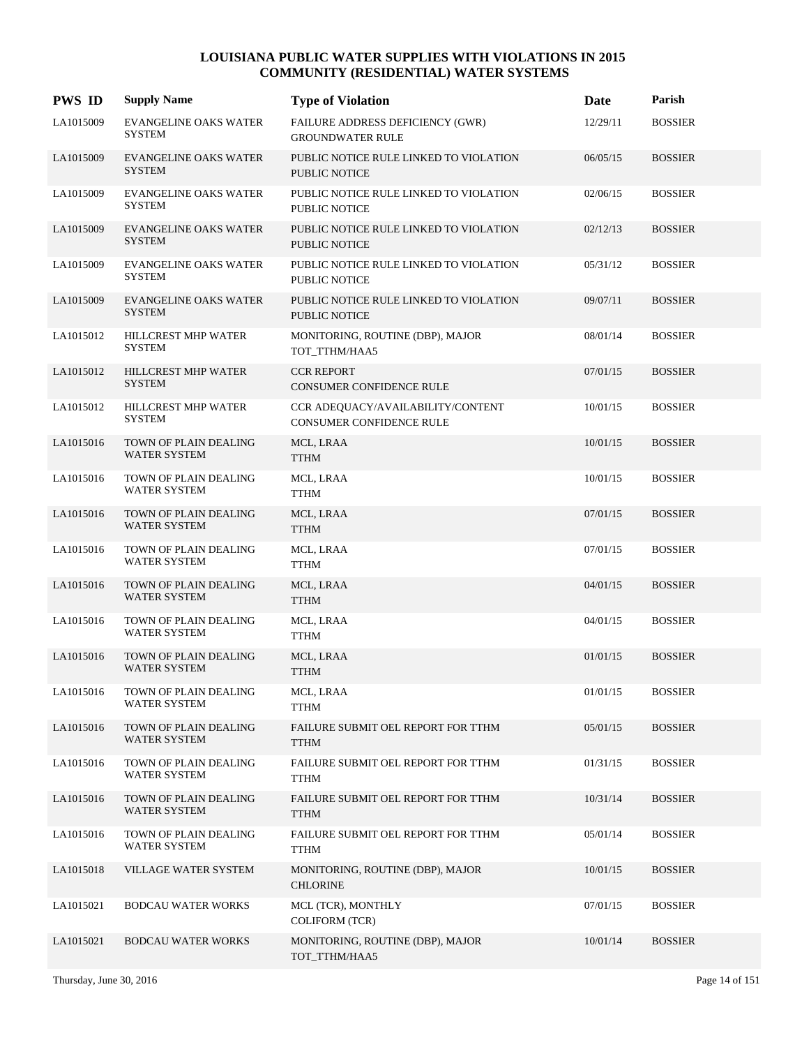# LOUISIANA PUBLIC WATER SUPPLIES WITH VIOLATIONS IN 2015
## COMMUNITY (RESIDENTIAL) WATER SYSTEMS

| PWS ID | Supply Name | Type of Violation | Date | Parish |
|---|---|---|---|---|
| LA1015009 | EVANGELINE OAKS WATER SYSTEM | FAILURE ADDRESS DEFICIENCY (GWR) GROUNDWATER RULE | 12/29/11 | BOSSIER |
| LA1015009 | EVANGELINE OAKS WATER SYSTEM | PUBLIC NOTICE RULE LINKED TO VIOLATION PUBLIC NOTICE | 06/05/15 | BOSSIER |
| LA1015009 | EVANGELINE OAKS WATER SYSTEM | PUBLIC NOTICE RULE LINKED TO VIOLATION PUBLIC NOTICE | 02/06/15 | BOSSIER |
| LA1015009 | EVANGELINE OAKS WATER SYSTEM | PUBLIC NOTICE RULE LINKED TO VIOLATION PUBLIC NOTICE | 02/12/13 | BOSSIER |
| LA1015009 | EVANGELINE OAKS WATER SYSTEM | PUBLIC NOTICE RULE LINKED TO VIOLATION PUBLIC NOTICE | 05/31/12 | BOSSIER |
| LA1015009 | EVANGELINE OAKS WATER SYSTEM | PUBLIC NOTICE RULE LINKED TO VIOLATION PUBLIC NOTICE | 09/07/11 | BOSSIER |
| LA1015012 | HILLCREST MHP WATER SYSTEM | MONITORING, ROUTINE (DBP), MAJOR TOT_TTHM/HAA5 | 08/01/14 | BOSSIER |
| LA1015012 | HILLCREST MHP WATER SYSTEM | CCR REPORT CONSUMER CONFIDENCE RULE | 07/01/15 | BOSSIER |
| LA1015012 | HILLCREST MHP WATER SYSTEM | CCR ADEQUACY/AVAILABILITY/CONTENT CONSUMER CONFIDENCE RULE | 10/01/15 | BOSSIER |
| LA1015016 | TOWN OF PLAIN DEALING WATER SYSTEM | MCL, LRAA TTHM | 10/01/15 | BOSSIER |
| LA1015016 | TOWN OF PLAIN DEALING WATER SYSTEM | MCL, LRAA TTHM | 10/01/15 | BOSSIER |
| LA1015016 | TOWN OF PLAIN DEALING WATER SYSTEM | MCL, LRAA TTHM | 07/01/15 | BOSSIER |
| LA1015016 | TOWN OF PLAIN DEALING WATER SYSTEM | MCL, LRAA TTHM | 07/01/15 | BOSSIER |
| LA1015016 | TOWN OF PLAIN DEALING WATER SYSTEM | MCL, LRAA TTHM | 04/01/15 | BOSSIER |
| LA1015016 | TOWN OF PLAIN DEALING WATER SYSTEM | MCL, LRAA TTHM | 04/01/15 | BOSSIER |
| LA1015016 | TOWN OF PLAIN DEALING WATER SYSTEM | MCL, LRAA TTHM | 01/01/15 | BOSSIER |
| LA1015016 | TOWN OF PLAIN DEALING WATER SYSTEM | MCL, LRAA TTHM | 01/01/15 | BOSSIER |
| LA1015016 | TOWN OF PLAIN DEALING WATER SYSTEM | FAILURE SUBMIT OEL REPORT FOR TTHM TTHM | 05/01/15 | BOSSIER |
| LA1015016 | TOWN OF PLAIN DEALING WATER SYSTEM | FAILURE SUBMIT OEL REPORT FOR TTHM TTHM | 01/31/15 | BOSSIER |
| LA1015016 | TOWN OF PLAIN DEALING WATER SYSTEM | FAILURE SUBMIT OEL REPORT FOR TTHM TTHM | 10/31/14 | BOSSIER |
| LA1015016 | TOWN OF PLAIN DEALING WATER SYSTEM | FAILURE SUBMIT OEL REPORT FOR TTHM TTHM | 05/01/14 | BOSSIER |
| LA1015018 | VILLAGE WATER SYSTEM | MONITORING, ROUTINE (DBP), MAJOR CHLORINE | 10/01/15 | BOSSIER |
| LA1015021 | BODCAU WATER WORKS | MCL (TCR), MONTHLY COLIFORM (TCR) | 07/01/15 | BOSSIER |
| LA1015021 | BODCAU WATER WORKS | MONITORING, ROUTINE (DBP), MAJOR TOT_TTHM/HAA5 | 10/01/14 | BOSSIER |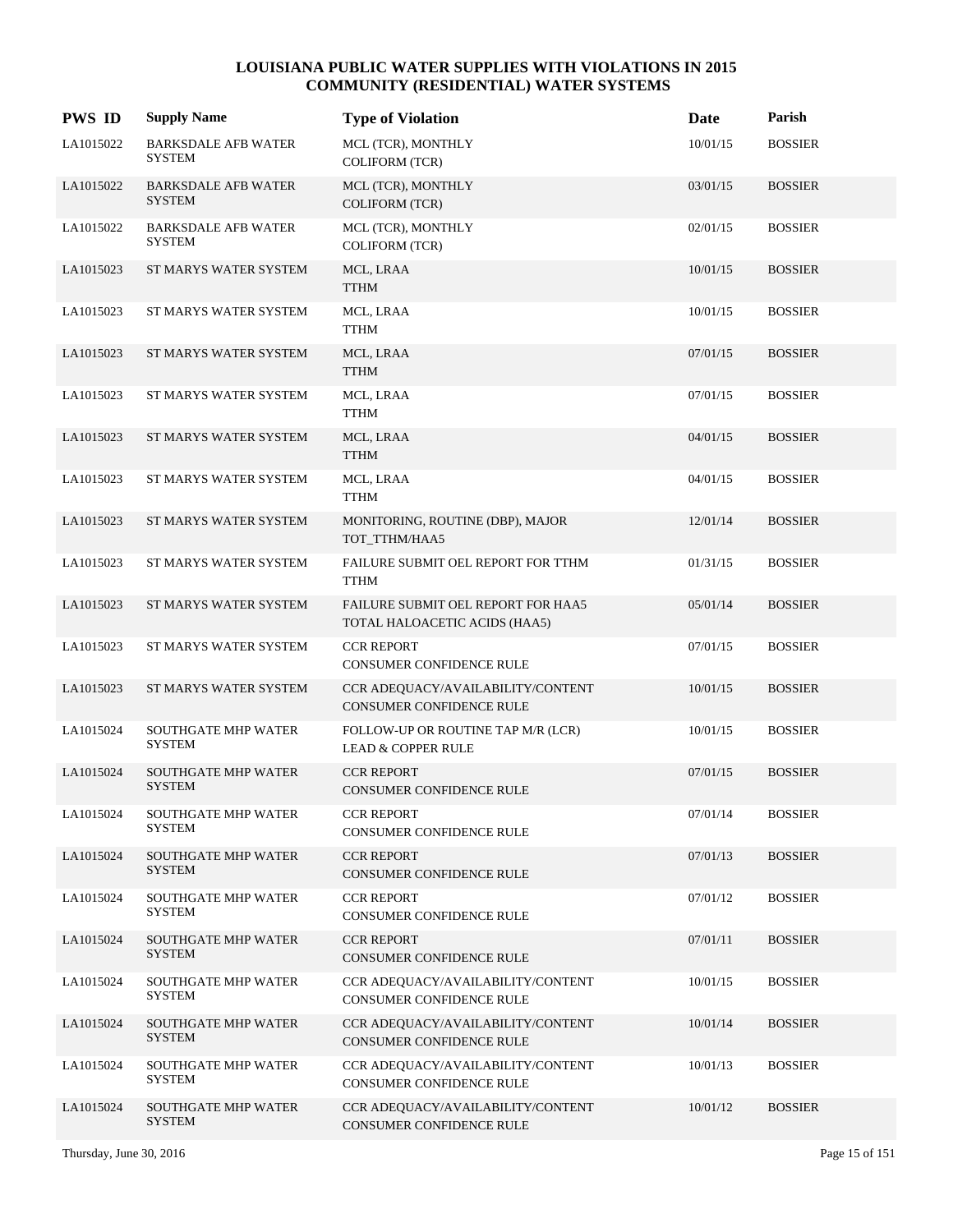# LOUISIANA PUBLIC WATER SUPPLIES WITH VIOLATIONS IN 2015
## COMMUNITY (RESIDENTIAL) WATER SYSTEMS

| PWS ID | Supply Name | Type of Violation | Date | Parish |
|---|---|---|---|---|
| LA1015022 | BARKSDALE AFB WATER SYSTEM | MCL (TCR), MONTHLY COLIFORM (TCR) | 10/01/15 | BOSSIER |
| LA1015022 | BARKSDALE AFB WATER SYSTEM | MCL (TCR), MONTHLY COLIFORM (TCR) | 03/01/15 | BOSSIER |
| LA1015022 | BARKSDALE AFB WATER SYSTEM | MCL (TCR), MONTHLY COLIFORM (TCR) | 02/01/15 | BOSSIER |
| LA1015023 | ST MARYS WATER SYSTEM | MCL, LRAA TTHM | 10/01/15 | BOSSIER |
| LA1015023 | ST MARYS WATER SYSTEM | MCL, LRAA TTHM | 10/01/15 | BOSSIER |
| LA1015023 | ST MARYS WATER SYSTEM | MCL, LRAA TTHM | 07/01/15 | BOSSIER |
| LA1015023 | ST MARYS WATER SYSTEM | MCL, LRAA TTHM | 07/01/15 | BOSSIER |
| LA1015023 | ST MARYS WATER SYSTEM | MCL, LRAA TTHM | 04/01/15 | BOSSIER |
| LA1015023 | ST MARYS WATER SYSTEM | MCL, LRAA TTHM | 04/01/15 | BOSSIER |
| LA1015023 | ST MARYS WATER SYSTEM | MONITORING, ROUTINE (DBP), MAJOR TOT_TTHM/HAA5 | 12/01/14 | BOSSIER |
| LA1015023 | ST MARYS WATER SYSTEM | FAILURE SUBMIT OEL REPORT FOR TTHM TTHM | 01/31/15 | BOSSIER |
| LA1015023 | ST MARYS WATER SYSTEM | FAILURE SUBMIT OEL REPORT FOR HAA5 TOTAL HALOACETIC ACIDS (HAA5) | 05/01/14 | BOSSIER |
| LA1015023 | ST MARYS WATER SYSTEM | CCR REPORT CONSUMER CONFIDENCE RULE | 07/01/15 | BOSSIER |
| LA1015023 | ST MARYS WATER SYSTEM | CCR ADEQUACY/AVAILABILITY/CONTENT CONSUMER CONFIDENCE RULE | 10/01/15 | BOSSIER |
| LA1015024 | SOUTHGATE MHP WATER SYSTEM | FOLLOW-UP OR ROUTINE TAP M/R (LCR) LEAD & COPPER RULE | 10/01/15 | BOSSIER |
| LA1015024 | SOUTHGATE MHP WATER SYSTEM | CCR REPORT CONSUMER CONFIDENCE RULE | 07/01/15 | BOSSIER |
| LA1015024 | SOUTHGATE MHP WATER SYSTEM | CCR REPORT CONSUMER CONFIDENCE RULE | 07/01/14 | BOSSIER |
| LA1015024 | SOUTHGATE MHP WATER SYSTEM | CCR REPORT CONSUMER CONFIDENCE RULE | 07/01/13 | BOSSIER |
| LA1015024 | SOUTHGATE MHP WATER SYSTEM | CCR REPORT CONSUMER CONFIDENCE RULE | 07/01/12 | BOSSIER |
| LA1015024 | SOUTHGATE MHP WATER SYSTEM | CCR REPORT CONSUMER CONFIDENCE RULE | 07/01/11 | BOSSIER |
| LA1015024 | SOUTHGATE MHP WATER SYSTEM | CCR ADEQUACY/AVAILABILITY/CONTENT CONSUMER CONFIDENCE RULE | 10/01/15 | BOSSIER |
| LA1015024 | SOUTHGATE MHP WATER SYSTEM | CCR ADEQUACY/AVAILABILITY/CONTENT CONSUMER CONFIDENCE RULE | 10/01/14 | BOSSIER |
| LA1015024 | SOUTHGATE MHP WATER SYSTEM | CCR ADEQUACY/AVAILABILITY/CONTENT CONSUMER CONFIDENCE RULE | 10/01/13 | BOSSIER |
| LA1015024 | SOUTHGATE MHP WATER SYSTEM | CCR ADEQUACY/AVAILABILITY/CONTENT CONSUMER CONFIDENCE RULE | 10/01/12 | BOSSIER |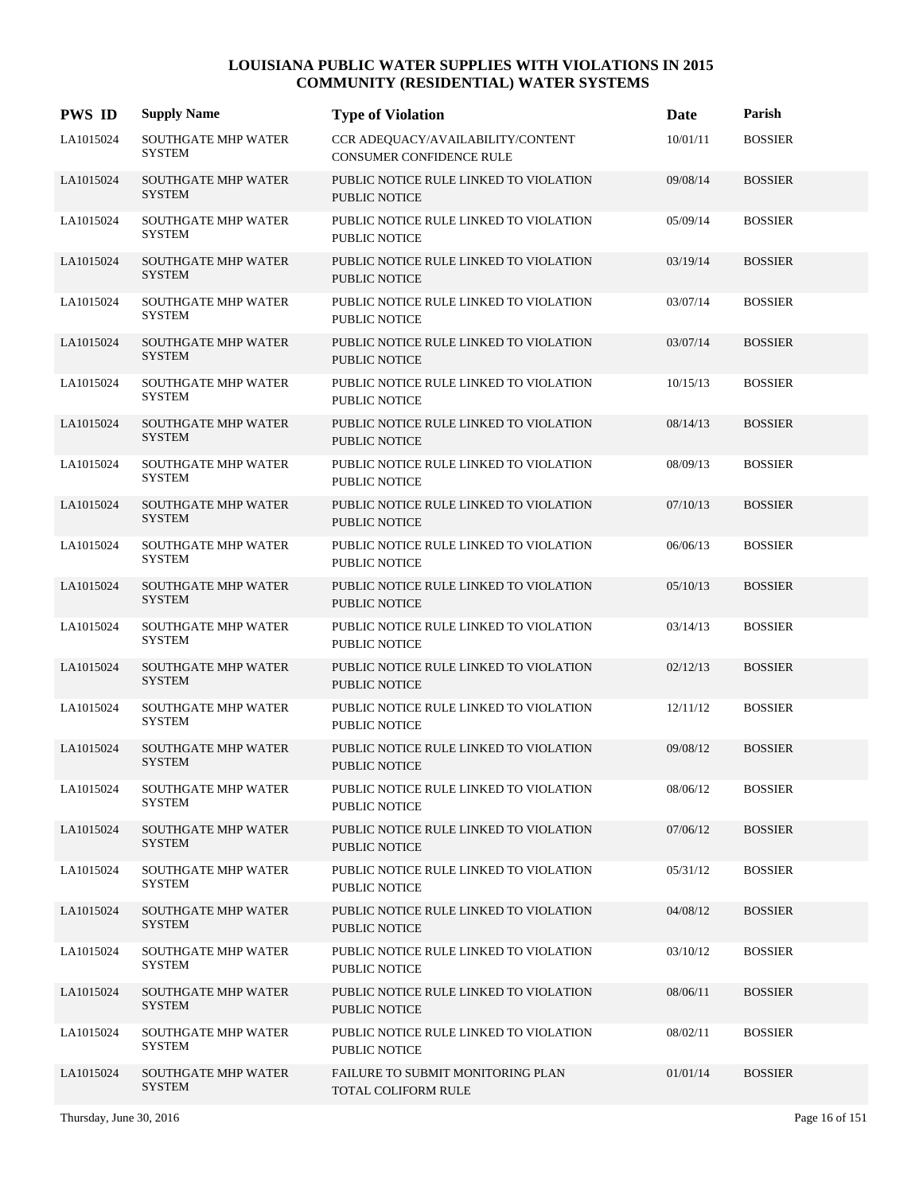# LOUISIANA PUBLIC WATER SUPPLIES WITH VIOLATIONS IN 2015
## COMMUNITY (RESIDENTIAL) WATER SYSTEMS

| PWS ID | Supply Name | Type of Violation | Date | Parish |
|---|---|---|---|---|
| LA1015024 | SOUTHGATE MHP WATER SYSTEM | CCR ADEQUACY/AVAILABILITY/CONTENT CONSUMER CONFIDENCE RULE | 10/01/11 | BOSSIER |
| LA1015024 | SOUTHGATE MHP WATER SYSTEM | PUBLIC NOTICE RULE LINKED TO VIOLATION PUBLIC NOTICE | 09/08/14 | BOSSIER |
| LA1015024 | SOUTHGATE MHP WATER SYSTEM | PUBLIC NOTICE RULE LINKED TO VIOLATION PUBLIC NOTICE | 05/09/14 | BOSSIER |
| LA1015024 | SOUTHGATE MHP WATER SYSTEM | PUBLIC NOTICE RULE LINKED TO VIOLATION PUBLIC NOTICE | 03/19/14 | BOSSIER |
| LA1015024 | SOUTHGATE MHP WATER SYSTEM | PUBLIC NOTICE RULE LINKED TO VIOLATION PUBLIC NOTICE | 03/07/14 | BOSSIER |
| LA1015024 | SOUTHGATE MHP WATER SYSTEM | PUBLIC NOTICE RULE LINKED TO VIOLATION PUBLIC NOTICE | 03/07/14 | BOSSIER |
| LA1015024 | SOUTHGATE MHP WATER SYSTEM | PUBLIC NOTICE RULE LINKED TO VIOLATION PUBLIC NOTICE | 10/15/13 | BOSSIER |
| LA1015024 | SOUTHGATE MHP WATER SYSTEM | PUBLIC NOTICE RULE LINKED TO VIOLATION PUBLIC NOTICE | 08/14/13 | BOSSIER |
| LA1015024 | SOUTHGATE MHP WATER SYSTEM | PUBLIC NOTICE RULE LINKED TO VIOLATION PUBLIC NOTICE | 08/09/13 | BOSSIER |
| LA1015024 | SOUTHGATE MHP WATER SYSTEM | PUBLIC NOTICE RULE LINKED TO VIOLATION PUBLIC NOTICE | 07/10/13 | BOSSIER |
| LA1015024 | SOUTHGATE MHP WATER SYSTEM | PUBLIC NOTICE RULE LINKED TO VIOLATION PUBLIC NOTICE | 06/06/13 | BOSSIER |
| LA1015024 | SOUTHGATE MHP WATER SYSTEM | PUBLIC NOTICE RULE LINKED TO VIOLATION PUBLIC NOTICE | 05/10/13 | BOSSIER |
| LA1015024 | SOUTHGATE MHP WATER SYSTEM | PUBLIC NOTICE RULE LINKED TO VIOLATION PUBLIC NOTICE | 03/14/13 | BOSSIER |
| LA1015024 | SOUTHGATE MHP WATER SYSTEM | PUBLIC NOTICE RULE LINKED TO VIOLATION PUBLIC NOTICE | 02/12/13 | BOSSIER |
| LA1015024 | SOUTHGATE MHP WATER SYSTEM | PUBLIC NOTICE RULE LINKED TO VIOLATION PUBLIC NOTICE | 12/11/12 | BOSSIER |
| LA1015024 | SOUTHGATE MHP WATER SYSTEM | PUBLIC NOTICE RULE LINKED TO VIOLATION PUBLIC NOTICE | 09/08/12 | BOSSIER |
| LA1015024 | SOUTHGATE MHP WATER SYSTEM | PUBLIC NOTICE RULE LINKED TO VIOLATION PUBLIC NOTICE | 08/06/12 | BOSSIER |
| LA1015024 | SOUTHGATE MHP WATER SYSTEM | PUBLIC NOTICE RULE LINKED TO VIOLATION PUBLIC NOTICE | 07/06/12 | BOSSIER |
| LA1015024 | SOUTHGATE MHP WATER SYSTEM | PUBLIC NOTICE RULE LINKED TO VIOLATION PUBLIC NOTICE | 05/31/12 | BOSSIER |
| LA1015024 | SOUTHGATE MHP WATER SYSTEM | PUBLIC NOTICE RULE LINKED TO VIOLATION PUBLIC NOTICE | 04/08/12 | BOSSIER |
| LA1015024 | SOUTHGATE MHP WATER SYSTEM | PUBLIC NOTICE RULE LINKED TO VIOLATION PUBLIC NOTICE | 03/10/12 | BOSSIER |
| LA1015024 | SOUTHGATE MHP WATER SYSTEM | PUBLIC NOTICE RULE LINKED TO VIOLATION PUBLIC NOTICE | 08/06/11 | BOSSIER |
| LA1015024 | SOUTHGATE MHP WATER SYSTEM | PUBLIC NOTICE RULE LINKED TO VIOLATION PUBLIC NOTICE | 08/02/11 | BOSSIER |
| LA1015024 | SOUTHGATE MHP WATER SYSTEM | FAILURE TO SUBMIT MONITORING PLAN TOTAL COLIFORM RULE | 01/01/14 | BOSSIER |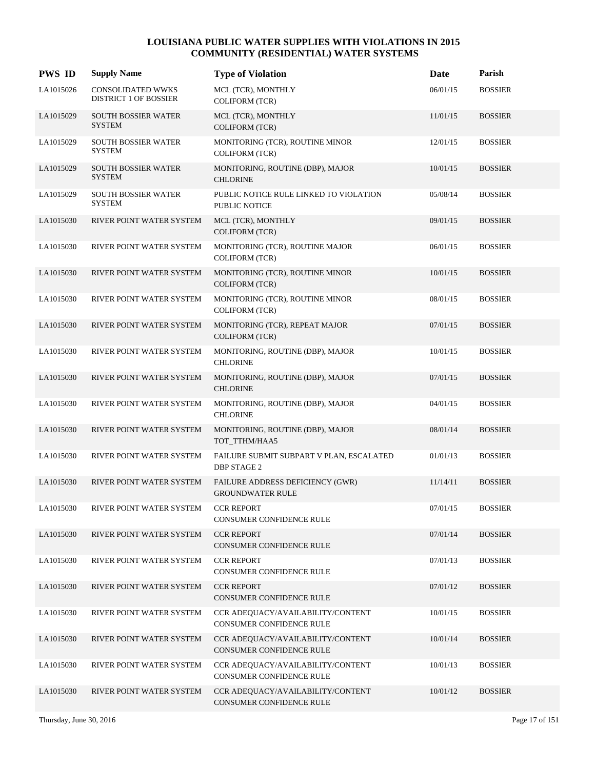# LOUISIANA PUBLIC WATER SUPPLIES WITH VIOLATIONS IN 2015
# COMMUNITY (RESIDENTIAL) WATER SYSTEMS

| PWS ID | Supply Name | Type of Violation | Date | Parish |
|---|---|---|---|---|
| LA1015026 | CONSOLIDATED WWKS DISTRICT 1 OF BOSSIER | MCL (TCR), MONTHLY COLIFORM (TCR) | 06/01/15 | BOSSIER |
| LA1015029 | SOUTH BOSSIER WATER SYSTEM | MCL (TCR), MONTHLY COLIFORM (TCR) | 11/01/15 | BOSSIER |
| LA1015029 | SOUTH BOSSIER WATER SYSTEM | MONITORING (TCR), ROUTINE MINOR COLIFORM (TCR) | 12/01/15 | BOSSIER |
| LA1015029 | SOUTH BOSSIER WATER SYSTEM | MONITORING, ROUTINE (DBP), MAJOR CHLORINE | 10/01/15 | BOSSIER |
| LA1015029 | SOUTH BOSSIER WATER SYSTEM | PUBLIC NOTICE RULE LINKED TO VIOLATION PUBLIC NOTICE | 05/08/14 | BOSSIER |
| LA1015030 | RIVER POINT WATER SYSTEM | MCL (TCR), MONTHLY COLIFORM (TCR) | 09/01/15 | BOSSIER |
| LA1015030 | RIVER POINT WATER SYSTEM | MONITORING (TCR), ROUTINE MAJOR COLIFORM (TCR) | 06/01/15 | BOSSIER |
| LA1015030 | RIVER POINT WATER SYSTEM | MONITORING (TCR), ROUTINE MINOR COLIFORM (TCR) | 10/01/15 | BOSSIER |
| LA1015030 | RIVER POINT WATER SYSTEM | MONITORING (TCR), ROUTINE MINOR COLIFORM (TCR) | 08/01/15 | BOSSIER |
| LA1015030 | RIVER POINT WATER SYSTEM | MONITORING (TCR), REPEAT MAJOR COLIFORM (TCR) | 07/01/15 | BOSSIER |
| LA1015030 | RIVER POINT WATER SYSTEM | MONITORING, ROUTINE (DBP), MAJOR CHLORINE | 10/01/15 | BOSSIER |
| LA1015030 | RIVER POINT WATER SYSTEM | MONITORING, ROUTINE (DBP), MAJOR CHLORINE | 07/01/15 | BOSSIER |
| LA1015030 | RIVER POINT WATER SYSTEM | MONITORING, ROUTINE (DBP), MAJOR CHLORINE | 04/01/15 | BOSSIER |
| LA1015030 | RIVER POINT WATER SYSTEM | MONITORING, ROUTINE (DBP), MAJOR TOT_TTHM/HAA5 | 08/01/14 | BOSSIER |
| LA1015030 | RIVER POINT WATER SYSTEM | FAILURE SUBMIT SUBPART V PLAN, ESCALATED DBP STAGE 2 | 01/01/13 | BOSSIER |
| LA1015030 | RIVER POINT WATER SYSTEM | FAILURE ADDRESS DEFICIENCY (GWR) GROUNDWATER RULE | 11/14/11 | BOSSIER |
| LA1015030 | RIVER POINT WATER SYSTEM | CCR REPORT CONSUMER CONFIDENCE RULE | 07/01/15 | BOSSIER |
| LA1015030 | RIVER POINT WATER SYSTEM | CCR REPORT CONSUMER CONFIDENCE RULE | 07/01/14 | BOSSIER |
| LA1015030 | RIVER POINT WATER SYSTEM | CCR REPORT CONSUMER CONFIDENCE RULE | 07/01/13 | BOSSIER |
| LA1015030 | RIVER POINT WATER SYSTEM | CCR REPORT CONSUMER CONFIDENCE RULE | 07/01/12 | BOSSIER |
| LA1015030 | RIVER POINT WATER SYSTEM | CCR ADEQUACY/AVAILABILITY/CONTENT CONSUMER CONFIDENCE RULE | 10/01/15 | BOSSIER |
| LA1015030 | RIVER POINT WATER SYSTEM | CCR ADEQUACY/AVAILABILITY/CONTENT CONSUMER CONFIDENCE RULE | 10/01/14 | BOSSIER |
| LA1015030 | RIVER POINT WATER SYSTEM | CCR ADEQUACY/AVAILABILITY/CONTENT CONSUMER CONFIDENCE RULE | 10/01/13 | BOSSIER |
| LA1015030 | RIVER POINT WATER SYSTEM | CCR ADEQUACY/AVAILABILITY/CONTENT CONSUMER CONFIDENCE RULE | 10/01/12 | BOSSIER |

Thursday, June 30, 2016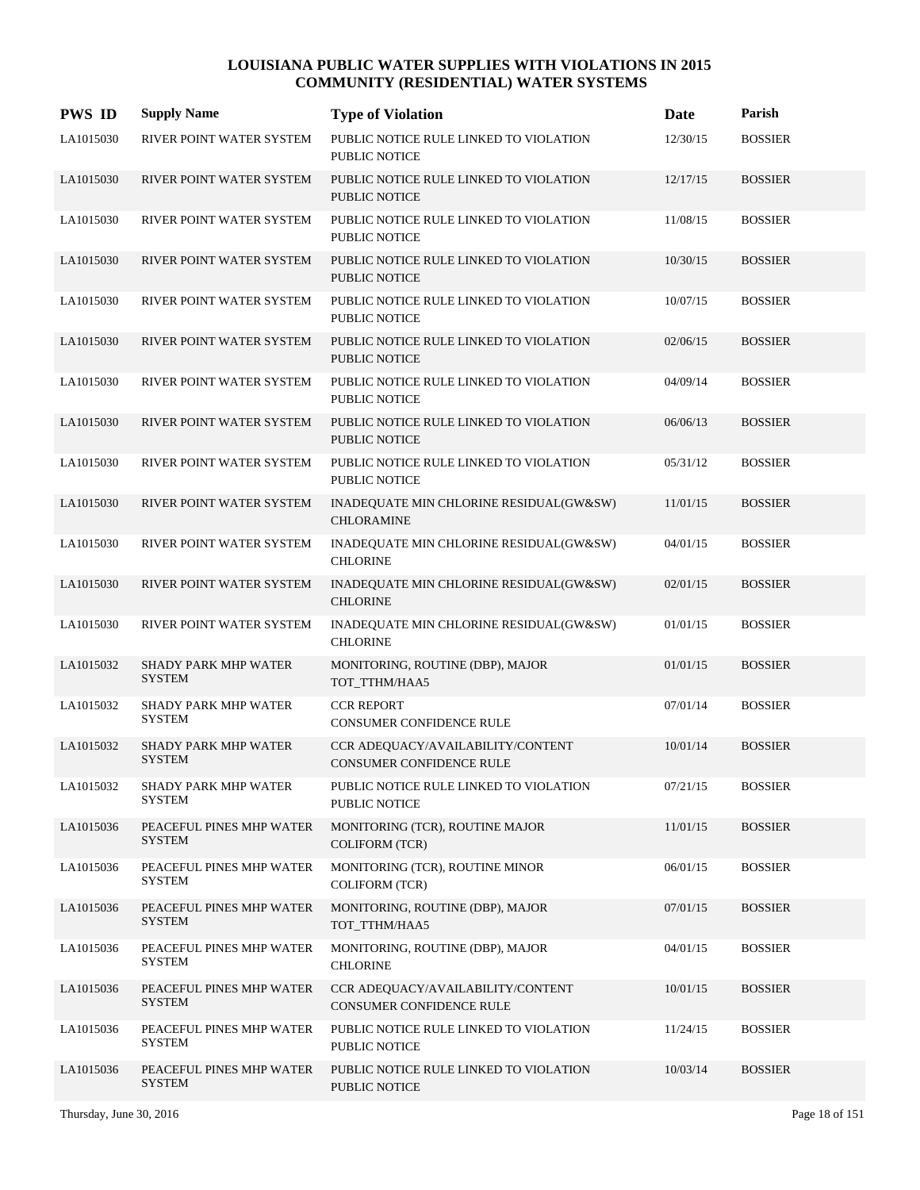# LOUISIANA PUBLIC WATER SUPPLIES WITH VIOLATIONS IN 2015
## COMMUNITY (RESIDENTIAL) WATER SYSTEMS

| PWS ID | Supply Name | Type of Violation | Date | Parish |
|---|---|---|---|---|
| LA1015030 | RIVER POINT WATER SYSTEM | PUBLIC NOTICE RULE LINKED TO VIOLATION PUBLIC NOTICE | 12/30/15 | BOSSIER |
| LA1015030 | RIVER POINT WATER SYSTEM | PUBLIC NOTICE RULE LINKED TO VIOLATION PUBLIC NOTICE | 12/17/15 | BOSSIER |
| LA1015030 | RIVER POINT WATER SYSTEM | PUBLIC NOTICE RULE LINKED TO VIOLATION PUBLIC NOTICE | 11/08/15 | BOSSIER |
| LA1015030 | RIVER POINT WATER SYSTEM | PUBLIC NOTICE RULE LINKED TO VIOLATION PUBLIC NOTICE | 10/30/15 | BOSSIER |
| LA1015030 | RIVER POINT WATER SYSTEM | PUBLIC NOTICE RULE LINKED TO VIOLATION PUBLIC NOTICE | 10/07/15 | BOSSIER |
| LA1015030 | RIVER POINT WATER SYSTEM | PUBLIC NOTICE RULE LINKED TO VIOLATION PUBLIC NOTICE | 02/06/15 | BOSSIER |
| LA1015030 | RIVER POINT WATER SYSTEM | PUBLIC NOTICE RULE LINKED TO VIOLATION PUBLIC NOTICE | 04/09/14 | BOSSIER |
| LA1015030 | RIVER POINT WATER SYSTEM | PUBLIC NOTICE RULE LINKED TO VIOLATION PUBLIC NOTICE | 06/06/13 | BOSSIER |
| LA1015030 | RIVER POINT WATER SYSTEM | PUBLIC NOTICE RULE LINKED TO VIOLATION PUBLIC NOTICE | 05/31/12 | BOSSIER |
| LA1015030 | RIVER POINT WATER SYSTEM | INADEQUATE MIN CHLORINE RESIDUAL(GW&SW) CHLORAMINE | 11/01/15 | BOSSIER |
| LA1015030 | RIVER POINT WATER SYSTEM | INADEQUATE MIN CHLORINE RESIDUAL(GW&SW) CHLORINE | 04/01/15 | BOSSIER |
| LA1015030 | RIVER POINT WATER SYSTEM | INADEQUATE MIN CHLORINE RESIDUAL(GW&SW) CHLORINE | 02/01/15 | BOSSIER |
| LA1015030 | RIVER POINT WATER SYSTEM | INADEQUATE MIN CHLORINE RESIDUAL(GW&SW) CHLORINE | 01/01/15 | BOSSIER |
| LA1015032 | SHADY PARK MHP WATER SYSTEM | MONITORING, ROUTINE (DBP), MAJOR TOT_TTHM/HAA5 | 01/01/15 | BOSSIER |
| LA1015032 | SHADY PARK MHP WATER SYSTEM | CCR REPORT CONSUMER CONFIDENCE RULE | 07/01/14 | BOSSIER |
| LA1015032 | SHADY PARK MHP WATER SYSTEM | CCR ADEQUACY/AVAILABILITY/CONTENT CONSUMER CONFIDENCE RULE | 10/01/14 | BOSSIER |
| LA1015032 | SHADY PARK MHP WATER SYSTEM | PUBLIC NOTICE RULE LINKED TO VIOLATION PUBLIC NOTICE | 07/21/15 | BOSSIER |
| LA1015036 | PEACEFUL PINES MHP WATER SYSTEM | MONITORING (TCR), ROUTINE MAJOR COLIFORM (TCR) | 11/01/15 | BOSSIER |
| LA1015036 | PEACEFUL PINES MHP WATER SYSTEM | MONITORING (TCR), ROUTINE MINOR COLIFORM (TCR) | 06/01/15 | BOSSIER |
| LA1015036 | PEACEFUL PINES MHP WATER SYSTEM | MONITORING, ROUTINE (DBP), MAJOR TOT_TTHM/HAA5 | 07/01/15 | BOSSIER |
| LA1015036 | PEACEFUL PINES MHP WATER SYSTEM | MONITORING, ROUTINE (DBP), MAJOR CHLORINE | 04/01/15 | BOSSIER |
| LA1015036 | PEACEFUL PINES MHP WATER SYSTEM | CCR ADEQUACY/AVAILABILITY/CONTENT CONSUMER CONFIDENCE RULE | 10/01/15 | BOSSIER |
| LA1015036 | PEACEFUL PINES MHP WATER SYSTEM | PUBLIC NOTICE RULE LINKED TO VIOLATION PUBLIC NOTICE | 11/24/15 | BOSSIER |
| LA1015036 | PEACEFUL PINES MHP WATER SYSTEM | PUBLIC NOTICE RULE LINKED TO VIOLATION PUBLIC NOTICE | 10/03/14 | BOSSIER |

Thursday, June 30, 2016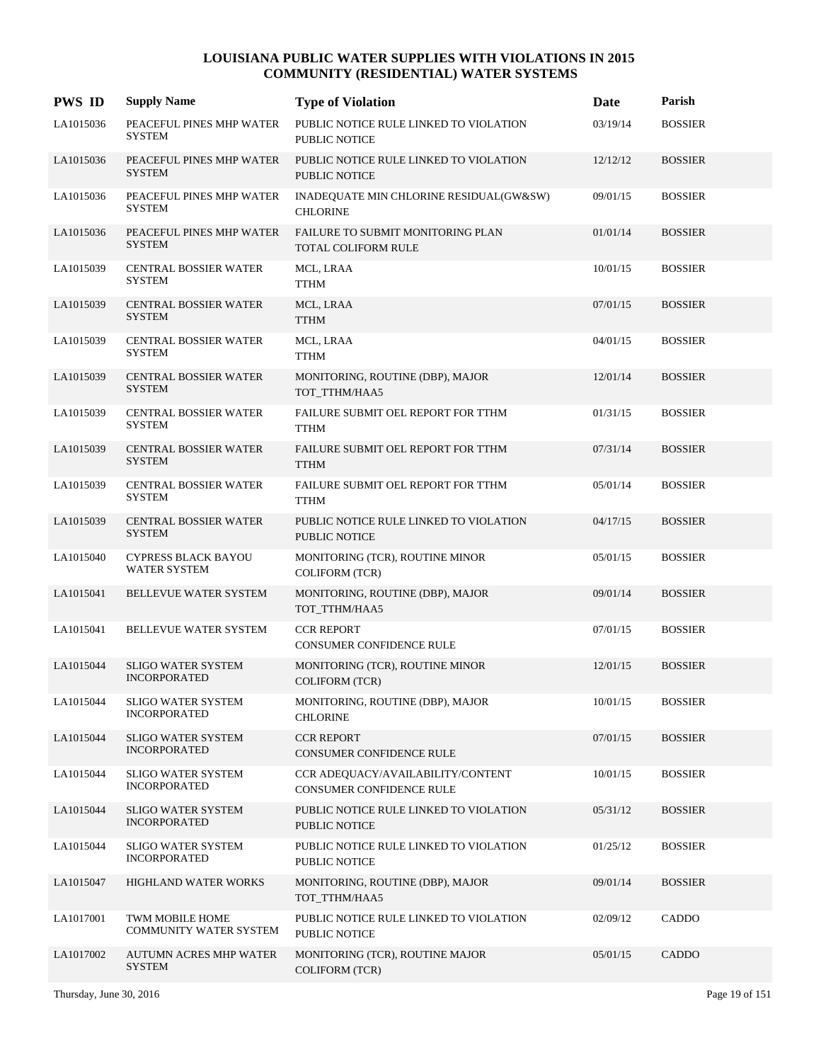# LOUISIANA PUBLIC WATER SUPPLIES WITH VIOLATIONS IN 2015
## COMMUNITY (RESIDENTIAL) WATER SYSTEMS

| PWS ID | Supply Name | Type of Violation | Date | Parish |
|---|---|---|---|---|
| LA1015036 | PEACEFUL PINES MHP WATER SYSTEM | PUBLIC NOTICE RULE LINKED TO VIOLATION PUBLIC NOTICE | 03/19/14 | BOSSIER |
| LA1015036 | PEACEFUL PINES MHP WATER SYSTEM | PUBLIC NOTICE RULE LINKED TO VIOLATION PUBLIC NOTICE | 12/12/12 | BOSSIER |
| LA1015036 | PEACEFUL PINES MHP WATER SYSTEM | INADEQUATE MIN CHLORINE RESIDUAL(GW&SW) CHLORINE | 09/01/15 | BOSSIER |
| LA1015036 | PEACEFUL PINES MHP WATER SYSTEM | FAILURE TO SUBMIT MONITORING PLAN TOTAL COLIFORM RULE | 01/01/14 | BOSSIER |
| LA1015039 | CENTRAL BOSSIER WATER SYSTEM | MCL, LRAA TTHM | 10/01/15 | BOSSIER |
| LA1015039 | CENTRAL BOSSIER WATER SYSTEM | MCL, LRAA TTHM | 07/01/15 | BOSSIER |
| LA1015039 | CENTRAL BOSSIER WATER SYSTEM | MCL, LRAA TTHM | 04/01/15 | BOSSIER |
| LA1015039 | CENTRAL BOSSIER WATER SYSTEM | MONITORING, ROUTINE (DBP), MAJOR TOT_TTHM/HAA5 | 12/01/14 | BOSSIER |
| LA1015039 | CENTRAL BOSSIER WATER SYSTEM | FAILURE SUBMIT OEL REPORT FOR TTHM TTHM | 01/31/15 | BOSSIER |
| LA1015039 | CENTRAL BOSSIER WATER SYSTEM | FAILURE SUBMIT OEL REPORT FOR TTHM TTHM | 07/31/14 | BOSSIER |
| LA1015039 | CENTRAL BOSSIER WATER SYSTEM | FAILURE SUBMIT OEL REPORT FOR TTHM TTHM | 05/01/14 | BOSSIER |
| LA1015039 | CENTRAL BOSSIER WATER SYSTEM | PUBLIC NOTICE RULE LINKED TO VIOLATION PUBLIC NOTICE | 04/17/15 | BOSSIER |
| LA1015040 | CYPRESS BLACK BAYOU WATER SYSTEM | MONITORING (TCR), ROUTINE MINOR COLIFORM (TCR) | 05/01/15 | BOSSIER |
| LA1015041 | BELLEVUE WATER SYSTEM | MONITORING, ROUTINE (DBP), MAJOR TOT_TTHM/HAA5 | 09/01/14 | BOSSIER |
| LA1015041 | BELLEVUE WATER SYSTEM | CCR REPORT CONSUMER CONFIDENCE RULE | 07/01/15 | BOSSIER |
| LA1015044 | SLIGO WATER SYSTEM INCORPORATED | MONITORING (TCR), ROUTINE MINOR COLIFORM (TCR) | 12/01/15 | BOSSIER |
| LA1015044 | SLIGO WATER SYSTEM INCORPORATED | MONITORING, ROUTINE (DBP), MAJOR CHLORINE | 10/01/15 | BOSSIER |
| LA1015044 | SLIGO WATER SYSTEM INCORPORATED | CCR REPORT CONSUMER CONFIDENCE RULE | 07/01/15 | BOSSIER |
| LA1015044 | SLIGO WATER SYSTEM INCORPORATED | CCR ADEQUACY/AVAILABILITY/CONTENT CONSUMER CONFIDENCE RULE | 10/01/15 | BOSSIER |
| LA1015044 | SLIGO WATER SYSTEM INCORPORATED | PUBLIC NOTICE RULE LINKED TO VIOLATION PUBLIC NOTICE | 05/31/12 | BOSSIER |
| LA1015044 | SLIGO WATER SYSTEM INCORPORATED | PUBLIC NOTICE RULE LINKED TO VIOLATION PUBLIC NOTICE | 01/25/12 | BOSSIER |
| LA1015047 | HIGHLAND WATER WORKS | MONITORING, ROUTINE (DBP), MAJOR TOT_TTHM/HAA5 | 09/01/14 | BOSSIER |
| LA1017001 | TWM MOBILE HOME COMMUNITY WATER SYSTEM | PUBLIC NOTICE RULE LINKED TO VIOLATION PUBLIC NOTICE | 02/09/12 | CADDO |
| LA1017002 | AUTUMN ACRES MHP WATER SYSTEM | MONITORING (TCR), ROUTINE MAJOR COLIFORM (TCR) | 05/01/15 | CADDO |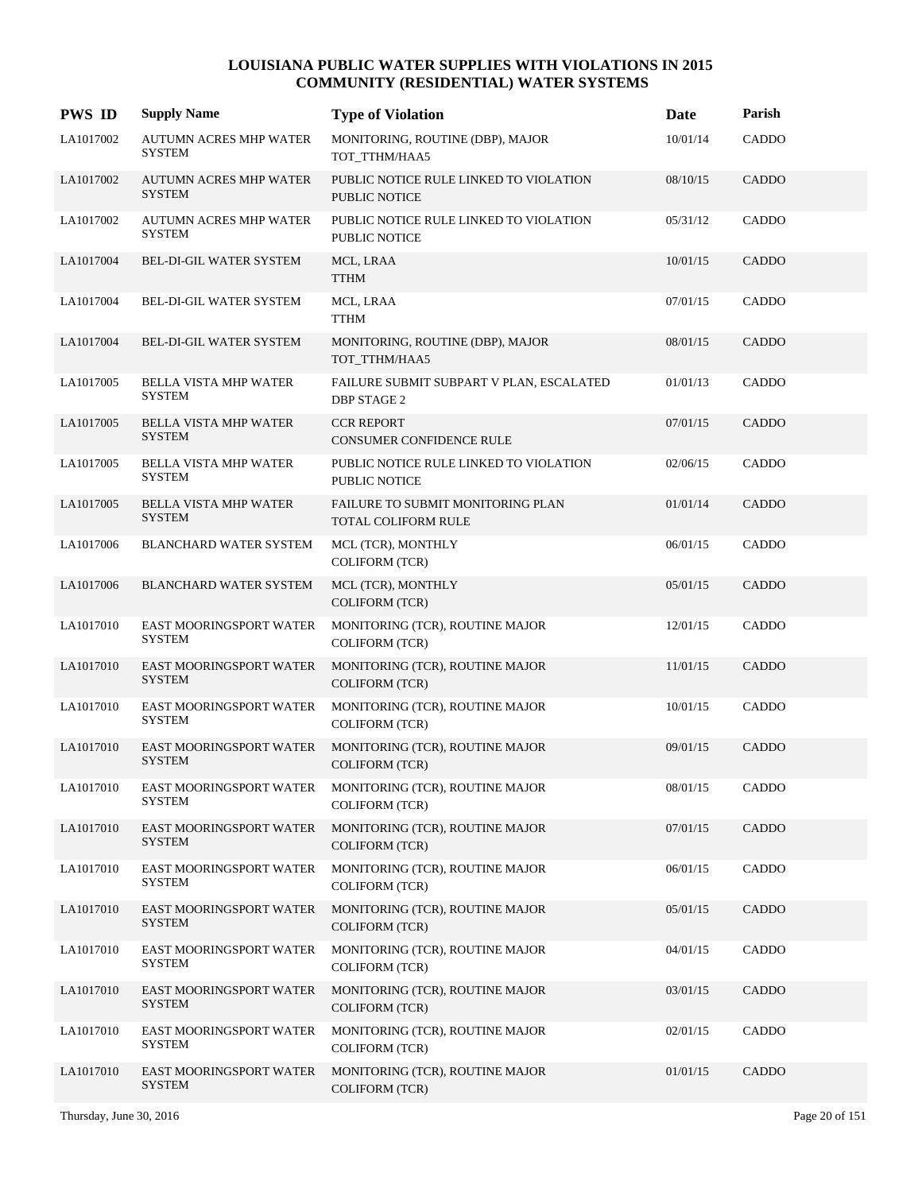# LOUISIANA PUBLIC WATER SUPPLIES WITH VIOLATIONS IN 2015
## COMMUNITY (RESIDENTIAL) WATER SYSTEMS

| PWS ID | Supply Name | Type of Violation | Date | Parish |
|---|---|---|---|---|
| LA1017002 | AUTUMN ACRES MHP WATER SYSTEM | MONITORING, ROUTINE (DBP), MAJOR TOT_TTHM/HAA5 | 10/01/14 | CADDO |
| LA1017002 | AUTUMN ACRES MHP WATER SYSTEM | PUBLIC NOTICE RULE LINKED TO VIOLATION PUBLIC NOTICE | 08/10/15 | CADDO |
| LA1017002 | AUTUMN ACRES MHP WATER SYSTEM | PUBLIC NOTICE RULE LINKED TO VIOLATION PUBLIC NOTICE | 05/31/12 | CADDO |
| LA1017004 | BEL-DI-GIL WATER SYSTEM | MCL, LRAA TTHM | 10/01/15 | CADDO |
| LA1017004 | BEL-DI-GIL WATER SYSTEM | MCL, LRAA TTHM | 07/01/15 | CADDO |
| LA1017004 | BEL-DI-GIL WATER SYSTEM | MONITORING, ROUTINE (DBP), MAJOR TOT_TTHM/HAA5 | 08/01/15 | CADDO |
| LA1017005 | BELLA VISTA MHP WATER SYSTEM | FAILURE SUBMIT SUBPART V PLAN, ESCALATED DBP STAGE 2 | 01/01/13 | CADDO |
| LA1017005 | BELLA VISTA MHP WATER SYSTEM | CCR REPORT CONSUMER CONFIDENCE RULE | 07/01/15 | CADDO |
| LA1017005 | BELLA VISTA MHP WATER SYSTEM | PUBLIC NOTICE RULE LINKED TO VIOLATION PUBLIC NOTICE | 02/06/15 | CADDO |
| LA1017005 | BELLA VISTA MHP WATER SYSTEM | FAILURE TO SUBMIT MONITORING PLAN TOTAL COLIFORM RULE | 01/01/14 | CADDO |
| LA1017006 | BLANCHARD WATER SYSTEM | MCL (TCR), MONTHLY COLIFORM (TCR) | 06/01/15 | CADDO |
| LA1017006 | BLANCHARD WATER SYSTEM | MCL (TCR), MONTHLY COLIFORM (TCR) | 05/01/15 | CADDO |
| LA1017010 | EAST MOORINGSPORT WATER SYSTEM | MONITORING (TCR), ROUTINE MAJOR COLIFORM (TCR) | 12/01/15 | CADDO |
| LA1017010 | EAST MOORINGSPORT WATER SYSTEM | MONITORING (TCR), ROUTINE MAJOR COLIFORM (TCR) | 11/01/15 | CADDO |
| LA1017010 | EAST MOORINGSPORT WATER SYSTEM | MONITORING (TCR), ROUTINE MAJOR COLIFORM (TCR) | 10/01/15 | CADDO |
| LA1017010 | EAST MOORINGSPORT WATER SYSTEM | MONITORING (TCR), ROUTINE MAJOR COLIFORM (TCR) | 09/01/15 | CADDO |
| LA1017010 | EAST MOORINGSPORT WATER SYSTEM | MONITORING (TCR), ROUTINE MAJOR COLIFORM (TCR) | 08/01/15 | CADDO |
| LA1017010 | EAST MOORINGSPORT WATER SYSTEM | MONITORING (TCR), ROUTINE MAJOR COLIFORM (TCR) | 07/01/15 | CADDO |
| LA1017010 | EAST MOORINGSPORT WATER SYSTEM | MONITORING (TCR), ROUTINE MAJOR COLIFORM (TCR) | 06/01/15 | CADDO |
| LA1017010 | EAST MOORINGSPORT WATER SYSTEM | MONITORING (TCR), ROUTINE MAJOR COLIFORM (TCR) | 05/01/15 | CADDO |
| LA1017010 | EAST MOORINGSPORT WATER SYSTEM | MONITORING (TCR), ROUTINE MAJOR COLIFORM (TCR) | 04/01/15 | CADDO |
| LA1017010 | EAST MOORINGSPORT WATER SYSTEM | MONITORING (TCR), ROUTINE MAJOR COLIFORM (TCR) | 03/01/15 | CADDO |
| LA1017010 | EAST MOORINGSPORT WATER SYSTEM | MONITORING (TCR), ROUTINE MAJOR COLIFORM (TCR) | 02/01/15 | CADDO |
| LA1017010 | EAST MOORINGSPORT WATER SYSTEM | MONITORING (TCR), ROUTINE MAJOR COLIFORM (TCR) | 01/01/15 | CADDO |

Thursday, June 30, 2016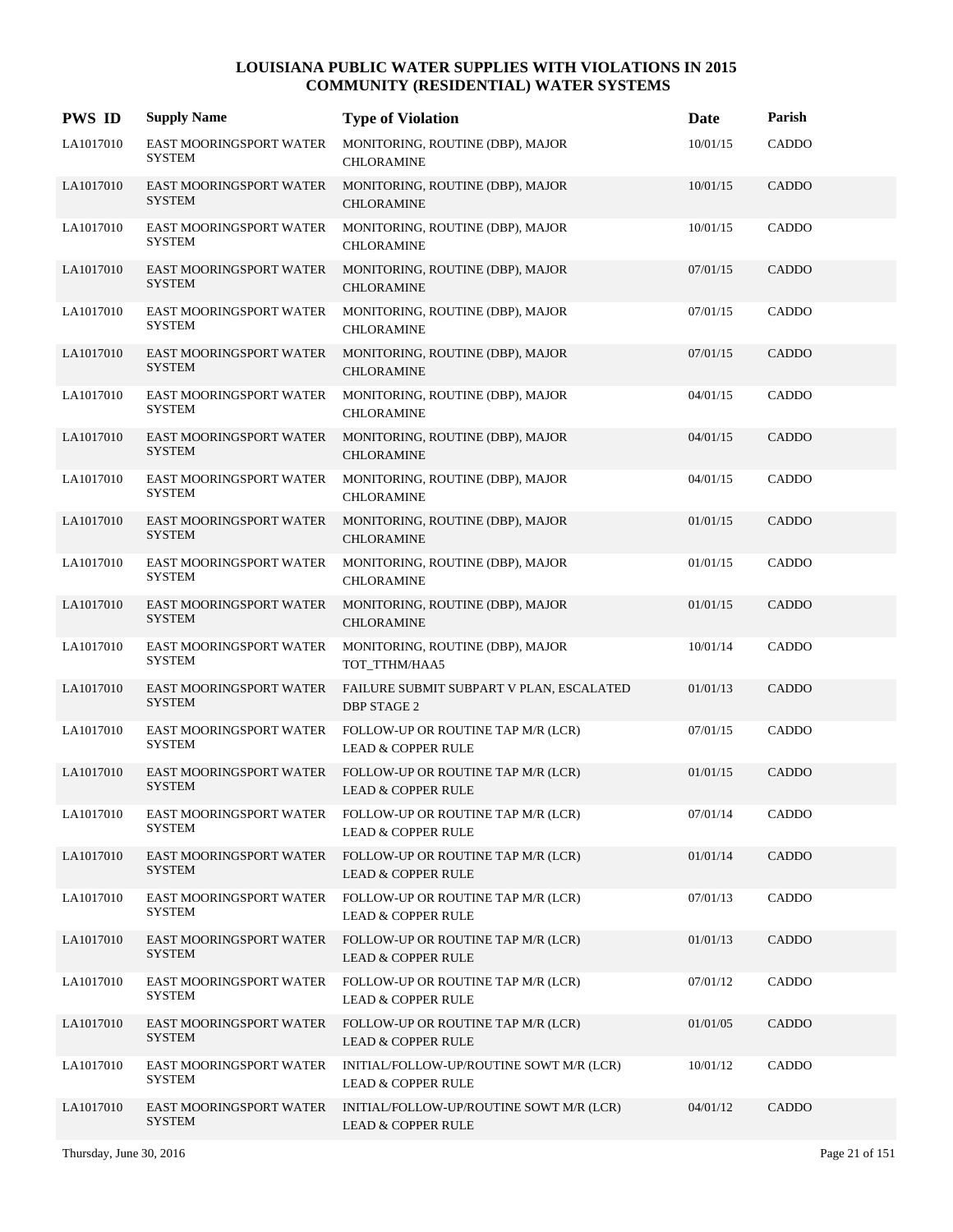# LOUISIANA PUBLIC WATER SUPPLIES WITH VIOLATIONS IN 2015
## COMMUNITY (RESIDENTIAL) WATER SYSTEMS

| PWS ID | Supply Name | Type of Violation | Date | Parish |
|---|---|---|---|---|
| LA1017010 | EAST MOORINGSPORT WATER SYSTEM | MONITORING, ROUTINE (DBP), MAJOR CHLORAMINE | 10/01/15 | CADDO |
| LA1017010 | EAST MOORINGSPORT WATER SYSTEM | MONITORING, ROUTINE (DBP), MAJOR CHLORAMINE | 10/01/15 | CADDO |
| LA1017010 | EAST MOORINGSPORT WATER SYSTEM | MONITORING, ROUTINE (DBP), MAJOR CHLORAMINE | 10/01/15 | CADDO |
| LA1017010 | EAST MOORINGSPORT WATER SYSTEM | MONITORING, ROUTINE (DBP), MAJOR CHLORAMINE | 07/01/15 | CADDO |
| LA1017010 | EAST MOORINGSPORT WATER SYSTEM | MONITORING, ROUTINE (DBP), MAJOR CHLORAMINE | 07/01/15 | CADDO |
| LA1017010 | EAST MOORINGSPORT WATER SYSTEM | MONITORING, ROUTINE (DBP), MAJOR CHLORAMINE | 07/01/15 | CADDO |
| LA1017010 | EAST MOORINGSPORT WATER SYSTEM | MONITORING, ROUTINE (DBP), MAJOR CHLORAMINE | 04/01/15 | CADDO |
| LA1017010 | EAST MOORINGSPORT WATER SYSTEM | MONITORING, ROUTINE (DBP), MAJOR CHLORAMINE | 04/01/15 | CADDO |
| LA1017010 | EAST MOORINGSPORT WATER SYSTEM | MONITORING, ROUTINE (DBP), MAJOR CHLORAMINE | 04/01/15 | CADDO |
| LA1017010 | EAST MOORINGSPORT WATER SYSTEM | MONITORING, ROUTINE (DBP), MAJOR CHLORAMINE | 01/01/15 | CADDO |
| LA1017010 | EAST MOORINGSPORT WATER SYSTEM | MONITORING, ROUTINE (DBP), MAJOR CHLORAMINE | 01/01/15 | CADDO |
| LA1017010 | EAST MOORINGSPORT WATER SYSTEM | MONITORING, ROUTINE (DBP), MAJOR CHLORAMINE | 01/01/15 | CADDO |
| LA1017010 | EAST MOORINGSPORT WATER SYSTEM | MONITORING, ROUTINE (DBP), MAJOR TOT_TTHM/HAA5 | 10/01/14 | CADDO |
| LA1017010 | EAST MOORINGSPORT WATER SYSTEM | FAILURE SUBMIT SUBPART V PLAN, ESCALATED DBP STAGE 2 | 01/01/13 | CADDO |
| LA1017010 | EAST MOORINGSPORT WATER SYSTEM | FOLLOW-UP OR ROUTINE TAP M/R (LCR) LEAD & COPPER RULE | 07/01/15 | CADDO |
| LA1017010 | EAST MOORINGSPORT WATER SYSTEM | FOLLOW-UP OR ROUTINE TAP M/R (LCR) LEAD & COPPER RULE | 01/01/15 | CADDO |
| LA1017010 | EAST MOORINGSPORT WATER SYSTEM | FOLLOW-UP OR ROUTINE TAP M/R (LCR) LEAD & COPPER RULE | 07/01/14 | CADDO |
| LA1017010 | EAST MOORINGSPORT WATER SYSTEM | FOLLOW-UP OR ROUTINE TAP M/R (LCR) LEAD & COPPER RULE | 01/01/14 | CADDO |
| LA1017010 | EAST MOORINGSPORT WATER SYSTEM | FOLLOW-UP OR ROUTINE TAP M/R (LCR) LEAD & COPPER RULE | 07/01/13 | CADDO |
| LA1017010 | EAST MOORINGSPORT WATER SYSTEM | FOLLOW-UP OR ROUTINE TAP M/R (LCR) LEAD & COPPER RULE | 01/01/13 | CADDO |
| LA1017010 | EAST MOORINGSPORT WATER SYSTEM | FOLLOW-UP OR ROUTINE TAP M/R (LCR) LEAD & COPPER RULE | 07/01/12 | CADDO |
| LA1017010 | EAST MOORINGSPORT WATER SYSTEM | FOLLOW-UP OR ROUTINE TAP M/R (LCR) LEAD & COPPER RULE | 01/01/05 | CADDO |
| LA1017010 | EAST MOORINGSPORT WATER SYSTEM | INITIAL/FOLLOW-UP/ROUTINE SOWT M/R (LCR) LEAD & COPPER RULE | 10/01/12 | CADDO |
| LA1017010 | EAST MOORINGSPORT WATER SYSTEM | INITIAL/FOLLOW-UP/ROUTINE SOWT M/R (LCR) LEAD & COPPER RULE | 04/01/12 | CADDO |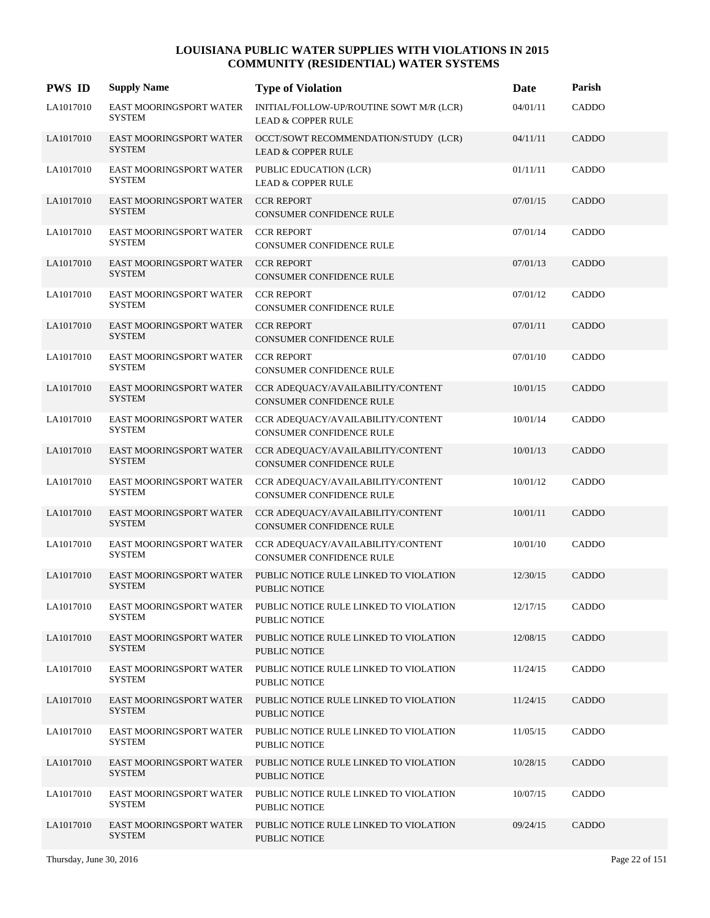# LOUISIANA PUBLIC WATER SUPPLIES WITH VIOLATIONS IN 2015
## COMMUNITY (RESIDENTIAL) WATER SYSTEMS

| PWS ID | Supply Name | Type of Violation | Date | Parish |
|---|---|---|---|---|
| LA1017010 | EAST MOORINGSPORT WATER SYSTEM | INITIAL/FOLLOW-UP/ROUTINE SOWT M/R (LCR) LEAD & COPPER RULE | 04/01/11 | CADDO |
| LA1017010 | EAST MOORINGSPORT WATER SYSTEM | OCCT/SOWT RECOMMENDATION/STUDY (LCR) LEAD & COPPER RULE | 04/11/11 | CADDO |
| LA1017010 | EAST MOORINGSPORT WATER SYSTEM | PUBLIC EDUCATION (LCR) LEAD & COPPER RULE | 01/11/11 | CADDO |
| LA1017010 | EAST MOORINGSPORT WATER SYSTEM | CCR REPORT CONSUMER CONFIDENCE RULE | 07/01/15 | CADDO |
| LA1017010 | EAST MOORINGSPORT WATER SYSTEM | CCR REPORT CONSUMER CONFIDENCE RULE | 07/01/14 | CADDO |
| LA1017010 | EAST MOORINGSPORT WATER SYSTEM | CCR REPORT CONSUMER CONFIDENCE RULE | 07/01/13 | CADDO |
| LA1017010 | EAST MOORINGSPORT WATER SYSTEM | CCR REPORT CONSUMER CONFIDENCE RULE | 07/01/12 | CADDO |
| LA1017010 | EAST MOORINGSPORT WATER SYSTEM | CCR REPORT CONSUMER CONFIDENCE RULE | 07/01/11 | CADDO |
| LA1017010 | EAST MOORINGSPORT WATER SYSTEM | CCR REPORT CONSUMER CONFIDENCE RULE | 07/01/10 | CADDO |
| LA1017010 | EAST MOORINGSPORT WATER SYSTEM | CCR ADEQUACY/AVAILABILITY/CONTENT CONSUMER CONFIDENCE RULE | 10/01/15 | CADDO |
| LA1017010 | EAST MOORINGSPORT WATER SYSTEM | CCR ADEQUACY/AVAILABILITY/CONTENT CONSUMER CONFIDENCE RULE | 10/01/14 | CADDO |
| LA1017010 | EAST MOORINGSPORT WATER SYSTEM | CCR ADEQUACY/AVAILABILITY/CONTENT CONSUMER CONFIDENCE RULE | 10/01/13 | CADDO |
| LA1017010 | EAST MOORINGSPORT WATER SYSTEM | CCR ADEQUACY/AVAILABILITY/CONTENT CONSUMER CONFIDENCE RULE | 10/01/12 | CADDO |
| LA1017010 | EAST MOORINGSPORT WATER SYSTEM | CCR ADEQUACY/AVAILABILITY/CONTENT CONSUMER CONFIDENCE RULE | 10/01/11 | CADDO |
| LA1017010 | EAST MOORINGSPORT WATER SYSTEM | CCR ADEQUACY/AVAILABILITY/CONTENT CONSUMER CONFIDENCE RULE | 10/01/10 | CADDO |
| LA1017010 | EAST MOORINGSPORT WATER SYSTEM | PUBLIC NOTICE RULE LINKED TO VIOLATION PUBLIC NOTICE | 12/30/15 | CADDO |
| LA1017010 | EAST MOORINGSPORT WATER SYSTEM | PUBLIC NOTICE RULE LINKED TO VIOLATION PUBLIC NOTICE | 12/17/15 | CADDO |
| LA1017010 | EAST MOORINGSPORT WATER SYSTEM | PUBLIC NOTICE RULE LINKED TO VIOLATION PUBLIC NOTICE | 12/08/15 | CADDO |
| LA1017010 | EAST MOORINGSPORT WATER SYSTEM | PUBLIC NOTICE RULE LINKED TO VIOLATION PUBLIC NOTICE | 11/24/15 | CADDO |
| LA1017010 | EAST MOORINGSPORT WATER SYSTEM | PUBLIC NOTICE RULE LINKED TO VIOLATION PUBLIC NOTICE | 11/24/15 | CADDO |
| LA1017010 | EAST MOORINGSPORT WATER SYSTEM | PUBLIC NOTICE RULE LINKED TO VIOLATION PUBLIC NOTICE | 11/05/15 | CADDO |
| LA1017010 | EAST MOORINGSPORT WATER SYSTEM | PUBLIC NOTICE RULE LINKED TO VIOLATION PUBLIC NOTICE | 10/28/15 | CADDO |
| LA1017010 | EAST MOORINGSPORT WATER SYSTEM | PUBLIC NOTICE RULE LINKED TO VIOLATION PUBLIC NOTICE | 10/07/15 | CADDO |
| LA1017010 | EAST MOORINGSPORT WATER SYSTEM | PUBLIC NOTICE RULE LINKED TO VIOLATION PUBLIC NOTICE | 09/24/15 | CADDO |

Thursday, June 30, 2016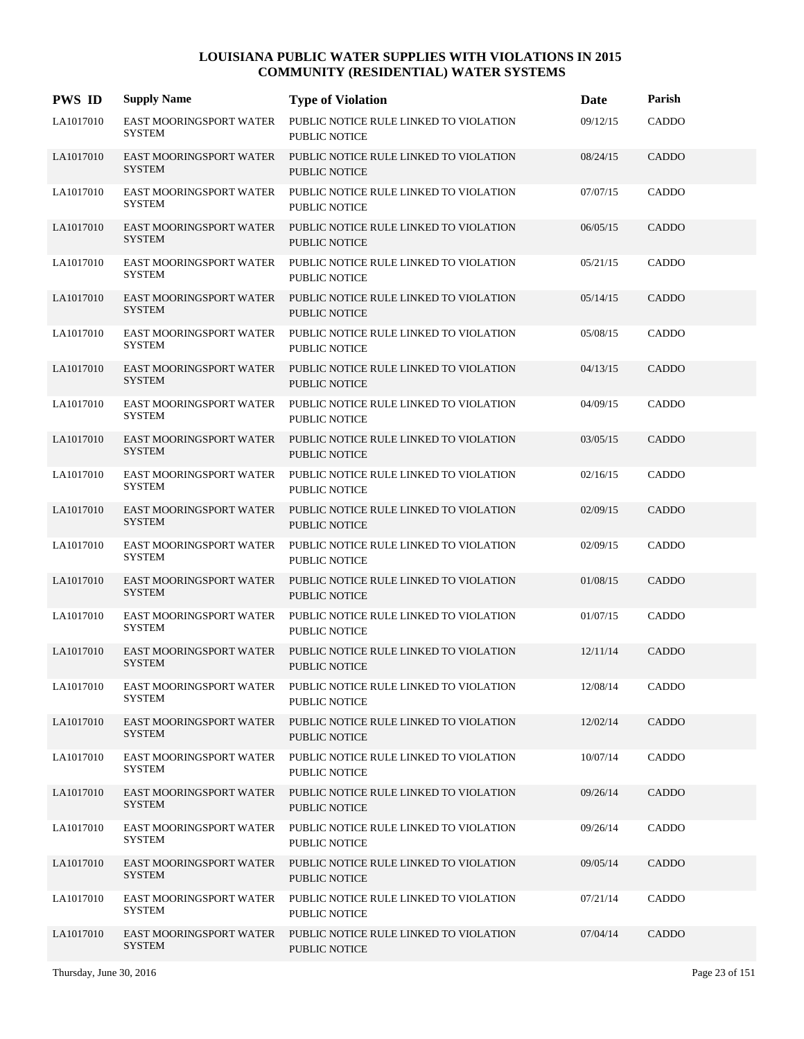# LOUISIANA PUBLIC WATER SUPPLIES WITH VIOLATIONS IN 2015
## COMMUNITY (RESIDENTIAL) WATER SYSTEMS

| PWS ID | Supply Name | Type of Violation | Date | Parish |
|---|---|---|---|---|
| LA1017010 | EAST MOORINGSPORT WATER SYSTEM | PUBLIC NOTICE RULE LINKED TO VIOLATION PUBLIC NOTICE | 09/12/15 | CADDO |
| LA1017010 | EAST MOORINGSPORT WATER SYSTEM | PUBLIC NOTICE RULE LINKED TO VIOLATION PUBLIC NOTICE | 08/24/15 | CADDO |
| LA1017010 | EAST MOORINGSPORT WATER SYSTEM | PUBLIC NOTICE RULE LINKED TO VIOLATION PUBLIC NOTICE | 07/07/15 | CADDO |
| LA1017010 | EAST MOORINGSPORT WATER SYSTEM | PUBLIC NOTICE RULE LINKED TO VIOLATION PUBLIC NOTICE | 06/05/15 | CADDO |
| LA1017010 | EAST MOORINGSPORT WATER SYSTEM | PUBLIC NOTICE RULE LINKED TO VIOLATION PUBLIC NOTICE | 05/21/15 | CADDO |
| LA1017010 | EAST MOORINGSPORT WATER SYSTEM | PUBLIC NOTICE RULE LINKED TO VIOLATION PUBLIC NOTICE | 05/14/15 | CADDO |
| LA1017010 | EAST MOORINGSPORT WATER SYSTEM | PUBLIC NOTICE RULE LINKED TO VIOLATION PUBLIC NOTICE | 05/08/15 | CADDO |
| LA1017010 | EAST MOORINGSPORT WATER SYSTEM | PUBLIC NOTICE RULE LINKED TO VIOLATION PUBLIC NOTICE | 04/13/15 | CADDO |
| LA1017010 | EAST MOORINGSPORT WATER SYSTEM | PUBLIC NOTICE RULE LINKED TO VIOLATION PUBLIC NOTICE | 04/09/15 | CADDO |
| LA1017010 | EAST MOORINGSPORT WATER SYSTEM | PUBLIC NOTICE RULE LINKED TO VIOLATION PUBLIC NOTICE | 03/05/15 | CADDO |
| LA1017010 | EAST MOORINGSPORT WATER SYSTEM | PUBLIC NOTICE RULE LINKED TO VIOLATION PUBLIC NOTICE | 02/16/15 | CADDO |
| LA1017010 | EAST MOORINGSPORT WATER SYSTEM | PUBLIC NOTICE RULE LINKED TO VIOLATION PUBLIC NOTICE | 02/09/15 | CADDO |
| LA1017010 | EAST MOORINGSPORT WATER SYSTEM | PUBLIC NOTICE RULE LINKED TO VIOLATION PUBLIC NOTICE | 02/09/15 | CADDO |
| LA1017010 | EAST MOORINGSPORT WATER SYSTEM | PUBLIC NOTICE RULE LINKED TO VIOLATION PUBLIC NOTICE | 01/08/15 | CADDO |
| LA1017010 | EAST MOORINGSPORT WATER SYSTEM | PUBLIC NOTICE RULE LINKED TO VIOLATION PUBLIC NOTICE | 01/07/15 | CADDO |
| LA1017010 | EAST MOORINGSPORT WATER SYSTEM | PUBLIC NOTICE RULE LINKED TO VIOLATION PUBLIC NOTICE | 12/11/14 | CADDO |
| LA1017010 | EAST MOORINGSPORT WATER SYSTEM | PUBLIC NOTICE RULE LINKED TO VIOLATION PUBLIC NOTICE | 12/08/14 | CADDO |
| LA1017010 | EAST MOORINGSPORT WATER SYSTEM | PUBLIC NOTICE RULE LINKED TO VIOLATION PUBLIC NOTICE | 12/02/14 | CADDO |
| LA1017010 | EAST MOORINGSPORT WATER SYSTEM | PUBLIC NOTICE RULE LINKED TO VIOLATION PUBLIC NOTICE | 10/07/14 | CADDO |
| LA1017010 | EAST MOORINGSPORT WATER SYSTEM | PUBLIC NOTICE RULE LINKED TO VIOLATION PUBLIC NOTICE | 09/26/14 | CADDO |
| LA1017010 | EAST MOORINGSPORT WATER SYSTEM | PUBLIC NOTICE RULE LINKED TO VIOLATION PUBLIC NOTICE | 09/26/14 | CADDO |
| LA1017010 | EAST MOORINGSPORT WATER SYSTEM | PUBLIC NOTICE RULE LINKED TO VIOLATION PUBLIC NOTICE | 09/05/14 | CADDO |
| LA1017010 | EAST MOORINGSPORT WATER SYSTEM | PUBLIC NOTICE RULE LINKED TO VIOLATION PUBLIC NOTICE | 07/21/14 | CADDO |
| LA1017010 | EAST MOORINGSPORT WATER SYSTEM | PUBLIC NOTICE RULE LINKED TO VIOLATION PUBLIC NOTICE | 07/04/14 | CADDO |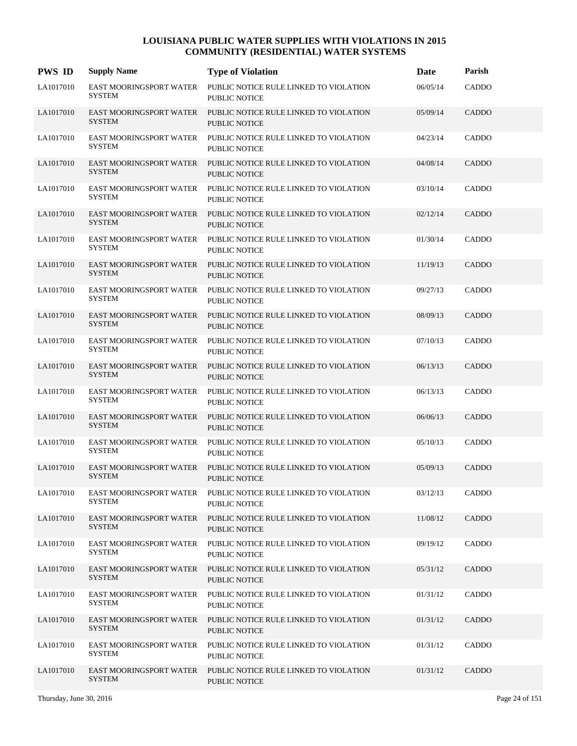# LOUISIANA PUBLIC WATER SUPPLIES WITH VIOLATIONS IN 2015
## COMMUNITY (RESIDENTIAL) WATER SYSTEMS

| PWS ID | Supply Name | Type of Violation | Date | Parish |
|---|---|---|---|---|
| LA1017010 | EAST MOORINGSPORT WATER SYSTEM | PUBLIC NOTICE RULE LINKED TO VIOLATION PUBLIC NOTICE | 06/05/14 | CADDO |
| LA1017010 | EAST MOORINGSPORT WATER SYSTEM | PUBLIC NOTICE RULE LINKED TO VIOLATION PUBLIC NOTICE | 05/09/14 | CADDO |
| LA1017010 | EAST MOORINGSPORT WATER SYSTEM | PUBLIC NOTICE RULE LINKED TO VIOLATION PUBLIC NOTICE | 04/23/14 | CADDO |
| LA1017010 | EAST MOORINGSPORT WATER SYSTEM | PUBLIC NOTICE RULE LINKED TO VIOLATION PUBLIC NOTICE | 04/08/14 | CADDO |
| LA1017010 | EAST MOORINGSPORT WATER SYSTEM | PUBLIC NOTICE RULE LINKED TO VIOLATION PUBLIC NOTICE | 03/10/14 | CADDO |
| LA1017010 | EAST MOORINGSPORT WATER SYSTEM | PUBLIC NOTICE RULE LINKED TO VIOLATION PUBLIC NOTICE | 02/12/14 | CADDO |
| LA1017010 | EAST MOORINGSPORT WATER SYSTEM | PUBLIC NOTICE RULE LINKED TO VIOLATION PUBLIC NOTICE | 01/30/14 | CADDO |
| LA1017010 | EAST MOORINGSPORT WATER SYSTEM | PUBLIC NOTICE RULE LINKED TO VIOLATION PUBLIC NOTICE | 11/19/13 | CADDO |
| LA1017010 | EAST MOORINGSPORT WATER SYSTEM | PUBLIC NOTICE RULE LINKED TO VIOLATION PUBLIC NOTICE | 09/27/13 | CADDO |
| LA1017010 | EAST MOORINGSPORT WATER SYSTEM | PUBLIC NOTICE RULE LINKED TO VIOLATION PUBLIC NOTICE | 08/09/13 | CADDO |
| LA1017010 | EAST MOORINGSPORT WATER SYSTEM | PUBLIC NOTICE RULE LINKED TO VIOLATION PUBLIC NOTICE | 07/10/13 | CADDO |
| LA1017010 | EAST MOORINGSPORT WATER SYSTEM | PUBLIC NOTICE RULE LINKED TO VIOLATION PUBLIC NOTICE | 06/13/13 | CADDO |
| LA1017010 | EAST MOORINGSPORT WATER SYSTEM | PUBLIC NOTICE RULE LINKED TO VIOLATION PUBLIC NOTICE | 06/13/13 | CADDO |
| LA1017010 | EAST MOORINGSPORT WATER SYSTEM | PUBLIC NOTICE RULE LINKED TO VIOLATION PUBLIC NOTICE | 06/06/13 | CADDO |
| LA1017010 | EAST MOORINGSPORT WATER SYSTEM | PUBLIC NOTICE RULE LINKED TO VIOLATION PUBLIC NOTICE | 05/10/13 | CADDO |
| LA1017010 | EAST MOORINGSPORT WATER SYSTEM | PUBLIC NOTICE RULE LINKED TO VIOLATION PUBLIC NOTICE | 05/09/13 | CADDO |
| LA1017010 | EAST MOORINGSPORT WATER SYSTEM | PUBLIC NOTICE RULE LINKED TO VIOLATION PUBLIC NOTICE | 03/12/13 | CADDO |
| LA1017010 | EAST MOORINGSPORT WATER SYSTEM | PUBLIC NOTICE RULE LINKED TO VIOLATION PUBLIC NOTICE | 11/08/12 | CADDO |
| LA1017010 | EAST MOORINGSPORT WATER SYSTEM | PUBLIC NOTICE RULE LINKED TO VIOLATION PUBLIC NOTICE | 09/19/12 | CADDO |
| LA1017010 | EAST MOORINGSPORT WATER SYSTEM | PUBLIC NOTICE RULE LINKED TO VIOLATION PUBLIC NOTICE | 05/31/12 | CADDO |
| LA1017010 | EAST MOORINGSPORT WATER SYSTEM | PUBLIC NOTICE RULE LINKED TO VIOLATION PUBLIC NOTICE | 01/31/12 | CADDO |
| LA1017010 | EAST MOORINGSPORT WATER SYSTEM | PUBLIC NOTICE RULE LINKED TO VIOLATION PUBLIC NOTICE | 01/31/12 | CADDO |
| LA1017010 | EAST MOORINGSPORT WATER SYSTEM | PUBLIC NOTICE RULE LINKED TO VIOLATION PUBLIC NOTICE | 01/31/12 | CADDO |
| LA1017010 | EAST MOORINGSPORT WATER SYSTEM | PUBLIC NOTICE RULE LINKED TO VIOLATION PUBLIC NOTICE | 01/31/12 | CADDO |

Thursday, June 30, 2016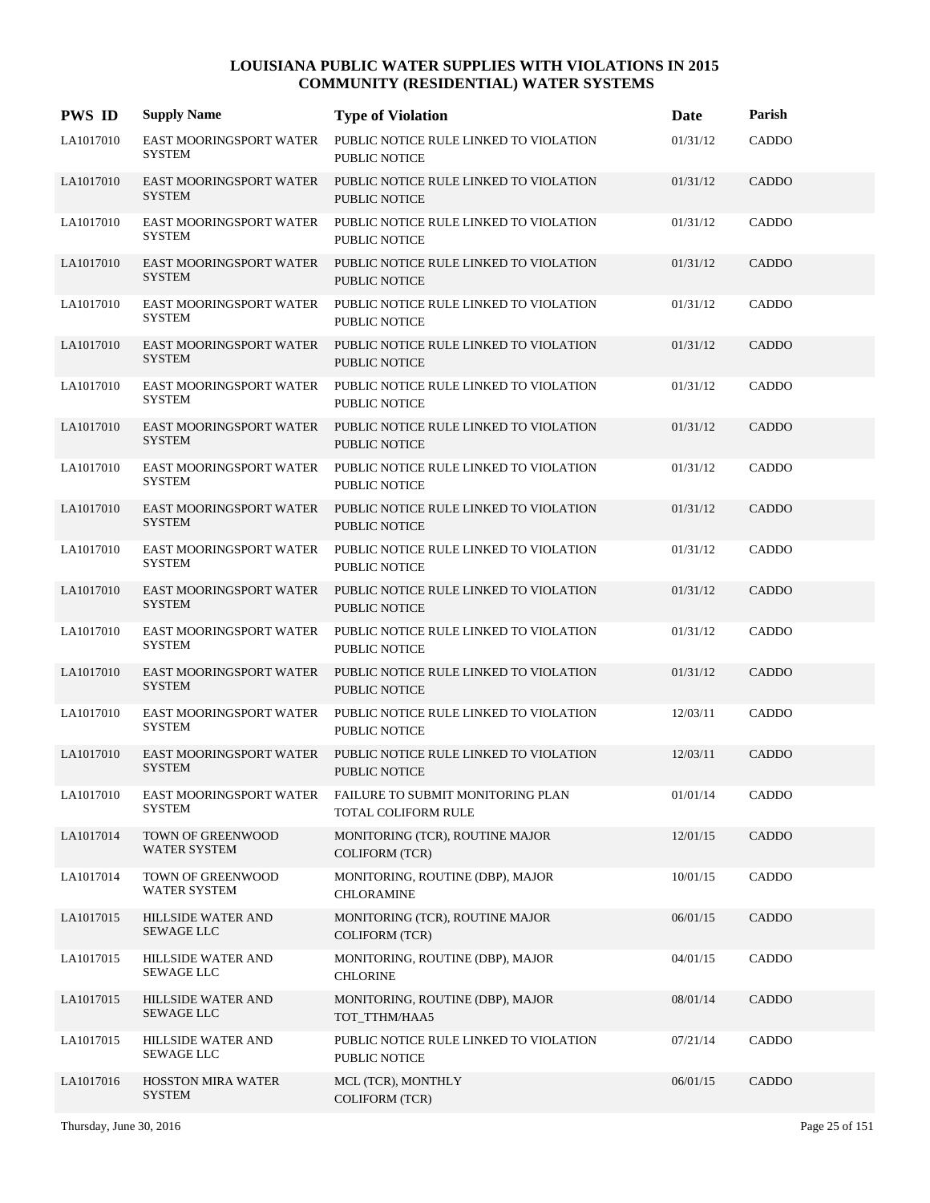# LOUISIANA PUBLIC WATER SUPPLIES WITH VIOLATIONS IN 2015
## COMMUNITY (RESIDENTIAL) WATER SYSTEMS

| PWS ID | Supply Name | Type of Violation | Date | Parish |
|---|---|---|---|---|
| LA1017010 | EAST MOORINGSPORT WATER SYSTEM | PUBLIC NOTICE RULE LINKED TO VIOLATION PUBLIC NOTICE | 01/31/12 | CADDO |
| LA1017010 | EAST MOORINGSPORT WATER SYSTEM | PUBLIC NOTICE RULE LINKED TO VIOLATION PUBLIC NOTICE | 01/31/12 | CADDO |
| LA1017010 | EAST MOORINGSPORT WATER SYSTEM | PUBLIC NOTICE RULE LINKED TO VIOLATION PUBLIC NOTICE | 01/31/12 | CADDO |
| LA1017010 | EAST MOORINGSPORT WATER SYSTEM | PUBLIC NOTICE RULE LINKED TO VIOLATION PUBLIC NOTICE | 01/31/12 | CADDO |
| LA1017010 | EAST MOORINGSPORT WATER SYSTEM | PUBLIC NOTICE RULE LINKED TO VIOLATION PUBLIC NOTICE | 01/31/12 | CADDO |
| LA1017010 | EAST MOORINGSPORT WATER SYSTEM | PUBLIC NOTICE RULE LINKED TO VIOLATION PUBLIC NOTICE | 01/31/12 | CADDO |
| LA1017010 | EAST MOORINGSPORT WATER SYSTEM | PUBLIC NOTICE RULE LINKED TO VIOLATION PUBLIC NOTICE | 01/31/12 | CADDO |
| LA1017010 | EAST MOORINGSPORT WATER SYSTEM | PUBLIC NOTICE RULE LINKED TO VIOLATION PUBLIC NOTICE | 01/31/12 | CADDO |
| LA1017010 | EAST MOORINGSPORT WATER SYSTEM | PUBLIC NOTICE RULE LINKED TO VIOLATION PUBLIC NOTICE | 01/31/12 | CADDO |
| LA1017010 | EAST MOORINGSPORT WATER SYSTEM | PUBLIC NOTICE RULE LINKED TO VIOLATION PUBLIC NOTICE | 01/31/12 | CADDO |
| LA1017010 | EAST MOORINGSPORT WATER SYSTEM | PUBLIC NOTICE RULE LINKED TO VIOLATION PUBLIC NOTICE | 01/31/12 | CADDO |
| LA1017010 | EAST MOORINGSPORT WATER SYSTEM | PUBLIC NOTICE RULE LINKED TO VIOLATION PUBLIC NOTICE | 01/31/12 | CADDO |
| LA1017010 | EAST MOORINGSPORT WATER SYSTEM | PUBLIC NOTICE RULE LINKED TO VIOLATION PUBLIC NOTICE | 01/31/12 | CADDO |
| LA1017010 | EAST MOORINGSPORT WATER SYSTEM | PUBLIC NOTICE RULE LINKED TO VIOLATION PUBLIC NOTICE | 01/31/12 | CADDO |
| LA1017010 | EAST MOORINGSPORT WATER SYSTEM | PUBLIC NOTICE RULE LINKED TO VIOLATION PUBLIC NOTICE | 12/03/11 | CADDO |
| LA1017010 | EAST MOORINGSPORT WATER SYSTEM | PUBLIC NOTICE RULE LINKED TO VIOLATION PUBLIC NOTICE | 12/03/11 | CADDO |
| LA1017010 | EAST MOORINGSPORT WATER SYSTEM | FAILURE TO SUBMIT MONITORING PLAN TOTAL COLIFORM RULE | 01/01/14 | CADDO |
| LA1017014 | TOWN OF GREENWOOD WATER SYSTEM | MONITORING (TCR), ROUTINE MAJOR COLIFORM (TCR) | 12/01/15 | CADDO |
| LA1017014 | TOWN OF GREENWOOD WATER SYSTEM | MONITORING, ROUTINE (DBP), MAJOR CHLORAMINE | 10/01/15 | CADDO |
| LA1017015 | HILLSIDE WATER AND SEWAGE LLC | MONITORING (TCR), ROUTINE MAJOR COLIFORM (TCR) | 06/01/15 | CADDO |
| LA1017015 | HILLSIDE WATER AND SEWAGE LLC | MONITORING, ROUTINE (DBP), MAJOR CHLORINE | 04/01/15 | CADDO |
| LA1017015 | HILLSIDE WATER AND SEWAGE LLC | MONITORING, ROUTINE (DBP), MAJOR TOT_TTHM/HAA5 | 08/01/14 | CADDO |
| LA1017015 | HILLSIDE WATER AND SEWAGE LLC | PUBLIC NOTICE RULE LINKED TO VIOLATION PUBLIC NOTICE | 07/21/14 | CADDO |
| LA1017016 | HOSSTON MIRA WATER SYSTEM | MCL (TCR), MONTHLY COLIFORM (TCR) | 06/01/15 | CADDO |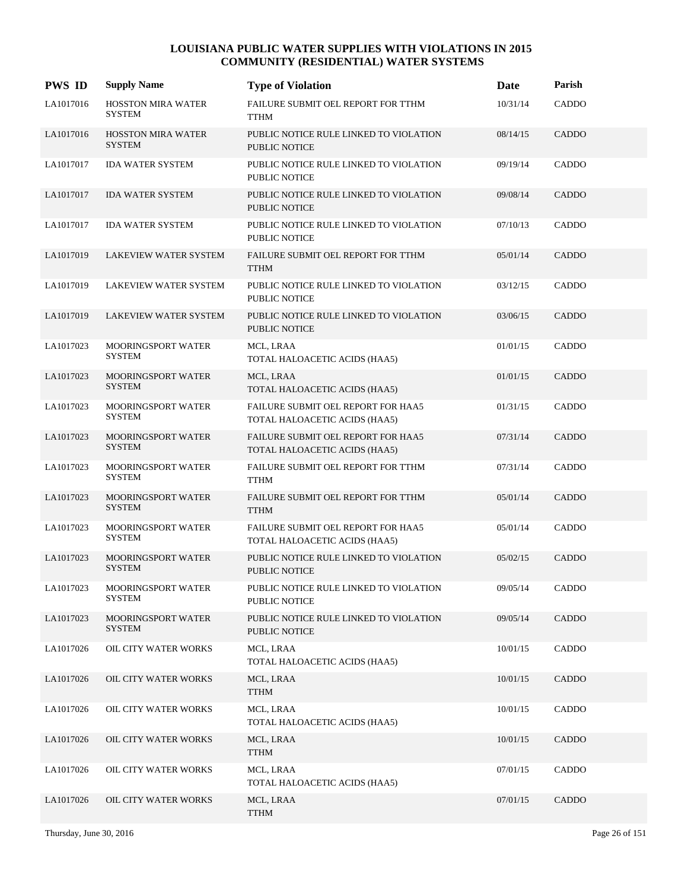# LOUISIANA PUBLIC WATER SUPPLIES WITH VIOLATIONS IN 2015
## COMMUNITY (RESIDENTIAL) WATER SYSTEMS

| PWS ID | Supply Name | Type of Violation | Date | Parish |
|---|---|---|---|---|
| LA1017016 | HOSSTON MIRA WATER SYSTEM | FAILURE SUBMIT OEL REPORT FOR TTHM TTHM | 10/31/14 | CADDO |
| LA1017016 | HOSSTON MIRA WATER SYSTEM | PUBLIC NOTICE RULE LINKED TO VIOLATION PUBLIC NOTICE | 08/14/15 | CADDO |
| LA1017017 | IDA WATER SYSTEM | PUBLIC NOTICE RULE LINKED TO VIOLATION PUBLIC NOTICE | 09/19/14 | CADDO |
| LA1017017 | IDA WATER SYSTEM | PUBLIC NOTICE RULE LINKED TO VIOLATION PUBLIC NOTICE | 09/08/14 | CADDO |
| LA1017017 | IDA WATER SYSTEM | PUBLIC NOTICE RULE LINKED TO VIOLATION PUBLIC NOTICE | 07/10/13 | CADDO |
| LA1017019 | LAKEVIEW WATER SYSTEM | FAILURE SUBMIT OEL REPORT FOR TTHM TTHM | 05/01/14 | CADDO |
| LA1017019 | LAKEVIEW WATER SYSTEM | PUBLIC NOTICE RULE LINKED TO VIOLATION PUBLIC NOTICE | 03/12/15 | CADDO |
| LA1017019 | LAKEVIEW WATER SYSTEM | PUBLIC NOTICE RULE LINKED TO VIOLATION PUBLIC NOTICE | 03/06/15 | CADDO |
| LA1017023 | MOORINGSPORT WATER SYSTEM | MCL, LRAA TOTAL HALOACETIC ACIDS (HAA5) | 01/01/15 | CADDO |
| LA1017023 | MOORINGSPORT WATER SYSTEM | MCL, LRAA TOTAL HALOACETIC ACIDS (HAA5) | 01/01/15 | CADDO |
| LA1017023 | MOORINGSPORT WATER SYSTEM | FAILURE SUBMIT OEL REPORT FOR HAA5 TOTAL HALOACETIC ACIDS (HAA5) | 01/31/15 | CADDO |
| LA1017023 | MOORINGSPORT WATER SYSTEM | FAILURE SUBMIT OEL REPORT FOR HAA5 TOTAL HALOACETIC ACIDS (HAA5) | 07/31/14 | CADDO |
| LA1017023 | MOORINGSPORT WATER SYSTEM | FAILURE SUBMIT OEL REPORT FOR TTHM TTHM | 07/31/14 | CADDO |
| LA1017023 | MOORINGSPORT WATER SYSTEM | FAILURE SUBMIT OEL REPORT FOR TTHM TTHM | 05/01/14 | CADDO |
| LA1017023 | MOORINGSPORT WATER SYSTEM | FAILURE SUBMIT OEL REPORT FOR HAA5 TOTAL HALOACETIC ACIDS (HAA5) | 05/01/14 | CADDO |
| LA1017023 | MOORINGSPORT WATER SYSTEM | PUBLIC NOTICE RULE LINKED TO VIOLATION PUBLIC NOTICE | 05/02/15 | CADDO |
| LA1017023 | MOORINGSPORT WATER SYSTEM | PUBLIC NOTICE RULE LINKED TO VIOLATION PUBLIC NOTICE | 09/05/14 | CADDO |
| LA1017023 | MOORINGSPORT WATER SYSTEM | PUBLIC NOTICE RULE LINKED TO VIOLATION PUBLIC NOTICE | 09/05/14 | CADDO |
| LA1017026 | OIL CITY WATER WORKS | MCL, LRAA TOTAL HALOACETIC ACIDS (HAA5) | 10/01/15 | CADDO |
| LA1017026 | OIL CITY WATER WORKS | MCL, LRAA TTHM | 10/01/15 | CADDO |
| LA1017026 | OIL CITY WATER WORKS | MCL, LRAA TOTAL HALOACETIC ACIDS (HAA5) | 10/01/15 | CADDO |
| LA1017026 | OIL CITY WATER WORKS | MCL, LRAA TTHM | 10/01/15 | CADDO |
| LA1017026 | OIL CITY WATER WORKS | MCL, LRAA TOTAL HALOACETIC ACIDS (HAA5) | 07/01/15 | CADDO |
| LA1017026 | OIL CITY WATER WORKS | MCL, LRAA TTHM | 07/01/15 | CADDO |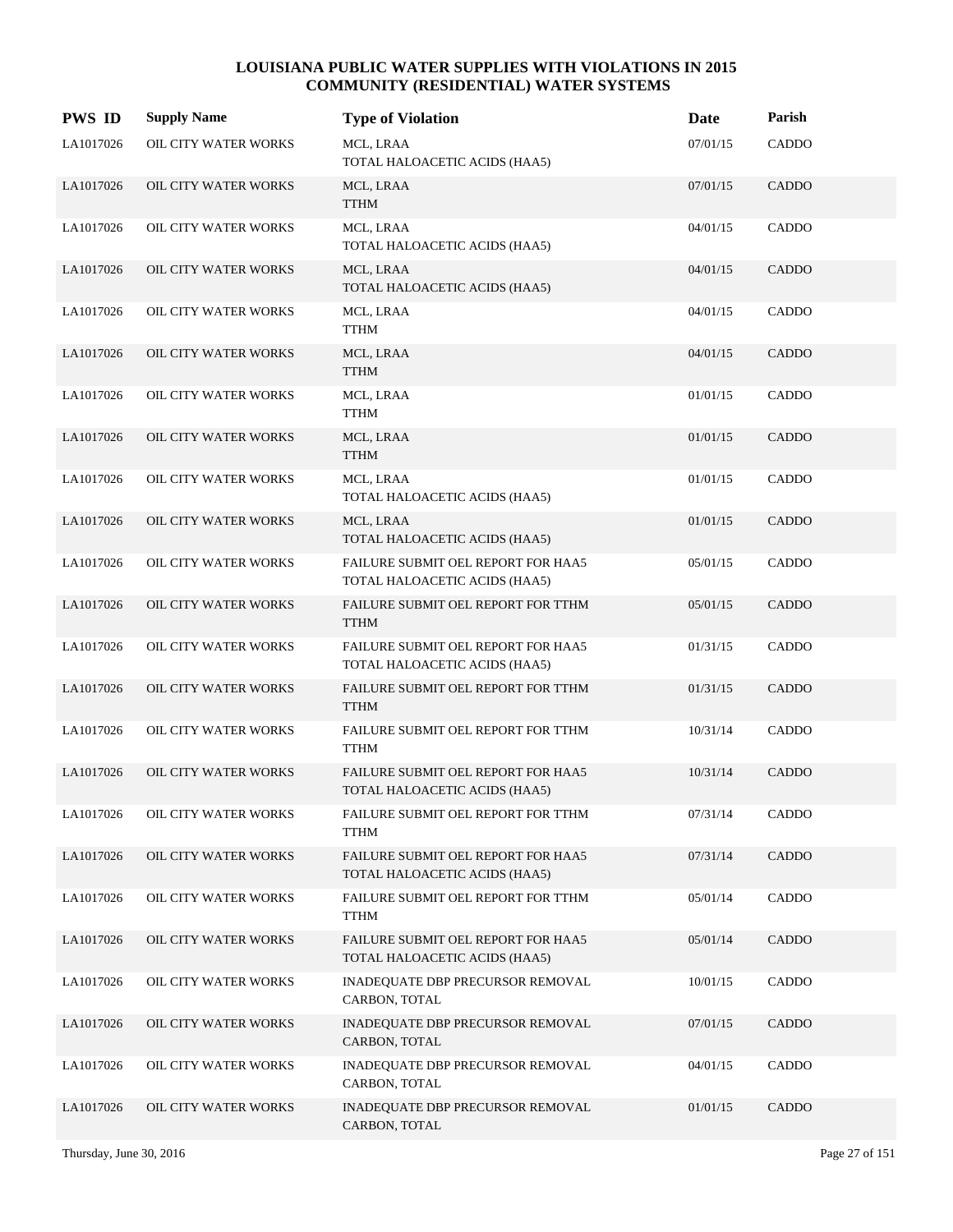# LOUISIANA PUBLIC WATER SUPPLIES WITH VIOLATIONS IN 2015
## COMMUNITY (RESIDENTIAL) WATER SYSTEMS

| PWS ID | Supply Name | Type of Violation | Date | Parish |
|---|---|---|---|---|
| LA1017026 | OIL CITY WATER WORKS | MCL, LRAA<br>TOTAL HALOACETIC ACIDS (HAA5) | 07/01/15 | CADDO |
| LA1017026 | OIL CITY WATER WORKS | MCL, LRAA<br>TTHM | 07/01/15 | CADDO |
| LA1017026 | OIL CITY WATER WORKS | MCL, LRAA<br>TOTAL HALOACETIC ACIDS (HAA5) | 04/01/15 | CADDO |
| LA1017026 | OIL CITY WATER WORKS | MCL, LRAA<br>TOTAL HALOACETIC ACIDS (HAA5) | 04/01/15 | CADDO |
| LA1017026 | OIL CITY WATER WORKS | MCL, LRAA<br>TTHM | 04/01/15 | CADDO |
| LA1017026 | OIL CITY WATER WORKS | MCL, LRAA<br>TTHM | 04/01/15 | CADDO |
| LA1017026 | OIL CITY WATER WORKS | MCL, LRAA<br>TTHM | 01/01/15 | CADDO |
| LA1017026 | OIL CITY WATER WORKS | MCL, LRAA<br>TTHM | 01/01/15 | CADDO |
| LA1017026 | OIL CITY WATER WORKS | MCL, LRAA<br>TOTAL HALOACETIC ACIDS (HAA5) | 01/01/15 | CADDO |
| LA1017026 | OIL CITY WATER WORKS | MCL, LRAA<br>TOTAL HALOACETIC ACIDS (HAA5) | 01/01/15 | CADDO |
| LA1017026 | OIL CITY WATER WORKS | FAILURE SUBMIT OEL REPORT FOR HAA5<br>TOTAL HALOACETIC ACIDS (HAA5) | 05/01/15 | CADDO |
| LA1017026 | OIL CITY WATER WORKS | FAILURE SUBMIT OEL REPORT FOR TTHM<br>TTHM | 05/01/15 | CADDO |
| LA1017026 | OIL CITY WATER WORKS | FAILURE SUBMIT OEL REPORT FOR HAA5<br>TOTAL HALOACETIC ACIDS (HAA5) | 01/31/15 | CADDO |
| LA1017026 | OIL CITY WATER WORKS | FAILURE SUBMIT OEL REPORT FOR TTHM<br>TTHM | 01/31/15 | CADDO |
| LA1017026 | OIL CITY WATER WORKS | FAILURE SUBMIT OEL REPORT FOR TTHM<br>TTHM | 10/31/14 | CADDO |
| LA1017026 | OIL CITY WATER WORKS | FAILURE SUBMIT OEL REPORT FOR HAA5<br>TOTAL HALOACETIC ACIDS (HAA5) | 10/31/14 | CADDO |
| LA1017026 | OIL CITY WATER WORKS | FAILURE SUBMIT OEL REPORT FOR TTHM<br>TTHM | 07/31/14 | CADDO |
| LA1017026 | OIL CITY WATER WORKS | FAILURE SUBMIT OEL REPORT FOR HAA5<br>TOTAL HALOACETIC ACIDS (HAA5) | 07/31/14 | CADDO |
| LA1017026 | OIL CITY WATER WORKS | FAILURE SUBMIT OEL REPORT FOR TTHM<br>TTHM | 05/01/14 | CADDO |
| LA1017026 | OIL CITY WATER WORKS | FAILURE SUBMIT OEL REPORT FOR HAA5<br>TOTAL HALOACETIC ACIDS (HAA5) | 05/01/14 | CADDO |
| LA1017026 | OIL CITY WATER WORKS | INADEQUATE DBP PRECURSOR REMOVAL<br>CARBON, TOTAL | 10/01/15 | CADDO |
| LA1017026 | OIL CITY WATER WORKS | INADEQUATE DBP PRECURSOR REMOVAL<br>CARBON, TOTAL | 07/01/15 | CADDO |
| LA1017026 | OIL CITY WATER WORKS | INADEQUATE DBP PRECURSOR REMOVAL<br>CARBON, TOTAL | 04/01/15 | CADDO |
| LA1017026 | OIL CITY WATER WORKS | INADEQUATE DBP PRECURSOR REMOVAL<br>CARBON, TOTAL | 01/01/15 | CADDO |

Thursday, June 30, 2016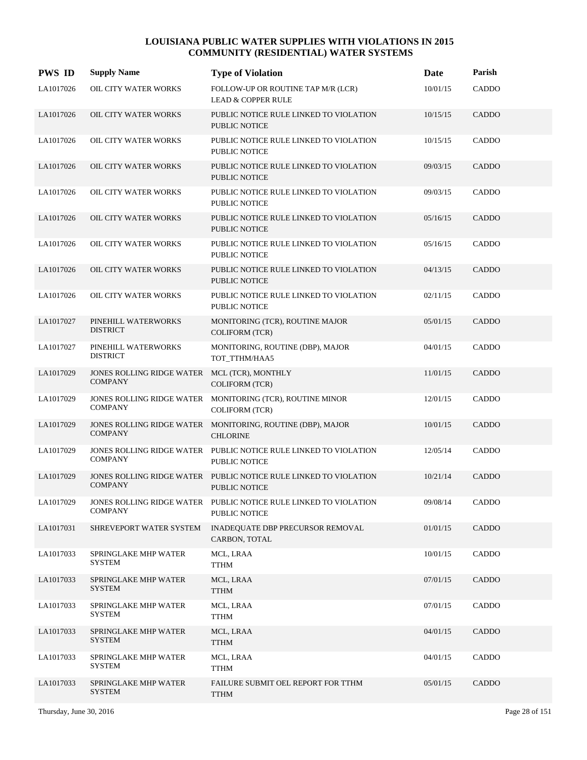# LOUISIANA PUBLIC WATER SUPPLIES WITH VIOLATIONS IN 2015
## COMMUNITY (RESIDENTIAL) WATER SYSTEMS

| PWS ID | Supply Name | Type of Violation | Date | Parish |
|---|---|---|---|---|
| LA1017026 | OIL CITY WATER WORKS | FOLLOW-UP OR ROUTINE TAP M/R (LCR) LEAD & COPPER RULE | 10/01/15 | CADDO |
| LA1017026 | OIL CITY WATER WORKS | PUBLIC NOTICE RULE LINKED TO VIOLATION PUBLIC NOTICE | 10/15/15 | CADDO |
| LA1017026 | OIL CITY WATER WORKS | PUBLIC NOTICE RULE LINKED TO VIOLATION PUBLIC NOTICE | 10/15/15 | CADDO |
| LA1017026 | OIL CITY WATER WORKS | PUBLIC NOTICE RULE LINKED TO VIOLATION PUBLIC NOTICE | 09/03/15 | CADDO |
| LA1017026 | OIL CITY WATER WORKS | PUBLIC NOTICE RULE LINKED TO VIOLATION PUBLIC NOTICE | 09/03/15 | CADDO |
| LA1017026 | OIL CITY WATER WORKS | PUBLIC NOTICE RULE LINKED TO VIOLATION PUBLIC NOTICE | 05/16/15 | CADDO |
| LA1017026 | OIL CITY WATER WORKS | PUBLIC NOTICE RULE LINKED TO VIOLATION PUBLIC NOTICE | 05/16/15 | CADDO |
| LA1017026 | OIL CITY WATER WORKS | PUBLIC NOTICE RULE LINKED TO VIOLATION PUBLIC NOTICE | 04/13/15 | CADDO |
| LA1017026 | OIL CITY WATER WORKS | PUBLIC NOTICE RULE LINKED TO VIOLATION PUBLIC NOTICE | 02/11/15 | CADDO |
| LA1017027 | PINEHILL WATERWORKS DISTRICT | MONITORING (TCR), ROUTINE MAJOR COLIFORM (TCR) | 05/01/15 | CADDO |
| LA1017027 | PINEHILL WATERWORKS DISTRICT | MONITORING, ROUTINE (DBP), MAJOR TOT_TTHM/HAA5 | 04/01/15 | CADDO |
| LA1017029 | JONES ROLLING RIDGE WATER COMPANY | MCL (TCR), MONTHLY COLIFORM (TCR) | 11/01/15 | CADDO |
| LA1017029 | JONES ROLLING RIDGE WATER COMPANY | MONITORING (TCR), ROUTINE MINOR COLIFORM (TCR) | 12/01/15 | CADDO |
| LA1017029 | JONES ROLLING RIDGE WATER COMPANY | MONITORING, ROUTINE (DBP), MAJOR CHLORINE | 10/01/15 | CADDO |
| LA1017029 | JONES ROLLING RIDGE WATER COMPANY | PUBLIC NOTICE RULE LINKED TO VIOLATION PUBLIC NOTICE | 12/05/14 | CADDO |
| LA1017029 | JONES ROLLING RIDGE WATER COMPANY | PUBLIC NOTICE RULE LINKED TO VIOLATION PUBLIC NOTICE | 10/21/14 | CADDO |
| LA1017029 | JONES ROLLING RIDGE WATER COMPANY | PUBLIC NOTICE RULE LINKED TO VIOLATION PUBLIC NOTICE | 09/08/14 | CADDO |
| LA1017031 | SHREVEPORT WATER SYSTEM | INADEQUATE DBP PRECURSOR REMOVAL CARBON, TOTAL | 01/01/15 | CADDO |
| LA1017033 | SPRINGLAKE MHP WATER SYSTEM | MCL, LRAA TTHM | 10/01/15 | CADDO |
| LA1017033 | SPRINGLAKE MHP WATER SYSTEM | MCL, LRAA TTHM | 07/01/15 | CADDO |
| LA1017033 | SPRINGLAKE MHP WATER SYSTEM | MCL, LRAA TTHM | 07/01/15 | CADDO |
| LA1017033 | SPRINGLAKE MHP WATER SYSTEM | MCL, LRAA TTHM | 04/01/15 | CADDO |
| LA1017033 | SPRINGLAKE MHP WATER SYSTEM | MCL, LRAA TTHM | 04/01/15 | CADDO |
| LA1017033 | SPRINGLAKE MHP WATER SYSTEM | FAILURE SUBMIT OEL REPORT FOR TTHM TTHM | 05/01/15 | CADDO |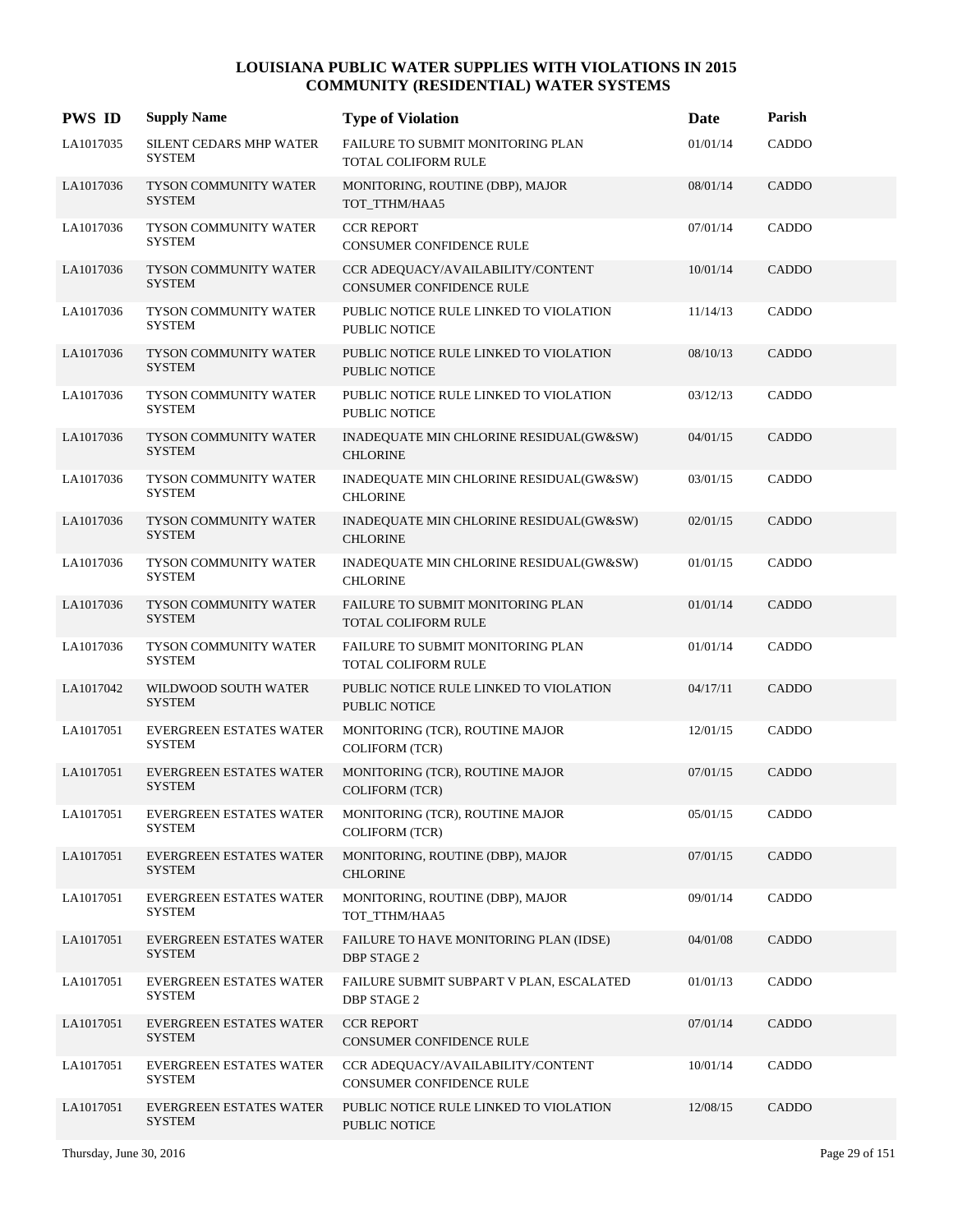# LOUISIANA PUBLIC WATER SUPPLIES WITH VIOLATIONS IN 2015
## COMMUNITY (RESIDENTIAL) WATER SYSTEMS

| PWS ID | Supply Name | Type of Violation | Date | Parish |
|---|---|---|---|---|
| LA1017035 | SILENT CEDARS MHP WATER SYSTEM | FAILURE TO SUBMIT MONITORING PLAN<br>TOTAL COLIFORM RULE | 01/01/14 | CADDO |
| LA1017036 | TYSON COMMUNITY WATER SYSTEM | MONITORING, ROUTINE (DBP), MAJOR<br>TOT_TTHM/HAA5 | 08/01/14 | CADDO |
| LA1017036 | TYSON COMMUNITY WATER SYSTEM | CCR REPORT<br>CONSUMER CONFIDENCE RULE | 07/01/14 | CADDO |
| LA1017036 | TYSON COMMUNITY WATER SYSTEM | CCR ADEQUACY/AVAILABILITY/CONTENT<br>CONSUMER CONFIDENCE RULE | 10/01/14 | CADDO |
| LA1017036 | TYSON COMMUNITY WATER SYSTEM | PUBLIC NOTICE RULE LINKED TO VIOLATION<br>PUBLIC NOTICE | 11/14/13 | CADDO |
| LA1017036 | TYSON COMMUNITY WATER SYSTEM | PUBLIC NOTICE RULE LINKED TO VIOLATION<br>PUBLIC NOTICE | 08/10/13 | CADDO |
| LA1017036 | TYSON COMMUNITY WATER SYSTEM | PUBLIC NOTICE RULE LINKED TO VIOLATION<br>PUBLIC NOTICE | 03/12/13 | CADDO |
| LA1017036 | TYSON COMMUNITY WATER SYSTEM | INADEQUATE MIN CHLORINE RESIDUAL(GW&SW)<br>CHLORINE | 04/01/15 | CADDO |
| LA1017036 | TYSON COMMUNITY WATER SYSTEM | INADEQUATE MIN CHLORINE RESIDUAL(GW&SW)<br>CHLORINE | 03/01/15 | CADDO |
| LA1017036 | TYSON COMMUNITY WATER SYSTEM | INADEQUATE MIN CHLORINE RESIDUAL(GW&SW)<br>CHLORINE | 02/01/15 | CADDO |
| LA1017036 | TYSON COMMUNITY WATER SYSTEM | INADEQUATE MIN CHLORINE RESIDUAL(GW&SW)<br>CHLORINE | 01/01/15 | CADDO |
| LA1017036 | TYSON COMMUNITY WATER SYSTEM | FAILURE TO SUBMIT MONITORING PLAN<br>TOTAL COLIFORM RULE | 01/01/14 | CADDO |
| LA1017036 | TYSON COMMUNITY WATER SYSTEM | FAILURE TO SUBMIT MONITORING PLAN<br>TOTAL COLIFORM RULE | 01/01/14 | CADDO |
| LA1017042 | WILDWOOD SOUTH WATER SYSTEM | PUBLIC NOTICE RULE LINKED TO VIOLATION<br>PUBLIC NOTICE | 04/17/11 | CADDO |
| LA1017051 | EVERGREEN ESTATES WATER SYSTEM | MONITORING (TCR), ROUTINE MAJOR<br>COLIFORM (TCR) | 12/01/15 | CADDO |
| LA1017051 | EVERGREEN ESTATES WATER SYSTEM | MONITORING (TCR), ROUTINE MAJOR<br>COLIFORM (TCR) | 07/01/15 | CADDO |
| LA1017051 | EVERGREEN ESTATES WATER SYSTEM | MONITORING (TCR), ROUTINE MAJOR<br>COLIFORM (TCR) | 05/01/15 | CADDO |
| LA1017051 | EVERGREEN ESTATES WATER SYSTEM | MONITORING, ROUTINE (DBP), MAJOR<br>CHLORINE | 07/01/15 | CADDO |
| LA1017051 | EVERGREEN ESTATES WATER SYSTEM | MONITORING, ROUTINE (DBP), MAJOR<br>TOT_TTHM/HAA5 | 09/01/14 | CADDO |
| LA1017051 | EVERGREEN ESTATES WATER SYSTEM | FAILURE TO HAVE MONITORING PLAN (IDSE)<br>DBP STAGE 2 | 04/01/08 | CADDO |
| LA1017051 | EVERGREEN ESTATES WATER SYSTEM | FAILURE SUBMIT SUBPART V PLAN, ESCALATED<br>DBP STAGE 2 | 01/01/13 | CADDO |
| LA1017051 | EVERGREEN ESTATES WATER SYSTEM | CCR REPORT<br>CONSUMER CONFIDENCE RULE | 07/01/14 | CADDO |
| LA1017051 | EVERGREEN ESTATES WATER SYSTEM | CCR ADEQUACY/AVAILABILITY/CONTENT<br>CONSUMER CONFIDENCE RULE | 10/01/14 | CADDO |
| LA1017051 | EVERGREEN ESTATES WATER SYSTEM | PUBLIC NOTICE RULE LINKED TO VIOLATION<br>PUBLIC NOTICE | 12/08/15 | CADDO |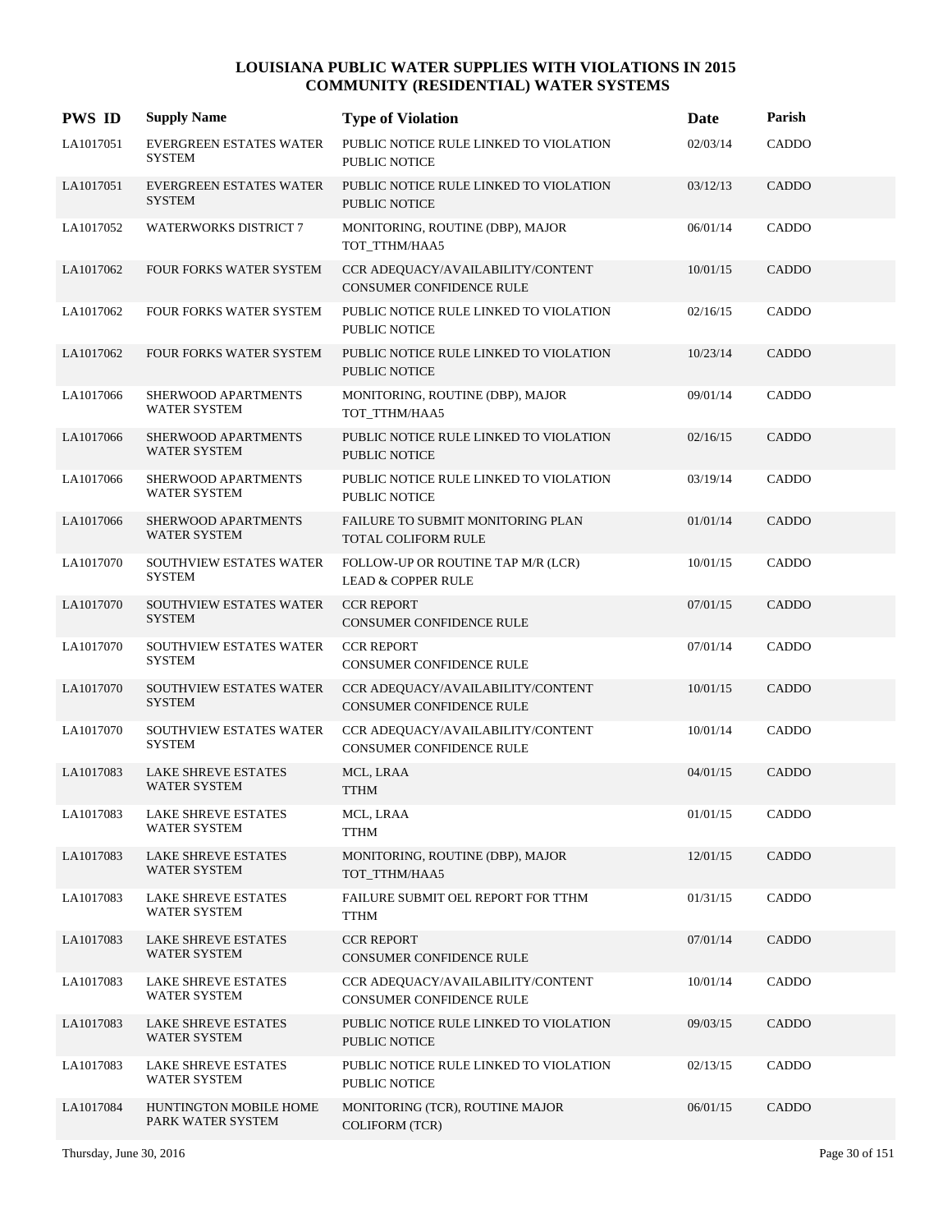# LOUISIANA PUBLIC WATER SUPPLIES WITH VIOLATIONS IN 2015
## COMMUNITY (RESIDENTIAL) WATER SYSTEMS

| PWS ID | Supply Name | Type of Violation | Date | Parish |
|---|---|---|---|---|
| LA1017051 | EVERGREEN ESTATES WATER SYSTEM | PUBLIC NOTICE RULE LINKED TO VIOLATION PUBLIC NOTICE | 02/03/14 | CADDO |
| LA1017051 | EVERGREEN ESTATES WATER SYSTEM | PUBLIC NOTICE RULE LINKED TO VIOLATION PUBLIC NOTICE | 03/12/13 | CADDO |
| LA1017052 | WATERWORKS DISTRICT 7 | MONITORING, ROUTINE (DBP), MAJOR TOT_TTHM/HAA5 | 06/01/14 | CADDO |
| LA1017062 | FOUR FORKS WATER SYSTEM | CCR ADEQUACY/AVAILABILITY/CONTENT CONSUMER CONFIDENCE RULE | 10/01/15 | CADDO |
| LA1017062 | FOUR FORKS WATER SYSTEM | PUBLIC NOTICE RULE LINKED TO VIOLATION PUBLIC NOTICE | 02/16/15 | CADDO |
| LA1017062 | FOUR FORKS WATER SYSTEM | PUBLIC NOTICE RULE LINKED TO VIOLATION PUBLIC NOTICE | 10/23/14 | CADDO |
| LA1017066 | SHERWOOD APARTMENTS WATER SYSTEM | MONITORING, ROUTINE (DBP), MAJOR TOT_TTHM/HAA5 | 09/01/14 | CADDO |
| LA1017066 | SHERWOOD APARTMENTS WATER SYSTEM | PUBLIC NOTICE RULE LINKED TO VIOLATION PUBLIC NOTICE | 02/16/15 | CADDO |
| LA1017066 | SHERWOOD APARTMENTS WATER SYSTEM | PUBLIC NOTICE RULE LINKED TO VIOLATION PUBLIC NOTICE | 03/19/14 | CADDO |
| LA1017066 | SHERWOOD APARTMENTS WATER SYSTEM | FAILURE TO SUBMIT MONITORING PLAN TOTAL COLIFORM RULE | 01/01/14 | CADDO |
| LA1017070 | SOUTHVIEW ESTATES WATER SYSTEM | FOLLOW-UP OR ROUTINE TAP M/R (LCR) LEAD & COPPER RULE | 10/01/15 | CADDO |
| LA1017070 | SOUTHVIEW ESTATES WATER SYSTEM | CCR REPORT CONSUMER CONFIDENCE RULE | 07/01/15 | CADDO |
| LA1017070 | SOUTHVIEW ESTATES WATER SYSTEM | CCR REPORT CONSUMER CONFIDENCE RULE | 07/01/14 | CADDO |
| LA1017070 | SOUTHVIEW ESTATES WATER SYSTEM | CCR ADEQUACY/AVAILABILITY/CONTENT CONSUMER CONFIDENCE RULE | 10/01/15 | CADDO |
| LA1017070 | SOUTHVIEW ESTATES WATER SYSTEM | CCR ADEQUACY/AVAILABILITY/CONTENT CONSUMER CONFIDENCE RULE | 10/01/14 | CADDO |
| LA1017083 | LAKE SHREVE ESTATES WATER SYSTEM | MCL, LRAA TTHM | 04/01/15 | CADDO |
| LA1017083 | LAKE SHREVE ESTATES WATER SYSTEM | MCL, LRAA TTHM | 01/01/15 | CADDO |
| LA1017083 | LAKE SHREVE ESTATES WATER SYSTEM | MONITORING, ROUTINE (DBP), MAJOR TOT_TTHM/HAA5 | 12/01/15 | CADDO |
| LA1017083 | LAKE SHREVE ESTATES WATER SYSTEM | FAILURE SUBMIT OEL REPORT FOR TTHM TTHM | 01/31/15 | CADDO |
| LA1017083 | LAKE SHREVE ESTATES WATER SYSTEM | CCR REPORT CONSUMER CONFIDENCE RULE | 07/01/14 | CADDO |
| LA1017083 | LAKE SHREVE ESTATES WATER SYSTEM | CCR ADEQUACY/AVAILABILITY/CONTENT CONSUMER CONFIDENCE RULE | 10/01/14 | CADDO |
| LA1017083 | LAKE SHREVE ESTATES WATER SYSTEM | PUBLIC NOTICE RULE LINKED TO VIOLATION PUBLIC NOTICE | 09/03/15 | CADDO |
| LA1017083 | LAKE SHREVE ESTATES WATER SYSTEM | PUBLIC NOTICE RULE LINKED TO VIOLATION PUBLIC NOTICE | 02/13/15 | CADDO |
| LA1017084 | HUNTINGTON MOBILE HOME PARK WATER SYSTEM | MONITORING (TCR), ROUTINE MAJOR COLIFORM (TCR) | 06/01/15 | CADDO |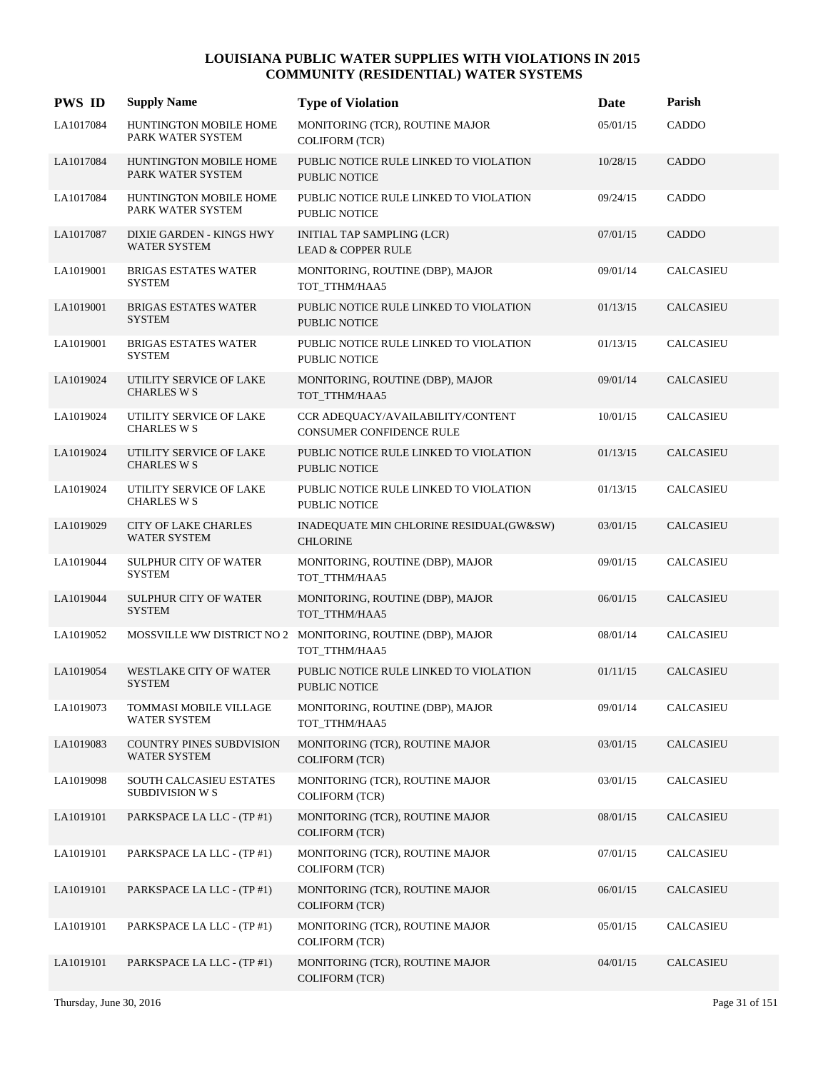# LOUISIANA PUBLIC WATER SUPPLIES WITH VIOLATIONS IN 2015
## COMMUNITY (RESIDENTIAL) WATER SYSTEMS

| PWS ID | Supply Name | Type of Violation | Date | Parish |
|---|---|---|---|---|
| LA1017084 | HUNTINGTON MOBILE HOME PARK WATER SYSTEM | MONITORING (TCR), ROUTINE MAJOR COLIFORM (TCR) | 05/01/15 | CADDO |
| LA1017084 | HUNTINGTON MOBILE HOME PARK WATER SYSTEM | PUBLIC NOTICE RULE LINKED TO VIOLATION PUBLIC NOTICE | 10/28/15 | CADDO |
| LA1017084 | HUNTINGTON MOBILE HOME PARK WATER SYSTEM | PUBLIC NOTICE RULE LINKED TO VIOLATION PUBLIC NOTICE | 09/24/15 | CADDO |
| LA1017087 | DIXIE GARDEN - KINGS HWY WATER SYSTEM | INITIAL TAP SAMPLING (LCR) LEAD & COPPER RULE | 07/01/15 | CADDO |
| LA1019001 | BRIGAS ESTATES WATER SYSTEM | MONITORING, ROUTINE (DBP), MAJOR TOT_TTHM/HAA5 | 09/01/14 | CALCASIEU |
| LA1019001 | BRIGAS ESTATES WATER SYSTEM | PUBLIC NOTICE RULE LINKED TO VIOLATION PUBLIC NOTICE | 01/13/15 | CALCASIEU |
| LA1019001 | BRIGAS ESTATES WATER SYSTEM | PUBLIC NOTICE RULE LINKED TO VIOLATION PUBLIC NOTICE | 01/13/15 | CALCASIEU |
| LA1019024 | UTILITY SERVICE OF LAKE CHARLES W S | MONITORING, ROUTINE (DBP), MAJOR TOT_TTHM/HAA5 | 09/01/14 | CALCASIEU |
| LA1019024 | UTILITY SERVICE OF LAKE CHARLES W S | CCR ADEQUACY/AVAILABILITY/CONTENT CONSUMER CONFIDENCE RULE | 10/01/15 | CALCASIEU |
| LA1019024 | UTILITY SERVICE OF LAKE CHARLES W S | PUBLIC NOTICE RULE LINKED TO VIOLATION PUBLIC NOTICE | 01/13/15 | CALCASIEU |
| LA1019024 | UTILITY SERVICE OF LAKE CHARLES W S | PUBLIC NOTICE RULE LINKED TO VIOLATION PUBLIC NOTICE | 01/13/15 | CALCASIEU |
| LA1019029 | CITY OF LAKE CHARLES WATER SYSTEM | INADEQUATE MIN CHLORINE RESIDUAL(GW&SW) CHLORINE | 03/01/15 | CALCASIEU |
| LA1019044 | SULPHUR CITY OF WATER SYSTEM | MONITORING, ROUTINE (DBP), MAJOR TOT_TTHM/HAA5 | 09/01/15 | CALCASIEU |
| LA1019044 | SULPHUR CITY OF WATER SYSTEM | MONITORING, ROUTINE (DBP), MAJOR TOT_TTHM/HAA5 | 06/01/15 | CALCASIEU |
| LA1019052 | MOSSVILLE WW DISTRICT NO 2 | MONITORING, ROUTINE (DBP), MAJOR TOT_TTHM/HAA5 | 08/01/14 | CALCASIEU |
| LA1019054 | WESTLAKE CITY OF WATER SYSTEM | PUBLIC NOTICE RULE LINKED TO VIOLATION PUBLIC NOTICE | 01/11/15 | CALCASIEU |
| LA1019073 | TOMMASI MOBILE VILLAGE WATER SYSTEM | MONITORING, ROUTINE (DBP), MAJOR TOT_TTHM/HAA5 | 09/01/14 | CALCASIEU |
| LA1019083 | COUNTRY PINES SUBDVISION WATER SYSTEM | MONITORING (TCR), ROUTINE MAJOR COLIFORM (TCR) | 03/01/15 | CALCASIEU |
| LA1019098 | SOUTH CALCASIEU ESTATES SUBDIVISION W S | MONITORING (TCR), ROUTINE MAJOR COLIFORM (TCR) | 03/01/15 | CALCASIEU |
| LA1019101 | PARKSPACE LA LLC - (TP #1) | MONITORING (TCR), ROUTINE MAJOR COLIFORM (TCR) | 08/01/15 | CALCASIEU |
| LA1019101 | PARKSPACE LA LLC - (TP #1) | MONITORING (TCR), ROUTINE MAJOR COLIFORM (TCR) | 07/01/15 | CALCASIEU |
| LA1019101 | PARKSPACE LA LLC - (TP #1) | MONITORING (TCR), ROUTINE MAJOR COLIFORM (TCR) | 06/01/15 | CALCASIEU |
| LA1019101 | PARKSPACE LA LLC - (TP #1) | MONITORING (TCR), ROUTINE MAJOR COLIFORM (TCR) | 05/01/15 | CALCASIEU |
| LA1019101 | PARKSPACE LA LLC - (TP #1) | MONITORING (TCR), ROUTINE MAJOR COLIFORM (TCR) | 04/01/15 | CALCASIEU |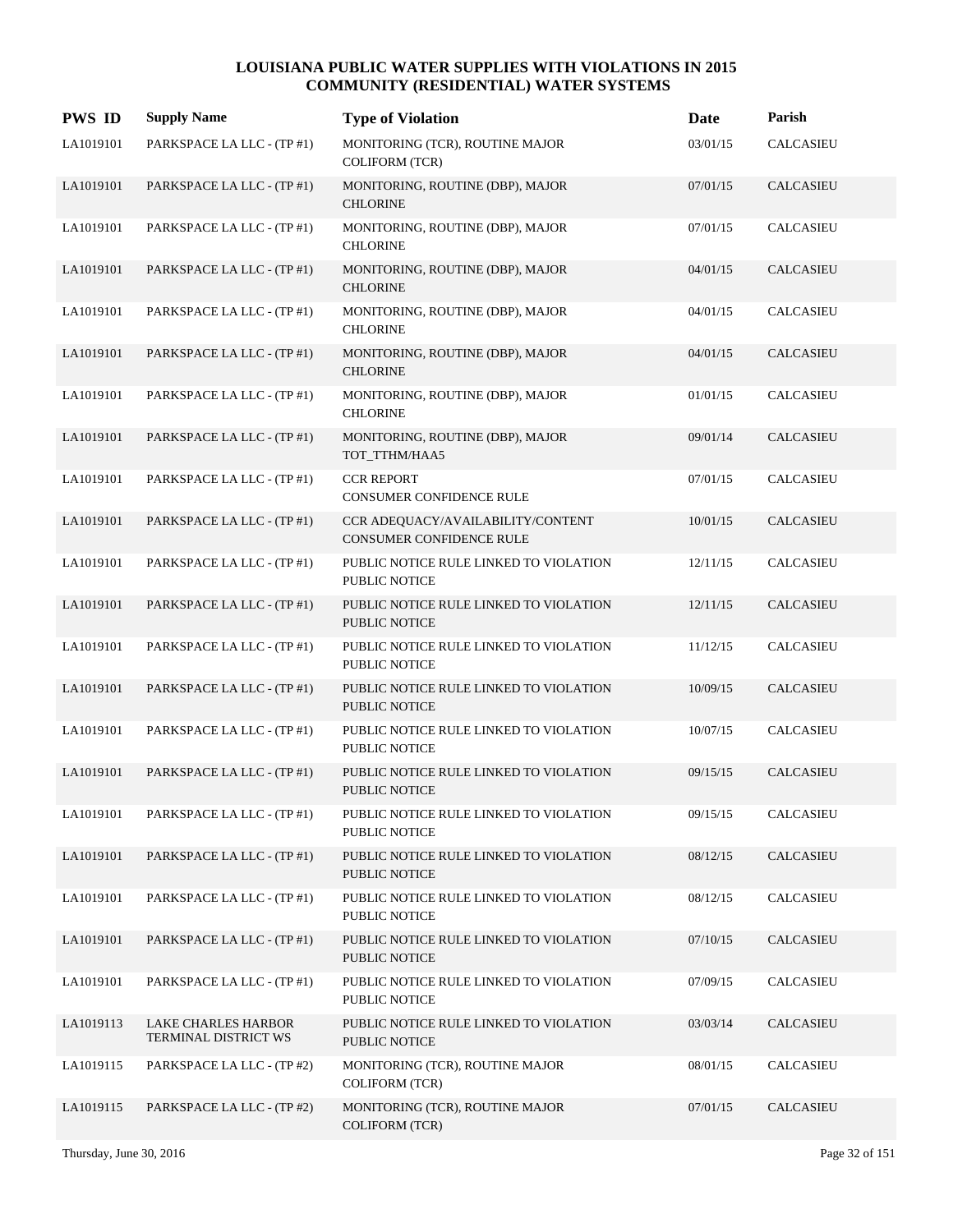# LOUISIANA PUBLIC WATER SUPPLIES WITH VIOLATIONS IN 2015
## COMMUNITY (RESIDENTIAL) WATER SYSTEMS

| PWS ID | Supply Name | Type of Violation | Date | Parish |
|---|---|---|---|---|
| LA1019101 | PARKSPACE LA LLC - (TP #1) | MONITORING (TCR), ROUTINE MAJOR COLIFORM (TCR) | 03/01/15 | CALCASIEU |
| LA1019101 | PARKSPACE LA LLC - (TP #1) | MONITORING, ROUTINE (DBP), MAJOR CHLORINE | 07/01/15 | CALCASIEU |
| LA1019101 | PARKSPACE LA LLC - (TP #1) | MONITORING, ROUTINE (DBP), MAJOR CHLORINE | 07/01/15 | CALCASIEU |
| LA1019101 | PARKSPACE LA LLC - (TP #1) | MONITORING, ROUTINE (DBP), MAJOR CHLORINE | 04/01/15 | CALCASIEU |
| LA1019101 | PARKSPACE LA LLC - (TP #1) | MONITORING, ROUTINE (DBP), MAJOR CHLORINE | 04/01/15 | CALCASIEU |
| LA1019101 | PARKSPACE LA LLC - (TP #1) | MONITORING, ROUTINE (DBP), MAJOR CHLORINE | 04/01/15 | CALCASIEU |
| LA1019101 | PARKSPACE LA LLC - (TP #1) | MONITORING, ROUTINE (DBP), MAJOR CHLORINE | 01/01/15 | CALCASIEU |
| LA1019101 | PARKSPACE LA LLC - (TP #1) | MONITORING, ROUTINE (DBP), MAJOR TOT_TTHM/HAA5 | 09/01/14 | CALCASIEU |
| LA1019101 | PARKSPACE LA LLC - (TP #1) | CCR REPORT CONSUMER CONFIDENCE RULE | 07/01/15 | CALCASIEU |
| LA1019101 | PARKSPACE LA LLC - (TP #1) | CCR ADEQUACY/AVAILABILITY/CONTENT CONSUMER CONFIDENCE RULE | 10/01/15 | CALCASIEU |
| LA1019101 | PARKSPACE LA LLC - (TP #1) | PUBLIC NOTICE RULE LINKED TO VIOLATION PUBLIC NOTICE | 12/11/15 | CALCASIEU |
| LA1019101 | PARKSPACE LA LLC - (TP #1) | PUBLIC NOTICE RULE LINKED TO VIOLATION PUBLIC NOTICE | 12/11/15 | CALCASIEU |
| LA1019101 | PARKSPACE LA LLC - (TP #1) | PUBLIC NOTICE RULE LINKED TO VIOLATION PUBLIC NOTICE | 11/12/15 | CALCASIEU |
| LA1019101 | PARKSPACE LA LLC - (TP #1) | PUBLIC NOTICE RULE LINKED TO VIOLATION PUBLIC NOTICE | 10/09/15 | CALCASIEU |
| LA1019101 | PARKSPACE LA LLC - (TP #1) | PUBLIC NOTICE RULE LINKED TO VIOLATION PUBLIC NOTICE | 10/07/15 | CALCASIEU |
| LA1019101 | PARKSPACE LA LLC - (TP #1) | PUBLIC NOTICE RULE LINKED TO VIOLATION PUBLIC NOTICE | 09/15/15 | CALCASIEU |
| LA1019101 | PARKSPACE LA LLC - (TP #1) | PUBLIC NOTICE RULE LINKED TO VIOLATION PUBLIC NOTICE | 09/15/15 | CALCASIEU |
| LA1019101 | PARKSPACE LA LLC - (TP #1) | PUBLIC NOTICE RULE LINKED TO VIOLATION PUBLIC NOTICE | 08/12/15 | CALCASIEU |
| LA1019101 | PARKSPACE LA LLC - (TP #1) | PUBLIC NOTICE RULE LINKED TO VIOLATION PUBLIC NOTICE | 08/12/15 | CALCASIEU |
| LA1019101 | PARKSPACE LA LLC - (TP #1) | PUBLIC NOTICE RULE LINKED TO VIOLATION PUBLIC NOTICE | 07/10/15 | CALCASIEU |
| LA1019101 | PARKSPACE LA LLC - (TP #1) | PUBLIC NOTICE RULE LINKED TO VIOLATION PUBLIC NOTICE | 07/09/15 | CALCASIEU |
| LA1019113 | LAKE CHARLES HARBOR TERMINAL DISTRICT WS | PUBLIC NOTICE RULE LINKED TO VIOLATION PUBLIC NOTICE | 03/03/14 | CALCASIEU |
| LA1019115 | PARKSPACE LA LLC - (TP #2) | MONITORING (TCR), ROUTINE MAJOR COLIFORM (TCR) | 08/01/15 | CALCASIEU |
| LA1019115 | PARKSPACE LA LLC - (TP #2) | MONITORING (TCR), ROUTINE MAJOR COLIFORM (TCR) | 07/01/15 | CALCASIEU |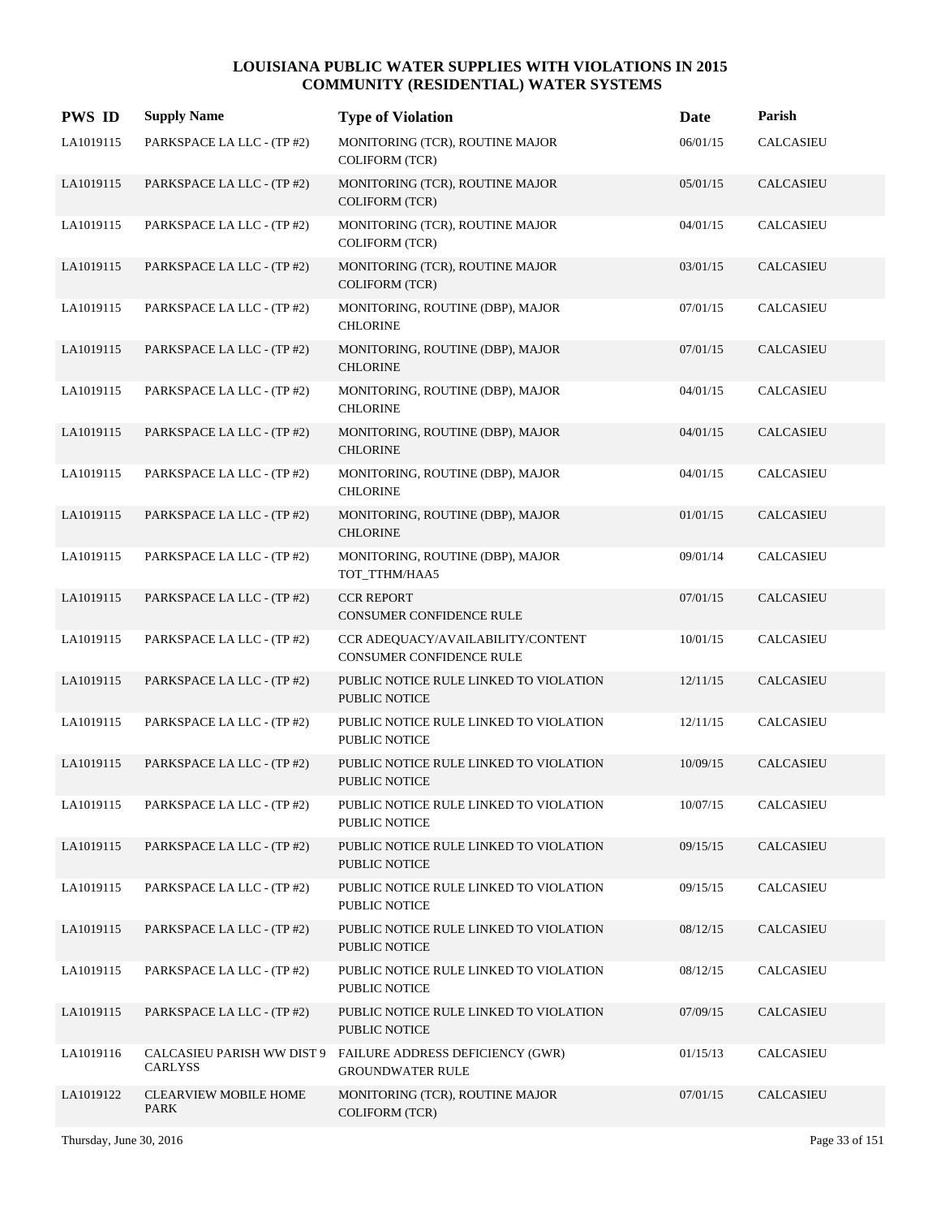# LOUISIANA PUBLIC WATER SUPPLIES WITH VIOLATIONS IN 2015
## COMMUNITY (RESIDENTIAL) WATER SYSTEMS

| PWS ID | Supply Name | Type of Violation | Date | Parish |
|---|---|---|---|---|
| LA1019115 | PARKSPACE LA LLC - (TP #2) | MONITORING (TCR), ROUTINE MAJOR COLIFORM (TCR) | 06/01/15 | CALCASIEU |
| LA1019115 | PARKSPACE LA LLC - (TP #2) | MONITORING (TCR), ROUTINE MAJOR COLIFORM (TCR) | 05/01/15 | CALCASIEU |
| LA1019115 | PARKSPACE LA LLC - (TP #2) | MONITORING (TCR), ROUTINE MAJOR COLIFORM (TCR) | 04/01/15 | CALCASIEU |
| LA1019115 | PARKSPACE LA LLC - (TP #2) | MONITORING (TCR), ROUTINE MAJOR COLIFORM (TCR) | 03/01/15 | CALCASIEU |
| LA1019115 | PARKSPACE LA LLC - (TP #2) | MONITORING, ROUTINE (DBP), MAJOR CHLORINE | 07/01/15 | CALCASIEU |
| LA1019115 | PARKSPACE LA LLC - (TP #2) | MONITORING, ROUTINE (DBP), MAJOR CHLORINE | 07/01/15 | CALCASIEU |
| LA1019115 | PARKSPACE LA LLC - (TP #2) | MONITORING, ROUTINE (DBP), MAJOR CHLORINE | 04/01/15 | CALCASIEU |
| LA1019115 | PARKSPACE LA LLC - (TP #2) | MONITORING, ROUTINE (DBP), MAJOR CHLORINE | 04/01/15 | CALCASIEU |
| LA1019115 | PARKSPACE LA LLC - (TP #2) | MONITORING, ROUTINE (DBP), MAJOR CHLORINE | 04/01/15 | CALCASIEU |
| LA1019115 | PARKSPACE LA LLC - (TP #2) | MONITORING, ROUTINE (DBP), MAJOR CHLORINE | 01/01/15 | CALCASIEU |
| LA1019115 | PARKSPACE LA LLC - (TP #2) | MONITORING, ROUTINE (DBP), MAJOR TOT_TTHM/HAA5 | 09/01/14 | CALCASIEU |
| LA1019115 | PARKSPACE LA LLC - (TP #2) | CCR REPORT CONSUMER CONFIDENCE RULE | 07/01/15 | CALCASIEU |
| LA1019115 | PARKSPACE LA LLC - (TP #2) | CCR ADEQUACY/AVAILABILITY/CONTENT CONSUMER CONFIDENCE RULE | 10/01/15 | CALCASIEU |
| LA1019115 | PARKSPACE LA LLC - (TP #2) | PUBLIC NOTICE RULE LINKED TO VIOLATION PUBLIC NOTICE | 12/11/15 | CALCASIEU |
| LA1019115 | PARKSPACE LA LLC - (TP #2) | PUBLIC NOTICE RULE LINKED TO VIOLATION PUBLIC NOTICE | 12/11/15 | CALCASIEU |
| LA1019115 | PARKSPACE LA LLC - (TP #2) | PUBLIC NOTICE RULE LINKED TO VIOLATION PUBLIC NOTICE | 10/09/15 | CALCASIEU |
| LA1019115 | PARKSPACE LA LLC - (TP #2) | PUBLIC NOTICE RULE LINKED TO VIOLATION PUBLIC NOTICE | 10/07/15 | CALCASIEU |
| LA1019115 | PARKSPACE LA LLC - (TP #2) | PUBLIC NOTICE RULE LINKED TO VIOLATION PUBLIC NOTICE | 09/15/15 | CALCASIEU |
| LA1019115 | PARKSPACE LA LLC - (TP #2) | PUBLIC NOTICE RULE LINKED TO VIOLATION PUBLIC NOTICE | 09/15/15 | CALCASIEU |
| LA1019115 | PARKSPACE LA LLC - (TP #2) | PUBLIC NOTICE RULE LINKED TO VIOLATION PUBLIC NOTICE | 08/12/15 | CALCASIEU |
| LA1019115 | PARKSPACE LA LLC - (TP #2) | PUBLIC NOTICE RULE LINKED TO VIOLATION PUBLIC NOTICE | 08/12/15 | CALCASIEU |
| LA1019115 | PARKSPACE LA LLC - (TP #2) | PUBLIC NOTICE RULE LINKED TO VIOLATION PUBLIC NOTICE | 07/09/15 | CALCASIEU |
| LA1019116 | CALCASIEU PARISH WW DIST 9 CARLYSS | FAILURE ADDRESS DEFICIENCY (GWR) GROUNDWATER RULE | 01/15/13 | CALCASIEU |
| LA1019122 | CLEARVIEW MOBILE HOME PARK | MONITORING (TCR), ROUTINE MAJOR COLIFORM (TCR) | 07/01/15 | CALCASIEU |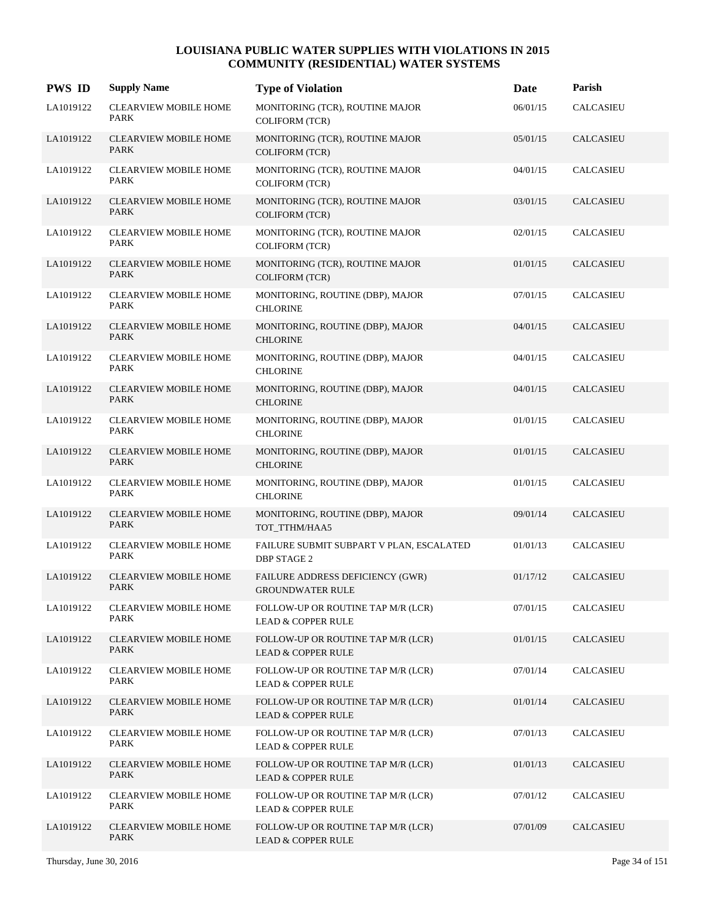# LOUISIANA PUBLIC WATER SUPPLIES WITH VIOLATIONS IN 2015
## COMMUNITY (RESIDENTIAL) WATER SYSTEMS

| PWS ID | Supply Name | Type of Violation | Date | Parish |
|---|---|---|---|---|
| LA1019122 | CLEARVIEW MOBILE HOME PARK | MONITORING (TCR), ROUTINE MAJOR COLIFORM (TCR) | 06/01/15 | CALCASIEU |
| LA1019122 | CLEARVIEW MOBILE HOME PARK | MONITORING (TCR), ROUTINE MAJOR COLIFORM (TCR) | 05/01/15 | CALCASIEU |
| LA1019122 | CLEARVIEW MOBILE HOME PARK | MONITORING (TCR), ROUTINE MAJOR COLIFORM (TCR) | 04/01/15 | CALCASIEU |
| LA1019122 | CLEARVIEW MOBILE HOME PARK | MONITORING (TCR), ROUTINE MAJOR COLIFORM (TCR) | 03/01/15 | CALCASIEU |
| LA1019122 | CLEARVIEW MOBILE HOME PARK | MONITORING (TCR), ROUTINE MAJOR COLIFORM (TCR) | 02/01/15 | CALCASIEU |
| LA1019122 | CLEARVIEW MOBILE HOME PARK | MONITORING (TCR), ROUTINE MAJOR COLIFORM (TCR) | 01/01/15 | CALCASIEU |
| LA1019122 | CLEARVIEW MOBILE HOME PARK | MONITORING, ROUTINE (DBP), MAJOR CHLORINE | 07/01/15 | CALCASIEU |
| LA1019122 | CLEARVIEW MOBILE HOME PARK | MONITORING, ROUTINE (DBP), MAJOR CHLORINE | 04/01/15 | CALCASIEU |
| LA1019122 | CLEARVIEW MOBILE HOME PARK | MONITORING, ROUTINE (DBP), MAJOR CHLORINE | 04/01/15 | CALCASIEU |
| LA1019122 | CLEARVIEW MOBILE HOME PARK | MONITORING, ROUTINE (DBP), MAJOR CHLORINE | 04/01/15 | CALCASIEU |
| LA1019122 | CLEARVIEW MOBILE HOME PARK | MONITORING, ROUTINE (DBP), MAJOR CHLORINE | 01/01/15 | CALCASIEU |
| LA1019122 | CLEARVIEW MOBILE HOME PARK | MONITORING, ROUTINE (DBP), MAJOR CHLORINE | 01/01/15 | CALCASIEU |
| LA1019122 | CLEARVIEW MOBILE HOME PARK | MONITORING, ROUTINE (DBP), MAJOR CHLORINE | 01/01/15 | CALCASIEU |
| LA1019122 | CLEARVIEW MOBILE HOME PARK | MONITORING, ROUTINE (DBP), MAJOR TOT_TTHM/HAA5 | 09/01/14 | CALCASIEU |
| LA1019122 | CLEARVIEW MOBILE HOME PARK | FAILURE SUBMIT SUBPART V PLAN, ESCALATED DBP STAGE 2 | 01/01/13 | CALCASIEU |
| LA1019122 | CLEARVIEW MOBILE HOME PARK | FAILURE ADDRESS DEFICIENCY (GWR) GROUNDWATER RULE | 01/17/12 | CALCASIEU |
| LA1019122 | CLEARVIEW MOBILE HOME PARK | FOLLOW-UP OR ROUTINE TAP M/R (LCR) LEAD & COPPER RULE | 07/01/15 | CALCASIEU |
| LA1019122 | CLEARVIEW MOBILE HOME PARK | FOLLOW-UP OR ROUTINE TAP M/R (LCR) LEAD & COPPER RULE | 01/01/15 | CALCASIEU |
| LA1019122 | CLEARVIEW MOBILE HOME PARK | FOLLOW-UP OR ROUTINE TAP M/R (LCR) LEAD & COPPER RULE | 07/01/14 | CALCASIEU |
| LA1019122 | CLEARVIEW MOBILE HOME PARK | FOLLOW-UP OR ROUTINE TAP M/R (LCR) LEAD & COPPER RULE | 01/01/14 | CALCASIEU |
| LA1019122 | CLEARVIEW MOBILE HOME PARK | FOLLOW-UP OR ROUTINE TAP M/R (LCR) LEAD & COPPER RULE | 07/01/13 | CALCASIEU |
| LA1019122 | CLEARVIEW MOBILE HOME PARK | FOLLOW-UP OR ROUTINE TAP M/R (LCR) LEAD & COPPER RULE | 01/01/13 | CALCASIEU |
| LA1019122 | CLEARVIEW MOBILE HOME PARK | FOLLOW-UP OR ROUTINE TAP M/R (LCR) LEAD & COPPER RULE | 07/01/12 | CALCASIEU |
| LA1019122 | CLEARVIEW MOBILE HOME PARK | FOLLOW-UP OR ROUTINE TAP M/R (LCR) LEAD & COPPER RULE | 07/01/09 | CALCASIEU |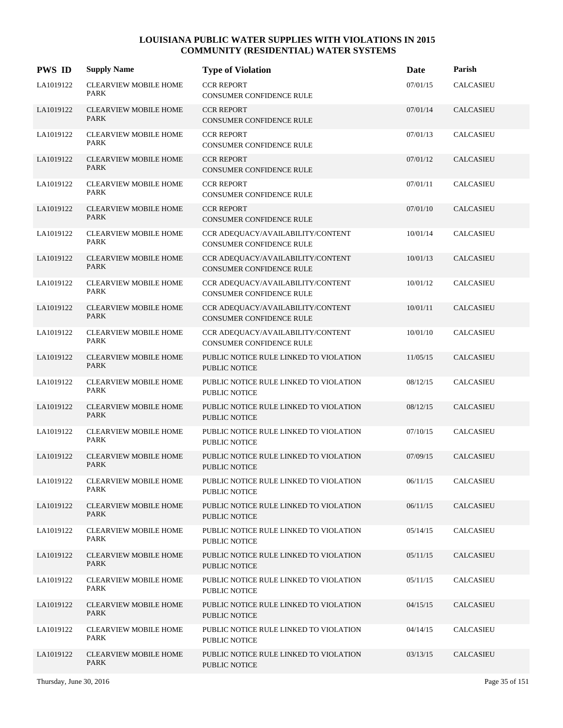# LOUISIANA PUBLIC WATER SUPPLIES WITH VIOLATIONS IN 2015
## COMMUNITY (RESIDENTIAL) WATER SYSTEMS

| PWS ID | Supply Name | Type of Violation | Date | Parish |
|---|---|---|---|---|
| LA1019122 | CLEARVIEW MOBILE HOME PARK | CCR REPORT<br>CONSUMER CONFIDENCE RULE | 07/01/15 | CALCASIEU |
| LA1019122 | CLEARVIEW MOBILE HOME PARK | CCR REPORT<br>CONSUMER CONFIDENCE RULE | 07/01/14 | CALCASIEU |
| LA1019122 | CLEARVIEW MOBILE HOME PARK | CCR REPORT<br>CONSUMER CONFIDENCE RULE | 07/01/13 | CALCASIEU |
| LA1019122 | CLEARVIEW MOBILE HOME PARK | CCR REPORT<br>CONSUMER CONFIDENCE RULE | 07/01/12 | CALCASIEU |
| LA1019122 | CLEARVIEW MOBILE HOME PARK | CCR REPORT<br>CONSUMER CONFIDENCE RULE | 07/01/11 | CALCASIEU |
| LA1019122 | CLEARVIEW MOBILE HOME PARK | CCR REPORT<br>CONSUMER CONFIDENCE RULE | 07/01/10 | CALCASIEU |
| LA1019122 | CLEARVIEW MOBILE HOME PARK | CCR ADEQUACY/AVAILABILITY/CONTENT<br>CONSUMER CONFIDENCE RULE | 10/01/14 | CALCASIEU |
| LA1019122 | CLEARVIEW MOBILE HOME PARK | CCR ADEQUACY/AVAILABILITY/CONTENT<br>CONSUMER CONFIDENCE RULE | 10/01/13 | CALCASIEU |
| LA1019122 | CLEARVIEW MOBILE HOME PARK | CCR ADEQUACY/AVAILABILITY/CONTENT<br>CONSUMER CONFIDENCE RULE | 10/01/12 | CALCASIEU |
| LA1019122 | CLEARVIEW MOBILE HOME PARK | CCR ADEQUACY/AVAILABILITY/CONTENT<br>CONSUMER CONFIDENCE RULE | 10/01/11 | CALCASIEU |
| LA1019122 | CLEARVIEW MOBILE HOME PARK | CCR ADEQUACY/AVAILABILITY/CONTENT<br>CONSUMER CONFIDENCE RULE | 10/01/10 | CALCASIEU |
| LA1019122 | CLEARVIEW MOBILE HOME PARK | PUBLIC NOTICE RULE LINKED TO VIOLATION<br>PUBLIC NOTICE | 11/05/15 | CALCASIEU |
| LA1019122 | CLEARVIEW MOBILE HOME PARK | PUBLIC NOTICE RULE LINKED TO VIOLATION<br>PUBLIC NOTICE | 08/12/15 | CALCASIEU |
| LA1019122 | CLEARVIEW MOBILE HOME PARK | PUBLIC NOTICE RULE LINKED TO VIOLATION<br>PUBLIC NOTICE | 08/12/15 | CALCASIEU |
| LA1019122 | CLEARVIEW MOBILE HOME PARK | PUBLIC NOTICE RULE LINKED TO VIOLATION<br>PUBLIC NOTICE | 07/10/15 | CALCASIEU |
| LA1019122 | CLEARVIEW MOBILE HOME PARK | PUBLIC NOTICE RULE LINKED TO VIOLATION<br>PUBLIC NOTICE | 07/09/15 | CALCASIEU |
| LA1019122 | CLEARVIEW MOBILE HOME PARK | PUBLIC NOTICE RULE LINKED TO VIOLATION<br>PUBLIC NOTICE | 06/11/15 | CALCASIEU |
| LA1019122 | CLEARVIEW MOBILE HOME PARK | PUBLIC NOTICE RULE LINKED TO VIOLATION<br>PUBLIC NOTICE | 06/11/15 | CALCASIEU |
| LA1019122 | CLEARVIEW MOBILE HOME PARK | PUBLIC NOTICE RULE LINKED TO VIOLATION<br>PUBLIC NOTICE | 05/14/15 | CALCASIEU |
| LA1019122 | CLEARVIEW MOBILE HOME PARK | PUBLIC NOTICE RULE LINKED TO VIOLATION<br>PUBLIC NOTICE | 05/11/15 | CALCASIEU |
| LA1019122 | CLEARVIEW MOBILE HOME PARK | PUBLIC NOTICE RULE LINKED TO VIOLATION<br>PUBLIC NOTICE | 05/11/15 | CALCASIEU |
| LA1019122 | CLEARVIEW MOBILE HOME PARK | PUBLIC NOTICE RULE LINKED TO VIOLATION<br>PUBLIC NOTICE | 04/15/15 | CALCASIEU |
| LA1019122 | CLEARVIEW MOBILE HOME PARK | PUBLIC NOTICE RULE LINKED TO VIOLATION<br>PUBLIC NOTICE | 04/14/15 | CALCASIEU |
| LA1019122 | CLEARVIEW MOBILE HOME PARK | PUBLIC NOTICE RULE LINKED TO VIOLATION<br>PUBLIC NOTICE | 03/13/15 | CALCASIEU |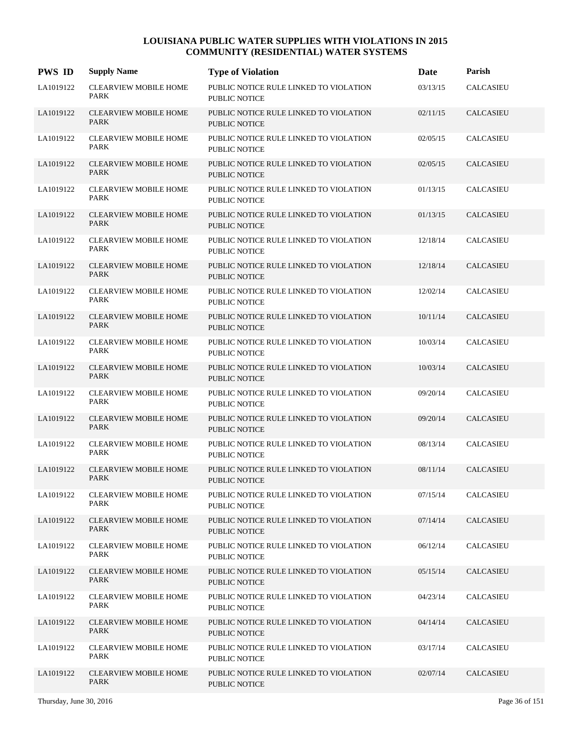# LOUISIANA PUBLIC WATER SUPPLIES WITH VIOLATIONS IN 2015
## COMMUNITY (RESIDENTIAL) WATER SYSTEMS

| PWS ID | Supply Name | Type of Violation | Date | Parish |
|---|---|---|---|---|
| LA1019122 | CLEARVIEW MOBILE HOME PARK | PUBLIC NOTICE RULE LINKED TO VIOLATION PUBLIC NOTICE | 03/13/15 | CALCASIEU |
| LA1019122 | CLEARVIEW MOBILE HOME PARK | PUBLIC NOTICE RULE LINKED TO VIOLATION PUBLIC NOTICE | 02/11/15 | CALCASIEU |
| LA1019122 | CLEARVIEW MOBILE HOME PARK | PUBLIC NOTICE RULE LINKED TO VIOLATION PUBLIC NOTICE | 02/05/15 | CALCASIEU |
| LA1019122 | CLEARVIEW MOBILE HOME PARK | PUBLIC NOTICE RULE LINKED TO VIOLATION PUBLIC NOTICE | 02/05/15 | CALCASIEU |
| LA1019122 | CLEARVIEW MOBILE HOME PARK | PUBLIC NOTICE RULE LINKED TO VIOLATION PUBLIC NOTICE | 01/13/15 | CALCASIEU |
| LA1019122 | CLEARVIEW MOBILE HOME PARK | PUBLIC NOTICE RULE LINKED TO VIOLATION PUBLIC NOTICE | 01/13/15 | CALCASIEU |
| LA1019122 | CLEARVIEW MOBILE HOME PARK | PUBLIC NOTICE RULE LINKED TO VIOLATION PUBLIC NOTICE | 12/18/14 | CALCASIEU |
| LA1019122 | CLEARVIEW MOBILE HOME PARK | PUBLIC NOTICE RULE LINKED TO VIOLATION PUBLIC NOTICE | 12/18/14 | CALCASIEU |
| LA1019122 | CLEARVIEW MOBILE HOME PARK | PUBLIC NOTICE RULE LINKED TO VIOLATION PUBLIC NOTICE | 12/02/14 | CALCASIEU |
| LA1019122 | CLEARVIEW MOBILE HOME PARK | PUBLIC NOTICE RULE LINKED TO VIOLATION PUBLIC NOTICE | 10/11/14 | CALCASIEU |
| LA1019122 | CLEARVIEW MOBILE HOME PARK | PUBLIC NOTICE RULE LINKED TO VIOLATION PUBLIC NOTICE | 10/03/14 | CALCASIEU |
| LA1019122 | CLEARVIEW MOBILE HOME PARK | PUBLIC NOTICE RULE LINKED TO VIOLATION PUBLIC NOTICE | 10/03/14 | CALCASIEU |
| LA1019122 | CLEARVIEW MOBILE HOME PARK | PUBLIC NOTICE RULE LINKED TO VIOLATION PUBLIC NOTICE | 09/20/14 | CALCASIEU |
| LA1019122 | CLEARVIEW MOBILE HOME PARK | PUBLIC NOTICE RULE LINKED TO VIOLATION PUBLIC NOTICE | 09/20/14 | CALCASIEU |
| LA1019122 | CLEARVIEW MOBILE HOME PARK | PUBLIC NOTICE RULE LINKED TO VIOLATION PUBLIC NOTICE | 08/13/14 | CALCASIEU |
| LA1019122 | CLEARVIEW MOBILE HOME PARK | PUBLIC NOTICE RULE LINKED TO VIOLATION PUBLIC NOTICE | 08/11/14 | CALCASIEU |
| LA1019122 | CLEARVIEW MOBILE HOME PARK | PUBLIC NOTICE RULE LINKED TO VIOLATION PUBLIC NOTICE | 07/15/14 | CALCASIEU |
| LA1019122 | CLEARVIEW MOBILE HOME PARK | PUBLIC NOTICE RULE LINKED TO VIOLATION PUBLIC NOTICE | 07/14/14 | CALCASIEU |
| LA1019122 | CLEARVIEW MOBILE HOME PARK | PUBLIC NOTICE RULE LINKED TO VIOLATION PUBLIC NOTICE | 06/12/14 | CALCASIEU |
| LA1019122 | CLEARVIEW MOBILE HOME PARK | PUBLIC NOTICE RULE LINKED TO VIOLATION PUBLIC NOTICE | 05/15/14 | CALCASIEU |
| LA1019122 | CLEARVIEW MOBILE HOME PARK | PUBLIC NOTICE RULE LINKED TO VIOLATION PUBLIC NOTICE | 04/23/14 | CALCASIEU |
| LA1019122 | CLEARVIEW MOBILE HOME PARK | PUBLIC NOTICE RULE LINKED TO VIOLATION PUBLIC NOTICE | 04/14/14 | CALCASIEU |
| LA1019122 | CLEARVIEW MOBILE HOME PARK | PUBLIC NOTICE RULE LINKED TO VIOLATION PUBLIC NOTICE | 03/17/14 | CALCASIEU |
| LA1019122 | CLEARVIEW MOBILE HOME PARK | PUBLIC NOTICE RULE LINKED TO VIOLATION PUBLIC NOTICE | 02/07/14 | CALCASIEU |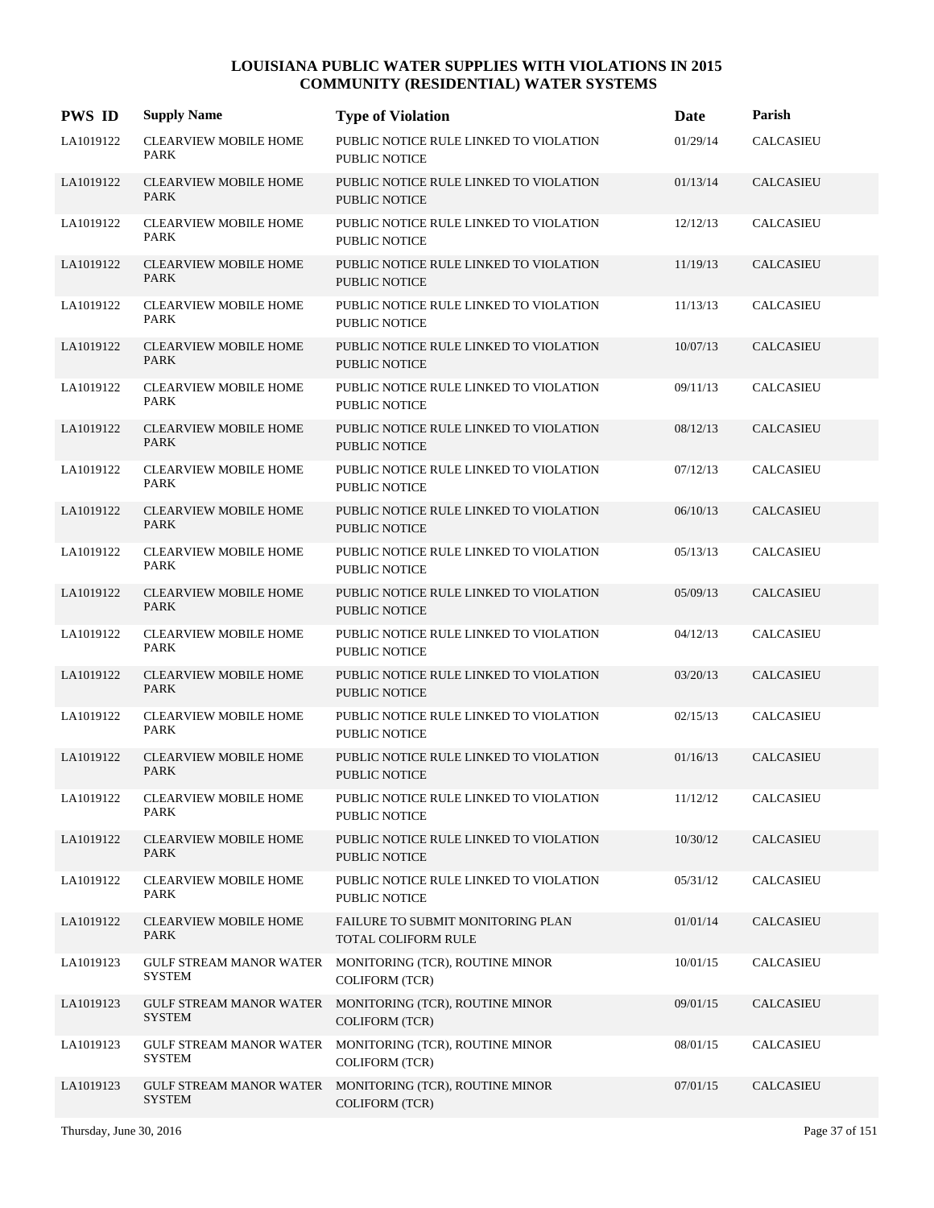# LOUISIANA PUBLIC WATER SUPPLIES WITH VIOLATIONS IN 2015
## COMMUNITY (RESIDENTIAL) WATER SYSTEMS

| PWS ID | Supply Name | Type of Violation | Date | Parish |
|---|---|---|---|---|
| LA1019122 | CLEARVIEW MOBILE HOME PARK | PUBLIC NOTICE RULE LINKED TO VIOLATION PUBLIC NOTICE | 01/29/14 | CALCASIEU |
| LA1019122 | CLEARVIEW MOBILE HOME PARK | PUBLIC NOTICE RULE LINKED TO VIOLATION PUBLIC NOTICE | 01/13/14 | CALCASIEU |
| LA1019122 | CLEARVIEW MOBILE HOME PARK | PUBLIC NOTICE RULE LINKED TO VIOLATION PUBLIC NOTICE | 12/12/13 | CALCASIEU |
| LA1019122 | CLEARVIEW MOBILE HOME PARK | PUBLIC NOTICE RULE LINKED TO VIOLATION PUBLIC NOTICE | 11/19/13 | CALCASIEU |
| LA1019122 | CLEARVIEW MOBILE HOME PARK | PUBLIC NOTICE RULE LINKED TO VIOLATION PUBLIC NOTICE | 11/13/13 | CALCASIEU |
| LA1019122 | CLEARVIEW MOBILE HOME PARK | PUBLIC NOTICE RULE LINKED TO VIOLATION PUBLIC NOTICE | 10/07/13 | CALCASIEU |
| LA1019122 | CLEARVIEW MOBILE HOME PARK | PUBLIC NOTICE RULE LINKED TO VIOLATION PUBLIC NOTICE | 09/11/13 | CALCASIEU |
| LA1019122 | CLEARVIEW MOBILE HOME PARK | PUBLIC NOTICE RULE LINKED TO VIOLATION PUBLIC NOTICE | 08/12/13 | CALCASIEU |
| LA1019122 | CLEARVIEW MOBILE HOME PARK | PUBLIC NOTICE RULE LINKED TO VIOLATION PUBLIC NOTICE | 07/12/13 | CALCASIEU |
| LA1019122 | CLEARVIEW MOBILE HOME PARK | PUBLIC NOTICE RULE LINKED TO VIOLATION PUBLIC NOTICE | 06/10/13 | CALCASIEU |
| LA1019122 | CLEARVIEW MOBILE HOME PARK | PUBLIC NOTICE RULE LINKED TO VIOLATION PUBLIC NOTICE | 05/13/13 | CALCASIEU |
| LA1019122 | CLEARVIEW MOBILE HOME PARK | PUBLIC NOTICE RULE LINKED TO VIOLATION PUBLIC NOTICE | 05/09/13 | CALCASIEU |
| LA1019122 | CLEARVIEW MOBILE HOME PARK | PUBLIC NOTICE RULE LINKED TO VIOLATION PUBLIC NOTICE | 04/12/13 | CALCASIEU |
| LA1019122 | CLEARVIEW MOBILE HOME PARK | PUBLIC NOTICE RULE LINKED TO VIOLATION PUBLIC NOTICE | 03/20/13 | CALCASIEU |
| LA1019122 | CLEARVIEW MOBILE HOME PARK | PUBLIC NOTICE RULE LINKED TO VIOLATION PUBLIC NOTICE | 02/15/13 | CALCASIEU |
| LA1019122 | CLEARVIEW MOBILE HOME PARK | PUBLIC NOTICE RULE LINKED TO VIOLATION PUBLIC NOTICE | 01/16/13 | CALCASIEU |
| LA1019122 | CLEARVIEW MOBILE HOME PARK | PUBLIC NOTICE RULE LINKED TO VIOLATION PUBLIC NOTICE | 11/12/12 | CALCASIEU |
| LA1019122 | CLEARVIEW MOBILE HOME PARK | PUBLIC NOTICE RULE LINKED TO VIOLATION PUBLIC NOTICE | 10/30/12 | CALCASIEU |
| LA1019122 | CLEARVIEW MOBILE HOME PARK | PUBLIC NOTICE RULE LINKED TO VIOLATION PUBLIC NOTICE | 05/31/12 | CALCASIEU |
| LA1019122 | CLEARVIEW MOBILE HOME PARK | FAILURE TO SUBMIT MONITORING PLAN TOTAL COLIFORM RULE | 01/01/14 | CALCASIEU |
| LA1019123 | GULF STREAM MANOR WATER SYSTEM | MONITORING (TCR), ROUTINE MINOR COLIFORM (TCR) | 10/01/15 | CALCASIEU |
| LA1019123 | GULF STREAM MANOR WATER SYSTEM | MONITORING (TCR), ROUTINE MINOR COLIFORM (TCR) | 09/01/15 | CALCASIEU |
| LA1019123 | GULF STREAM MANOR WATER SYSTEM | MONITORING (TCR), ROUTINE MINOR COLIFORM (TCR) | 08/01/15 | CALCASIEU |
| LA1019123 | GULF STREAM MANOR WATER SYSTEM | MONITORING (TCR), ROUTINE MINOR COLIFORM (TCR) | 07/01/15 | CALCASIEU |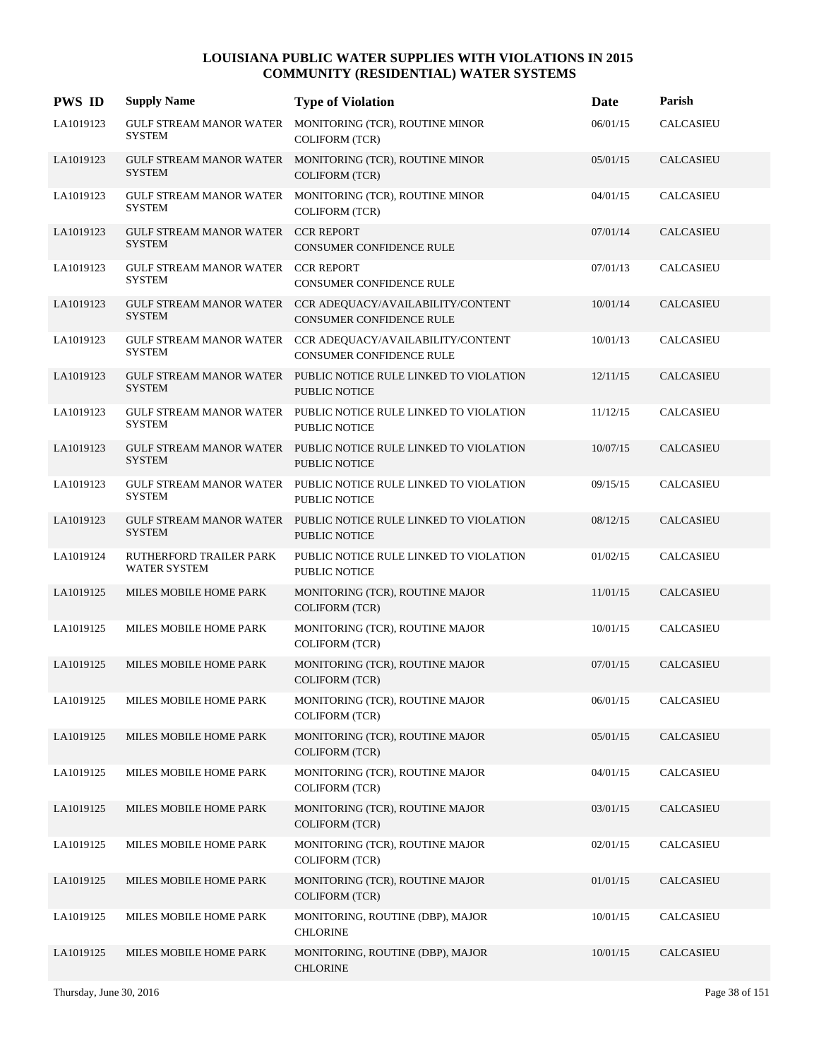# LOUISIANA PUBLIC WATER SUPPLIES WITH VIOLATIONS IN 2015
## COMMUNITY (RESIDENTIAL) WATER SYSTEMS

| PWS ID | Supply Name | Type of Violation | Date | Parish |
|---|---|---|---|---|
| LA1019123 | GULF STREAM MANOR WATER SYSTEM | MONITORING (TCR), ROUTINE MINOR COLIFORM (TCR) | 06/01/15 | CALCASIEU |
| LA1019123 | GULF STREAM MANOR WATER SYSTEM | MONITORING (TCR), ROUTINE MINOR COLIFORM (TCR) | 05/01/15 | CALCASIEU |
| LA1019123 | GULF STREAM MANOR WATER SYSTEM | MONITORING (TCR), ROUTINE MINOR COLIFORM (TCR) | 04/01/15 | CALCASIEU |
| LA1019123 | GULF STREAM MANOR WATER SYSTEM | CCR REPORT CONSUMER CONFIDENCE RULE | 07/01/14 | CALCASIEU |
| LA1019123 | GULF STREAM MANOR WATER SYSTEM | CCR REPORT CONSUMER CONFIDENCE RULE | 07/01/13 | CALCASIEU |
| LA1019123 | GULF STREAM MANOR WATER SYSTEM | CCR ADEQUACY/AVAILABILITY/CONTENT CONSUMER CONFIDENCE RULE | 10/01/14 | CALCASIEU |
| LA1019123 | GULF STREAM MANOR WATER SYSTEM | CCR ADEQUACY/AVAILABILITY/CONTENT CONSUMER CONFIDENCE RULE | 10/01/13 | CALCASIEU |
| LA1019123 | GULF STREAM MANOR WATER SYSTEM | PUBLIC NOTICE RULE LINKED TO VIOLATION PUBLIC NOTICE | 12/11/15 | CALCASIEU |
| LA1019123 | GULF STREAM MANOR WATER SYSTEM | PUBLIC NOTICE RULE LINKED TO VIOLATION PUBLIC NOTICE | 11/12/15 | CALCASIEU |
| LA1019123 | GULF STREAM MANOR WATER SYSTEM | PUBLIC NOTICE RULE LINKED TO VIOLATION PUBLIC NOTICE | 10/07/15 | CALCASIEU |
| LA1019123 | GULF STREAM MANOR WATER SYSTEM | PUBLIC NOTICE RULE LINKED TO VIOLATION PUBLIC NOTICE | 09/15/15 | CALCASIEU |
| LA1019123 | GULF STREAM MANOR WATER SYSTEM | PUBLIC NOTICE RULE LINKED TO VIOLATION PUBLIC NOTICE | 08/12/15 | CALCASIEU |
| LA1019124 | RUTHERFORD TRAILER PARK WATER SYSTEM | PUBLIC NOTICE RULE LINKED TO VIOLATION PUBLIC NOTICE | 01/02/15 | CALCASIEU |
| LA1019125 | MILES MOBILE HOME PARK | MONITORING (TCR), ROUTINE MAJOR COLIFORM (TCR) | 11/01/15 | CALCASIEU |
| LA1019125 | MILES MOBILE HOME PARK | MONITORING (TCR), ROUTINE MAJOR COLIFORM (TCR) | 10/01/15 | CALCASIEU |
| LA1019125 | MILES MOBILE HOME PARK | MONITORING (TCR), ROUTINE MAJOR COLIFORM (TCR) | 07/01/15 | CALCASIEU |
| LA1019125 | MILES MOBILE HOME PARK | MONITORING (TCR), ROUTINE MAJOR COLIFORM (TCR) | 06/01/15 | CALCASIEU |
| LA1019125 | MILES MOBILE HOME PARK | MONITORING (TCR), ROUTINE MAJOR COLIFORM (TCR) | 05/01/15 | CALCASIEU |
| LA1019125 | MILES MOBILE HOME PARK | MONITORING (TCR), ROUTINE MAJOR COLIFORM (TCR) | 04/01/15 | CALCASIEU |
| LA1019125 | MILES MOBILE HOME PARK | MONITORING (TCR), ROUTINE MAJOR COLIFORM (TCR) | 03/01/15 | CALCASIEU |
| LA1019125 | MILES MOBILE HOME PARK | MONITORING (TCR), ROUTINE MAJOR COLIFORM (TCR) | 02/01/15 | CALCASIEU |
| LA1019125 | MILES MOBILE HOME PARK | MONITORING (TCR), ROUTINE MAJOR COLIFORM (TCR) | 01/01/15 | CALCASIEU |
| LA1019125 | MILES MOBILE HOME PARK | MONITORING, ROUTINE (DBP), MAJOR CHLORINE | 10/01/15 | CALCASIEU |
| LA1019125 | MILES MOBILE HOME PARK | MONITORING, ROUTINE (DBP), MAJOR CHLORINE | 10/01/15 | CALCASIEU |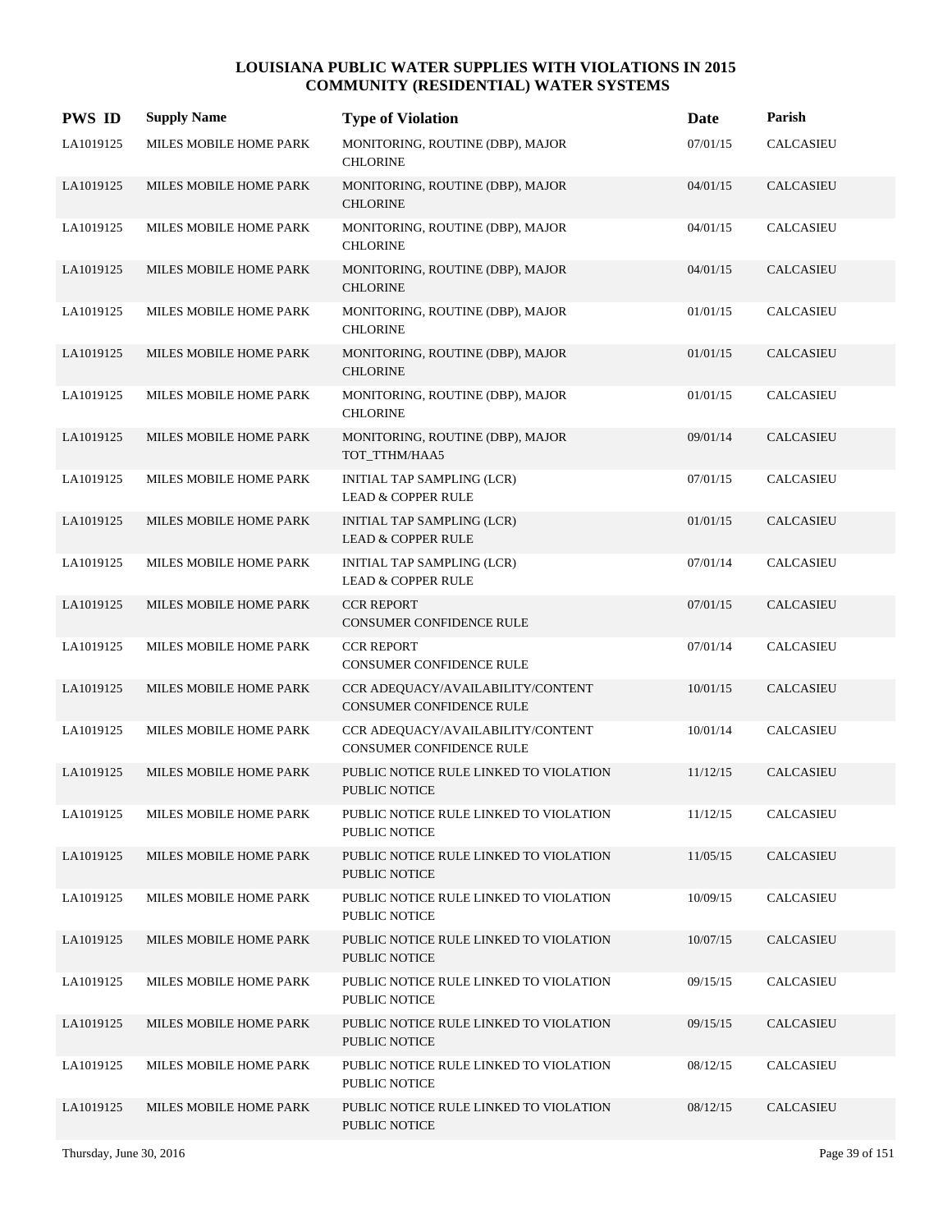# LOUISIANA PUBLIC WATER SUPPLIES WITH VIOLATIONS IN 2015
## COMMUNITY (RESIDENTIAL) WATER SYSTEMS

| PWS ID | Supply Name | Type of Violation | Date | Parish |
|---|---|---|---|---|
| LA1019125 | MILES MOBILE HOME PARK | MONITORING, ROUTINE (DBP), MAJOR CHLORINE | 07/01/15 | CALCASIEU |
| LA1019125 | MILES MOBILE HOME PARK | MONITORING, ROUTINE (DBP), MAJOR CHLORINE | 04/01/15 | CALCASIEU |
| LA1019125 | MILES MOBILE HOME PARK | MONITORING, ROUTINE (DBP), MAJOR CHLORINE | 04/01/15 | CALCASIEU |
| LA1019125 | MILES MOBILE HOME PARK | MONITORING, ROUTINE (DBP), MAJOR CHLORINE | 04/01/15 | CALCASIEU |
| LA1019125 | MILES MOBILE HOME PARK | MONITORING, ROUTINE (DBP), MAJOR CHLORINE | 01/01/15 | CALCASIEU |
| LA1019125 | MILES MOBILE HOME PARK | MONITORING, ROUTINE (DBP), MAJOR CHLORINE | 01/01/15 | CALCASIEU |
| LA1019125 | MILES MOBILE HOME PARK | MONITORING, ROUTINE (DBP), MAJOR CHLORINE | 01/01/15 | CALCASIEU |
| LA1019125 | MILES MOBILE HOME PARK | MONITORING, ROUTINE (DBP), MAJOR TOT_TTHM/HAA5 | 09/01/14 | CALCASIEU |
| LA1019125 | MILES MOBILE HOME PARK | INITIAL TAP SAMPLING (LCR) LEAD & COPPER RULE | 07/01/15 | CALCASIEU |
| LA1019125 | MILES MOBILE HOME PARK | INITIAL TAP SAMPLING (LCR) LEAD & COPPER RULE | 01/01/15 | CALCASIEU |
| LA1019125 | MILES MOBILE HOME PARK | INITIAL TAP SAMPLING (LCR) LEAD & COPPER RULE | 07/01/14 | CALCASIEU |
| LA1019125 | MILES MOBILE HOME PARK | CCR REPORT CONSUMER CONFIDENCE RULE | 07/01/15 | CALCASIEU |
| LA1019125 | MILES MOBILE HOME PARK | CCR REPORT CONSUMER CONFIDENCE RULE | 07/01/14 | CALCASIEU |
| LA1019125 | MILES MOBILE HOME PARK | CCR ADEQUACY/AVAILABILITY/CONTENT CONSUMER CONFIDENCE RULE | 10/01/15 | CALCASIEU |
| LA1019125 | MILES MOBILE HOME PARK | CCR ADEQUACY/AVAILABILITY/CONTENT CONSUMER CONFIDENCE RULE | 10/01/14 | CALCASIEU |
| LA1019125 | MILES MOBILE HOME PARK | PUBLIC NOTICE RULE LINKED TO VIOLATION PUBLIC NOTICE | 11/12/15 | CALCASIEU |
| LA1019125 | MILES MOBILE HOME PARK | PUBLIC NOTICE RULE LINKED TO VIOLATION PUBLIC NOTICE | 11/12/15 | CALCASIEU |
| LA1019125 | MILES MOBILE HOME PARK | PUBLIC NOTICE RULE LINKED TO VIOLATION PUBLIC NOTICE | 11/05/15 | CALCASIEU |
| LA1019125 | MILES MOBILE HOME PARK | PUBLIC NOTICE RULE LINKED TO VIOLATION PUBLIC NOTICE | 10/09/15 | CALCASIEU |
| LA1019125 | MILES MOBILE HOME PARK | PUBLIC NOTICE RULE LINKED TO VIOLATION PUBLIC NOTICE | 10/07/15 | CALCASIEU |
| LA1019125 | MILES MOBILE HOME PARK | PUBLIC NOTICE RULE LINKED TO VIOLATION PUBLIC NOTICE | 09/15/15 | CALCASIEU |
| LA1019125 | MILES MOBILE HOME PARK | PUBLIC NOTICE RULE LINKED TO VIOLATION PUBLIC NOTICE | 09/15/15 | CALCASIEU |
| LA1019125 | MILES MOBILE HOME PARK | PUBLIC NOTICE RULE LINKED TO VIOLATION PUBLIC NOTICE | 08/12/15 | CALCASIEU |
| LA1019125 | MILES MOBILE HOME PARK | PUBLIC NOTICE RULE LINKED TO VIOLATION PUBLIC NOTICE | 08/12/15 | CALCASIEU |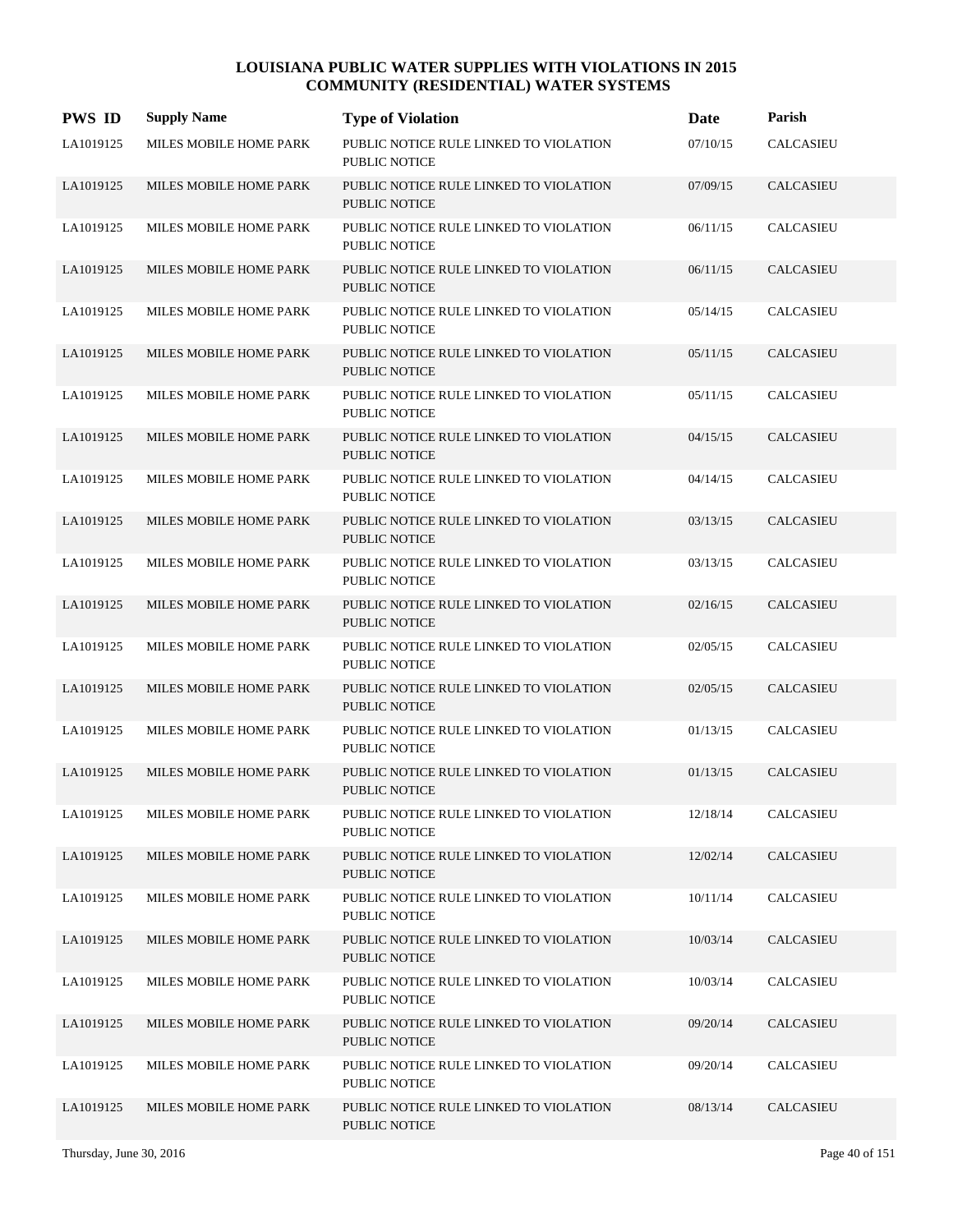# LOUISIANA PUBLIC WATER SUPPLIES WITH VIOLATIONS IN 2015
## COMMUNITY (RESIDENTIAL) WATER SYSTEMS

| PWS ID | Supply Name | Type of Violation | Date | Parish |
|---|---|---|---|---|
| LA1019125 | MILES MOBILE HOME PARK | PUBLIC NOTICE RULE LINKED TO VIOLATION PUBLIC NOTICE | 07/10/15 | CALCASIEU |
| LA1019125 | MILES MOBILE HOME PARK | PUBLIC NOTICE RULE LINKED TO VIOLATION PUBLIC NOTICE | 07/09/15 | CALCASIEU |
| LA1019125 | MILES MOBILE HOME PARK | PUBLIC NOTICE RULE LINKED TO VIOLATION PUBLIC NOTICE | 06/11/15 | CALCASIEU |
| LA1019125 | MILES MOBILE HOME PARK | PUBLIC NOTICE RULE LINKED TO VIOLATION PUBLIC NOTICE | 06/11/15 | CALCASIEU |
| LA1019125 | MILES MOBILE HOME PARK | PUBLIC NOTICE RULE LINKED TO VIOLATION PUBLIC NOTICE | 05/14/15 | CALCASIEU |
| LA1019125 | MILES MOBILE HOME PARK | PUBLIC NOTICE RULE LINKED TO VIOLATION PUBLIC NOTICE | 05/11/15 | CALCASIEU |
| LA1019125 | MILES MOBILE HOME PARK | PUBLIC NOTICE RULE LINKED TO VIOLATION PUBLIC NOTICE | 05/11/15 | CALCASIEU |
| LA1019125 | MILES MOBILE HOME PARK | PUBLIC NOTICE RULE LINKED TO VIOLATION PUBLIC NOTICE | 04/15/15 | CALCASIEU |
| LA1019125 | MILES MOBILE HOME PARK | PUBLIC NOTICE RULE LINKED TO VIOLATION PUBLIC NOTICE | 04/14/15 | CALCASIEU |
| LA1019125 | MILES MOBILE HOME PARK | PUBLIC NOTICE RULE LINKED TO VIOLATION PUBLIC NOTICE | 03/13/15 | CALCASIEU |
| LA1019125 | MILES MOBILE HOME PARK | PUBLIC NOTICE RULE LINKED TO VIOLATION PUBLIC NOTICE | 03/13/15 | CALCASIEU |
| LA1019125 | MILES MOBILE HOME PARK | PUBLIC NOTICE RULE LINKED TO VIOLATION PUBLIC NOTICE | 02/16/15 | CALCASIEU |
| LA1019125 | MILES MOBILE HOME PARK | PUBLIC NOTICE RULE LINKED TO VIOLATION PUBLIC NOTICE | 02/05/15 | CALCASIEU |
| LA1019125 | MILES MOBILE HOME PARK | PUBLIC NOTICE RULE LINKED TO VIOLATION PUBLIC NOTICE | 02/05/15 | CALCASIEU |
| LA1019125 | MILES MOBILE HOME PARK | PUBLIC NOTICE RULE LINKED TO VIOLATION PUBLIC NOTICE | 01/13/15 | CALCASIEU |
| LA1019125 | MILES MOBILE HOME PARK | PUBLIC NOTICE RULE LINKED TO VIOLATION PUBLIC NOTICE | 01/13/15 | CALCASIEU |
| LA1019125 | MILES MOBILE HOME PARK | PUBLIC NOTICE RULE LINKED TO VIOLATION PUBLIC NOTICE | 12/18/14 | CALCASIEU |
| LA1019125 | MILES MOBILE HOME PARK | PUBLIC NOTICE RULE LINKED TO VIOLATION PUBLIC NOTICE | 12/02/14 | CALCASIEU |
| LA1019125 | MILES MOBILE HOME PARK | PUBLIC NOTICE RULE LINKED TO VIOLATION PUBLIC NOTICE | 10/11/14 | CALCASIEU |
| LA1019125 | MILES MOBILE HOME PARK | PUBLIC NOTICE RULE LINKED TO VIOLATION PUBLIC NOTICE | 10/03/14 | CALCASIEU |
| LA1019125 | MILES MOBILE HOME PARK | PUBLIC NOTICE RULE LINKED TO VIOLATION PUBLIC NOTICE | 10/03/14 | CALCASIEU |
| LA1019125 | MILES MOBILE HOME PARK | PUBLIC NOTICE RULE LINKED TO VIOLATION PUBLIC NOTICE | 09/20/14 | CALCASIEU |
| LA1019125 | MILES MOBILE HOME PARK | PUBLIC NOTICE RULE LINKED TO VIOLATION PUBLIC NOTICE | 09/20/14 | CALCASIEU |
| LA1019125 | MILES MOBILE HOME PARK | PUBLIC NOTICE RULE LINKED TO VIOLATION PUBLIC NOTICE | 08/13/14 | CALCASIEU |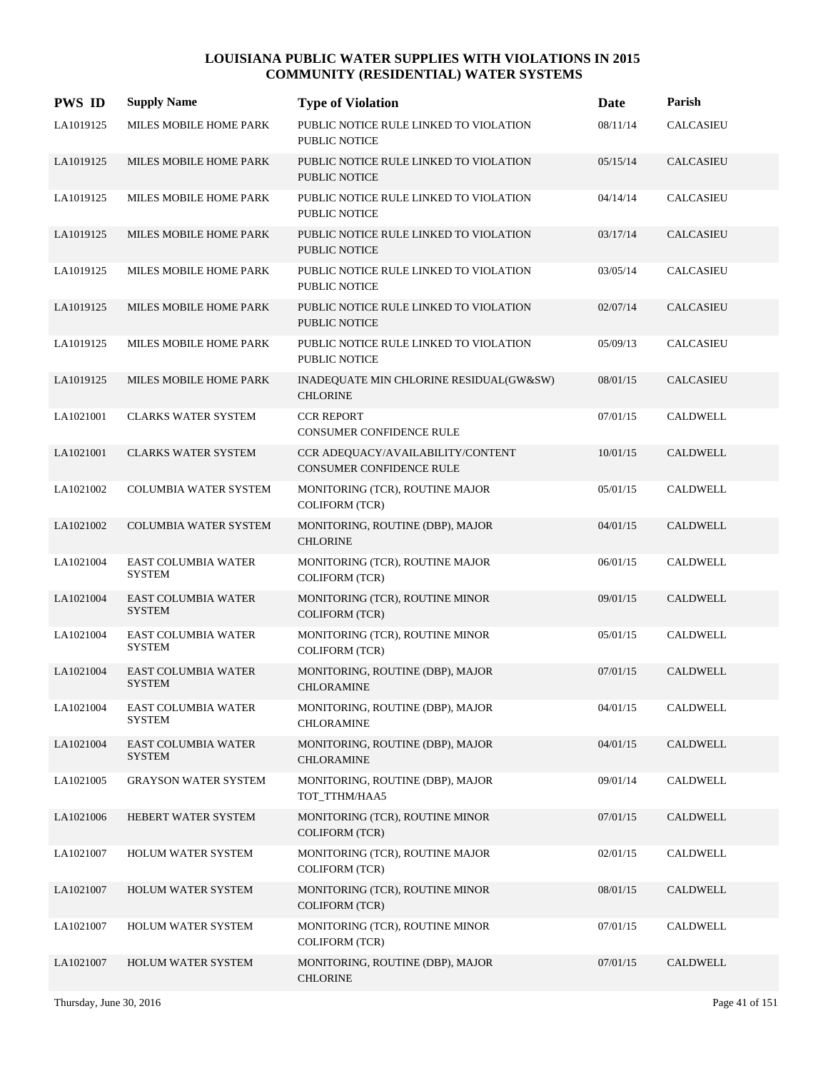# LOUISIANA PUBLIC WATER SUPPLIES WITH VIOLATIONS IN 2015
## COMMUNITY (RESIDENTIAL) WATER SYSTEMS

| PWS ID | Supply Name | Type of Violation | Date | Parish |
|---|---|---|---|---|
| LA1019125 | MILES MOBILE HOME PARK | PUBLIC NOTICE RULE LINKED TO VIOLATION PUBLIC NOTICE | 08/11/14 | CALCASIEU |
| LA1019125 | MILES MOBILE HOME PARK | PUBLIC NOTICE RULE LINKED TO VIOLATION PUBLIC NOTICE | 05/15/14 | CALCASIEU |
| LA1019125 | MILES MOBILE HOME PARK | PUBLIC NOTICE RULE LINKED TO VIOLATION PUBLIC NOTICE | 04/14/14 | CALCASIEU |
| LA1019125 | MILES MOBILE HOME PARK | PUBLIC NOTICE RULE LINKED TO VIOLATION PUBLIC NOTICE | 03/17/14 | CALCASIEU |
| LA1019125 | MILES MOBILE HOME PARK | PUBLIC NOTICE RULE LINKED TO VIOLATION PUBLIC NOTICE | 03/05/14 | CALCASIEU |
| LA1019125 | MILES MOBILE HOME PARK | PUBLIC NOTICE RULE LINKED TO VIOLATION PUBLIC NOTICE | 02/07/14 | CALCASIEU |
| LA1019125 | MILES MOBILE HOME PARK | PUBLIC NOTICE RULE LINKED TO VIOLATION PUBLIC NOTICE | 05/09/13 | CALCASIEU |
| LA1019125 | MILES MOBILE HOME PARK | INADEQUATE MIN CHLORINE RESIDUAL(GW&SW) CHLORINE | 08/01/15 | CALCASIEU |
| LA1021001 | CLARKS WATER SYSTEM | CCR REPORT CONSUMER CONFIDENCE RULE | 07/01/15 | CALDWELL |
| LA1021001 | CLARKS WATER SYSTEM | CCR ADEQUACY/AVAILABILITY/CONTENT CONSUMER CONFIDENCE RULE | 10/01/15 | CALDWELL |
| LA1021002 | COLUMBIA WATER SYSTEM | MONITORING (TCR), ROUTINE MAJOR COLIFORM (TCR) | 05/01/15 | CALDWELL |
| LA1021002 | COLUMBIA WATER SYSTEM | MONITORING, ROUTINE (DBP), MAJOR CHLORINE | 04/01/15 | CALDWELL |
| LA1021004 | EAST COLUMBIA WATER SYSTEM | MONITORING (TCR), ROUTINE MAJOR COLIFORM (TCR) | 06/01/15 | CALDWELL |
| LA1021004 | EAST COLUMBIA WATER SYSTEM | MONITORING (TCR), ROUTINE MINOR COLIFORM (TCR) | 09/01/15 | CALDWELL |
| LA1021004 | EAST COLUMBIA WATER SYSTEM | MONITORING (TCR), ROUTINE MINOR COLIFORM (TCR) | 05/01/15 | CALDWELL |
| LA1021004 | EAST COLUMBIA WATER SYSTEM | MONITORING, ROUTINE (DBP), MAJOR CHLORAMINE | 07/01/15 | CALDWELL |
| LA1021004 | EAST COLUMBIA WATER SYSTEM | MONITORING, ROUTINE (DBP), MAJOR CHLORAMINE | 04/01/15 | CALDWELL |
| LA1021004 | EAST COLUMBIA WATER SYSTEM | MONITORING, ROUTINE (DBP), MAJOR CHLORAMINE | 04/01/15 | CALDWELL |
| LA1021005 | GRAYSON WATER SYSTEM | MONITORING, ROUTINE (DBP), MAJOR TOT_TTHM/HAA5 | 09/01/14 | CALDWELL |
| LA1021006 | HEBERT WATER SYSTEM | MONITORING (TCR), ROUTINE MINOR COLIFORM (TCR) | 07/01/15 | CALDWELL |
| LA1021007 | HOLUM WATER SYSTEM | MONITORING (TCR), ROUTINE MAJOR COLIFORM (TCR) | 02/01/15 | CALDWELL |
| LA1021007 | HOLUM WATER SYSTEM | MONITORING (TCR), ROUTINE MINOR COLIFORM (TCR) | 08/01/15 | CALDWELL |
| LA1021007 | HOLUM WATER SYSTEM | MONITORING (TCR), ROUTINE MINOR COLIFORM (TCR) | 07/01/15 | CALDWELL |
| LA1021007 | HOLUM WATER SYSTEM | MONITORING, ROUTINE (DBP), MAJOR CHLORINE | 07/01/15 | CALDWELL |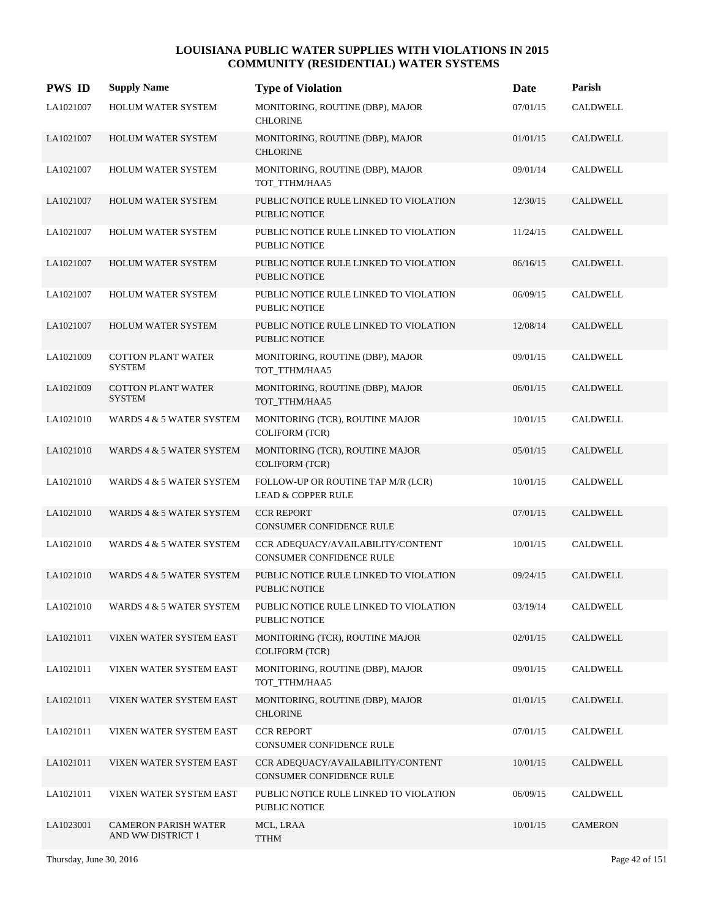# LOUISIANA PUBLIC WATER SUPPLIES WITH VIOLATIONS IN 2015
## COMMUNITY (RESIDENTIAL) WATER SYSTEMS

| PWS ID | Supply Name | Type of Violation | Date | Parish |
|---|---|---|---|---|
| LA1021007 | HOLUM WATER SYSTEM | MONITORING, ROUTINE (DBP), MAJOR CHLORINE | 07/01/15 | CALDWELL |
| LA1021007 | HOLUM WATER SYSTEM | MONITORING, ROUTINE (DBP), MAJOR CHLORINE | 01/01/15 | CALDWELL |
| LA1021007 | HOLUM WATER SYSTEM | MONITORING, ROUTINE (DBP), MAJOR TOT_TTHM/HAA5 | 09/01/14 | CALDWELL |
| LA1021007 | HOLUM WATER SYSTEM | PUBLIC NOTICE RULE LINKED TO VIOLATION PUBLIC NOTICE | 12/30/15 | CALDWELL |
| LA1021007 | HOLUM WATER SYSTEM | PUBLIC NOTICE RULE LINKED TO VIOLATION PUBLIC NOTICE | 11/24/15 | CALDWELL |
| LA1021007 | HOLUM WATER SYSTEM | PUBLIC NOTICE RULE LINKED TO VIOLATION PUBLIC NOTICE | 06/16/15 | CALDWELL |
| LA1021007 | HOLUM WATER SYSTEM | PUBLIC NOTICE RULE LINKED TO VIOLATION PUBLIC NOTICE | 06/09/15 | CALDWELL |
| LA1021007 | HOLUM WATER SYSTEM | PUBLIC NOTICE RULE LINKED TO VIOLATION PUBLIC NOTICE | 12/08/14 | CALDWELL |
| LA1021009 | COTTON PLANT WATER SYSTEM | MONITORING, ROUTINE (DBP), MAJOR TOT_TTHM/HAA5 | 09/01/15 | CALDWELL |
| LA1021009 | COTTON PLANT WATER SYSTEM | MONITORING, ROUTINE (DBP), MAJOR TOT_TTHM/HAA5 | 06/01/15 | CALDWELL |
| LA1021010 | WARDS 4 & 5 WATER SYSTEM | MONITORING (TCR), ROUTINE MAJOR COLIFORM (TCR) | 10/01/15 | CALDWELL |
| LA1021010 | WARDS 4 & 5 WATER SYSTEM | MONITORING (TCR), ROUTINE MAJOR COLIFORM (TCR) | 05/01/15 | CALDWELL |
| LA1021010 | WARDS 4 & 5 WATER SYSTEM | FOLLOW-UP OR ROUTINE TAP M/R (LCR) LEAD & COPPER RULE | 10/01/15 | CALDWELL |
| LA1021010 | WARDS 4 & 5 WATER SYSTEM | CCR REPORT CONSUMER CONFIDENCE RULE | 07/01/15 | CALDWELL |
| LA1021010 | WARDS 4 & 5 WATER SYSTEM | CCR ADEQUACY/AVAILABILITY/CONTENT CONSUMER CONFIDENCE RULE | 10/01/15 | CALDWELL |
| LA1021010 | WARDS 4 & 5 WATER SYSTEM | PUBLIC NOTICE RULE LINKED TO VIOLATION PUBLIC NOTICE | 09/24/15 | CALDWELL |
| LA1021010 | WARDS 4 & 5 WATER SYSTEM | PUBLIC NOTICE RULE LINKED TO VIOLATION PUBLIC NOTICE | 03/19/14 | CALDWELL |
| LA1021011 | VIXEN WATER SYSTEM EAST | MONITORING (TCR), ROUTINE MAJOR COLIFORM (TCR) | 02/01/15 | CALDWELL |
| LA1021011 | VIXEN WATER SYSTEM EAST | MONITORING, ROUTINE (DBP), MAJOR TOT_TTHM/HAA5 | 09/01/15 | CALDWELL |
| LA1021011 | VIXEN WATER SYSTEM EAST | MONITORING, ROUTINE (DBP), MAJOR CHLORINE | 01/01/15 | CALDWELL |
| LA1021011 | VIXEN WATER SYSTEM EAST | CCR REPORT CONSUMER CONFIDENCE RULE | 07/01/15 | CALDWELL |
| LA1021011 | VIXEN WATER SYSTEM EAST | CCR ADEQUACY/AVAILABILITY/CONTENT CONSUMER CONFIDENCE RULE | 10/01/15 | CALDWELL |
| LA1021011 | VIXEN WATER SYSTEM EAST | PUBLIC NOTICE RULE LINKED TO VIOLATION PUBLIC NOTICE | 06/09/15 | CALDWELL |
| LA1023001 | CAMERON PARISH WATER AND WW DISTRICT 1 | MCL, LRAA TTHM | 10/01/15 | CAMERON |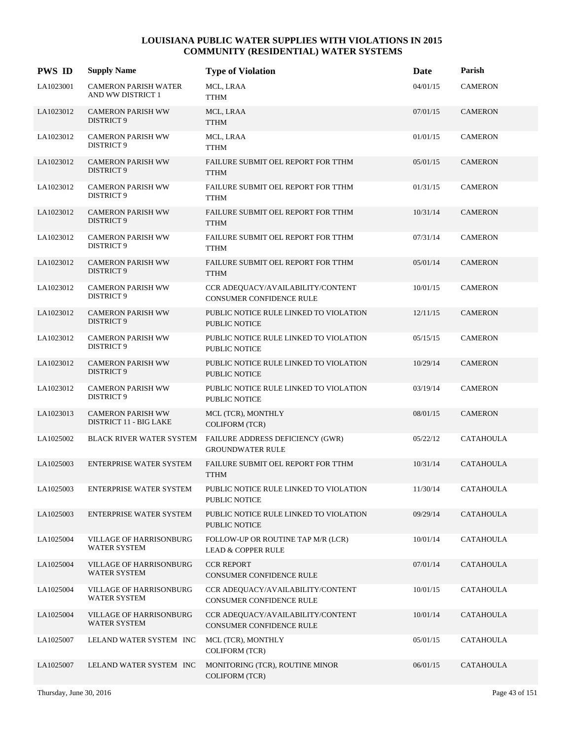# LOUISIANA PUBLIC WATER SUPPLIES WITH VIOLATIONS IN 2015
## COMMUNITY (RESIDENTIAL) WATER SYSTEMS

| PWS ID | Supply Name | Type of Violation | Date | Parish |
|---|---|---|---|---|
| LA1023001 | CAMERON PARISH WATER AND WW DISTRICT 1 | MCL, LRAA<br>TTHM | 04/01/15 | CAMERON |
| LA1023012 | CAMERON PARISH WW DISTRICT 9 | MCL, LRAA<br>TTHM | 07/01/15 | CAMERON |
| LA1023012 | CAMERON PARISH WW DISTRICT 9 | MCL, LRAA<br>TTHM | 01/01/15 | CAMERON |
| LA1023012 | CAMERON PARISH WW DISTRICT 9 | FAILURE SUBMIT OEL REPORT FOR TTHM<br>TTHM | 05/01/15 | CAMERON |
| LA1023012 | CAMERON PARISH WW DISTRICT 9 | FAILURE SUBMIT OEL REPORT FOR TTHM<br>TTHM | 01/31/15 | CAMERON |
| LA1023012 | CAMERON PARISH WW DISTRICT 9 | FAILURE SUBMIT OEL REPORT FOR TTHM<br>TTHM | 10/31/14 | CAMERON |
| LA1023012 | CAMERON PARISH WW DISTRICT 9 | FAILURE SUBMIT OEL REPORT FOR TTHM<br>TTHM | 07/31/14 | CAMERON |
| LA1023012 | CAMERON PARISH WW DISTRICT 9 | FAILURE SUBMIT OEL REPORT FOR TTHM<br>TTHM | 05/01/14 | CAMERON |
| LA1023012 | CAMERON PARISH WW DISTRICT 9 | CCR ADEQUACY/AVAILABILITY/CONTENT<br>CONSUMER CONFIDENCE RULE | 10/01/15 | CAMERON |
| LA1023012 | CAMERON PARISH WW DISTRICT 9 | PUBLIC NOTICE RULE LINKED TO VIOLATION<br>PUBLIC NOTICE | 12/11/15 | CAMERON |
| LA1023012 | CAMERON PARISH WW DISTRICT 9 | PUBLIC NOTICE RULE LINKED TO VIOLATION<br>PUBLIC NOTICE | 05/15/15 | CAMERON |
| LA1023012 | CAMERON PARISH WW DISTRICT 9 | PUBLIC NOTICE RULE LINKED TO VIOLATION<br>PUBLIC NOTICE | 10/29/14 | CAMERON |
| LA1023012 | CAMERON PARISH WW DISTRICT 9 | PUBLIC NOTICE RULE LINKED TO VIOLATION<br>PUBLIC NOTICE | 03/19/14 | CAMERON |
| LA1023013 | CAMERON PARISH WW DISTRICT 11 - BIG LAKE | MCL (TCR), MONTHLY<br>COLIFORM (TCR) | 08/01/15 | CAMERON |
| LA1025002 | BLACK RIVER WATER SYSTEM | FAILURE ADDRESS DEFICIENCY (GWR)<br>GROUNDWATER RULE | 05/22/12 | CATAHOULA |
| LA1025003 | ENTERPRISE WATER SYSTEM | FAILURE SUBMIT OEL REPORT FOR TTHM<br>TTHM | 10/31/14 | CATAHOULA |
| LA1025003 | ENTERPRISE WATER SYSTEM | PUBLIC NOTICE RULE LINKED TO VIOLATION<br>PUBLIC NOTICE | 11/30/14 | CATAHOULA |
| LA1025003 | ENTERPRISE WATER SYSTEM | PUBLIC NOTICE RULE LINKED TO VIOLATION<br>PUBLIC NOTICE | 09/29/14 | CATAHOULA |
| LA1025004 | VILLAGE OF HARRISONBURG WATER SYSTEM | FOLLOW-UP OR ROUTINE TAP M/R (LCR)<br>LEAD & COPPER RULE | 10/01/14 | CATAHOULA |
| LA1025004 | VILLAGE OF HARRISONBURG WATER SYSTEM | CCR REPORT<br>CONSUMER CONFIDENCE RULE | 07/01/14 | CATAHOULA |
| LA1025004 | VILLAGE OF HARRISONBURG WATER SYSTEM | CCR ADEQUACY/AVAILABILITY/CONTENT<br>CONSUMER CONFIDENCE RULE | 10/01/15 | CATAHOULA |
| LA1025004 | VILLAGE OF HARRISONBURG WATER SYSTEM | CCR ADEQUACY/AVAILABILITY/CONTENT<br>CONSUMER CONFIDENCE RULE | 10/01/14 | CATAHOULA |
| LA1025007 | LELAND WATER SYSTEM INC | MCL (TCR), MONTHLY<br>COLIFORM (TCR) | 05/01/15 | CATAHOULA |
| LA1025007 | LELAND WATER SYSTEM INC | MONITORING (TCR), ROUTINE MINOR<br>COLIFORM (TCR) | 06/01/15 | CATAHOULA |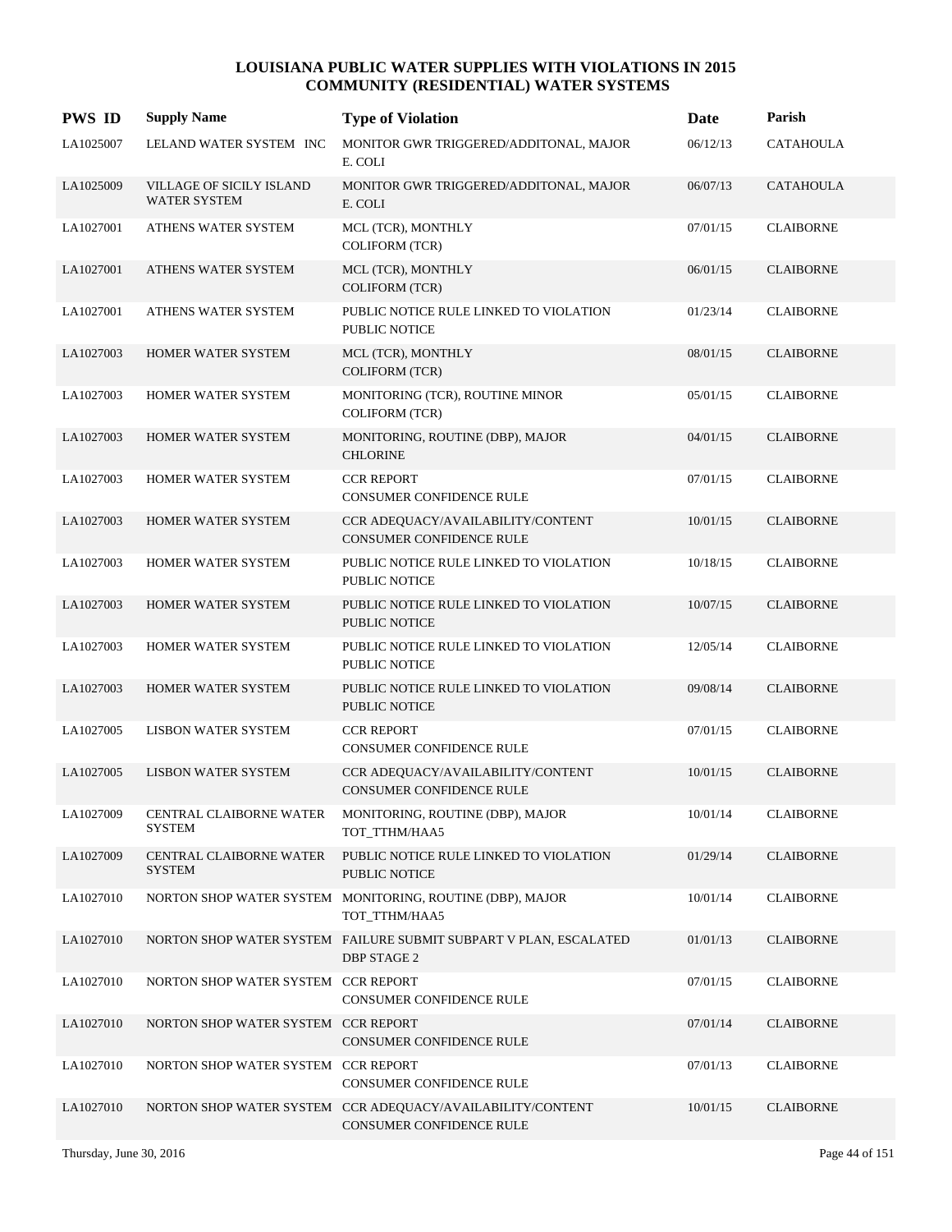# LOUISIANA PUBLIC WATER SUPPLIES WITH VIOLATIONS IN 2015
## COMMUNITY (RESIDENTIAL) WATER SYSTEMS

| PWS ID | Supply Name | Type of Violation | Date | Parish |
|---|---|---|---|---|
| LA1025007 | LELAND WATER SYSTEM INC | MONITOR GWR TRIGGERED/ADDITONAL, MAJOR<br>E. COLI | 06/12/13 | CATAHOULA |
| LA1025009 | VILLAGE OF SICILY ISLAND WATER SYSTEM | MONITOR GWR TRIGGERED/ADDITONAL, MAJOR<br>E. COLI | 06/07/13 | CATAHOULA |
| LA1027001 | ATHENS WATER SYSTEM | MCL (TCR), MONTHLY<br>COLIFORM (TCR) | 07/01/15 | CLAIBORNE |
| LA1027001 | ATHENS WATER SYSTEM | MCL (TCR), MONTHLY<br>COLIFORM (TCR) | 06/01/15 | CLAIBORNE |
| LA1027001 | ATHENS WATER SYSTEM | PUBLIC NOTICE RULE LINKED TO VIOLATION<br>PUBLIC NOTICE | 01/23/14 | CLAIBORNE |
| LA1027003 | HOMER WATER SYSTEM | MCL (TCR), MONTHLY<br>COLIFORM (TCR) | 08/01/15 | CLAIBORNE |
| LA1027003 | HOMER WATER SYSTEM | MONITORING (TCR), ROUTINE MINOR<br>COLIFORM (TCR) | 05/01/15 | CLAIBORNE |
| LA1027003 | HOMER WATER SYSTEM | MONITORING, ROUTINE (DBP), MAJOR<br>CHLORINE | 04/01/15 | CLAIBORNE |
| LA1027003 | HOMER WATER SYSTEM | CCR REPORT<br>CONSUMER CONFIDENCE RULE | 07/01/15 | CLAIBORNE |
| LA1027003 | HOMER WATER SYSTEM | CCR ADEQUACY/AVAILABILITY/CONTENT<br>CONSUMER CONFIDENCE RULE | 10/01/15 | CLAIBORNE |
| LA1027003 | HOMER WATER SYSTEM | PUBLIC NOTICE RULE LINKED TO VIOLATION<br>PUBLIC NOTICE | 10/18/15 | CLAIBORNE |
| LA1027003 | HOMER WATER SYSTEM | PUBLIC NOTICE RULE LINKED TO VIOLATION<br>PUBLIC NOTICE | 10/07/15 | CLAIBORNE |
| LA1027003 | HOMER WATER SYSTEM | PUBLIC NOTICE RULE LINKED TO VIOLATION<br>PUBLIC NOTICE | 12/05/14 | CLAIBORNE |
| LA1027003 | HOMER WATER SYSTEM | PUBLIC NOTICE RULE LINKED TO VIOLATION<br>PUBLIC NOTICE | 09/08/14 | CLAIBORNE |
| LA1027005 | LISBON WATER SYSTEM | CCR REPORT<br>CONSUMER CONFIDENCE RULE | 07/01/15 | CLAIBORNE |
| LA1027005 | LISBON WATER SYSTEM | CCR ADEQUACY/AVAILABILITY/CONTENT<br>CONSUMER CONFIDENCE RULE | 10/01/15 | CLAIBORNE |
| LA1027009 | CENTRAL CLAIBORNE WATER SYSTEM | MONITORING, ROUTINE (DBP), MAJOR<br>TOT_TTHM/HAA5 | 10/01/14 | CLAIBORNE |
| LA1027009 | CENTRAL CLAIBORNE WATER SYSTEM | PUBLIC NOTICE RULE LINKED TO VIOLATION<br>PUBLIC NOTICE | 01/29/14 | CLAIBORNE |
| LA1027010 | NORTON SHOP WATER SYSTEM | MONITORING, ROUTINE (DBP), MAJOR<br>TOT_TTHM/HAA5 | 10/01/14 | CLAIBORNE |
| LA1027010 | NORTON SHOP WATER SYSTEM | FAILURE SUBMIT SUBPART V PLAN, ESCALATED<br>DBP STAGE 2 | 01/01/13 | CLAIBORNE |
| LA1027010 | NORTON SHOP WATER SYSTEM | CCR REPORT<br>CONSUMER CONFIDENCE RULE | 07/01/15 | CLAIBORNE |
| LA1027010 | NORTON SHOP WATER SYSTEM | CCR REPORT<br>CONSUMER CONFIDENCE RULE | 07/01/14 | CLAIBORNE |
| LA1027010 | NORTON SHOP WATER SYSTEM | CCR REPORT<br>CONSUMER CONFIDENCE RULE | 07/01/13 | CLAIBORNE |
| LA1027010 | NORTON SHOP WATER SYSTEM | CCR ADEQUACY/AVAILABILITY/CONTENT<br>CONSUMER CONFIDENCE RULE | 10/01/15 | CLAIBORNE |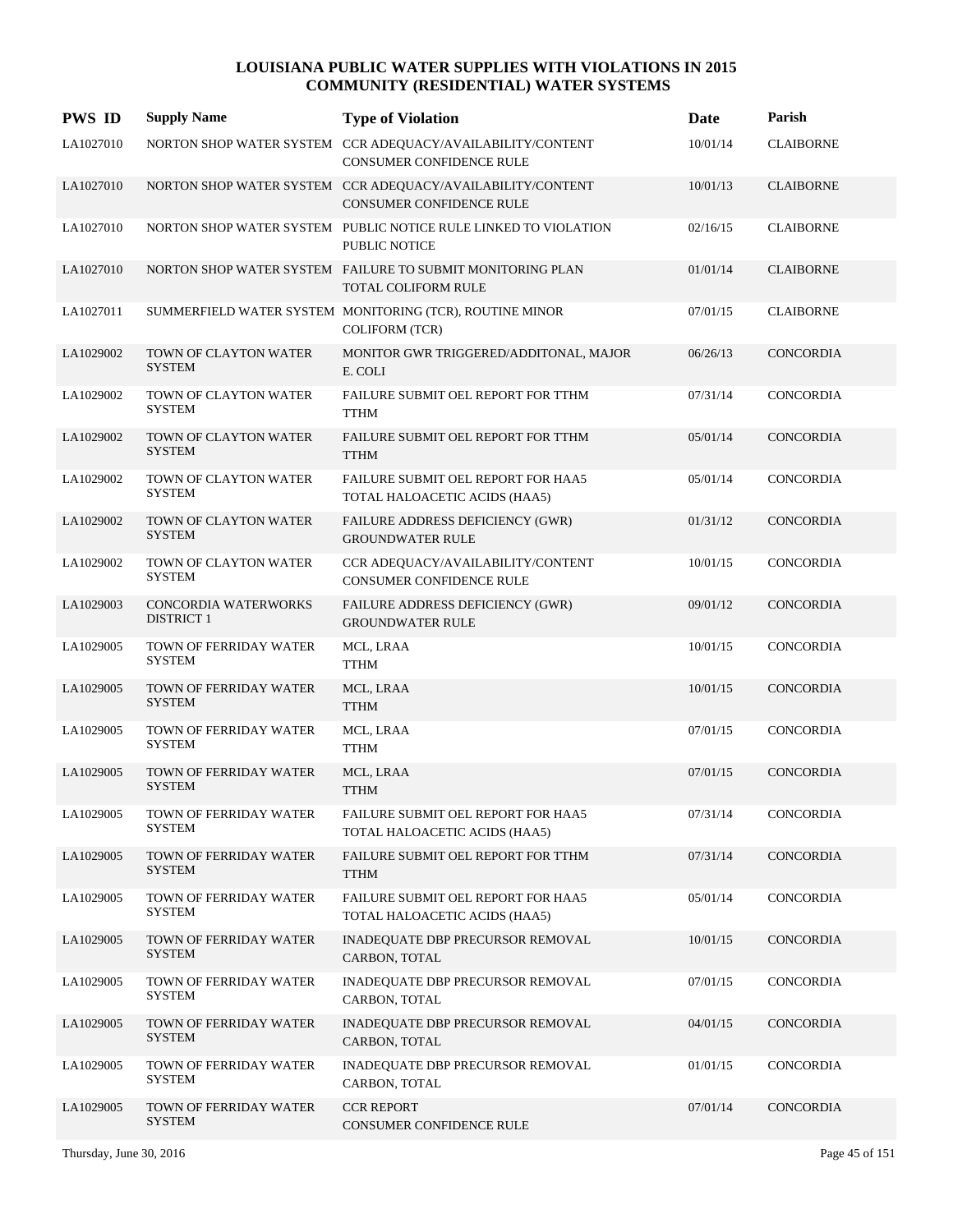# LOUISIANA PUBLIC WATER SUPPLIES WITH VIOLATIONS IN 2015
## COMMUNITY (RESIDENTIAL) WATER SYSTEMS

| PWS ID | Supply Name | Type of Violation | Date | Parish |
|---|---|---|---|---|
| LA1027010 | NORTON SHOP WATER SYSTEM | CCR ADEQUACY/AVAILABILITY/CONTENT CONSUMER CONFIDENCE RULE | 10/01/14 | CLAIBORNE |
| LA1027010 | NORTON SHOP WATER SYSTEM | CCR ADEQUACY/AVAILABILITY/CONTENT CONSUMER CONFIDENCE RULE | 10/01/13 | CLAIBORNE |
| LA1027010 | NORTON SHOP WATER SYSTEM | PUBLIC NOTICE RULE LINKED TO VIOLATION PUBLIC NOTICE | 02/16/15 | CLAIBORNE |
| LA1027010 | NORTON SHOP WATER SYSTEM | FAILURE TO SUBMIT MONITORING PLAN TOTAL COLIFORM RULE | 01/01/14 | CLAIBORNE |
| LA1027011 | SUMMERFIELD WATER SYSTEM | MONITORING (TCR), ROUTINE MINOR COLIFORM (TCR) | 07/01/15 | CLAIBORNE |
| LA1029002 | TOWN OF CLAYTON WATER SYSTEM | MONITOR GWR TRIGGERED/ADDITONAL, MAJOR E. COLI | 06/26/13 | CONCORDIA |
| LA1029002 | TOWN OF CLAYTON WATER SYSTEM | FAILURE SUBMIT OEL REPORT FOR TTHM TTHM | 07/31/14 | CONCORDIA |
| LA1029002 | TOWN OF CLAYTON WATER SYSTEM | FAILURE SUBMIT OEL REPORT FOR TTHM TTHM | 05/01/14 | CONCORDIA |
| LA1029002 | TOWN OF CLAYTON WATER SYSTEM | FAILURE SUBMIT OEL REPORT FOR HAA5 TOTAL HALOACETIC ACIDS (HAA5) | 05/01/14 | CONCORDIA |
| LA1029002 | TOWN OF CLAYTON WATER SYSTEM | FAILURE ADDRESS DEFICIENCY (GWR) GROUNDWATER RULE | 01/31/12 | CONCORDIA |
| LA1029002 | TOWN OF CLAYTON WATER SYSTEM | CCR ADEQUACY/AVAILABILITY/CONTENT CONSUMER CONFIDENCE RULE | 10/01/15 | CONCORDIA |
| LA1029003 | CONCORDIA WATERWORKS DISTRICT 1 | FAILURE ADDRESS DEFICIENCY (GWR) GROUNDWATER RULE | 09/01/12 | CONCORDIA |
| LA1029005 | TOWN OF FERRIDAY WATER SYSTEM | MCL, LRAA TTHM | 10/01/15 | CONCORDIA |
| LA1029005 | TOWN OF FERRIDAY WATER SYSTEM | MCL, LRAA TTHM | 10/01/15 | CONCORDIA |
| LA1029005 | TOWN OF FERRIDAY WATER SYSTEM | MCL, LRAA TTHM | 07/01/15 | CONCORDIA |
| LA1029005 | TOWN OF FERRIDAY WATER SYSTEM | MCL, LRAA TTHM | 07/01/15 | CONCORDIA |
| LA1029005 | TOWN OF FERRIDAY WATER SYSTEM | FAILURE SUBMIT OEL REPORT FOR HAA5 TOTAL HALOACETIC ACIDS (HAA5) | 07/31/14 | CONCORDIA |
| LA1029005 | TOWN OF FERRIDAY WATER SYSTEM | FAILURE SUBMIT OEL REPORT FOR TTHM TTHM | 07/31/14 | CONCORDIA |
| LA1029005 | TOWN OF FERRIDAY WATER SYSTEM | FAILURE SUBMIT OEL REPORT FOR HAA5 TOTAL HALOACETIC ACIDS (HAA5) | 05/01/14 | CONCORDIA |
| LA1029005 | TOWN OF FERRIDAY WATER SYSTEM | INADEQUATE DBP PRECURSOR REMOVAL CARBON, TOTAL | 10/01/15 | CONCORDIA |
| LA1029005 | TOWN OF FERRIDAY WATER SYSTEM | INADEQUATE DBP PRECURSOR REMOVAL CARBON, TOTAL | 07/01/15 | CONCORDIA |
| LA1029005 | TOWN OF FERRIDAY WATER SYSTEM | INADEQUATE DBP PRECURSOR REMOVAL CARBON, TOTAL | 04/01/15 | CONCORDIA |
| LA1029005 | TOWN OF FERRIDAY WATER SYSTEM | INADEQUATE DBP PRECURSOR REMOVAL CARBON, TOTAL | 01/01/15 | CONCORDIA |
| LA1029005 | TOWN OF FERRIDAY WATER SYSTEM | CCR REPORT CONSUMER CONFIDENCE RULE | 07/01/14 | CONCORDIA |

Thursday, June 30, 2016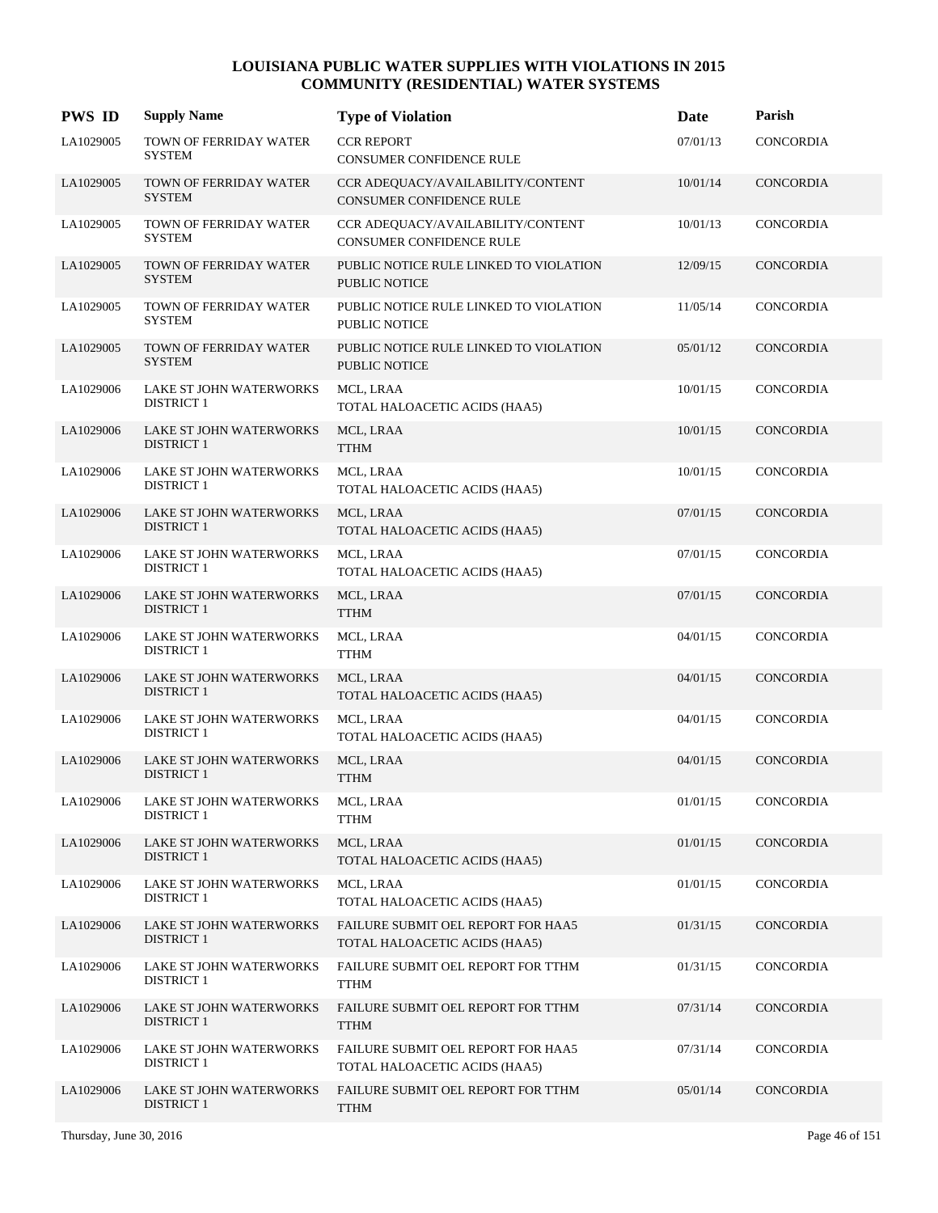# LOUISIANA PUBLIC WATER SUPPLIES WITH VIOLATIONS IN 2015
## COMMUNITY (RESIDENTIAL) WATER SYSTEMS

| PWS ID | Supply Name | Type of Violation | Date | Parish |
|---|---|---|---|---|
| LA1029005 | TOWN OF FERRIDAY WATER SYSTEM | CCR REPORT<br>CONSUMER CONFIDENCE RULE | 07/01/13 | CONCORDIA |
| LA1029005 | TOWN OF FERRIDAY WATER SYSTEM | CCR ADEQUACY/AVAILABILITY/CONTENT<br>CONSUMER CONFIDENCE RULE | 10/01/14 | CONCORDIA |
| LA1029005 | TOWN OF FERRIDAY WATER SYSTEM | CCR ADEQUACY/AVAILABILITY/CONTENT<br>CONSUMER CONFIDENCE RULE | 10/01/13 | CONCORDIA |
| LA1029005 | TOWN OF FERRIDAY WATER SYSTEM | PUBLIC NOTICE RULE LINKED TO VIOLATION<br>PUBLIC NOTICE | 12/09/15 | CONCORDIA |
| LA1029005 | TOWN OF FERRIDAY WATER SYSTEM | PUBLIC NOTICE RULE LINKED TO VIOLATION<br>PUBLIC NOTICE | 11/05/14 | CONCORDIA |
| LA1029005 | TOWN OF FERRIDAY WATER SYSTEM | PUBLIC NOTICE RULE LINKED TO VIOLATION<br>PUBLIC NOTICE | 05/01/12 | CONCORDIA |
| LA1029006 | LAKE ST JOHN WATERWORKS DISTRICT 1 | MCL, LRAA<br>TOTAL HALOACETIC ACIDS (HAA5) | 10/01/15 | CONCORDIA |
| LA1029006 | LAKE ST JOHN WATERWORKS DISTRICT 1 | MCL, LRAA<br>TTHM | 10/01/15 | CONCORDIA |
| LA1029006 | LAKE ST JOHN WATERWORKS DISTRICT 1 | MCL, LRAA<br>TOTAL HALOACETIC ACIDS (HAA5) | 10/01/15 | CONCORDIA |
| LA1029006 | LAKE ST JOHN WATERWORKS DISTRICT 1 | MCL, LRAA<br>TOTAL HALOACETIC ACIDS (HAA5) | 07/01/15 | CONCORDIA |
| LA1029006 | LAKE ST JOHN WATERWORKS DISTRICT 1 | MCL, LRAA<br>TOTAL HALOACETIC ACIDS (HAA5) | 07/01/15 | CONCORDIA |
| LA1029006 | LAKE ST JOHN WATERWORKS DISTRICT 1 | MCL, LRAA<br>TTHM | 07/01/15 | CONCORDIA |
| LA1029006 | LAKE ST JOHN WATERWORKS DISTRICT 1 | MCL, LRAA<br>TTHM | 04/01/15 | CONCORDIA |
| LA1029006 | LAKE ST JOHN WATERWORKS DISTRICT 1 | MCL, LRAA<br>TOTAL HALOACETIC ACIDS (HAA5) | 04/01/15 | CONCORDIA |
| LA1029006 | LAKE ST JOHN WATERWORKS DISTRICT 1 | MCL, LRAA<br>TOTAL HALOACETIC ACIDS (HAA5) | 04/01/15 | CONCORDIA |
| LA1029006 | LAKE ST JOHN WATERWORKS DISTRICT 1 | MCL, LRAA<br>TTHM | 04/01/15 | CONCORDIA |
| LA1029006 | LAKE ST JOHN WATERWORKS DISTRICT 1 | MCL, LRAA<br>TTHM | 01/01/15 | CONCORDIA |
| LA1029006 | LAKE ST JOHN WATERWORKS DISTRICT 1 | MCL, LRAA<br>TOTAL HALOACETIC ACIDS (HAA5) | 01/01/15 | CONCORDIA |
| LA1029006 | LAKE ST JOHN WATERWORKS DISTRICT 1 | MCL, LRAA<br>TOTAL HALOACETIC ACIDS (HAA5) | 01/01/15 | CONCORDIA |
| LA1029006 | LAKE ST JOHN WATERWORKS DISTRICT 1 | FAILURE SUBMIT OEL REPORT FOR HAA5<br>TOTAL HALOACETIC ACIDS (HAA5) | 01/31/15 | CONCORDIA |
| LA1029006 | LAKE ST JOHN WATERWORKS DISTRICT 1 | FAILURE SUBMIT OEL REPORT FOR TTHM<br>TTHM | 01/31/15 | CONCORDIA |
| LA1029006 | LAKE ST JOHN WATERWORKS DISTRICT 1 | FAILURE SUBMIT OEL REPORT FOR TTHM<br>TTHM | 07/31/14 | CONCORDIA |
| LA1029006 | LAKE ST JOHN WATERWORKS DISTRICT 1 | FAILURE SUBMIT OEL REPORT FOR HAA5<br>TOTAL HALOACETIC ACIDS (HAA5) | 07/31/14 | CONCORDIA |
| LA1029006 | LAKE ST JOHN WATERWORKS DISTRICT 1 | FAILURE SUBMIT OEL REPORT FOR TTHM<br>TTHM | 05/01/14 | CONCORDIA |

Thursday, June 30, 2016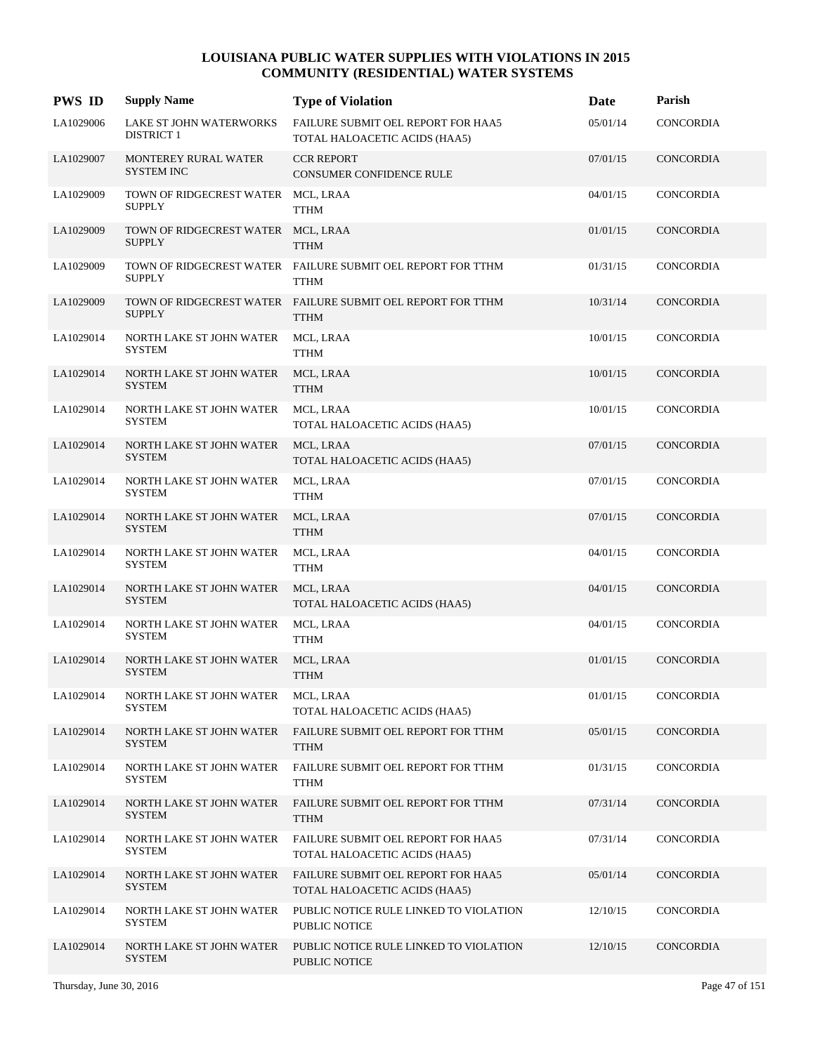# LOUISIANA PUBLIC WATER SUPPLIES WITH VIOLATIONS IN 2015
## COMMUNITY (RESIDENTIAL) WATER SYSTEMS

| PWS ID | Supply Name | Type of Violation | Date | Parish |
|---|---|---|---|---|
| LA1029006 | LAKE ST JOHN WATERWORKS DISTRICT 1 | FAILURE SUBMIT OEL REPORT FOR HAA5<br>TOTAL HALOACETIC ACIDS (HAA5) | 05/01/14 | CONCORDIA |
| LA1029007 | MONTEREY RURAL WATER SYSTEM INC | CCR REPORT<br>CONSUMER CONFIDENCE RULE | 07/01/15 | CONCORDIA |
| LA1029009 | TOWN OF RIDGECREST WATER SUPPLY | MCL, LRAA<br>TTHM | 04/01/15 | CONCORDIA |
| LA1029009 | TOWN OF RIDGECREST WATER SUPPLY | MCL, LRAA<br>TTHM | 01/01/15 | CONCORDIA |
| LA1029009 | TOWN OF RIDGECREST WATER SUPPLY | FAILURE SUBMIT OEL REPORT FOR TTHM<br>TTHM | 01/31/15 | CONCORDIA |
| LA1029009 | TOWN OF RIDGECREST WATER SUPPLY | FAILURE SUBMIT OEL REPORT FOR TTHM<br>TTHM | 10/31/14 | CONCORDIA |
| LA1029014 | NORTH LAKE ST JOHN WATER SYSTEM | MCL, LRAA<br>TTHM | 10/01/15 | CONCORDIA |
| LA1029014 | NORTH LAKE ST JOHN WATER SYSTEM | MCL, LRAA<br>TTHM | 10/01/15 | CONCORDIA |
| LA1029014 | NORTH LAKE ST JOHN WATER SYSTEM | MCL, LRAA<br>TOTAL HALOACETIC ACIDS (HAA5) | 10/01/15 | CONCORDIA |
| LA1029014 | NORTH LAKE ST JOHN WATER SYSTEM | MCL, LRAA<br>TOTAL HALOACETIC ACIDS (HAA5) | 07/01/15 | CONCORDIA |
| LA1029014 | NORTH LAKE ST JOHN WATER SYSTEM | MCL, LRAA<br>TTHM | 07/01/15 | CONCORDIA |
| LA1029014 | NORTH LAKE ST JOHN WATER SYSTEM | MCL, LRAA<br>TTHM | 07/01/15 | CONCORDIA |
| LA1029014 | NORTH LAKE ST JOHN WATER SYSTEM | MCL, LRAA<br>TTHM | 04/01/15 | CONCORDIA |
| LA1029014 | NORTH LAKE ST JOHN WATER SYSTEM | MCL, LRAA<br>TOTAL HALOACETIC ACIDS (HAA5) | 04/01/15 | CONCORDIA |
| LA1029014 | NORTH LAKE ST JOHN WATER SYSTEM | MCL, LRAA<br>TTHM | 04/01/15 | CONCORDIA |
| LA1029014 | NORTH LAKE ST JOHN WATER SYSTEM | MCL, LRAA<br>TTHM | 01/01/15 | CONCORDIA |
| LA1029014 | NORTH LAKE ST JOHN WATER SYSTEM | MCL, LRAA<br>TOTAL HALOACETIC ACIDS (HAA5) | 01/01/15 | CONCORDIA |
| LA1029014 | NORTH LAKE ST JOHN WATER SYSTEM | FAILURE SUBMIT OEL REPORT FOR TTHM<br>TTHM | 05/01/15 | CONCORDIA |
| LA1029014 | NORTH LAKE ST JOHN WATER SYSTEM | FAILURE SUBMIT OEL REPORT FOR TTHM<br>TTHM | 01/31/15 | CONCORDIA |
| LA1029014 | NORTH LAKE ST JOHN WATER SYSTEM | FAILURE SUBMIT OEL REPORT FOR TTHM<br>TTHM | 07/31/14 | CONCORDIA |
| LA1029014 | NORTH LAKE ST JOHN WATER SYSTEM | FAILURE SUBMIT OEL REPORT FOR HAA5<br>TOTAL HALOACETIC ACIDS (HAA5) | 07/31/14 | CONCORDIA |
| LA1029014 | NORTH LAKE ST JOHN WATER SYSTEM | FAILURE SUBMIT OEL REPORT FOR HAA5<br>TOTAL HALOACETIC ACIDS (HAA5) | 05/01/14 | CONCORDIA |
| LA1029014 | NORTH LAKE ST JOHN WATER SYSTEM | PUBLIC NOTICE RULE LINKED TO VIOLATION<br>PUBLIC NOTICE | 12/10/15 | CONCORDIA |
| LA1029014 | NORTH LAKE ST JOHN WATER SYSTEM | PUBLIC NOTICE RULE LINKED TO VIOLATION<br>PUBLIC NOTICE | 12/10/15 | CONCORDIA |

Thursday, June 30, 2016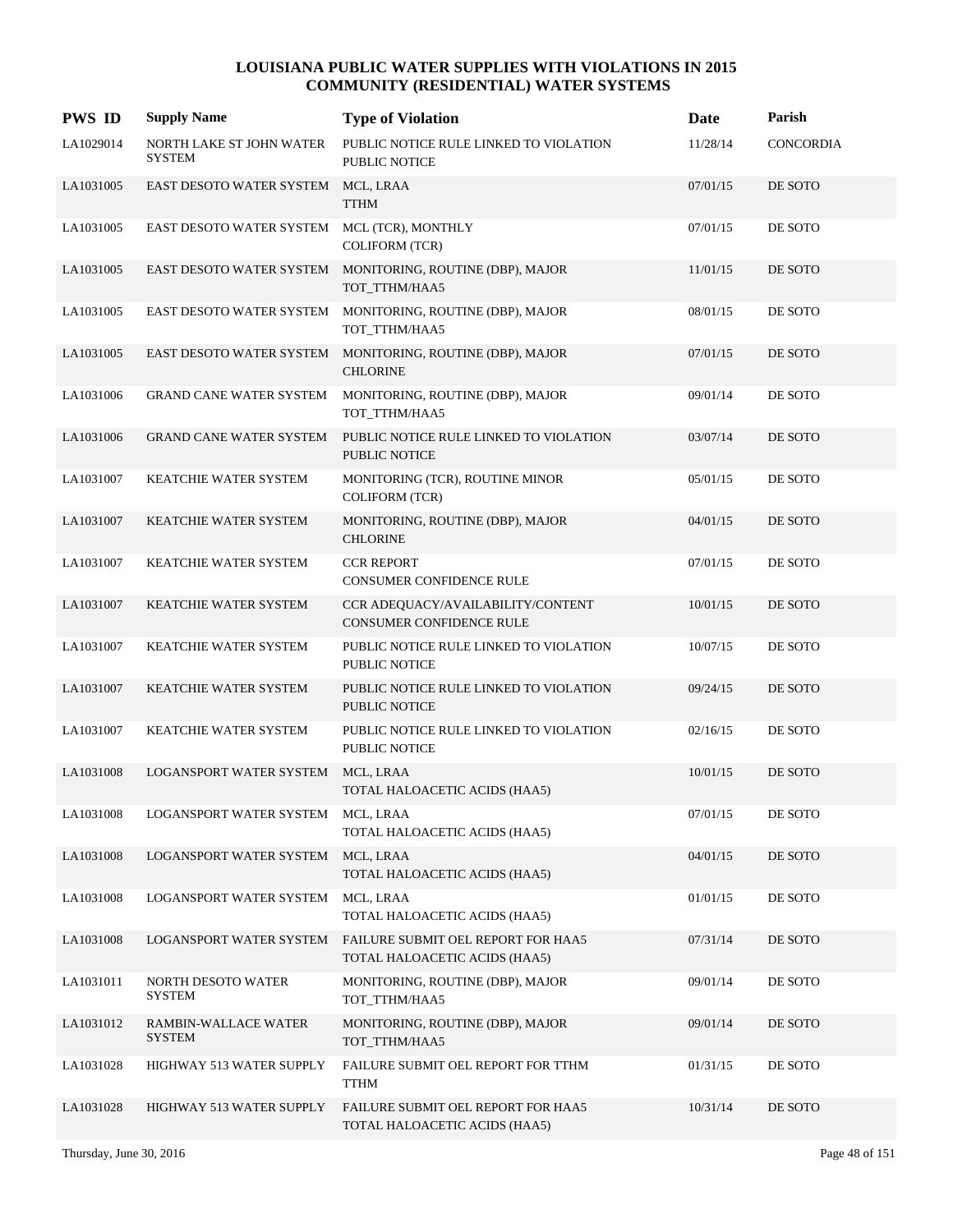# LOUISIANA PUBLIC WATER SUPPLIES WITH VIOLATIONS IN 2015
## COMMUNITY (RESIDENTIAL) WATER SYSTEMS

| PWS ID | Supply Name | Type of Violation | Date | Parish |
|---|---|---|---|---|
| LA1029014 | NORTH LAKE ST JOHN WATER SYSTEM | PUBLIC NOTICE RULE LINKED TO VIOLATION<br>PUBLIC NOTICE | 11/28/14 | CONCORDIA |
| LA1031005 | EAST DESOTO WATER SYSTEM | MCL, LRAA<br>TTHM | 07/01/15 | DE SOTO |
| LA1031005 | EAST DESOTO WATER SYSTEM | MCL (TCR), MONTHLY<br>COLIFORM (TCR) | 07/01/15 | DE SOTO |
| LA1031005 | EAST DESOTO WATER SYSTEM | MONITORING, ROUTINE (DBP), MAJOR<br>TOT_TTHM/HAA5 | 11/01/15 | DE SOTO |
| LA1031005 | EAST DESOTO WATER SYSTEM | MONITORING, ROUTINE (DBP), MAJOR<br>TOT_TTHM/HAA5 | 08/01/15 | DE SOTO |
| LA1031005 | EAST DESOTO WATER SYSTEM | MONITORING, ROUTINE (DBP), MAJOR<br>CHLORINE | 07/01/15 | DE SOTO |
| LA1031006 | GRAND CANE WATER SYSTEM | MONITORING, ROUTINE (DBP), MAJOR<br>TOT_TTHM/HAA5 | 09/01/14 | DE SOTO |
| LA1031006 | GRAND CANE WATER SYSTEM | PUBLIC NOTICE RULE LINKED TO VIOLATION<br>PUBLIC NOTICE | 03/07/14 | DE SOTO |
| LA1031007 | KEATCHIE WATER SYSTEM | MONITORING (TCR), ROUTINE MINOR<br>COLIFORM (TCR) | 05/01/15 | DE SOTO |
| LA1031007 | KEATCHIE WATER SYSTEM | MONITORING, ROUTINE (DBP), MAJOR<br>CHLORINE | 04/01/15 | DE SOTO |
| LA1031007 | KEATCHIE WATER SYSTEM | CCR REPORT<br>CONSUMER CONFIDENCE RULE | 07/01/15 | DE SOTO |
| LA1031007 | KEATCHIE WATER SYSTEM | CCR ADEQUACY/AVAILABILITY/CONTENT<br>CONSUMER CONFIDENCE RULE | 10/01/15 | DE SOTO |
| LA1031007 | KEATCHIE WATER SYSTEM | PUBLIC NOTICE RULE LINKED TO VIOLATION<br>PUBLIC NOTICE | 10/07/15 | DE SOTO |
| LA1031007 | KEATCHIE WATER SYSTEM | PUBLIC NOTICE RULE LINKED TO VIOLATION<br>PUBLIC NOTICE | 09/24/15 | DE SOTO |
| LA1031007 | KEATCHIE WATER SYSTEM | PUBLIC NOTICE RULE LINKED TO VIOLATION<br>PUBLIC NOTICE | 02/16/15 | DE SOTO |
| LA1031008 | LOGANSPORT WATER SYSTEM | MCL, LRAA<br>TOTAL HALOACETIC ACIDS (HAA5) | 10/01/15 | DE SOTO |
| LA1031008 | LOGANSPORT WATER SYSTEM | MCL, LRAA<br>TOTAL HALOACETIC ACIDS (HAA5) | 07/01/15 | DE SOTO |
| LA1031008 | LOGANSPORT WATER SYSTEM | MCL, LRAA<br>TOTAL HALOACETIC ACIDS (HAA5) | 04/01/15 | DE SOTO |
| LA1031008 | LOGANSPORT WATER SYSTEM | MCL, LRAA<br>TOTAL HALOACETIC ACIDS (HAA5) | 01/01/15 | DE SOTO |
| LA1031008 | LOGANSPORT WATER SYSTEM | FAILURE SUBMIT OEL REPORT FOR HAA5<br>TOTAL HALOACETIC ACIDS (HAA5) | 07/31/14 | DE SOTO |
| LA1031011 | NORTH DESOTO WATER SYSTEM | MONITORING, ROUTINE (DBP), MAJOR<br>TOT_TTHM/HAA5 | 09/01/14 | DE SOTO |
| LA1031012 | RAMBIN-WALLACE WATER SYSTEM | MONITORING, ROUTINE (DBP), MAJOR<br>TOT_TTHM/HAA5 | 09/01/14 | DE SOTO |
| LA1031028 | HIGHWAY 513 WATER SUPPLY | FAILURE SUBMIT OEL REPORT FOR TTHM<br>TTHM | 01/31/15 | DE SOTO |
| LA1031028 | HIGHWAY 513 WATER SUPPLY | FAILURE SUBMIT OEL REPORT FOR HAA5<br>TOTAL HALOACETIC ACIDS (HAA5) | 10/31/14 | DE SOTO |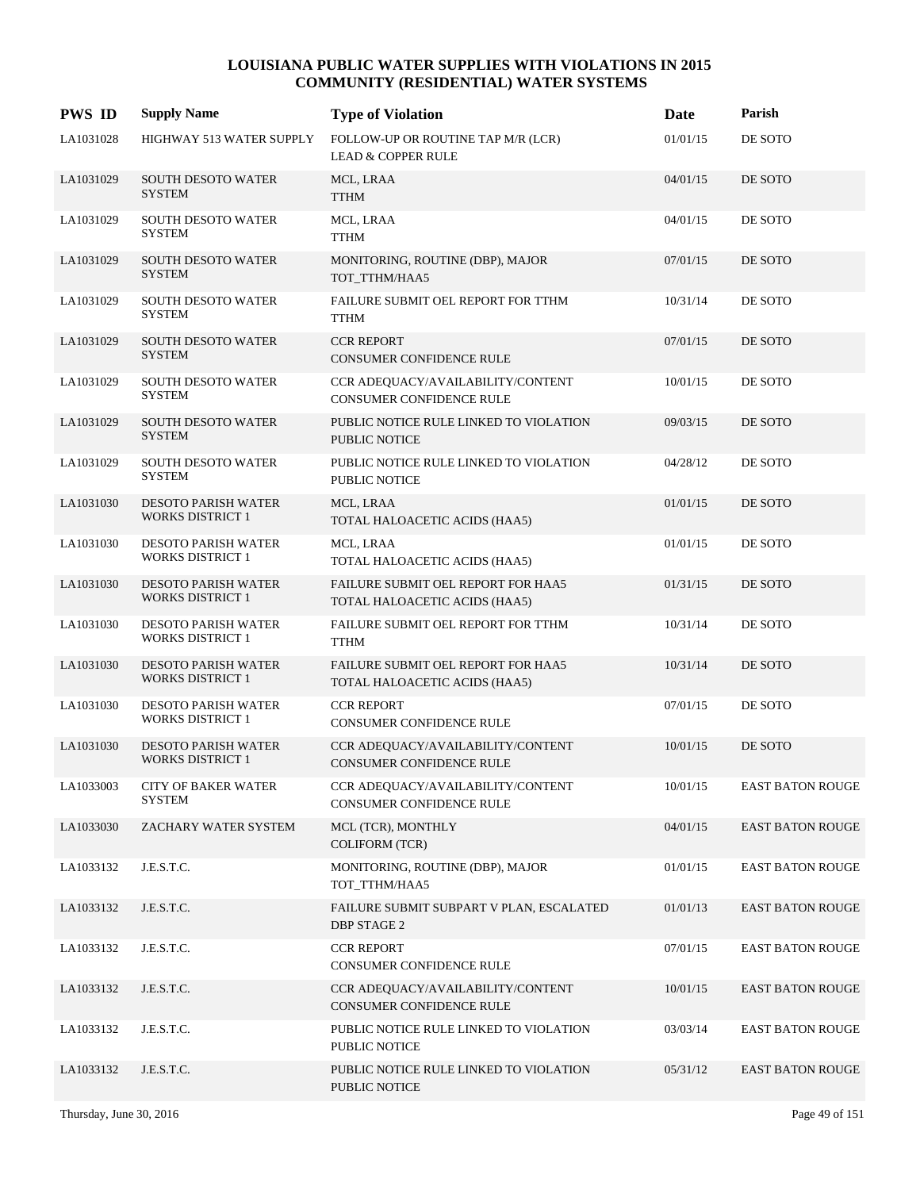# LOUISIANA PUBLIC WATER SUPPLIES WITH VIOLATIONS IN 2015
## COMMUNITY (RESIDENTIAL) WATER SYSTEMS

| PWS ID | Supply Name | Type of Violation | Date | Parish |
|---|---|---|---|---|
| LA1031028 | HIGHWAY 513 WATER SUPPLY | FOLLOW-UP OR ROUTINE TAP M/R (LCR)<br>LEAD & COPPER RULE | 01/01/15 | DE SOTO |
| LA1031029 | SOUTH DESOTO WATER SYSTEM | MCL, LRAA<br>TTHM | 04/01/15 | DE SOTO |
| LA1031029 | SOUTH DESOTO WATER SYSTEM | MCL, LRAA<br>TTHM | 04/01/15 | DE SOTO |
| LA1031029 | SOUTH DESOTO WATER SYSTEM | MONITORING, ROUTINE (DBP), MAJOR<br>TOT_TTHM/HAA5 | 07/01/15 | DE SOTO |
| LA1031029 | SOUTH DESOTO WATER SYSTEM | FAILURE SUBMIT OEL REPORT FOR TTHM<br>TTHM | 10/31/14 | DE SOTO |
| LA1031029 | SOUTH DESOTO WATER SYSTEM | CCR REPORT<br>CONSUMER CONFIDENCE RULE | 07/01/15 | DE SOTO |
| LA1031029 | SOUTH DESOTO WATER SYSTEM | CCR ADEQUACY/AVAILABILITY/CONTENT<br>CONSUMER CONFIDENCE RULE | 10/01/15 | DE SOTO |
| LA1031029 | SOUTH DESOTO WATER SYSTEM | PUBLIC NOTICE RULE LINKED TO VIOLATION<br>PUBLIC NOTICE | 09/03/15 | DE SOTO |
| LA1031029 | SOUTH DESOTO WATER SYSTEM | PUBLIC NOTICE RULE LINKED TO VIOLATION<br>PUBLIC NOTICE | 04/28/12 | DE SOTO |
| LA1031030 | DESOTO PARISH WATER WORKS DISTRICT 1 | MCL, LRAA<br>TOTAL HALOACETIC ACIDS (HAA5) | 01/01/15 | DE SOTO |
| LA1031030 | DESOTO PARISH WATER WORKS DISTRICT 1 | MCL, LRAA<br>TOTAL HALOACETIC ACIDS (HAA5) | 01/01/15 | DE SOTO |
| LA1031030 | DESOTO PARISH WATER WORKS DISTRICT 1 | FAILURE SUBMIT OEL REPORT FOR HAA5<br>TOTAL HALOACETIC ACIDS (HAA5) | 01/31/15 | DE SOTO |
| LA1031030 | DESOTO PARISH WATER WORKS DISTRICT 1 | FAILURE SUBMIT OEL REPORT FOR TTHM<br>TTHM | 10/31/14 | DE SOTO |
| LA1031030 | DESOTO PARISH WATER WORKS DISTRICT 1 | FAILURE SUBMIT OEL REPORT FOR HAA5<br>TOTAL HALOACETIC ACIDS (HAA5) | 10/31/14 | DE SOTO |
| LA1031030 | DESOTO PARISH WATER WORKS DISTRICT 1 | CCR REPORT<br>CONSUMER CONFIDENCE RULE | 07/01/15 | DE SOTO |
| LA1031030 | DESOTO PARISH WATER WORKS DISTRICT 1 | CCR ADEQUACY/AVAILABILITY/CONTENT<br>CONSUMER CONFIDENCE RULE | 10/01/15 | DE SOTO |
| LA1033003 | CITY OF BAKER WATER SYSTEM | CCR ADEQUACY/AVAILABILITY/CONTENT<br>CONSUMER CONFIDENCE RULE | 10/01/15 | EAST BATON ROUGE |
| LA1033030 | ZACHARY WATER SYSTEM | MCL (TCR), MONTHLY<br>COLIFORM (TCR) | 04/01/15 | EAST BATON ROUGE |
| LA1033132 | J.E.S.T.C. | MONITORING, ROUTINE (DBP), MAJOR<br>TOT_TTHM/HAA5 | 01/01/15 | EAST BATON ROUGE |
| LA1033132 | J.E.S.T.C. | FAILURE SUBMIT SUBPART V PLAN, ESCALATED<br>DBP STAGE 2 | 01/01/13 | EAST BATON ROUGE |
| LA1033132 | J.E.S.T.C. | CCR REPORT<br>CONSUMER CONFIDENCE RULE | 07/01/15 | EAST BATON ROUGE |
| LA1033132 | J.E.S.T.C. | CCR ADEQUACY/AVAILABILITY/CONTENT<br>CONSUMER CONFIDENCE RULE | 10/01/15 | EAST BATON ROUGE |
| LA1033132 | J.E.S.T.C. | PUBLIC NOTICE RULE LINKED TO VIOLATION<br>PUBLIC NOTICE | 03/03/14 | EAST BATON ROUGE |
| LA1033132 | J.E.S.T.C. | PUBLIC NOTICE RULE LINKED TO VIOLATION<br>PUBLIC NOTICE | 05/31/12 | EAST BATON ROUGE |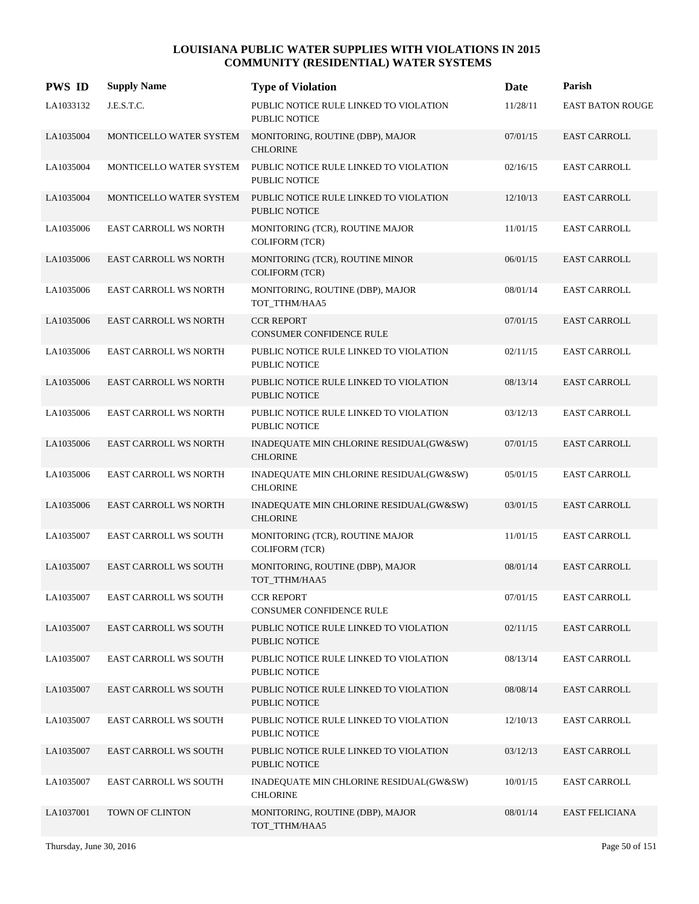# LOUISIANA PUBLIC WATER SUPPLIES WITH VIOLATIONS IN 2015
## COMMUNITY (RESIDENTIAL) WATER SYSTEMS

| PWS ID | Supply Name | Type of Violation | Date | Parish |
|---|---|---|---|---|
| LA1033132 | J.E.S.T.C. | PUBLIC NOTICE RULE LINKED TO VIOLATION<br>PUBLIC NOTICE | 11/28/11 | EAST BATON ROUGE |
| LA1035004 | MONTICELLO WATER SYSTEM | MONITORING, ROUTINE (DBP), MAJOR<br>CHLORINE | 07/01/15 | EAST CARROLL |
| LA1035004 | MONTICELLO WATER SYSTEM | PUBLIC NOTICE RULE LINKED TO VIOLATION<br>PUBLIC NOTICE | 02/16/15 | EAST CARROLL |
| LA1035004 | MONTICELLO WATER SYSTEM | PUBLIC NOTICE RULE LINKED TO VIOLATION<br>PUBLIC NOTICE | 12/10/13 | EAST CARROLL |
| LA1035006 | EAST CARROLL WS NORTH | MONITORING (TCR), ROUTINE MAJOR<br>COLIFORM (TCR) | 11/01/15 | EAST CARROLL |
| LA1035006 | EAST CARROLL WS NORTH | MONITORING (TCR), ROUTINE MINOR<br>COLIFORM (TCR) | 06/01/15 | EAST CARROLL |
| LA1035006 | EAST CARROLL WS NORTH | MONITORING, ROUTINE (DBP), MAJOR<br>TOT_TTHM/HAA5 | 08/01/14 | EAST CARROLL |
| LA1035006 | EAST CARROLL WS NORTH | CCR REPORT<br>CONSUMER CONFIDENCE RULE | 07/01/15 | EAST CARROLL |
| LA1035006 | EAST CARROLL WS NORTH | PUBLIC NOTICE RULE LINKED TO VIOLATION<br>PUBLIC NOTICE | 02/11/15 | EAST CARROLL |
| LA1035006 | EAST CARROLL WS NORTH | PUBLIC NOTICE RULE LINKED TO VIOLATION<br>PUBLIC NOTICE | 08/13/14 | EAST CARROLL |
| LA1035006 | EAST CARROLL WS NORTH | PUBLIC NOTICE RULE LINKED TO VIOLATION<br>PUBLIC NOTICE | 03/12/13 | EAST CARROLL |
| LA1035006 | EAST CARROLL WS NORTH | INADEQUATE MIN CHLORINE RESIDUAL(GW&SW)<br>CHLORINE | 07/01/15 | EAST CARROLL |
| LA1035006 | EAST CARROLL WS NORTH | INADEQUATE MIN CHLORINE RESIDUAL(GW&SW)<br>CHLORINE | 05/01/15 | EAST CARROLL |
| LA1035006 | EAST CARROLL WS NORTH | INADEQUATE MIN CHLORINE RESIDUAL(GW&SW)<br>CHLORINE | 03/01/15 | EAST CARROLL |
| LA1035007 | EAST CARROLL WS SOUTH | MONITORING (TCR), ROUTINE MAJOR<br>COLIFORM (TCR) | 11/01/15 | EAST CARROLL |
| LA1035007 | EAST CARROLL WS SOUTH | MONITORING, ROUTINE (DBP), MAJOR<br>TOT_TTHM/HAA5 | 08/01/14 | EAST CARROLL |
| LA1035007 | EAST CARROLL WS SOUTH | CCR REPORT<br>CONSUMER CONFIDENCE RULE | 07/01/15 | EAST CARROLL |
| LA1035007 | EAST CARROLL WS SOUTH | PUBLIC NOTICE RULE LINKED TO VIOLATION<br>PUBLIC NOTICE | 02/11/15 | EAST CARROLL |
| LA1035007 | EAST CARROLL WS SOUTH | PUBLIC NOTICE RULE LINKED TO VIOLATION<br>PUBLIC NOTICE | 08/13/14 | EAST CARROLL |
| LA1035007 | EAST CARROLL WS SOUTH | PUBLIC NOTICE RULE LINKED TO VIOLATION<br>PUBLIC NOTICE | 08/08/14 | EAST CARROLL |
| LA1035007 | EAST CARROLL WS SOUTH | PUBLIC NOTICE RULE LINKED TO VIOLATION<br>PUBLIC NOTICE | 12/10/13 | EAST CARROLL |
| LA1035007 | EAST CARROLL WS SOUTH | PUBLIC NOTICE RULE LINKED TO VIOLATION<br>PUBLIC NOTICE | 03/12/13 | EAST CARROLL |
| LA1035007 | EAST CARROLL WS SOUTH | INADEQUATE MIN CHLORINE RESIDUAL(GW&SW)<br>CHLORINE | 10/01/15 | EAST CARROLL |
| LA1037001 | TOWN OF CLINTON | MONITORING, ROUTINE (DBP), MAJOR<br>TOT_TTHM/HAA5 | 08/01/14 | EAST FELICIANA |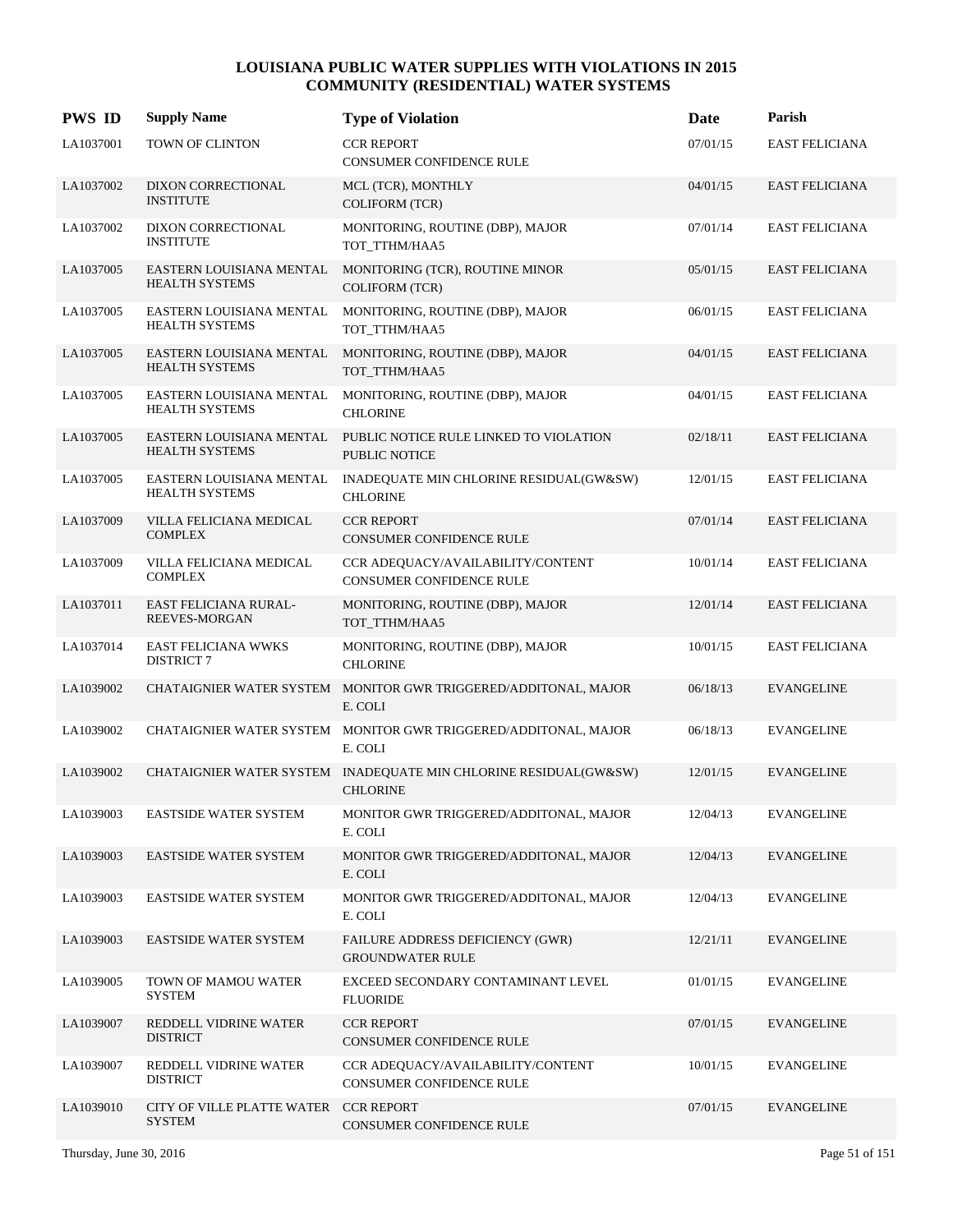# LOUISIANA PUBLIC WATER SUPPLIES WITH VIOLATIONS IN 2015
## COMMUNITY (RESIDENTIAL) WATER SYSTEMS

| PWS ID | Supply Name | Type of Violation | Date | Parish |
|---|---|---|---|---|
| LA1037001 | TOWN OF CLINTON | CCR REPORT<br>CONSUMER CONFIDENCE RULE | 07/01/15 | EAST FELICIANA |
| LA1037002 | DIXON CORRECTIONAL INSTITUTE | MCL (TCR), MONTHLY<br>COLIFORM (TCR) | 04/01/15 | EAST FELICIANA |
| LA1037002 | DIXON CORRECTIONAL INSTITUTE | MONITORING, ROUTINE (DBP), MAJOR<br>TOT_TTHM/HAA5 | 07/01/14 | EAST FELICIANA |
| LA1037005 | EASTERN LOUISIANA MENTAL HEALTH SYSTEMS | MONITORING (TCR), ROUTINE MINOR<br>COLIFORM (TCR) | 05/01/15 | EAST FELICIANA |
| LA1037005 | EASTERN LOUISIANA MENTAL HEALTH SYSTEMS | MONITORING, ROUTINE (DBP), MAJOR<br>TOT_TTHM/HAA5 | 06/01/15 | EAST FELICIANA |
| LA1037005 | EASTERN LOUISIANA MENTAL HEALTH SYSTEMS | MONITORING, ROUTINE (DBP), MAJOR<br>TOT_TTHM/HAA5 | 04/01/15 | EAST FELICIANA |
| LA1037005 | EASTERN LOUISIANA MENTAL HEALTH SYSTEMS | MONITORING, ROUTINE (DBP), MAJOR<br>CHLORINE | 04/01/15 | EAST FELICIANA |
| LA1037005 | EASTERN LOUISIANA MENTAL HEALTH SYSTEMS | PUBLIC NOTICE RULE LINKED TO VIOLATION<br>PUBLIC NOTICE | 02/18/11 | EAST FELICIANA |
| LA1037005 | EASTERN LOUISIANA MENTAL HEALTH SYSTEMS | INADEQUATE MIN CHLORINE RESIDUAL(GW&SW)<br>CHLORINE | 12/01/15 | EAST FELICIANA |
| LA1037009 | VILLA FELICIANA MEDICAL COMPLEX | CCR REPORT<br>CONSUMER CONFIDENCE RULE | 07/01/14 | EAST FELICIANA |
| LA1037009 | VILLA FELICIANA MEDICAL COMPLEX | CCR ADEQUACY/AVAILABILITY/CONTENT<br>CONSUMER CONFIDENCE RULE | 10/01/14 | EAST FELICIANA |
| LA1037011 | EAST FELICIANA RURAL-REEVES-MORGAN | MONITORING, ROUTINE (DBP), MAJOR<br>TOT_TTHM/HAA5 | 12/01/14 | EAST FELICIANA |
| LA1037014 | EAST FELICIANA WWKS DISTRICT 7 | MONITORING, ROUTINE (DBP), MAJOR<br>CHLORINE | 10/01/15 | EAST FELICIANA |
| LA1039002 | CHATAIGNIER WATER SYSTEM | MONITOR GWR TRIGGERED/ADDITONAL, MAJOR<br>E. COLI | 06/18/13 | EVANGELINE |
| LA1039002 | CHATAIGNIER WATER SYSTEM | MONITOR GWR TRIGGERED/ADDITONAL, MAJOR<br>E. COLI | 06/18/13 | EVANGELINE |
| LA1039002 | CHATAIGNIER WATER SYSTEM | INADEQUATE MIN CHLORINE RESIDUAL(GW&SW)<br>CHLORINE | 12/01/15 | EVANGELINE |
| LA1039003 | EASTSIDE WATER SYSTEM | MONITOR GWR TRIGGERED/ADDITONAL, MAJOR<br>E. COLI | 12/04/13 | EVANGELINE |
| LA1039003 | EASTSIDE WATER SYSTEM | MONITOR GWR TRIGGERED/ADDITONAL, MAJOR<br>E. COLI | 12/04/13 | EVANGELINE |
| LA1039003 | EASTSIDE WATER SYSTEM | MONITOR GWR TRIGGERED/ADDITONAL, MAJOR<br>E. COLI | 12/04/13 | EVANGELINE |
| LA1039003 | EASTSIDE WATER SYSTEM | FAILURE ADDRESS DEFICIENCY (GWR)<br>GROUNDWATER RULE | 12/21/11 | EVANGELINE |
| LA1039005 | TOWN OF MAMOU WATER SYSTEM | EXCEED SECONDARY CONTAMINANT LEVEL<br>FLUORIDE | 01/01/15 | EVANGELINE |
| LA1039007 | REDDELL VIDRINE WATER DISTRICT | CCR REPORT<br>CONSUMER CONFIDENCE RULE | 07/01/15 | EVANGELINE |
| LA1039007 | REDDELL VIDRINE WATER DISTRICT | CCR ADEQUACY/AVAILABILITY/CONTENT<br>CONSUMER CONFIDENCE RULE | 10/01/15 | EVANGELINE |
| LA1039010 | CITY OF VILLE PLATTE WATER SYSTEM | CCR REPORT<br>CONSUMER CONFIDENCE RULE | 07/01/15 | EVANGELINE |

Thursday, June 30, 2016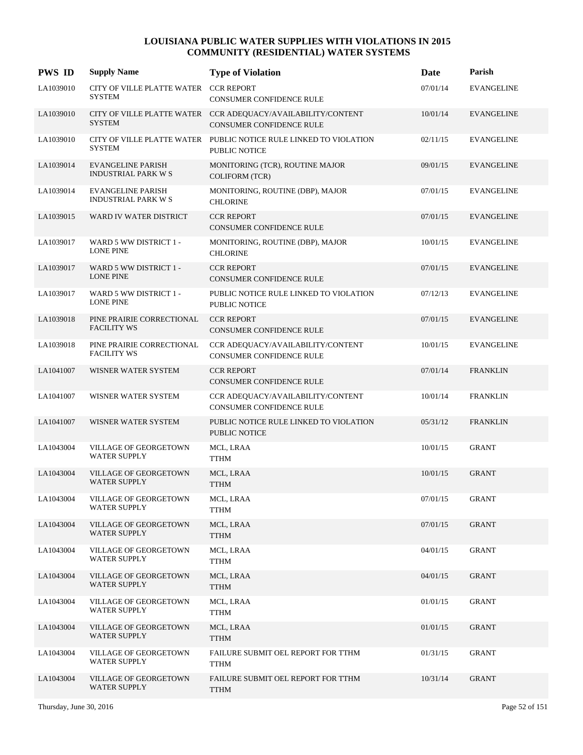# LOUISIANA PUBLIC WATER SUPPLIES WITH VIOLATIONS IN 2015
## COMMUNITY (RESIDENTIAL) WATER SYSTEMS

| PWS ID | Supply Name | Type of Violation | Date | Parish |
|---|---|---|---|---|
| LA1039010 | CITY OF VILLE PLATTE WATER SYSTEM | CCR REPORT<br>CONSUMER CONFIDENCE RULE | 07/01/14 | EVANGELINE |
| LA1039010 | CITY OF VILLE PLATTE WATER SYSTEM | CCR ADEQUACY/AVAILABILITY/CONTENT<br>CONSUMER CONFIDENCE RULE | 10/01/14 | EVANGELINE |
| LA1039010 | CITY OF VILLE PLATTE WATER SYSTEM | PUBLIC NOTICE RULE LINKED TO VIOLATION<br>PUBLIC NOTICE | 02/11/15 | EVANGELINE |
| LA1039014 | EVANGELINE PARISH INDUSTRIAL PARK W S | MONITORING (TCR), ROUTINE MAJOR<br>COLIFORM (TCR) | 09/01/15 | EVANGELINE |
| LA1039014 | EVANGELINE PARISH INDUSTRIAL PARK W S | MONITORING, ROUTINE (DBP), MAJOR<br>CHLORINE | 07/01/15 | EVANGELINE |
| LA1039015 | WARD IV WATER DISTRICT | CCR REPORT<br>CONSUMER CONFIDENCE RULE | 07/01/15 | EVANGELINE |
| LA1039017 | WARD 5 WW DISTRICT 1 - LONE PINE | MONITORING, ROUTINE (DBP), MAJOR<br>CHLORINE | 10/01/15 | EVANGELINE |
| LA1039017 | WARD 5 WW DISTRICT 1 - LONE PINE | CCR REPORT<br>CONSUMER CONFIDENCE RULE | 07/01/15 | EVANGELINE |
| LA1039017 | WARD 5 WW DISTRICT 1 - LONE PINE | PUBLIC NOTICE RULE LINKED TO VIOLATION<br>PUBLIC NOTICE | 07/12/13 | EVANGELINE |
| LA1039018 | PINE PRAIRIE CORRECTIONAL FACILITY WS | CCR REPORT<br>CONSUMER CONFIDENCE RULE | 07/01/15 | EVANGELINE |
| LA1039018 | PINE PRAIRIE CORRECTIONAL FACILITY WS | CCR ADEQUACY/AVAILABILITY/CONTENT<br>CONSUMER CONFIDENCE RULE | 10/01/15 | EVANGELINE |
| LA1041007 | WISNER WATER SYSTEM | CCR REPORT<br>CONSUMER CONFIDENCE RULE | 07/01/14 | FRANKLIN |
| LA1041007 | WISNER WATER SYSTEM | CCR ADEQUACY/AVAILABILITY/CONTENT<br>CONSUMER CONFIDENCE RULE | 10/01/14 | FRANKLIN |
| LA1041007 | WISNER WATER SYSTEM | PUBLIC NOTICE RULE LINKED TO VIOLATION<br>PUBLIC NOTICE | 05/31/12 | FRANKLIN |
| LA1043004 | VILLAGE OF GEORGETOWN WATER SUPPLY | MCL, LRAA<br>TTHM | 10/01/15 | GRANT |
| LA1043004 | VILLAGE OF GEORGETOWN WATER SUPPLY | MCL, LRAA<br>TTHM | 10/01/15 | GRANT |
| LA1043004 | VILLAGE OF GEORGETOWN WATER SUPPLY | MCL, LRAA<br>TTHM | 07/01/15 | GRANT |
| LA1043004 | VILLAGE OF GEORGETOWN WATER SUPPLY | MCL, LRAA<br>TTHM | 07/01/15 | GRANT |
| LA1043004 | VILLAGE OF GEORGETOWN WATER SUPPLY | MCL, LRAA<br>TTHM | 04/01/15 | GRANT |
| LA1043004 | VILLAGE OF GEORGETOWN WATER SUPPLY | MCL, LRAA<br>TTHM | 04/01/15 | GRANT |
| LA1043004 | VILLAGE OF GEORGETOWN WATER SUPPLY | MCL, LRAA<br>TTHM | 01/01/15 | GRANT |
| LA1043004 | VILLAGE OF GEORGETOWN WATER SUPPLY | MCL, LRAA<br>TTHM | 01/01/15 | GRANT |
| LA1043004 | VILLAGE OF GEORGETOWN WATER SUPPLY | FAILURE SUBMIT OEL REPORT FOR TTHM<br>TTHM | 01/31/15 | GRANT |
| LA1043004 | VILLAGE OF GEORGETOWN WATER SUPPLY | FAILURE SUBMIT OEL REPORT FOR TTHM<br>TTHM | 10/31/14 | GRANT |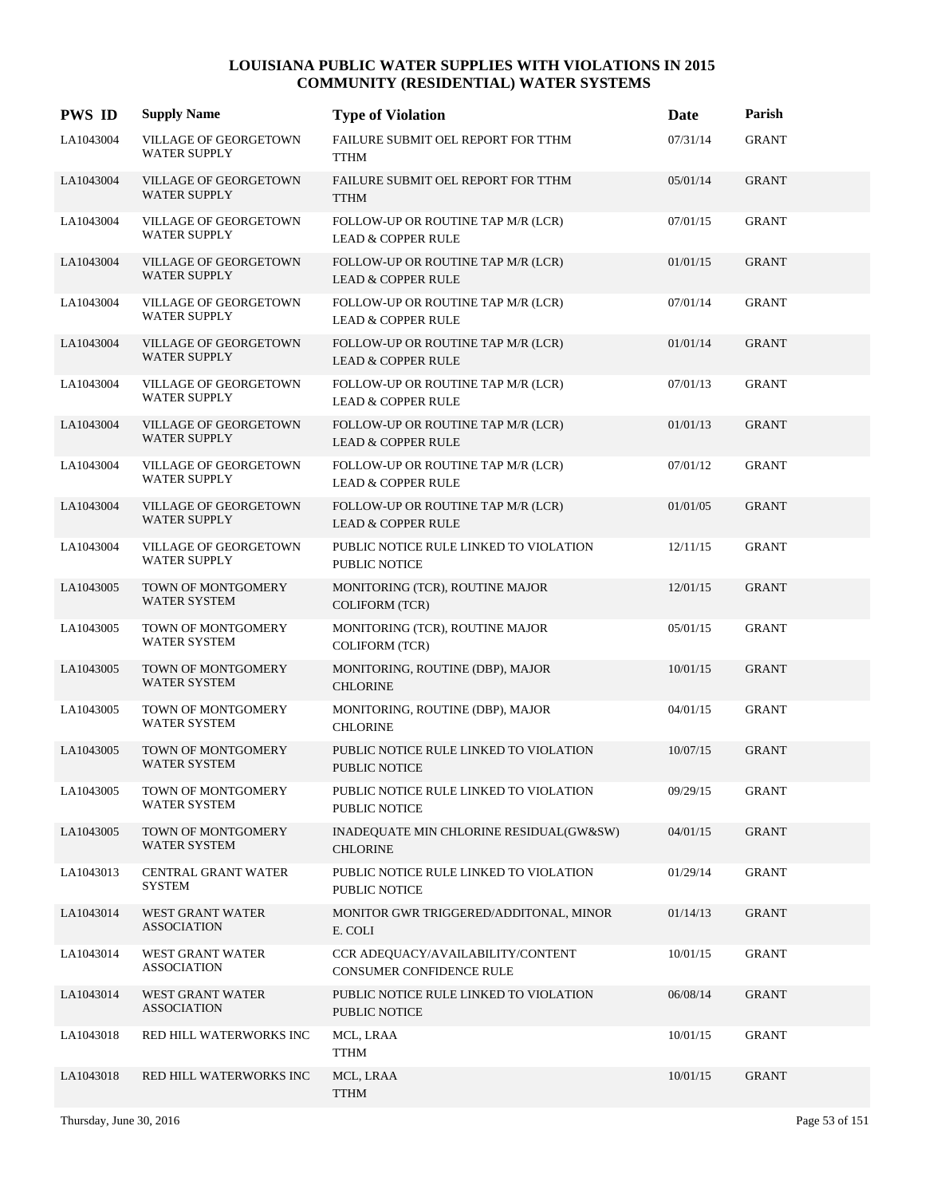# LOUISIANA PUBLIC WATER SUPPLIES WITH VIOLATIONS IN 2015
## COMMUNITY (RESIDENTIAL) WATER SYSTEMS

| PWS ID | Supply Name | Type of Violation | Date | Parish |
|---|---|---|---|---|
| LA1043004 | VILLAGE OF GEORGETOWN WATER SUPPLY | FAILURE SUBMIT OEL REPORT FOR TTHM<br>TTHM | 07/31/14 | GRANT |
| LA1043004 | VILLAGE OF GEORGETOWN WATER SUPPLY | FAILURE SUBMIT OEL REPORT FOR TTHM<br>TTHM | 05/01/14 | GRANT |
| LA1043004 | VILLAGE OF GEORGETOWN WATER SUPPLY | FOLLOW-UP OR ROUTINE TAP M/R (LCR)<br>LEAD & COPPER RULE | 07/01/15 | GRANT |
| LA1043004 | VILLAGE OF GEORGETOWN WATER SUPPLY | FOLLOW-UP OR ROUTINE TAP M/R (LCR)<br>LEAD & COPPER RULE | 01/01/15 | GRANT |
| LA1043004 | VILLAGE OF GEORGETOWN WATER SUPPLY | FOLLOW-UP OR ROUTINE TAP M/R (LCR)<br>LEAD & COPPER RULE | 07/01/14 | GRANT |
| LA1043004 | VILLAGE OF GEORGETOWN WATER SUPPLY | FOLLOW-UP OR ROUTINE TAP M/R (LCR)<br>LEAD & COPPER RULE | 01/01/14 | GRANT |
| LA1043004 | VILLAGE OF GEORGETOWN WATER SUPPLY | FOLLOW-UP OR ROUTINE TAP M/R (LCR)<br>LEAD & COPPER RULE | 07/01/13 | GRANT |
| LA1043004 | VILLAGE OF GEORGETOWN WATER SUPPLY | FOLLOW-UP OR ROUTINE TAP M/R (LCR)<br>LEAD & COPPER RULE | 01/01/13 | GRANT |
| LA1043004 | VILLAGE OF GEORGETOWN WATER SUPPLY | FOLLOW-UP OR ROUTINE TAP M/R (LCR)<br>LEAD & COPPER RULE | 07/01/12 | GRANT |
| LA1043004 | VILLAGE OF GEORGETOWN WATER SUPPLY | FOLLOW-UP OR ROUTINE TAP M/R (LCR)<br>LEAD & COPPER RULE | 01/01/05 | GRANT |
| LA1043004 | VILLAGE OF GEORGETOWN WATER SUPPLY | PUBLIC NOTICE RULE LINKED TO VIOLATION<br>PUBLIC NOTICE | 12/11/15 | GRANT |
| LA1043005 | TOWN OF MONTGOMERY WATER SYSTEM | MONITORING (TCR), ROUTINE MAJOR<br>COLIFORM (TCR) | 12/01/15 | GRANT |
| LA1043005 | TOWN OF MONTGOMERY WATER SYSTEM | MONITORING (TCR), ROUTINE MAJOR<br>COLIFORM (TCR) | 05/01/15 | GRANT |
| LA1043005 | TOWN OF MONTGOMERY WATER SYSTEM | MONITORING, ROUTINE (DBP), MAJOR<br>CHLORINE | 10/01/15 | GRANT |
| LA1043005 | TOWN OF MONTGOMERY WATER SYSTEM | MONITORING, ROUTINE (DBP), MAJOR<br>CHLORINE | 04/01/15 | GRANT |
| LA1043005 | TOWN OF MONTGOMERY WATER SYSTEM | PUBLIC NOTICE RULE LINKED TO VIOLATION<br>PUBLIC NOTICE | 10/07/15 | GRANT |
| LA1043005 | TOWN OF MONTGOMERY WATER SYSTEM | PUBLIC NOTICE RULE LINKED TO VIOLATION<br>PUBLIC NOTICE | 09/29/15 | GRANT |
| LA1043005 | TOWN OF MONTGOMERY WATER SYSTEM | INADEQUATE MIN CHLORINE RESIDUAL(GW&SW)<br>CHLORINE | 04/01/15 | GRANT |
| LA1043013 | CENTRAL GRANT WATER SYSTEM | PUBLIC NOTICE RULE LINKED TO VIOLATION<br>PUBLIC NOTICE | 01/29/14 | GRANT |
| LA1043014 | WEST GRANT WATER ASSOCIATION | MONITOR GWR TRIGGERED/ADDITONAL, MINOR<br>E. COLI | 01/14/13 | GRANT |
| LA1043014 | WEST GRANT WATER ASSOCIATION | CCR ADEQUACY/AVAILABILITY/CONTENT<br>CONSUMER CONFIDENCE RULE | 10/01/15 | GRANT |
| LA1043014 | WEST GRANT WATER ASSOCIATION | PUBLIC NOTICE RULE LINKED TO VIOLATION<br>PUBLIC NOTICE | 06/08/14 | GRANT |
| LA1043018 | RED HILL WATERWORKS INC | MCL, LRAA<br>TTHM | 10/01/15 | GRANT |
| LA1043018 | RED HILL WATERWORKS INC | MCL, LRAA<br>TTHM | 10/01/15 | GRANT |

Thursday, June 30, 2016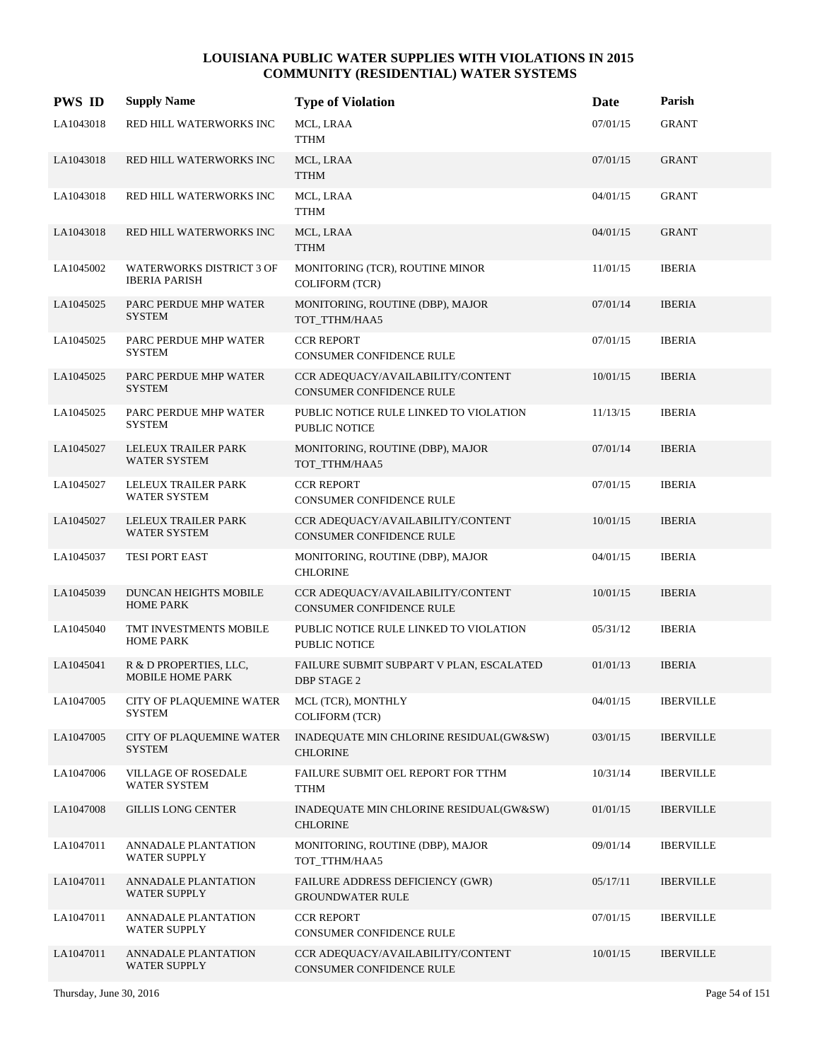# LOUISIANA PUBLIC WATER SUPPLIES WITH VIOLATIONS IN 2015
## COMMUNITY (RESIDENTIAL) WATER SYSTEMS

| PWS ID | Supply Name | Type of Violation | Date | Parish |
|---|---|---|---|---|
| LA1043018 | RED HILL WATERWORKS INC | MCL, LRAA<br>TTHM | 07/01/15 | GRANT |
| LA1043018 | RED HILL WATERWORKS INC | MCL, LRAA<br>TTHM | 07/01/15 | GRANT |
| LA1043018 | RED HILL WATERWORKS INC | MCL, LRAA<br>TTHM | 04/01/15 | GRANT |
| LA1043018 | RED HILL WATERWORKS INC | MCL, LRAA<br>TTHM | 04/01/15 | GRANT |
| LA1045002 | WATERWORKS DISTRICT 3 OF IBERIA PARISH | MONITORING (TCR), ROUTINE MINOR<br>COLIFORM (TCR) | 11/01/15 | IBERIA |
| LA1045025 | PARC PERDUE MHP WATER SYSTEM | MONITORING, ROUTINE (DBP), MAJOR<br>TOT_TTHM/HAA5 | 07/01/14 | IBERIA |
| LA1045025 | PARC PERDUE MHP WATER SYSTEM | CCR REPORT<br>CONSUMER CONFIDENCE RULE | 07/01/15 | IBERIA |
| LA1045025 | PARC PERDUE MHP WATER SYSTEM | CCR ADEQUACY/AVAILABILITY/CONTENT<br>CONSUMER CONFIDENCE RULE | 10/01/15 | IBERIA |
| LA1045025 | PARC PERDUE MHP WATER SYSTEM | PUBLIC NOTICE RULE LINKED TO VIOLATION<br>PUBLIC NOTICE | 11/13/15 | IBERIA |
| LA1045027 | LELEUX TRAILER PARK WATER SYSTEM | MONITORING, ROUTINE (DBP), MAJOR<br>TOT_TTHM/HAA5 | 07/01/14 | IBERIA |
| LA1045027 | LELEUX TRAILER PARK WATER SYSTEM | CCR REPORT<br>CONSUMER CONFIDENCE RULE | 07/01/15 | IBERIA |
| LA1045027 | LELEUX TRAILER PARK WATER SYSTEM | CCR ADEQUACY/AVAILABILITY/CONTENT<br>CONSUMER CONFIDENCE RULE | 10/01/15 | IBERIA |
| LA1045037 | TESI PORT EAST | MONITORING, ROUTINE (DBP), MAJOR<br>CHLORINE | 04/01/15 | IBERIA |
| LA1045039 | DUNCAN HEIGHTS MOBILE HOME PARK | CCR ADEQUACY/AVAILABILITY/CONTENT<br>CONSUMER CONFIDENCE RULE | 10/01/15 | IBERIA |
| LA1045040 | TMT INVESTMENTS MOBILE HOME PARK | PUBLIC NOTICE RULE LINKED TO VIOLATION<br>PUBLIC NOTICE | 05/31/12 | IBERIA |
| LA1045041 | R & D PROPERTIES, LLC, MOBILE HOME PARK | FAILURE SUBMIT SUBPART V PLAN, ESCALATED<br>DBP STAGE 2 | 01/01/13 | IBERIA |
| LA1047005 | CITY OF PLAQUEMINE WATER SYSTEM | MCL (TCR), MONTHLY<br>COLIFORM (TCR) | 04/01/15 | IBERVILLE |
| LA1047005 | CITY OF PLAQUEMINE WATER SYSTEM | INADEQUATE MIN CHLORINE RESIDUAL(GW&SW)<br>CHLORINE | 03/01/15 | IBERVILLE |
| LA1047006 | VILLAGE OF ROSEDALE WATER SYSTEM | FAILURE SUBMIT OEL REPORT FOR TTHM<br>TTHM | 10/31/14 | IBERVILLE |
| LA1047008 | GILLIS LONG CENTER | INADEQUATE MIN CHLORINE RESIDUAL(GW&SW)<br>CHLORINE | 01/01/15 | IBERVILLE |
| LA1047011 | ANNADALE PLANTATION WATER SUPPLY | MONITORING, ROUTINE (DBP), MAJOR<br>TOT_TTHM/HAA5 | 09/01/14 | IBERVILLE |
| LA1047011 | ANNADALE PLANTATION WATER SUPPLY | FAILURE ADDRESS DEFICIENCY (GWR)<br>GROUNDWATER RULE | 05/17/11 | IBERVILLE |
| LA1047011 | ANNADALE PLANTATION WATER SUPPLY | CCR REPORT<br>CONSUMER CONFIDENCE RULE | 07/01/15 | IBERVILLE |
| LA1047011 | ANNADALE PLANTATION WATER SUPPLY | CCR ADEQUACY/AVAILABILITY/CONTENT<br>CONSUMER CONFIDENCE RULE | 10/01/15 | IBERVILLE |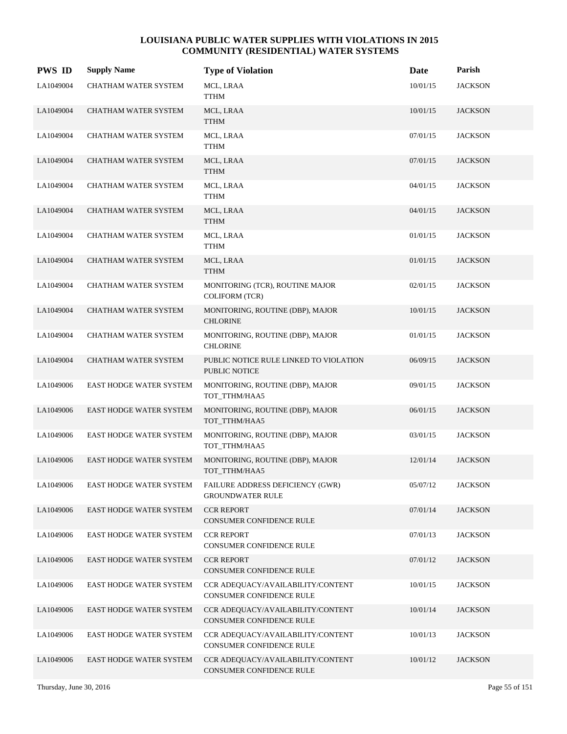# LOUISIANA PUBLIC WATER SUPPLIES WITH VIOLATIONS IN 2015
## COMMUNITY (RESIDENTIAL) WATER SYSTEMS

| PWS ID | Supply Name | Type of Violation | Date | Parish |
|---|---|---|---|---|
| LA1049004 | CHATHAM WATER SYSTEM | MCL, LRAA<br>TTHM | 10/01/15 | JACKSON |
| LA1049004 | CHATHAM WATER SYSTEM | MCL, LRAA<br>TTHM | 10/01/15 | JACKSON |
| LA1049004 | CHATHAM WATER SYSTEM | MCL, LRAA<br>TTHM | 07/01/15 | JACKSON |
| LA1049004 | CHATHAM WATER SYSTEM | MCL, LRAA<br>TTHM | 07/01/15 | JACKSON |
| LA1049004 | CHATHAM WATER SYSTEM | MCL, LRAA<br>TTHM | 04/01/15 | JACKSON |
| LA1049004 | CHATHAM WATER SYSTEM | MCL, LRAA<br>TTHM | 04/01/15 | JACKSON |
| LA1049004 | CHATHAM WATER SYSTEM | MCL, LRAA<br>TTHM | 01/01/15 | JACKSON |
| LA1049004 | CHATHAM WATER SYSTEM | MCL, LRAA<br>TTHM | 01/01/15 | JACKSON |
| LA1049004 | CHATHAM WATER SYSTEM | MONITORING (TCR), ROUTINE MAJOR<br>COLIFORM (TCR) | 02/01/15 | JACKSON |
| LA1049004 | CHATHAM WATER SYSTEM | MONITORING, ROUTINE (DBP), MAJOR<br>CHLORINE | 10/01/15 | JACKSON |
| LA1049004 | CHATHAM WATER SYSTEM | MONITORING, ROUTINE (DBP), MAJOR<br>CHLORINE | 01/01/15 | JACKSON |
| LA1049004 | CHATHAM WATER SYSTEM | PUBLIC NOTICE RULE LINKED TO VIOLATION<br>PUBLIC NOTICE | 06/09/15 | JACKSON |
| LA1049006 | EAST HODGE WATER SYSTEM | MONITORING, ROUTINE (DBP), MAJOR<br>TOT_TTHM/HAA5 | 09/01/15 | JACKSON |
| LA1049006 | EAST HODGE WATER SYSTEM | MONITORING, ROUTINE (DBP), MAJOR<br>TOT_TTHM/HAA5 | 06/01/15 | JACKSON |
| LA1049006 | EAST HODGE WATER SYSTEM | MONITORING, ROUTINE (DBP), MAJOR<br>TOT_TTHM/HAA5 | 03/01/15 | JACKSON |
| LA1049006 | EAST HODGE WATER SYSTEM | MONITORING, ROUTINE (DBP), MAJOR<br>TOT_TTHM/HAA5 | 12/01/14 | JACKSON |
| LA1049006 | EAST HODGE WATER SYSTEM | FAILURE ADDRESS DEFICIENCY (GWR)<br>GROUNDWATER RULE | 05/07/12 | JACKSON |
| LA1049006 | EAST HODGE WATER SYSTEM | CCR REPORT<br>CONSUMER CONFIDENCE RULE | 07/01/14 | JACKSON |
| LA1049006 | EAST HODGE WATER SYSTEM | CCR REPORT<br>CONSUMER CONFIDENCE RULE | 07/01/13 | JACKSON |
| LA1049006 | EAST HODGE WATER SYSTEM | CCR REPORT<br>CONSUMER CONFIDENCE RULE | 07/01/12 | JACKSON |
| LA1049006 | EAST HODGE WATER SYSTEM | CCR ADEQUACY/AVAILABILITY/CONTENT<br>CONSUMER CONFIDENCE RULE | 10/01/15 | JACKSON |
| LA1049006 | EAST HODGE WATER SYSTEM | CCR ADEQUACY/AVAILABILITY/CONTENT<br>CONSUMER CONFIDENCE RULE | 10/01/14 | JACKSON |
| LA1049006 | EAST HODGE WATER SYSTEM | CCR ADEQUACY/AVAILABILITY/CONTENT<br>CONSUMER CONFIDENCE RULE | 10/01/13 | JACKSON |
| LA1049006 | EAST HODGE WATER SYSTEM | CCR ADEQUACY/AVAILABILITY/CONTENT<br>CONSUMER CONFIDENCE RULE | 10/01/12 | JACKSON |

Thursday, June 30, 2016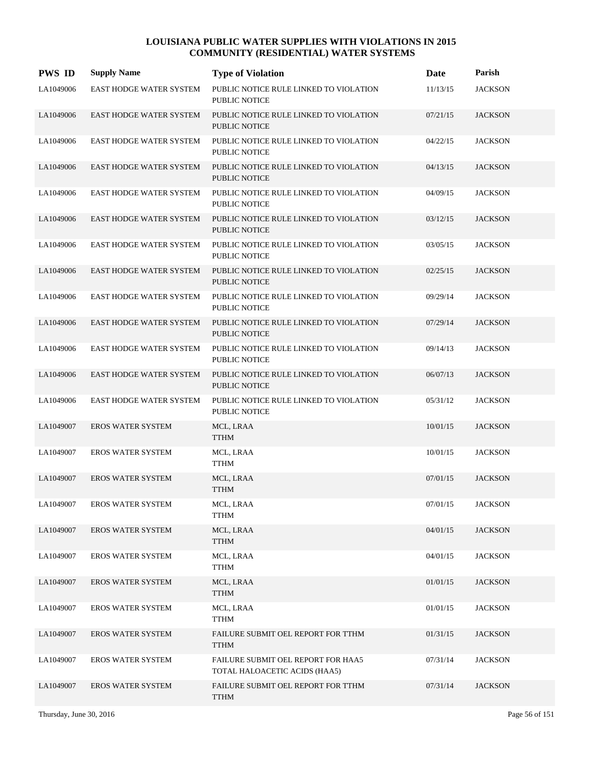# LOUISIANA PUBLIC WATER SUPPLIES WITH VIOLATIONS IN 2015
## COMMUNITY (RESIDENTIAL) WATER SYSTEMS

| PWS ID | Supply Name | Type of Violation | Date | Parish |
|---|---|---|---|---|
| LA1049006 | EAST HODGE WATER SYSTEM | PUBLIC NOTICE RULE LINKED TO VIOLATION PUBLIC NOTICE | 11/13/15 | JACKSON |
| LA1049006 | EAST HODGE WATER SYSTEM | PUBLIC NOTICE RULE LINKED TO VIOLATION PUBLIC NOTICE | 07/21/15 | JACKSON |
| LA1049006 | EAST HODGE WATER SYSTEM | PUBLIC NOTICE RULE LINKED TO VIOLATION PUBLIC NOTICE | 04/22/15 | JACKSON |
| LA1049006 | EAST HODGE WATER SYSTEM | PUBLIC NOTICE RULE LINKED TO VIOLATION PUBLIC NOTICE | 04/13/15 | JACKSON |
| LA1049006 | EAST HODGE WATER SYSTEM | PUBLIC NOTICE RULE LINKED TO VIOLATION PUBLIC NOTICE | 04/09/15 | JACKSON |
| LA1049006 | EAST HODGE WATER SYSTEM | PUBLIC NOTICE RULE LINKED TO VIOLATION PUBLIC NOTICE | 03/12/15 | JACKSON |
| LA1049006 | EAST HODGE WATER SYSTEM | PUBLIC NOTICE RULE LINKED TO VIOLATION PUBLIC NOTICE | 03/05/15 | JACKSON |
| LA1049006 | EAST HODGE WATER SYSTEM | PUBLIC NOTICE RULE LINKED TO VIOLATION PUBLIC NOTICE | 02/25/15 | JACKSON |
| LA1049006 | EAST HODGE WATER SYSTEM | PUBLIC NOTICE RULE LINKED TO VIOLATION PUBLIC NOTICE | 09/29/14 | JACKSON |
| LA1049006 | EAST HODGE WATER SYSTEM | PUBLIC NOTICE RULE LINKED TO VIOLATION PUBLIC NOTICE | 07/29/14 | JACKSON |
| LA1049006 | EAST HODGE WATER SYSTEM | PUBLIC NOTICE RULE LINKED TO VIOLATION PUBLIC NOTICE | 09/14/13 | JACKSON |
| LA1049006 | EAST HODGE WATER SYSTEM | PUBLIC NOTICE RULE LINKED TO VIOLATION PUBLIC NOTICE | 06/07/13 | JACKSON |
| LA1049006 | EAST HODGE WATER SYSTEM | PUBLIC NOTICE RULE LINKED TO VIOLATION PUBLIC NOTICE | 05/31/12 | JACKSON |
| LA1049007 | EROS WATER SYSTEM | MCL, LRAA TTHM | 10/01/15 | JACKSON |
| LA1049007 | EROS WATER SYSTEM | MCL, LRAA TTHM | 10/01/15 | JACKSON |
| LA1049007 | EROS WATER SYSTEM | MCL, LRAA TTHM | 07/01/15 | JACKSON |
| LA1049007 | EROS WATER SYSTEM | MCL, LRAA TTHM | 07/01/15 | JACKSON |
| LA1049007 | EROS WATER SYSTEM | MCL, LRAA TTHM | 04/01/15 | JACKSON |
| LA1049007 | EROS WATER SYSTEM | MCL, LRAA TTHM | 04/01/15 | JACKSON |
| LA1049007 | EROS WATER SYSTEM | MCL, LRAA TTHM | 01/01/15 | JACKSON |
| LA1049007 | EROS WATER SYSTEM | MCL, LRAA TTHM | 01/01/15 | JACKSON |
| LA1049007 | EROS WATER SYSTEM | FAILURE SUBMIT OEL REPORT FOR TTHM TTHM | 01/31/15 | JACKSON |
| LA1049007 | EROS WATER SYSTEM | FAILURE SUBMIT OEL REPORT FOR HAA5 TOTAL HALOACETIC ACIDS (HAA5) | 07/31/14 | JACKSON |
| LA1049007 | EROS WATER SYSTEM | FAILURE SUBMIT OEL REPORT FOR TTHM TTHM | 07/31/14 | JACKSON |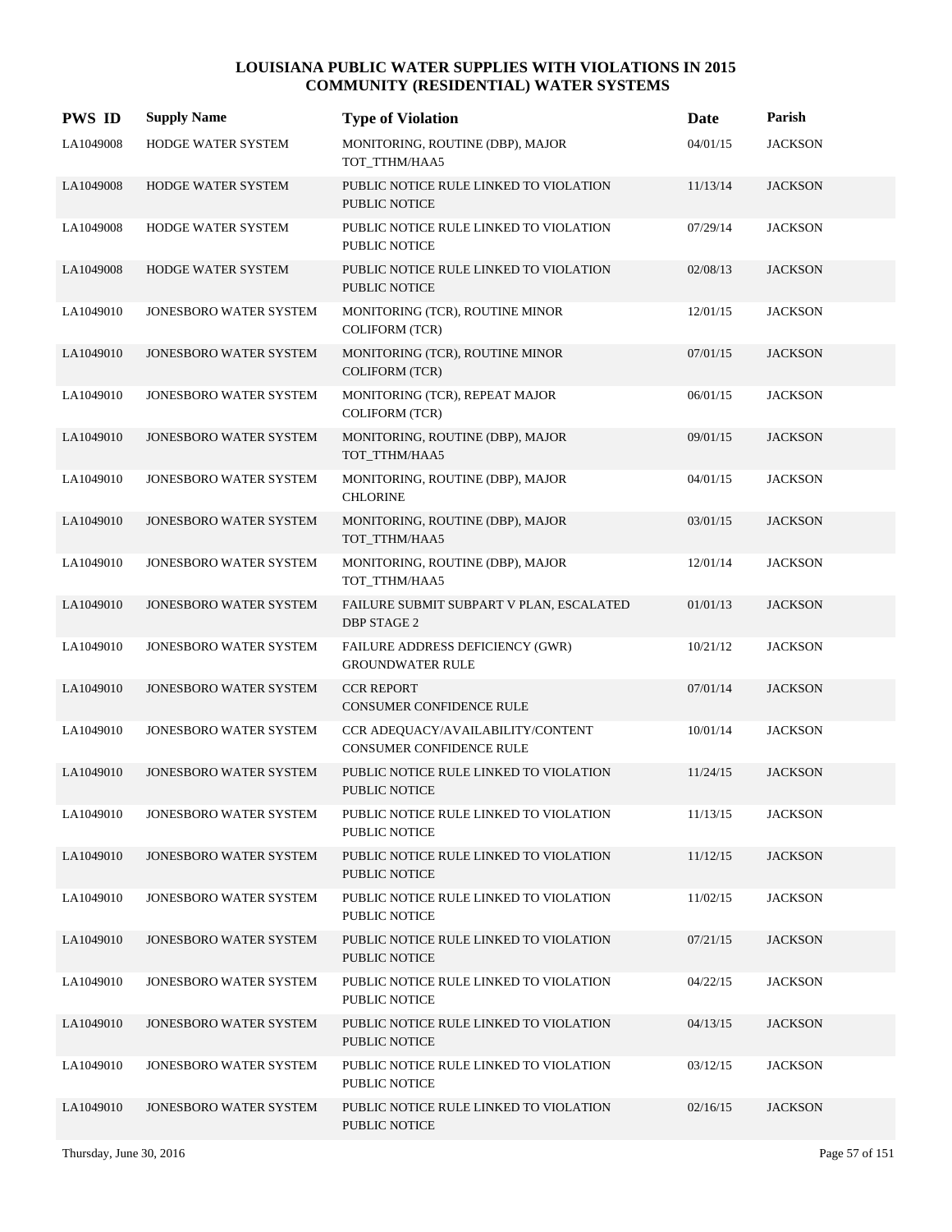# LOUISIANA PUBLIC WATER SUPPLIES WITH VIOLATIONS IN 2015
## COMMUNITY (RESIDENTIAL) WATER SYSTEMS

| PWS ID | Supply Name | Type of Violation | Date | Parish |
|---|---|---|---|---|
| LA1049008 | HODGE WATER SYSTEM | MONITORING, ROUTINE (DBP), MAJOR TOT_TTHM/HAA5 | 04/01/15 | JACKSON |
| LA1049008 | HODGE WATER SYSTEM | PUBLIC NOTICE RULE LINKED TO VIOLATION PUBLIC NOTICE | 11/13/14 | JACKSON |
| LA1049008 | HODGE WATER SYSTEM | PUBLIC NOTICE RULE LINKED TO VIOLATION PUBLIC NOTICE | 07/29/14 | JACKSON |
| LA1049008 | HODGE WATER SYSTEM | PUBLIC NOTICE RULE LINKED TO VIOLATION PUBLIC NOTICE | 02/08/13 | JACKSON |
| LA1049010 | JONESBORO WATER SYSTEM | MONITORING (TCR), ROUTINE MINOR COLIFORM (TCR) | 12/01/15 | JACKSON |
| LA1049010 | JONESBORO WATER SYSTEM | MONITORING (TCR), ROUTINE MINOR COLIFORM (TCR) | 07/01/15 | JACKSON |
| LA1049010 | JONESBORO WATER SYSTEM | MONITORING (TCR), REPEAT MAJOR COLIFORM (TCR) | 06/01/15 | JACKSON |
| LA1049010 | JONESBORO WATER SYSTEM | MONITORING, ROUTINE (DBP), MAJOR TOT_TTHM/HAA5 | 09/01/15 | JACKSON |
| LA1049010 | JONESBORO WATER SYSTEM | MONITORING, ROUTINE (DBP), MAJOR CHLORINE | 04/01/15 | JACKSON |
| LA1049010 | JONESBORO WATER SYSTEM | MONITORING, ROUTINE (DBP), MAJOR TOT_TTHM/HAA5 | 03/01/15 | JACKSON |
| LA1049010 | JONESBORO WATER SYSTEM | MONITORING, ROUTINE (DBP), MAJOR TOT_TTHM/HAA5 | 12/01/14 | JACKSON |
| LA1049010 | JONESBORO WATER SYSTEM | FAILURE SUBMIT SUBPART V PLAN, ESCALATED DBP STAGE 2 | 01/01/13 | JACKSON |
| LA1049010 | JONESBORO WATER SYSTEM | FAILURE ADDRESS DEFICIENCY (GWR) GROUNDWATER RULE | 10/21/12 | JACKSON |
| LA1049010 | JONESBORO WATER SYSTEM | CCR REPORT CONSUMER CONFIDENCE RULE | 07/01/14 | JACKSON |
| LA1049010 | JONESBORO WATER SYSTEM | CCR ADEQUACY/AVAILABILITY/CONTENT CONSUMER CONFIDENCE RULE | 10/01/14 | JACKSON |
| LA1049010 | JONESBORO WATER SYSTEM | PUBLIC NOTICE RULE LINKED TO VIOLATION PUBLIC NOTICE | 11/24/15 | JACKSON |
| LA1049010 | JONESBORO WATER SYSTEM | PUBLIC NOTICE RULE LINKED TO VIOLATION PUBLIC NOTICE | 11/13/15 | JACKSON |
| LA1049010 | JONESBORO WATER SYSTEM | PUBLIC NOTICE RULE LINKED TO VIOLATION PUBLIC NOTICE | 11/12/15 | JACKSON |
| LA1049010 | JONESBORO WATER SYSTEM | PUBLIC NOTICE RULE LINKED TO VIOLATION PUBLIC NOTICE | 11/02/15 | JACKSON |
| LA1049010 | JONESBORO WATER SYSTEM | PUBLIC NOTICE RULE LINKED TO VIOLATION PUBLIC NOTICE | 07/21/15 | JACKSON |
| LA1049010 | JONESBORO WATER SYSTEM | PUBLIC NOTICE RULE LINKED TO VIOLATION PUBLIC NOTICE | 04/22/15 | JACKSON |
| LA1049010 | JONESBORO WATER SYSTEM | PUBLIC NOTICE RULE LINKED TO VIOLATION PUBLIC NOTICE | 04/13/15 | JACKSON |
| LA1049010 | JONESBORO WATER SYSTEM | PUBLIC NOTICE RULE LINKED TO VIOLATION PUBLIC NOTICE | 03/12/15 | JACKSON |
| LA1049010 | JONESBORO WATER SYSTEM | PUBLIC NOTICE RULE LINKED TO VIOLATION PUBLIC NOTICE | 02/16/15 | JACKSON |

Thursday, June 30, 2016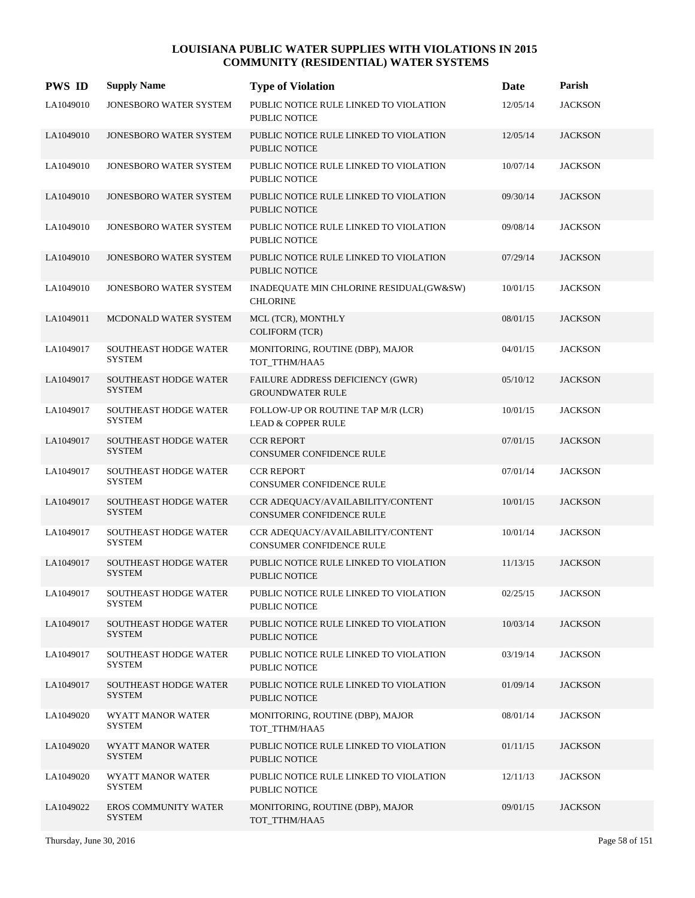# LOUISIANA PUBLIC WATER SUPPLIES WITH VIOLATIONS IN 2015
## COMMUNITY (RESIDENTIAL) WATER SYSTEMS

| PWS ID | Supply Name | Type of Violation | Date | Parish |
|---|---|---|---|---|
| LA1049010 | JONESBORO WATER SYSTEM | PUBLIC NOTICE RULE LINKED TO VIOLATION<br>PUBLIC NOTICE | 12/05/14 | JACKSON |
| LA1049010 | JONESBORO WATER SYSTEM | PUBLIC NOTICE RULE LINKED TO VIOLATION<br>PUBLIC NOTICE | 12/05/14 | JACKSON |
| LA1049010 | JONESBORO WATER SYSTEM | PUBLIC NOTICE RULE LINKED TO VIOLATION<br>PUBLIC NOTICE | 10/07/14 | JACKSON |
| LA1049010 | JONESBORO WATER SYSTEM | PUBLIC NOTICE RULE LINKED TO VIOLATION<br>PUBLIC NOTICE | 09/30/14 | JACKSON |
| LA1049010 | JONESBORO WATER SYSTEM | PUBLIC NOTICE RULE LINKED TO VIOLATION<br>PUBLIC NOTICE | 09/08/14 | JACKSON |
| LA1049010 | JONESBORO WATER SYSTEM | PUBLIC NOTICE RULE LINKED TO VIOLATION<br>PUBLIC NOTICE | 07/29/14 | JACKSON |
| LA1049010 | JONESBORO WATER SYSTEM | INADEQUATE MIN CHLORINE RESIDUAL(GW&SW)<br>CHLORINE | 10/01/15 | JACKSON |
| LA1049011 | MCDONALD WATER SYSTEM | MCL (TCR), MONTHLY<br>COLIFORM (TCR) | 08/01/15 | JACKSON |
| LA1049017 | SOUTHEAST HODGE WATER SYSTEM | MONITORING, ROUTINE (DBP), MAJOR<br>TOT_TTHM/HAA5 | 04/01/15 | JACKSON |
| LA1049017 | SOUTHEAST HODGE WATER SYSTEM | FAILURE ADDRESS DEFICIENCY (GWR)<br>GROUNDWATER RULE | 05/10/12 | JACKSON |
| LA1049017 | SOUTHEAST HODGE WATER SYSTEM | FOLLOW-UP OR ROUTINE TAP M/R (LCR)<br>LEAD & COPPER RULE | 10/01/15 | JACKSON |
| LA1049017 | SOUTHEAST HODGE WATER SYSTEM | CCR REPORT<br>CONSUMER CONFIDENCE RULE | 07/01/15 | JACKSON |
| LA1049017 | SOUTHEAST HODGE WATER SYSTEM | CCR REPORT<br>CONSUMER CONFIDENCE RULE | 07/01/14 | JACKSON |
| LA1049017 | SOUTHEAST HODGE WATER SYSTEM | CCR ADEQUACY/AVAILABILITY/CONTENT<br>CONSUMER CONFIDENCE RULE | 10/01/15 | JACKSON |
| LA1049017 | SOUTHEAST HODGE WATER SYSTEM | CCR ADEQUACY/AVAILABILITY/CONTENT<br>CONSUMER CONFIDENCE RULE | 10/01/14 | JACKSON |
| LA1049017 | SOUTHEAST HODGE WATER SYSTEM | PUBLIC NOTICE RULE LINKED TO VIOLATION<br>PUBLIC NOTICE | 11/13/15 | JACKSON |
| LA1049017 | SOUTHEAST HODGE WATER SYSTEM | PUBLIC NOTICE RULE LINKED TO VIOLATION<br>PUBLIC NOTICE | 02/25/15 | JACKSON |
| LA1049017 | SOUTHEAST HODGE WATER SYSTEM | PUBLIC NOTICE RULE LINKED TO VIOLATION<br>PUBLIC NOTICE | 10/03/14 | JACKSON |
| LA1049017 | SOUTHEAST HODGE WATER SYSTEM | PUBLIC NOTICE RULE LINKED TO VIOLATION<br>PUBLIC NOTICE | 03/19/14 | JACKSON |
| LA1049017 | SOUTHEAST HODGE WATER SYSTEM | PUBLIC NOTICE RULE LINKED TO VIOLATION<br>PUBLIC NOTICE | 01/09/14 | JACKSON |
| LA1049020 | WYATT MANOR WATER SYSTEM | MONITORING, ROUTINE (DBP), MAJOR<br>TOT_TTHM/HAA5 | 08/01/14 | JACKSON |
| LA1049020 | WYATT MANOR WATER SYSTEM | PUBLIC NOTICE RULE LINKED TO VIOLATION<br>PUBLIC NOTICE | 01/11/15 | JACKSON |
| LA1049020 | WYATT MANOR WATER SYSTEM | PUBLIC NOTICE RULE LINKED TO VIOLATION<br>PUBLIC NOTICE | 12/11/13 | JACKSON |
| LA1049022 | EROS COMMUNITY WATER SYSTEM | MONITORING, ROUTINE (DBP), MAJOR<br>TOT_TTHM/HAA5 | 09/01/15 | JACKSON |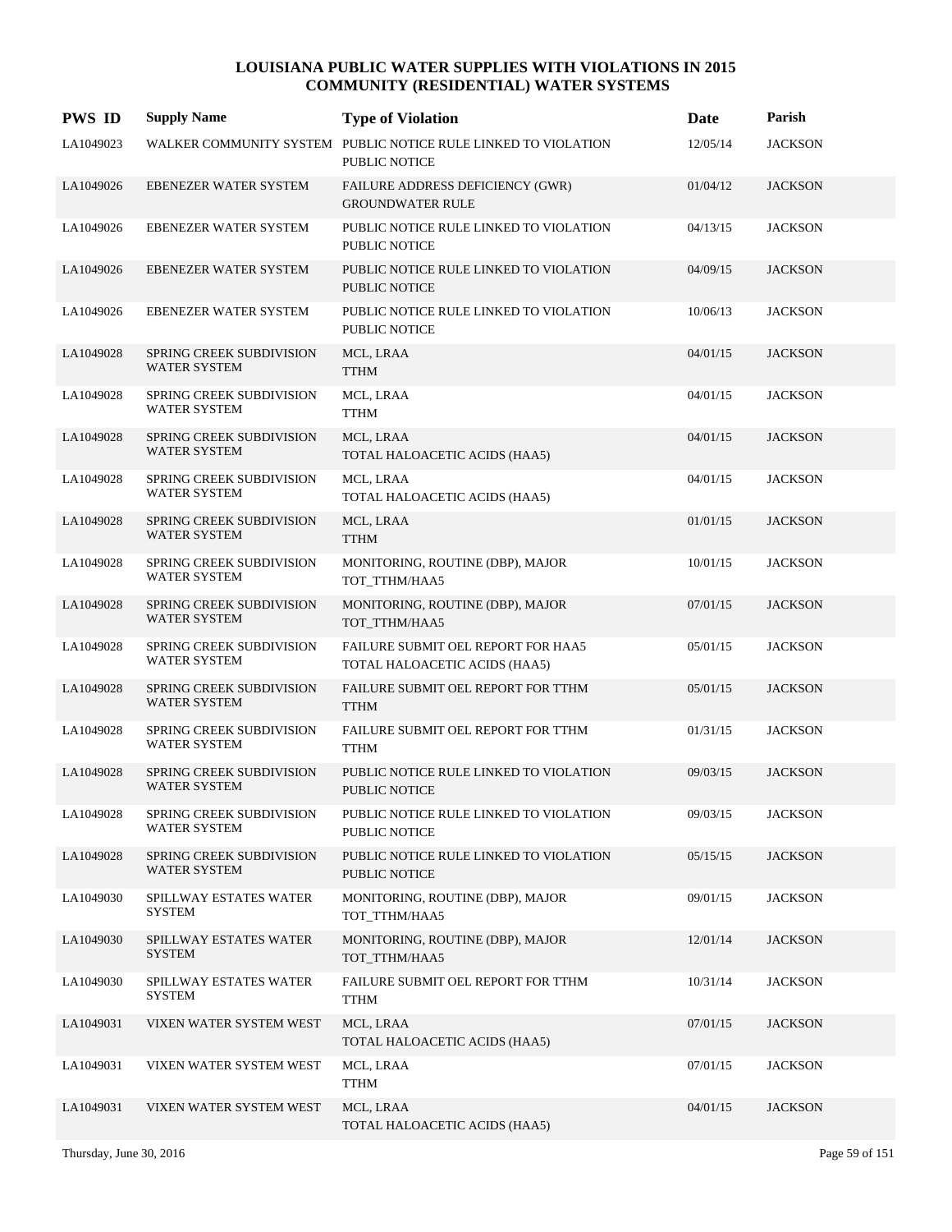# LOUISIANA PUBLIC WATER SUPPLIES WITH VIOLATIONS IN 2015
## COMMUNITY (RESIDENTIAL) WATER SYSTEMS

| PWS ID | Supply Name | Type of Violation | Date | Parish |
|---|---|---|---|---|
| LA1049023 | WALKER COMMUNITY SYSTEM | PUBLIC NOTICE RULE LINKED TO VIOLATION PUBLIC NOTICE | 12/05/14 | JACKSON |
| LA1049026 | EBENEZER WATER SYSTEM | FAILURE ADDRESS DEFICIENCY (GWR) GROUNDWATER RULE | 01/04/12 | JACKSON |
| LA1049026 | EBENEZER WATER SYSTEM | PUBLIC NOTICE RULE LINKED TO VIOLATION PUBLIC NOTICE | 04/13/15 | JACKSON |
| LA1049026 | EBENEZER WATER SYSTEM | PUBLIC NOTICE RULE LINKED TO VIOLATION PUBLIC NOTICE | 04/09/15 | JACKSON |
| LA1049026 | EBENEZER WATER SYSTEM | PUBLIC NOTICE RULE LINKED TO VIOLATION PUBLIC NOTICE | 10/06/13 | JACKSON |
| LA1049028 | SPRING CREEK SUBDIVISION WATER SYSTEM | MCL, LRAA TTHM | 04/01/15 | JACKSON |
| LA1049028 | SPRING CREEK SUBDIVISION WATER SYSTEM | MCL, LRAA TTHM | 04/01/15 | JACKSON |
| LA1049028 | SPRING CREEK SUBDIVISION WATER SYSTEM | MCL, LRAA TOTAL HALOACETIC ACIDS (HAA5) | 04/01/15 | JACKSON |
| LA1049028 | SPRING CREEK SUBDIVISION WATER SYSTEM | MCL, LRAA TOTAL HALOACETIC ACIDS (HAA5) | 04/01/15 | JACKSON |
| LA1049028 | SPRING CREEK SUBDIVISION WATER SYSTEM | MCL, LRAA TTHM | 01/01/15 | JACKSON |
| LA1049028 | SPRING CREEK SUBDIVISION WATER SYSTEM | MONITORING, ROUTINE (DBP), MAJOR TOT_TTHM/HAA5 | 10/01/15 | JACKSON |
| LA1049028 | SPRING CREEK SUBDIVISION WATER SYSTEM | MONITORING, ROUTINE (DBP), MAJOR TOT_TTHM/HAA5 | 07/01/15 | JACKSON |
| LA1049028 | SPRING CREEK SUBDIVISION WATER SYSTEM | FAILURE SUBMIT OEL REPORT FOR HAA5 TOTAL HALOACETIC ACIDS (HAA5) | 05/01/15 | JACKSON |
| LA1049028 | SPRING CREEK SUBDIVISION WATER SYSTEM | FAILURE SUBMIT OEL REPORT FOR TTHM TTHM | 05/01/15 | JACKSON |
| LA1049028 | SPRING CREEK SUBDIVISION WATER SYSTEM | FAILURE SUBMIT OEL REPORT FOR TTHM TTHM | 01/31/15 | JACKSON |
| LA1049028 | SPRING CREEK SUBDIVISION WATER SYSTEM | PUBLIC NOTICE RULE LINKED TO VIOLATION PUBLIC NOTICE | 09/03/15 | JACKSON |
| LA1049028 | SPRING CREEK SUBDIVISION WATER SYSTEM | PUBLIC NOTICE RULE LINKED TO VIOLATION PUBLIC NOTICE | 09/03/15 | JACKSON |
| LA1049028 | SPRING CREEK SUBDIVISION WATER SYSTEM | PUBLIC NOTICE RULE LINKED TO VIOLATION PUBLIC NOTICE | 05/15/15 | JACKSON |
| LA1049030 | SPILLWAY ESTATES WATER SYSTEM | MONITORING, ROUTINE (DBP), MAJOR TOT_TTHM/HAA5 | 09/01/15 | JACKSON |
| LA1049030 | SPILLWAY ESTATES WATER SYSTEM | MONITORING, ROUTINE (DBP), MAJOR TOT_TTHM/HAA5 | 12/01/14 | JACKSON |
| LA1049030 | SPILLWAY ESTATES WATER SYSTEM | FAILURE SUBMIT OEL REPORT FOR TTHM TTHM | 10/31/14 | JACKSON |
| LA1049031 | VIXEN WATER SYSTEM WEST | MCL, LRAA TOTAL HALOACETIC ACIDS (HAA5) | 07/01/15 | JACKSON |
| LA1049031 | VIXEN WATER SYSTEM WEST | MCL, LRAA TTHM | 07/01/15 | JACKSON |
| LA1049031 | VIXEN WATER SYSTEM WEST | MCL, LRAA TOTAL HALOACETIC ACIDS (HAA5) | 04/01/15 | JACKSON |

Thursday, June 30, 2016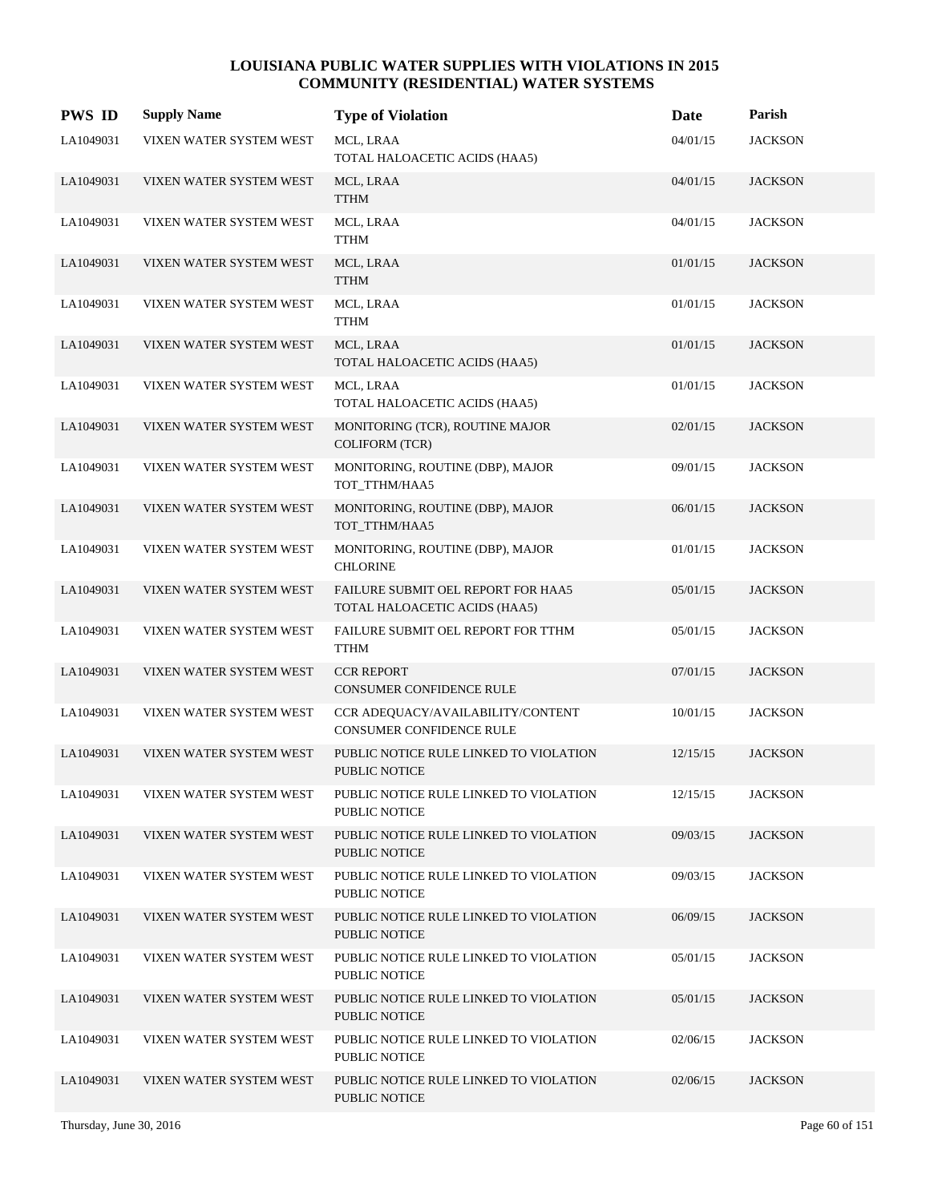# LOUISIANA PUBLIC WATER SUPPLIES WITH VIOLATIONS IN 2015
## COMMUNITY (RESIDENTIAL) WATER SYSTEMS

| PWS ID | Supply Name | Type of Violation | Date | Parish |
|---|---|---|---|---|
| LA1049031 | VIXEN WATER SYSTEM WEST | MCL, LRAA<br>TOTAL HALOACETIC ACIDS (HAA5) | 04/01/15 | JACKSON |
| LA1049031 | VIXEN WATER SYSTEM WEST | MCL, LRAA<br>TTHM | 04/01/15 | JACKSON |
| LA1049031 | VIXEN WATER SYSTEM WEST | MCL, LRAA<br>TTHM | 04/01/15 | JACKSON |
| LA1049031 | VIXEN WATER SYSTEM WEST | MCL, LRAA<br>TTHM | 01/01/15 | JACKSON |
| LA1049031 | VIXEN WATER SYSTEM WEST | MCL, LRAA<br>TTHM | 01/01/15 | JACKSON |
| LA1049031 | VIXEN WATER SYSTEM WEST | MCL, LRAA<br>TOTAL HALOACETIC ACIDS (HAA5) | 01/01/15 | JACKSON |
| LA1049031 | VIXEN WATER SYSTEM WEST | MCL, LRAA<br>TOTAL HALOACETIC ACIDS (HAA5) | 01/01/15 | JACKSON |
| LA1049031 | VIXEN WATER SYSTEM WEST | MONITORING (TCR), ROUTINE MAJOR<br>COLIFORM (TCR) | 02/01/15 | JACKSON |
| LA1049031 | VIXEN WATER SYSTEM WEST | MONITORING, ROUTINE (DBP), MAJOR<br>TOT_TTHM/HAA5 | 09/01/15 | JACKSON |
| LA1049031 | VIXEN WATER SYSTEM WEST | MONITORING, ROUTINE (DBP), MAJOR<br>TOT_TTHM/HAA5 | 06/01/15 | JACKSON |
| LA1049031 | VIXEN WATER SYSTEM WEST | MONITORING, ROUTINE (DBP), MAJOR<br>CHLORINE | 01/01/15 | JACKSON |
| LA1049031 | VIXEN WATER SYSTEM WEST | FAILURE SUBMIT OEL REPORT FOR HAA5<br>TOTAL HALOACETIC ACIDS (HAA5) | 05/01/15 | JACKSON |
| LA1049031 | VIXEN WATER SYSTEM WEST | FAILURE SUBMIT OEL REPORT FOR TTHM<br>TTHM | 05/01/15 | JACKSON |
| LA1049031 | VIXEN WATER SYSTEM WEST | CCR REPORT<br>CONSUMER CONFIDENCE RULE | 07/01/15 | JACKSON |
| LA1049031 | VIXEN WATER SYSTEM WEST | CCR ADEQUACY/AVAILABILITY/CONTENT<br>CONSUMER CONFIDENCE RULE | 10/01/15 | JACKSON |
| LA1049031 | VIXEN WATER SYSTEM WEST | PUBLIC NOTICE RULE LINKED TO VIOLATION<br>PUBLIC NOTICE | 12/15/15 | JACKSON |
| LA1049031 | VIXEN WATER SYSTEM WEST | PUBLIC NOTICE RULE LINKED TO VIOLATION<br>PUBLIC NOTICE | 12/15/15 | JACKSON |
| LA1049031 | VIXEN WATER SYSTEM WEST | PUBLIC NOTICE RULE LINKED TO VIOLATION<br>PUBLIC NOTICE | 09/03/15 | JACKSON |
| LA1049031 | VIXEN WATER SYSTEM WEST | PUBLIC NOTICE RULE LINKED TO VIOLATION<br>PUBLIC NOTICE | 09/03/15 | JACKSON |
| LA1049031 | VIXEN WATER SYSTEM WEST | PUBLIC NOTICE RULE LINKED TO VIOLATION<br>PUBLIC NOTICE | 06/09/15 | JACKSON |
| LA1049031 | VIXEN WATER SYSTEM WEST | PUBLIC NOTICE RULE LINKED TO VIOLATION<br>PUBLIC NOTICE | 05/01/15 | JACKSON |
| LA1049031 | VIXEN WATER SYSTEM WEST | PUBLIC NOTICE RULE LINKED TO VIOLATION<br>PUBLIC NOTICE | 05/01/15 | JACKSON |
| LA1049031 | VIXEN WATER SYSTEM WEST | PUBLIC NOTICE RULE LINKED TO VIOLATION<br>PUBLIC NOTICE | 02/06/15 | JACKSON |
| LA1049031 | VIXEN WATER SYSTEM WEST | PUBLIC NOTICE RULE LINKED TO VIOLATION<br>PUBLIC NOTICE | 02/06/15 | JACKSON |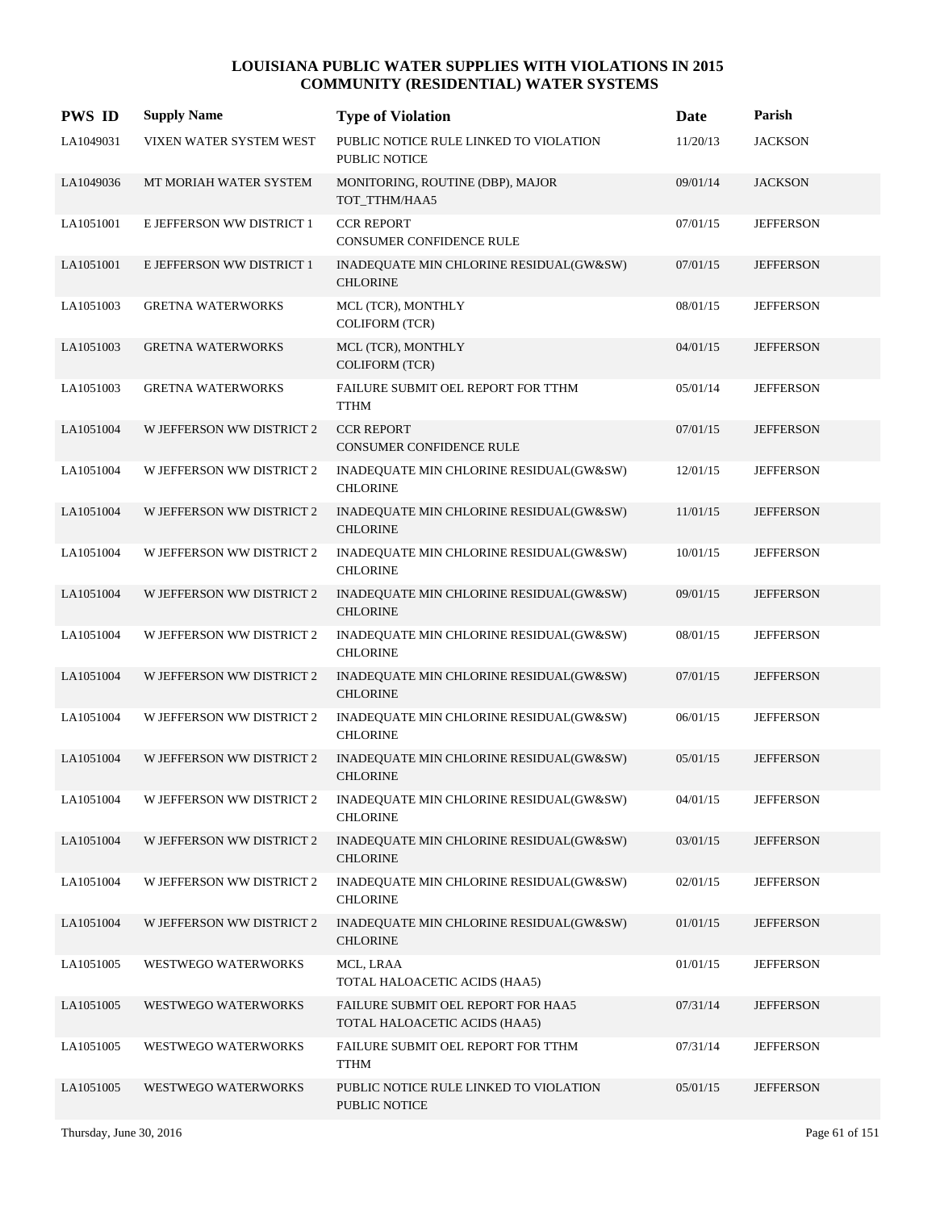# LOUISIANA PUBLIC WATER SUPPLIES WITH VIOLATIONS IN 2015
## COMMUNITY (RESIDENTIAL) WATER SYSTEMS

| PWS ID | Supply Name | Type of Violation | Date | Parish |
|---|---|---|---|---|
| LA1049031 | VIXEN WATER SYSTEM WEST | PUBLIC NOTICE RULE LINKED TO VIOLATION<br>PUBLIC NOTICE | 11/20/13 | JACKSON |
| LA1049036 | MT MORIAH WATER SYSTEM | MONITORING, ROUTINE (DBP), MAJOR<br>TOT_TTHM/HAA5 | 09/01/14 | JACKSON |
| LA1051001 | E JEFFERSON WW DISTRICT 1 | CCR REPORT<br>CONSUMER CONFIDENCE RULE | 07/01/15 | JEFFERSON |
| LA1051001 | E JEFFERSON WW DISTRICT 1 | INADEQUATE MIN CHLORINE RESIDUAL(GW&SW)<br>CHLORINE | 07/01/15 | JEFFERSON |
| LA1051003 | GRETNA WATERWORKS | MCL (TCR), MONTHLY<br>COLIFORM (TCR) | 08/01/15 | JEFFERSON |
| LA1051003 | GRETNA WATERWORKS | MCL (TCR), MONTHLY<br>COLIFORM (TCR) | 04/01/15 | JEFFERSON |
| LA1051003 | GRETNA WATERWORKS | FAILURE SUBMIT OEL REPORT FOR TTHM<br>TTHM | 05/01/14 | JEFFERSON |
| LA1051004 | W JEFFERSON WW DISTRICT 2 | CCR REPORT<br>CONSUMER CONFIDENCE RULE | 07/01/15 | JEFFERSON |
| LA1051004 | W JEFFERSON WW DISTRICT 2 | INADEQUATE MIN CHLORINE RESIDUAL(GW&SW)<br>CHLORINE | 12/01/15 | JEFFERSON |
| LA1051004 | W JEFFERSON WW DISTRICT 2 | INADEQUATE MIN CHLORINE RESIDUAL(GW&SW)<br>CHLORINE | 11/01/15 | JEFFERSON |
| LA1051004 | W JEFFERSON WW DISTRICT 2 | INADEQUATE MIN CHLORINE RESIDUAL(GW&SW)<br>CHLORINE | 10/01/15 | JEFFERSON |
| LA1051004 | W JEFFERSON WW DISTRICT 2 | INADEQUATE MIN CHLORINE RESIDUAL(GW&SW)<br>CHLORINE | 09/01/15 | JEFFERSON |
| LA1051004 | W JEFFERSON WW DISTRICT 2 | INADEQUATE MIN CHLORINE RESIDUAL(GW&SW)<br>CHLORINE | 08/01/15 | JEFFERSON |
| LA1051004 | W JEFFERSON WW DISTRICT 2 | INADEQUATE MIN CHLORINE RESIDUAL(GW&SW)<br>CHLORINE | 07/01/15 | JEFFERSON |
| LA1051004 | W JEFFERSON WW DISTRICT 2 | INADEQUATE MIN CHLORINE RESIDUAL(GW&SW)<br>CHLORINE | 06/01/15 | JEFFERSON |
| LA1051004 | W JEFFERSON WW DISTRICT 2 | INADEQUATE MIN CHLORINE RESIDUAL(GW&SW)<br>CHLORINE | 05/01/15 | JEFFERSON |
| LA1051004 | W JEFFERSON WW DISTRICT 2 | INADEQUATE MIN CHLORINE RESIDUAL(GW&SW)<br>CHLORINE | 04/01/15 | JEFFERSON |
| LA1051004 | W JEFFERSON WW DISTRICT 2 | INADEQUATE MIN CHLORINE RESIDUAL(GW&SW)<br>CHLORINE | 03/01/15 | JEFFERSON |
| LA1051004 | W JEFFERSON WW DISTRICT 2 | INADEQUATE MIN CHLORINE RESIDUAL(GW&SW)<br>CHLORINE | 02/01/15 | JEFFERSON |
| LA1051004 | W JEFFERSON WW DISTRICT 2 | INADEQUATE MIN CHLORINE RESIDUAL(GW&SW)<br>CHLORINE | 01/01/15 | JEFFERSON |
| LA1051005 | WESTWEGO WATERWORKS | MCL, LRAA<br>TOTAL HALOACETIC ACIDS (HAA5) | 01/01/15 | JEFFERSON |
| LA1051005 | WESTWEGO WATERWORKS | FAILURE SUBMIT OEL REPORT FOR HAA5<br>TOTAL HALOACETIC ACIDS (HAA5) | 07/31/14 | JEFFERSON |
| LA1051005 | WESTWEGO WATERWORKS | FAILURE SUBMIT OEL REPORT FOR TTHM<br>TTHM | 07/31/14 | JEFFERSON |
| LA1051005 | WESTWEGO WATERWORKS | PUBLIC NOTICE RULE LINKED TO VIOLATION<br>PUBLIC NOTICE | 05/01/15 | JEFFERSON |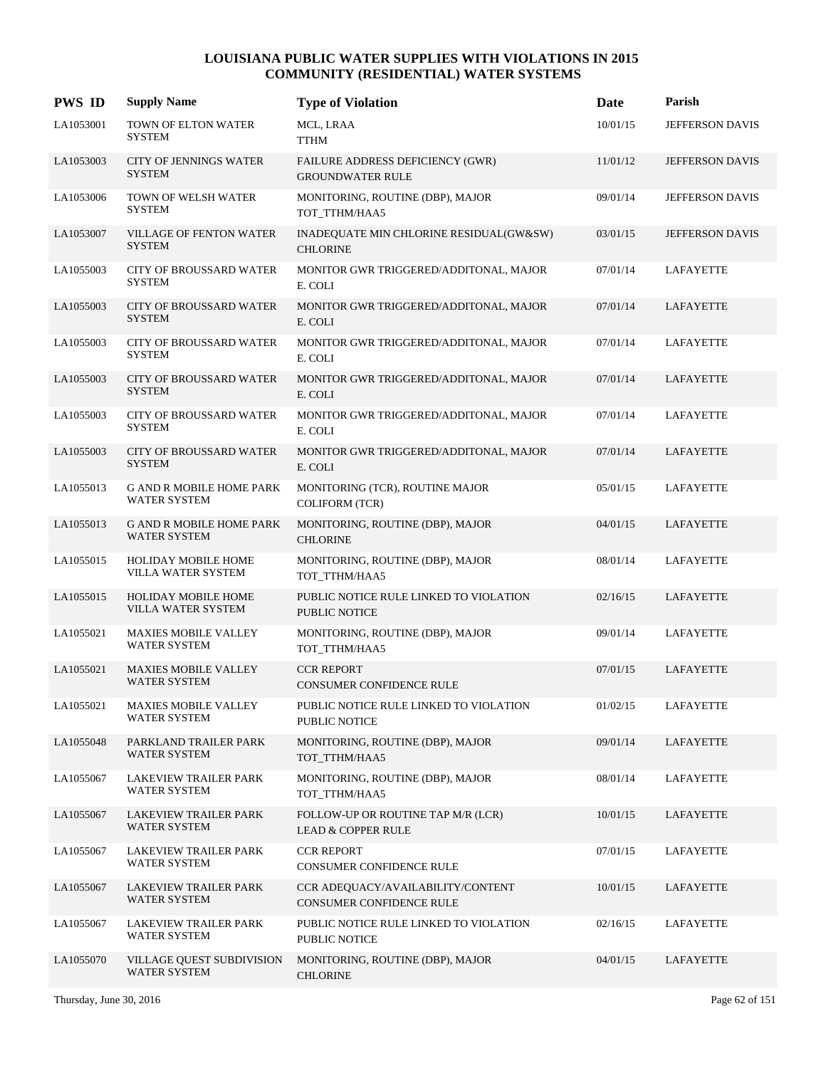# LOUISIANA PUBLIC WATER SUPPLIES WITH VIOLATIONS IN 2015
## COMMUNITY (RESIDENTIAL) WATER SYSTEMS

| PWS ID | Supply Name | Type of Violation | Date | Parish |
|---|---|---|---|---|
| LA1053001 | TOWN OF ELTON WATER SYSTEM | MCL, LRAA<br>TTHM | 10/01/15 | JEFFERSON DAVIS |
| LA1053003 | CITY OF JENNINGS WATER SYSTEM | FAILURE ADDRESS DEFICIENCY (GWR)<br>GROUNDWATER RULE | 11/01/12 | JEFFERSON DAVIS |
| LA1053006 | TOWN OF WELSH WATER SYSTEM | MONITORING, ROUTINE (DBP), MAJOR<br>TOT_TTHM/HAA5 | 09/01/14 | JEFFERSON DAVIS |
| LA1053007 | VILLAGE OF FENTON WATER SYSTEM | INADEQUATE MIN CHLORINE RESIDUAL(GW&SW)<br>CHLORINE | 03/01/15 | JEFFERSON DAVIS |
| LA1055003 | CITY OF BROUSSARD WATER SYSTEM | MONITOR GWR TRIGGERED/ADDITONAL, MAJOR<br>E. COLI | 07/01/14 | LAFAYETTE |
| LA1055003 | CITY OF BROUSSARD WATER SYSTEM | MONITOR GWR TRIGGERED/ADDITONAL, MAJOR<br>E. COLI | 07/01/14 | LAFAYETTE |
| LA1055003 | CITY OF BROUSSARD WATER SYSTEM | MONITOR GWR TRIGGERED/ADDITONAL, MAJOR<br>E. COLI | 07/01/14 | LAFAYETTE |
| LA1055003 | CITY OF BROUSSARD WATER SYSTEM | MONITOR GWR TRIGGERED/ADDITONAL, MAJOR<br>E. COLI | 07/01/14 | LAFAYETTE |
| LA1055003 | CITY OF BROUSSARD WATER SYSTEM | MONITOR GWR TRIGGERED/ADDITONAL, MAJOR<br>E. COLI | 07/01/14 | LAFAYETTE |
| LA1055003 | CITY OF BROUSSARD WATER SYSTEM | MONITOR GWR TRIGGERED/ADDITONAL, MAJOR<br>E. COLI | 07/01/14 | LAFAYETTE |
| LA1055013 | G AND R MOBILE HOME PARK WATER SYSTEM | MONITORING (TCR), ROUTINE MAJOR<br>COLIFORM (TCR) | 05/01/15 | LAFAYETTE |
| LA1055013 | G AND R MOBILE HOME PARK WATER SYSTEM | MONITORING, ROUTINE (DBP), MAJOR<br>CHLORINE | 04/01/15 | LAFAYETTE |
| LA1055015 | HOLIDAY MOBILE HOME VILLA WATER SYSTEM | MONITORING, ROUTINE (DBP), MAJOR<br>TOT_TTHM/HAA5 | 08/01/14 | LAFAYETTE |
| LA1055015 | HOLIDAY MOBILE HOME VILLA WATER SYSTEM | PUBLIC NOTICE RULE LINKED TO VIOLATION<br>PUBLIC NOTICE | 02/16/15 | LAFAYETTE |
| LA1055021 | MAXIES MOBILE VALLEY WATER SYSTEM | MONITORING, ROUTINE (DBP), MAJOR<br>TOT_TTHM/HAA5 | 09/01/14 | LAFAYETTE |
| LA1055021 | MAXIES MOBILE VALLEY WATER SYSTEM | CCR REPORT<br>CONSUMER CONFIDENCE RULE | 07/01/15 | LAFAYETTE |
| LA1055021 | MAXIES MOBILE VALLEY WATER SYSTEM | PUBLIC NOTICE RULE LINKED TO VIOLATION<br>PUBLIC NOTICE | 01/02/15 | LAFAYETTE |
| LA1055048 | PARKLAND TRAILER PARK WATER SYSTEM | MONITORING, ROUTINE (DBP), MAJOR<br>TOT_TTHM/HAA5 | 09/01/14 | LAFAYETTE |
| LA1055067 | LAKEVIEW TRAILER PARK WATER SYSTEM | MONITORING, ROUTINE (DBP), MAJOR<br>TOT_TTHM/HAA5 | 08/01/14 | LAFAYETTE |
| LA1055067 | LAKEVIEW TRAILER PARK WATER SYSTEM | FOLLOW-UP OR ROUTINE TAP M/R (LCR)<br>LEAD & COPPER RULE | 10/01/15 | LAFAYETTE |
| LA1055067 | LAKEVIEW TRAILER PARK WATER SYSTEM | CCR REPORT<br>CONSUMER CONFIDENCE RULE | 07/01/15 | LAFAYETTE |
| LA1055067 | LAKEVIEW TRAILER PARK WATER SYSTEM | CCR ADEQUACY/AVAILABILITY/CONTENT<br>CONSUMER CONFIDENCE RULE | 10/01/15 | LAFAYETTE |
| LA1055067 | LAKEVIEW TRAILER PARK WATER SYSTEM | PUBLIC NOTICE RULE LINKED TO VIOLATION<br>PUBLIC NOTICE | 02/16/15 | LAFAYETTE |
| LA1055070 | VILLAGE QUEST SUBDIVISION WATER SYSTEM | MONITORING, ROUTINE (DBP), MAJOR<br>CHLORINE | 04/01/15 | LAFAYETTE |

Thursday, June 30, 2016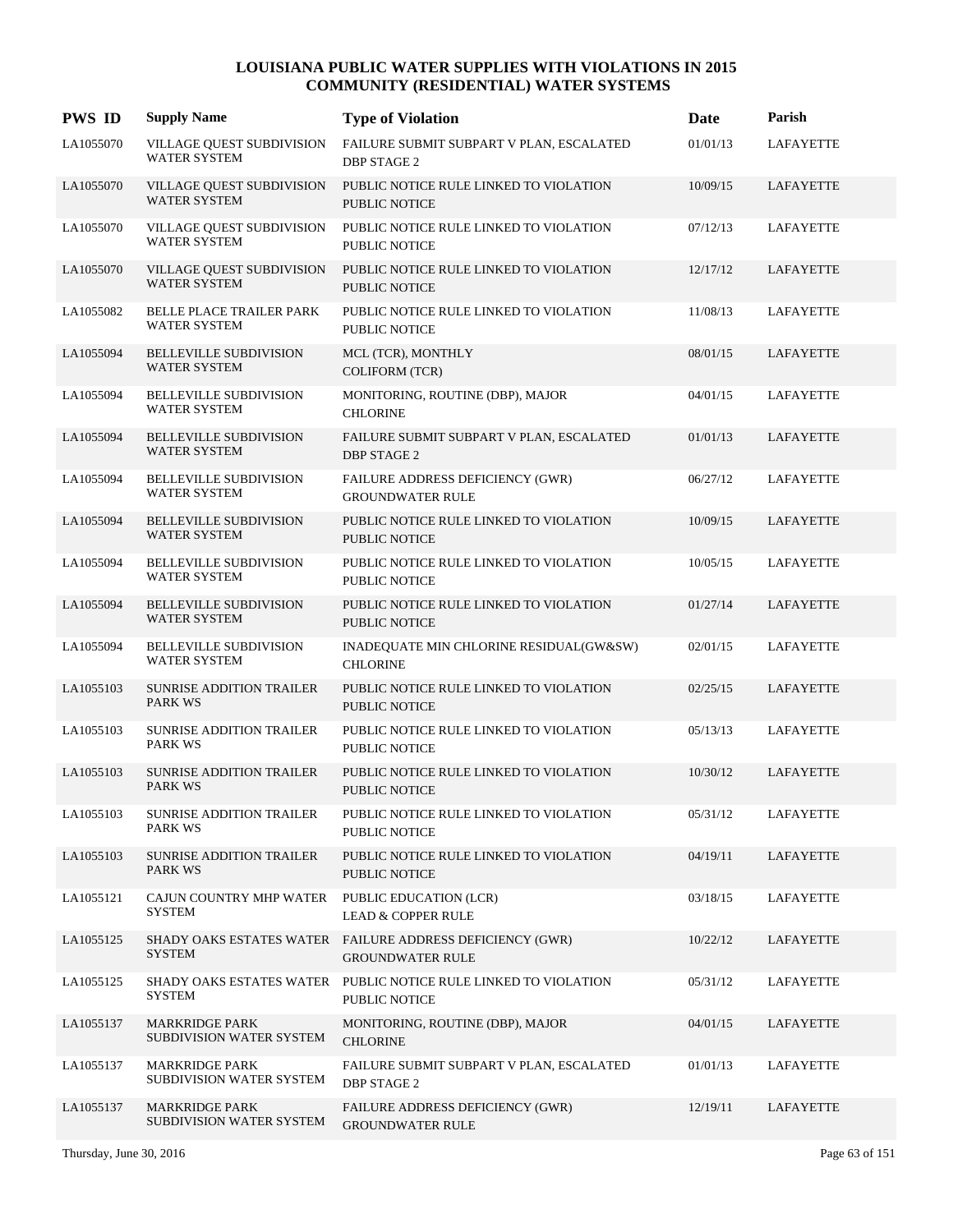# LOUISIANA PUBLIC WATER SUPPLIES WITH VIOLATIONS IN 2015
## COMMUNITY (RESIDENTIAL) WATER SYSTEMS

| PWS ID | Supply Name | Type of Violation | Date | Parish |
|---|---|---|---|---|
| LA1055070 | VILLAGE QUEST SUBDIVISION WATER SYSTEM | FAILURE SUBMIT SUBPART V PLAN, ESCALATED DBP STAGE 2 | 01/01/13 | LAFAYETTE |
| LA1055070 | VILLAGE QUEST SUBDIVISION WATER SYSTEM | PUBLIC NOTICE RULE LINKED TO VIOLATION PUBLIC NOTICE | 10/09/15 | LAFAYETTE |
| LA1055070 | VILLAGE QUEST SUBDIVISION WATER SYSTEM | PUBLIC NOTICE RULE LINKED TO VIOLATION PUBLIC NOTICE | 07/12/13 | LAFAYETTE |
| LA1055070 | VILLAGE QUEST SUBDIVISION WATER SYSTEM | PUBLIC NOTICE RULE LINKED TO VIOLATION PUBLIC NOTICE | 12/17/12 | LAFAYETTE |
| LA1055082 | BELLE PLACE TRAILER PARK WATER SYSTEM | PUBLIC NOTICE RULE LINKED TO VIOLATION PUBLIC NOTICE | 11/08/13 | LAFAYETTE |
| LA1055094 | BELLEVILLE SUBDIVISION WATER SYSTEM | MCL (TCR), MONTHLY COLIFORM (TCR) | 08/01/15 | LAFAYETTE |
| LA1055094 | BELLEVILLE SUBDIVISION WATER SYSTEM | MONITORING, ROUTINE (DBP), MAJOR CHLORINE | 04/01/15 | LAFAYETTE |
| LA1055094 | BELLEVILLE SUBDIVISION WATER SYSTEM | FAILURE SUBMIT SUBPART V PLAN, ESCALATED DBP STAGE 2 | 01/01/13 | LAFAYETTE |
| LA1055094 | BELLEVILLE SUBDIVISION WATER SYSTEM | FAILURE ADDRESS DEFICIENCY (GWR) GROUNDWATER RULE | 06/27/12 | LAFAYETTE |
| LA1055094 | BELLEVILLE SUBDIVISION WATER SYSTEM | PUBLIC NOTICE RULE LINKED TO VIOLATION PUBLIC NOTICE | 10/09/15 | LAFAYETTE |
| LA1055094 | BELLEVILLE SUBDIVISION WATER SYSTEM | PUBLIC NOTICE RULE LINKED TO VIOLATION PUBLIC NOTICE | 10/05/15 | LAFAYETTE |
| LA1055094 | BELLEVILLE SUBDIVISION WATER SYSTEM | PUBLIC NOTICE RULE LINKED TO VIOLATION PUBLIC NOTICE | 01/27/14 | LAFAYETTE |
| LA1055094 | BELLEVILLE SUBDIVISION WATER SYSTEM | INADEQUATE MIN CHLORINE RESIDUAL(GW&SW) CHLORINE | 02/01/15 | LAFAYETTE |
| LA1055103 | SUNRISE ADDITION TRAILER PARK WS | PUBLIC NOTICE RULE LINKED TO VIOLATION PUBLIC NOTICE | 02/25/15 | LAFAYETTE |
| LA1055103 | SUNRISE ADDITION TRAILER PARK WS | PUBLIC NOTICE RULE LINKED TO VIOLATION PUBLIC NOTICE | 05/13/13 | LAFAYETTE |
| LA1055103 | SUNRISE ADDITION TRAILER PARK WS | PUBLIC NOTICE RULE LINKED TO VIOLATION PUBLIC NOTICE | 10/30/12 | LAFAYETTE |
| LA1055103 | SUNRISE ADDITION TRAILER PARK WS | PUBLIC NOTICE RULE LINKED TO VIOLATION PUBLIC NOTICE | 05/31/12 | LAFAYETTE |
| LA1055103 | SUNRISE ADDITION TRAILER PARK WS | PUBLIC NOTICE RULE LINKED TO VIOLATION PUBLIC NOTICE | 04/19/11 | LAFAYETTE |
| LA1055121 | CAJUN COUNTRY MHP WATER SYSTEM | PUBLIC EDUCATION (LCR) LEAD & COPPER RULE | 03/18/15 | LAFAYETTE |
| LA1055125 | SHADY OAKS ESTATES WATER SYSTEM | FAILURE ADDRESS DEFICIENCY (GWR) GROUNDWATER RULE | 10/22/12 | LAFAYETTE |
| LA1055125 | SHADY OAKS ESTATES WATER SYSTEM | PUBLIC NOTICE RULE LINKED TO VIOLATION PUBLIC NOTICE | 05/31/12 | LAFAYETTE |
| LA1055137 | MARKRIDGE PARK SUBDIVISION WATER SYSTEM | MONITORING, ROUTINE (DBP), MAJOR CHLORINE | 04/01/15 | LAFAYETTE |
| LA1055137 | MARKRIDGE PARK SUBDIVISION WATER SYSTEM | FAILURE SUBMIT SUBPART V PLAN, ESCALATED DBP STAGE 2 | 01/01/13 | LAFAYETTE |
| LA1055137 | MARKRIDGE PARK SUBDIVISION WATER SYSTEM | FAILURE ADDRESS DEFICIENCY (GWR) GROUNDWATER RULE | 12/19/11 | LAFAYETTE |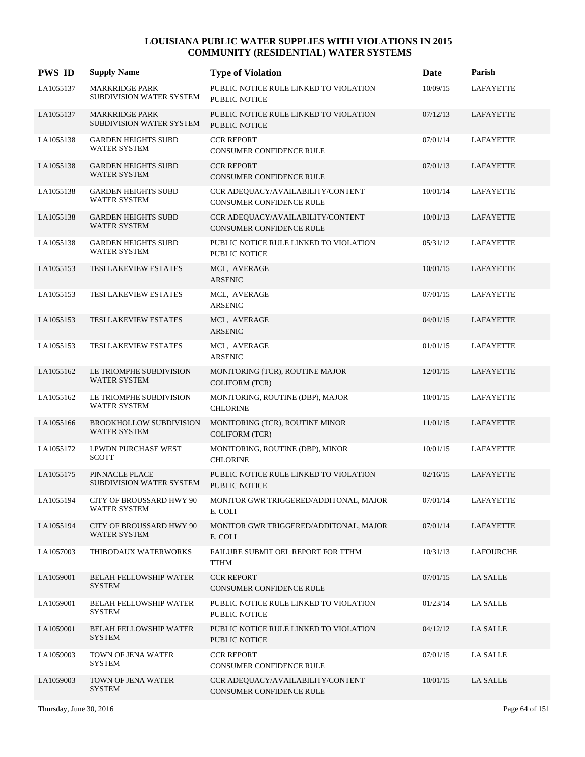# LOUISIANA PUBLIC WATER SUPPLIES WITH VIOLATIONS IN 2015
## COMMUNITY (RESIDENTIAL) WATER SYSTEMS

| PWS ID | Supply Name | Type of Violation | Date | Parish |
|---|---|---|---|---|
| LA1055137 | MARKRIDGE PARK SUBDIVISION WATER SYSTEM | PUBLIC NOTICE RULE LINKED TO VIOLATION PUBLIC NOTICE | 10/09/15 | LAFAYETTE |
| LA1055137 | MARKRIDGE PARK SUBDIVISION WATER SYSTEM | PUBLIC NOTICE RULE LINKED TO VIOLATION PUBLIC NOTICE | 07/12/13 | LAFAYETTE |
| LA1055138 | GARDEN HEIGHTS SUBD WATER SYSTEM | CCR REPORT CONSUMER CONFIDENCE RULE | 07/01/14 | LAFAYETTE |
| LA1055138 | GARDEN HEIGHTS SUBD WATER SYSTEM | CCR REPORT CONSUMER CONFIDENCE RULE | 07/01/13 | LAFAYETTE |
| LA1055138 | GARDEN HEIGHTS SUBD WATER SYSTEM | CCR ADEQUACY/AVAILABILITY/CONTENT CONSUMER CONFIDENCE RULE | 10/01/14 | LAFAYETTE |
| LA1055138 | GARDEN HEIGHTS SUBD WATER SYSTEM | CCR ADEQUACY/AVAILABILITY/CONTENT CONSUMER CONFIDENCE RULE | 10/01/13 | LAFAYETTE |
| LA1055138 | GARDEN HEIGHTS SUBD WATER SYSTEM | PUBLIC NOTICE RULE LINKED TO VIOLATION PUBLIC NOTICE | 05/31/12 | LAFAYETTE |
| LA1055153 | TESI LAKEVIEW ESTATES | MCL, AVERAGE ARSENIC | 10/01/15 | LAFAYETTE |
| LA1055153 | TESI LAKEVIEW ESTATES | MCL, AVERAGE ARSENIC | 07/01/15 | LAFAYETTE |
| LA1055153 | TESI LAKEVIEW ESTATES | MCL, AVERAGE ARSENIC | 04/01/15 | LAFAYETTE |
| LA1055153 | TESI LAKEVIEW ESTATES | MCL, AVERAGE ARSENIC | 01/01/15 | LAFAYETTE |
| LA1055162 | LE TRIOMPHE SUBDIVISION WATER SYSTEM | MONITORING (TCR), ROUTINE MAJOR COLIFORM (TCR) | 12/01/15 | LAFAYETTE |
| LA1055162 | LE TRIOMPHE SUBDIVISION WATER SYSTEM | MONITORING, ROUTINE (DBP), MAJOR CHLORINE | 10/01/15 | LAFAYETTE |
| LA1055166 | BROOKHOLLOW SUBDIVISION WATER SYSTEM | MONITORING (TCR), ROUTINE MINOR COLIFORM (TCR) | 11/01/15 | LAFAYETTE |
| LA1055172 | LPWDN PURCHASE WEST SCOTT | MONITORING, ROUTINE (DBP), MINOR CHLORINE | 10/01/15 | LAFAYETTE |
| LA1055175 | PINNACLE PLACE SUBDIVISION WATER SYSTEM | PUBLIC NOTICE RULE LINKED TO VIOLATION PUBLIC NOTICE | 02/16/15 | LAFAYETTE |
| LA1055194 | CITY OF BROUSSARD HWY 90 WATER SYSTEM | MONITOR GWR TRIGGERED/ADDITONAL, MAJOR E. COLI | 07/01/14 | LAFAYETTE |
| LA1055194 | CITY OF BROUSSARD HWY 90 WATER SYSTEM | MONITOR GWR TRIGGERED/ADDITONAL, MAJOR E. COLI | 07/01/14 | LAFAYETTE |
| LA1057003 | THIBODAUX WATERWORKS | FAILURE SUBMIT OEL REPORT FOR TTHM TTHM | 10/31/13 | LAFOURCHE |
| LA1059001 | BELAH FELLOWSHIP WATER SYSTEM | CCR REPORT CONSUMER CONFIDENCE RULE | 07/01/15 | LA SALLE |
| LA1059001 | BELAH FELLOWSHIP WATER SYSTEM | PUBLIC NOTICE RULE LINKED TO VIOLATION PUBLIC NOTICE | 01/23/14 | LA SALLE |
| LA1059001 | BELAH FELLOWSHIP WATER SYSTEM | PUBLIC NOTICE RULE LINKED TO VIOLATION PUBLIC NOTICE | 04/12/12 | LA SALLE |
| LA1059003 | TOWN OF JENA WATER SYSTEM | CCR REPORT CONSUMER CONFIDENCE RULE | 07/01/15 | LA SALLE |
| LA1059003 | TOWN OF JENA WATER SYSTEM | CCR ADEQUACY/AVAILABILITY/CONTENT CONSUMER CONFIDENCE RULE | 10/01/15 | LA SALLE |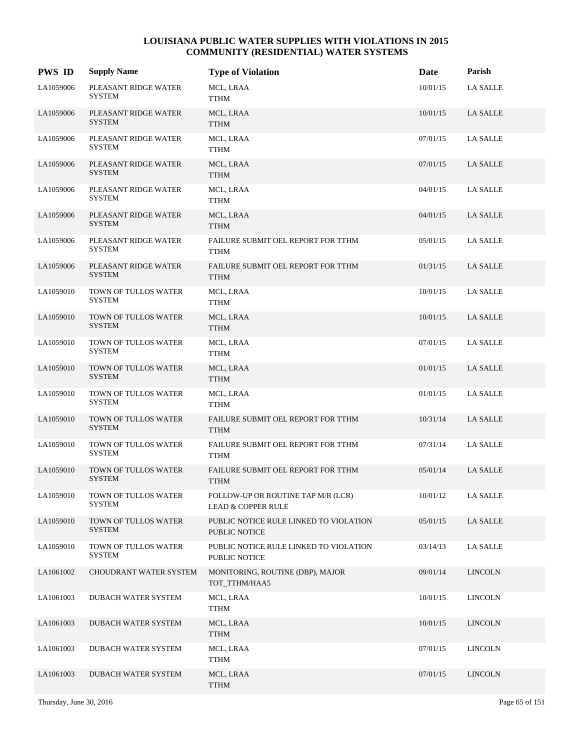# LOUISIANA PUBLIC WATER SUPPLIES WITH VIOLATIONS IN 2015
## COMMUNITY (RESIDENTIAL) WATER SYSTEMS

| PWS ID | Supply Name | Type of Violation | Date | Parish |
|---|---|---|---|---|
| LA1059006 | PLEASANT RIDGE WATER SYSTEM | MCL, LRAA TTHM | 10/01/15 | LA SALLE |
| LA1059006 | PLEASANT RIDGE WATER SYSTEM | MCL, LRAA TTHM | 10/01/15 | LA SALLE |
| LA1059006 | PLEASANT RIDGE WATER SYSTEM | MCL, LRAA TTHM | 07/01/15 | LA SALLE |
| LA1059006 | PLEASANT RIDGE WATER SYSTEM | MCL, LRAA TTHM | 07/01/15 | LA SALLE |
| LA1059006 | PLEASANT RIDGE WATER SYSTEM | MCL, LRAA TTHM | 04/01/15 | LA SALLE |
| LA1059006 | PLEASANT RIDGE WATER SYSTEM | MCL, LRAA TTHM | 04/01/15 | LA SALLE |
| LA1059006 | PLEASANT RIDGE WATER SYSTEM | FAILURE SUBMIT OEL REPORT FOR TTHM TTHM | 05/01/15 | LA SALLE |
| LA1059006 | PLEASANT RIDGE WATER SYSTEM | FAILURE SUBMIT OEL REPORT FOR TTHM TTHM | 01/31/15 | LA SALLE |
| LA1059010 | TOWN OF TULLOS WATER SYSTEM | MCL, LRAA TTHM | 10/01/15 | LA SALLE |
| LA1059010 | TOWN OF TULLOS WATER SYSTEM | MCL, LRAA TTHM | 10/01/15 | LA SALLE |
| LA1059010 | TOWN OF TULLOS WATER SYSTEM | MCL, LRAA TTHM | 07/01/15 | LA SALLE |
| LA1059010 | TOWN OF TULLOS WATER SYSTEM | MCL, LRAA TTHM | 01/01/15 | LA SALLE |
| LA1059010 | TOWN OF TULLOS WATER SYSTEM | MCL, LRAA TTHM | 01/01/15 | LA SALLE |
| LA1059010 | TOWN OF TULLOS WATER SYSTEM | FAILURE SUBMIT OEL REPORT FOR TTHM TTHM | 10/31/14 | LA SALLE |
| LA1059010 | TOWN OF TULLOS WATER SYSTEM | FAILURE SUBMIT OEL REPORT FOR TTHM TTHM | 07/31/14 | LA SALLE |
| LA1059010 | TOWN OF TULLOS WATER SYSTEM | FAILURE SUBMIT OEL REPORT FOR TTHM TTHM | 05/01/14 | LA SALLE |
| LA1059010 | TOWN OF TULLOS WATER SYSTEM | FOLLOW-UP OR ROUTINE TAP M/R (LCR) LEAD & COPPER RULE | 10/01/12 | LA SALLE |
| LA1059010 | TOWN OF TULLOS WATER SYSTEM | PUBLIC NOTICE RULE LINKED TO VIOLATION PUBLIC NOTICE | 05/01/15 | LA SALLE |
| LA1059010 | TOWN OF TULLOS WATER SYSTEM | PUBLIC NOTICE RULE LINKED TO VIOLATION PUBLIC NOTICE | 03/14/13 | LA SALLE |
| LA1061002 | CHOUDRANT WATER SYSTEM | MONITORING, ROUTINE (DBP), MAJOR TOT_TTHM/HAA5 | 09/01/14 | LINCOLN |
| LA1061003 | DUBACH WATER SYSTEM | MCL, LRAA TTHM | 10/01/15 | LINCOLN |
| LA1061003 | DUBACH WATER SYSTEM | MCL, LRAA TTHM | 10/01/15 | LINCOLN |
| LA1061003 | DUBACH WATER SYSTEM | MCL, LRAA TTHM | 07/01/15 | LINCOLN |
| LA1061003 | DUBACH WATER SYSTEM | MCL, LRAA TTHM | 07/01/15 | LINCOLN |

Thursday, June 30, 2016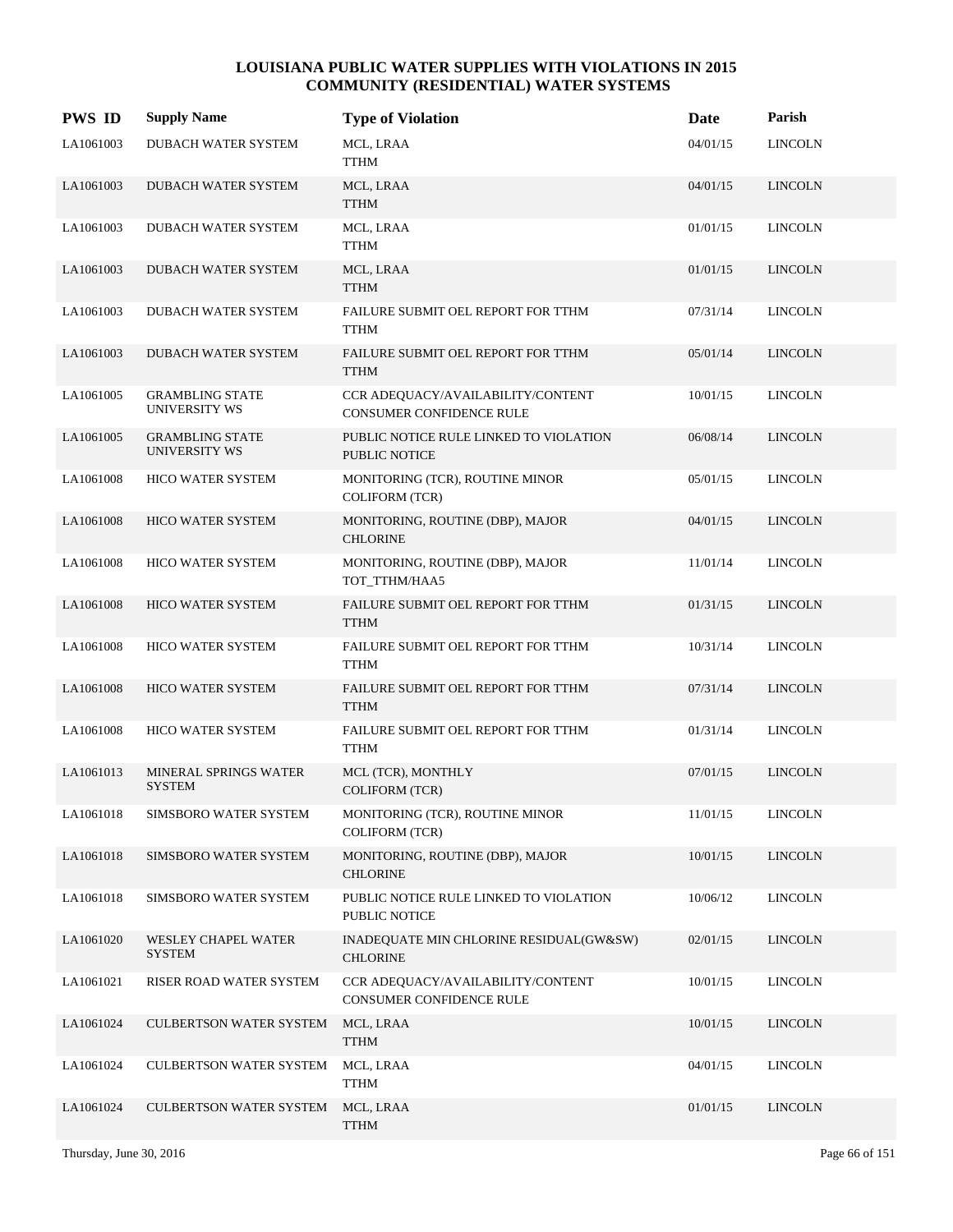# LOUISIANA PUBLIC WATER SUPPLIES WITH VIOLATIONS IN 2015
## COMMUNITY (RESIDENTIAL) WATER SYSTEMS

| PWS ID | Supply Name | Type of Violation | Date | Parish |
|---|---|---|---|---|
| LA1061003 | DUBACH WATER SYSTEM | MCL, LRAA<br>TTHM | 04/01/15 | LINCOLN |
| LA1061003 | DUBACH WATER SYSTEM | MCL, LRAA<br>TTHM | 04/01/15 | LINCOLN |
| LA1061003 | DUBACH WATER SYSTEM | MCL, LRAA<br>TTHM | 01/01/15 | LINCOLN |
| LA1061003 | DUBACH WATER SYSTEM | MCL, LRAA<br>TTHM | 01/01/15 | LINCOLN |
| LA1061003 | DUBACH WATER SYSTEM | FAILURE SUBMIT OEL REPORT FOR TTHM<br>TTHM | 07/31/14 | LINCOLN |
| LA1061003 | DUBACH WATER SYSTEM | FAILURE SUBMIT OEL REPORT FOR TTHM<br>TTHM | 05/01/14 | LINCOLN |
| LA1061005 | GRAMBLING STATE UNIVERSITY WS | CCR ADEQUACY/AVAILABILITY/CONTENT<br>CONSUMER CONFIDENCE RULE | 10/01/15 | LINCOLN |
| LA1061005 | GRAMBLING STATE UNIVERSITY WS | PUBLIC NOTICE RULE LINKED TO VIOLATION<br>PUBLIC NOTICE | 06/08/14 | LINCOLN |
| LA1061008 | HICO WATER SYSTEM | MONITORING (TCR), ROUTINE MINOR<br>COLIFORM (TCR) | 05/01/15 | LINCOLN |
| LA1061008 | HICO WATER SYSTEM | MONITORING, ROUTINE (DBP), MAJOR<br>CHLORINE | 04/01/15 | LINCOLN |
| LA1061008 | HICO WATER SYSTEM | MONITORING, ROUTINE (DBP), MAJOR<br>TOT_TTHM/HAA5 | 11/01/14 | LINCOLN |
| LA1061008 | HICO WATER SYSTEM | FAILURE SUBMIT OEL REPORT FOR TTHM<br>TTHM | 01/31/15 | LINCOLN |
| LA1061008 | HICO WATER SYSTEM | FAILURE SUBMIT OEL REPORT FOR TTHM<br>TTHM | 10/31/14 | LINCOLN |
| LA1061008 | HICO WATER SYSTEM | FAILURE SUBMIT OEL REPORT FOR TTHM<br>TTHM | 07/31/14 | LINCOLN |
| LA1061008 | HICO WATER SYSTEM | FAILURE SUBMIT OEL REPORT FOR TTHM<br>TTHM | 01/31/14 | LINCOLN |
| LA1061013 | MINERAL SPRINGS WATER SYSTEM | MCL (TCR), MONTHLY<br>COLIFORM (TCR) | 07/01/15 | LINCOLN |
| LA1061018 | SIMSBORO WATER SYSTEM | MONITORING (TCR), ROUTINE MINOR<br>COLIFORM (TCR) | 11/01/15 | LINCOLN |
| LA1061018 | SIMSBORO WATER SYSTEM | MONITORING, ROUTINE (DBP), MAJOR<br>CHLORINE | 10/01/15 | LINCOLN |
| LA1061018 | SIMSBORO WATER SYSTEM | PUBLIC NOTICE RULE LINKED TO VIOLATION<br>PUBLIC NOTICE | 10/06/12 | LINCOLN |
| LA1061020 | WESLEY CHAPEL WATER SYSTEM | INADEQUATE MIN CHLORINE RESIDUAL(GW&SW)<br>CHLORINE | 02/01/15 | LINCOLN |
| LA1061021 | RISER ROAD WATER SYSTEM | CCR ADEQUACY/AVAILABILITY/CONTENT<br>CONSUMER CONFIDENCE RULE | 10/01/15 | LINCOLN |
| LA1061024 | CULBERTSON WATER SYSTEM | MCL, LRAA<br>TTHM | 10/01/15 | LINCOLN |
| LA1061024 | CULBERTSON WATER SYSTEM | MCL, LRAA<br>TTHM | 04/01/15 | LINCOLN |
| LA1061024 | CULBERTSON WATER SYSTEM | MCL, LRAA<br>TTHM | 01/01/15 | LINCOLN |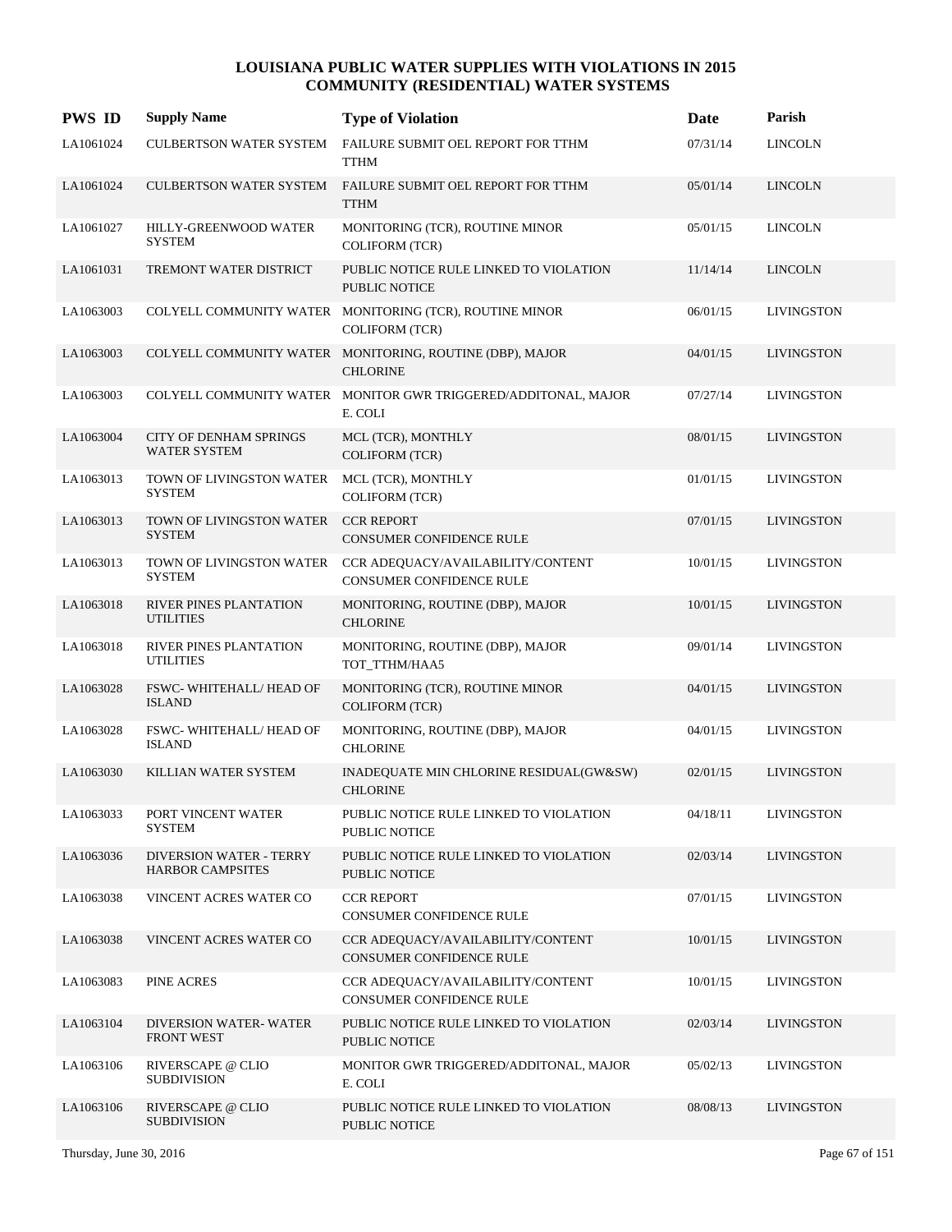# LOUISIANA PUBLIC WATER SUPPLIES WITH VIOLATIONS IN 2015
## COMMUNITY (RESIDENTIAL) WATER SYSTEMS

| PWS ID | Supply Name | Type of Violation | Date | Parish |
|---|---|---|---|---|
| LA1061024 | CULBERTSON WATER SYSTEM | FAILURE SUBMIT OEL REPORT FOR TTHM TTHM | 07/31/14 | LINCOLN |
| LA1061024 | CULBERTSON WATER SYSTEM | FAILURE SUBMIT OEL REPORT FOR TTHM TTHM | 05/01/14 | LINCOLN |
| LA1061027 | HILLY-GREENWOOD WATER SYSTEM | MONITORING (TCR), ROUTINE MINOR COLIFORM (TCR) | 05/01/15 | LINCOLN |
| LA1061031 | TREMONT WATER DISTRICT | PUBLIC NOTICE RULE LINKED TO VIOLATION PUBLIC NOTICE | 11/14/14 | LINCOLN |
| LA1063003 | COLYELL COMMUNITY WATER | MONITORING (TCR), ROUTINE MINOR COLIFORM (TCR) | 06/01/15 | LIVINGSTON |
| LA1063003 | COLYELL COMMUNITY WATER | MONITORING, ROUTINE (DBP), MAJOR CHLORINE | 04/01/15 | LIVINGSTON |
| LA1063003 | COLYELL COMMUNITY WATER | MONITOR GWR TRIGGERED/ADDITONAL, MAJOR E. COLI | 07/27/14 | LIVINGSTON |
| LA1063004 | CITY OF DENHAM SPRINGS WATER SYSTEM | MCL (TCR), MONTHLY COLIFORM (TCR) | 08/01/15 | LIVINGSTON |
| LA1063013 | TOWN OF LIVINGSTON WATER SYSTEM | MCL (TCR), MONTHLY COLIFORM (TCR) | 01/01/15 | LIVINGSTON |
| LA1063013 | TOWN OF LIVINGSTON WATER SYSTEM | CCR REPORT CONSUMER CONFIDENCE RULE | 07/01/15 | LIVINGSTON |
| LA1063013 | TOWN OF LIVINGSTON WATER SYSTEM | CCR ADEQUACY/AVAILABILITY/CONTENT CONSUMER CONFIDENCE RULE | 10/01/15 | LIVINGSTON |
| LA1063018 | RIVER PINES PLANTATION UTILITIES | MONITORING, ROUTINE (DBP), MAJOR CHLORINE | 10/01/15 | LIVINGSTON |
| LA1063018 | RIVER PINES PLANTATION UTILITIES | MONITORING, ROUTINE (DBP), MAJOR TOT_TTHM/HAA5 | 09/01/14 | LIVINGSTON |
| LA1063028 | FSWC- WHITEHALL/ HEAD OF ISLAND | MONITORING (TCR), ROUTINE MINOR COLIFORM (TCR) | 04/01/15 | LIVINGSTON |
| LA1063028 | FSWC- WHITEHALL/ HEAD OF ISLAND | MONITORING, ROUTINE (DBP), MAJOR CHLORINE | 04/01/15 | LIVINGSTON |
| LA1063030 | KILLIAN WATER SYSTEM | INADEQUATE MIN CHLORINE RESIDUAL(GW&SW) CHLORINE | 02/01/15 | LIVINGSTON |
| LA1063033 | PORT VINCENT WATER SYSTEM | PUBLIC NOTICE RULE LINKED TO VIOLATION PUBLIC NOTICE | 04/18/11 | LIVINGSTON |
| LA1063036 | DIVERSION WATER - TERRY HARBOR CAMPSITES | PUBLIC NOTICE RULE LINKED TO VIOLATION PUBLIC NOTICE | 02/03/14 | LIVINGSTON |
| LA1063038 | VINCENT ACRES WATER CO | CCR REPORT CONSUMER CONFIDENCE RULE | 07/01/15 | LIVINGSTON |
| LA1063038 | VINCENT ACRES WATER CO | CCR ADEQUACY/AVAILABILITY/CONTENT CONSUMER CONFIDENCE RULE | 10/01/15 | LIVINGSTON |
| LA1063083 | PINE ACRES | CCR ADEQUACY/AVAILABILITY/CONTENT CONSUMER CONFIDENCE RULE | 10/01/15 | LIVINGSTON |
| LA1063104 | DIVERSION WATER- WATER FRONT WEST | PUBLIC NOTICE RULE LINKED TO VIOLATION PUBLIC NOTICE | 02/03/14 | LIVINGSTON |
| LA1063106 | RIVERSCAPE @ CLIO SUBDIVISION | MONITOR GWR TRIGGERED/ADDITONAL, MAJOR E. COLI | 05/02/13 | LIVINGSTON |
| LA1063106 | RIVERSCAPE @ CLIO SUBDIVISION | PUBLIC NOTICE RULE LINKED TO VIOLATION PUBLIC NOTICE | 08/08/13 | LIVINGSTON |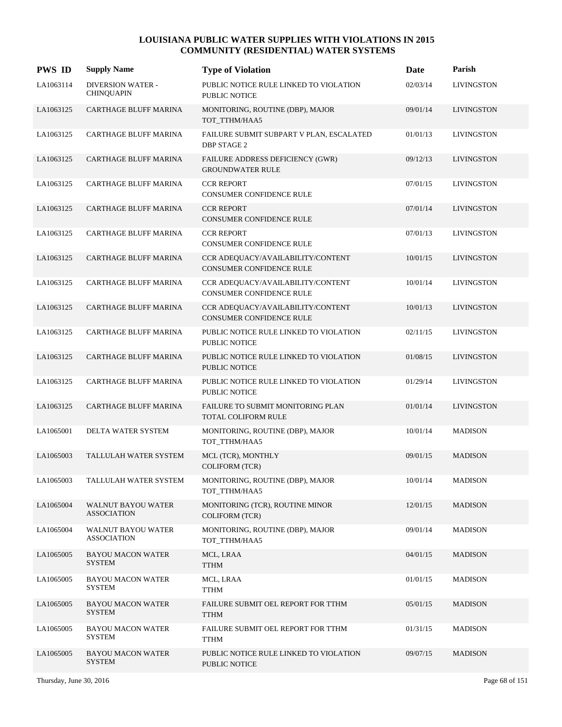# LOUISIANA PUBLIC WATER SUPPLIES WITH VIOLATIONS IN 2015
## COMMUNITY (RESIDENTIAL) WATER SYSTEMS

| PWS ID | Supply Name | Type of Violation | Date | Parish |
|---|---|---|---|---|
| LA1063114 | DIVERSION WATER - CHINQUAPIN | PUBLIC NOTICE RULE LINKED TO VIOLATION<br>PUBLIC NOTICE | 02/03/14 | LIVINGSTON |
| LA1063125 | CARTHAGE BLUFF MARINA | MONITORING, ROUTINE (DBP), MAJOR<br>TOT_TTHM/HAA5 | 09/01/14 | LIVINGSTON |
| LA1063125 | CARTHAGE BLUFF MARINA | FAILURE SUBMIT SUBPART V PLAN, ESCALATED<br>DBP STAGE 2 | 01/01/13 | LIVINGSTON |
| LA1063125 | CARTHAGE BLUFF MARINA | FAILURE ADDRESS DEFICIENCY (GWR)<br>GROUNDWATER RULE | 09/12/13 | LIVINGSTON |
| LA1063125 | CARTHAGE BLUFF MARINA | CCR REPORT<br>CONSUMER CONFIDENCE RULE | 07/01/15 | LIVINGSTON |
| LA1063125 | CARTHAGE BLUFF MARINA | CCR REPORT<br>CONSUMER CONFIDENCE RULE | 07/01/14 | LIVINGSTON |
| LA1063125 | CARTHAGE BLUFF MARINA | CCR REPORT<br>CONSUMER CONFIDENCE RULE | 07/01/13 | LIVINGSTON |
| LA1063125 | CARTHAGE BLUFF MARINA | CCR ADEQUACY/AVAILABILITY/CONTENT<br>CONSUMER CONFIDENCE RULE | 10/01/15 | LIVINGSTON |
| LA1063125 | CARTHAGE BLUFF MARINA | CCR ADEQUACY/AVAILABILITY/CONTENT<br>CONSUMER CONFIDENCE RULE | 10/01/14 | LIVINGSTON |
| LA1063125 | CARTHAGE BLUFF MARINA | CCR ADEQUACY/AVAILABILITY/CONTENT<br>CONSUMER CONFIDENCE RULE | 10/01/13 | LIVINGSTON |
| LA1063125 | CARTHAGE BLUFF MARINA | PUBLIC NOTICE RULE LINKED TO VIOLATION<br>PUBLIC NOTICE | 02/11/15 | LIVINGSTON |
| LA1063125 | CARTHAGE BLUFF MARINA | PUBLIC NOTICE RULE LINKED TO VIOLATION<br>PUBLIC NOTICE | 01/08/15 | LIVINGSTON |
| LA1063125 | CARTHAGE BLUFF MARINA | PUBLIC NOTICE RULE LINKED TO VIOLATION<br>PUBLIC NOTICE | 01/29/14 | LIVINGSTON |
| LA1063125 | CARTHAGE BLUFF MARINA | FAILURE TO SUBMIT MONITORING PLAN<br>TOTAL COLIFORM RULE | 01/01/14 | LIVINGSTON |
| LA1065001 | DELTA WATER SYSTEM | MONITORING, ROUTINE (DBP), MAJOR<br>TOT_TTHM/HAA5 | 10/01/14 | MADISON |
| LA1065003 | TALLULAH WATER SYSTEM | MCL (TCR), MONTHLY<br>COLIFORM (TCR) | 09/01/15 | MADISON |
| LA1065003 | TALLULAH WATER SYSTEM | MONITORING, ROUTINE (DBP), MAJOR<br>TOT_TTHM/HAA5 | 10/01/14 | MADISON |
| LA1065004 | WALNUT BAYOU WATER ASSOCIATION | MONITORING (TCR), ROUTINE MINOR<br>COLIFORM (TCR) | 12/01/15 | MADISON |
| LA1065004 | WALNUT BAYOU WATER ASSOCIATION | MONITORING, ROUTINE (DBP), MAJOR<br>TOT_TTHM/HAA5 | 09/01/14 | MADISON |
| LA1065005 | BAYOU MACON WATER SYSTEM | MCL, LRAA<br>TTHM | 04/01/15 | MADISON |
| LA1065005 | BAYOU MACON WATER SYSTEM | MCL, LRAA<br>TTHM | 01/01/15 | MADISON |
| LA1065005 | BAYOU MACON WATER SYSTEM | FAILURE SUBMIT OEL REPORT FOR TTHM<br>TTHM | 05/01/15 | MADISON |
| LA1065005 | BAYOU MACON WATER SYSTEM | FAILURE SUBMIT OEL REPORT FOR TTHM<br>TTHM | 01/31/15 | MADISON |
| LA1065005 | BAYOU MACON WATER SYSTEM | PUBLIC NOTICE RULE LINKED TO VIOLATION<br>PUBLIC NOTICE | 09/07/15 | MADISON |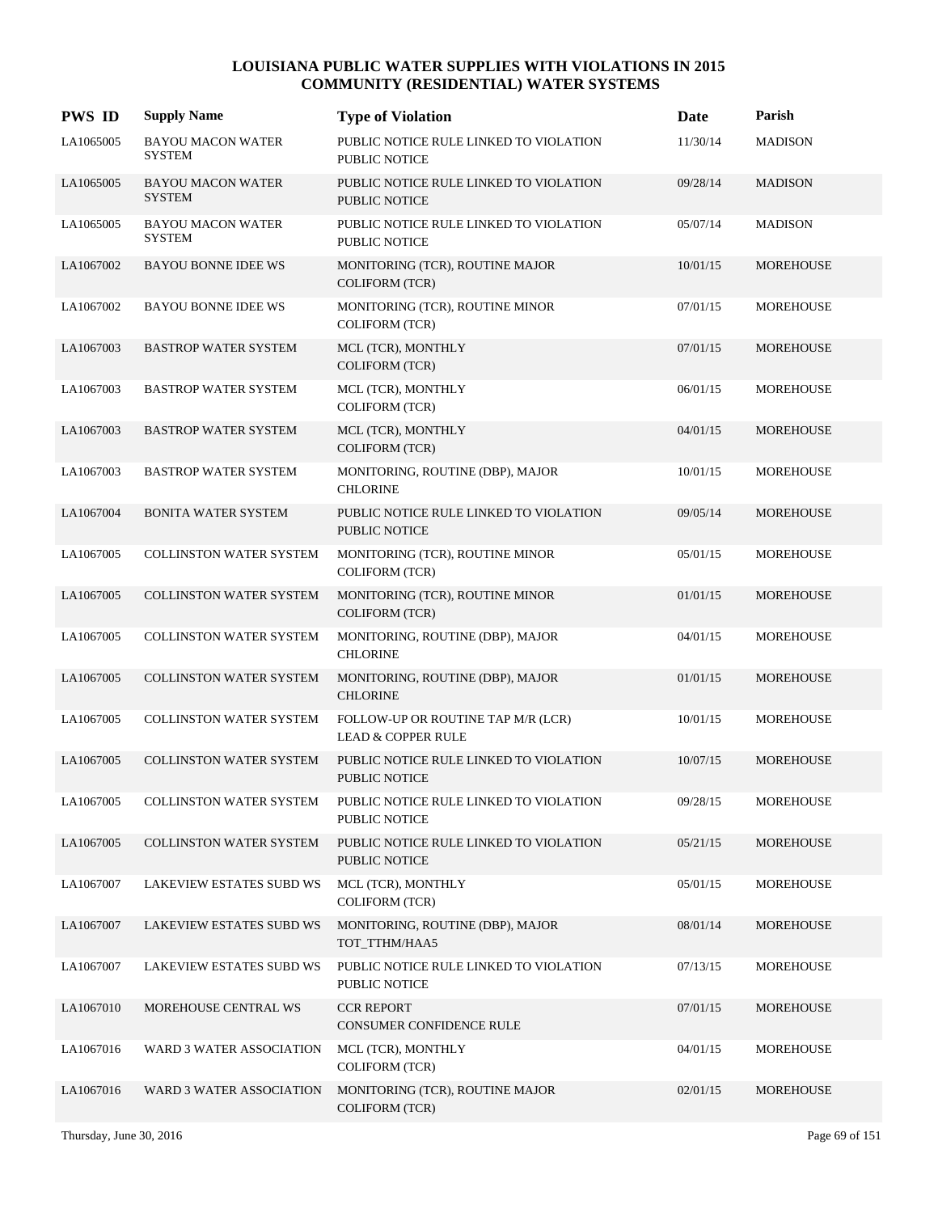# LOUISIANA PUBLIC WATER SUPPLIES WITH VIOLATIONS IN 2015
## COMMUNITY (RESIDENTIAL) WATER SYSTEMS

| PWS ID | Supply Name | Type of Violation | Date | Parish |
|---|---|---|---|---|
| LA1065005 | BAYOU MACON WATER SYSTEM | PUBLIC NOTICE RULE LINKED TO VIOLATION PUBLIC NOTICE | 11/30/14 | MADISON |
| LA1065005 | BAYOU MACON WATER SYSTEM | PUBLIC NOTICE RULE LINKED TO VIOLATION PUBLIC NOTICE | 09/28/14 | MADISON |
| LA1065005 | BAYOU MACON WATER SYSTEM | PUBLIC NOTICE RULE LINKED TO VIOLATION PUBLIC NOTICE | 05/07/14 | MADISON |
| LA1067002 | BAYOU BONNE IDEE WS | MONITORING (TCR), ROUTINE MAJOR COLIFORM (TCR) | 10/01/15 | MOREHOUSE |
| LA1067002 | BAYOU BONNE IDEE WS | MONITORING (TCR), ROUTINE MINOR COLIFORM (TCR) | 07/01/15 | MOREHOUSE |
| LA1067003 | BASTROP WATER SYSTEM | MCL (TCR), MONTHLY COLIFORM (TCR) | 07/01/15 | MOREHOUSE |
| LA1067003 | BASTROP WATER SYSTEM | MCL (TCR), MONTHLY COLIFORM (TCR) | 06/01/15 | MOREHOUSE |
| LA1067003 | BASTROP WATER SYSTEM | MCL (TCR), MONTHLY COLIFORM (TCR) | 04/01/15 | MOREHOUSE |
| LA1067003 | BASTROP WATER SYSTEM | MONITORING, ROUTINE (DBP), MAJOR CHLORINE | 10/01/15 | MOREHOUSE |
| LA1067004 | BONITA WATER SYSTEM | PUBLIC NOTICE RULE LINKED TO VIOLATION PUBLIC NOTICE | 09/05/14 | MOREHOUSE |
| LA1067005 | COLLINSTON WATER SYSTEM | MONITORING (TCR), ROUTINE MINOR COLIFORM (TCR) | 05/01/15 | MOREHOUSE |
| LA1067005 | COLLINSTON WATER SYSTEM | MONITORING (TCR), ROUTINE MINOR COLIFORM (TCR) | 01/01/15 | MOREHOUSE |
| LA1067005 | COLLINSTON WATER SYSTEM | MONITORING, ROUTINE (DBP), MAJOR CHLORINE | 04/01/15 | MOREHOUSE |
| LA1067005 | COLLINSTON WATER SYSTEM | MONITORING, ROUTINE (DBP), MAJOR CHLORINE | 01/01/15 | MOREHOUSE |
| LA1067005 | COLLINSTON WATER SYSTEM | FOLLOW-UP OR ROUTINE TAP M/R (LCR) LEAD & COPPER RULE | 10/01/15 | MOREHOUSE |
| LA1067005 | COLLINSTON WATER SYSTEM | PUBLIC NOTICE RULE LINKED TO VIOLATION PUBLIC NOTICE | 10/07/15 | MOREHOUSE |
| LA1067005 | COLLINSTON WATER SYSTEM | PUBLIC NOTICE RULE LINKED TO VIOLATION PUBLIC NOTICE | 09/28/15 | MOREHOUSE |
| LA1067005 | COLLINSTON WATER SYSTEM | PUBLIC NOTICE RULE LINKED TO VIOLATION PUBLIC NOTICE | 05/21/15 | MOREHOUSE |
| LA1067007 | LAKEVIEW ESTATES SUBD WS | MCL (TCR), MONTHLY COLIFORM (TCR) | 05/01/15 | MOREHOUSE |
| LA1067007 | LAKEVIEW ESTATES SUBD WS | MONITORING, ROUTINE (DBP), MAJOR TOT_TTHM/HAA5 | 08/01/14 | MOREHOUSE |
| LA1067007 | LAKEVIEW ESTATES SUBD WS | PUBLIC NOTICE RULE LINKED TO VIOLATION PUBLIC NOTICE | 07/13/15 | MOREHOUSE |
| LA1067010 | MOREHOUSE CENTRAL WS | CCR REPORT CONSUMER CONFIDENCE RULE | 07/01/15 | MOREHOUSE |
| LA1067016 | WARD 3 WATER ASSOCIATION | MCL (TCR), MONTHLY COLIFORM (TCR) | 04/01/15 | MOREHOUSE |
| LA1067016 | WARD 3 WATER ASSOCIATION | MONITORING (TCR), ROUTINE MAJOR COLIFORM (TCR) | 02/01/15 | MOREHOUSE |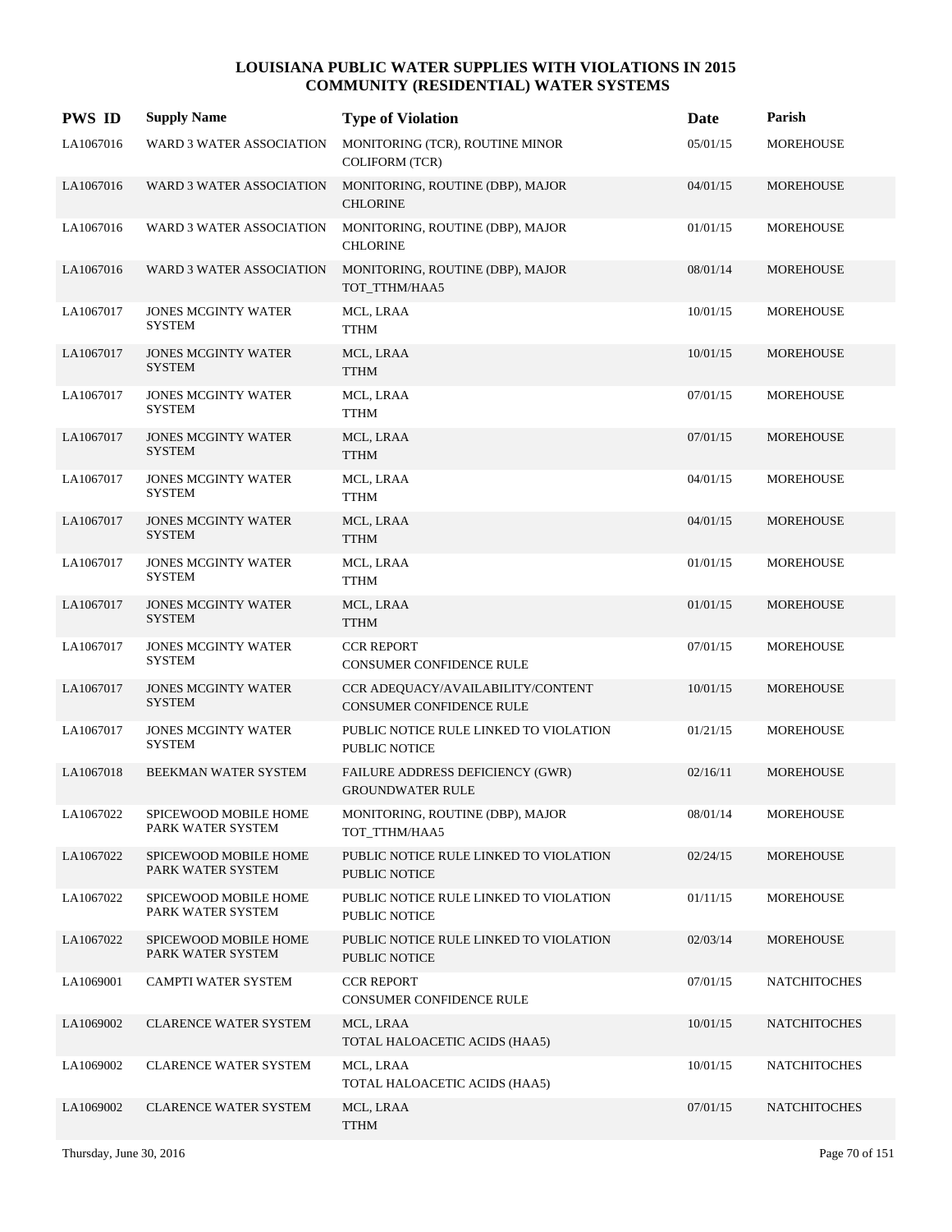# LOUISIANA PUBLIC WATER SUPPLIES WITH VIOLATIONS IN 2015
## COMMUNITY (RESIDENTIAL) WATER SYSTEMS

| PWS ID | Supply Name | Type of Violation | Date | Parish |
|---|---|---|---|---|
| LA1067016 | WARD 3 WATER ASSOCIATION | MONITORING (TCR), ROUTINE MINOR COLIFORM (TCR) | 05/01/15 | MOREHOUSE |
| LA1067016 | WARD 3 WATER ASSOCIATION | MONITORING, ROUTINE (DBP), MAJOR CHLORINE | 04/01/15 | MOREHOUSE |
| LA1067016 | WARD 3 WATER ASSOCIATION | MONITORING, ROUTINE (DBP), MAJOR CHLORINE | 01/01/15 | MOREHOUSE |
| LA1067016 | WARD 3 WATER ASSOCIATION | MONITORING, ROUTINE (DBP), MAJOR TOT_TTHM/HAA5 | 08/01/14 | MOREHOUSE |
| LA1067017 | JONES MCGINTY WATER SYSTEM | MCL, LRAA TTHM | 10/01/15 | MOREHOUSE |
| LA1067017 | JONES MCGINTY WATER SYSTEM | MCL, LRAA TTHM | 10/01/15 | MOREHOUSE |
| LA1067017 | JONES MCGINTY WATER SYSTEM | MCL, LRAA TTHM | 07/01/15 | MOREHOUSE |
| LA1067017 | JONES MCGINTY WATER SYSTEM | MCL, LRAA TTHM | 07/01/15 | MOREHOUSE |
| LA1067017 | JONES MCGINTY WATER SYSTEM | MCL, LRAA TTHM | 04/01/15 | MOREHOUSE |
| LA1067017 | JONES MCGINTY WATER SYSTEM | MCL, LRAA TTHM | 04/01/15 | MOREHOUSE |
| LA1067017 | JONES MCGINTY WATER SYSTEM | MCL, LRAA TTHM | 01/01/15 | MOREHOUSE |
| LA1067017 | JONES MCGINTY WATER SYSTEM | MCL, LRAA TTHM | 01/01/15 | MOREHOUSE |
| LA1067017 | JONES MCGINTY WATER SYSTEM | CCR REPORT CONSUMER CONFIDENCE RULE | 07/01/15 | MOREHOUSE |
| LA1067017 | JONES MCGINTY WATER SYSTEM | CCR ADEQUACY/AVAILABILITY/CONTENT CONSUMER CONFIDENCE RULE | 10/01/15 | MOREHOUSE |
| LA1067017 | JONES MCGINTY WATER SYSTEM | PUBLIC NOTICE RULE LINKED TO VIOLATION PUBLIC NOTICE | 01/21/15 | MOREHOUSE |
| LA1067018 | BEEKMAN WATER SYSTEM | FAILURE ADDRESS DEFICIENCY (GWR) GROUNDWATER RULE | 02/16/11 | MOREHOUSE |
| LA1067022 | SPICEWOOD MOBILE HOME PARK WATER SYSTEM | MONITORING, ROUTINE (DBP), MAJOR TOT_TTHM/HAA5 | 08/01/14 | MOREHOUSE |
| LA1067022 | SPICEWOOD MOBILE HOME PARK WATER SYSTEM | PUBLIC NOTICE RULE LINKED TO VIOLATION PUBLIC NOTICE | 02/24/15 | MOREHOUSE |
| LA1067022 | SPICEWOOD MOBILE HOME PARK WATER SYSTEM | PUBLIC NOTICE RULE LINKED TO VIOLATION PUBLIC NOTICE | 01/11/15 | MOREHOUSE |
| LA1067022 | SPICEWOOD MOBILE HOME PARK WATER SYSTEM | PUBLIC NOTICE RULE LINKED TO VIOLATION PUBLIC NOTICE | 02/03/14 | MOREHOUSE |
| LA1069001 | CAMPTI WATER SYSTEM | CCR REPORT CONSUMER CONFIDENCE RULE | 07/01/15 | NATCHITOCHES |
| LA1069002 | CLARENCE WATER SYSTEM | MCL, LRAA TOTAL HALOACETIC ACIDS (HAA5) | 10/01/15 | NATCHITOCHES |
| LA1069002 | CLARENCE WATER SYSTEM | MCL, LRAA TOTAL HALOACETIC ACIDS (HAA5) | 10/01/15 | NATCHITOCHES |
| LA1069002 | CLARENCE WATER SYSTEM | MCL, LRAA TTHM | 07/01/15 | NATCHITOCHES |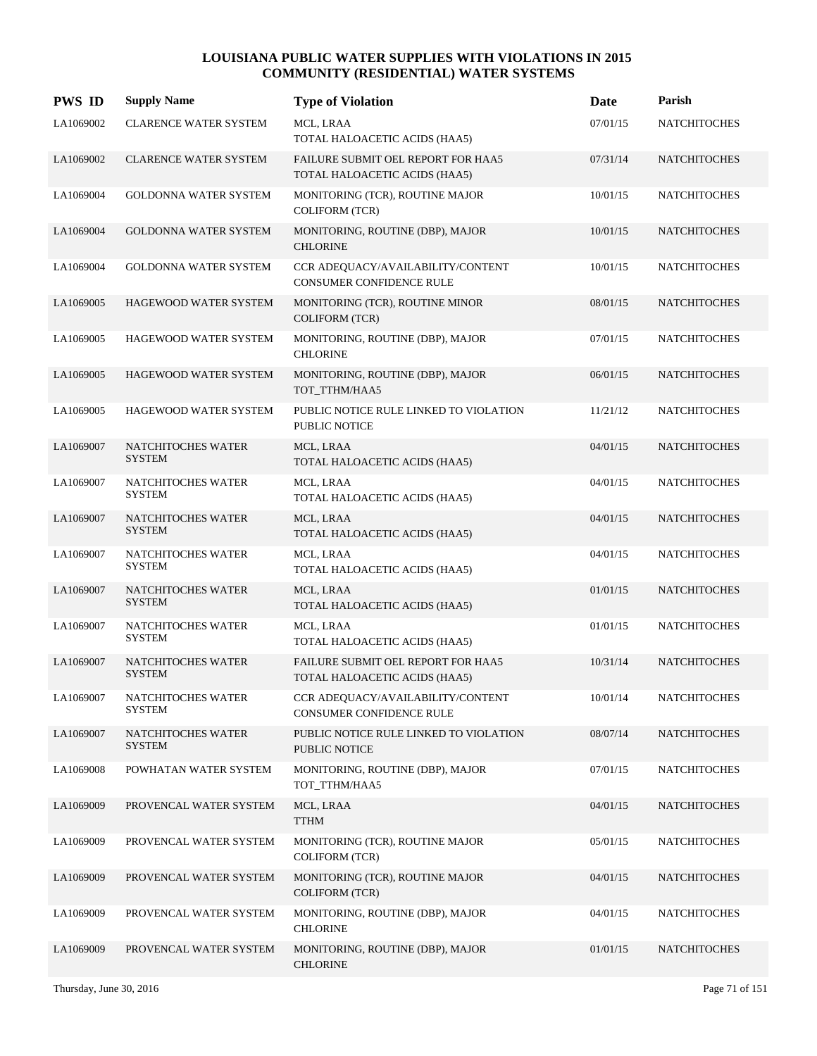# LOUISIANA PUBLIC WATER SUPPLIES WITH VIOLATIONS IN 2015
## COMMUNITY (RESIDENTIAL) WATER SYSTEMS

| PWS ID | Supply Name | Type of Violation | Date | Parish |
|---|---|---|---|---|
| LA1069002 | CLARENCE WATER SYSTEM | MCL, LRAA<br>TOTAL HALOACETIC ACIDS (HAA5) | 07/01/15 | NATCHITOCHES |
| LA1069002 | CLARENCE WATER SYSTEM | FAILURE SUBMIT OEL REPORT FOR HAA5<br>TOTAL HALOACETIC ACIDS (HAA5) | 07/31/14 | NATCHITOCHES |
| LA1069004 | GOLDONNA WATER SYSTEM | MONITORING (TCR), ROUTINE MAJOR<br>COLIFORM (TCR) | 10/01/15 | NATCHITOCHES |
| LA1069004 | GOLDONNA WATER SYSTEM | MONITORING, ROUTINE (DBP), MAJOR<br>CHLORINE | 10/01/15 | NATCHITOCHES |
| LA1069004 | GOLDONNA WATER SYSTEM | CCR ADEQUACY/AVAILABILITY/CONTENT<br>CONSUMER CONFIDENCE RULE | 10/01/15 | NATCHITOCHES |
| LA1069005 | HAGEWOOD WATER SYSTEM | MONITORING (TCR), ROUTINE MINOR<br>COLIFORM (TCR) | 08/01/15 | NATCHITOCHES |
| LA1069005 | HAGEWOOD WATER SYSTEM | MONITORING, ROUTINE (DBP), MAJOR<br>CHLORINE | 07/01/15 | NATCHITOCHES |
| LA1069005 | HAGEWOOD WATER SYSTEM | MONITORING, ROUTINE (DBP), MAJOR<br>TOT_TTHM/HAA5 | 06/01/15 | NATCHITOCHES |
| LA1069005 | HAGEWOOD WATER SYSTEM | PUBLIC NOTICE RULE LINKED TO VIOLATION<br>PUBLIC NOTICE | 11/21/12 | NATCHITOCHES |
| LA1069007 | NATCHITOCHES WATER SYSTEM | MCL, LRAA<br>TOTAL HALOACETIC ACIDS (HAA5) | 04/01/15 | NATCHITOCHES |
| LA1069007 | NATCHITOCHES WATER SYSTEM | MCL, LRAA<br>TOTAL HALOACETIC ACIDS (HAA5) | 04/01/15 | NATCHITOCHES |
| LA1069007 | NATCHITOCHES WATER SYSTEM | MCL, LRAA<br>TOTAL HALOACETIC ACIDS (HAA5) | 04/01/15 | NATCHITOCHES |
| LA1069007 | NATCHITOCHES WATER SYSTEM | MCL, LRAA<br>TOTAL HALOACETIC ACIDS (HAA5) | 04/01/15 | NATCHITOCHES |
| LA1069007 | NATCHITOCHES WATER SYSTEM | MCL, LRAA<br>TOTAL HALOACETIC ACIDS (HAA5) | 01/01/15 | NATCHITOCHES |
| LA1069007 | NATCHITOCHES WATER SYSTEM | MCL, LRAA<br>TOTAL HALOACETIC ACIDS (HAA5) | 01/01/15 | NATCHITOCHES |
| LA1069007 | NATCHITOCHES WATER SYSTEM | FAILURE SUBMIT OEL REPORT FOR HAA5<br>TOTAL HALOACETIC ACIDS (HAA5) | 10/31/14 | NATCHITOCHES |
| LA1069007 | NATCHITOCHES WATER SYSTEM | CCR ADEQUACY/AVAILABILITY/CONTENT<br>CONSUMER CONFIDENCE RULE | 10/01/14 | NATCHITOCHES |
| LA1069007 | NATCHITOCHES WATER SYSTEM | PUBLIC NOTICE RULE LINKED TO VIOLATION<br>PUBLIC NOTICE | 08/07/14 | NATCHITOCHES |
| LA1069008 | POWHATAN WATER SYSTEM | MONITORING, ROUTINE (DBP), MAJOR<br>TOT_TTHM/HAA5 | 07/01/15 | NATCHITOCHES |
| LA1069009 | PROVENCAL WATER SYSTEM | MCL, LRAA<br>TTHM | 04/01/15 | NATCHITOCHES |
| LA1069009 | PROVENCAL WATER SYSTEM | MONITORING (TCR), ROUTINE MAJOR<br>COLIFORM (TCR) | 05/01/15 | NATCHITOCHES |
| LA1069009 | PROVENCAL WATER SYSTEM | MONITORING (TCR), ROUTINE MAJOR<br>COLIFORM (TCR) | 04/01/15 | NATCHITOCHES |
| LA1069009 | PROVENCAL WATER SYSTEM | MONITORING, ROUTINE (DBP), MAJOR<br>CHLORINE | 04/01/15 | NATCHITOCHES |
| LA1069009 | PROVENCAL WATER SYSTEM | MONITORING, ROUTINE (DBP), MAJOR<br>CHLORINE | 01/01/15 | NATCHITOCHES |

Thursday, June 30, 2016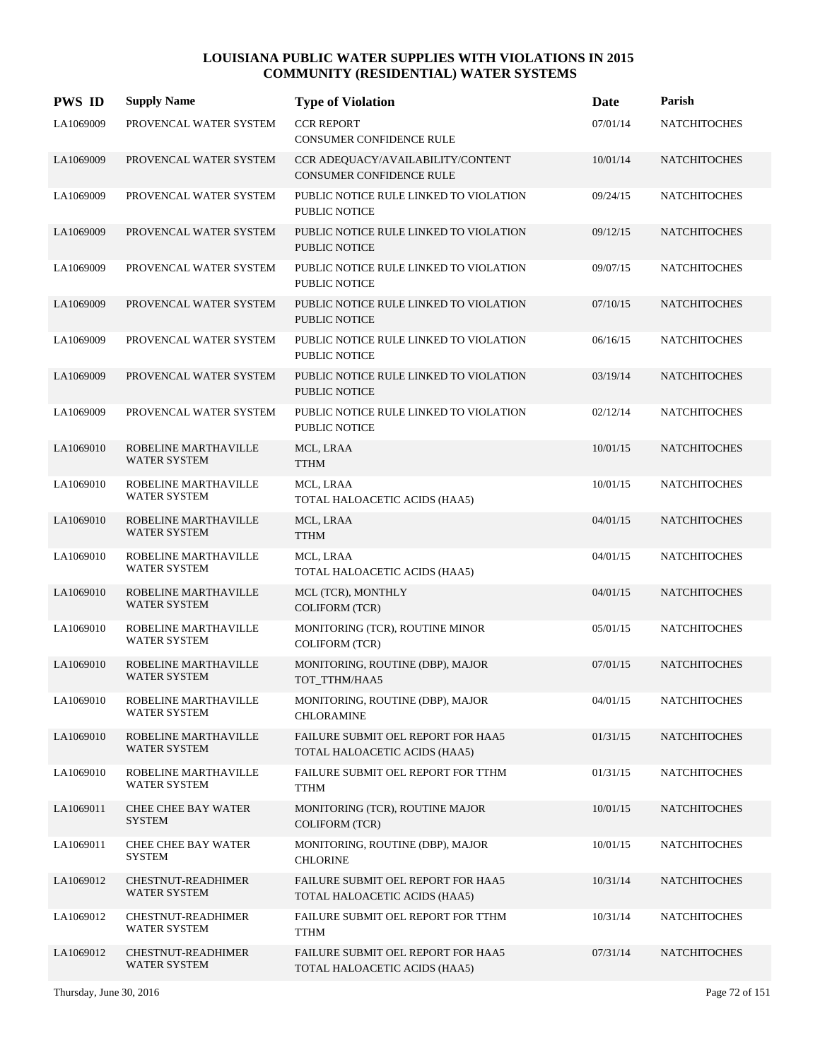# LOUISIANA PUBLIC WATER SUPPLIES WITH VIOLATIONS IN 2015
## COMMUNITY (RESIDENTIAL) WATER SYSTEMS

| PWS ID | Supply Name | Type of Violation | Date | Parish |
|---|---|---|---|---|
| LA1069009 | PROVENCAL WATER SYSTEM | CCR REPORT<br>CONSUMER CONFIDENCE RULE | 07/01/14 | NATCHITOCHES |
| LA1069009 | PROVENCAL WATER SYSTEM | CCR ADEQUACY/AVAILABILITY/CONTENT<br>CONSUMER CONFIDENCE RULE | 10/01/14 | NATCHITOCHES |
| LA1069009 | PROVENCAL WATER SYSTEM | PUBLIC NOTICE RULE LINKED TO VIOLATION<br>PUBLIC NOTICE | 09/24/15 | NATCHITOCHES |
| LA1069009 | PROVENCAL WATER SYSTEM | PUBLIC NOTICE RULE LINKED TO VIOLATION<br>PUBLIC NOTICE | 09/12/15 | NATCHITOCHES |
| LA1069009 | PROVENCAL WATER SYSTEM | PUBLIC NOTICE RULE LINKED TO VIOLATION<br>PUBLIC NOTICE | 09/07/15 | NATCHITOCHES |
| LA1069009 | PROVENCAL WATER SYSTEM | PUBLIC NOTICE RULE LINKED TO VIOLATION<br>PUBLIC NOTICE | 07/10/15 | NATCHITOCHES |
| LA1069009 | PROVENCAL WATER SYSTEM | PUBLIC NOTICE RULE LINKED TO VIOLATION<br>PUBLIC NOTICE | 06/16/15 | NATCHITOCHES |
| LA1069009 | PROVENCAL WATER SYSTEM | PUBLIC NOTICE RULE LINKED TO VIOLATION<br>PUBLIC NOTICE | 03/19/14 | NATCHITOCHES |
| LA1069009 | PROVENCAL WATER SYSTEM | PUBLIC NOTICE RULE LINKED TO VIOLATION<br>PUBLIC NOTICE | 02/12/14 | NATCHITOCHES |
| LA1069010 | ROBELINE MARTHAVILLE WATER SYSTEM | MCL, LRAA<br>TTHM | 10/01/15 | NATCHITOCHES |
| LA1069010 | ROBELINE MARTHAVILLE WATER SYSTEM | MCL, LRAA<br>TOTAL HALOACETIC ACIDS (HAA5) | 10/01/15 | NATCHITOCHES |
| LA1069010 | ROBELINE MARTHAVILLE WATER SYSTEM | MCL, LRAA<br>TTHM | 04/01/15 | NATCHITOCHES |
| LA1069010 | ROBELINE MARTHAVILLE WATER SYSTEM | MCL, LRAA<br>TOTAL HALOACETIC ACIDS (HAA5) | 04/01/15 | NATCHITOCHES |
| LA1069010 | ROBELINE MARTHAVILLE WATER SYSTEM | MCL (TCR), MONTHLY<br>COLIFORM (TCR) | 04/01/15 | NATCHITOCHES |
| LA1069010 | ROBELINE MARTHAVILLE WATER SYSTEM | MONITORING (TCR), ROUTINE MINOR<br>COLIFORM (TCR) | 05/01/15 | NATCHITOCHES |
| LA1069010 | ROBELINE MARTHAVILLE WATER SYSTEM | MONITORING, ROUTINE (DBP), MAJOR<br>TOT_TTHM/HAA5 | 07/01/15 | NATCHITOCHES |
| LA1069010 | ROBELINE MARTHAVILLE WATER SYSTEM | MONITORING, ROUTINE (DBP), MAJOR<br>CHLORAMINE | 04/01/15 | NATCHITOCHES |
| LA1069010 | ROBELINE MARTHAVILLE WATER SYSTEM | FAILURE SUBMIT OEL REPORT FOR HAA5<br>TOTAL HALOACETIC ACIDS (HAA5) | 01/31/15 | NATCHITOCHES |
| LA1069010 | ROBELINE MARTHAVILLE WATER SYSTEM | FAILURE SUBMIT OEL REPORT FOR TTHM<br>TTHM | 01/31/15 | NATCHITOCHES |
| LA1069011 | CHEE CHEE BAY WATER SYSTEM | MONITORING (TCR), ROUTINE MAJOR<br>COLIFORM (TCR) | 10/01/15 | NATCHITOCHES |
| LA1069011 | CHEE CHEE BAY WATER SYSTEM | MONITORING, ROUTINE (DBP), MAJOR<br>CHLORINE | 10/01/15 | NATCHITOCHES |
| LA1069012 | CHESTNUT-READHIMER WATER SYSTEM | FAILURE SUBMIT OEL REPORT FOR HAA5<br>TOTAL HALOACETIC ACIDS (HAA5) | 10/31/14 | NATCHITOCHES |
| LA1069012 | CHESTNUT-READHIMER WATER SYSTEM | FAILURE SUBMIT OEL REPORT FOR TTHM<br>TTHM | 10/31/14 | NATCHITOCHES |
| LA1069012 | CHESTNUT-READHIMER WATER SYSTEM | FAILURE SUBMIT OEL REPORT FOR HAA5<br>TOTAL HALOACETIC ACIDS (HAA5) | 07/31/14 | NATCHITOCHES |

Thursday, June 30, 2016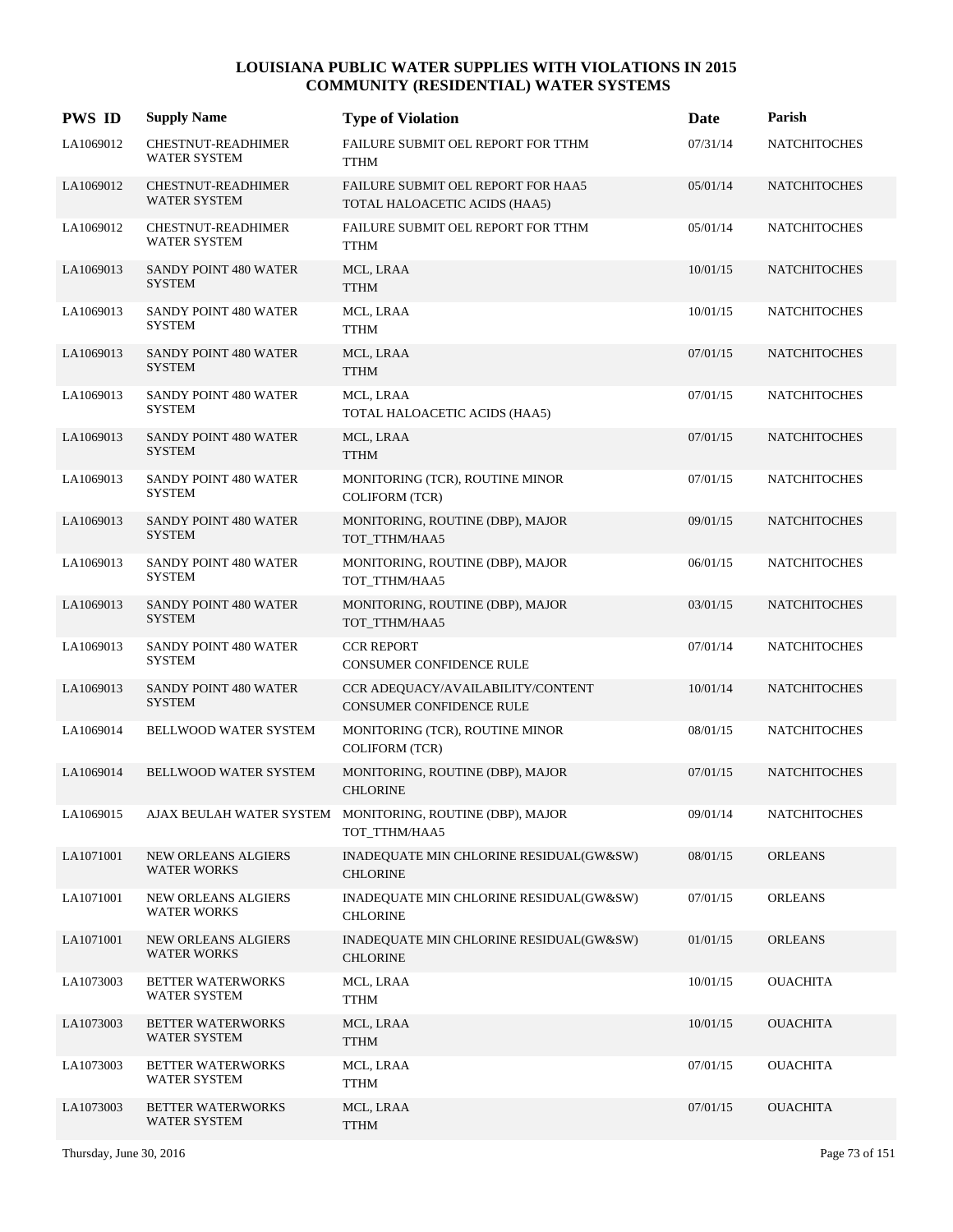# LOUISIANA PUBLIC WATER SUPPLIES WITH VIOLATIONS IN 2015
## COMMUNITY (RESIDENTIAL) WATER SYSTEMS

| PWS ID | Supply Name | Type of Violation | Date | Parish |
|---|---|---|---|---|
| LA1069012 | CHESTNUT-READHIMER WATER SYSTEM | FAILURE SUBMIT OEL REPORT FOR TTHM<br>TTHM | 07/31/14 | NATCHITOCHES |
| LA1069012 | CHESTNUT-READHIMER WATER SYSTEM | FAILURE SUBMIT OEL REPORT FOR HAA5<br>TOTAL HALOACETIC ACIDS (HAA5) | 05/01/14 | NATCHITOCHES |
| LA1069012 | CHESTNUT-READHIMER WATER SYSTEM | FAILURE SUBMIT OEL REPORT FOR TTHM<br>TTHM | 05/01/14 | NATCHITOCHES |
| LA1069013 | SANDY POINT 480 WATER SYSTEM | MCL, LRAA<br>TTHM | 10/01/15 | NATCHITOCHES |
| LA1069013 | SANDY POINT 480 WATER SYSTEM | MCL, LRAA<br>TTHM | 10/01/15 | NATCHITOCHES |
| LA1069013 | SANDY POINT 480 WATER SYSTEM | MCL, LRAA<br>TTHM | 07/01/15 | NATCHITOCHES |
| LA1069013 | SANDY POINT 480 WATER SYSTEM | MCL, LRAA<br>TOTAL HALOACETIC ACIDS (HAA5) | 07/01/15 | NATCHITOCHES |
| LA1069013 | SANDY POINT 480 WATER SYSTEM | MCL, LRAA<br>TTHM | 07/01/15 | NATCHITOCHES |
| LA1069013 | SANDY POINT 480 WATER SYSTEM | MONITORING (TCR), ROUTINE MINOR<br>COLIFORM (TCR) | 07/01/15 | NATCHITOCHES |
| LA1069013 | SANDY POINT 480 WATER SYSTEM | MONITORING, ROUTINE (DBP), MAJOR<br>TOT_TTHM/HAA5 | 09/01/15 | NATCHITOCHES |
| LA1069013 | SANDY POINT 480 WATER SYSTEM | MONITORING, ROUTINE (DBP), MAJOR<br>TOT_TTHM/HAA5 | 06/01/15 | NATCHITOCHES |
| LA1069013 | SANDY POINT 480 WATER SYSTEM | MONITORING, ROUTINE (DBP), MAJOR<br>TOT_TTHM/HAA5 | 03/01/15 | NATCHITOCHES |
| LA1069013 | SANDY POINT 480 WATER SYSTEM | CCR REPORT<br>CONSUMER CONFIDENCE RULE | 07/01/14 | NATCHITOCHES |
| LA1069013 | SANDY POINT 480 WATER SYSTEM | CCR ADEQUACY/AVAILABILITY/CONTENT<br>CONSUMER CONFIDENCE RULE | 10/01/14 | NATCHITOCHES |
| LA1069014 | BELLWOOD WATER SYSTEM | MONITORING (TCR), ROUTINE MINOR<br>COLIFORM (TCR) | 08/01/15 | NATCHITOCHES |
| LA1069014 | BELLWOOD WATER SYSTEM | MONITORING, ROUTINE (DBP), MAJOR<br>CHLORINE | 07/01/15 | NATCHITOCHES |
| LA1069015 | AJAX BEULAH WATER SYSTEM | MONITORING, ROUTINE (DBP), MAJOR<br>TOT_TTHM/HAA5 | 09/01/14 | NATCHITOCHES |
| LA1071001 | NEW ORLEANS ALGIERS WATER WORKS | INADEQUATE MIN CHLORINE RESIDUAL(GW&SW)<br>CHLORINE | 08/01/15 | ORLEANS |
| LA1071001 | NEW ORLEANS ALGIERS WATER WORKS | INADEQUATE MIN CHLORINE RESIDUAL(GW&SW)<br>CHLORINE | 07/01/15 | ORLEANS |
| LA1071001 | NEW ORLEANS ALGIERS WATER WORKS | INADEQUATE MIN CHLORINE RESIDUAL(GW&SW)<br>CHLORINE | 01/01/15 | ORLEANS |
| LA1073003 | BETTER WATERWORKS WATER SYSTEM | MCL, LRAA<br>TTHM | 10/01/15 | OUACHITA |
| LA1073003 | BETTER WATERWORKS WATER SYSTEM | MCL, LRAA<br>TTHM | 10/01/15 | OUACHITA |
| LA1073003 | BETTER WATERWORKS WATER SYSTEM | MCL, LRAA<br>TTHM | 07/01/15 | OUACHITA |
| LA1073003 | BETTER WATERWORKS WATER SYSTEM | MCL, LRAA<br>TTHM | 07/01/15 | OUACHITA |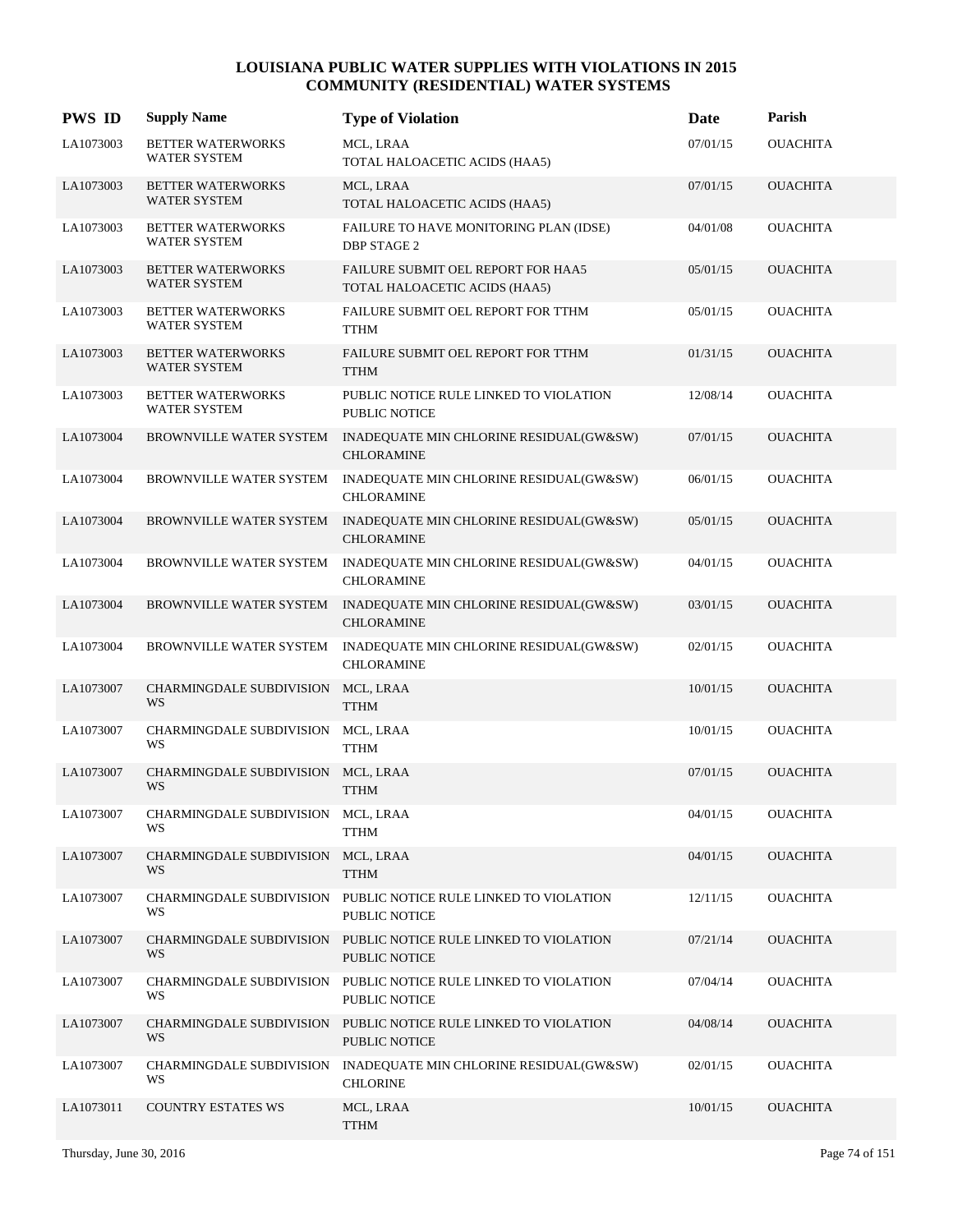# LOUISIANA PUBLIC WATER SUPPLIES WITH VIOLATIONS IN 2015
## COMMUNITY (RESIDENTIAL) WATER SYSTEMS

| PWS ID | Supply Name | Type of Violation | Date | Parish |
|---|---|---|---|---|
| LA1073003 | BETTER WATERWORKS WATER SYSTEM | MCL, LRAA<br>TOTAL HALOACETIC ACIDS (HAA5) | 07/01/15 | OUACHITA |
| LA1073003 | BETTER WATERWORKS WATER SYSTEM | MCL, LRAA<br>TOTAL HALOACETIC ACIDS (HAA5) | 07/01/15 | OUACHITA |
| LA1073003 | BETTER WATERWORKS WATER SYSTEM | FAILURE TO HAVE MONITORING PLAN (IDSE)<br>DBP STAGE 2 | 04/01/08 | OUACHITA |
| LA1073003 | BETTER WATERWORKS WATER SYSTEM | FAILURE SUBMIT OEL REPORT FOR HAA5<br>TOTAL HALOACETIC ACIDS (HAA5) | 05/01/15 | OUACHITA |
| LA1073003 | BETTER WATERWORKS WATER SYSTEM | FAILURE SUBMIT OEL REPORT FOR TTHM<br>TTHM | 05/01/15 | OUACHITA |
| LA1073003 | BETTER WATERWORKS WATER SYSTEM | FAILURE SUBMIT OEL REPORT FOR TTHM<br>TTHM | 01/31/15 | OUACHITA |
| LA1073003 | BETTER WATERWORKS WATER SYSTEM | PUBLIC NOTICE RULE LINKED TO VIOLATION<br>PUBLIC NOTICE | 12/08/14 | OUACHITA |
| LA1073004 | BROWNVILLE WATER SYSTEM | INADEQUATE MIN CHLORINE RESIDUAL(GW&SW)<br>CHLORAMINE | 07/01/15 | OUACHITA |
| LA1073004 | BROWNVILLE WATER SYSTEM | INADEQUATE MIN CHLORINE RESIDUAL(GW&SW)<br>CHLORAMINE | 06/01/15 | OUACHITA |
| LA1073004 | BROWNVILLE WATER SYSTEM | INADEQUATE MIN CHLORINE RESIDUAL(GW&SW)<br>CHLORAMINE | 05/01/15 | OUACHITA |
| LA1073004 | BROWNVILLE WATER SYSTEM | INADEQUATE MIN CHLORINE RESIDUAL(GW&SW)<br>CHLORAMINE | 04/01/15 | OUACHITA |
| LA1073004 | BROWNVILLE WATER SYSTEM | INADEQUATE MIN CHLORINE RESIDUAL(GW&SW)<br>CHLORAMINE | 03/01/15 | OUACHITA |
| LA1073004 | BROWNVILLE WATER SYSTEM | INADEQUATE MIN CHLORINE RESIDUAL(GW&SW)<br>CHLORAMINE | 02/01/15 | OUACHITA |
| LA1073007 | CHARMINGDALE SUBDIVISION WS | MCL, LRAA<br>TTHM | 10/01/15 | OUACHITA |
| LA1073007 | CHARMINGDALE SUBDIVISION WS | MCL, LRAA<br>TTHM | 10/01/15 | OUACHITA |
| LA1073007 | CHARMINGDALE SUBDIVISION WS | MCL, LRAA<br>TTHM | 07/01/15 | OUACHITA |
| LA1073007 | CHARMINGDALE SUBDIVISION WS | MCL, LRAA<br>TTHM | 04/01/15 | OUACHITA |
| LA1073007 | CHARMINGDALE SUBDIVISION WS | MCL, LRAA<br>TTHM | 04/01/15 | OUACHITA |
| LA1073007 | CHARMINGDALE SUBDIVISION WS | PUBLIC NOTICE RULE LINKED TO VIOLATION<br>PUBLIC NOTICE | 12/11/15 | OUACHITA |
| LA1073007 | CHARMINGDALE SUBDIVISION WS | PUBLIC NOTICE RULE LINKED TO VIOLATION<br>PUBLIC NOTICE | 07/21/14 | OUACHITA |
| LA1073007 | CHARMINGDALE SUBDIVISION WS | PUBLIC NOTICE RULE LINKED TO VIOLATION<br>PUBLIC NOTICE | 07/04/14 | OUACHITA |
| LA1073007 | CHARMINGDALE SUBDIVISION WS | PUBLIC NOTICE RULE LINKED TO VIOLATION<br>PUBLIC NOTICE | 04/08/14 | OUACHITA |
| LA1073007 | CHARMINGDALE SUBDIVISION WS | INADEQUATE MIN CHLORINE RESIDUAL(GW&SW)<br>CHLORINE | 02/01/15 | OUACHITA |
| LA1073011 | COUNTRY ESTATES WS | MCL, LRAA<br>TTHM | 10/01/15 | OUACHITA |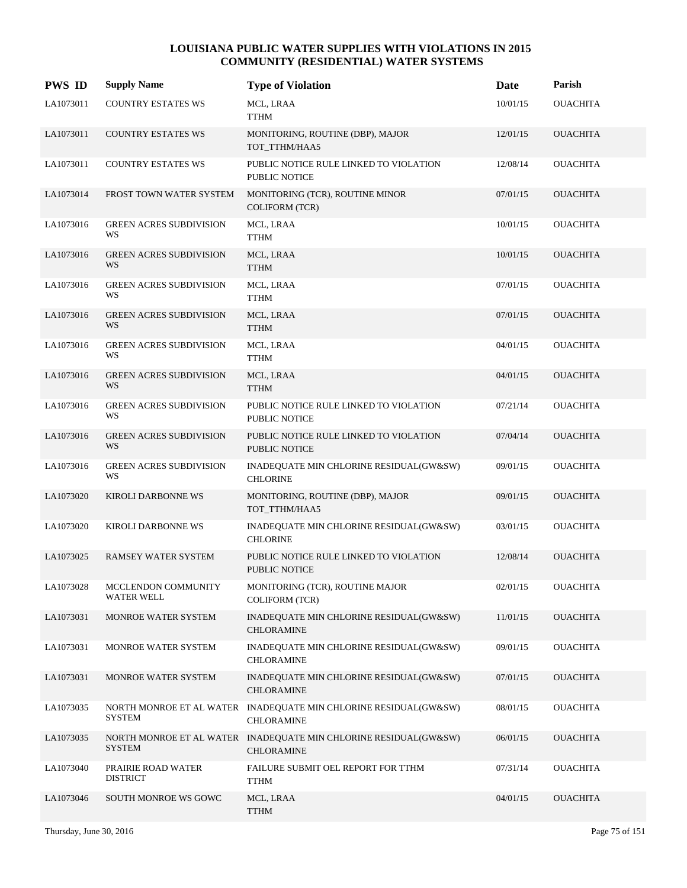# LOUISIANA PUBLIC WATER SUPPLIES WITH VIOLATIONS IN 2015
## COMMUNITY (RESIDENTIAL) WATER SYSTEMS

| PWS ID | Supply Name | Type of Violation | Date | Parish |
|---|---|---|---|---|
| LA1073011 | COUNTRY ESTATES WS | MCL, LRAA<br>TTHM | 10/01/15 | OUACHITA |
| LA1073011 | COUNTRY ESTATES WS | MONITORING, ROUTINE (DBP), MAJOR<br>TOT_TTHM/HAA5 | 12/01/15 | OUACHITA |
| LA1073011 | COUNTRY ESTATES WS | PUBLIC NOTICE RULE LINKED TO VIOLATION<br>PUBLIC NOTICE | 12/08/14 | OUACHITA |
| LA1073014 | FROST TOWN WATER SYSTEM | MONITORING (TCR), ROUTINE MINOR<br>COLIFORM (TCR) | 07/01/15 | OUACHITA |
| LA1073016 | GREEN ACRES SUBDIVISION WS | MCL, LRAA<br>TTHM | 10/01/15 | OUACHITA |
| LA1073016 | GREEN ACRES SUBDIVISION WS | MCL, LRAA<br>TTHM | 10/01/15 | OUACHITA |
| LA1073016 | GREEN ACRES SUBDIVISION WS | MCL, LRAA<br>TTHM | 07/01/15 | OUACHITA |
| LA1073016 | GREEN ACRES SUBDIVISION WS | MCL, LRAA<br>TTHM | 07/01/15 | OUACHITA |
| LA1073016 | GREEN ACRES SUBDIVISION WS | MCL, LRAA<br>TTHM | 04/01/15 | OUACHITA |
| LA1073016 | GREEN ACRES SUBDIVISION WS | MCL, LRAA<br>TTHM | 04/01/15 | OUACHITA |
| LA1073016 | GREEN ACRES SUBDIVISION WS | PUBLIC NOTICE RULE LINKED TO VIOLATION<br>PUBLIC NOTICE | 07/21/14 | OUACHITA |
| LA1073016 | GREEN ACRES SUBDIVISION WS | PUBLIC NOTICE RULE LINKED TO VIOLATION<br>PUBLIC NOTICE | 07/04/14 | OUACHITA |
| LA1073016 | GREEN ACRES SUBDIVISION WS | INADEQUATE MIN CHLORINE RESIDUAL(GW&SW)<br>CHLORINE | 09/01/15 | OUACHITA |
| LA1073020 | KIROLI DARBONNE WS | MONITORING, ROUTINE (DBP), MAJOR<br>TOT_TTHM/HAA5 | 09/01/15 | OUACHITA |
| LA1073020 | KIROLI DARBONNE WS | INADEQUATE MIN CHLORINE RESIDUAL(GW&SW)<br>CHLORINE | 03/01/15 | OUACHITA |
| LA1073025 | RAMSEY WATER SYSTEM | PUBLIC NOTICE RULE LINKED TO VIOLATION<br>PUBLIC NOTICE | 12/08/14 | OUACHITA |
| LA1073028 | MCCLENDON COMMUNITY WATER WELL | MONITORING (TCR), ROUTINE MAJOR<br>COLIFORM (TCR) | 02/01/15 | OUACHITA |
| LA1073031 | MONROE WATER SYSTEM | INADEQUATE MIN CHLORINE RESIDUAL(GW&SW)<br>CHLORAMINE | 11/01/15 | OUACHITA |
| LA1073031 | MONROE WATER SYSTEM | INADEQUATE MIN CHLORINE RESIDUAL(GW&SW)<br>CHLORAMINE | 09/01/15 | OUACHITA |
| LA1073031 | MONROE WATER SYSTEM | INADEQUATE MIN CHLORINE RESIDUAL(GW&SW)<br>CHLORAMINE | 07/01/15 | OUACHITA |
| LA1073035 | NORTH MONROE ET AL WATER SYSTEM | INADEQUATE MIN CHLORINE RESIDUAL(GW&SW)<br>CHLORAMINE | 08/01/15 | OUACHITA |
| LA1073035 | NORTH MONROE ET AL WATER SYSTEM | INADEQUATE MIN CHLORINE RESIDUAL(GW&SW)<br>CHLORAMINE | 06/01/15 | OUACHITA |
| LA1073040 | PRAIRIE ROAD WATER DISTRICT | FAILURE SUBMIT OEL REPORT FOR TTHM<br>TTHM | 07/31/14 | OUACHITA |
| LA1073046 | SOUTH MONROE WS GOWC | MCL, LRAA<br>TTHM | 04/01/15 | OUACHITA |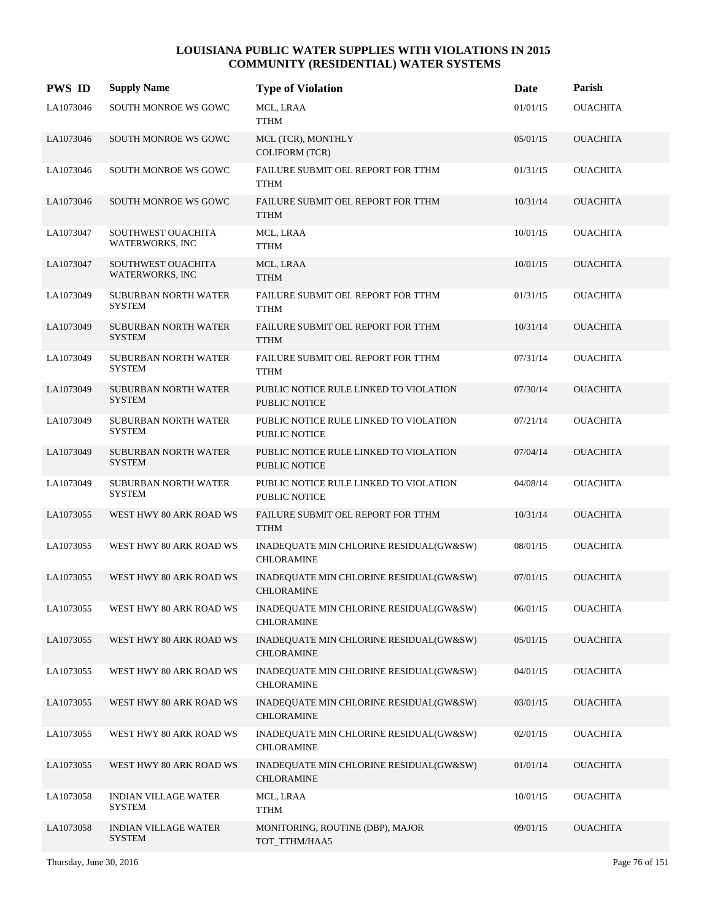# LOUISIANA PUBLIC WATER SUPPLIES WITH VIOLATIONS IN 2015
## COMMUNITY (RESIDENTIAL) WATER SYSTEMS

| PWS ID | Supply Name | Type of Violation | Date | Parish |
|---|---|---|---|---|
| LA1073046 | SOUTH MONROE WS GOWC | MCL, LRAA<br>TTHM | 01/01/15 | OUACHITA |
| LA1073046 | SOUTH MONROE WS GOWC | MCL (TCR), MONTHLY<br>COLIFORM (TCR) | 05/01/15 | OUACHITA |
| LA1073046 | SOUTH MONROE WS GOWC | FAILURE SUBMIT OEL REPORT FOR TTHM<br>TTHM | 01/31/15 | OUACHITA |
| LA1073046 | SOUTH MONROE WS GOWC | FAILURE SUBMIT OEL REPORT FOR TTHM<br>TTHM | 10/31/14 | OUACHITA |
| LA1073047 | SOUTHWEST OUACHITA WATERWORKS, INC | MCL, LRAA<br>TTHM | 10/01/15 | OUACHITA |
| LA1073047 | SOUTHWEST OUACHITA WATERWORKS, INC | MCL, LRAA<br>TTHM | 10/01/15 | OUACHITA |
| LA1073049 | SUBURBAN NORTH WATER SYSTEM | FAILURE SUBMIT OEL REPORT FOR TTHM<br>TTHM | 01/31/15 | OUACHITA |
| LA1073049 | SUBURBAN NORTH WATER SYSTEM | FAILURE SUBMIT OEL REPORT FOR TTHM<br>TTHM | 10/31/14 | OUACHITA |
| LA1073049 | SUBURBAN NORTH WATER SYSTEM | FAILURE SUBMIT OEL REPORT FOR TTHM<br>TTHM | 07/31/14 | OUACHITA |
| LA1073049 | SUBURBAN NORTH WATER SYSTEM | PUBLIC NOTICE RULE LINKED TO VIOLATION<br>PUBLIC NOTICE | 07/30/14 | OUACHITA |
| LA1073049 | SUBURBAN NORTH WATER SYSTEM | PUBLIC NOTICE RULE LINKED TO VIOLATION<br>PUBLIC NOTICE | 07/21/14 | OUACHITA |
| LA1073049 | SUBURBAN NORTH WATER SYSTEM | PUBLIC NOTICE RULE LINKED TO VIOLATION<br>PUBLIC NOTICE | 07/04/14 | OUACHITA |
| LA1073049 | SUBURBAN NORTH WATER SYSTEM | PUBLIC NOTICE RULE LINKED TO VIOLATION<br>PUBLIC NOTICE | 04/08/14 | OUACHITA |
| LA1073055 | WEST HWY 80 ARK ROAD WS | FAILURE SUBMIT OEL REPORT FOR TTHM<br>TTHM | 10/31/14 | OUACHITA |
| LA1073055 | WEST HWY 80 ARK ROAD WS | INADEQUATE MIN CHLORINE RESIDUAL(GW&SW)<br>CHLORAMINE | 08/01/15 | OUACHITA |
| LA1073055 | WEST HWY 80 ARK ROAD WS | INADEQUATE MIN CHLORINE RESIDUAL(GW&SW)<br>CHLORAMINE | 07/01/15 | OUACHITA |
| LA1073055 | WEST HWY 80 ARK ROAD WS | INADEQUATE MIN CHLORINE RESIDUAL(GW&SW)<br>CHLORAMINE | 06/01/15 | OUACHITA |
| LA1073055 | WEST HWY 80 ARK ROAD WS | INADEQUATE MIN CHLORINE RESIDUAL(GW&SW)<br>CHLORAMINE | 05/01/15 | OUACHITA |
| LA1073055 | WEST HWY 80 ARK ROAD WS | INADEQUATE MIN CHLORINE RESIDUAL(GW&SW)<br>CHLORAMINE | 04/01/15 | OUACHITA |
| LA1073055 | WEST HWY 80 ARK ROAD WS | INADEQUATE MIN CHLORINE RESIDUAL(GW&SW)<br>CHLORAMINE | 03/01/15 | OUACHITA |
| LA1073055 | WEST HWY 80 ARK ROAD WS | INADEQUATE MIN CHLORINE RESIDUAL(GW&SW)<br>CHLORAMINE | 02/01/15 | OUACHITA |
| LA1073055 | WEST HWY 80 ARK ROAD WS | INADEQUATE MIN CHLORINE RESIDUAL(GW&SW)<br>CHLORAMINE | 01/01/14 | OUACHITA |
| LA1073058 | INDIAN VILLAGE WATER SYSTEM | MCL, LRAA<br>TTHM | 10/01/15 | OUACHITA |
| LA1073058 | INDIAN VILLAGE WATER SYSTEM | MONITORING, ROUTINE (DBP), MAJOR<br>TOT_TTHM/HAA5 | 09/01/15 | OUACHITA |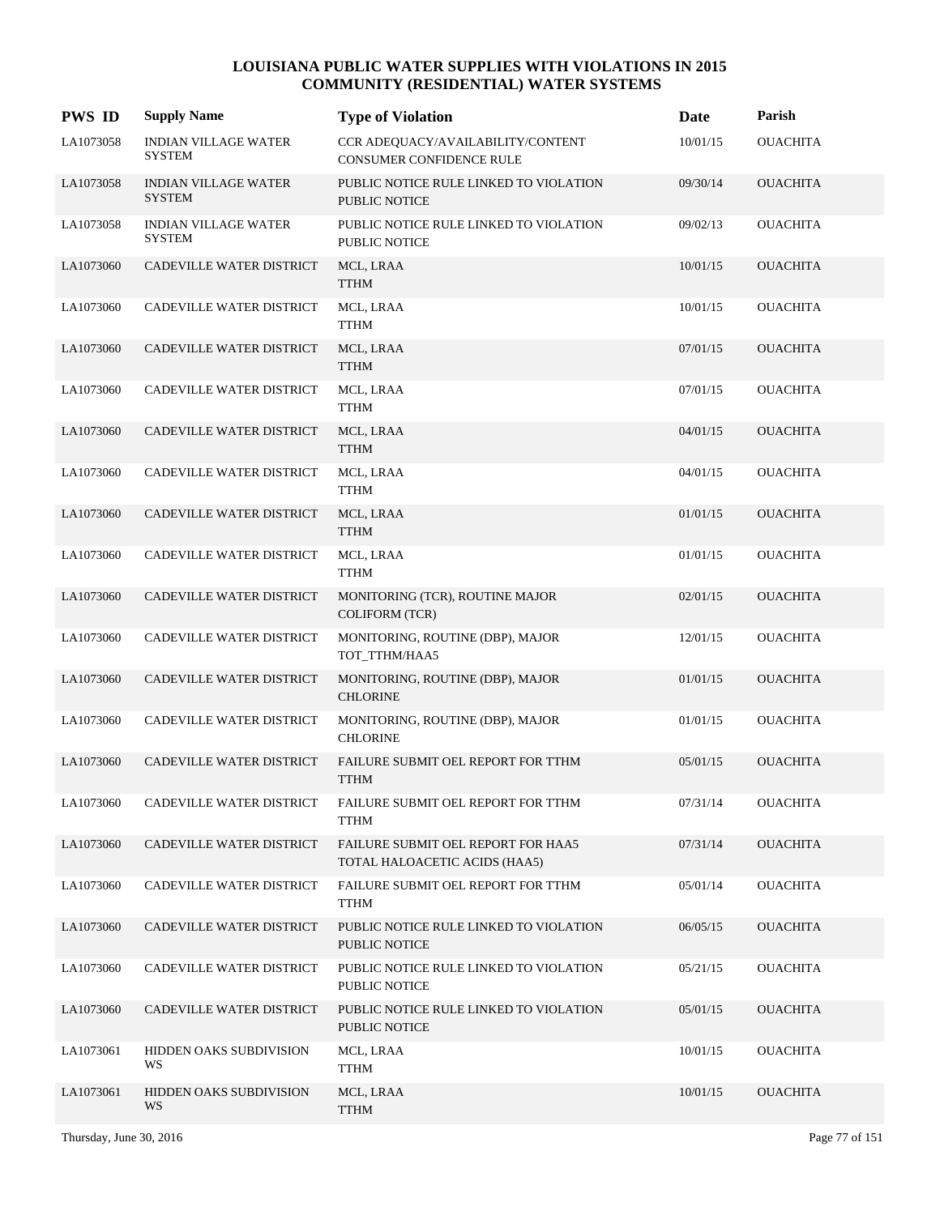# LOUISIANA PUBLIC WATER SUPPLIES WITH VIOLATIONS IN 2015
## COMMUNITY (RESIDENTIAL) WATER SYSTEMS

| PWS ID | Supply Name | Type of Violation | Date | Parish |
|---|---|---|---|---|
| LA1073058 | INDIAN VILLAGE WATER SYSTEM | CCR ADEQUACY/AVAILABILITY/CONTENT CONSUMER CONFIDENCE RULE | 10/01/15 | OUACHITA |
| LA1073058 | INDIAN VILLAGE WATER SYSTEM | PUBLIC NOTICE RULE LINKED TO VIOLATION PUBLIC NOTICE | 09/30/14 | OUACHITA |
| LA1073058 | INDIAN VILLAGE WATER SYSTEM | PUBLIC NOTICE RULE LINKED TO VIOLATION PUBLIC NOTICE | 09/02/13 | OUACHITA |
| LA1073060 | CADEVILLE WATER DISTRICT | MCL, LRAA TTHM | 10/01/15 | OUACHITA |
| LA1073060 | CADEVILLE WATER DISTRICT | MCL, LRAA TTHM | 10/01/15 | OUACHITA |
| LA1073060 | CADEVILLE WATER DISTRICT | MCL, LRAA TTHM | 07/01/15 | OUACHITA |
| LA1073060 | CADEVILLE WATER DISTRICT | MCL, LRAA TTHM | 07/01/15 | OUACHITA |
| LA1073060 | CADEVILLE WATER DISTRICT | MCL, LRAA TTHM | 04/01/15 | OUACHITA |
| LA1073060 | CADEVILLE WATER DISTRICT | MCL, LRAA TTHM | 04/01/15 | OUACHITA |
| LA1073060 | CADEVILLE WATER DISTRICT | MCL, LRAA TTHM | 01/01/15 | OUACHITA |
| LA1073060 | CADEVILLE WATER DISTRICT | MCL, LRAA TTHM | 01/01/15 | OUACHITA |
| LA1073060 | CADEVILLE WATER DISTRICT | MONITORING (TCR), ROUTINE MAJOR COLIFORM (TCR) | 02/01/15 | OUACHITA |
| LA1073060 | CADEVILLE WATER DISTRICT | MONITORING, ROUTINE (DBP), MAJOR TOT_TTHM/HAA5 | 12/01/15 | OUACHITA |
| LA1073060 | CADEVILLE WATER DISTRICT | MONITORING, ROUTINE (DBP), MAJOR CHLORINE | 01/01/15 | OUACHITA |
| LA1073060 | CADEVILLE WATER DISTRICT | MONITORING, ROUTINE (DBP), MAJOR CHLORINE | 01/01/15 | OUACHITA |
| LA1073060 | CADEVILLE WATER DISTRICT | FAILURE SUBMIT OEL REPORT FOR TTHM TTHM | 05/01/15 | OUACHITA |
| LA1073060 | CADEVILLE WATER DISTRICT | FAILURE SUBMIT OEL REPORT FOR TTHM TTHM | 07/31/14 | OUACHITA |
| LA1073060 | CADEVILLE WATER DISTRICT | FAILURE SUBMIT OEL REPORT FOR HAA5 TOTAL HALOACETIC ACIDS (HAA5) | 07/31/14 | OUACHITA |
| LA1073060 | CADEVILLE WATER DISTRICT | FAILURE SUBMIT OEL REPORT FOR TTHM TTHM | 05/01/14 | OUACHITA |
| LA1073060 | CADEVILLE WATER DISTRICT | PUBLIC NOTICE RULE LINKED TO VIOLATION PUBLIC NOTICE | 06/05/15 | OUACHITA |
| LA1073060 | CADEVILLE WATER DISTRICT | PUBLIC NOTICE RULE LINKED TO VIOLATION PUBLIC NOTICE | 05/21/15 | OUACHITA |
| LA1073060 | CADEVILLE WATER DISTRICT | PUBLIC NOTICE RULE LINKED TO VIOLATION PUBLIC NOTICE | 05/01/15 | OUACHITA |
| LA1073061 | HIDDEN OAKS SUBDIVISION WS | MCL, LRAA TTHM | 10/01/15 | OUACHITA |
| LA1073061 | HIDDEN OAKS SUBDIVISION WS | MCL, LRAA TTHM | 10/01/15 | OUACHITA |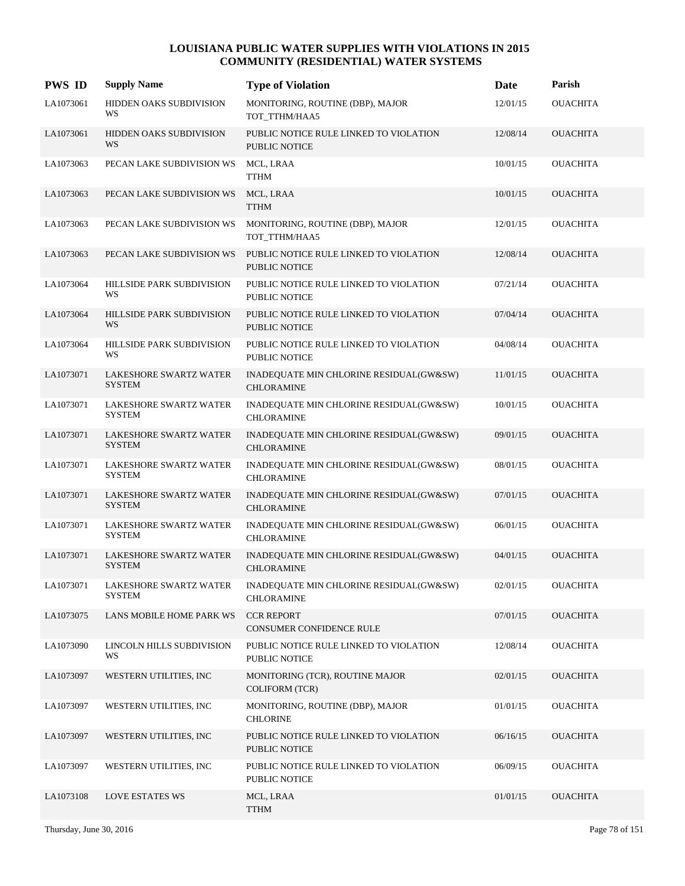# LOUISIANA PUBLIC WATER SUPPLIES WITH VIOLATIONS IN 2015
## COMMUNITY (RESIDENTIAL) WATER SYSTEMS

| PWS ID | Supply Name | Type of Violation | Date | Parish |
|---|---|---|---|---|
| LA1073061 | HIDDEN OAKS SUBDIVISION WS | MONITORING, ROUTINE (DBP), MAJOR TOT_TTHM/HAA5 | 12/01/15 | OUACHITA |
| LA1073061 | HIDDEN OAKS SUBDIVISION WS | PUBLIC NOTICE RULE LINKED TO VIOLATION PUBLIC NOTICE | 12/08/14 | OUACHITA |
| LA1073063 | PECAN LAKE SUBDIVISION WS | MCL, LRAA TTHM | 10/01/15 | OUACHITA |
| LA1073063 | PECAN LAKE SUBDIVISION WS | MCL, LRAA TTHM | 10/01/15 | OUACHITA |
| LA1073063 | PECAN LAKE SUBDIVISION WS | MONITORING, ROUTINE (DBP), MAJOR TOT_TTHM/HAA5 | 12/01/15 | OUACHITA |
| LA1073063 | PECAN LAKE SUBDIVISION WS | PUBLIC NOTICE RULE LINKED TO VIOLATION PUBLIC NOTICE | 12/08/14 | OUACHITA |
| LA1073064 | HILLSIDE PARK SUBDIVISION WS | PUBLIC NOTICE RULE LINKED TO VIOLATION PUBLIC NOTICE | 07/21/14 | OUACHITA |
| LA1073064 | HILLSIDE PARK SUBDIVISION WS | PUBLIC NOTICE RULE LINKED TO VIOLATION PUBLIC NOTICE | 07/04/14 | OUACHITA |
| LA1073064 | HILLSIDE PARK SUBDIVISION WS | PUBLIC NOTICE RULE LINKED TO VIOLATION PUBLIC NOTICE | 04/08/14 | OUACHITA |
| LA1073071 | LAKESHORE SWARTZ WATER SYSTEM | INADEQUATE MIN CHLORINE RESIDUAL(GW&SW) CHLORAMINE | 11/01/15 | OUACHITA |
| LA1073071 | LAKESHORE SWARTZ WATER SYSTEM | INADEQUATE MIN CHLORINE RESIDUAL(GW&SW) CHLORAMINE | 10/01/15 | OUACHITA |
| LA1073071 | LAKESHORE SWARTZ WATER SYSTEM | INADEQUATE MIN CHLORINE RESIDUAL(GW&SW) CHLORAMINE | 09/01/15 | OUACHITA |
| LA1073071 | LAKESHORE SWARTZ WATER SYSTEM | INADEQUATE MIN CHLORINE RESIDUAL(GW&SW) CHLORAMINE | 08/01/15 | OUACHITA |
| LA1073071 | LAKESHORE SWARTZ WATER SYSTEM | INADEQUATE MIN CHLORINE RESIDUAL(GW&SW) CHLORAMINE | 07/01/15 | OUACHITA |
| LA1073071 | LAKESHORE SWARTZ WATER SYSTEM | INADEQUATE MIN CHLORINE RESIDUAL(GW&SW) CHLORAMINE | 06/01/15 | OUACHITA |
| LA1073071 | LAKESHORE SWARTZ WATER SYSTEM | INADEQUATE MIN CHLORINE RESIDUAL(GW&SW) CHLORAMINE | 04/01/15 | OUACHITA |
| LA1073071 | LAKESHORE SWARTZ WATER SYSTEM | INADEQUATE MIN CHLORINE RESIDUAL(GW&SW) CHLORAMINE | 02/01/15 | OUACHITA |
| LA1073075 | LANS MOBILE HOME PARK WS | CCR REPORT CONSUMER CONFIDENCE RULE | 07/01/15 | OUACHITA |
| LA1073090 | LINCOLN HILLS SUBDIVISION WS | PUBLIC NOTICE RULE LINKED TO VIOLATION PUBLIC NOTICE | 12/08/14 | OUACHITA |
| LA1073097 | WESTERN UTILITIES, INC | MONITORING (TCR), ROUTINE MAJOR COLIFORM (TCR) | 02/01/15 | OUACHITA |
| LA1073097 | WESTERN UTILITIES, INC | MONITORING, ROUTINE (DBP), MAJOR CHLORINE | 01/01/15 | OUACHITA |
| LA1073097 | WESTERN UTILITIES, INC | PUBLIC NOTICE RULE LINKED TO VIOLATION PUBLIC NOTICE | 06/16/15 | OUACHITA |
| LA1073097 | WESTERN UTILITIES, INC | PUBLIC NOTICE RULE LINKED TO VIOLATION PUBLIC NOTICE | 06/09/15 | OUACHITA |
| LA1073108 | LOVE ESTATES WS | MCL, LRAA TTHM | 01/01/15 | OUACHITA |

Thursday, June 30, 2016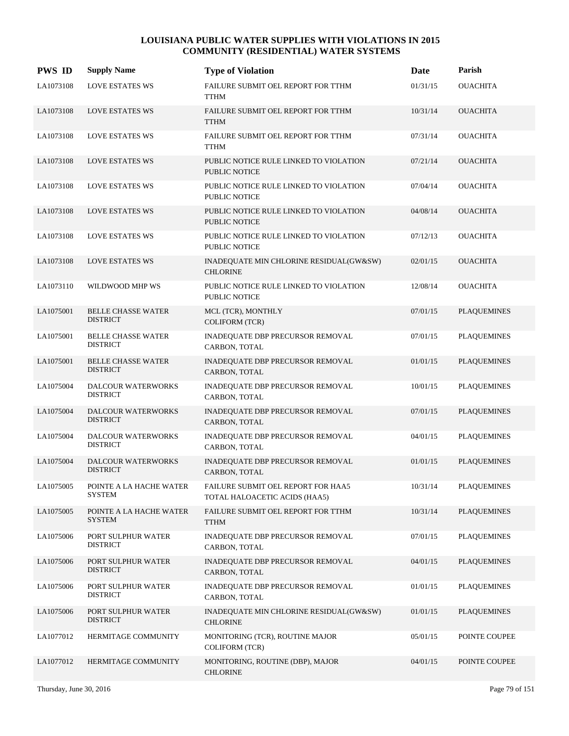# LOUISIANA PUBLIC WATER SUPPLIES WITH VIOLATIONS IN 2015
## COMMUNITY (RESIDENTIAL) WATER SYSTEMS

| PWS ID | Supply Name | Type of Violation | Date | Parish |
|---|---|---|---|---|
| LA1073108 | LOVE ESTATES WS | FAILURE SUBMIT OEL REPORT FOR TTHM<br>TTHM | 01/31/15 | OUACHITA |
| LA1073108 | LOVE ESTATES WS | FAILURE SUBMIT OEL REPORT FOR TTHM<br>TTHM | 10/31/14 | OUACHITA |
| LA1073108 | LOVE ESTATES WS | FAILURE SUBMIT OEL REPORT FOR TTHM<br>TTHM | 07/31/14 | OUACHITA |
| LA1073108 | LOVE ESTATES WS | PUBLIC NOTICE RULE LINKED TO VIOLATION<br>PUBLIC NOTICE | 07/21/14 | OUACHITA |
| LA1073108 | LOVE ESTATES WS | PUBLIC NOTICE RULE LINKED TO VIOLATION<br>PUBLIC NOTICE | 07/04/14 | OUACHITA |
| LA1073108 | LOVE ESTATES WS | PUBLIC NOTICE RULE LINKED TO VIOLATION<br>PUBLIC NOTICE | 04/08/14 | OUACHITA |
| LA1073108 | LOVE ESTATES WS | PUBLIC NOTICE RULE LINKED TO VIOLATION<br>PUBLIC NOTICE | 07/12/13 | OUACHITA |
| LA1073108 | LOVE ESTATES WS | INADEQUATE MIN CHLORINE RESIDUAL(GW&SW)<br>CHLORINE | 02/01/15 | OUACHITA |
| LA1073110 | WILDWOOD MHP WS | PUBLIC NOTICE RULE LINKED TO VIOLATION<br>PUBLIC NOTICE | 12/08/14 | OUACHITA |
| LA1075001 | BELLE CHASSE WATER DISTRICT | MCL (TCR), MONTHLY<br>COLIFORM (TCR) | 07/01/15 | PLAQUEMINES |
| LA1075001 | BELLE CHASSE WATER DISTRICT | INADEQUATE DBP PRECURSOR REMOVAL<br>CARBON, TOTAL | 07/01/15 | PLAQUEMINES |
| LA1075001 | BELLE CHASSE WATER DISTRICT | INADEQUATE DBP PRECURSOR REMOVAL<br>CARBON, TOTAL | 01/01/15 | PLAQUEMINES |
| LA1075004 | DALCOUR WATERWORKS DISTRICT | INADEQUATE DBP PRECURSOR REMOVAL<br>CARBON, TOTAL | 10/01/15 | PLAQUEMINES |
| LA1075004 | DALCOUR WATERWORKS DISTRICT | INADEQUATE DBP PRECURSOR REMOVAL<br>CARBON, TOTAL | 07/01/15 | PLAQUEMINES |
| LA1075004 | DALCOUR WATERWORKS DISTRICT | INADEQUATE DBP PRECURSOR REMOVAL<br>CARBON, TOTAL | 04/01/15 | PLAQUEMINES |
| LA1075004 | DALCOUR WATERWORKS DISTRICT | INADEQUATE DBP PRECURSOR REMOVAL<br>CARBON, TOTAL | 01/01/15 | PLAQUEMINES |
| LA1075005 | POINTE A LA HACHE WATER SYSTEM | FAILURE SUBMIT OEL REPORT FOR HAA5<br>TOTAL HALOACETIC ACIDS (HAA5) | 10/31/14 | PLAQUEMINES |
| LA1075005 | POINTE A LA HACHE WATER SYSTEM | FAILURE SUBMIT OEL REPORT FOR TTHM<br>TTHM | 10/31/14 | PLAQUEMINES |
| LA1075006 | PORT SULPHUR WATER DISTRICT | INADEQUATE DBP PRECURSOR REMOVAL<br>CARBON, TOTAL | 07/01/15 | PLAQUEMINES |
| LA1075006 | PORT SULPHUR WATER DISTRICT | INADEQUATE DBP PRECURSOR REMOVAL<br>CARBON, TOTAL | 04/01/15 | PLAQUEMINES |
| LA1075006 | PORT SULPHUR WATER DISTRICT | INADEQUATE DBP PRECURSOR REMOVAL<br>CARBON, TOTAL | 01/01/15 | PLAQUEMINES |
| LA1075006 | PORT SULPHUR WATER DISTRICT | INADEQUATE MIN CHLORINE RESIDUAL(GW&SW)<br>CHLORINE | 01/01/15 | PLAQUEMINES |
| LA1077012 | HERMITAGE COMMUNITY | MONITORING (TCR), ROUTINE MAJOR<br>COLIFORM (TCR) | 05/01/15 | POINTE COUPEE |
| LA1077012 | HERMITAGE COMMUNITY | MONITORING, ROUTINE (DBP), MAJOR<br>CHLORINE | 04/01/15 | POINTE COUPEE |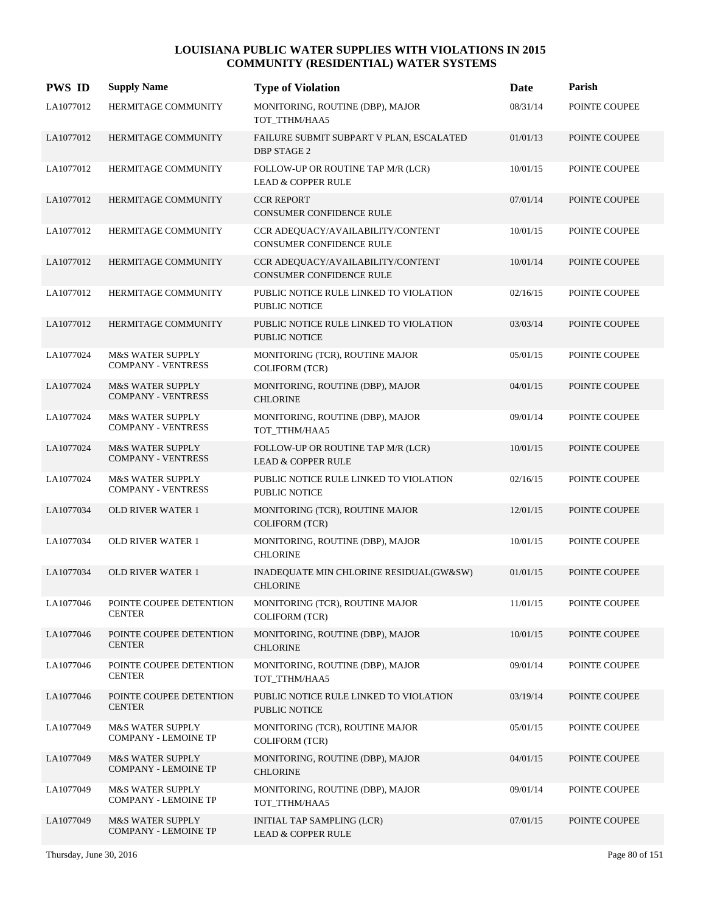# LOUISIANA PUBLIC WATER SUPPLIES WITH VIOLATIONS IN 2015
## COMMUNITY (RESIDENTIAL) WATER SYSTEMS

| PWS ID | Supply Name | Type of Violation | Date | Parish |
|---|---|---|---|---|
| LA1077012 | HERMITAGE COMMUNITY | MONITORING, ROUTINE (DBP), MAJOR<br>TOT_TTHM/HAA5 | 08/31/14 | POINTE COUPEE |
| LA1077012 | HERMITAGE COMMUNITY | FAILURE SUBMIT SUBPART V PLAN, ESCALATED<br>DBP STAGE 2 | 01/01/13 | POINTE COUPEE |
| LA1077012 | HERMITAGE COMMUNITY | FOLLOW-UP OR ROUTINE TAP M/R (LCR)<br>LEAD & COPPER RULE | 10/01/15 | POINTE COUPEE |
| LA1077012 | HERMITAGE COMMUNITY | CCR REPORT<br>CONSUMER CONFIDENCE RULE | 07/01/14 | POINTE COUPEE |
| LA1077012 | HERMITAGE COMMUNITY | CCR ADEQUACY/AVAILABILITY/CONTENT<br>CONSUMER CONFIDENCE RULE | 10/01/15 | POINTE COUPEE |
| LA1077012 | HERMITAGE COMMUNITY | CCR ADEQUACY/AVAILABILITY/CONTENT<br>CONSUMER CONFIDENCE RULE | 10/01/14 | POINTE COUPEE |
| LA1077012 | HERMITAGE COMMUNITY | PUBLIC NOTICE RULE LINKED TO VIOLATION<br>PUBLIC NOTICE | 02/16/15 | POINTE COUPEE |
| LA1077012 | HERMITAGE COMMUNITY | PUBLIC NOTICE RULE LINKED TO VIOLATION<br>PUBLIC NOTICE | 03/03/14 | POINTE COUPEE |
| LA1077024 | M&S WATER SUPPLY COMPANY - VENTRESS | MONITORING (TCR), ROUTINE MAJOR<br>COLIFORM (TCR) | 05/01/15 | POINTE COUPEE |
| LA1077024 | M&S WATER SUPPLY COMPANY - VENTRESS | MONITORING, ROUTINE (DBP), MAJOR<br>CHLORINE | 04/01/15 | POINTE COUPEE |
| LA1077024 | M&S WATER SUPPLY COMPANY - VENTRESS | MONITORING, ROUTINE (DBP), MAJOR<br>TOT_TTHM/HAA5 | 09/01/14 | POINTE COUPEE |
| LA1077024 | M&S WATER SUPPLY COMPANY - VENTRESS | FOLLOW-UP OR ROUTINE TAP M/R (LCR)<br>LEAD & COPPER RULE | 10/01/15 | POINTE COUPEE |
| LA1077024 | M&S WATER SUPPLY COMPANY - VENTRESS | PUBLIC NOTICE RULE LINKED TO VIOLATION<br>PUBLIC NOTICE | 02/16/15 | POINTE COUPEE |
| LA1077034 | OLD RIVER WATER 1 | MONITORING (TCR), ROUTINE MAJOR<br>COLIFORM (TCR) | 12/01/15 | POINTE COUPEE |
| LA1077034 | OLD RIVER WATER 1 | MONITORING, ROUTINE (DBP), MAJOR<br>CHLORINE | 10/01/15 | POINTE COUPEE |
| LA1077034 | OLD RIVER WATER 1 | INADEQUATE MIN CHLORINE RESIDUAL(GW&SW)<br>CHLORINE | 01/01/15 | POINTE COUPEE |
| LA1077046 | POINTE COUPEE DETENTION CENTER | MONITORING (TCR), ROUTINE MAJOR<br>COLIFORM (TCR) | 11/01/15 | POINTE COUPEE |
| LA1077046 | POINTE COUPEE DETENTION CENTER | MONITORING, ROUTINE (DBP), MAJOR<br>CHLORINE | 10/01/15 | POINTE COUPEE |
| LA1077046 | POINTE COUPEE DETENTION CENTER | MONITORING, ROUTINE (DBP), MAJOR<br>TOT_TTHM/HAA5 | 09/01/14 | POINTE COUPEE |
| LA1077046 | POINTE COUPEE DETENTION CENTER | PUBLIC NOTICE RULE LINKED TO VIOLATION<br>PUBLIC NOTICE | 03/19/14 | POINTE COUPEE |
| LA1077049 | M&S WATER SUPPLY COMPANY - LEMOINE TP | MONITORING (TCR), ROUTINE MAJOR<br>COLIFORM (TCR) | 05/01/15 | POINTE COUPEE |
| LA1077049 | M&S WATER SUPPLY COMPANY - LEMOINE TP | MONITORING, ROUTINE (DBP), MAJOR<br>CHLORINE | 04/01/15 | POINTE COUPEE |
| LA1077049 | M&S WATER SUPPLY COMPANY - LEMOINE TP | MONITORING, ROUTINE (DBP), MAJOR<br>TOT_TTHM/HAA5 | 09/01/14 | POINTE COUPEE |
| LA1077049 | M&S WATER SUPPLY COMPANY - LEMOINE TP | INITIAL TAP SAMPLING (LCR)<br>LEAD & COPPER RULE | 07/01/15 | POINTE COUPEE |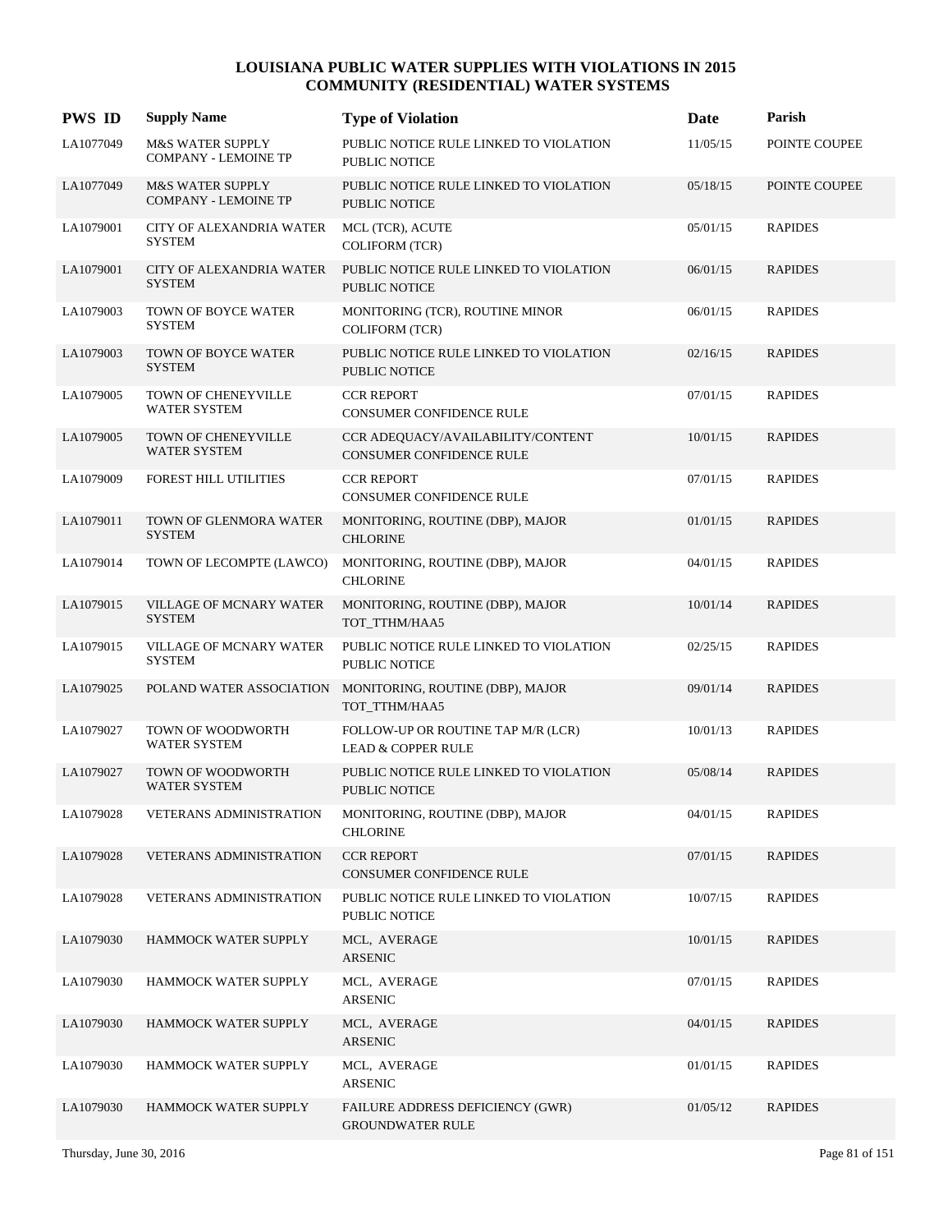# LOUISIANA PUBLIC WATER SUPPLIES WITH VIOLATIONS IN 2015
# COMMUNITY (RESIDENTIAL) WATER SYSTEMS

| PWS ID | Supply Name | Type of Violation | Date | Parish |
|---|---|---|---|---|
| LA1077049 | M&S WATER SUPPLY COMPANY - LEMOINE TP | PUBLIC NOTICE RULE LINKED TO VIOLATION<br>PUBLIC NOTICE | 11/05/15 | POINTE COUPEE |
| LA1077049 | M&S WATER SUPPLY COMPANY - LEMOINE TP | PUBLIC NOTICE RULE LINKED TO VIOLATION<br>PUBLIC NOTICE | 05/18/15 | POINTE COUPEE |
| LA1079001 | CITY OF ALEXANDRIA WATER SYSTEM | MCL (TCR), ACUTE<br>COLIFORM (TCR) | 05/01/15 | RAPIDES |
| LA1079001 | CITY OF ALEXANDRIA WATER SYSTEM | PUBLIC NOTICE RULE LINKED TO VIOLATION<br>PUBLIC NOTICE | 06/01/15 | RAPIDES |
| LA1079003 | TOWN OF BOYCE WATER SYSTEM | MONITORING (TCR), ROUTINE MINOR<br>COLIFORM (TCR) | 06/01/15 | RAPIDES |
| LA1079003 | TOWN OF BOYCE WATER SYSTEM | PUBLIC NOTICE RULE LINKED TO VIOLATION<br>PUBLIC NOTICE | 02/16/15 | RAPIDES |
| LA1079005 | TOWN OF CHENEYVILLE WATER SYSTEM | CCR REPORT<br>CONSUMER CONFIDENCE RULE | 07/01/15 | RAPIDES |
| LA1079005 | TOWN OF CHENEYVILLE WATER SYSTEM | CCR ADEQUACY/AVAILABILITY/CONTENT<br>CONSUMER CONFIDENCE RULE | 10/01/15 | RAPIDES |
| LA1079009 | FOREST HILL UTILITIES | CCR REPORT<br>CONSUMER CONFIDENCE RULE | 07/01/15 | RAPIDES |
| LA1079011 | TOWN OF GLENMORA WATER SYSTEM | MONITORING, ROUTINE (DBP), MAJOR<br>CHLORINE | 01/01/15 | RAPIDES |
| LA1079014 | TOWN OF LECOMPTE (LAWCO) | MONITORING, ROUTINE (DBP), MAJOR<br>CHLORINE | 04/01/15 | RAPIDES |
| LA1079015 | VILLAGE OF MCNARY WATER SYSTEM | MONITORING, ROUTINE (DBP), MAJOR<br>TOT_TTHM/HAA5 | 10/01/14 | RAPIDES |
| LA1079015 | VILLAGE OF MCNARY WATER SYSTEM | PUBLIC NOTICE RULE LINKED TO VIOLATION<br>PUBLIC NOTICE | 02/25/15 | RAPIDES |
| LA1079025 | POLAND WATER ASSOCIATION | MONITORING, ROUTINE (DBP), MAJOR<br>TOT_TTHM/HAA5 | 09/01/14 | RAPIDES |
| LA1079027 | TOWN OF WOODWORTH WATER SYSTEM | FOLLOW-UP OR ROUTINE TAP M/R (LCR)<br>LEAD & COPPER RULE | 10/01/13 | RAPIDES |
| LA1079027 | TOWN OF WOODWORTH WATER SYSTEM | PUBLIC NOTICE RULE LINKED TO VIOLATION<br>PUBLIC NOTICE | 05/08/14 | RAPIDES |
| LA1079028 | VETERANS ADMINISTRATION | MONITORING, ROUTINE (DBP), MAJOR<br>CHLORINE | 04/01/15 | RAPIDES |
| LA1079028 | VETERANS ADMINISTRATION | CCR REPORT<br>CONSUMER CONFIDENCE RULE | 07/01/15 | RAPIDES |
| LA1079028 | VETERANS ADMINISTRATION | PUBLIC NOTICE RULE LINKED TO VIOLATION<br>PUBLIC NOTICE | 10/07/15 | RAPIDES |
| LA1079030 | HAMMOCK WATER SUPPLY | MCL, AVERAGE<br>ARSENIC | 10/01/15 | RAPIDES |
| LA1079030 | HAMMOCK WATER SUPPLY | MCL, AVERAGE<br>ARSENIC | 07/01/15 | RAPIDES |
| LA1079030 | HAMMOCK WATER SUPPLY | MCL, AVERAGE<br>ARSENIC | 04/01/15 | RAPIDES |
| LA1079030 | HAMMOCK WATER SUPPLY | MCL, AVERAGE<br>ARSENIC | 01/01/15 | RAPIDES |
| LA1079030 | HAMMOCK WATER SUPPLY | FAILURE ADDRESS DEFICIENCY (GWR)<br>GROUNDWATER RULE | 01/05/12 | RAPIDES |

Thursday, June 30, 2016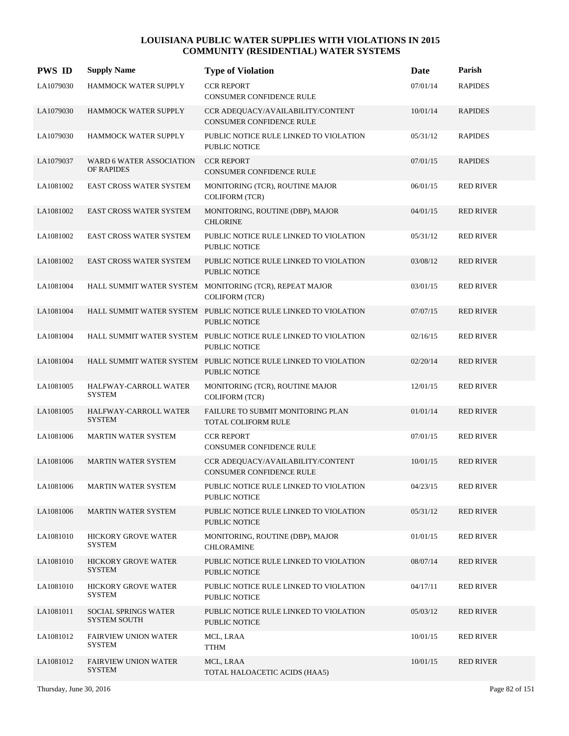# LOUISIANA PUBLIC WATER SUPPLIES WITH VIOLATIONS IN 2015
## COMMUNITY (RESIDENTIAL) WATER SYSTEMS

| PWS ID | Supply Name | Type of Violation | Date | Parish |
|---|---|---|---|---|
| LA1079030 | HAMMOCK WATER SUPPLY | CCR REPORT<br>CONSUMER CONFIDENCE RULE | 07/01/14 | RAPIDES |
| LA1079030 | HAMMOCK WATER SUPPLY | CCR ADEQUACY/AVAILABILITY/CONTENT<br>CONSUMER CONFIDENCE RULE | 10/01/14 | RAPIDES |
| LA1079030 | HAMMOCK WATER SUPPLY | PUBLIC NOTICE RULE LINKED TO VIOLATION<br>PUBLIC NOTICE | 05/31/12 | RAPIDES |
| LA1079037 | WARD 6 WATER ASSOCIATION OF RAPIDES | CCR REPORT<br>CONSUMER CONFIDENCE RULE | 07/01/15 | RAPIDES |
| LA1081002 | EAST CROSS WATER SYSTEM | MONITORING (TCR), ROUTINE MAJOR<br>COLIFORM (TCR) | 06/01/15 | RED RIVER |
| LA1081002 | EAST CROSS WATER SYSTEM | MONITORING, ROUTINE (DBP), MAJOR<br>CHLORINE | 04/01/15 | RED RIVER |
| LA1081002 | EAST CROSS WATER SYSTEM | PUBLIC NOTICE RULE LINKED TO VIOLATION<br>PUBLIC NOTICE | 05/31/12 | RED RIVER |
| LA1081002 | EAST CROSS WATER SYSTEM | PUBLIC NOTICE RULE LINKED TO VIOLATION<br>PUBLIC NOTICE | 03/08/12 | RED RIVER |
| LA1081004 | HALL SUMMIT WATER SYSTEM | MONITORING (TCR), REPEAT MAJOR<br>COLIFORM (TCR) | 03/01/15 | RED RIVER |
| LA1081004 | HALL SUMMIT WATER SYSTEM | PUBLIC NOTICE RULE LINKED TO VIOLATION<br>PUBLIC NOTICE | 07/07/15 | RED RIVER |
| LA1081004 | HALL SUMMIT WATER SYSTEM | PUBLIC NOTICE RULE LINKED TO VIOLATION<br>PUBLIC NOTICE | 02/16/15 | RED RIVER |
| LA1081004 | HALL SUMMIT WATER SYSTEM | PUBLIC NOTICE RULE LINKED TO VIOLATION<br>PUBLIC NOTICE | 02/20/14 | RED RIVER |
| LA1081005 | HALFWAY-CARROLL WATER SYSTEM | MONITORING (TCR), ROUTINE MAJOR<br>COLIFORM (TCR) | 12/01/15 | RED RIVER |
| LA1081005 | HALFWAY-CARROLL WATER SYSTEM | FAILURE TO SUBMIT MONITORING PLAN<br>TOTAL COLIFORM RULE | 01/01/14 | RED RIVER |
| LA1081006 | MARTIN WATER SYSTEM | CCR REPORT<br>CONSUMER CONFIDENCE RULE | 07/01/15 | RED RIVER |
| LA1081006 | MARTIN WATER SYSTEM | CCR ADEQUACY/AVAILABILITY/CONTENT<br>CONSUMER CONFIDENCE RULE | 10/01/15 | RED RIVER |
| LA1081006 | MARTIN WATER SYSTEM | PUBLIC NOTICE RULE LINKED TO VIOLATION<br>PUBLIC NOTICE | 04/23/15 | RED RIVER |
| LA1081006 | MARTIN WATER SYSTEM | PUBLIC NOTICE RULE LINKED TO VIOLATION<br>PUBLIC NOTICE | 05/31/12 | RED RIVER |
| LA1081010 | HICKORY GROVE WATER SYSTEM | MONITORING, ROUTINE (DBP), MAJOR<br>CHLORAMINE | 01/01/15 | RED RIVER |
| LA1081010 | HICKORY GROVE WATER SYSTEM | PUBLIC NOTICE RULE LINKED TO VIOLATION<br>PUBLIC NOTICE | 08/07/14 | RED RIVER |
| LA1081010 | HICKORY GROVE WATER SYSTEM | PUBLIC NOTICE RULE LINKED TO VIOLATION<br>PUBLIC NOTICE | 04/17/11 | RED RIVER |
| LA1081011 | SOCIAL SPRINGS WATER SYSTEM SOUTH | PUBLIC NOTICE RULE LINKED TO VIOLATION<br>PUBLIC NOTICE | 05/03/12 | RED RIVER |
| LA1081012 | FAIRVIEW UNION WATER SYSTEM | MCL, LRAA<br>TTHM | 10/01/15 | RED RIVER |
| LA1081012 | FAIRVIEW UNION WATER SYSTEM | MCL, LRAA<br>TOTAL HALOACETIC ACIDS (HAA5) | 10/01/15 | RED RIVER |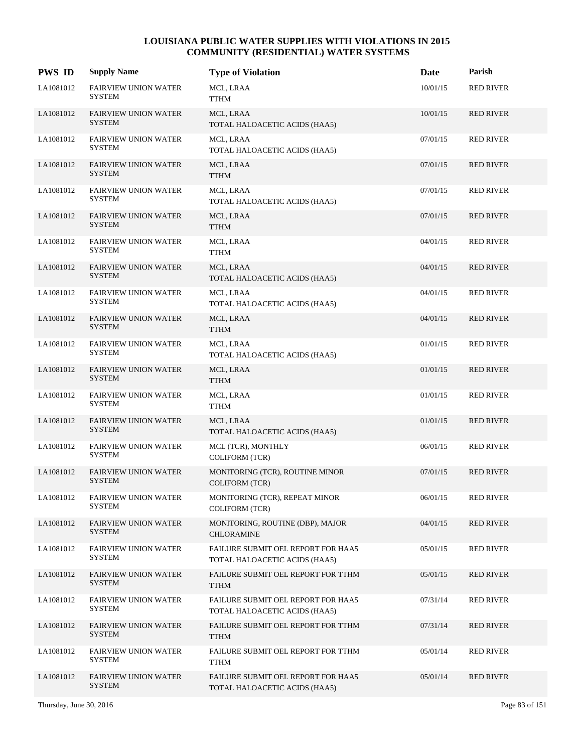# LOUISIANA PUBLIC WATER SUPPLIES WITH VIOLATIONS IN 2015
## COMMUNITY (RESIDENTIAL) WATER SYSTEMS

| PWS ID | Supply Name | Type of Violation | Date | Parish |
|---|---|---|---|---|
| LA1081012 | FAIRVIEW UNION WATER SYSTEM | MCL, LRAA<br>TTHM | 10/01/15 | RED RIVER |
| LA1081012 | FAIRVIEW UNION WATER SYSTEM | MCL, LRAA<br>TOTAL HALOACETIC ACIDS (HAA5) | 10/01/15 | RED RIVER |
| LA1081012 | FAIRVIEW UNION WATER SYSTEM | MCL, LRAA<br>TOTAL HALOACETIC ACIDS (HAA5) | 07/01/15 | RED RIVER |
| LA1081012 | FAIRVIEW UNION WATER SYSTEM | MCL, LRAA<br>TTHM | 07/01/15 | RED RIVER |
| LA1081012 | FAIRVIEW UNION WATER SYSTEM | MCL, LRAA<br>TOTAL HALOACETIC ACIDS (HAA5) | 07/01/15 | RED RIVER |
| LA1081012 | FAIRVIEW UNION WATER SYSTEM | MCL, LRAA<br>TTHM | 07/01/15 | RED RIVER |
| LA1081012 | FAIRVIEW UNION WATER SYSTEM | MCL, LRAA<br>TTHM | 04/01/15 | RED RIVER |
| LA1081012 | FAIRVIEW UNION WATER SYSTEM | MCL, LRAA<br>TOTAL HALOACETIC ACIDS (HAA5) | 04/01/15 | RED RIVER |
| LA1081012 | FAIRVIEW UNION WATER SYSTEM | MCL, LRAA<br>TOTAL HALOACETIC ACIDS (HAA5) | 04/01/15 | RED RIVER |
| LA1081012 | FAIRVIEW UNION WATER SYSTEM | MCL, LRAA<br>TTHM | 04/01/15 | RED RIVER |
| LA1081012 | FAIRVIEW UNION WATER SYSTEM | MCL, LRAA<br>TOTAL HALOACETIC ACIDS (HAA5) | 01/01/15 | RED RIVER |
| LA1081012 | FAIRVIEW UNION WATER SYSTEM | MCL, LRAA<br>TTHM | 01/01/15 | RED RIVER |
| LA1081012 | FAIRVIEW UNION WATER SYSTEM | MCL, LRAA<br>TTHM | 01/01/15 | RED RIVER |
| LA1081012 | FAIRVIEW UNION WATER SYSTEM | MCL, LRAA<br>TOTAL HALOACETIC ACIDS (HAA5) | 01/01/15 | RED RIVER |
| LA1081012 | FAIRVIEW UNION WATER SYSTEM | MCL (TCR), MONTHLY<br>COLIFORM (TCR) | 06/01/15 | RED RIVER |
| LA1081012 | FAIRVIEW UNION WATER SYSTEM | MONITORING (TCR), ROUTINE MINOR<br>COLIFORM (TCR) | 07/01/15 | RED RIVER |
| LA1081012 | FAIRVIEW UNION WATER SYSTEM | MONITORING (TCR), REPEAT MINOR<br>COLIFORM (TCR) | 06/01/15 | RED RIVER |
| LA1081012 | FAIRVIEW UNION WATER SYSTEM | MONITORING, ROUTINE (DBP), MAJOR<br>CHLORAMINE | 04/01/15 | RED RIVER |
| LA1081012 | FAIRVIEW UNION WATER SYSTEM | FAILURE SUBMIT OEL REPORT FOR HAA5<br>TOTAL HALOACETIC ACIDS (HAA5) | 05/01/15 | RED RIVER |
| LA1081012 | FAIRVIEW UNION WATER SYSTEM | FAILURE SUBMIT OEL REPORT FOR TTHM<br>TTHM | 05/01/15 | RED RIVER |
| LA1081012 | FAIRVIEW UNION WATER SYSTEM | FAILURE SUBMIT OEL REPORT FOR HAA5<br>TOTAL HALOACETIC ACIDS (HAA5) | 07/31/14 | RED RIVER |
| LA1081012 | FAIRVIEW UNION WATER SYSTEM | FAILURE SUBMIT OEL REPORT FOR TTHM<br>TTHM | 07/31/14 | RED RIVER |
| LA1081012 | FAIRVIEW UNION WATER SYSTEM | FAILURE SUBMIT OEL REPORT FOR TTHM<br>TTHM | 05/01/14 | RED RIVER |
| LA1081012 | FAIRVIEW UNION WATER SYSTEM | FAILURE SUBMIT OEL REPORT FOR HAA5<br>TOTAL HALOACETIC ACIDS (HAA5) | 05/01/14 | RED RIVER |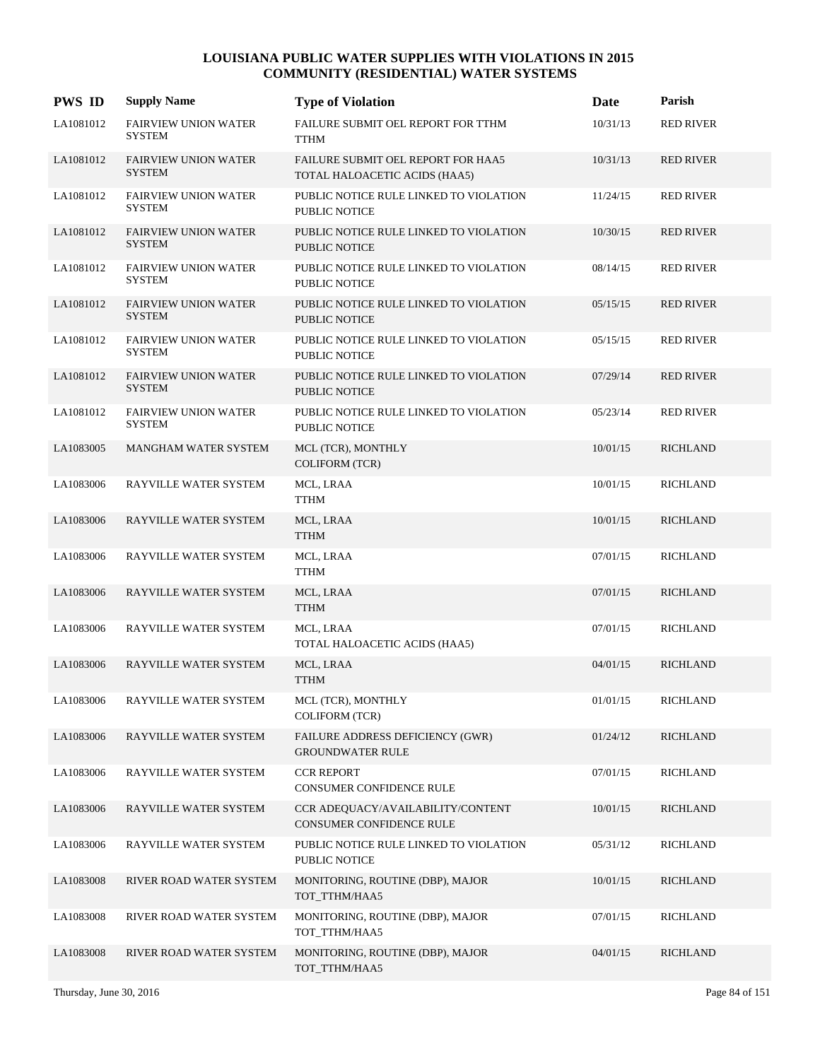# LOUISIANA PUBLIC WATER SUPPLIES WITH VIOLATIONS IN 2015
## COMMUNITY (RESIDENTIAL) WATER SYSTEMS

| PWS ID | Supply Name | Type of Violation | Date | Parish |
|---|---|---|---|---|
| LA1081012 | FAIRVIEW UNION WATER SYSTEM | FAILURE SUBMIT OEL REPORT FOR TTHM<br>TTHM | 10/31/13 | RED RIVER |
| LA1081012 | FAIRVIEW UNION WATER SYSTEM | FAILURE SUBMIT OEL REPORT FOR HAA5<br>TOTAL HALOACETIC ACIDS (HAA5) | 10/31/13 | RED RIVER |
| LA1081012 | FAIRVIEW UNION WATER SYSTEM | PUBLIC NOTICE RULE LINKED TO VIOLATION<br>PUBLIC NOTICE | 11/24/15 | RED RIVER |
| LA1081012 | FAIRVIEW UNION WATER SYSTEM | PUBLIC NOTICE RULE LINKED TO VIOLATION<br>PUBLIC NOTICE | 10/30/15 | RED RIVER |
| LA1081012 | FAIRVIEW UNION WATER SYSTEM | PUBLIC NOTICE RULE LINKED TO VIOLATION<br>PUBLIC NOTICE | 08/14/15 | RED RIVER |
| LA1081012 | FAIRVIEW UNION WATER SYSTEM | PUBLIC NOTICE RULE LINKED TO VIOLATION<br>PUBLIC NOTICE | 05/15/15 | RED RIVER |
| LA1081012 | FAIRVIEW UNION WATER SYSTEM | PUBLIC NOTICE RULE LINKED TO VIOLATION<br>PUBLIC NOTICE | 05/15/15 | RED RIVER |
| LA1081012 | FAIRVIEW UNION WATER SYSTEM | PUBLIC NOTICE RULE LINKED TO VIOLATION<br>PUBLIC NOTICE | 07/29/14 | RED RIVER |
| LA1081012 | FAIRVIEW UNION WATER SYSTEM | PUBLIC NOTICE RULE LINKED TO VIOLATION<br>PUBLIC NOTICE | 05/23/14 | RED RIVER |
| LA1083005 | MANGHAM WATER SYSTEM | MCL (TCR), MONTHLY<br>COLIFORM (TCR) | 10/01/15 | RICHLAND |
| LA1083006 | RAYVILLE WATER SYSTEM | MCL, LRAA<br>TTHM | 10/01/15 | RICHLAND |
| LA1083006 | RAYVILLE WATER SYSTEM | MCL, LRAA<br>TTHM | 10/01/15 | RICHLAND |
| LA1083006 | RAYVILLE WATER SYSTEM | MCL, LRAA<br>TTHM | 07/01/15 | RICHLAND |
| LA1083006 | RAYVILLE WATER SYSTEM | MCL, LRAA<br>TTHM | 07/01/15 | RICHLAND |
| LA1083006 | RAYVILLE WATER SYSTEM | MCL, LRAA<br>TOTAL HALOACETIC ACIDS (HAA5) | 07/01/15 | RICHLAND |
| LA1083006 | RAYVILLE WATER SYSTEM | MCL, LRAA<br>TTHM | 04/01/15 | RICHLAND |
| LA1083006 | RAYVILLE WATER SYSTEM | MCL (TCR), MONTHLY<br>COLIFORM (TCR) | 01/01/15 | RICHLAND |
| LA1083006 | RAYVILLE WATER SYSTEM | FAILURE ADDRESS DEFICIENCY (GWR)<br>GROUNDWATER RULE | 01/24/12 | RICHLAND |
| LA1083006 | RAYVILLE WATER SYSTEM | CCR REPORT<br>CONSUMER CONFIDENCE RULE | 07/01/15 | RICHLAND |
| LA1083006 | RAYVILLE WATER SYSTEM | CCR ADEQUACY/AVAILABILITY/CONTENT<br>CONSUMER CONFIDENCE RULE | 10/01/15 | RICHLAND |
| LA1083006 | RAYVILLE WATER SYSTEM | PUBLIC NOTICE RULE LINKED TO VIOLATION<br>PUBLIC NOTICE | 05/31/12 | RICHLAND |
| LA1083008 | RIVER ROAD WATER SYSTEM | MONITORING, ROUTINE (DBP), MAJOR<br>TOT_TTHM/HAA5 | 10/01/15 | RICHLAND |
| LA1083008 | RIVER ROAD WATER SYSTEM | MONITORING, ROUTINE (DBP), MAJOR<br>TOT_TTHM/HAA5 | 07/01/15 | RICHLAND |
| LA1083008 | RIVER ROAD WATER SYSTEM | MONITORING, ROUTINE (DBP), MAJOR<br>TOT_TTHM/HAA5 | 04/01/15 | RICHLAND |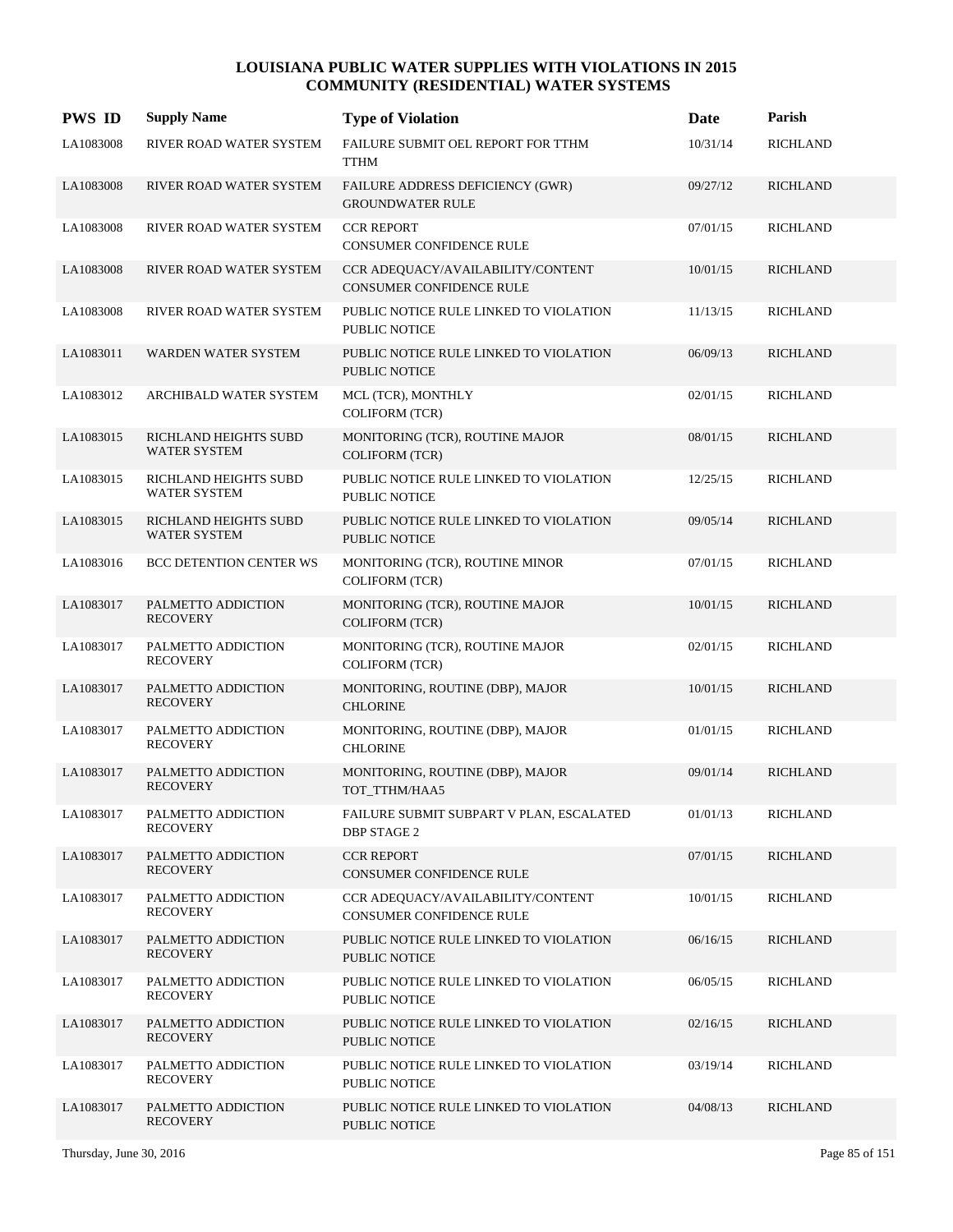# LOUISIANA PUBLIC WATER SUPPLIES WITH VIOLATIONS IN 2015
## COMMUNITY (RESIDENTIAL) WATER SYSTEMS

| PWS ID | Supply Name | Type of Violation | Date | Parish |
|---|---|---|---|---|
| LA1083008 | RIVER ROAD WATER SYSTEM | FAILURE SUBMIT OEL REPORT FOR TTHM<br>TTHM | 10/31/14 | RICHLAND |
| LA1083008 | RIVER ROAD WATER SYSTEM | FAILURE ADDRESS DEFICIENCY (GWR)<br>GROUNDWATER RULE | 09/27/12 | RICHLAND |
| LA1083008 | RIVER ROAD WATER SYSTEM | CCR REPORT<br>CONSUMER CONFIDENCE RULE | 07/01/15 | RICHLAND |
| LA1083008 | RIVER ROAD WATER SYSTEM | CCR ADEQUACY/AVAILABILITY/CONTENT<br>CONSUMER CONFIDENCE RULE | 10/01/15 | RICHLAND |
| LA1083008 | RIVER ROAD WATER SYSTEM | PUBLIC NOTICE RULE LINKED TO VIOLATION<br>PUBLIC NOTICE | 11/13/15 | RICHLAND |
| LA1083011 | WARDEN WATER SYSTEM | PUBLIC NOTICE RULE LINKED TO VIOLATION<br>PUBLIC NOTICE | 06/09/13 | RICHLAND |
| LA1083012 | ARCHIBALD WATER SYSTEM | MCL (TCR), MONTHLY<br>COLIFORM (TCR) | 02/01/15 | RICHLAND |
| LA1083015 | RICHLAND HEIGHTS SUBD WATER SYSTEM | MONITORING (TCR), ROUTINE MAJOR<br>COLIFORM (TCR) | 08/01/15 | RICHLAND |
| LA1083015 | RICHLAND HEIGHTS SUBD WATER SYSTEM | PUBLIC NOTICE RULE LINKED TO VIOLATION<br>PUBLIC NOTICE | 12/25/15 | RICHLAND |
| LA1083015 | RICHLAND HEIGHTS SUBD WATER SYSTEM | PUBLIC NOTICE RULE LINKED TO VIOLATION<br>PUBLIC NOTICE | 09/05/14 | RICHLAND |
| LA1083016 | BCC DETENTION CENTER WS | MONITORING (TCR), ROUTINE MINOR<br>COLIFORM (TCR) | 07/01/15 | RICHLAND |
| LA1083017 | PALMETTO ADDICTION RECOVERY | MONITORING (TCR), ROUTINE MAJOR<br>COLIFORM (TCR) | 10/01/15 | RICHLAND |
| LA1083017 | PALMETTO ADDICTION RECOVERY | MONITORING (TCR), ROUTINE MAJOR<br>COLIFORM (TCR) | 02/01/15 | RICHLAND |
| LA1083017 | PALMETTO ADDICTION RECOVERY | MONITORING, ROUTINE (DBP), MAJOR<br>CHLORINE | 10/01/15 | RICHLAND |
| LA1083017 | PALMETTO ADDICTION RECOVERY | MONITORING, ROUTINE (DBP), MAJOR<br>CHLORINE | 01/01/15 | RICHLAND |
| LA1083017 | PALMETTO ADDICTION RECOVERY | MONITORING, ROUTINE (DBP), MAJOR<br>TOT_TTHM/HAA5 | 09/01/14 | RICHLAND |
| LA1083017 | PALMETTO ADDICTION RECOVERY | FAILURE SUBMIT SUBPART V PLAN, ESCALATED<br>DBP STAGE 2 | 01/01/13 | RICHLAND |
| LA1083017 | PALMETTO ADDICTION RECOVERY | CCR REPORT<br>CONSUMER CONFIDENCE RULE | 07/01/15 | RICHLAND |
| LA1083017 | PALMETTO ADDICTION RECOVERY | CCR ADEQUACY/AVAILABILITY/CONTENT<br>CONSUMER CONFIDENCE RULE | 10/01/15 | RICHLAND |
| LA1083017 | PALMETTO ADDICTION RECOVERY | PUBLIC NOTICE RULE LINKED TO VIOLATION<br>PUBLIC NOTICE | 06/16/15 | RICHLAND |
| LA1083017 | PALMETTO ADDICTION RECOVERY | PUBLIC NOTICE RULE LINKED TO VIOLATION<br>PUBLIC NOTICE | 06/05/15 | RICHLAND |
| LA1083017 | PALMETTO ADDICTION RECOVERY | PUBLIC NOTICE RULE LINKED TO VIOLATION<br>PUBLIC NOTICE | 02/16/15 | RICHLAND |
| LA1083017 | PALMETTO ADDICTION RECOVERY | PUBLIC NOTICE RULE LINKED TO VIOLATION<br>PUBLIC NOTICE | 03/19/14 | RICHLAND |
| LA1083017 | PALMETTO ADDICTION RECOVERY | PUBLIC NOTICE RULE LINKED TO VIOLATION<br>PUBLIC NOTICE | 04/08/13 | RICHLAND |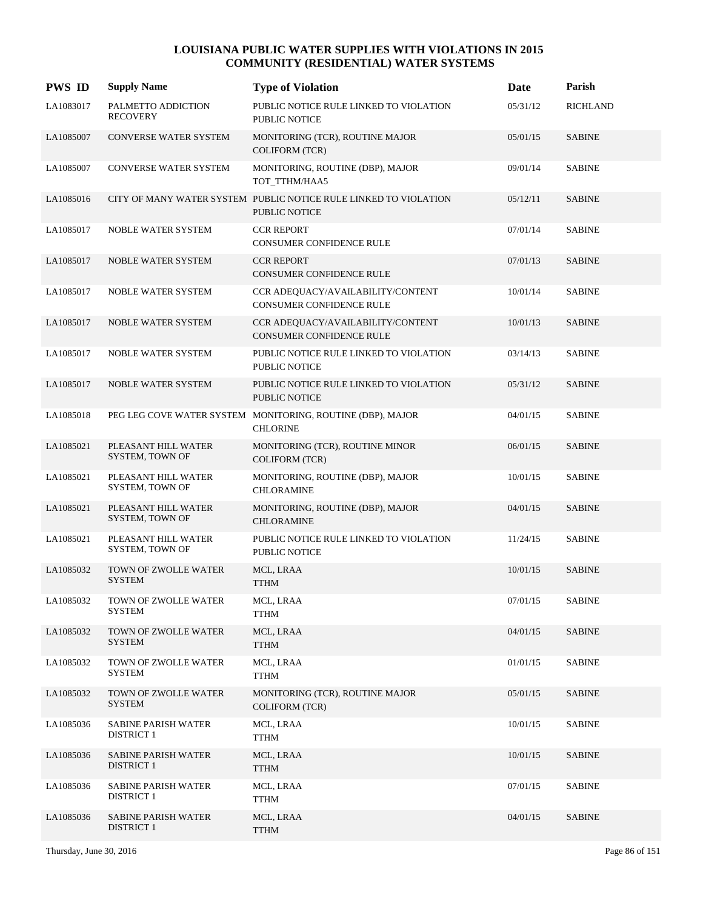# LOUISIANA PUBLIC WATER SUPPLIES WITH VIOLATIONS IN 2015
## COMMUNITY (RESIDENTIAL) WATER SYSTEMS

| PWS ID | Supply Name | Type of Violation | Date | Parish |
|---|---|---|---|---|
| LA1083017 | PALMETTO ADDICTION RECOVERY | PUBLIC NOTICE RULE LINKED TO VIOLATION PUBLIC NOTICE | 05/31/12 | RICHLAND |
| LA1085007 | CONVERSE WATER SYSTEM | MONITORING (TCR), ROUTINE MAJOR COLIFORM (TCR) | 05/01/15 | SABINE |
| LA1085007 | CONVERSE WATER SYSTEM | MONITORING, ROUTINE (DBP), MAJOR TOT_TTHM/HAA5 | 09/01/14 | SABINE |
| LA1085016 | CITY OF MANY WATER SYSTEM | PUBLIC NOTICE RULE LINKED TO VIOLATION PUBLIC NOTICE | 05/12/11 | SABINE |
| LA1085017 | NOBLE WATER SYSTEM | CCR REPORT CONSUMER CONFIDENCE RULE | 07/01/14 | SABINE |
| LA1085017 | NOBLE WATER SYSTEM | CCR REPORT CONSUMER CONFIDENCE RULE | 07/01/13 | SABINE |
| LA1085017 | NOBLE WATER SYSTEM | CCR ADEQUACY/AVAILABILITY/CONTENT CONSUMER CONFIDENCE RULE | 10/01/14 | SABINE |
| LA1085017 | NOBLE WATER SYSTEM | CCR ADEQUACY/AVAILABILITY/CONTENT CONSUMER CONFIDENCE RULE | 10/01/13 | SABINE |
| LA1085017 | NOBLE WATER SYSTEM | PUBLIC NOTICE RULE LINKED TO VIOLATION PUBLIC NOTICE | 03/14/13 | SABINE |
| LA1085017 | NOBLE WATER SYSTEM | PUBLIC NOTICE RULE LINKED TO VIOLATION PUBLIC NOTICE | 05/31/12 | SABINE |
| LA1085018 | PEG LEG COVE WATER SYSTEM | MONITORING, ROUTINE (DBP), MAJOR CHLORINE | 04/01/15 | SABINE |
| LA1085021 | PLEASANT HILL WATER SYSTEM, TOWN OF | MONITORING (TCR), ROUTINE MINOR COLIFORM (TCR) | 06/01/15 | SABINE |
| LA1085021 | PLEASANT HILL WATER SYSTEM, TOWN OF | MONITORING, ROUTINE (DBP), MAJOR CHLORAMINE | 10/01/15 | SABINE |
| LA1085021 | PLEASANT HILL WATER SYSTEM, TOWN OF | MONITORING, ROUTINE (DBP), MAJOR CHLORAMINE | 04/01/15 | SABINE |
| LA1085021 | PLEASANT HILL WATER SYSTEM, TOWN OF | PUBLIC NOTICE RULE LINKED TO VIOLATION PUBLIC NOTICE | 11/24/15 | SABINE |
| LA1085032 | TOWN OF ZWOLLE WATER SYSTEM | MCL, LRAA TTHM | 10/01/15 | SABINE |
| LA1085032 | TOWN OF ZWOLLE WATER SYSTEM | MCL, LRAA TTHM | 07/01/15 | SABINE |
| LA1085032 | TOWN OF ZWOLLE WATER SYSTEM | MCL, LRAA TTHM | 04/01/15 | SABINE |
| LA1085032 | TOWN OF ZWOLLE WATER SYSTEM | MCL, LRAA TTHM | 01/01/15 | SABINE |
| LA1085032 | TOWN OF ZWOLLE WATER SYSTEM | MONITORING (TCR), ROUTINE MAJOR COLIFORM (TCR) | 05/01/15 | SABINE |
| LA1085036 | SABINE PARISH WATER DISTRICT 1 | MCL, LRAA TTHM | 10/01/15 | SABINE |
| LA1085036 | SABINE PARISH WATER DISTRICT 1 | MCL, LRAA TTHM | 10/01/15 | SABINE |
| LA1085036 | SABINE PARISH WATER DISTRICT 1 | MCL, LRAA TTHM | 07/01/15 | SABINE |
| LA1085036 | SABINE PARISH WATER DISTRICT 1 | MCL, LRAA TTHM | 04/01/15 | SABINE |

Thursday, June 30, 2016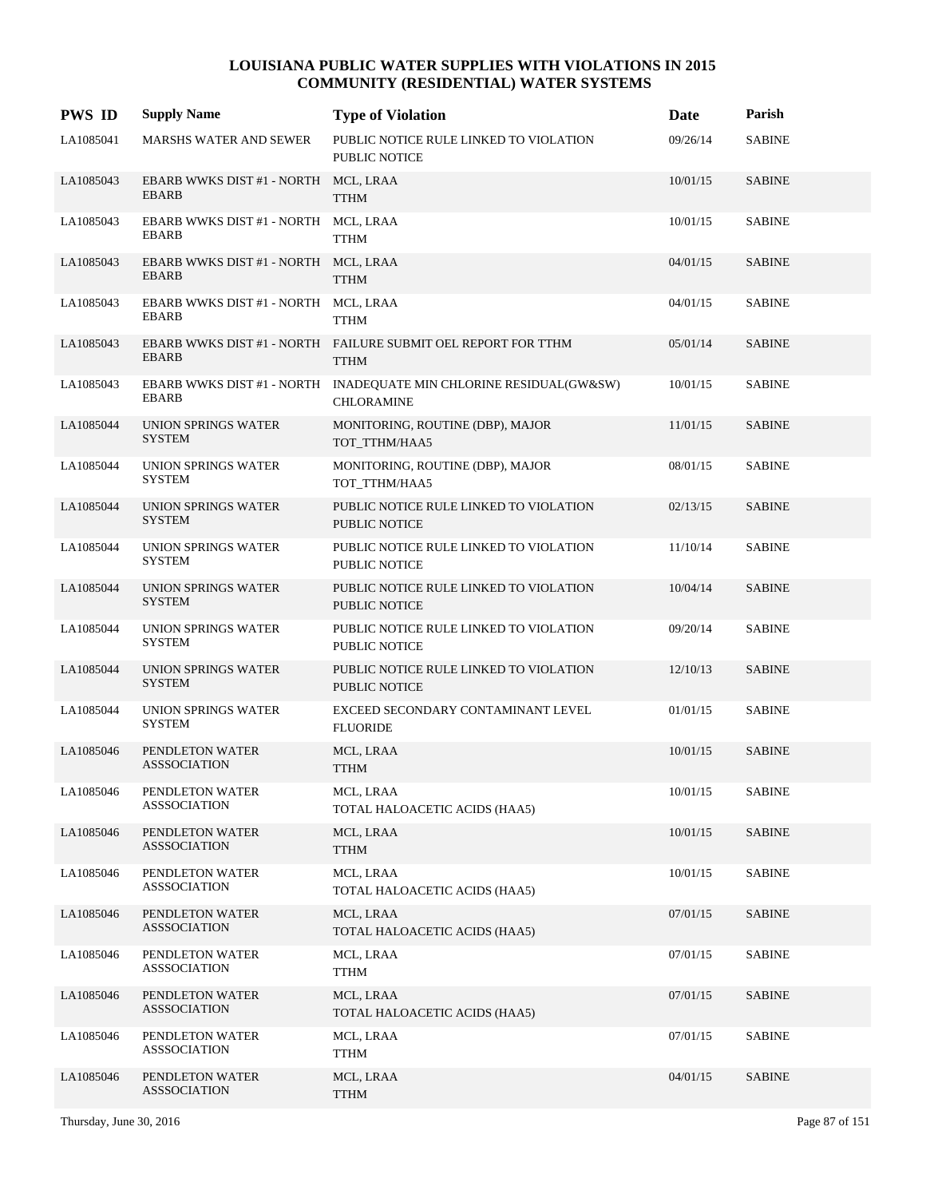# LOUISIANA PUBLIC WATER SUPPLIES WITH VIOLATIONS IN 2015
## COMMUNITY (RESIDENTIAL) WATER SYSTEMS

| PWS ID | Supply Name | Type of Violation | Date | Parish |
|---|---|---|---|---|
| LA1085041 | MARSHS WATER AND SEWER | PUBLIC NOTICE RULE LINKED TO VIOLATION<br>PUBLIC NOTICE | 09/26/14 | SABINE |
| LA1085043 | EBARB WWKS DIST #1 - NORTH EBARB | MCL, LRAA<br>TTHM | 10/01/15 | SABINE |
| LA1085043 | EBARB WWKS DIST #1 - NORTH EBARB | MCL, LRAA<br>TTHM | 10/01/15 | SABINE |
| LA1085043 | EBARB WWKS DIST #1 - NORTH EBARB | MCL, LRAA<br>TTHM | 04/01/15 | SABINE |
| LA1085043 | EBARB WWKS DIST #1 - NORTH EBARB | MCL, LRAA<br>TTHM | 04/01/15 | SABINE |
| LA1085043 | EBARB WWKS DIST #1 - NORTH EBARB | FAILURE SUBMIT OEL REPORT FOR TTHM<br>TTHM | 05/01/14 | SABINE |
| LA1085043 | EBARB WWKS DIST #1 - NORTH EBARB | INADEQUATE MIN CHLORINE RESIDUAL(GW&SW)<br>CHLORAMINE | 10/01/15 | SABINE |
| LA1085044 | UNION SPRINGS WATER SYSTEM | MONITORING, ROUTINE (DBP), MAJOR<br>TOT_TTHM/HAA5 | 11/01/15 | SABINE |
| LA1085044 | UNION SPRINGS WATER SYSTEM | MONITORING, ROUTINE (DBP), MAJOR<br>TOT_TTHM/HAA5 | 08/01/15 | SABINE |
| LA1085044 | UNION SPRINGS WATER SYSTEM | PUBLIC NOTICE RULE LINKED TO VIOLATION<br>PUBLIC NOTICE | 02/13/15 | SABINE |
| LA1085044 | UNION SPRINGS WATER SYSTEM | PUBLIC NOTICE RULE LINKED TO VIOLATION<br>PUBLIC NOTICE | 11/10/14 | SABINE |
| LA1085044 | UNION SPRINGS WATER SYSTEM | PUBLIC NOTICE RULE LINKED TO VIOLATION<br>PUBLIC NOTICE | 10/04/14 | SABINE |
| LA1085044 | UNION SPRINGS WATER SYSTEM | PUBLIC NOTICE RULE LINKED TO VIOLATION<br>PUBLIC NOTICE | 09/20/14 | SABINE |
| LA1085044 | UNION SPRINGS WATER SYSTEM | PUBLIC NOTICE RULE LINKED TO VIOLATION<br>PUBLIC NOTICE | 12/10/13 | SABINE |
| LA1085044 | UNION SPRINGS WATER SYSTEM | EXCEED SECONDARY CONTAMINANT LEVEL<br>FLUORIDE | 01/01/15 | SABINE |
| LA1085046 | PENDLETON WATER ASSSOCIATION | MCL, LRAA<br>TTHM | 10/01/15 | SABINE |
| LA1085046 | PENDLETON WATER ASSSOCIATION | MCL, LRAA<br>TOTAL HALOACETIC ACIDS (HAA5) | 10/01/15 | SABINE |
| LA1085046 | PENDLETON WATER ASSSOCIATION | MCL, LRAA<br>TTHM | 10/01/15 | SABINE |
| LA1085046 | PENDLETON WATER ASSSOCIATION | MCL, LRAA<br>TOTAL HALOACETIC ACIDS (HAA5) | 10/01/15 | SABINE |
| LA1085046 | PENDLETON WATER ASSSOCIATION | MCL, LRAA<br>TOTAL HALOACETIC ACIDS (HAA5) | 07/01/15 | SABINE |
| LA1085046 | PENDLETON WATER ASSSOCIATION | MCL, LRAA<br>TTHM | 07/01/15 | SABINE |
| LA1085046 | PENDLETON WATER ASSSOCIATION | MCL, LRAA<br>TOTAL HALOACETIC ACIDS (HAA5) | 07/01/15 | SABINE |
| LA1085046 | PENDLETON WATER ASSSOCIATION | MCL, LRAA<br>TTHM | 07/01/15 | SABINE |
| LA1085046 | PENDLETON WATER ASSSOCIATION | MCL, LRAA<br>TTHM | 04/01/15 | SABINE |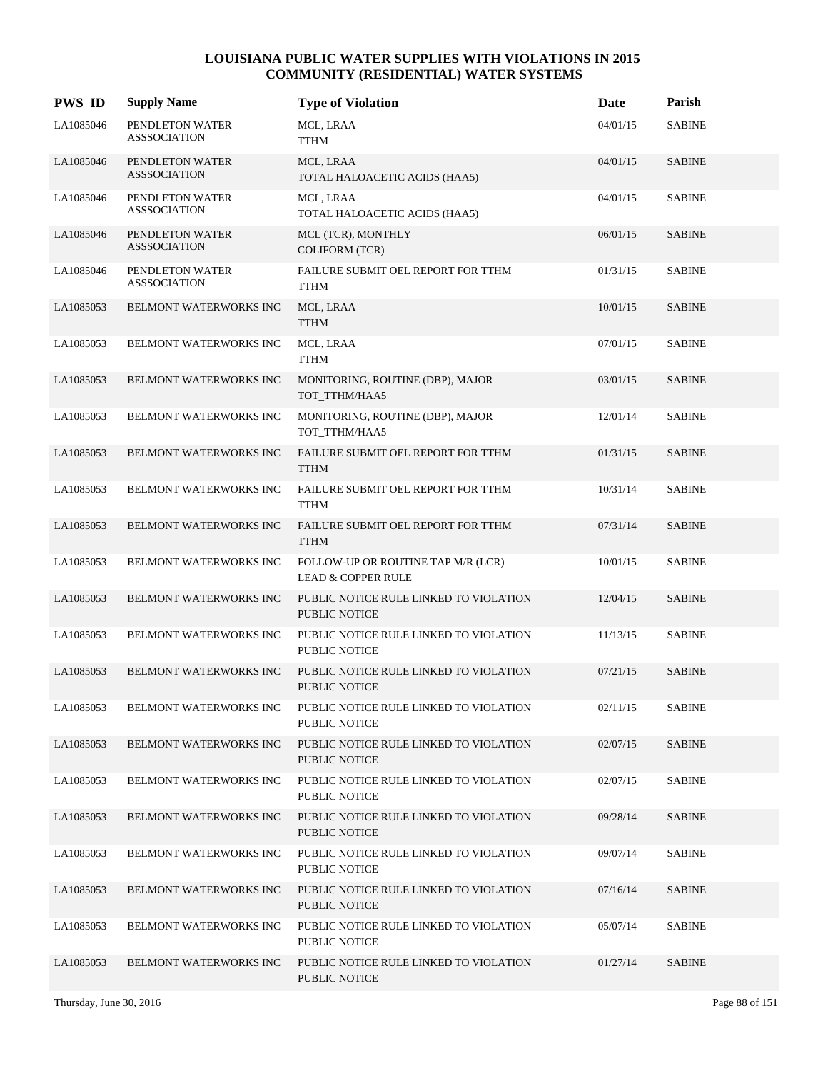# LOUISIANA PUBLIC WATER SUPPLIES WITH VIOLATIONS IN 2015
## COMMUNITY (RESIDENTIAL) WATER SYSTEMS

| PWS ID | Supply Name | Type of Violation | Date | Parish |
|---|---|---|---|---|
| LA1085046 | PENDLETON WATER ASSSOCIATION | MCL, LRAA<br>TTHM | 04/01/15 | SABINE |
| LA1085046 | PENDLETON WATER ASSSOCIATION | MCL, LRAA<br>TOTAL HALOACETIC ACIDS (HAA5) | 04/01/15 | SABINE |
| LA1085046 | PENDLETON WATER ASSSOCIATION | MCL, LRAA<br>TOTAL HALOACETIC ACIDS (HAA5) | 04/01/15 | SABINE |
| LA1085046 | PENDLETON WATER ASSSOCIATION | MCL (TCR), MONTHLY<br>COLIFORM (TCR) | 06/01/15 | SABINE |
| LA1085046 | PENDLETON WATER ASSSOCIATION | FAILURE SUBMIT OEL REPORT FOR TTHM<br>TTHM | 01/31/15 | SABINE |
| LA1085053 | BELMONT WATERWORKS INC | MCL, LRAA<br>TTHM | 10/01/15 | SABINE |
| LA1085053 | BELMONT WATERWORKS INC | MCL, LRAA<br>TTHM | 07/01/15 | SABINE |
| LA1085053 | BELMONT WATERWORKS INC | MONITORING, ROUTINE (DBP), MAJOR<br>TOT_TTHM/HAA5 | 03/01/15 | SABINE |
| LA1085053 | BELMONT WATERWORKS INC | MONITORING, ROUTINE (DBP), MAJOR<br>TOT_TTHM/HAA5 | 12/01/14 | SABINE |
| LA1085053 | BELMONT WATERWORKS INC | FAILURE SUBMIT OEL REPORT FOR TTHM<br>TTHM | 01/31/15 | SABINE |
| LA1085053 | BELMONT WATERWORKS INC | FAILURE SUBMIT OEL REPORT FOR TTHM<br>TTHM | 10/31/14 | SABINE |
| LA1085053 | BELMONT WATERWORKS INC | FAILURE SUBMIT OEL REPORT FOR TTHM<br>TTHM | 07/31/14 | SABINE |
| LA1085053 | BELMONT WATERWORKS INC | FOLLOW-UP OR ROUTINE TAP M/R (LCR)<br>LEAD & COPPER RULE | 10/01/15 | SABINE |
| LA1085053 | BELMONT WATERWORKS INC | PUBLIC NOTICE RULE LINKED TO VIOLATION<br>PUBLIC NOTICE | 12/04/15 | SABINE |
| LA1085053 | BELMONT WATERWORKS INC | PUBLIC NOTICE RULE LINKED TO VIOLATION<br>PUBLIC NOTICE | 11/13/15 | SABINE |
| LA1085053 | BELMONT WATERWORKS INC | PUBLIC NOTICE RULE LINKED TO VIOLATION<br>PUBLIC NOTICE | 07/21/15 | SABINE |
| LA1085053 | BELMONT WATERWORKS INC | PUBLIC NOTICE RULE LINKED TO VIOLATION<br>PUBLIC NOTICE | 02/11/15 | SABINE |
| LA1085053 | BELMONT WATERWORKS INC | PUBLIC NOTICE RULE LINKED TO VIOLATION<br>PUBLIC NOTICE | 02/07/15 | SABINE |
| LA1085053 | BELMONT WATERWORKS INC | PUBLIC NOTICE RULE LINKED TO VIOLATION<br>PUBLIC NOTICE | 02/07/15 | SABINE |
| LA1085053 | BELMONT WATERWORKS INC | PUBLIC NOTICE RULE LINKED TO VIOLATION<br>PUBLIC NOTICE | 09/28/14 | SABINE |
| LA1085053 | BELMONT WATERWORKS INC | PUBLIC NOTICE RULE LINKED TO VIOLATION<br>PUBLIC NOTICE | 09/07/14 | SABINE |
| LA1085053 | BELMONT WATERWORKS INC | PUBLIC NOTICE RULE LINKED TO VIOLATION<br>PUBLIC NOTICE | 07/16/14 | SABINE |
| LA1085053 | BELMONT WATERWORKS INC | PUBLIC NOTICE RULE LINKED TO VIOLATION<br>PUBLIC NOTICE | 05/07/14 | SABINE |
| LA1085053 | BELMONT WATERWORKS INC | PUBLIC NOTICE RULE LINKED TO VIOLATION<br>PUBLIC NOTICE | 01/27/14 | SABINE |

Thursday, June 30, 2016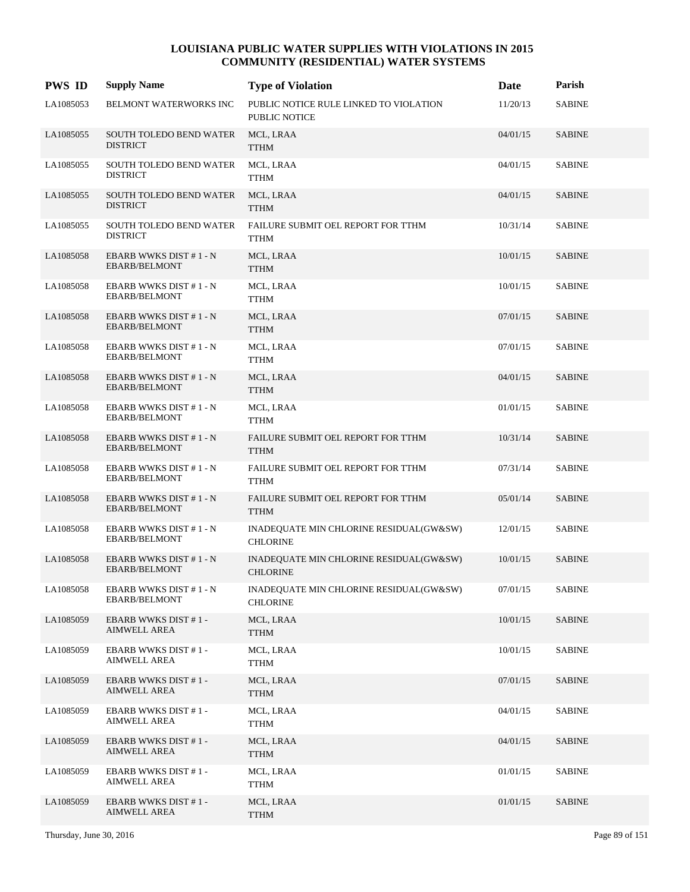# LOUISIANA PUBLIC WATER SUPPLIES WITH VIOLATIONS IN 2015
## COMMUNITY (RESIDENTIAL) WATER SYSTEMS

| PWS ID | Supply Name | Type of Violation | Date | Parish |
|---|---|---|---|---|
| LA1085053 | BELMONT WATERWORKS INC | PUBLIC NOTICE RULE LINKED TO VIOLATION PUBLIC NOTICE | 11/20/13 | SABINE |
| LA1085055 | SOUTH TOLEDO BEND WATER DISTRICT | MCL, LRAA TTHM | 04/01/15 | SABINE |
| LA1085055 | SOUTH TOLEDO BEND WATER DISTRICT | MCL, LRAA TTHM | 04/01/15 | SABINE |
| LA1085055 | SOUTH TOLEDO BEND WATER DISTRICT | MCL, LRAA TTHM | 04/01/15 | SABINE |
| LA1085055 | SOUTH TOLEDO BEND WATER DISTRICT | FAILURE SUBMIT OEL REPORT FOR TTHM TTHM | 10/31/14 | SABINE |
| LA1085058 | EBARB WWKS DIST # 1 - N EBARB/BELMONT | MCL, LRAA TTHM | 10/01/15 | SABINE |
| LA1085058 | EBARB WWKS DIST # 1 - N EBARB/BELMONT | MCL, LRAA TTHM | 10/01/15 | SABINE |
| LA1085058 | EBARB WWKS DIST # 1 - N EBARB/BELMONT | MCL, LRAA TTHM | 07/01/15 | SABINE |
| LA1085058 | EBARB WWKS DIST # 1 - N EBARB/BELMONT | MCL, LRAA TTHM | 07/01/15 | SABINE |
| LA1085058 | EBARB WWKS DIST # 1 - N EBARB/BELMONT | MCL, LRAA TTHM | 04/01/15 | SABINE |
| LA1085058 | EBARB WWKS DIST # 1 - N EBARB/BELMONT | MCL, LRAA TTHM | 01/01/15 | SABINE |
| LA1085058 | EBARB WWKS DIST # 1 - N EBARB/BELMONT | FAILURE SUBMIT OEL REPORT FOR TTHM TTHM | 10/31/14 | SABINE |
| LA1085058 | EBARB WWKS DIST # 1 - N EBARB/BELMONT | FAILURE SUBMIT OEL REPORT FOR TTHM TTHM | 07/31/14 | SABINE |
| LA1085058 | EBARB WWKS DIST # 1 - N EBARB/BELMONT | FAILURE SUBMIT OEL REPORT FOR TTHM TTHM | 05/01/14 | SABINE |
| LA1085058 | EBARB WWKS DIST # 1 - N EBARB/BELMONT | INADEQUATE MIN CHLORINE RESIDUAL(GW&SW) CHLORINE | 12/01/15 | SABINE |
| LA1085058 | EBARB WWKS DIST # 1 - N EBARB/BELMONT | INADEQUATE MIN CHLORINE RESIDUAL(GW&SW) CHLORINE | 10/01/15 | SABINE |
| LA1085058 | EBARB WWKS DIST # 1 - N EBARB/BELMONT | INADEQUATE MIN CHLORINE RESIDUAL(GW&SW) CHLORINE | 07/01/15 | SABINE |
| LA1085059 | EBARB WWKS DIST # 1 - AIMWELL AREA | MCL, LRAA TTHM | 10/01/15 | SABINE |
| LA1085059 | EBARB WWKS DIST # 1 - AIMWELL AREA | MCL, LRAA TTHM | 10/01/15 | SABINE |
| LA1085059 | EBARB WWKS DIST # 1 - AIMWELL AREA | MCL, LRAA TTHM | 07/01/15 | SABINE |
| LA1085059 | EBARB WWKS DIST # 1 - AIMWELL AREA | MCL, LRAA TTHM | 04/01/15 | SABINE |
| LA1085059 | EBARB WWKS DIST # 1 - AIMWELL AREA | MCL, LRAA TTHM | 04/01/15 | SABINE |
| LA1085059 | EBARB WWKS DIST # 1 - AIMWELL AREA | MCL, LRAA TTHM | 01/01/15 | SABINE |
| LA1085059 | EBARB WWKS DIST # 1 - AIMWELL AREA | MCL, LRAA TTHM | 01/01/15 | SABINE |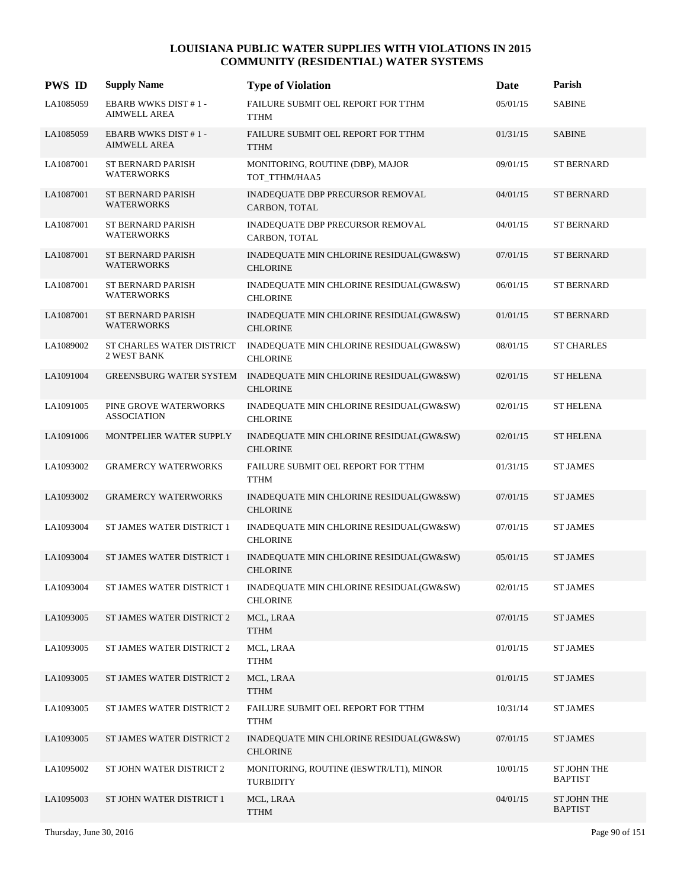# LOUISIANA PUBLIC WATER SUPPLIES WITH VIOLATIONS IN 2015
## COMMUNITY (RESIDENTIAL) WATER SYSTEMS

| PWS ID | Supply Name | Type of Violation | Date | Parish |
|---|---|---|---|---|
| LA1085059 | EBARB WWKS DIST # 1 - AIMWELL AREA | FAILURE SUBMIT OEL REPORT FOR TTHM TTHM | 05/01/15 | SABINE |
| LA1085059 | EBARB WWKS DIST # 1 - AIMWELL AREA | FAILURE SUBMIT OEL REPORT FOR TTHM TTHM | 01/31/15 | SABINE |
| LA1087001 | ST BERNARD PARISH WATERWORKS | MONITORING, ROUTINE (DBP), MAJOR TOT_TTHM/HAA5 | 09/01/15 | ST BERNARD |
| LA1087001 | ST BERNARD PARISH WATERWORKS | INADEQUATE DBP PRECURSOR REMOVAL CARBON, TOTAL | 04/01/15 | ST BERNARD |
| LA1087001 | ST BERNARD PARISH WATERWORKS | INADEQUATE DBP PRECURSOR REMOVAL CARBON, TOTAL | 04/01/15 | ST BERNARD |
| LA1087001 | ST BERNARD PARISH WATERWORKS | INADEQUATE MIN CHLORINE RESIDUAL(GW&SW) CHLORINE | 07/01/15 | ST BERNARD |
| LA1087001 | ST BERNARD PARISH WATERWORKS | INADEQUATE MIN CHLORINE RESIDUAL(GW&SW) CHLORINE | 06/01/15 | ST BERNARD |
| LA1087001 | ST BERNARD PARISH WATERWORKS | INADEQUATE MIN CHLORINE RESIDUAL(GW&SW) CHLORINE | 01/01/15 | ST BERNARD |
| LA1089002 | ST CHARLES WATER DISTRICT 2 WEST BANK | INADEQUATE MIN CHLORINE RESIDUAL(GW&SW) CHLORINE | 08/01/15 | ST CHARLES |
| LA1091004 | GREENSBURG WATER SYSTEM | INADEQUATE MIN CHLORINE RESIDUAL(GW&SW) CHLORINE | 02/01/15 | ST HELENA |
| LA1091005 | PINE GROVE WATERWORKS ASSOCIATION | INADEQUATE MIN CHLORINE RESIDUAL(GW&SW) CHLORINE | 02/01/15 | ST HELENA |
| LA1091006 | MONTPELIER WATER SUPPLY | INADEQUATE MIN CHLORINE RESIDUAL(GW&SW) CHLORINE | 02/01/15 | ST HELENA |
| LA1093002 | GRAMERCY WATERWORKS | FAILURE SUBMIT OEL REPORT FOR TTHM TTHM | 01/31/15 | ST JAMES |
| LA1093002 | GRAMERCY WATERWORKS | INADEQUATE MIN CHLORINE RESIDUAL(GW&SW) CHLORINE | 07/01/15 | ST JAMES |
| LA1093004 | ST JAMES WATER DISTRICT 1 | INADEQUATE MIN CHLORINE RESIDUAL(GW&SW) CHLORINE | 07/01/15 | ST JAMES |
| LA1093004 | ST JAMES WATER DISTRICT 1 | INADEQUATE MIN CHLORINE RESIDUAL(GW&SW) CHLORINE | 05/01/15 | ST JAMES |
| LA1093004 | ST JAMES WATER DISTRICT 1 | INADEQUATE MIN CHLORINE RESIDUAL(GW&SW) CHLORINE | 02/01/15 | ST JAMES |
| LA1093005 | ST JAMES WATER DISTRICT 2 | MCL, LRAA TTHM | 07/01/15 | ST JAMES |
| LA1093005 | ST JAMES WATER DISTRICT 2 | MCL, LRAA TTHM | 01/01/15 | ST JAMES |
| LA1093005 | ST JAMES WATER DISTRICT 2 | MCL, LRAA TTHM | 01/01/15 | ST JAMES |
| LA1093005 | ST JAMES WATER DISTRICT 2 | FAILURE SUBMIT OEL REPORT FOR TTHM TTHM | 10/31/14 | ST JAMES |
| LA1093005 | ST JAMES WATER DISTRICT 2 | INADEQUATE MIN CHLORINE RESIDUAL(GW&SW) CHLORINE | 07/01/15 | ST JAMES |
| LA1095002 | ST JOHN WATER DISTRICT 2 | MONITORING, ROUTINE (IESWTR/LT1), MINOR TURBIDITY | 10/01/15 | ST JOHN THE BAPTIST |
| LA1095003 | ST JOHN WATER DISTRICT 1 | MCL, LRAA TTHM | 04/01/15 | ST JOHN THE BAPTIST |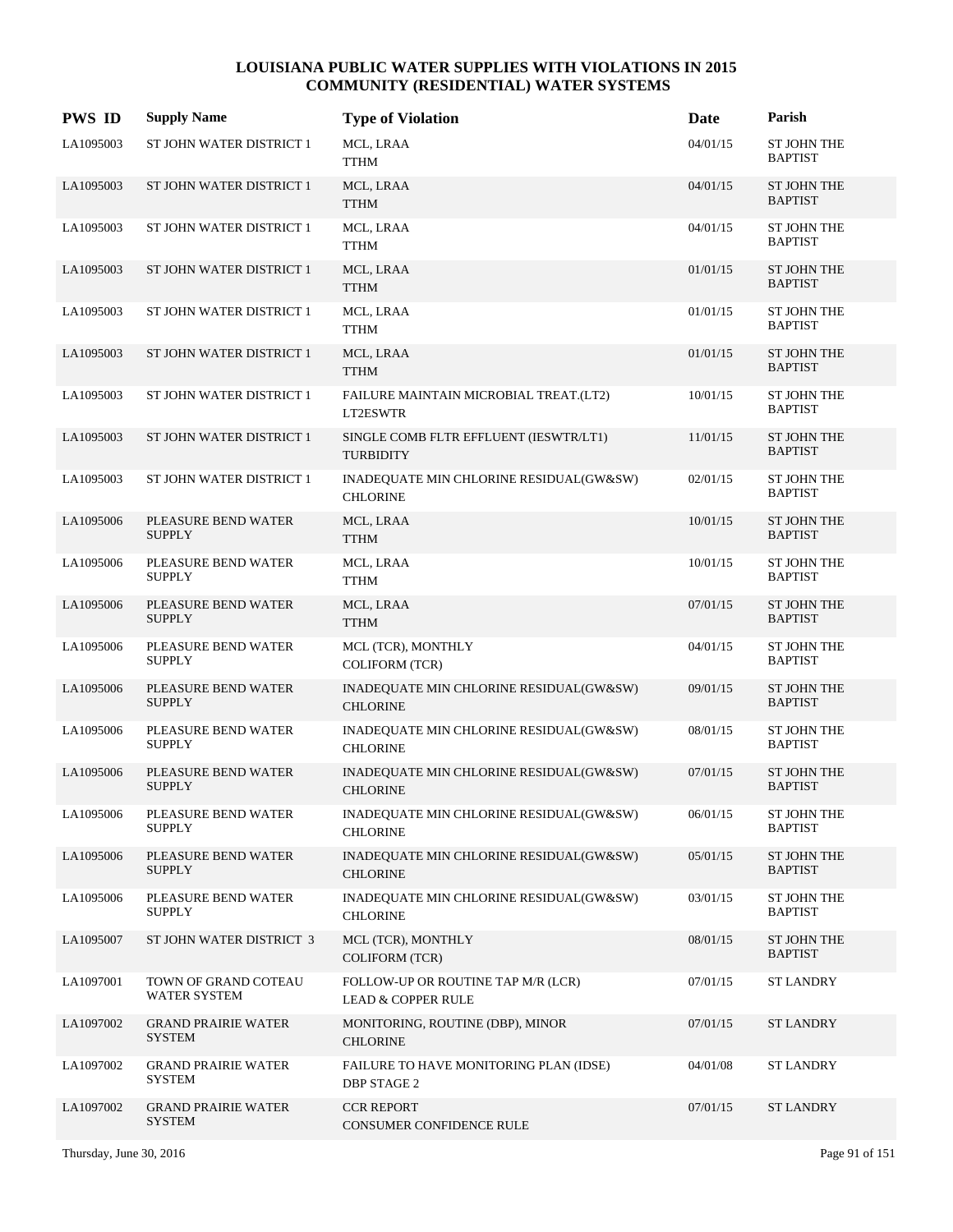# LOUISIANA PUBLIC WATER SUPPLIES WITH VIOLATIONS IN 2015
## COMMUNITY (RESIDENTIAL) WATER SYSTEMS

| PWS ID | Supply Name | Type of Violation | Date | Parish |
|---|---|---|---|---|
| LA1095003 | ST JOHN WATER DISTRICT 1 | MCL, LRAA<br>TTHM | 04/01/15 | ST JOHN THE BAPTIST |
| LA1095003 | ST JOHN WATER DISTRICT 1 | MCL, LRAA<br>TTHM | 04/01/15 | ST JOHN THE BAPTIST |
| LA1095003 | ST JOHN WATER DISTRICT 1 | MCL, LRAA<br>TTHM | 04/01/15 | ST JOHN THE BAPTIST |
| LA1095003 | ST JOHN WATER DISTRICT 1 | MCL, LRAA<br>TTHM | 01/01/15 | ST JOHN THE BAPTIST |
| LA1095003 | ST JOHN WATER DISTRICT 1 | MCL, LRAA<br>TTHM | 01/01/15 | ST JOHN THE BAPTIST |
| LA1095003 | ST JOHN WATER DISTRICT 1 | MCL, LRAA<br>TTHM | 01/01/15 | ST JOHN THE BAPTIST |
| LA1095003 | ST JOHN WATER DISTRICT 1 | FAILURE MAINTAIN MICROBIAL TREAT.(LT2)<br>LT2ESWTR | 10/01/15 | ST JOHN THE BAPTIST |
| LA1095003 | ST JOHN WATER DISTRICT 1 | SINGLE COMB FLTR EFFLUENT (IESWTR/LT1)<br>TURBIDITY | 11/01/15 | ST JOHN THE BAPTIST |
| LA1095003 | ST JOHN WATER DISTRICT 1 | INADEQUATE MIN CHLORINE RESIDUAL(GW&SW)<br>CHLORINE | 02/01/15 | ST JOHN THE BAPTIST |
| LA1095006 | PLEASURE BEND WATER SUPPLY | MCL, LRAA<br>TTHM | 10/01/15 | ST JOHN THE BAPTIST |
| LA1095006 | PLEASURE BEND WATER SUPPLY | MCL, LRAA<br>TTHM | 10/01/15 | ST JOHN THE BAPTIST |
| LA1095006 | PLEASURE BEND WATER SUPPLY | MCL, LRAA<br>TTHM | 07/01/15 | ST JOHN THE BAPTIST |
| LA1095006 | PLEASURE BEND WATER SUPPLY | MCL (TCR), MONTHLY<br>COLIFORM (TCR) | 04/01/15 | ST JOHN THE BAPTIST |
| LA1095006 | PLEASURE BEND WATER SUPPLY | INADEQUATE MIN CHLORINE RESIDUAL(GW&SW)<br>CHLORINE | 09/01/15 | ST JOHN THE BAPTIST |
| LA1095006 | PLEASURE BEND WATER SUPPLY | INADEQUATE MIN CHLORINE RESIDUAL(GW&SW)<br>CHLORINE | 08/01/15 | ST JOHN THE BAPTIST |
| LA1095006 | PLEASURE BEND WATER SUPPLY | INADEQUATE MIN CHLORINE RESIDUAL(GW&SW)<br>CHLORINE | 07/01/15 | ST JOHN THE BAPTIST |
| LA1095006 | PLEASURE BEND WATER SUPPLY | INADEQUATE MIN CHLORINE RESIDUAL(GW&SW)<br>CHLORINE | 06/01/15 | ST JOHN THE BAPTIST |
| LA1095006 | PLEASURE BEND WATER SUPPLY | INADEQUATE MIN CHLORINE RESIDUAL(GW&SW)<br>CHLORINE | 05/01/15 | ST JOHN THE BAPTIST |
| LA1095006 | PLEASURE BEND WATER SUPPLY | INADEQUATE MIN CHLORINE RESIDUAL(GW&SW)<br>CHLORINE | 03/01/15 | ST JOHN THE BAPTIST |
| LA1095007 | ST JOHN WATER DISTRICT 3 | MCL (TCR), MONTHLY<br>COLIFORM (TCR) | 08/01/15 | ST JOHN THE BAPTIST |
| LA1097001 | TOWN OF GRAND COTEAU WATER SYSTEM | FOLLOW-UP OR ROUTINE TAP M/R (LCR)<br>LEAD & COPPER RULE | 07/01/15 | ST LANDRY |
| LA1097002 | GRAND PRAIRIE WATER SYSTEM | MONITORING, ROUTINE (DBP), MINOR<br>CHLORINE | 07/01/15 | ST LANDRY |
| LA1097002 | GRAND PRAIRIE WATER SYSTEM | FAILURE TO HAVE MONITORING PLAN (IDSE)<br>DBP STAGE 2 | 04/01/08 | ST LANDRY |
| LA1097002 | GRAND PRAIRIE WATER SYSTEM | CCR REPORT<br>CONSUMER CONFIDENCE RULE | 07/01/15 | ST LANDRY |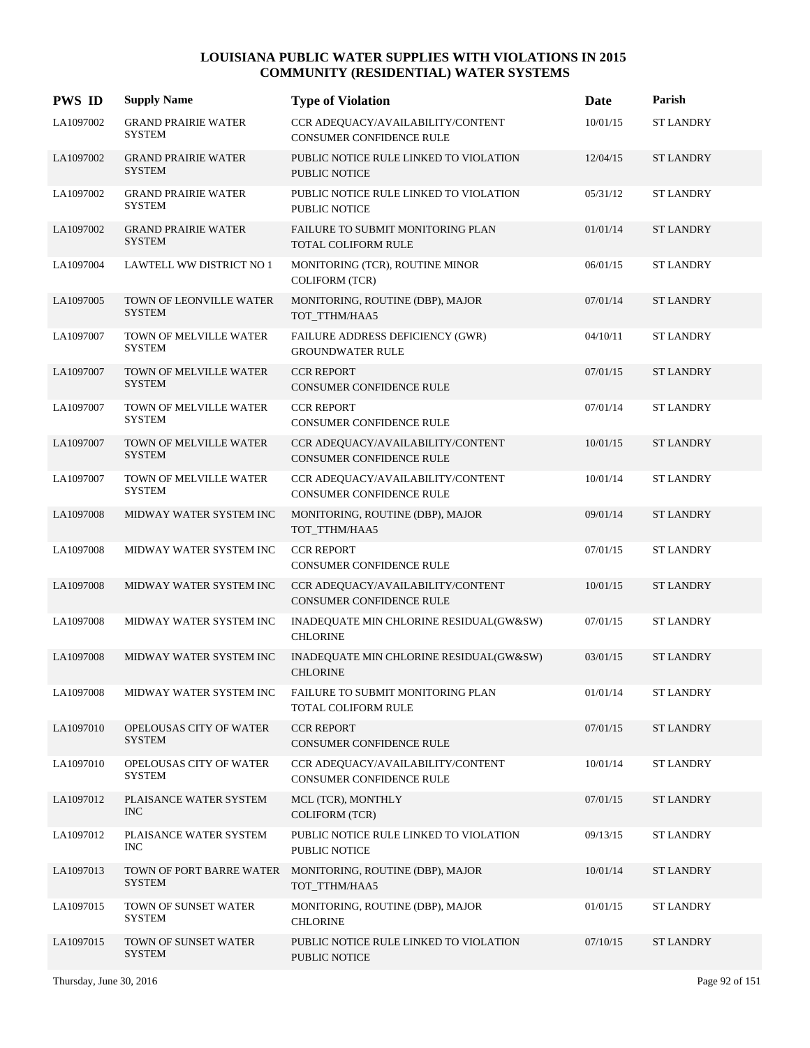# LOUISIANA PUBLIC WATER SUPPLIES WITH VIOLATIONS IN 2015
## COMMUNITY (RESIDENTIAL) WATER SYSTEMS

| PWS ID | Supply Name | Type of Violation | Date | Parish |
|---|---|---|---|---|
| LA1097002 | GRAND PRAIRIE WATER SYSTEM | CCR ADEQUACY/AVAILABILITY/CONTENT CONSUMER CONFIDENCE RULE | 10/01/15 | ST LANDRY |
| LA1097002 | GRAND PRAIRIE WATER SYSTEM | PUBLIC NOTICE RULE LINKED TO VIOLATION PUBLIC NOTICE | 12/04/15 | ST LANDRY |
| LA1097002 | GRAND PRAIRIE WATER SYSTEM | PUBLIC NOTICE RULE LINKED TO VIOLATION PUBLIC NOTICE | 05/31/12 | ST LANDRY |
| LA1097002 | GRAND PRAIRIE WATER SYSTEM | FAILURE TO SUBMIT MONITORING PLAN TOTAL COLIFORM RULE | 01/01/14 | ST LANDRY |
| LA1097004 | LAWTELL WW DISTRICT NO 1 | MONITORING (TCR), ROUTINE MINOR COLIFORM (TCR) | 06/01/15 | ST LANDRY |
| LA1097005 | TOWN OF LEONVILLE WATER SYSTEM | MONITORING, ROUTINE (DBP), MAJOR TOT_TTHM/HAA5 | 07/01/14 | ST LANDRY |
| LA1097007 | TOWN OF MELVILLE WATER SYSTEM | FAILURE ADDRESS DEFICIENCY (GWR) GROUNDWATER RULE | 04/10/11 | ST LANDRY |
| LA1097007 | TOWN OF MELVILLE WATER SYSTEM | CCR REPORT CONSUMER CONFIDENCE RULE | 07/01/15 | ST LANDRY |
| LA1097007 | TOWN OF MELVILLE WATER SYSTEM | CCR REPORT CONSUMER CONFIDENCE RULE | 07/01/14 | ST LANDRY |
| LA1097007 | TOWN OF MELVILLE WATER SYSTEM | CCR ADEQUACY/AVAILABILITY/CONTENT CONSUMER CONFIDENCE RULE | 10/01/15 | ST LANDRY |
| LA1097007 | TOWN OF MELVILLE WATER SYSTEM | CCR ADEQUACY/AVAILABILITY/CONTENT CONSUMER CONFIDENCE RULE | 10/01/14 | ST LANDRY |
| LA1097008 | MIDWAY WATER SYSTEM INC | MONITORING, ROUTINE (DBP), MAJOR TOT_TTHM/HAA5 | 09/01/14 | ST LANDRY |
| LA1097008 | MIDWAY WATER SYSTEM INC | CCR REPORT CONSUMER CONFIDENCE RULE | 07/01/15 | ST LANDRY |
| LA1097008 | MIDWAY WATER SYSTEM INC | CCR ADEQUACY/AVAILABILITY/CONTENT CONSUMER CONFIDENCE RULE | 10/01/15 | ST LANDRY |
| LA1097008 | MIDWAY WATER SYSTEM INC | INADEQUATE MIN CHLORINE RESIDUAL(GW&SW) CHLORINE | 07/01/15 | ST LANDRY |
| LA1097008 | MIDWAY WATER SYSTEM INC | INADEQUATE MIN CHLORINE RESIDUAL(GW&SW) CHLORINE | 03/01/15 | ST LANDRY |
| LA1097008 | MIDWAY WATER SYSTEM INC | FAILURE TO SUBMIT MONITORING PLAN TOTAL COLIFORM RULE | 01/01/14 | ST LANDRY |
| LA1097010 | OPELOUSAS CITY OF WATER SYSTEM | CCR REPORT CONSUMER CONFIDENCE RULE | 07/01/15 | ST LANDRY |
| LA1097010 | OPELOUSAS CITY OF WATER SYSTEM | CCR ADEQUACY/AVAILABILITY/CONTENT CONSUMER CONFIDENCE RULE | 10/01/14 | ST LANDRY |
| LA1097012 | PLAISANCE WATER SYSTEM INC | MCL (TCR), MONTHLY COLIFORM (TCR) | 07/01/15 | ST LANDRY |
| LA1097012 | PLAISANCE WATER SYSTEM INC | PUBLIC NOTICE RULE LINKED TO VIOLATION PUBLIC NOTICE | 09/13/15 | ST LANDRY |
| LA1097013 | TOWN OF PORT BARRE WATER SYSTEM | MONITORING, ROUTINE (DBP), MAJOR TOT_TTHM/HAA5 | 10/01/14 | ST LANDRY |
| LA1097015 | TOWN OF SUNSET WATER SYSTEM | MONITORING, ROUTINE (DBP), MAJOR CHLORINE | 01/01/15 | ST LANDRY |
| LA1097015 | TOWN OF SUNSET WATER SYSTEM | PUBLIC NOTICE RULE LINKED TO VIOLATION PUBLIC NOTICE | 07/10/15 | ST LANDRY |

Thursday, June 30, 2016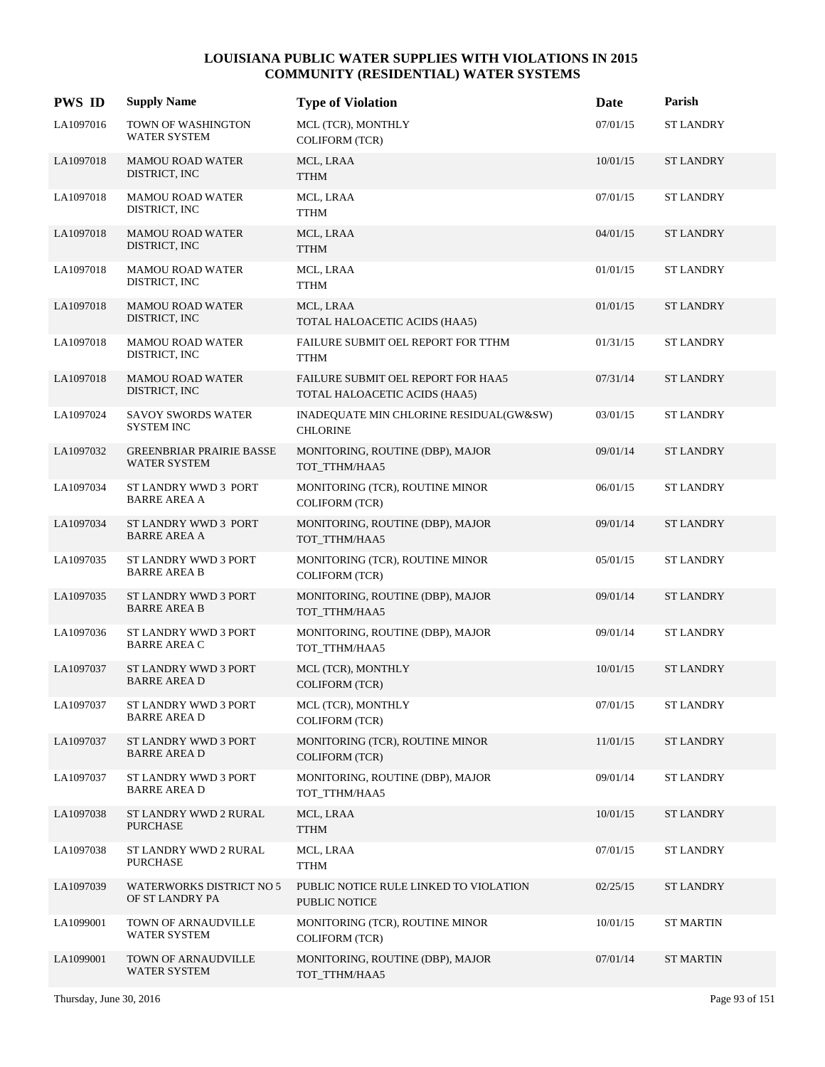# LOUISIANA PUBLIC WATER SUPPLIES WITH VIOLATIONS IN 2015
## COMMUNITY (RESIDENTIAL) WATER SYSTEMS

| PWS ID | Supply Name | Type of Violation | Date | Parish |
|---|---|---|---|---|
| LA1097016 | TOWN OF WASHINGTON WATER SYSTEM | MCL (TCR), MONTHLY COLIFORM (TCR) | 07/01/15 | ST LANDRY |
| LA1097018 | MAMOU ROAD WATER DISTRICT, INC | MCL, LRAA TTHM | 10/01/15 | ST LANDRY |
| LA1097018 | MAMOU ROAD WATER DISTRICT, INC | MCL, LRAA TTHM | 07/01/15 | ST LANDRY |
| LA1097018 | MAMOU ROAD WATER DISTRICT, INC | MCL, LRAA TTHM | 04/01/15 | ST LANDRY |
| LA1097018 | MAMOU ROAD WATER DISTRICT, INC | MCL, LRAA TTHM | 01/01/15 | ST LANDRY |
| LA1097018 | MAMOU ROAD WATER DISTRICT, INC | MCL, LRAA TOTAL HALOACETIC ACIDS (HAA5) | 01/01/15 | ST LANDRY |
| LA1097018 | MAMOU ROAD WATER DISTRICT, INC | FAILURE SUBMIT OEL REPORT FOR TTHM TTHM | 01/31/15 | ST LANDRY |
| LA1097018 | MAMOU ROAD WATER DISTRICT, INC | FAILURE SUBMIT OEL REPORT FOR HAA5 TOTAL HALOACETIC ACIDS (HAA5) | 07/31/14 | ST LANDRY |
| LA1097024 | SAVOY SWORDS WATER SYSTEM INC | INADEQUATE MIN CHLORINE RESIDUAL(GW&SW) CHLORINE | 03/01/15 | ST LANDRY |
| LA1097032 | GREENBRIAR PRAIRIE BASSE WATER SYSTEM | MONITORING, ROUTINE (DBP), MAJOR TOT_TTHM/HAA5 | 09/01/14 | ST LANDRY |
| LA1097034 | ST LANDRY WWD 3 PORT BARRE AREA A | MONITORING (TCR), ROUTINE MINOR COLIFORM (TCR) | 06/01/15 | ST LANDRY |
| LA1097034 | ST LANDRY WWD 3 PORT BARRE AREA A | MONITORING, ROUTINE (DBP), MAJOR TOT_TTHM/HAA5 | 09/01/14 | ST LANDRY |
| LA1097035 | ST LANDRY WWD 3 PORT BARRE AREA B | MONITORING (TCR), ROUTINE MINOR COLIFORM (TCR) | 05/01/15 | ST LANDRY |
| LA1097035 | ST LANDRY WWD 3 PORT BARRE AREA B | MONITORING, ROUTINE (DBP), MAJOR TOT_TTHM/HAA5 | 09/01/14 | ST LANDRY |
| LA1097036 | ST LANDRY WWD 3 PORT BARRE AREA C | MONITORING, ROUTINE (DBP), MAJOR TOT_TTHM/HAA5 | 09/01/14 | ST LANDRY |
| LA1097037 | ST LANDRY WWD 3 PORT BARRE AREA D | MCL (TCR), MONTHLY COLIFORM (TCR) | 10/01/15 | ST LANDRY |
| LA1097037 | ST LANDRY WWD 3 PORT BARRE AREA D | MCL (TCR), MONTHLY COLIFORM (TCR) | 07/01/15 | ST LANDRY |
| LA1097037 | ST LANDRY WWD 3 PORT BARRE AREA D | MONITORING (TCR), ROUTINE MINOR COLIFORM (TCR) | 11/01/15 | ST LANDRY |
| LA1097037 | ST LANDRY WWD 3 PORT BARRE AREA D | MONITORING, ROUTINE (DBP), MAJOR TOT_TTHM/HAA5 | 09/01/14 | ST LANDRY |
| LA1097038 | ST LANDRY WWD 2 RURAL PURCHASE | MCL, LRAA TTHM | 10/01/15 | ST LANDRY |
| LA1097038 | ST LANDRY WWD 2 RURAL PURCHASE | MCL, LRAA TTHM | 07/01/15 | ST LANDRY |
| LA1097039 | WATERWORKS DISTRICT NO 5 OF ST LANDRY PA | PUBLIC NOTICE RULE LINKED TO VIOLATION PUBLIC NOTICE | 02/25/15 | ST LANDRY |
| LA1099001 | TOWN OF ARNAUDVILLE WATER SYSTEM | MONITORING (TCR), ROUTINE MINOR COLIFORM (TCR) | 10/01/15 | ST MARTIN |
| LA1099001 | TOWN OF ARNAUDVILLE WATER SYSTEM | MONITORING, ROUTINE (DBP), MAJOR TOT_TTHM/HAA5 | 07/01/14 | ST MARTIN |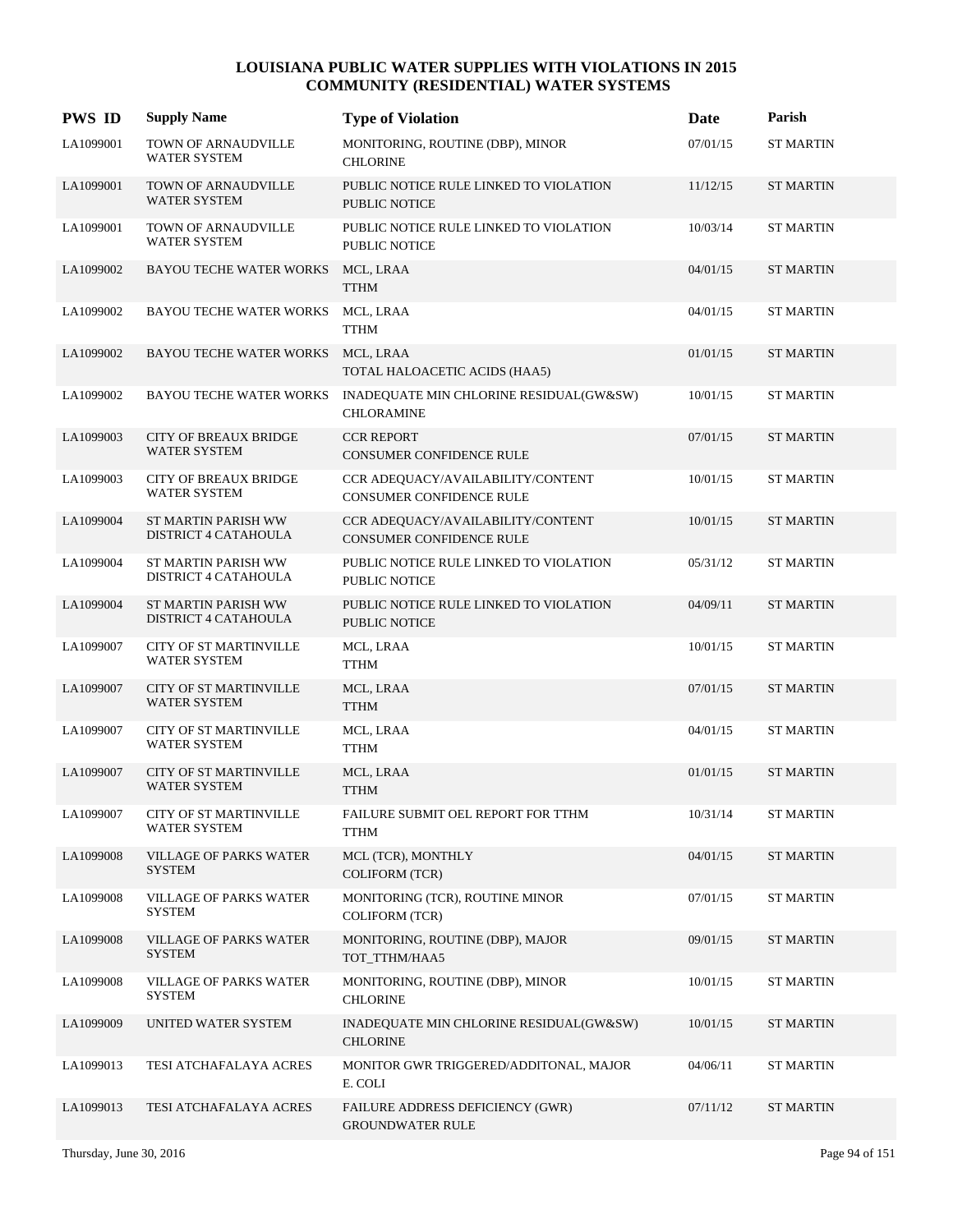# LOUISIANA PUBLIC WATER SUPPLIES WITH VIOLATIONS IN 2015
## COMMUNITY (RESIDENTIAL) WATER SYSTEMS

| PWS ID | Supply Name | Type of Violation | Date | Parish |
|---|---|---|---|---|
| LA1099001 | TOWN OF ARNAUDVILLE WATER SYSTEM | MONITORING, ROUTINE (DBP), MINOR CHLORINE | 07/01/15 | ST MARTIN |
| LA1099001 | TOWN OF ARNAUDVILLE WATER SYSTEM | PUBLIC NOTICE RULE LINKED TO VIOLATION PUBLIC NOTICE | 11/12/15 | ST MARTIN |
| LA1099001 | TOWN OF ARNAUDVILLE WATER SYSTEM | PUBLIC NOTICE RULE LINKED TO VIOLATION PUBLIC NOTICE | 10/03/14 | ST MARTIN |
| LA1099002 | BAYOU TECHE WATER WORKS | MCL, LRAA TTHM | 04/01/15 | ST MARTIN |
| LA1099002 | BAYOU TECHE WATER WORKS | MCL, LRAA TTHM | 04/01/15 | ST MARTIN |
| LA1099002 | BAYOU TECHE WATER WORKS | MCL, LRAA TOTAL HALOACETIC ACIDS (HAA5) | 01/01/15 | ST MARTIN |
| LA1099002 | BAYOU TECHE WATER WORKS | INADEQUATE MIN CHLORINE RESIDUAL(GW&SW) CHLORAMINE | 10/01/15 | ST MARTIN |
| LA1099003 | CITY OF BREAUX BRIDGE WATER SYSTEM | CCR REPORT CONSUMER CONFIDENCE RULE | 07/01/15 | ST MARTIN |
| LA1099003 | CITY OF BREAUX BRIDGE WATER SYSTEM | CCR ADEQUACY/AVAILABILITY/CONTENT CONSUMER CONFIDENCE RULE | 10/01/15 | ST MARTIN |
| LA1099004 | ST MARTIN PARISH WW DISTRICT 4 CATAHOULA | CCR ADEQUACY/AVAILABILITY/CONTENT CONSUMER CONFIDENCE RULE | 10/01/15 | ST MARTIN |
| LA1099004 | ST MARTIN PARISH WW DISTRICT 4 CATAHOULA | PUBLIC NOTICE RULE LINKED TO VIOLATION PUBLIC NOTICE | 05/31/12 | ST MARTIN |
| LA1099004 | ST MARTIN PARISH WW DISTRICT 4 CATAHOULA | PUBLIC NOTICE RULE LINKED TO VIOLATION PUBLIC NOTICE | 04/09/11 | ST MARTIN |
| LA1099007 | CITY OF ST MARTINVILLE WATER SYSTEM | MCL, LRAA TTHM | 10/01/15 | ST MARTIN |
| LA1099007 | CITY OF ST MARTINVILLE WATER SYSTEM | MCL, LRAA TTHM | 07/01/15 | ST MARTIN |
| LA1099007 | CITY OF ST MARTINVILLE WATER SYSTEM | MCL, LRAA TTHM | 04/01/15 | ST MARTIN |
| LA1099007 | CITY OF ST MARTINVILLE WATER SYSTEM | MCL, LRAA TTHM | 01/01/15 | ST MARTIN |
| LA1099007 | CITY OF ST MARTINVILLE WATER SYSTEM | FAILURE SUBMIT OEL REPORT FOR TTHM TTHM | 10/31/14 | ST MARTIN |
| LA1099008 | VILLAGE OF PARKS WATER SYSTEM | MCL (TCR), MONTHLY COLIFORM (TCR) | 04/01/15 | ST MARTIN |
| LA1099008 | VILLAGE OF PARKS WATER SYSTEM | MONITORING (TCR), ROUTINE MINOR COLIFORM (TCR) | 07/01/15 | ST MARTIN |
| LA1099008 | VILLAGE OF PARKS WATER SYSTEM | MONITORING, ROUTINE (DBP), MAJOR TOT_TTHM/HAA5 | 09/01/15 | ST MARTIN |
| LA1099008 | VILLAGE OF PARKS WATER SYSTEM | MONITORING, ROUTINE (DBP), MINOR CHLORINE | 10/01/15 | ST MARTIN |
| LA1099009 | UNITED WATER SYSTEM | INADEQUATE MIN CHLORINE RESIDUAL(GW&SW) CHLORINE | 10/01/15 | ST MARTIN |
| LA1099013 | TESI ATCHAFALAYA ACRES | MONITOR GWR TRIGGERED/ADDITONAL, MAJOR E. COLI | 04/06/11 | ST MARTIN |
| LA1099013 | TESI ATCHAFALAYA ACRES | FAILURE ADDRESS DEFICIENCY (GWR) GROUNDWATER RULE | 07/11/12 | ST MARTIN |

Thursday, June 30, 2016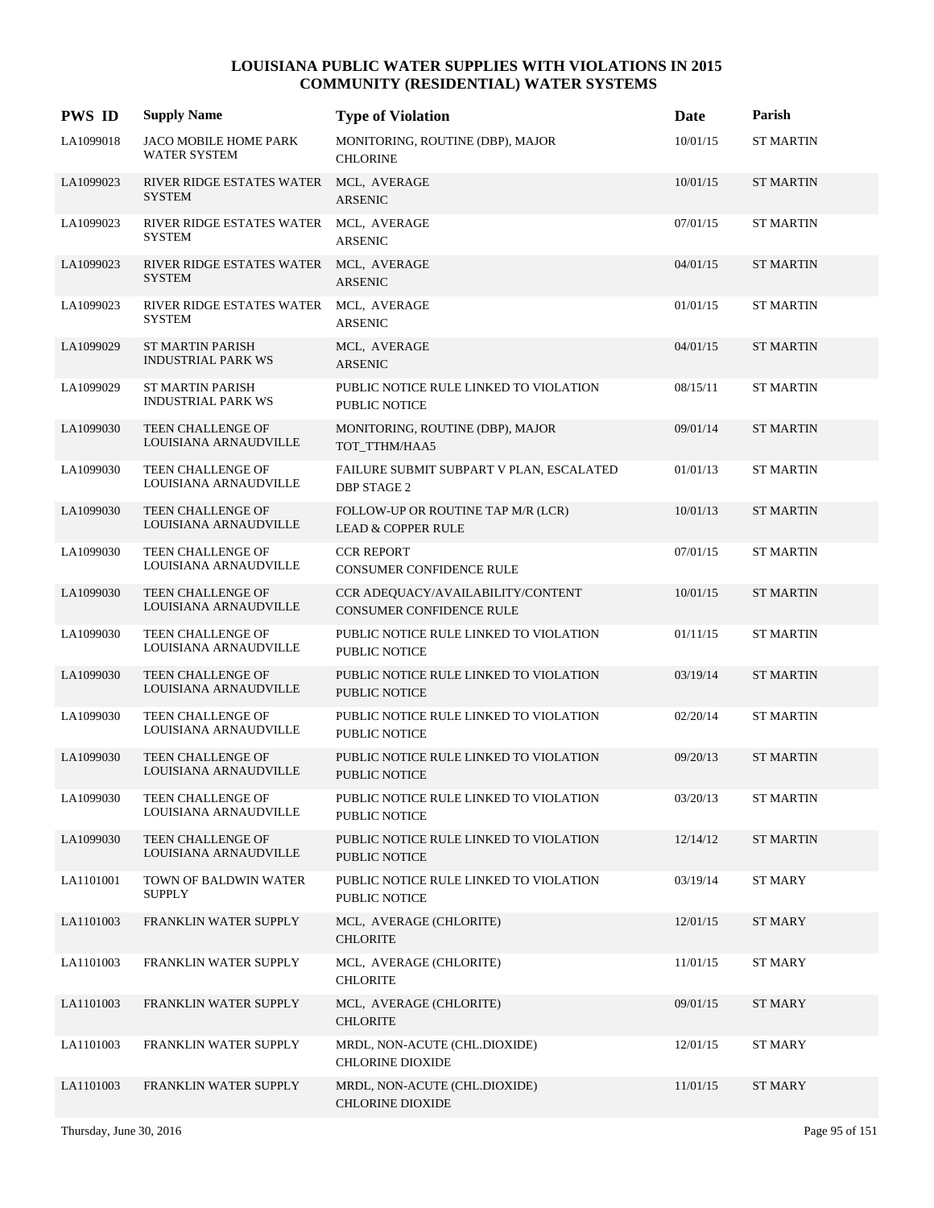# LOUISIANA PUBLIC WATER SUPPLIES WITH VIOLATIONS IN 2015
## COMMUNITY (RESIDENTIAL) WATER SYSTEMS

| PWS ID | Supply Name | Type of Violation | Date | Parish |
|---|---|---|---|---|
| LA1099018 | JACO MOBILE HOME PARK WATER SYSTEM | MONITORING, ROUTINE (DBP), MAJOR<br>CHLORINE | 10/01/15 | ST MARTIN |
| LA1099023 | RIVER RIDGE ESTATES WATER SYSTEM | MCL, AVERAGE<br>ARSENIC | 10/01/15 | ST MARTIN |
| LA1099023 | RIVER RIDGE ESTATES WATER SYSTEM | MCL, AVERAGE<br>ARSENIC | 07/01/15 | ST MARTIN |
| LA1099023 | RIVER RIDGE ESTATES WATER SYSTEM | MCL, AVERAGE<br>ARSENIC | 04/01/15 | ST MARTIN |
| LA1099023 | RIVER RIDGE ESTATES WATER SYSTEM | MCL, AVERAGE<br>ARSENIC | 01/01/15 | ST MARTIN |
| LA1099029 | ST MARTIN PARISH INDUSTRIAL PARK WS | MCL, AVERAGE<br>ARSENIC | 04/01/15 | ST MARTIN |
| LA1099029 | ST MARTIN PARISH INDUSTRIAL PARK WS | PUBLIC NOTICE RULE LINKED TO VIOLATION<br>PUBLIC NOTICE | 08/15/11 | ST MARTIN |
| LA1099030 | TEEN CHALLENGE OF LOUISIANA ARNAUDVILLE | MONITORING, ROUTINE (DBP), MAJOR<br>TOT_TTHM/HAA5 | 09/01/14 | ST MARTIN |
| LA1099030 | TEEN CHALLENGE OF LOUISIANA ARNAUDVILLE | FAILURE SUBMIT SUBPART V PLAN, ESCALATED<br>DBP STAGE 2 | 01/01/13 | ST MARTIN |
| LA1099030 | TEEN CHALLENGE OF LOUISIANA ARNAUDVILLE | FOLLOW-UP OR ROUTINE TAP M/R (LCR)<br>LEAD & COPPER RULE | 10/01/13 | ST MARTIN |
| LA1099030 | TEEN CHALLENGE OF LOUISIANA ARNAUDVILLE | CCR REPORT<br>CONSUMER CONFIDENCE RULE | 07/01/15 | ST MARTIN |
| LA1099030 | TEEN CHALLENGE OF LOUISIANA ARNAUDVILLE | CCR ADEQUACY/AVAILABILITY/CONTENT<br>CONSUMER CONFIDENCE RULE | 10/01/15 | ST MARTIN |
| LA1099030 | TEEN CHALLENGE OF LOUISIANA ARNAUDVILLE | PUBLIC NOTICE RULE LINKED TO VIOLATION<br>PUBLIC NOTICE | 01/11/15 | ST MARTIN |
| LA1099030 | TEEN CHALLENGE OF LOUISIANA ARNAUDVILLE | PUBLIC NOTICE RULE LINKED TO VIOLATION<br>PUBLIC NOTICE | 03/19/14 | ST MARTIN |
| LA1099030 | TEEN CHALLENGE OF LOUISIANA ARNAUDVILLE | PUBLIC NOTICE RULE LINKED TO VIOLATION<br>PUBLIC NOTICE | 02/20/14 | ST MARTIN |
| LA1099030 | TEEN CHALLENGE OF LOUISIANA ARNAUDVILLE | PUBLIC NOTICE RULE LINKED TO VIOLATION<br>PUBLIC NOTICE | 09/20/13 | ST MARTIN |
| LA1099030 | TEEN CHALLENGE OF LOUISIANA ARNAUDVILLE | PUBLIC NOTICE RULE LINKED TO VIOLATION<br>PUBLIC NOTICE | 03/20/13 | ST MARTIN |
| LA1099030 | TEEN CHALLENGE OF LOUISIANA ARNAUDVILLE | PUBLIC NOTICE RULE LINKED TO VIOLATION<br>PUBLIC NOTICE | 12/14/12 | ST MARTIN |
| LA1101001 | TOWN OF BALDWIN WATER SUPPLY | PUBLIC NOTICE RULE LINKED TO VIOLATION<br>PUBLIC NOTICE | 03/19/14 | ST MARY |
| LA1101003 | FRANKLIN WATER SUPPLY | MCL, AVERAGE (CHLORITE)<br>CHLORITE | 12/01/15 | ST MARY |
| LA1101003 | FRANKLIN WATER SUPPLY | MCL, AVERAGE (CHLORITE)<br>CHLORITE | 11/01/15 | ST MARY |
| LA1101003 | FRANKLIN WATER SUPPLY | MCL, AVERAGE (CHLORITE)<br>CHLORITE | 09/01/15 | ST MARY |
| LA1101003 | FRANKLIN WATER SUPPLY | MRDL, NON-ACUTE (CHL.DIOXIDE)<br>CHLORINE DIOXIDE | 12/01/15 | ST MARY |
| LA1101003 | FRANKLIN WATER SUPPLY | MRDL, NON-ACUTE (CHL.DIOXIDE)<br>CHLORINE DIOXIDE | 11/01/15 | ST MARY |

Thursday, June 30, 2016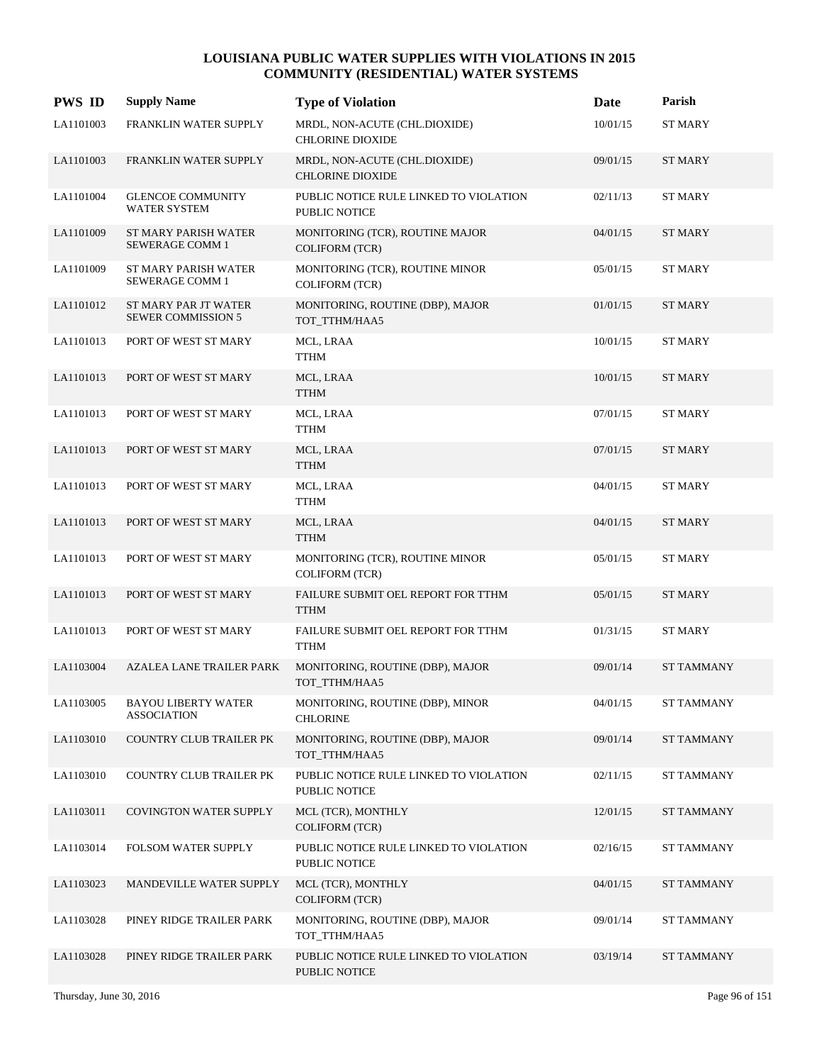# LOUISIANA PUBLIC WATER SUPPLIES WITH VIOLATIONS IN 2015
## COMMUNITY (RESIDENTIAL) WATER SYSTEMS

| PWS ID | Supply Name | Type of Violation | Date | Parish |
|---|---|---|---|---|
| LA1101003 | FRANKLIN WATER SUPPLY | MRDL, NON-ACUTE (CHL.DIOXIDE) CHLORINE DIOXIDE | 10/01/15 | ST MARY |
| LA1101003 | FRANKLIN WATER SUPPLY | MRDL, NON-ACUTE (CHL.DIOXIDE) CHLORINE DIOXIDE | 09/01/15 | ST MARY |
| LA1101004 | GLENCOE COMMUNITY WATER SYSTEM | PUBLIC NOTICE RULE LINKED TO VIOLATION PUBLIC NOTICE | 02/11/13 | ST MARY |
| LA1101009 | ST MARY PARISH WATER SEWERAGE COMM 1 | MONITORING (TCR), ROUTINE MAJOR COLIFORM (TCR) | 04/01/15 | ST MARY |
| LA1101009 | ST MARY PARISH WATER SEWERAGE COMM 1 | MONITORING (TCR), ROUTINE MINOR COLIFORM (TCR) | 05/01/15 | ST MARY |
| LA1101012 | ST MARY PAR JT WATER SEWER COMMISSION 5 | MONITORING, ROUTINE (DBP), MAJOR TOT_TTHM/HAA5 | 01/01/15 | ST MARY |
| LA1101013 | PORT OF WEST ST MARY | MCL, LRAA TTHM | 10/01/15 | ST MARY |
| LA1101013 | PORT OF WEST ST MARY | MCL, LRAA TTHM | 10/01/15 | ST MARY |
| LA1101013 | PORT OF WEST ST MARY | MCL, LRAA TTHM | 07/01/15 | ST MARY |
| LA1101013 | PORT OF WEST ST MARY | MCL, LRAA TTHM | 07/01/15 | ST MARY |
| LA1101013 | PORT OF WEST ST MARY | MCL, LRAA TTHM | 04/01/15 | ST MARY |
| LA1101013 | PORT OF WEST ST MARY | MCL, LRAA TTHM | 04/01/15 | ST MARY |
| LA1101013 | PORT OF WEST ST MARY | MONITORING (TCR), ROUTINE MINOR COLIFORM (TCR) | 05/01/15 | ST MARY |
| LA1101013 | PORT OF WEST ST MARY | FAILURE SUBMIT OEL REPORT FOR TTHM TTHM | 05/01/15 | ST MARY |
| LA1101013 | PORT OF WEST ST MARY | FAILURE SUBMIT OEL REPORT FOR TTHM TTHM | 01/31/15 | ST MARY |
| LA1103004 | AZALEA LANE TRAILER PARK | MONITORING, ROUTINE (DBP), MAJOR TOT_TTHM/HAA5 | 09/01/14 | ST TAMMANY |
| LA1103005 | BAYOU LIBERTY WATER ASSOCIATION | MONITORING, ROUTINE (DBP), MINOR CHLORINE | 04/01/15 | ST TAMMANY |
| LA1103010 | COUNTRY CLUB TRAILER PK | MONITORING, ROUTINE (DBP), MAJOR TOT_TTHM/HAA5 | 09/01/14 | ST TAMMANY |
| LA1103010 | COUNTRY CLUB TRAILER PK | PUBLIC NOTICE RULE LINKED TO VIOLATION PUBLIC NOTICE | 02/11/15 | ST TAMMANY |
| LA1103011 | COVINGTON WATER SUPPLY | MCL (TCR), MONTHLY COLIFORM (TCR) | 12/01/15 | ST TAMMANY |
| LA1103014 | FOLSOM WATER SUPPLY | PUBLIC NOTICE RULE LINKED TO VIOLATION PUBLIC NOTICE | 02/16/15 | ST TAMMANY |
| LA1103023 | MANDEVILLE WATER SUPPLY | MCL (TCR), MONTHLY COLIFORM (TCR) | 04/01/15 | ST TAMMANY |
| LA1103028 | PINEY RIDGE TRAILER PARK | MONITORING, ROUTINE (DBP), MAJOR TOT_TTHM/HAA5 | 09/01/14 | ST TAMMANY |
| LA1103028 | PINEY RIDGE TRAILER PARK | PUBLIC NOTICE RULE LINKED TO VIOLATION PUBLIC NOTICE | 03/19/14 | ST TAMMANY |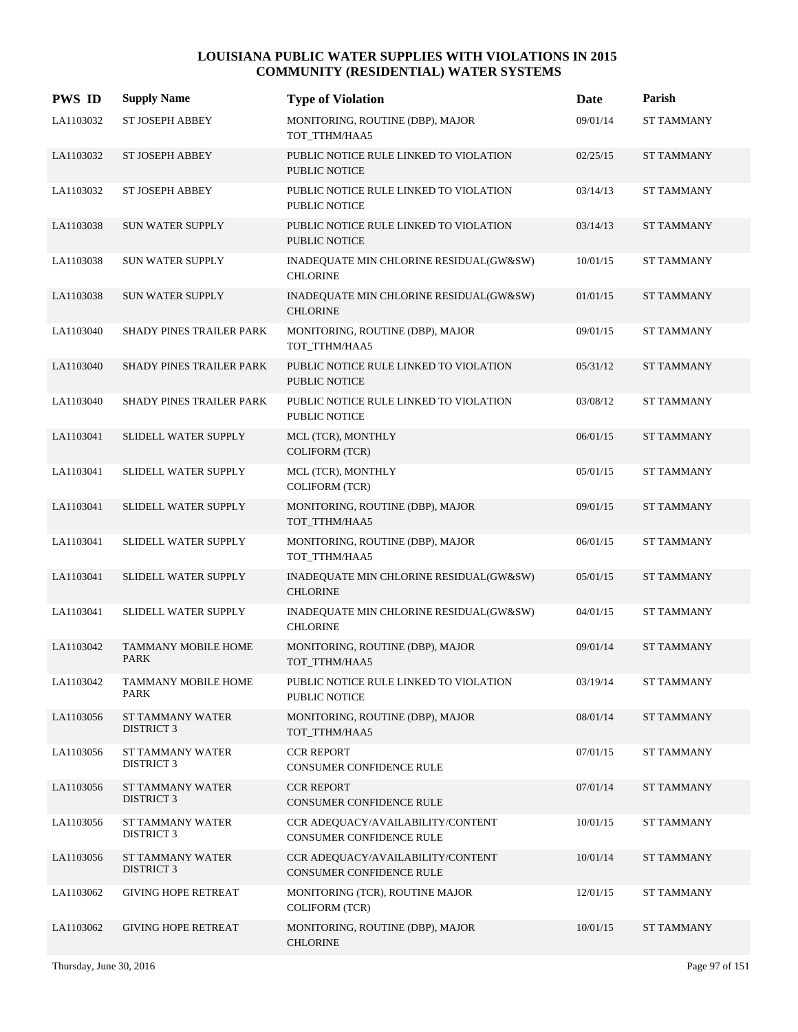# LOUISIANA PUBLIC WATER SUPPLIES WITH VIOLATIONS IN 2015
## COMMUNITY (RESIDENTIAL) WATER SYSTEMS

| PWS ID | Supply Name | Type of Violation | Date | Parish |
|---|---|---|---|---|
| LA1103032 | ST JOSEPH ABBEY | MONITORING, ROUTINE (DBP), MAJOR TOT_TTHM/HAA5 | 09/01/14 | ST TAMMANY |
| LA1103032 | ST JOSEPH ABBEY | PUBLIC NOTICE RULE LINKED TO VIOLATION PUBLIC NOTICE | 02/25/15 | ST TAMMANY |
| LA1103032 | ST JOSEPH ABBEY | PUBLIC NOTICE RULE LINKED TO VIOLATION PUBLIC NOTICE | 03/14/13 | ST TAMMANY |
| LA1103038 | SUN WATER SUPPLY | PUBLIC NOTICE RULE LINKED TO VIOLATION PUBLIC NOTICE | 03/14/13 | ST TAMMANY |
| LA1103038 | SUN WATER SUPPLY | INADEQUATE MIN CHLORINE RESIDUAL(GW&SW) CHLORINE | 10/01/15 | ST TAMMANY |
| LA1103038 | SUN WATER SUPPLY | INADEQUATE MIN CHLORINE RESIDUAL(GW&SW) CHLORINE | 01/01/15 | ST TAMMANY |
| LA1103040 | SHADY PINES TRAILER PARK | MONITORING, ROUTINE (DBP), MAJOR TOT_TTHM/HAA5 | 09/01/15 | ST TAMMANY |
| LA1103040 | SHADY PINES TRAILER PARK | PUBLIC NOTICE RULE LINKED TO VIOLATION PUBLIC NOTICE | 05/31/12 | ST TAMMANY |
| LA1103040 | SHADY PINES TRAILER PARK | PUBLIC NOTICE RULE LINKED TO VIOLATION PUBLIC NOTICE | 03/08/12 | ST TAMMANY |
| LA1103041 | SLIDELL WATER SUPPLY | MCL (TCR), MONTHLY COLIFORM (TCR) | 06/01/15 | ST TAMMANY |
| LA1103041 | SLIDELL WATER SUPPLY | MCL (TCR), MONTHLY COLIFORM (TCR) | 05/01/15 | ST TAMMANY |
| LA1103041 | SLIDELL WATER SUPPLY | MONITORING, ROUTINE (DBP), MAJOR TOT_TTHM/HAA5 | 09/01/15 | ST TAMMANY |
| LA1103041 | SLIDELL WATER SUPPLY | MONITORING, ROUTINE (DBP), MAJOR TOT_TTHM/HAA5 | 06/01/15 | ST TAMMANY |
| LA1103041 | SLIDELL WATER SUPPLY | INADEQUATE MIN CHLORINE RESIDUAL(GW&SW) CHLORINE | 05/01/15 | ST TAMMANY |
| LA1103041 | SLIDELL WATER SUPPLY | INADEQUATE MIN CHLORINE RESIDUAL(GW&SW) CHLORINE | 04/01/15 | ST TAMMANY |
| LA1103042 | TAMMANY MOBILE HOME PARK | MONITORING, ROUTINE (DBP), MAJOR TOT_TTHM/HAA5 | 09/01/14 | ST TAMMANY |
| LA1103042 | TAMMANY MOBILE HOME PARK | PUBLIC NOTICE RULE LINKED TO VIOLATION PUBLIC NOTICE | 03/19/14 | ST TAMMANY |
| LA1103056 | ST TAMMANY WATER DISTRICT 3 | MONITORING, ROUTINE (DBP), MAJOR TOT_TTHM/HAA5 | 08/01/14 | ST TAMMANY |
| LA1103056 | ST TAMMANY WATER DISTRICT 3 | CCR REPORT CONSUMER CONFIDENCE RULE | 07/01/15 | ST TAMMANY |
| LA1103056 | ST TAMMANY WATER DISTRICT 3 | CCR REPORT CONSUMER CONFIDENCE RULE | 07/01/14 | ST TAMMANY |
| LA1103056 | ST TAMMANY WATER DISTRICT 3 | CCR ADEQUACY/AVAILABILITY/CONTENT CONSUMER CONFIDENCE RULE | 10/01/15 | ST TAMMANY |
| LA1103056 | ST TAMMANY WATER DISTRICT 3 | CCR ADEQUACY/AVAILABILITY/CONTENT CONSUMER CONFIDENCE RULE | 10/01/14 | ST TAMMANY |
| LA1103062 | GIVING HOPE RETREAT | MONITORING (TCR), ROUTINE MAJOR COLIFORM (TCR) | 12/01/15 | ST TAMMANY |
| LA1103062 | GIVING HOPE RETREAT | MONITORING, ROUTINE (DBP), MAJOR CHLORINE | 10/01/15 | ST TAMMANY |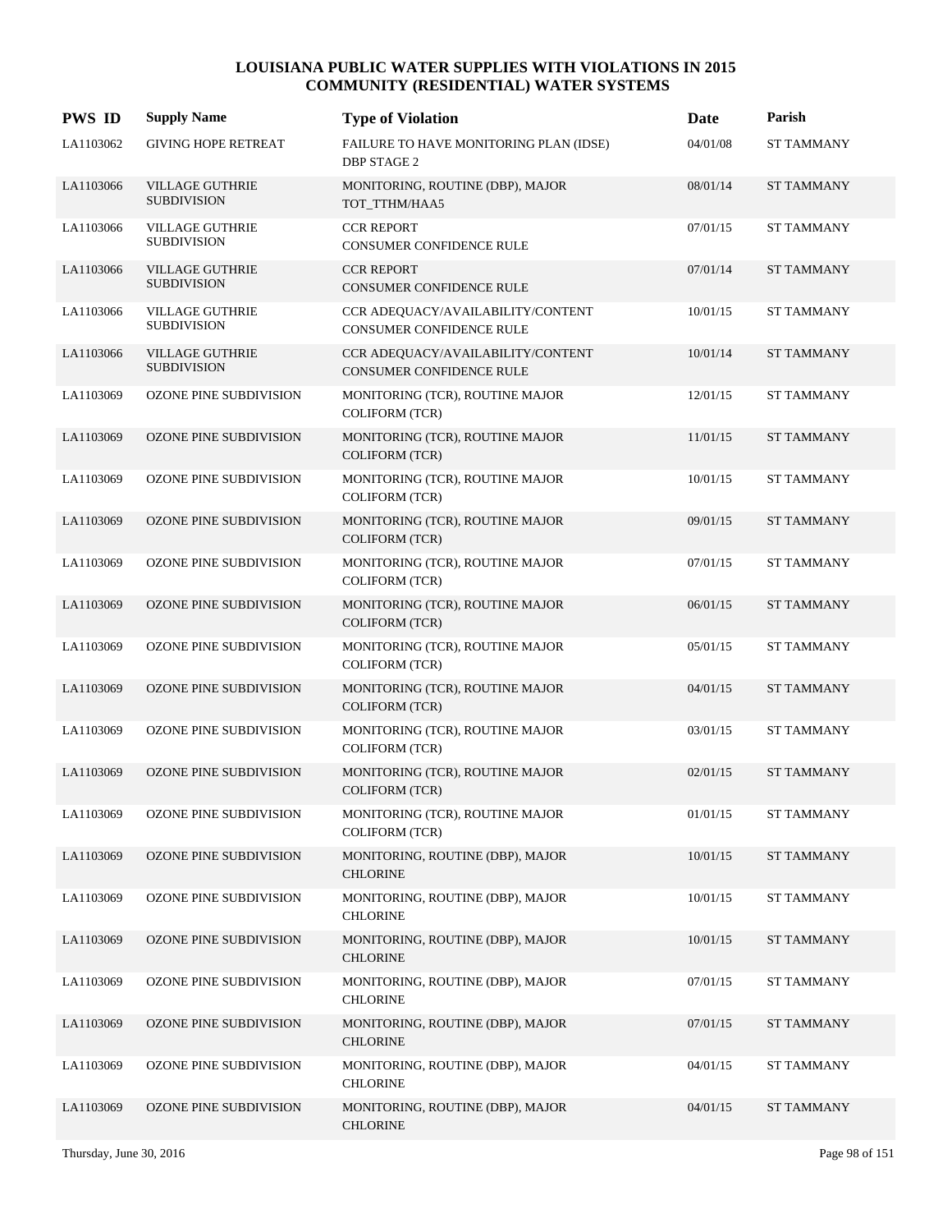# LOUISIANA PUBLIC WATER SUPPLIES WITH VIOLATIONS IN 2015
## COMMUNITY (RESIDENTIAL) WATER SYSTEMS

| PWS ID | Supply Name | Type of Violation | Date | Parish |
|---|---|---|---|---|
| LA1103062 | GIVING HOPE RETREAT | FAILURE TO HAVE MONITORING PLAN (IDSE) DBP STAGE 2 | 04/01/08 | ST TAMMANY |
| LA1103066 | VILLAGE GUTHRIE SUBDIVISION | MONITORING, ROUTINE (DBP), MAJOR TOT_TTHM/HAA5 | 08/01/14 | ST TAMMANY |
| LA1103066 | VILLAGE GUTHRIE SUBDIVISION | CCR REPORT CONSUMER CONFIDENCE RULE | 07/01/15 | ST TAMMANY |
| LA1103066 | VILLAGE GUTHRIE SUBDIVISION | CCR REPORT CONSUMER CONFIDENCE RULE | 07/01/14 | ST TAMMANY |
| LA1103066 | VILLAGE GUTHRIE SUBDIVISION | CCR ADEQUACY/AVAILABILITY/CONTENT CONSUMER CONFIDENCE RULE | 10/01/15 | ST TAMMANY |
| LA1103066 | VILLAGE GUTHRIE SUBDIVISION | CCR ADEQUACY/AVAILABILITY/CONTENT CONSUMER CONFIDENCE RULE | 10/01/14 | ST TAMMANY |
| LA1103069 | OZONE PINE SUBDIVISION | MONITORING (TCR), ROUTINE MAJOR COLIFORM (TCR) | 12/01/15 | ST TAMMANY |
| LA1103069 | OZONE PINE SUBDIVISION | MONITORING (TCR), ROUTINE MAJOR COLIFORM (TCR) | 11/01/15 | ST TAMMANY |
| LA1103069 | OZONE PINE SUBDIVISION | MONITORING (TCR), ROUTINE MAJOR COLIFORM (TCR) | 10/01/15 | ST TAMMANY |
| LA1103069 | OZONE PINE SUBDIVISION | MONITORING (TCR), ROUTINE MAJOR COLIFORM (TCR) | 09/01/15 | ST TAMMANY |
| LA1103069 | OZONE PINE SUBDIVISION | MONITORING (TCR), ROUTINE MAJOR COLIFORM (TCR) | 07/01/15 | ST TAMMANY |
| LA1103069 | OZONE PINE SUBDIVISION | MONITORING (TCR), ROUTINE MAJOR COLIFORM (TCR) | 06/01/15 | ST TAMMANY |
| LA1103069 | OZONE PINE SUBDIVISION | MONITORING (TCR), ROUTINE MAJOR COLIFORM (TCR) | 05/01/15 | ST TAMMANY |
| LA1103069 | OZONE PINE SUBDIVISION | MONITORING (TCR), ROUTINE MAJOR COLIFORM (TCR) | 04/01/15 | ST TAMMANY |
| LA1103069 | OZONE PINE SUBDIVISION | MONITORING (TCR), ROUTINE MAJOR COLIFORM (TCR) | 03/01/15 | ST TAMMANY |
| LA1103069 | OZONE PINE SUBDIVISION | MONITORING (TCR), ROUTINE MAJOR COLIFORM (TCR) | 02/01/15 | ST TAMMANY |
| LA1103069 | OZONE PINE SUBDIVISION | MONITORING (TCR), ROUTINE MAJOR COLIFORM (TCR) | 01/01/15 | ST TAMMANY |
| LA1103069 | OZONE PINE SUBDIVISION | MONITORING, ROUTINE (DBP), MAJOR CHLORINE | 10/01/15 | ST TAMMANY |
| LA1103069 | OZONE PINE SUBDIVISION | MONITORING, ROUTINE (DBP), MAJOR CHLORINE | 10/01/15 | ST TAMMANY |
| LA1103069 | OZONE PINE SUBDIVISION | MONITORING, ROUTINE (DBP), MAJOR CHLORINE | 10/01/15 | ST TAMMANY |
| LA1103069 | OZONE PINE SUBDIVISION | MONITORING, ROUTINE (DBP), MAJOR CHLORINE | 07/01/15 | ST TAMMANY |
| LA1103069 | OZONE PINE SUBDIVISION | MONITORING, ROUTINE (DBP), MAJOR CHLORINE | 07/01/15 | ST TAMMANY |
| LA1103069 | OZONE PINE SUBDIVISION | MONITORING, ROUTINE (DBP), MAJOR CHLORINE | 04/01/15 | ST TAMMANY |
| LA1103069 | OZONE PINE SUBDIVISION | MONITORING, ROUTINE (DBP), MAJOR CHLORINE | 04/01/15 | ST TAMMANY |

Thursday, June 30, 2016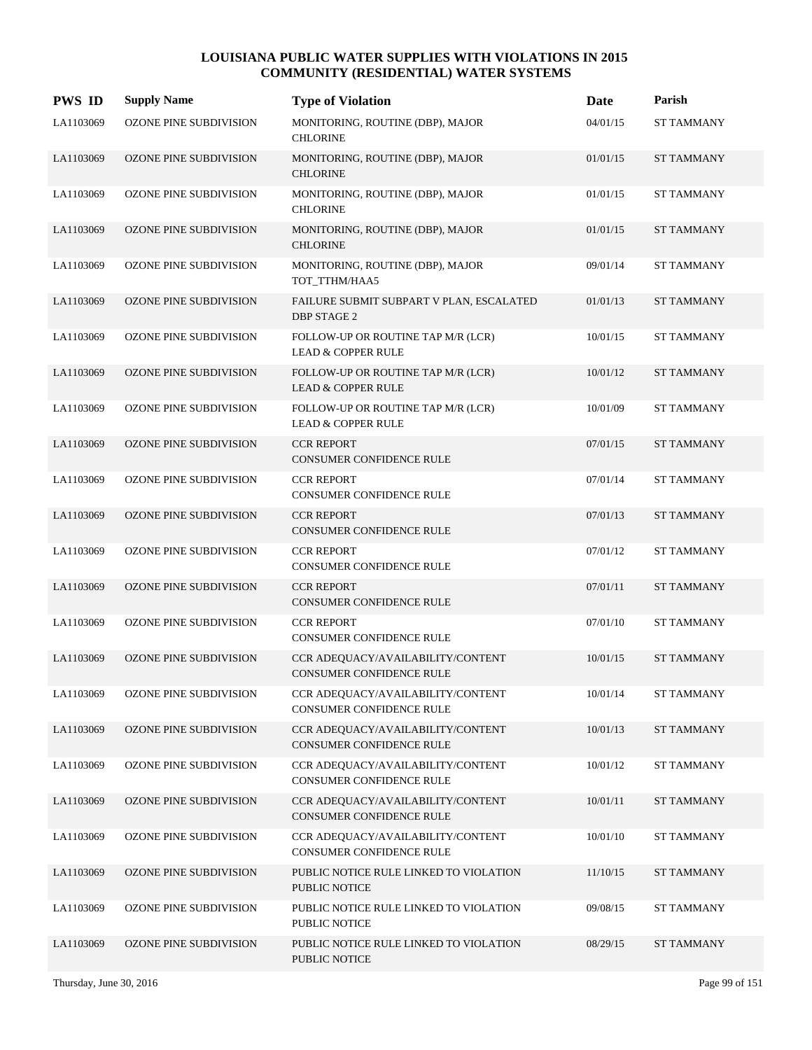# LOUISIANA PUBLIC WATER SUPPLIES WITH VIOLATIONS IN 2015
## COMMUNITY (RESIDENTIAL) WATER SYSTEMS

| PWS ID | Supply Name | Type of Violation | Date | Parish |
|---|---|---|---|---|
| LA1103069 | OZONE PINE SUBDIVISION | MONITORING, ROUTINE (DBP), MAJOR CHLORINE | 04/01/15 | ST TAMMANY |
| LA1103069 | OZONE PINE SUBDIVISION | MONITORING, ROUTINE (DBP), MAJOR CHLORINE | 01/01/15 | ST TAMMANY |
| LA1103069 | OZONE PINE SUBDIVISION | MONITORING, ROUTINE (DBP), MAJOR CHLORINE | 01/01/15 | ST TAMMANY |
| LA1103069 | OZONE PINE SUBDIVISION | MONITORING, ROUTINE (DBP), MAJOR CHLORINE | 01/01/15 | ST TAMMANY |
| LA1103069 | OZONE PINE SUBDIVISION | MONITORING, ROUTINE (DBP), MAJOR TOT_TTHM/HAA5 | 09/01/14 | ST TAMMANY |
| LA1103069 | OZONE PINE SUBDIVISION | FAILURE SUBMIT SUBPART V PLAN, ESCALATED DBP STAGE 2 | 01/01/13 | ST TAMMANY |
| LA1103069 | OZONE PINE SUBDIVISION | FOLLOW-UP OR ROUTINE TAP M/R (LCR) LEAD & COPPER RULE | 10/01/15 | ST TAMMANY |
| LA1103069 | OZONE PINE SUBDIVISION | FOLLOW-UP OR ROUTINE TAP M/R (LCR) LEAD & COPPER RULE | 10/01/12 | ST TAMMANY |
| LA1103069 | OZONE PINE SUBDIVISION | FOLLOW-UP OR ROUTINE TAP M/R (LCR) LEAD & COPPER RULE | 10/01/09 | ST TAMMANY |
| LA1103069 | OZONE PINE SUBDIVISION | CCR REPORT CONSUMER CONFIDENCE RULE | 07/01/15 | ST TAMMANY |
| LA1103069 | OZONE PINE SUBDIVISION | CCR REPORT CONSUMER CONFIDENCE RULE | 07/01/14 | ST TAMMANY |
| LA1103069 | OZONE PINE SUBDIVISION | CCR REPORT CONSUMER CONFIDENCE RULE | 07/01/13 | ST TAMMANY |
| LA1103069 | OZONE PINE SUBDIVISION | CCR REPORT CONSUMER CONFIDENCE RULE | 07/01/12 | ST TAMMANY |
| LA1103069 | OZONE PINE SUBDIVISION | CCR REPORT CONSUMER CONFIDENCE RULE | 07/01/11 | ST TAMMANY |
| LA1103069 | OZONE PINE SUBDIVISION | CCR REPORT CONSUMER CONFIDENCE RULE | 07/01/10 | ST TAMMANY |
| LA1103069 | OZONE PINE SUBDIVISION | CCR ADEQUACY/AVAILABILITY/CONTENT CONSUMER CONFIDENCE RULE | 10/01/15 | ST TAMMANY |
| LA1103069 | OZONE PINE SUBDIVISION | CCR ADEQUACY/AVAILABILITY/CONTENT CONSUMER CONFIDENCE RULE | 10/01/14 | ST TAMMANY |
| LA1103069 | OZONE PINE SUBDIVISION | CCR ADEQUACY/AVAILABILITY/CONTENT CONSUMER CONFIDENCE RULE | 10/01/13 | ST TAMMANY |
| LA1103069 | OZONE PINE SUBDIVISION | CCR ADEQUACY/AVAILABILITY/CONTENT CONSUMER CONFIDENCE RULE | 10/01/12 | ST TAMMANY |
| LA1103069 | OZONE PINE SUBDIVISION | CCR ADEQUACY/AVAILABILITY/CONTENT CONSUMER CONFIDENCE RULE | 10/01/11 | ST TAMMANY |
| LA1103069 | OZONE PINE SUBDIVISION | CCR ADEQUACY/AVAILABILITY/CONTENT CONSUMER CONFIDENCE RULE | 10/01/10 | ST TAMMANY |
| LA1103069 | OZONE PINE SUBDIVISION | PUBLIC NOTICE RULE LINKED TO VIOLATION PUBLIC NOTICE | 11/10/15 | ST TAMMANY |
| LA1103069 | OZONE PINE SUBDIVISION | PUBLIC NOTICE RULE LINKED TO VIOLATION PUBLIC NOTICE | 09/08/15 | ST TAMMANY |
| LA1103069 | OZONE PINE SUBDIVISION | PUBLIC NOTICE RULE LINKED TO VIOLATION PUBLIC NOTICE | 08/29/15 | ST TAMMANY |

Thursday, June 30, 2016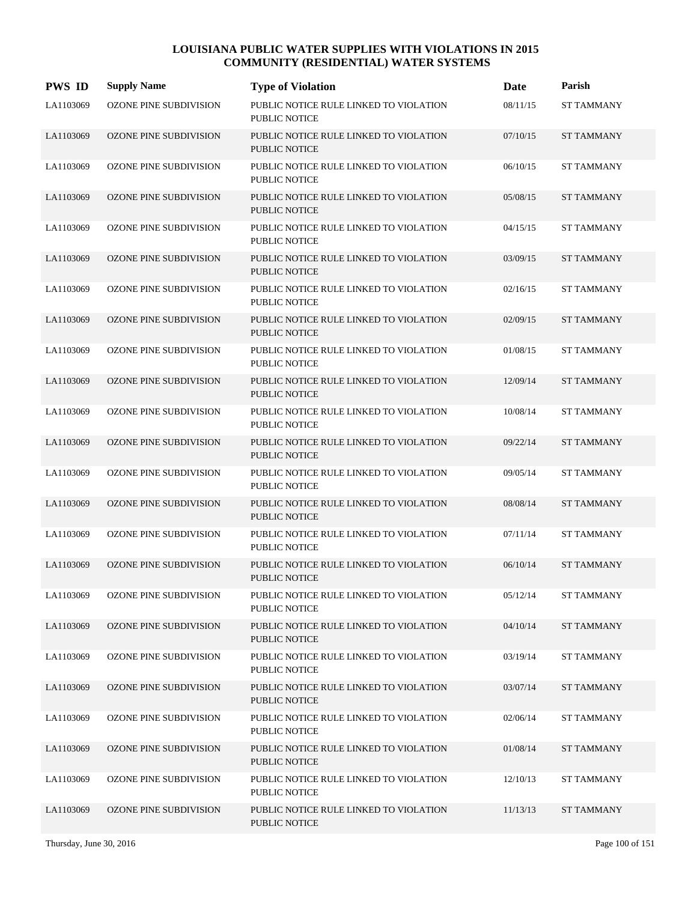# LOUISIANA PUBLIC WATER SUPPLIES WITH VIOLATIONS IN 2015
## COMMUNITY (RESIDENTIAL) WATER SYSTEMS

| PWS ID | Supply Name | Type of Violation | Date | Parish |
|---|---|---|---|---|
| LA1103069 | OZONE PINE SUBDIVISION | PUBLIC NOTICE RULE LINKED TO VIOLATION PUBLIC NOTICE | 08/11/15 | ST TAMMANY |
| LA1103069 | OZONE PINE SUBDIVISION | PUBLIC NOTICE RULE LINKED TO VIOLATION PUBLIC NOTICE | 07/10/15 | ST TAMMANY |
| LA1103069 | OZONE PINE SUBDIVISION | PUBLIC NOTICE RULE LINKED TO VIOLATION PUBLIC NOTICE | 06/10/15 | ST TAMMANY |
| LA1103069 | OZONE PINE SUBDIVISION | PUBLIC NOTICE RULE LINKED TO VIOLATION PUBLIC NOTICE | 05/08/15 | ST TAMMANY |
| LA1103069 | OZONE PINE SUBDIVISION | PUBLIC NOTICE RULE LINKED TO VIOLATION PUBLIC NOTICE | 04/15/15 | ST TAMMANY |
| LA1103069 | OZONE PINE SUBDIVISION | PUBLIC NOTICE RULE LINKED TO VIOLATION PUBLIC NOTICE | 03/09/15 | ST TAMMANY |
| LA1103069 | OZONE PINE SUBDIVISION | PUBLIC NOTICE RULE LINKED TO VIOLATION PUBLIC NOTICE | 02/16/15 | ST TAMMANY |
| LA1103069 | OZONE PINE SUBDIVISION | PUBLIC NOTICE RULE LINKED TO VIOLATION PUBLIC NOTICE | 02/09/15 | ST TAMMANY |
| LA1103069 | OZONE PINE SUBDIVISION | PUBLIC NOTICE RULE LINKED TO VIOLATION PUBLIC NOTICE | 01/08/15 | ST TAMMANY |
| LA1103069 | OZONE PINE SUBDIVISION | PUBLIC NOTICE RULE LINKED TO VIOLATION PUBLIC NOTICE | 12/09/14 | ST TAMMANY |
| LA1103069 | OZONE PINE SUBDIVISION | PUBLIC NOTICE RULE LINKED TO VIOLATION PUBLIC NOTICE | 10/08/14 | ST TAMMANY |
| LA1103069 | OZONE PINE SUBDIVISION | PUBLIC NOTICE RULE LINKED TO VIOLATION PUBLIC NOTICE | 09/22/14 | ST TAMMANY |
| LA1103069 | OZONE PINE SUBDIVISION | PUBLIC NOTICE RULE LINKED TO VIOLATION PUBLIC NOTICE | 09/05/14 | ST TAMMANY |
| LA1103069 | OZONE PINE SUBDIVISION | PUBLIC NOTICE RULE LINKED TO VIOLATION PUBLIC NOTICE | 08/08/14 | ST TAMMANY |
| LA1103069 | OZONE PINE SUBDIVISION | PUBLIC NOTICE RULE LINKED TO VIOLATION PUBLIC NOTICE | 07/11/14 | ST TAMMANY |
| LA1103069 | OZONE PINE SUBDIVISION | PUBLIC NOTICE RULE LINKED TO VIOLATION PUBLIC NOTICE | 06/10/14 | ST TAMMANY |
| LA1103069 | OZONE PINE SUBDIVISION | PUBLIC NOTICE RULE LINKED TO VIOLATION PUBLIC NOTICE | 05/12/14 | ST TAMMANY |
| LA1103069 | OZONE PINE SUBDIVISION | PUBLIC NOTICE RULE LINKED TO VIOLATION PUBLIC NOTICE | 04/10/14 | ST TAMMANY |
| LA1103069 | OZONE PINE SUBDIVISION | PUBLIC NOTICE RULE LINKED TO VIOLATION PUBLIC NOTICE | 03/19/14 | ST TAMMANY |
| LA1103069 | OZONE PINE SUBDIVISION | PUBLIC NOTICE RULE LINKED TO VIOLATION PUBLIC NOTICE | 03/07/14 | ST TAMMANY |
| LA1103069 | OZONE PINE SUBDIVISION | PUBLIC NOTICE RULE LINKED TO VIOLATION PUBLIC NOTICE | 02/06/14 | ST TAMMANY |
| LA1103069 | OZONE PINE SUBDIVISION | PUBLIC NOTICE RULE LINKED TO VIOLATION PUBLIC NOTICE | 01/08/14 | ST TAMMANY |
| LA1103069 | OZONE PINE SUBDIVISION | PUBLIC NOTICE RULE LINKED TO VIOLATION PUBLIC NOTICE | 12/10/13 | ST TAMMANY |
| LA1103069 | OZONE PINE SUBDIVISION | PUBLIC NOTICE RULE LINKED TO VIOLATION PUBLIC NOTICE | 11/13/13 | ST TAMMANY |

Thursday, June 30, 2016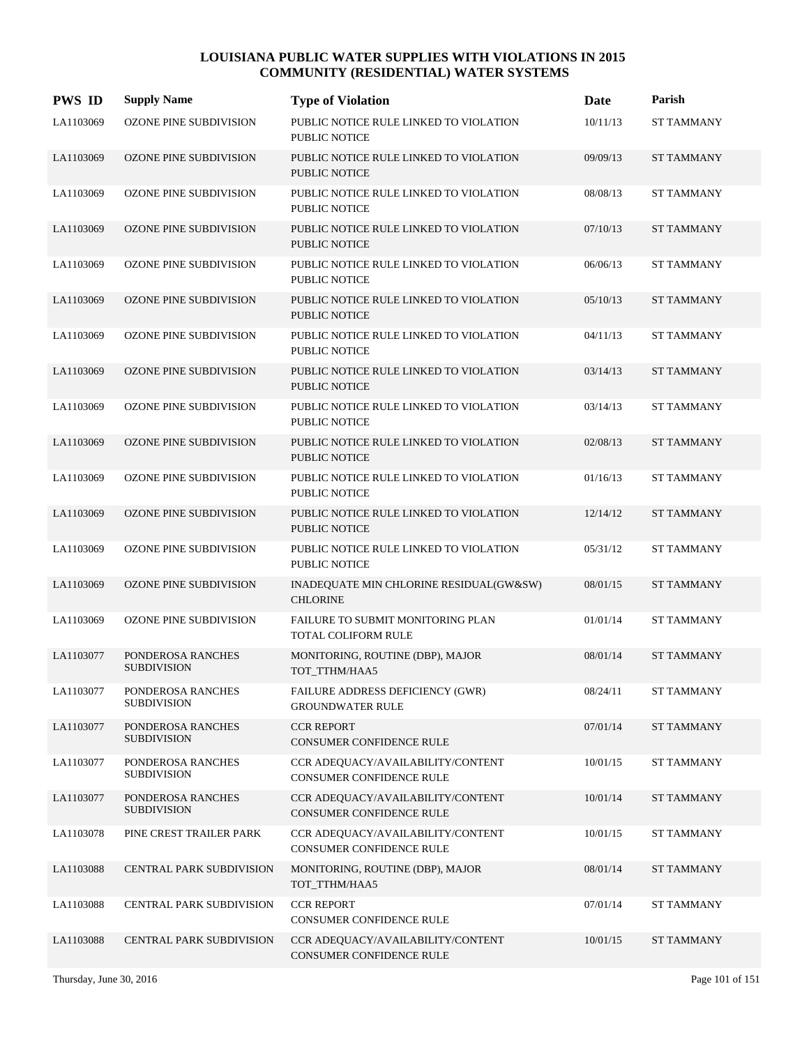# LOUISIANA PUBLIC WATER SUPPLIES WITH VIOLATIONS IN 2015
## COMMUNITY (RESIDENTIAL) WATER SYSTEMS

| PWS ID | Supply Name | Type of Violation | Date | Parish |
|---|---|---|---|---|
| LA1103069 | OZONE PINE SUBDIVISION | PUBLIC NOTICE RULE LINKED TO VIOLATION PUBLIC NOTICE | 10/11/13 | ST TAMMANY |
| LA1103069 | OZONE PINE SUBDIVISION | PUBLIC NOTICE RULE LINKED TO VIOLATION PUBLIC NOTICE | 09/09/13 | ST TAMMANY |
| LA1103069 | OZONE PINE SUBDIVISION | PUBLIC NOTICE RULE LINKED TO VIOLATION PUBLIC NOTICE | 08/08/13 | ST TAMMANY |
| LA1103069 | OZONE PINE SUBDIVISION | PUBLIC NOTICE RULE LINKED TO VIOLATION PUBLIC NOTICE | 07/10/13 | ST TAMMANY |
| LA1103069 | OZONE PINE SUBDIVISION | PUBLIC NOTICE RULE LINKED TO VIOLATION PUBLIC NOTICE | 06/06/13 | ST TAMMANY |
| LA1103069 | OZONE PINE SUBDIVISION | PUBLIC NOTICE RULE LINKED TO VIOLATION PUBLIC NOTICE | 05/10/13 | ST TAMMANY |
| LA1103069 | OZONE PINE SUBDIVISION | PUBLIC NOTICE RULE LINKED TO VIOLATION PUBLIC NOTICE | 04/11/13 | ST TAMMANY |
| LA1103069 | OZONE PINE SUBDIVISION | PUBLIC NOTICE RULE LINKED TO VIOLATION PUBLIC NOTICE | 03/14/13 | ST TAMMANY |
| LA1103069 | OZONE PINE SUBDIVISION | PUBLIC NOTICE RULE LINKED TO VIOLATION PUBLIC NOTICE | 03/14/13 | ST TAMMANY |
| LA1103069 | OZONE PINE SUBDIVISION | PUBLIC NOTICE RULE LINKED TO VIOLATION PUBLIC NOTICE | 02/08/13 | ST TAMMANY |
| LA1103069 | OZONE PINE SUBDIVISION | PUBLIC NOTICE RULE LINKED TO VIOLATION PUBLIC NOTICE | 01/16/13 | ST TAMMANY |
| LA1103069 | OZONE PINE SUBDIVISION | PUBLIC NOTICE RULE LINKED TO VIOLATION PUBLIC NOTICE | 12/14/12 | ST TAMMANY |
| LA1103069 | OZONE PINE SUBDIVISION | PUBLIC NOTICE RULE LINKED TO VIOLATION PUBLIC NOTICE | 05/31/12 | ST TAMMANY |
| LA1103069 | OZONE PINE SUBDIVISION | INADEQUATE MIN CHLORINE RESIDUAL(GW&SW) CHLORINE | 08/01/15 | ST TAMMANY |
| LA1103069 | OZONE PINE SUBDIVISION | FAILURE TO SUBMIT MONITORING PLAN TOTAL COLIFORM RULE | 01/01/14 | ST TAMMANY |
| LA1103077 | PONDEROSA RANCHES SUBDIVISION | MONITORING, ROUTINE (DBP), MAJOR TOT_TTHM/HAA5 | 08/01/14 | ST TAMMANY |
| LA1103077 | PONDEROSA RANCHES SUBDIVISION | FAILURE ADDRESS DEFICIENCY (GWR) GROUNDWATER RULE | 08/24/11 | ST TAMMANY |
| LA1103077 | PONDEROSA RANCHES SUBDIVISION | CCR REPORT CONSUMER CONFIDENCE RULE | 07/01/14 | ST TAMMANY |
| LA1103077 | PONDEROSA RANCHES SUBDIVISION | CCR ADEQUACY/AVAILABILITY/CONTENT CONSUMER CONFIDENCE RULE | 10/01/15 | ST TAMMANY |
| LA1103077 | PONDEROSA RANCHES SUBDIVISION | CCR ADEQUACY/AVAILABILITY/CONTENT CONSUMER CONFIDENCE RULE | 10/01/14 | ST TAMMANY |
| LA1103078 | PINE CREST TRAILER PARK | CCR ADEQUACY/AVAILABILITY/CONTENT CONSUMER CONFIDENCE RULE | 10/01/15 | ST TAMMANY |
| LA1103088 | CENTRAL PARK SUBDIVISION | MONITORING, ROUTINE (DBP), MAJOR TOT_TTHM/HAA5 | 08/01/14 | ST TAMMANY |
| LA1103088 | CENTRAL PARK SUBDIVISION | CCR REPORT CONSUMER CONFIDENCE RULE | 07/01/14 | ST TAMMANY |
| LA1103088 | CENTRAL PARK SUBDIVISION | CCR ADEQUACY/AVAILABILITY/CONTENT CONSUMER CONFIDENCE RULE | 10/01/15 | ST TAMMANY |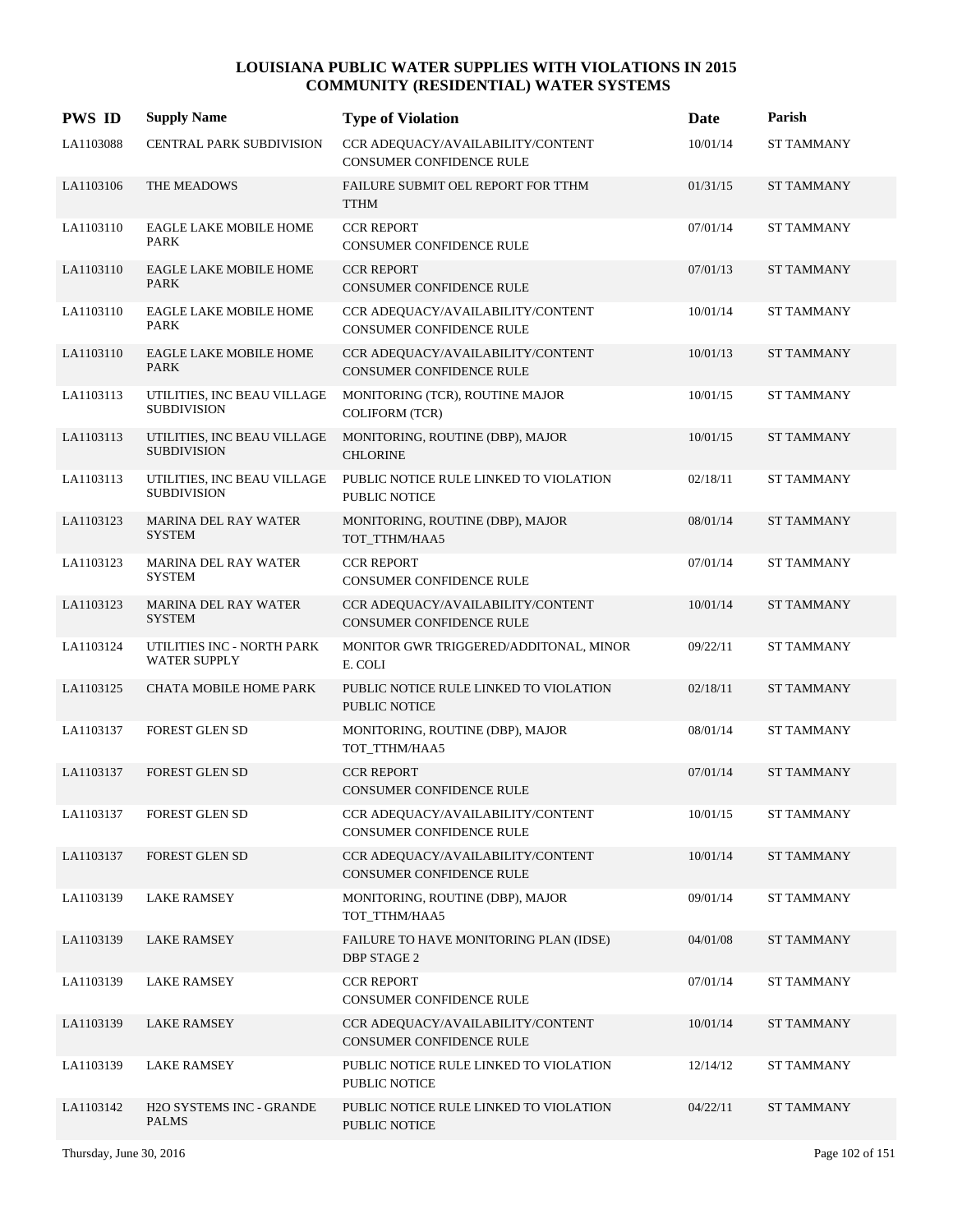# LOUISIANA PUBLIC WATER SUPPLIES WITH VIOLATIONS IN 2015
## COMMUNITY (RESIDENTIAL) WATER SYSTEMS

| PWS ID | Supply Name | Type of Violation | Date | Parish |
|---|---|---|---|---|
| LA1103088 | CENTRAL PARK SUBDIVISION | CCR ADEQUACY/AVAILABILITY/CONTENT CONSUMER CONFIDENCE RULE | 10/01/14 | ST TAMMANY |
| LA1103106 | THE MEADOWS | FAILURE SUBMIT OEL REPORT FOR TTHM TTHM | 01/31/15 | ST TAMMANY |
| LA1103110 | EAGLE LAKE MOBILE HOME PARK | CCR REPORT CONSUMER CONFIDENCE RULE | 07/01/14 | ST TAMMANY |
| LA1103110 | EAGLE LAKE MOBILE HOME PARK | CCR REPORT CONSUMER CONFIDENCE RULE | 07/01/13 | ST TAMMANY |
| LA1103110 | EAGLE LAKE MOBILE HOME PARK | CCR ADEQUACY/AVAILABILITY/CONTENT CONSUMER CONFIDENCE RULE | 10/01/14 | ST TAMMANY |
| LA1103110 | EAGLE LAKE MOBILE HOME PARK | CCR ADEQUACY/AVAILABILITY/CONTENT CONSUMER CONFIDENCE RULE | 10/01/13 | ST TAMMANY |
| LA1103113 | UTILITIES, INC BEAU VILLAGE SUBDIVISION | MONITORING (TCR), ROUTINE MAJOR COLIFORM (TCR) | 10/01/15 | ST TAMMANY |
| LA1103113 | UTILITIES, INC BEAU VILLAGE SUBDIVISION | MONITORING, ROUTINE (DBP), MAJOR CHLORINE | 10/01/15 | ST TAMMANY |
| LA1103113 | UTILITIES, INC BEAU VILLAGE SUBDIVISION | PUBLIC NOTICE RULE LINKED TO VIOLATION PUBLIC NOTICE | 02/18/11 | ST TAMMANY |
| LA1103123 | MARINA DEL RAY WATER SYSTEM | MONITORING, ROUTINE (DBP), MAJOR TOT_TTHM/HAA5 | 08/01/14 | ST TAMMANY |
| LA1103123 | MARINA DEL RAY WATER SYSTEM | CCR REPORT CONSUMER CONFIDENCE RULE | 07/01/14 | ST TAMMANY |
| LA1103123 | MARINA DEL RAY WATER SYSTEM | CCR ADEQUACY/AVAILABILITY/CONTENT CONSUMER CONFIDENCE RULE | 10/01/14 | ST TAMMANY |
| LA1103124 | UTILITIES INC - NORTH PARK WATER SUPPLY | MONITOR GWR TRIGGERED/ADDITONAL, MINOR E. COLI | 09/22/11 | ST TAMMANY |
| LA1103125 | CHATA MOBILE HOME PARK | PUBLIC NOTICE RULE LINKED TO VIOLATION PUBLIC NOTICE | 02/18/11 | ST TAMMANY |
| LA1103137 | FOREST GLEN SD | MONITORING, ROUTINE (DBP), MAJOR TOT_TTHM/HAA5 | 08/01/14 | ST TAMMANY |
| LA1103137 | FOREST GLEN SD | CCR REPORT CONSUMER CONFIDENCE RULE | 07/01/14 | ST TAMMANY |
| LA1103137 | FOREST GLEN SD | CCR ADEQUACY/AVAILABILITY/CONTENT CONSUMER CONFIDENCE RULE | 10/01/15 | ST TAMMANY |
| LA1103137 | FOREST GLEN SD | CCR ADEQUACY/AVAILABILITY/CONTENT CONSUMER CONFIDENCE RULE | 10/01/14 | ST TAMMANY |
| LA1103139 | LAKE RAMSEY | MONITORING, ROUTINE (DBP), MAJOR TOT_TTHM/HAA5 | 09/01/14 | ST TAMMANY |
| LA1103139 | LAKE RAMSEY | FAILURE TO HAVE MONITORING PLAN (IDSE) DBP STAGE 2 | 04/01/08 | ST TAMMANY |
| LA1103139 | LAKE RAMSEY | CCR REPORT CONSUMER CONFIDENCE RULE | 07/01/14 | ST TAMMANY |
| LA1103139 | LAKE RAMSEY | CCR ADEQUACY/AVAILABILITY/CONTENT CONSUMER CONFIDENCE RULE | 10/01/14 | ST TAMMANY |
| LA1103139 | LAKE RAMSEY | PUBLIC NOTICE RULE LINKED TO VIOLATION PUBLIC NOTICE | 12/14/12 | ST TAMMANY |
| LA1103142 | H2O SYSTEMS INC - GRANDE PALMS | PUBLIC NOTICE RULE LINKED TO VIOLATION PUBLIC NOTICE | 04/22/11 | ST TAMMANY |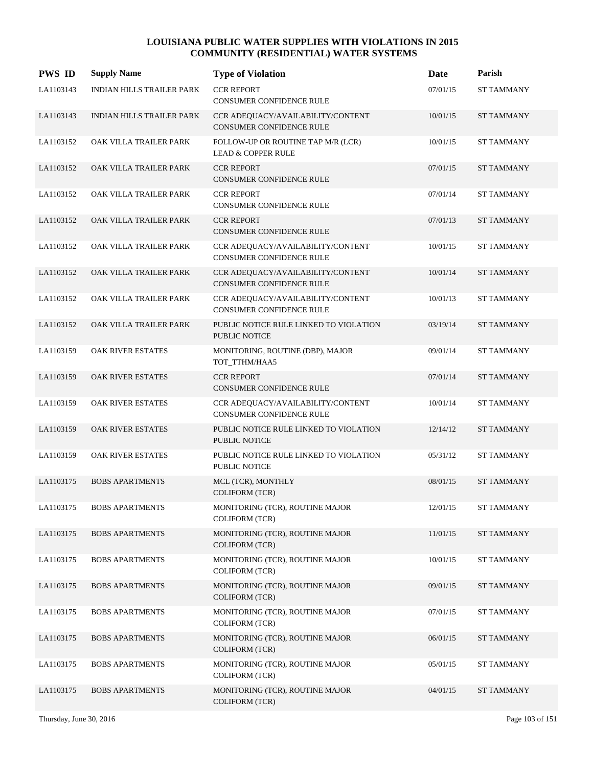# LOUISIANA PUBLIC WATER SUPPLIES WITH VIOLATIONS IN 2015
## COMMUNITY (RESIDENTIAL) WATER SYSTEMS

| PWS ID | Supply Name | Type of Violation | Date | Parish |
|---|---|---|---|---|
| LA1103143 | INDIAN HILLS TRAILER PARK | CCR REPORT<br>CONSUMER CONFIDENCE RULE | 07/01/15 | ST TAMMANY |
| LA1103143 | INDIAN HILLS TRAILER PARK | CCR ADEQUACY/AVAILABILITY/CONTENT<br>CONSUMER CONFIDENCE RULE | 10/01/15 | ST TAMMANY |
| LA1103152 | OAK VILLA TRAILER PARK | FOLLOW-UP OR ROUTINE TAP M/R (LCR)<br>LEAD & COPPER RULE | 10/01/15 | ST TAMMANY |
| LA1103152 | OAK VILLA TRAILER PARK | CCR REPORT<br>CONSUMER CONFIDENCE RULE | 07/01/15 | ST TAMMANY |
| LA1103152 | OAK VILLA TRAILER PARK | CCR REPORT<br>CONSUMER CONFIDENCE RULE | 07/01/14 | ST TAMMANY |
| LA1103152 | OAK VILLA TRAILER PARK | CCR REPORT<br>CONSUMER CONFIDENCE RULE | 07/01/13 | ST TAMMANY |
| LA1103152 | OAK VILLA TRAILER PARK | CCR ADEQUACY/AVAILABILITY/CONTENT<br>CONSUMER CONFIDENCE RULE | 10/01/15 | ST TAMMANY |
| LA1103152 | OAK VILLA TRAILER PARK | CCR ADEQUACY/AVAILABILITY/CONTENT<br>CONSUMER CONFIDENCE RULE | 10/01/14 | ST TAMMANY |
| LA1103152 | OAK VILLA TRAILER PARK | CCR ADEQUACY/AVAILABILITY/CONTENT<br>CONSUMER CONFIDENCE RULE | 10/01/13 | ST TAMMANY |
| LA1103152 | OAK VILLA TRAILER PARK | PUBLIC NOTICE RULE LINKED TO VIOLATION<br>PUBLIC NOTICE | 03/19/14 | ST TAMMANY |
| LA1103159 | OAK RIVER ESTATES | MONITORING, ROUTINE (DBP), MAJOR<br>TOT_TTHM/HAA5 | 09/01/14 | ST TAMMANY |
| LA1103159 | OAK RIVER ESTATES | CCR REPORT<br>CONSUMER CONFIDENCE RULE | 07/01/14 | ST TAMMANY |
| LA1103159 | OAK RIVER ESTATES | CCR ADEQUACY/AVAILABILITY/CONTENT<br>CONSUMER CONFIDENCE RULE | 10/01/14 | ST TAMMANY |
| LA1103159 | OAK RIVER ESTATES | PUBLIC NOTICE RULE LINKED TO VIOLATION<br>PUBLIC NOTICE | 12/14/12 | ST TAMMANY |
| LA1103159 | OAK RIVER ESTATES | PUBLIC NOTICE RULE LINKED TO VIOLATION<br>PUBLIC NOTICE | 05/31/12 | ST TAMMANY |
| LA1103175 | BOBS APARTMENTS | MCL (TCR), MONTHLY<br>COLIFORM (TCR) | 08/01/15 | ST TAMMANY |
| LA1103175 | BOBS APARTMENTS | MONITORING (TCR), ROUTINE MAJOR<br>COLIFORM (TCR) | 12/01/15 | ST TAMMANY |
| LA1103175 | BOBS APARTMENTS | MONITORING (TCR), ROUTINE MAJOR<br>COLIFORM (TCR) | 11/01/15 | ST TAMMANY |
| LA1103175 | BOBS APARTMENTS | MONITORING (TCR), ROUTINE MAJOR<br>COLIFORM (TCR) | 10/01/15 | ST TAMMANY |
| LA1103175 | BOBS APARTMENTS | MONITORING (TCR), ROUTINE MAJOR<br>COLIFORM (TCR) | 09/01/15 | ST TAMMANY |
| LA1103175 | BOBS APARTMENTS | MONITORING (TCR), ROUTINE MAJOR<br>COLIFORM (TCR) | 07/01/15 | ST TAMMANY |
| LA1103175 | BOBS APARTMENTS | MONITORING (TCR), ROUTINE MAJOR<br>COLIFORM (TCR) | 06/01/15 | ST TAMMANY |
| LA1103175 | BOBS APARTMENTS | MONITORING (TCR), ROUTINE MAJOR<br>COLIFORM (TCR) | 05/01/15 | ST TAMMANY |
| LA1103175 | BOBS APARTMENTS | MONITORING (TCR), ROUTINE MAJOR<br>COLIFORM (TCR) | 04/01/15 | ST TAMMANY |

Thursday, June 30, 2016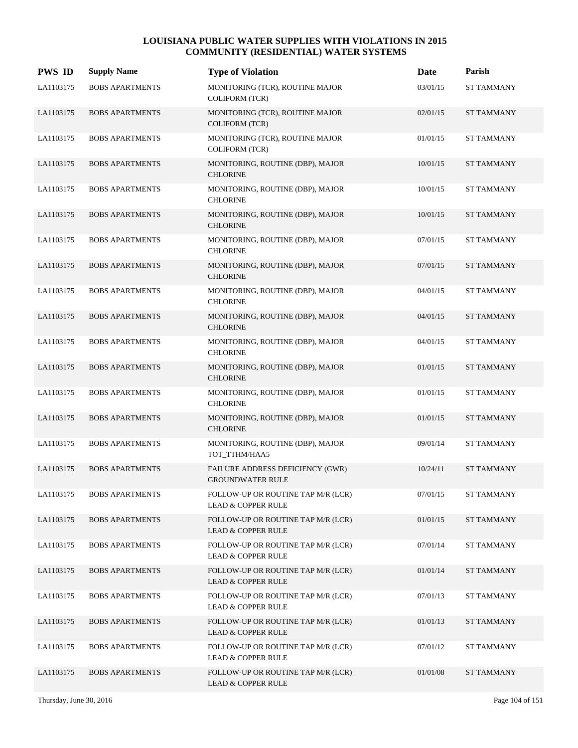# LOUISIANA PUBLIC WATER SUPPLIES WITH VIOLATIONS IN 2015
## COMMUNITY (RESIDENTIAL) WATER SYSTEMS

| PWS ID | Supply Name | Type of Violation | Date | Parish |
|---|---|---|---|---|
| LA1103175 | BOBS APARTMENTS | MONITORING (TCR), ROUTINE MAJOR COLIFORM (TCR) | 03/01/15 | ST TAMMANY |
| LA1103175 | BOBS APARTMENTS | MONITORING (TCR), ROUTINE MAJOR COLIFORM (TCR) | 02/01/15 | ST TAMMANY |
| LA1103175 | BOBS APARTMENTS | MONITORING (TCR), ROUTINE MAJOR COLIFORM (TCR) | 01/01/15 | ST TAMMANY |
| LA1103175 | BOBS APARTMENTS | MONITORING, ROUTINE (DBP), MAJOR CHLORINE | 10/01/15 | ST TAMMANY |
| LA1103175 | BOBS APARTMENTS | MONITORING, ROUTINE (DBP), MAJOR CHLORINE | 10/01/15 | ST TAMMANY |
| LA1103175 | BOBS APARTMENTS | MONITORING, ROUTINE (DBP), MAJOR CHLORINE | 10/01/15 | ST TAMMANY |
| LA1103175 | BOBS APARTMENTS | MONITORING, ROUTINE (DBP), MAJOR CHLORINE | 07/01/15 | ST TAMMANY |
| LA1103175 | BOBS APARTMENTS | MONITORING, ROUTINE (DBP), MAJOR CHLORINE | 07/01/15 | ST TAMMANY |
| LA1103175 | BOBS APARTMENTS | MONITORING, ROUTINE (DBP), MAJOR CHLORINE | 04/01/15 | ST TAMMANY |
| LA1103175 | BOBS APARTMENTS | MONITORING, ROUTINE (DBP), MAJOR CHLORINE | 04/01/15 | ST TAMMANY |
| LA1103175 | BOBS APARTMENTS | MONITORING, ROUTINE (DBP), MAJOR CHLORINE | 04/01/15 | ST TAMMANY |
| LA1103175 | BOBS APARTMENTS | MONITORING, ROUTINE (DBP), MAJOR CHLORINE | 01/01/15 | ST TAMMANY |
| LA1103175 | BOBS APARTMENTS | MONITORING, ROUTINE (DBP), MAJOR CHLORINE | 01/01/15 | ST TAMMANY |
| LA1103175 | BOBS APARTMENTS | MONITORING, ROUTINE (DBP), MAJOR CHLORINE | 01/01/15 | ST TAMMANY |
| LA1103175 | BOBS APARTMENTS | MONITORING, ROUTINE (DBP), MAJOR TOT_TTHM/HAA5 | 09/01/14 | ST TAMMANY |
| LA1103175 | BOBS APARTMENTS | FAILURE ADDRESS DEFICIENCY (GWR) GROUNDWATER RULE | 10/24/11 | ST TAMMANY |
| LA1103175 | BOBS APARTMENTS | FOLLOW-UP OR ROUTINE TAP M/R (LCR) LEAD & COPPER RULE | 07/01/15 | ST TAMMANY |
| LA1103175 | BOBS APARTMENTS | FOLLOW-UP OR ROUTINE TAP M/R (LCR) LEAD & COPPER RULE | 01/01/15 | ST TAMMANY |
| LA1103175 | BOBS APARTMENTS | FOLLOW-UP OR ROUTINE TAP M/R (LCR) LEAD & COPPER RULE | 07/01/14 | ST TAMMANY |
| LA1103175 | BOBS APARTMENTS | FOLLOW-UP OR ROUTINE TAP M/R (LCR) LEAD & COPPER RULE | 01/01/14 | ST TAMMANY |
| LA1103175 | BOBS APARTMENTS | FOLLOW-UP OR ROUTINE TAP M/R (LCR) LEAD & COPPER RULE | 07/01/13 | ST TAMMANY |
| LA1103175 | BOBS APARTMENTS | FOLLOW-UP OR ROUTINE TAP M/R (LCR) LEAD & COPPER RULE | 01/01/13 | ST TAMMANY |
| LA1103175 | BOBS APARTMENTS | FOLLOW-UP OR ROUTINE TAP M/R (LCR) LEAD & COPPER RULE | 07/01/12 | ST TAMMANY |
| LA1103175 | BOBS APARTMENTS | FOLLOW-UP OR ROUTINE TAP M/R (LCR) LEAD & COPPER RULE | 01/01/08 | ST TAMMANY |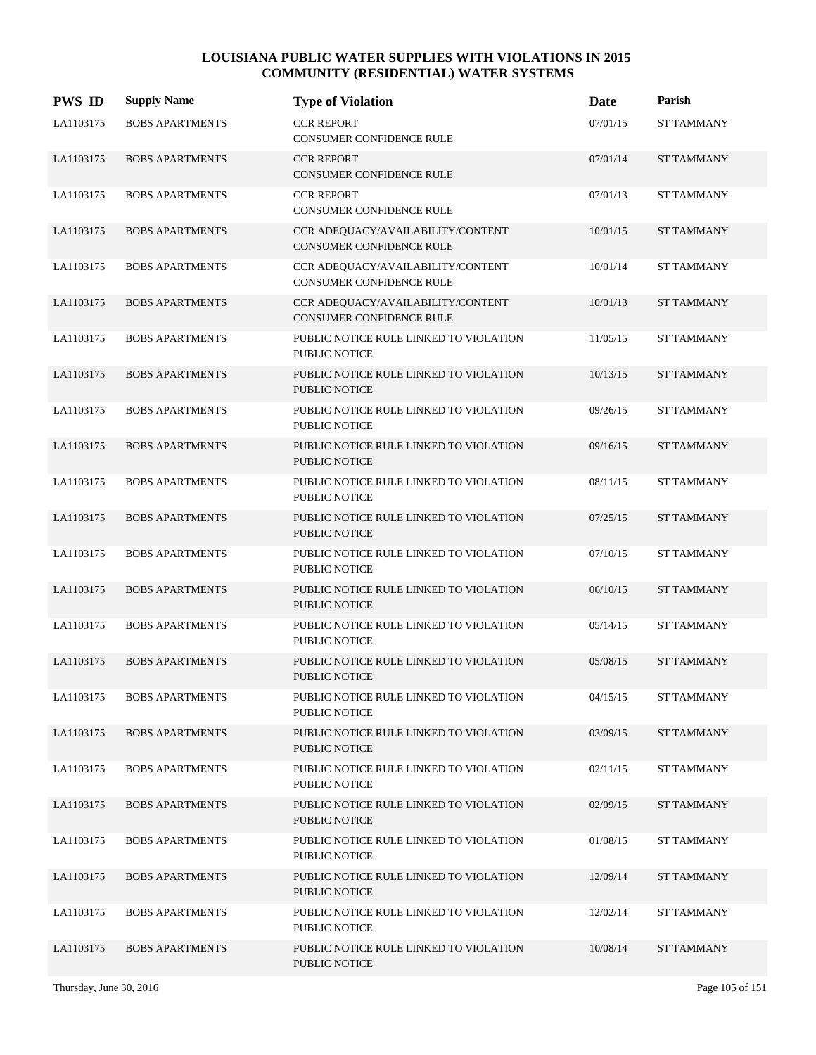# LOUISIANA PUBLIC WATER SUPPLIES WITH VIOLATIONS IN 2015
## COMMUNITY (RESIDENTIAL) WATER SYSTEMS

| PWS ID | Supply Name | Type of Violation | Date | Parish |
|---|---|---|---|---|
| LA1103175 | BOBS APARTMENTS | CCR REPORT<br>CONSUMER CONFIDENCE RULE | 07/01/15 | ST TAMMANY |
| LA1103175 | BOBS APARTMENTS | CCR REPORT<br>CONSUMER CONFIDENCE RULE | 07/01/14 | ST TAMMANY |
| LA1103175 | BOBS APARTMENTS | CCR REPORT<br>CONSUMER CONFIDENCE RULE | 07/01/13 | ST TAMMANY |
| LA1103175 | BOBS APARTMENTS | CCR ADEQUACY/AVAILABILITY/CONTENT<br>CONSUMER CONFIDENCE RULE | 10/01/15 | ST TAMMANY |
| LA1103175 | BOBS APARTMENTS | CCR ADEQUACY/AVAILABILITY/CONTENT<br>CONSUMER CONFIDENCE RULE | 10/01/14 | ST TAMMANY |
| LA1103175 | BOBS APARTMENTS | CCR ADEQUACY/AVAILABILITY/CONTENT<br>CONSUMER CONFIDENCE RULE | 10/01/13 | ST TAMMANY |
| LA1103175 | BOBS APARTMENTS | PUBLIC NOTICE RULE LINKED TO VIOLATION<br>PUBLIC NOTICE | 11/05/15 | ST TAMMANY |
| LA1103175 | BOBS APARTMENTS | PUBLIC NOTICE RULE LINKED TO VIOLATION<br>PUBLIC NOTICE | 10/13/15 | ST TAMMANY |
| LA1103175 | BOBS APARTMENTS | PUBLIC NOTICE RULE LINKED TO VIOLATION<br>PUBLIC NOTICE | 09/26/15 | ST TAMMANY |
| LA1103175 | BOBS APARTMENTS | PUBLIC NOTICE RULE LINKED TO VIOLATION<br>PUBLIC NOTICE | 09/16/15 | ST TAMMANY |
| LA1103175 | BOBS APARTMENTS | PUBLIC NOTICE RULE LINKED TO VIOLATION<br>PUBLIC NOTICE | 08/11/15 | ST TAMMANY |
| LA1103175 | BOBS APARTMENTS | PUBLIC NOTICE RULE LINKED TO VIOLATION<br>PUBLIC NOTICE | 07/25/15 | ST TAMMANY |
| LA1103175 | BOBS APARTMENTS | PUBLIC NOTICE RULE LINKED TO VIOLATION<br>PUBLIC NOTICE | 07/10/15 | ST TAMMANY |
| LA1103175 | BOBS APARTMENTS | PUBLIC NOTICE RULE LINKED TO VIOLATION<br>PUBLIC NOTICE | 06/10/15 | ST TAMMANY |
| LA1103175 | BOBS APARTMENTS | PUBLIC NOTICE RULE LINKED TO VIOLATION<br>PUBLIC NOTICE | 05/14/15 | ST TAMMANY |
| LA1103175 | BOBS APARTMENTS | PUBLIC NOTICE RULE LINKED TO VIOLATION<br>PUBLIC NOTICE | 05/08/15 | ST TAMMANY |
| LA1103175 | BOBS APARTMENTS | PUBLIC NOTICE RULE LINKED TO VIOLATION<br>PUBLIC NOTICE | 04/15/15 | ST TAMMANY |
| LA1103175 | BOBS APARTMENTS | PUBLIC NOTICE RULE LINKED TO VIOLATION<br>PUBLIC NOTICE | 03/09/15 | ST TAMMANY |
| LA1103175 | BOBS APARTMENTS | PUBLIC NOTICE RULE LINKED TO VIOLATION<br>PUBLIC NOTICE | 02/11/15 | ST TAMMANY |
| LA1103175 | BOBS APARTMENTS | PUBLIC NOTICE RULE LINKED TO VIOLATION<br>PUBLIC NOTICE | 02/09/15 | ST TAMMANY |
| LA1103175 | BOBS APARTMENTS | PUBLIC NOTICE RULE LINKED TO VIOLATION<br>PUBLIC NOTICE | 01/08/15 | ST TAMMANY |
| LA1103175 | BOBS APARTMENTS | PUBLIC NOTICE RULE LINKED TO VIOLATION<br>PUBLIC NOTICE | 12/09/14 | ST TAMMANY |
| LA1103175 | BOBS APARTMENTS | PUBLIC NOTICE RULE LINKED TO VIOLATION<br>PUBLIC NOTICE | 12/02/14 | ST TAMMANY |
| LA1103175 | BOBS APARTMENTS | PUBLIC NOTICE RULE LINKED TO VIOLATION<br>PUBLIC NOTICE | 10/08/14 | ST TAMMANY |

Thursday, June 30, 2016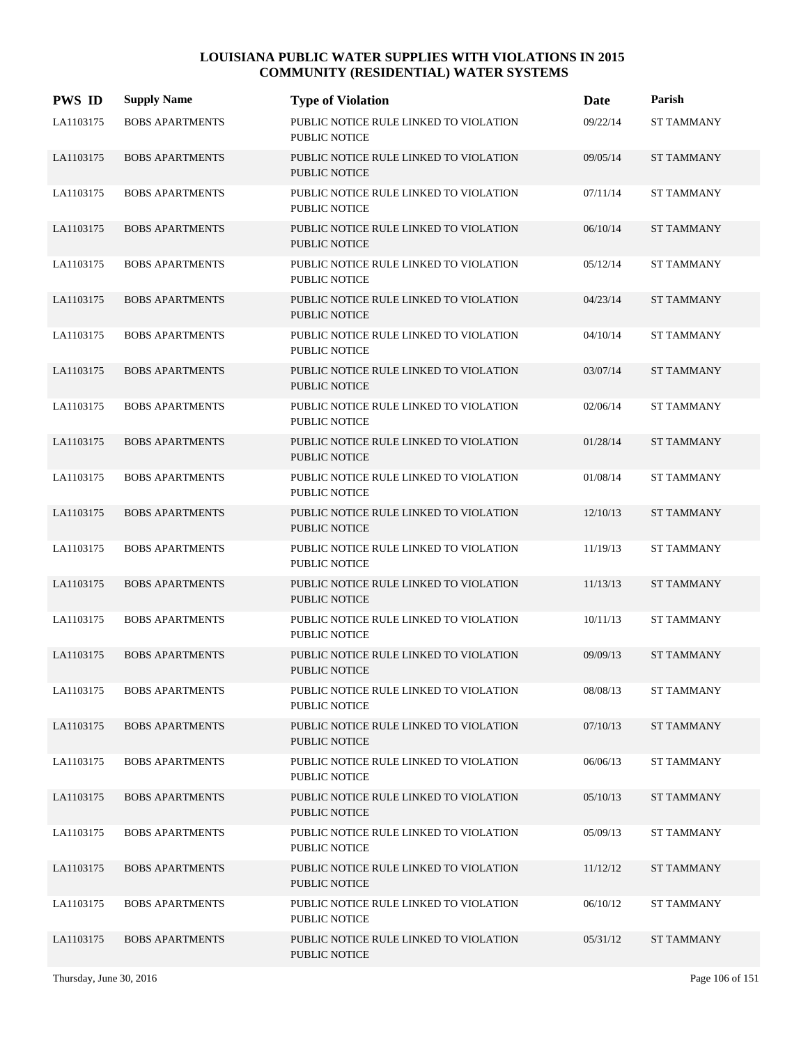# LOUISIANA PUBLIC WATER SUPPLIES WITH VIOLATIONS IN 2015
## COMMUNITY (RESIDENTIAL) WATER SYSTEMS

| PWS ID | Supply Name | Type of Violation | Date | Parish |
|---|---|---|---|---|
| LA1103175 | BOBS APARTMENTS | PUBLIC NOTICE RULE LINKED TO VIOLATION PUBLIC NOTICE | 09/22/14 | ST TAMMANY |
| LA1103175 | BOBS APARTMENTS | PUBLIC NOTICE RULE LINKED TO VIOLATION PUBLIC NOTICE | 09/05/14 | ST TAMMANY |
| LA1103175 | BOBS APARTMENTS | PUBLIC NOTICE RULE LINKED TO VIOLATION PUBLIC NOTICE | 07/11/14 | ST TAMMANY |
| LA1103175 | BOBS APARTMENTS | PUBLIC NOTICE RULE LINKED TO VIOLATION PUBLIC NOTICE | 06/10/14 | ST TAMMANY |
| LA1103175 | BOBS APARTMENTS | PUBLIC NOTICE RULE LINKED TO VIOLATION PUBLIC NOTICE | 05/12/14 | ST TAMMANY |
| LA1103175 | BOBS APARTMENTS | PUBLIC NOTICE RULE LINKED TO VIOLATION PUBLIC NOTICE | 04/23/14 | ST TAMMANY |
| LA1103175 | BOBS APARTMENTS | PUBLIC NOTICE RULE LINKED TO VIOLATION PUBLIC NOTICE | 04/10/14 | ST TAMMANY |
| LA1103175 | BOBS APARTMENTS | PUBLIC NOTICE RULE LINKED TO VIOLATION PUBLIC NOTICE | 03/07/14 | ST TAMMANY |
| LA1103175 | BOBS APARTMENTS | PUBLIC NOTICE RULE LINKED TO VIOLATION PUBLIC NOTICE | 02/06/14 | ST TAMMANY |
| LA1103175 | BOBS APARTMENTS | PUBLIC NOTICE RULE LINKED TO VIOLATION PUBLIC NOTICE | 01/28/14 | ST TAMMANY |
| LA1103175 | BOBS APARTMENTS | PUBLIC NOTICE RULE LINKED TO VIOLATION PUBLIC NOTICE | 01/08/14 | ST TAMMANY |
| LA1103175 | BOBS APARTMENTS | PUBLIC NOTICE RULE LINKED TO VIOLATION PUBLIC NOTICE | 12/10/13 | ST TAMMANY |
| LA1103175 | BOBS APARTMENTS | PUBLIC NOTICE RULE LINKED TO VIOLATION PUBLIC NOTICE | 11/19/13 | ST TAMMANY |
| LA1103175 | BOBS APARTMENTS | PUBLIC NOTICE RULE LINKED TO VIOLATION PUBLIC NOTICE | 11/13/13 | ST TAMMANY |
| LA1103175 | BOBS APARTMENTS | PUBLIC NOTICE RULE LINKED TO VIOLATION PUBLIC NOTICE | 10/11/13 | ST TAMMANY |
| LA1103175 | BOBS APARTMENTS | PUBLIC NOTICE RULE LINKED TO VIOLATION PUBLIC NOTICE | 09/09/13 | ST TAMMANY |
| LA1103175 | BOBS APARTMENTS | PUBLIC NOTICE RULE LINKED TO VIOLATION PUBLIC NOTICE | 08/08/13 | ST TAMMANY |
| LA1103175 | BOBS APARTMENTS | PUBLIC NOTICE RULE LINKED TO VIOLATION PUBLIC NOTICE | 07/10/13 | ST TAMMANY |
| LA1103175 | BOBS APARTMENTS | PUBLIC NOTICE RULE LINKED TO VIOLATION PUBLIC NOTICE | 06/06/13 | ST TAMMANY |
| LA1103175 | BOBS APARTMENTS | PUBLIC NOTICE RULE LINKED TO VIOLATION PUBLIC NOTICE | 05/10/13 | ST TAMMANY |
| LA1103175 | BOBS APARTMENTS | PUBLIC NOTICE RULE LINKED TO VIOLATION PUBLIC NOTICE | 05/09/13 | ST TAMMANY |
| LA1103175 | BOBS APARTMENTS | PUBLIC NOTICE RULE LINKED TO VIOLATION PUBLIC NOTICE | 11/12/12 | ST TAMMANY |
| LA1103175 | BOBS APARTMENTS | PUBLIC NOTICE RULE LINKED TO VIOLATION PUBLIC NOTICE | 06/10/12 | ST TAMMANY |
| LA1103175 | BOBS APARTMENTS | PUBLIC NOTICE RULE LINKED TO VIOLATION PUBLIC NOTICE | 05/31/12 | ST TAMMANY |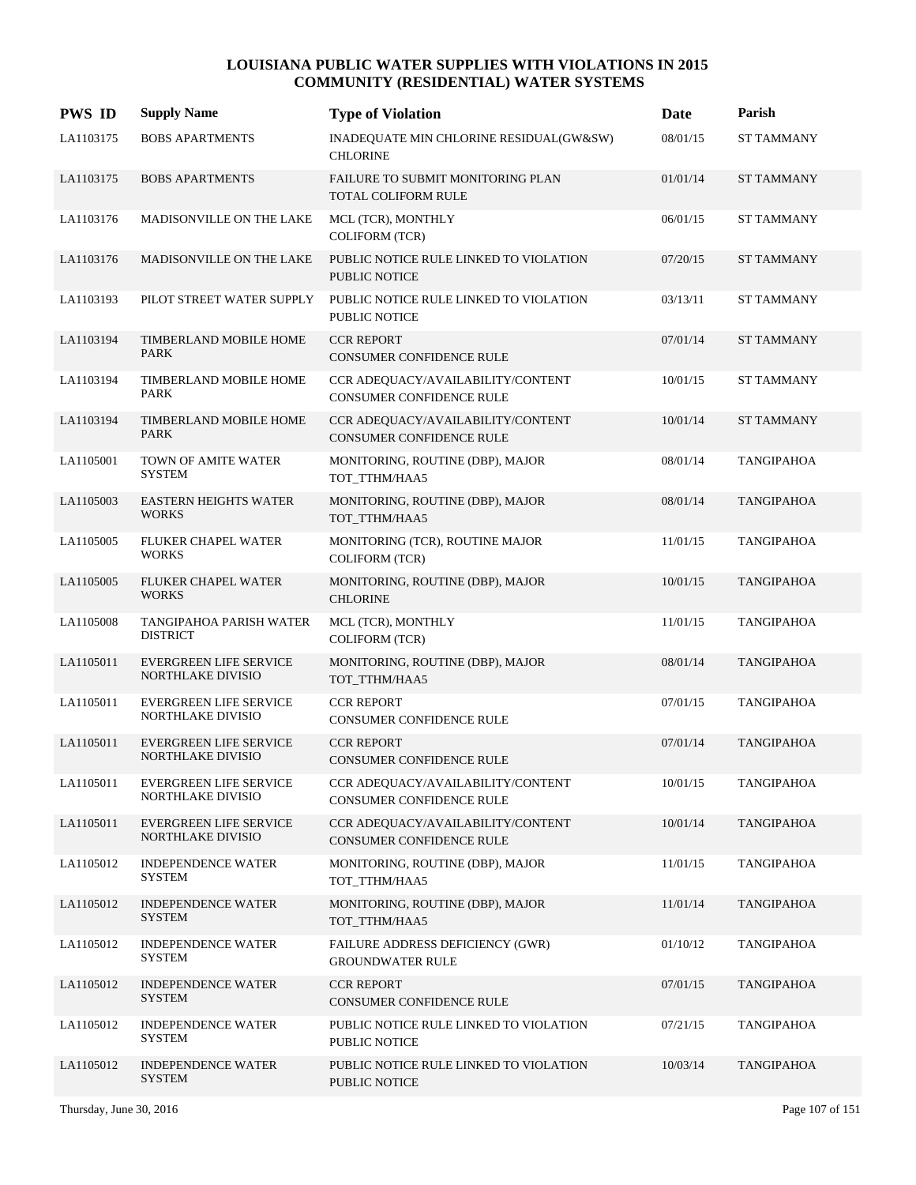# LOUISIANA PUBLIC WATER SUPPLIES WITH VIOLATIONS IN 2015
## COMMUNITY (RESIDENTIAL) WATER SYSTEMS

| PWS ID | Supply Name | Type of Violation | Date | Parish |
|---|---|---|---|---|
| LA1103175 | BOBS APARTMENTS | INADEQUATE MIN CHLORINE RESIDUAL(GW&SW) CHLORINE | 08/01/15 | ST TAMMANY |
| LA1103175 | BOBS APARTMENTS | FAILURE TO SUBMIT MONITORING PLAN TOTAL COLIFORM RULE | 01/01/14 | ST TAMMANY |
| LA1103176 | MADISONVILLE ON THE LAKE | MCL (TCR), MONTHLY COLIFORM (TCR) | 06/01/15 | ST TAMMANY |
| LA1103176 | MADISONVILLE ON THE LAKE | PUBLIC NOTICE RULE LINKED TO VIOLATION PUBLIC NOTICE | 07/20/15 | ST TAMMANY |
| LA1103193 | PILOT STREET WATER SUPPLY | PUBLIC NOTICE RULE LINKED TO VIOLATION PUBLIC NOTICE | 03/13/11 | ST TAMMANY |
| LA1103194 | TIMBERLAND MOBILE HOME PARK | CCR REPORT CONSUMER CONFIDENCE RULE | 07/01/14 | ST TAMMANY |
| LA1103194 | TIMBERLAND MOBILE HOME PARK | CCR ADEQUACY/AVAILABILITY/CONTENT CONSUMER CONFIDENCE RULE | 10/01/15 | ST TAMMANY |
| LA1103194 | TIMBERLAND MOBILE HOME PARK | CCR ADEQUACY/AVAILABILITY/CONTENT CONSUMER CONFIDENCE RULE | 10/01/14 | ST TAMMANY |
| LA1105001 | TOWN OF AMITE WATER SYSTEM | MONITORING, ROUTINE (DBP), MAJOR TOT_TTHM/HAA5 | 08/01/14 | TANGIPAHOA |
| LA1105003 | EASTERN HEIGHTS WATER WORKS | MONITORING, ROUTINE (DBP), MAJOR TOT_TTHM/HAA5 | 08/01/14 | TANGIPAHOA |
| LA1105005 | FLUKER CHAPEL WATER WORKS | MONITORING (TCR), ROUTINE MAJOR COLIFORM (TCR) | 11/01/15 | TANGIPAHOA |
| LA1105005 | FLUKER CHAPEL WATER WORKS | MONITORING, ROUTINE (DBP), MAJOR CHLORINE | 10/01/15 | TANGIPAHOA |
| LA1105008 | TANGIPAHOA PARISH WATER DISTRICT | MCL (TCR), MONTHLY COLIFORM (TCR) | 11/01/15 | TANGIPAHOA |
| LA1105011 | EVERGREEN LIFE SERVICE NORTHLAKE DIVISIO | MONITORING, ROUTINE (DBP), MAJOR TOT_TTHM/HAA5 | 08/01/14 | TANGIPAHOA |
| LA1105011 | EVERGREEN LIFE SERVICE NORTHLAKE DIVISIO | CCR REPORT CONSUMER CONFIDENCE RULE | 07/01/15 | TANGIPAHOA |
| LA1105011 | EVERGREEN LIFE SERVICE NORTHLAKE DIVISIO | CCR REPORT CONSUMER CONFIDENCE RULE | 07/01/14 | TANGIPAHOA |
| LA1105011 | EVERGREEN LIFE SERVICE NORTHLAKE DIVISIO | CCR ADEQUACY/AVAILABILITY/CONTENT CONSUMER CONFIDENCE RULE | 10/01/15 | TANGIPAHOA |
| LA1105011 | EVERGREEN LIFE SERVICE NORTHLAKE DIVISIO | CCR ADEQUACY/AVAILABILITY/CONTENT CONSUMER CONFIDENCE RULE | 10/01/14 | TANGIPAHOA |
| LA1105012 | INDEPENDENCE WATER SYSTEM | MONITORING, ROUTINE (DBP), MAJOR TOT_TTHM/HAA5 | 11/01/15 | TANGIPAHOA |
| LA1105012 | INDEPENDENCE WATER SYSTEM | MONITORING, ROUTINE (DBP), MAJOR TOT_TTHM/HAA5 | 11/01/14 | TANGIPAHOA |
| LA1105012 | INDEPENDENCE WATER SYSTEM | FAILURE ADDRESS DEFICIENCY (GWR) GROUNDWATER RULE | 01/10/12 | TANGIPAHOA |
| LA1105012 | INDEPENDENCE WATER SYSTEM | CCR REPORT CONSUMER CONFIDENCE RULE | 07/01/15 | TANGIPAHOA |
| LA1105012 | INDEPENDENCE WATER SYSTEM | PUBLIC NOTICE RULE LINKED TO VIOLATION PUBLIC NOTICE | 07/21/15 | TANGIPAHOA |
| LA1105012 | INDEPENDENCE WATER SYSTEM | PUBLIC NOTICE RULE LINKED TO VIOLATION PUBLIC NOTICE | 10/03/14 | TANGIPAHOA |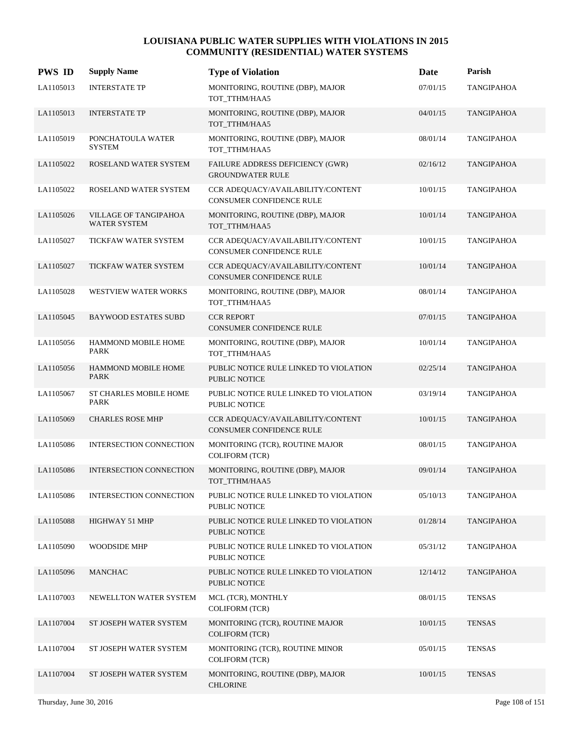# LOUISIANA PUBLIC WATER SUPPLIES WITH VIOLATIONS IN 2015
## COMMUNITY (RESIDENTIAL) WATER SYSTEMS

| PWS ID | Supply Name | Type of Violation | Date | Parish |
|---|---|---|---|---|
| LA1105013 | INTERSTATE TP | MONITORING, ROUTINE (DBP), MAJOR TOT_TTHM/HAA5 | 07/01/15 | TANGIPAHOA |
| LA1105013 | INTERSTATE TP | MONITORING, ROUTINE (DBP), MAJOR TOT_TTHM/HAA5 | 04/01/15 | TANGIPAHOA |
| LA1105019 | PONCHATOULA WATER SYSTEM | MONITORING, ROUTINE (DBP), MAJOR TOT_TTHM/HAA5 | 08/01/14 | TANGIPAHOA |
| LA1105022 | ROSELAND WATER SYSTEM | FAILURE ADDRESS DEFICIENCY (GWR) GROUNDWATER RULE | 02/16/12 | TANGIPAHOA |
| LA1105022 | ROSELAND WATER SYSTEM | CCR ADEQUACY/AVAILABILITY/CONTENT CONSUMER CONFIDENCE RULE | 10/01/15 | TANGIPAHOA |
| LA1105026 | VILLAGE OF TANGIPAHOA WATER SYSTEM | MONITORING, ROUTINE (DBP), MAJOR TOT_TTHM/HAA5 | 10/01/14 | TANGIPAHOA |
| LA1105027 | TICKFAW WATER SYSTEM | CCR ADEQUACY/AVAILABILITY/CONTENT CONSUMER CONFIDENCE RULE | 10/01/15 | TANGIPAHOA |
| LA1105027 | TICKFAW WATER SYSTEM | CCR ADEQUACY/AVAILABILITY/CONTENT CONSUMER CONFIDENCE RULE | 10/01/14 | TANGIPAHOA |
| LA1105028 | WESTVIEW WATER WORKS | MONITORING, ROUTINE (DBP), MAJOR TOT_TTHM/HAA5 | 08/01/14 | TANGIPAHOA |
| LA1105045 | BAYWOOD ESTATES SUBD | CCR REPORT CONSUMER CONFIDENCE RULE | 07/01/15 | TANGIPAHOA |
| LA1105056 | HAMMOND MOBILE HOME PARK | MONITORING, ROUTINE (DBP), MAJOR TOT_TTHM/HAA5 | 10/01/14 | TANGIPAHOA |
| LA1105056 | HAMMOND MOBILE HOME PARK | PUBLIC NOTICE RULE LINKED TO VIOLATION PUBLIC NOTICE | 02/25/14 | TANGIPAHOA |
| LA1105067 | ST CHARLES MOBILE HOME PARK | PUBLIC NOTICE RULE LINKED TO VIOLATION PUBLIC NOTICE | 03/19/14 | TANGIPAHOA |
| LA1105069 | CHARLES ROSE MHP | CCR ADEQUACY/AVAILABILITY/CONTENT CONSUMER CONFIDENCE RULE | 10/01/15 | TANGIPAHOA |
| LA1105086 | INTERSECTION CONNECTION | MONITORING (TCR), ROUTINE MAJOR COLIFORM (TCR) | 08/01/15 | TANGIPAHOA |
| LA1105086 | INTERSECTION CONNECTION | MONITORING, ROUTINE (DBP), MAJOR TOT_TTHM/HAA5 | 09/01/14 | TANGIPAHOA |
| LA1105086 | INTERSECTION CONNECTION | PUBLIC NOTICE RULE LINKED TO VIOLATION PUBLIC NOTICE | 05/10/13 | TANGIPAHOA |
| LA1105088 | HIGHWAY 51 MHP | PUBLIC NOTICE RULE LINKED TO VIOLATION PUBLIC NOTICE | 01/28/14 | TANGIPAHOA |
| LA1105090 | WOODSIDE MHP | PUBLIC NOTICE RULE LINKED TO VIOLATION PUBLIC NOTICE | 05/31/12 | TANGIPAHOA |
| LA1105096 | MANCHAC | PUBLIC NOTICE RULE LINKED TO VIOLATION PUBLIC NOTICE | 12/14/12 | TANGIPAHOA |
| LA1107003 | NEWELLTON WATER SYSTEM | MCL (TCR), MONTHLY COLIFORM (TCR) | 08/01/15 | TENSAS |
| LA1107004 | ST JOSEPH WATER SYSTEM | MONITORING (TCR), ROUTINE MAJOR COLIFORM (TCR) | 10/01/15 | TENSAS |
| LA1107004 | ST JOSEPH WATER SYSTEM | MONITORING (TCR), ROUTINE MINOR COLIFORM (TCR) | 05/01/15 | TENSAS |
| LA1107004 | ST JOSEPH WATER SYSTEM | MONITORING, ROUTINE (DBP), MAJOR CHLORINE | 10/01/15 | TENSAS |

Thursday, June 30, 2016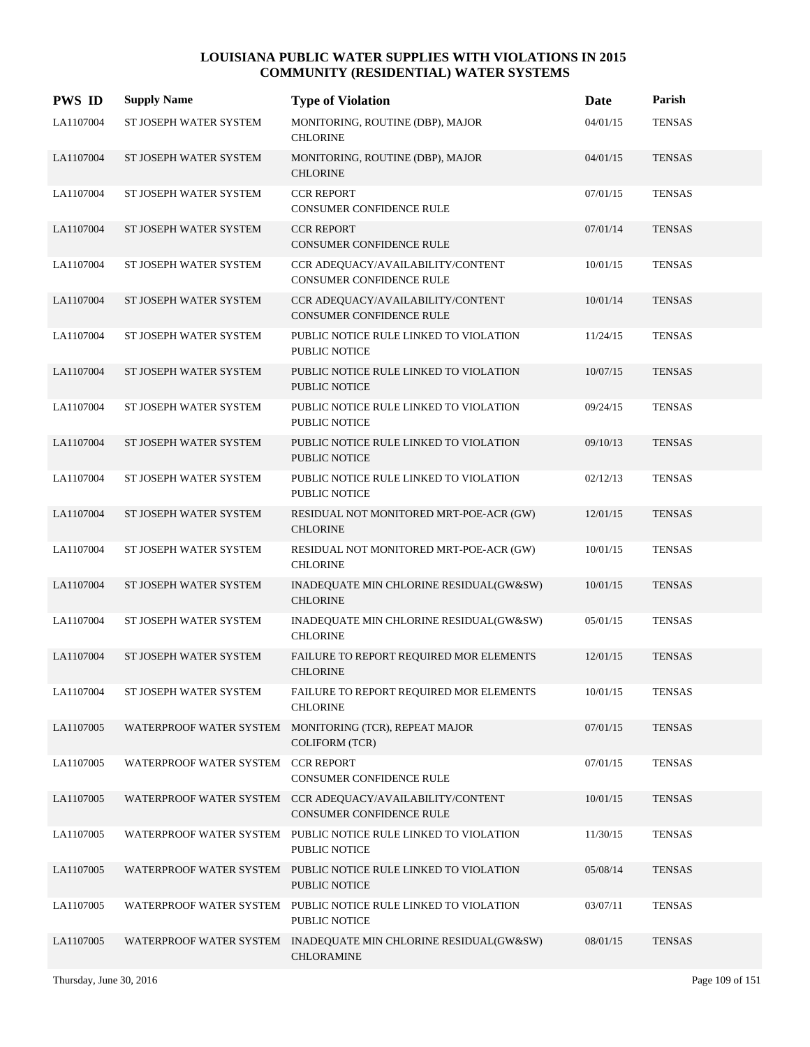# LOUISIANA PUBLIC WATER SUPPLIES WITH VIOLATIONS IN 2015
## COMMUNITY (RESIDENTIAL) WATER SYSTEMS

| PWS ID | Supply Name | Type of Violation | Date | Parish |
|---|---|---|---|---|
| LA1107004 | ST JOSEPH WATER SYSTEM | MONITORING, ROUTINE (DBP), MAJOR<br>CHLORINE | 04/01/15 | TENSAS |
| LA1107004 | ST JOSEPH WATER SYSTEM | MONITORING, ROUTINE (DBP), MAJOR<br>CHLORINE | 04/01/15 | TENSAS |
| LA1107004 | ST JOSEPH WATER SYSTEM | CCR REPORT<br>CONSUMER CONFIDENCE RULE | 07/01/15 | TENSAS |
| LA1107004 | ST JOSEPH WATER SYSTEM | CCR REPORT<br>CONSUMER CONFIDENCE RULE | 07/01/14 | TENSAS |
| LA1107004 | ST JOSEPH WATER SYSTEM | CCR ADEQUACY/AVAILABILITY/CONTENT<br>CONSUMER CONFIDENCE RULE | 10/01/15 | TENSAS |
| LA1107004 | ST JOSEPH WATER SYSTEM | CCR ADEQUACY/AVAILABILITY/CONTENT<br>CONSUMER CONFIDENCE RULE | 10/01/14 | TENSAS |
| LA1107004 | ST JOSEPH WATER SYSTEM | PUBLIC NOTICE RULE LINKED TO VIOLATION<br>PUBLIC NOTICE | 11/24/15 | TENSAS |
| LA1107004 | ST JOSEPH WATER SYSTEM | PUBLIC NOTICE RULE LINKED TO VIOLATION<br>PUBLIC NOTICE | 10/07/15 | TENSAS |
| LA1107004 | ST JOSEPH WATER SYSTEM | PUBLIC NOTICE RULE LINKED TO VIOLATION<br>PUBLIC NOTICE | 09/24/15 | TENSAS |
| LA1107004 | ST JOSEPH WATER SYSTEM | PUBLIC NOTICE RULE LINKED TO VIOLATION<br>PUBLIC NOTICE | 09/10/13 | TENSAS |
| LA1107004 | ST JOSEPH WATER SYSTEM | PUBLIC NOTICE RULE LINKED TO VIOLATION<br>PUBLIC NOTICE | 02/12/13 | TENSAS |
| LA1107004 | ST JOSEPH WATER SYSTEM | RESIDUAL NOT MONITORED MRT-POE-ACR (GW)<br>CHLORINE | 12/01/15 | TENSAS |
| LA1107004 | ST JOSEPH WATER SYSTEM | RESIDUAL NOT MONITORED MRT-POE-ACR (GW)<br>CHLORINE | 10/01/15 | TENSAS |
| LA1107004 | ST JOSEPH WATER SYSTEM | INADEQUATE MIN CHLORINE RESIDUAL(GW&SW)<br>CHLORINE | 10/01/15 | TENSAS |
| LA1107004 | ST JOSEPH WATER SYSTEM | INADEQUATE MIN CHLORINE RESIDUAL(GW&SW)<br>CHLORINE | 05/01/15 | TENSAS |
| LA1107004 | ST JOSEPH WATER SYSTEM | FAILURE TO REPORT REQUIRED MOR ELEMENTS<br>CHLORINE | 12/01/15 | TENSAS |
| LA1107004 | ST JOSEPH WATER SYSTEM | FAILURE TO REPORT REQUIRED MOR ELEMENTS<br>CHLORINE | 10/01/15 | TENSAS |
| LA1107005 | WATERPROOF WATER SYSTEM | MONITORING (TCR), REPEAT MAJOR<br>COLIFORM (TCR) | 07/01/15 | TENSAS |
| LA1107005 | WATERPROOF WATER SYSTEM | CCR REPORT<br>CONSUMER CONFIDENCE RULE | 07/01/15 | TENSAS |
| LA1107005 | WATERPROOF WATER SYSTEM | CCR ADEQUACY/AVAILABILITY/CONTENT<br>CONSUMER CONFIDENCE RULE | 10/01/15 | TENSAS |
| LA1107005 | WATERPROOF WATER SYSTEM | PUBLIC NOTICE RULE LINKED TO VIOLATION<br>PUBLIC NOTICE | 11/30/15 | TENSAS |
| LA1107005 | WATERPROOF WATER SYSTEM | PUBLIC NOTICE RULE LINKED TO VIOLATION<br>PUBLIC NOTICE | 05/08/14 | TENSAS |
| LA1107005 | WATERPROOF WATER SYSTEM | PUBLIC NOTICE RULE LINKED TO VIOLATION<br>PUBLIC NOTICE | 03/07/11 | TENSAS |
| LA1107005 | WATERPROOF WATER SYSTEM | INADEQUATE MIN CHLORINE RESIDUAL(GW&SW)<br>CHLORAMINE | 08/01/15 | TENSAS |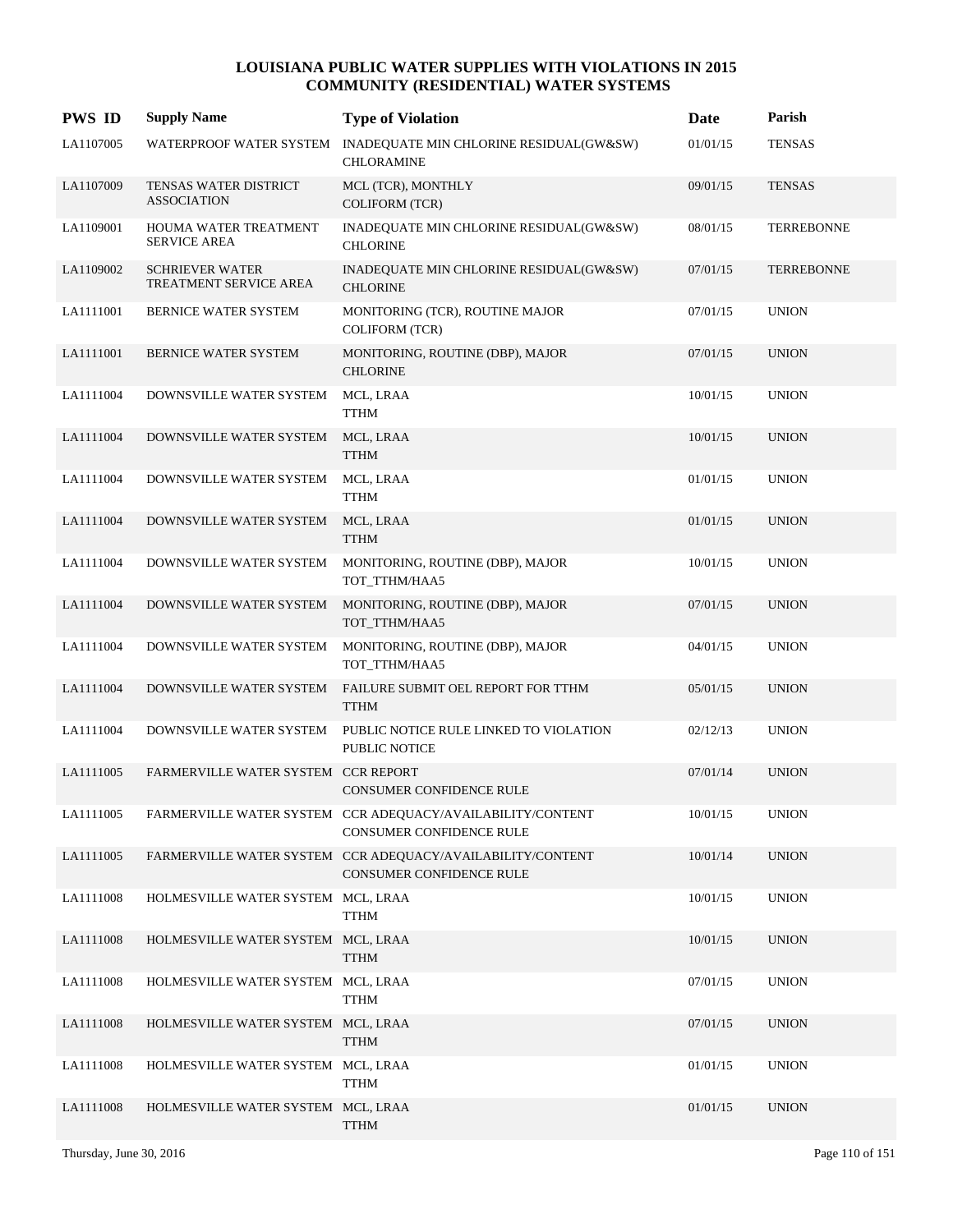# LOUISIANA PUBLIC WATER SUPPLIES WITH VIOLATIONS IN 2015
## COMMUNITY (RESIDENTIAL) WATER SYSTEMS

| PWS ID | Supply Name | Type of Violation | Date | Parish |
|---|---|---|---|---|
| LA1107005 | WATERPROOF WATER SYSTEM | INADEQUATE MIN CHLORINE RESIDUAL(GW&SW) CHLORAMINE | 01/01/15 | TENSAS |
| LA1107009 | TENSAS WATER DISTRICT ASSOCIATION | MCL (TCR), MONTHLY COLIFORM (TCR) | 09/01/15 | TENSAS |
| LA1109001 | HOUMA WATER TREATMENT SERVICE AREA | INADEQUATE MIN CHLORINE RESIDUAL(GW&SW) CHLORINE | 08/01/15 | TERREBONNE |
| LA1109002 | SCHRIEVER WATER TREATMENT SERVICE AREA | INADEQUATE MIN CHLORINE RESIDUAL(GW&SW) CHLORINE | 07/01/15 | TERREBONNE |
| LA1111001 | BERNICE WATER SYSTEM | MONITORING (TCR), ROUTINE MAJOR COLIFORM (TCR) | 07/01/15 | UNION |
| LA1111001 | BERNICE WATER SYSTEM | MONITORING, ROUTINE (DBP), MAJOR CHLORINE | 07/01/15 | UNION |
| LA1111004 | DOWNSVILLE WATER SYSTEM | MCL, LRAA TTHM | 10/01/15 | UNION |
| LA1111004 | DOWNSVILLE WATER SYSTEM | MCL, LRAA TTHM | 10/01/15 | UNION |
| LA1111004 | DOWNSVILLE WATER SYSTEM | MCL, LRAA TTHM | 01/01/15 | UNION |
| LA1111004 | DOWNSVILLE WATER SYSTEM | MCL, LRAA TTHM | 01/01/15 | UNION |
| LA1111004 | DOWNSVILLE WATER SYSTEM | MONITORING, ROUTINE (DBP), MAJOR TOT_TTHM/HAA5 | 10/01/15 | UNION |
| LA1111004 | DOWNSVILLE WATER SYSTEM | MONITORING, ROUTINE (DBP), MAJOR TOT_TTHM/HAA5 | 07/01/15 | UNION |
| LA1111004 | DOWNSVILLE WATER SYSTEM | MONITORING, ROUTINE (DBP), MAJOR TOT_TTHM/HAA5 | 04/01/15 | UNION |
| LA1111004 | DOWNSVILLE WATER SYSTEM | FAILURE SUBMIT OEL REPORT FOR TTHM TTHM | 05/01/15 | UNION |
| LA1111004 | DOWNSVILLE WATER SYSTEM | PUBLIC NOTICE RULE LINKED TO VIOLATION PUBLIC NOTICE | 02/12/13 | UNION |
| LA1111005 | FARMERVILLE WATER SYSTEM | CCR REPORT CONSUMER CONFIDENCE RULE | 07/01/14 | UNION |
| LA1111005 | FARMERVILLE WATER SYSTEM | CCR ADEQUACY/AVAILABILITY/CONTENT CONSUMER CONFIDENCE RULE | 10/01/15 | UNION |
| LA1111005 | FARMERVILLE WATER SYSTEM | CCR ADEQUACY/AVAILABILITY/CONTENT CONSUMER CONFIDENCE RULE | 10/01/14 | UNION |
| LA1111008 | HOLMESVILLE WATER SYSTEM | MCL, LRAA TTHM | 10/01/15 | UNION |
| LA1111008 | HOLMESVILLE WATER SYSTEM | MCL, LRAA TTHM | 10/01/15 | UNION |
| LA1111008 | HOLMESVILLE WATER SYSTEM | MCL, LRAA TTHM | 07/01/15 | UNION |
| LA1111008 | HOLMESVILLE WATER SYSTEM | MCL, LRAA TTHM | 07/01/15 | UNION |
| LA1111008 | HOLMESVILLE WATER SYSTEM | MCL, LRAA TTHM | 01/01/15 | UNION |
| LA1111008 | HOLMESVILLE WATER SYSTEM | MCL, LRAA TTHM | 01/01/15 | UNION |

Thursday, June 30, 2016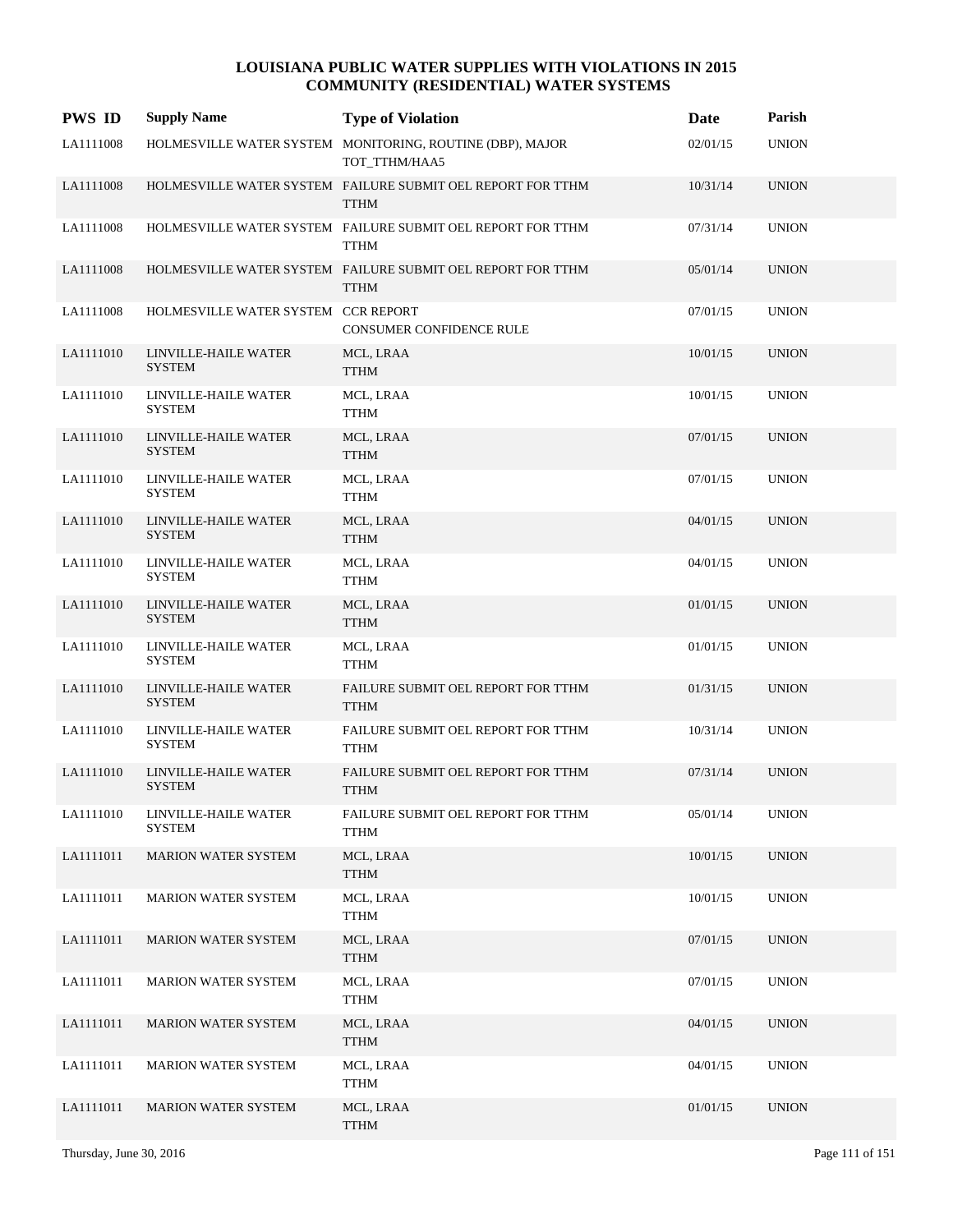# LOUISIANA PUBLIC WATER SUPPLIES WITH VIOLATIONS IN 2015
## COMMUNITY (RESIDENTIAL) WATER SYSTEMS

| PWS ID | Supply Name | Type of Violation | Date | Parish |
|---|---|---|---|---|
| LA1111008 | HOLMESVILLE WATER SYSTEM | MONITORING, ROUTINE (DBP), MAJOR TOT_TTHM/HAA5 | 02/01/15 | UNION |
| LA1111008 | HOLMESVILLE WATER SYSTEM | FAILURE SUBMIT OEL REPORT FOR TTHM TTHM | 10/31/14 | UNION |
| LA1111008 | HOLMESVILLE WATER SYSTEM | FAILURE SUBMIT OEL REPORT FOR TTHM TTHM | 07/31/14 | UNION |
| LA1111008 | HOLMESVILLE WATER SYSTEM | FAILURE SUBMIT OEL REPORT FOR TTHM TTHM | 05/01/14 | UNION |
| LA1111008 | HOLMESVILLE WATER SYSTEM | CCR REPORT CONSUMER CONFIDENCE RULE | 07/01/15 | UNION |
| LA1111010 | LINVILLE-HAILE WATER SYSTEM | MCL, LRAA TTHM | 10/01/15 | UNION |
| LA1111010 | LINVILLE-HAILE WATER SYSTEM | MCL, LRAA TTHM | 10/01/15 | UNION |
| LA1111010 | LINVILLE-HAILE WATER SYSTEM | MCL, LRAA TTHM | 07/01/15 | UNION |
| LA1111010 | LINVILLE-HAILE WATER SYSTEM | MCL, LRAA TTHM | 07/01/15 | UNION |
| LA1111010 | LINVILLE-HAILE WATER SYSTEM | MCL, LRAA TTHM | 04/01/15 | UNION |
| LA1111010 | LINVILLE-HAILE WATER SYSTEM | MCL, LRAA TTHM | 04/01/15 | UNION |
| LA1111010 | LINVILLE-HAILE WATER SYSTEM | MCL, LRAA TTHM | 01/01/15 | UNION |
| LA1111010 | LINVILLE-HAILE WATER SYSTEM | MCL, LRAA TTHM | 01/01/15 | UNION |
| LA1111010 | LINVILLE-HAILE WATER SYSTEM | FAILURE SUBMIT OEL REPORT FOR TTHM TTHM | 01/31/15 | UNION |
| LA1111010 | LINVILLE-HAILE WATER SYSTEM | FAILURE SUBMIT OEL REPORT FOR TTHM TTHM | 10/31/14 | UNION |
| LA1111010 | LINVILLE-HAILE WATER SYSTEM | FAILURE SUBMIT OEL REPORT FOR TTHM TTHM | 07/31/14 | UNION |
| LA1111010 | LINVILLE-HAILE WATER SYSTEM | FAILURE SUBMIT OEL REPORT FOR TTHM TTHM | 05/01/14 | UNION |
| LA1111011 | MARION WATER SYSTEM | MCL, LRAA TTHM | 10/01/15 | UNION |
| LA1111011 | MARION WATER SYSTEM | MCL, LRAA TTHM | 10/01/15 | UNION |
| LA1111011 | MARION WATER SYSTEM | MCL, LRAA TTHM | 07/01/15 | UNION |
| LA1111011 | MARION WATER SYSTEM | MCL, LRAA TTHM | 07/01/15 | UNION |
| LA1111011 | MARION WATER SYSTEM | MCL, LRAA TTHM | 04/01/15 | UNION |
| LA1111011 | MARION WATER SYSTEM | MCL, LRAA TTHM | 04/01/15 | UNION |
| LA1111011 | MARION WATER SYSTEM | MCL, LRAA TTHM | 01/01/15 | UNION |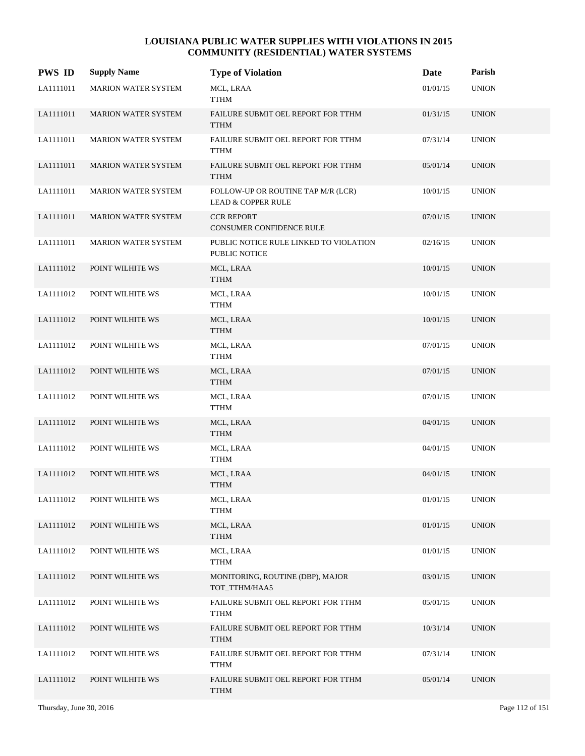# LOUISIANA PUBLIC WATER SUPPLIES WITH VIOLATIONS IN 2015
## COMMUNITY (RESIDENTIAL) WATER SYSTEMS

| PWS ID | Supply Name | Type of Violation | Date | Parish |
|---|---|---|---|---|
| LA1111011 | MARION WATER SYSTEM | MCL, LRAA<br>TTHM | 01/01/15 | UNION |
| LA1111011 | MARION WATER SYSTEM | FAILURE SUBMIT OEL REPORT FOR TTHM<br>TTHM | 01/31/15 | UNION |
| LA1111011 | MARION WATER SYSTEM | FAILURE SUBMIT OEL REPORT FOR TTHM<br>TTHM | 07/31/14 | UNION |
| LA1111011 | MARION WATER SYSTEM | FAILURE SUBMIT OEL REPORT FOR TTHM<br>TTHM | 05/01/14 | UNION |
| LA1111011 | MARION WATER SYSTEM | FOLLOW-UP OR ROUTINE TAP M/R (LCR)<br>LEAD & COPPER RULE | 10/01/15 | UNION |
| LA1111011 | MARION WATER SYSTEM | CCR REPORT<br>CONSUMER CONFIDENCE RULE | 07/01/15 | UNION |
| LA1111011 | MARION WATER SYSTEM | PUBLIC NOTICE RULE LINKED TO VIOLATION<br>PUBLIC NOTICE | 02/16/15 | UNION |
| LA1111012 | POINT WILHITE WS | MCL, LRAA<br>TTHM | 10/01/15 | UNION |
| LA1111012 | POINT WILHITE WS | MCL, LRAA<br>TTHM | 10/01/15 | UNION |
| LA1111012 | POINT WILHITE WS | MCL, LRAA<br>TTHM | 10/01/15 | UNION |
| LA1111012 | POINT WILHITE WS | MCL, LRAA<br>TTHM | 07/01/15 | UNION |
| LA1111012 | POINT WILHITE WS | MCL, LRAA<br>TTHM | 07/01/15 | UNION |
| LA1111012 | POINT WILHITE WS | MCL, LRAA<br>TTHM | 07/01/15 | UNION |
| LA1111012 | POINT WILHITE WS | MCL, LRAA<br>TTHM | 04/01/15 | UNION |
| LA1111012 | POINT WILHITE WS | MCL, LRAA<br>TTHM | 04/01/15 | UNION |
| LA1111012 | POINT WILHITE WS | MCL, LRAA<br>TTHM | 04/01/15 | UNION |
| LA1111012 | POINT WILHITE WS | MCL, LRAA<br>TTHM | 01/01/15 | UNION |
| LA1111012 | POINT WILHITE WS | MCL, LRAA<br>TTHM | 01/01/15 | UNION |
| LA1111012 | POINT WILHITE WS | MCL, LRAA<br>TTHM | 01/01/15 | UNION |
| LA1111012 | POINT WILHITE WS | MONITORING, ROUTINE (DBP), MAJOR<br>TOT_TTHM/HAA5 | 03/01/15 | UNION |
| LA1111012 | POINT WILHITE WS | FAILURE SUBMIT OEL REPORT FOR TTHM<br>TTHM | 05/01/15 | UNION |
| LA1111012 | POINT WILHITE WS | FAILURE SUBMIT OEL REPORT FOR TTHM<br>TTHM | 10/31/14 | UNION |
| LA1111012 | POINT WILHITE WS | FAILURE SUBMIT OEL REPORT FOR TTHM<br>TTHM | 07/31/14 | UNION |
| LA1111012 | POINT WILHITE WS | FAILURE SUBMIT OEL REPORT FOR TTHM<br>TTHM | 05/01/14 | UNION |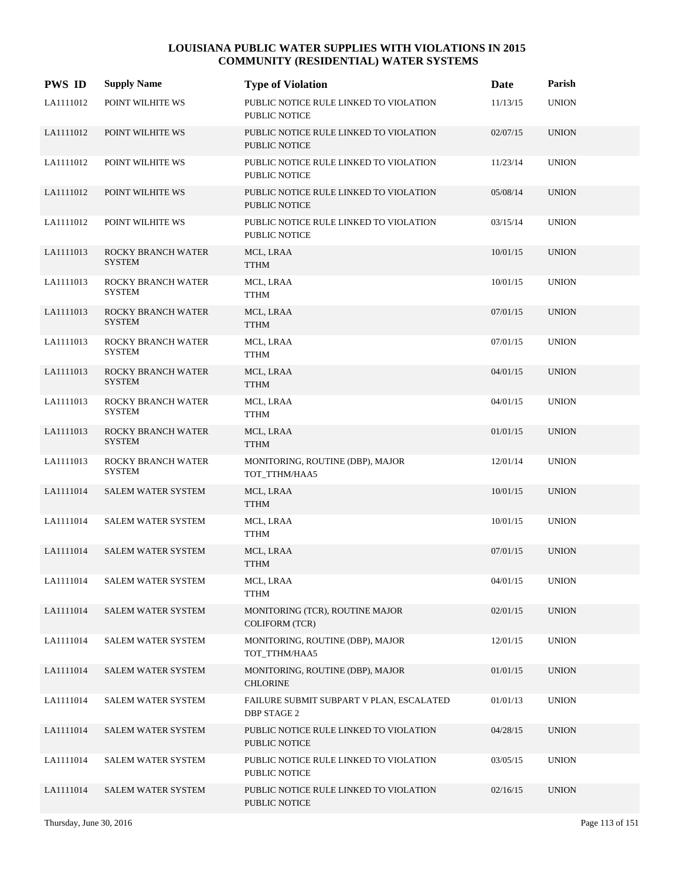# LOUISIANA PUBLIC WATER SUPPLIES WITH VIOLATIONS IN 2015
## COMMUNITY (RESIDENTIAL) WATER SYSTEMS

| PWS ID | Supply Name | Type of Violation | Date | Parish |
|---|---|---|---|---|
| LA1111012 | POINT WILHITE WS | PUBLIC NOTICE RULE LINKED TO VIOLATION PUBLIC NOTICE | 11/13/15 | UNION |
| LA1111012 | POINT WILHITE WS | PUBLIC NOTICE RULE LINKED TO VIOLATION PUBLIC NOTICE | 02/07/15 | UNION |
| LA1111012 | POINT WILHITE WS | PUBLIC NOTICE RULE LINKED TO VIOLATION PUBLIC NOTICE | 11/23/14 | UNION |
| LA1111012 | POINT WILHITE WS | PUBLIC NOTICE RULE LINKED TO VIOLATION PUBLIC NOTICE | 05/08/14 | UNION |
| LA1111012 | POINT WILHITE WS | PUBLIC NOTICE RULE LINKED TO VIOLATION PUBLIC NOTICE | 03/15/14 | UNION |
| LA1111013 | ROCKY BRANCH WATER SYSTEM | MCL, LRAA TTHM | 10/01/15 | UNION |
| LA1111013 | ROCKY BRANCH WATER SYSTEM | MCL, LRAA TTHM | 10/01/15 | UNION |
| LA1111013 | ROCKY BRANCH WATER SYSTEM | MCL, LRAA TTHM | 07/01/15 | UNION |
| LA1111013 | ROCKY BRANCH WATER SYSTEM | MCL, LRAA TTHM | 07/01/15 | UNION |
| LA1111013 | ROCKY BRANCH WATER SYSTEM | MCL, LRAA TTHM | 04/01/15 | UNION |
| LA1111013 | ROCKY BRANCH WATER SYSTEM | MCL, LRAA TTHM | 04/01/15 | UNION |
| LA1111013 | ROCKY BRANCH WATER SYSTEM | MCL, LRAA TTHM | 01/01/15 | UNION |
| LA1111013 | ROCKY BRANCH WATER SYSTEM | MONITORING, ROUTINE (DBP), MAJOR TOT_TTHM/HAA5 | 12/01/14 | UNION |
| LA1111014 | SALEM WATER SYSTEM | MCL, LRAA TTHM | 10/01/15 | UNION |
| LA1111014 | SALEM WATER SYSTEM | MCL, LRAA TTHM | 10/01/15 | UNION |
| LA1111014 | SALEM WATER SYSTEM | MCL, LRAA TTHM | 07/01/15 | UNION |
| LA1111014 | SALEM WATER SYSTEM | MCL, LRAA TTHM | 04/01/15 | UNION |
| LA1111014 | SALEM WATER SYSTEM | MONITORING (TCR), ROUTINE MAJOR COLIFORM (TCR) | 02/01/15 | UNION |
| LA1111014 | SALEM WATER SYSTEM | MONITORING, ROUTINE (DBP), MAJOR TOT_TTHM/HAA5 | 12/01/15 | UNION |
| LA1111014 | SALEM WATER SYSTEM | MONITORING, ROUTINE (DBP), MAJOR CHLORINE | 01/01/15 | UNION |
| LA1111014 | SALEM WATER SYSTEM | FAILURE SUBMIT SUBPART V PLAN, ESCALATED DBP STAGE 2 | 01/01/13 | UNION |
| LA1111014 | SALEM WATER SYSTEM | PUBLIC NOTICE RULE LINKED TO VIOLATION PUBLIC NOTICE | 04/28/15 | UNION |
| LA1111014 | SALEM WATER SYSTEM | PUBLIC NOTICE RULE LINKED TO VIOLATION PUBLIC NOTICE | 03/05/15 | UNION |
| LA1111014 | SALEM WATER SYSTEM | PUBLIC NOTICE RULE LINKED TO VIOLATION PUBLIC NOTICE | 02/16/15 | UNION |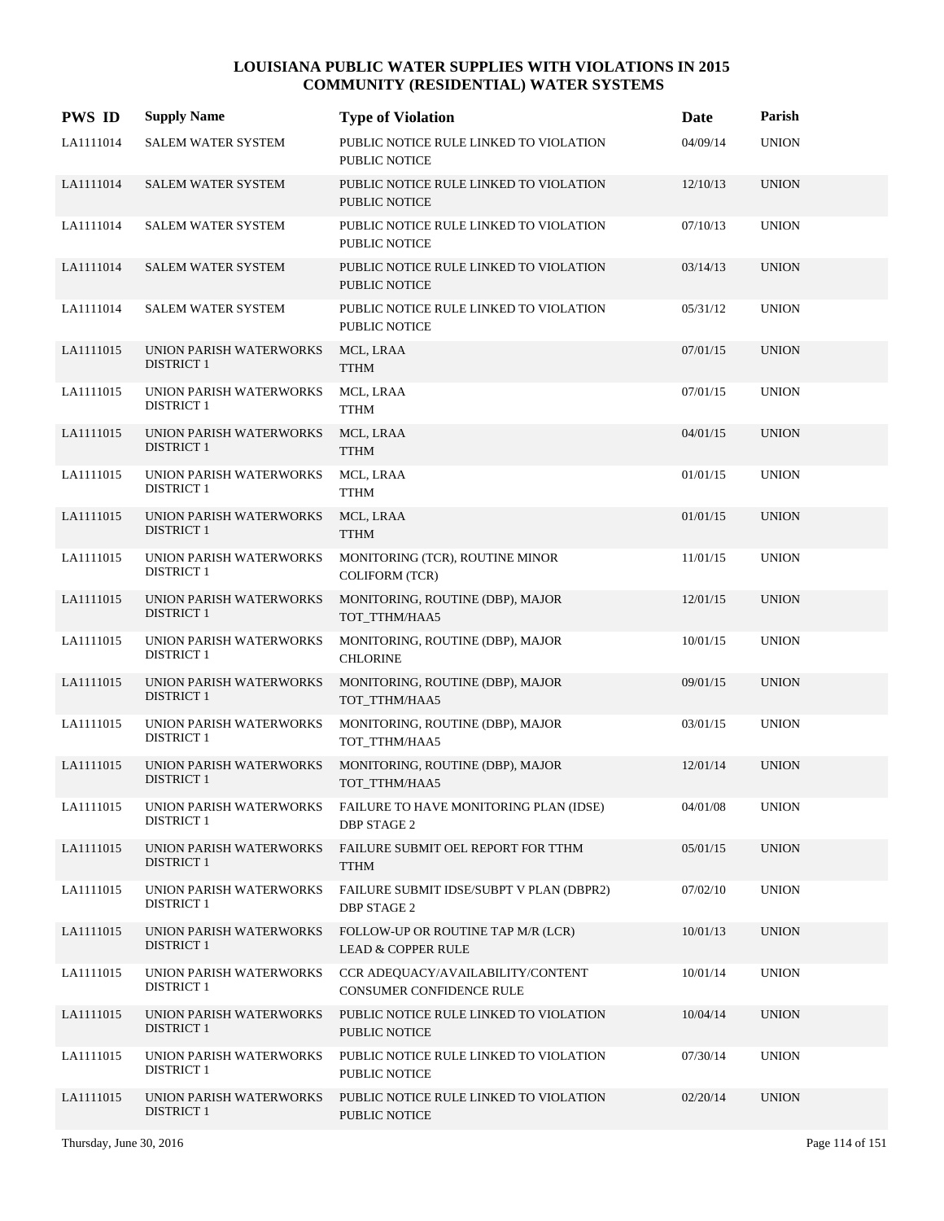# LOUISIANA PUBLIC WATER SUPPLIES WITH VIOLATIONS IN 2015
## COMMUNITY (RESIDENTIAL) WATER SYSTEMS

| PWS ID | Supply Name | Type of Violation | Date | Parish |
|---|---|---|---|---|
| LA1111014 | SALEM WATER SYSTEM | PUBLIC NOTICE RULE LINKED TO VIOLATION PUBLIC NOTICE | 04/09/14 | UNION |
| LA1111014 | SALEM WATER SYSTEM | PUBLIC NOTICE RULE LINKED TO VIOLATION PUBLIC NOTICE | 12/10/13 | UNION |
| LA1111014 | SALEM WATER SYSTEM | PUBLIC NOTICE RULE LINKED TO VIOLATION PUBLIC NOTICE | 07/10/13 | UNION |
| LA1111014 | SALEM WATER SYSTEM | PUBLIC NOTICE RULE LINKED TO VIOLATION PUBLIC NOTICE | 03/14/13 | UNION |
| LA1111014 | SALEM WATER SYSTEM | PUBLIC NOTICE RULE LINKED TO VIOLATION PUBLIC NOTICE | 05/31/12 | UNION |
| LA1111015 | UNION PARISH WATERWORKS DISTRICT 1 | MCL, LRAA TTHM | 07/01/15 | UNION |
| LA1111015 | UNION PARISH WATERWORKS DISTRICT 1 | MCL, LRAA TTHM | 07/01/15 | UNION |
| LA1111015 | UNION PARISH WATERWORKS DISTRICT 1 | MCL, LRAA TTHM | 04/01/15 | UNION |
| LA1111015 | UNION PARISH WATERWORKS DISTRICT 1 | MCL, LRAA TTHM | 01/01/15 | UNION |
| LA1111015 | UNION PARISH WATERWORKS DISTRICT 1 | MCL, LRAA TTHM | 01/01/15 | UNION |
| LA1111015 | UNION PARISH WATERWORKS DISTRICT 1 | MONITORING (TCR), ROUTINE MINOR COLIFORM (TCR) | 11/01/15 | UNION |
| LA1111015 | UNION PARISH WATERWORKS DISTRICT 1 | MONITORING, ROUTINE (DBP), MAJOR TOT_TTHM/HAA5 | 12/01/15 | UNION |
| LA1111015 | UNION PARISH WATERWORKS DISTRICT 1 | MONITORING, ROUTINE (DBP), MAJOR CHLORINE | 10/01/15 | UNION |
| LA1111015 | UNION PARISH WATERWORKS DISTRICT 1 | MONITORING, ROUTINE (DBP), MAJOR TOT_TTHM/HAA5 | 09/01/15 | UNION |
| LA1111015 | UNION PARISH WATERWORKS DISTRICT 1 | MONITORING, ROUTINE (DBP), MAJOR TOT_TTHM/HAA5 | 03/01/15 | UNION |
| LA1111015 | UNION PARISH WATERWORKS DISTRICT 1 | MONITORING, ROUTINE (DBP), MAJOR TOT_TTHM/HAA5 | 12/01/14 | UNION |
| LA1111015 | UNION PARISH WATERWORKS DISTRICT 1 | FAILURE TO HAVE MONITORING PLAN (IDSE) DBP STAGE 2 | 04/01/08 | UNION |
| LA1111015 | UNION PARISH WATERWORKS DISTRICT 1 | FAILURE SUBMIT OEL REPORT FOR TTHM TTHM | 05/01/15 | UNION |
| LA1111015 | UNION PARISH WATERWORKS DISTRICT 1 | FAILURE SUBMIT IDSE/SUBPT V PLAN (DBPR2) DBP STAGE 2 | 07/02/10 | UNION |
| LA1111015 | UNION PARISH WATERWORKS DISTRICT 1 | FOLLOW-UP OR ROUTINE TAP M/R (LCR) LEAD & COPPER RULE | 10/01/13 | UNION |
| LA1111015 | UNION PARISH WATERWORKS DISTRICT 1 | CCR ADEQUACY/AVAILABILITY/CONTENT CONSUMER CONFIDENCE RULE | 10/01/14 | UNION |
| LA1111015 | UNION PARISH WATERWORKS DISTRICT 1 | PUBLIC NOTICE RULE LINKED TO VIOLATION PUBLIC NOTICE | 10/04/14 | UNION |
| LA1111015 | UNION PARISH WATERWORKS DISTRICT 1 | PUBLIC NOTICE RULE LINKED TO VIOLATION PUBLIC NOTICE | 07/30/14 | UNION |
| LA1111015 | UNION PARISH WATERWORKS DISTRICT 1 | PUBLIC NOTICE RULE LINKED TO VIOLATION PUBLIC NOTICE | 02/20/14 | UNION |

Thursday, June 30, 2016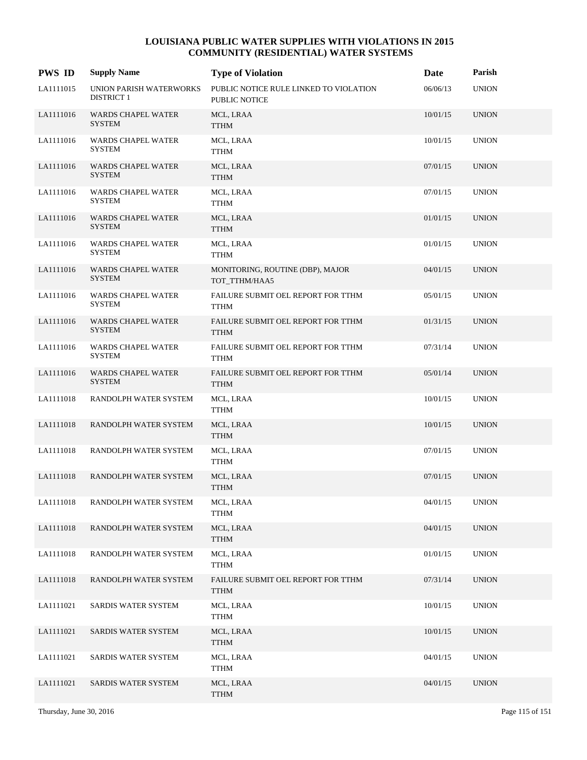# LOUISIANA PUBLIC WATER SUPPLIES WITH VIOLATIONS IN 2015
## COMMUNITY (RESIDENTIAL) WATER SYSTEMS

| PWS ID | Supply Name | Type of Violation | Date | Parish |
|---|---|---|---|---|
| LA1111015 | UNION PARISH WATERWORKS DISTRICT 1 | PUBLIC NOTICE RULE LINKED TO VIOLATION PUBLIC NOTICE | 06/06/13 | UNION |
| LA1111016 | WARDS CHAPEL WATER SYSTEM | MCL, LRAA TTHM | 10/01/15 | UNION |
| LA1111016 | WARDS CHAPEL WATER SYSTEM | MCL, LRAA TTHM | 10/01/15 | UNION |
| LA1111016 | WARDS CHAPEL WATER SYSTEM | MCL, LRAA TTHM | 07/01/15 | UNION |
| LA1111016 | WARDS CHAPEL WATER SYSTEM | MCL, LRAA TTHM | 07/01/15 | UNION |
| LA1111016 | WARDS CHAPEL WATER SYSTEM | MCL, LRAA TTHM | 01/01/15 | UNION |
| LA1111016 | WARDS CHAPEL WATER SYSTEM | MCL, LRAA TTHM | 01/01/15 | UNION |
| LA1111016 | WARDS CHAPEL WATER SYSTEM | MONITORING, ROUTINE (DBP), MAJOR TOT_TTHM/HAA5 | 04/01/15 | UNION |
| LA1111016 | WARDS CHAPEL WATER SYSTEM | FAILURE SUBMIT OEL REPORT FOR TTHM TTHM | 05/01/15 | UNION |
| LA1111016 | WARDS CHAPEL WATER SYSTEM | FAILURE SUBMIT OEL REPORT FOR TTHM TTHM | 01/31/15 | UNION |
| LA1111016 | WARDS CHAPEL WATER SYSTEM | FAILURE SUBMIT OEL REPORT FOR TTHM TTHM | 07/31/14 | UNION |
| LA1111016 | WARDS CHAPEL WATER SYSTEM | FAILURE SUBMIT OEL REPORT FOR TTHM TTHM | 05/01/14 | UNION |
| LA1111018 | RANDOLPH WATER SYSTEM | MCL, LRAA TTHM | 10/01/15 | UNION |
| LA1111018 | RANDOLPH WATER SYSTEM | MCL, LRAA TTHM | 10/01/15 | UNION |
| LA1111018 | RANDOLPH WATER SYSTEM | MCL, LRAA TTHM | 07/01/15 | UNION |
| LA1111018 | RANDOLPH WATER SYSTEM | MCL, LRAA TTHM | 07/01/15 | UNION |
| LA1111018 | RANDOLPH WATER SYSTEM | MCL, LRAA TTHM | 04/01/15 | UNION |
| LA1111018 | RANDOLPH WATER SYSTEM | MCL, LRAA TTHM | 04/01/15 | UNION |
| LA1111018 | RANDOLPH WATER SYSTEM | MCL, LRAA TTHM | 01/01/15 | UNION |
| LA1111018 | RANDOLPH WATER SYSTEM | FAILURE SUBMIT OEL REPORT FOR TTHM TTHM | 07/31/14 | UNION |
| LA1111021 | SARDIS WATER SYSTEM | MCL, LRAA TTHM | 10/01/15 | UNION |
| LA1111021 | SARDIS WATER SYSTEM | MCL, LRAA TTHM | 10/01/15 | UNION |
| LA1111021 | SARDIS WATER SYSTEM | MCL, LRAA TTHM | 04/01/15 | UNION |
| LA1111021 | SARDIS WATER SYSTEM | MCL, LRAA TTHM | 04/01/15 | UNION |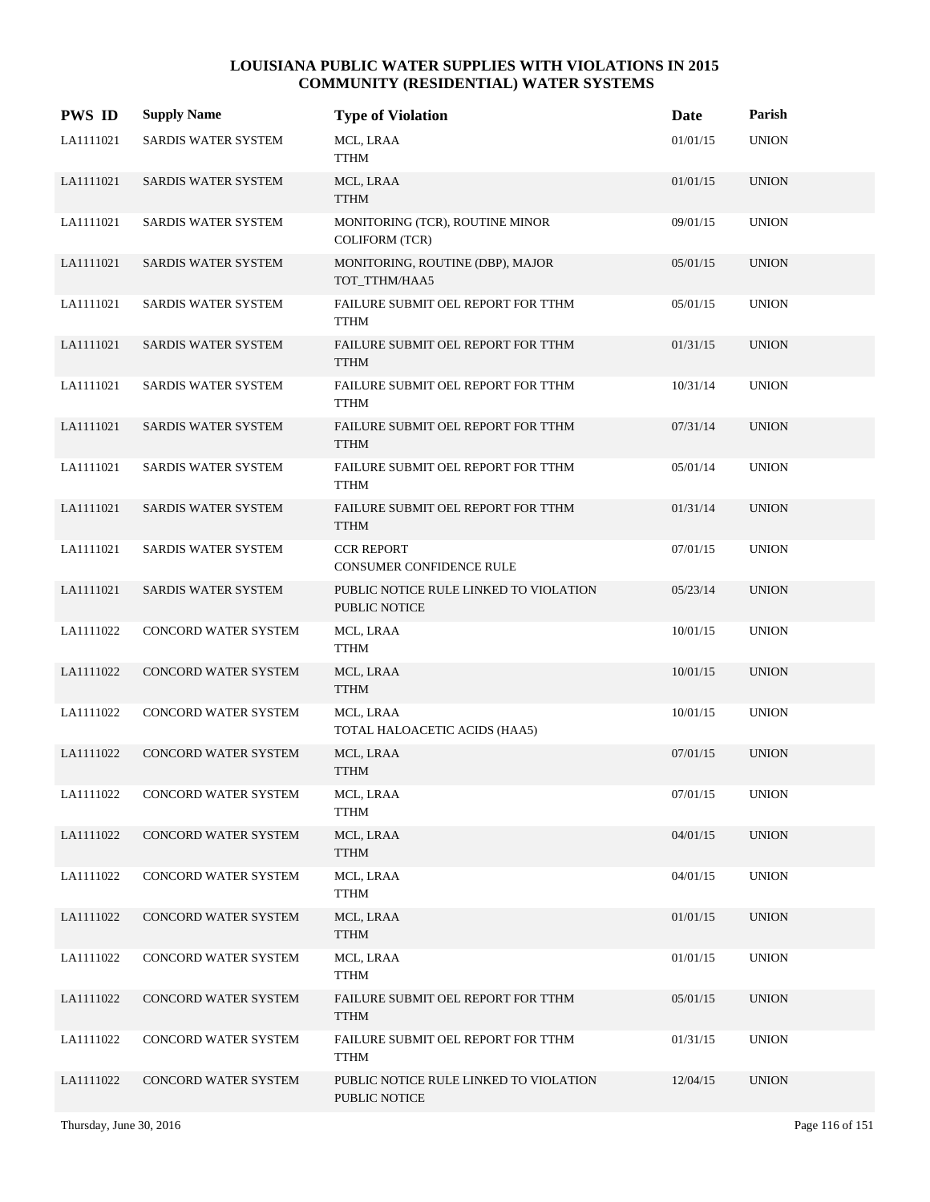# LOUISIANA PUBLIC WATER SUPPLIES WITH VIOLATIONS IN 2015
## COMMUNITY (RESIDENTIAL) WATER SYSTEMS

| PWS ID | Supply Name | Type of Violation | Date | Parish |
|---|---|---|---|---|
| LA1111021 | SARDIS WATER SYSTEM | MCL, LRAA<br>TTHM | 01/01/15 | UNION |
| LA1111021 | SARDIS WATER SYSTEM | MCL, LRAA<br>TTHM | 01/01/15 | UNION |
| LA1111021 | SARDIS WATER SYSTEM | MONITORING (TCR), ROUTINE MINOR<br>COLIFORM (TCR) | 09/01/15 | UNION |
| LA1111021 | SARDIS WATER SYSTEM | MONITORING, ROUTINE (DBP), MAJOR<br>TOT_TTHM/HAA5 | 05/01/15 | UNION |
| LA1111021 | SARDIS WATER SYSTEM | FAILURE SUBMIT OEL REPORT FOR TTHM<br>TTHM | 05/01/15 | UNION |
| LA1111021 | SARDIS WATER SYSTEM | FAILURE SUBMIT OEL REPORT FOR TTHM<br>TTHM | 01/31/15 | UNION |
| LA1111021 | SARDIS WATER SYSTEM | FAILURE SUBMIT OEL REPORT FOR TTHM<br>TTHM | 10/31/14 | UNION |
| LA1111021 | SARDIS WATER SYSTEM | FAILURE SUBMIT OEL REPORT FOR TTHM<br>TTHM | 07/31/14 | UNION |
| LA1111021 | SARDIS WATER SYSTEM | FAILURE SUBMIT OEL REPORT FOR TTHM<br>TTHM | 05/01/14 | UNION |
| LA1111021 | SARDIS WATER SYSTEM | FAILURE SUBMIT OEL REPORT FOR TTHM<br>TTHM | 01/31/14 | UNION |
| LA1111021 | SARDIS WATER SYSTEM | CCR REPORT<br>CONSUMER CONFIDENCE RULE | 07/01/15 | UNION |
| LA1111021 | SARDIS WATER SYSTEM | PUBLIC NOTICE RULE LINKED TO VIOLATION<br>PUBLIC NOTICE | 05/23/14 | UNION |
| LA1111022 | CONCORD WATER SYSTEM | MCL, LRAA<br>TTHM | 10/01/15 | UNION |
| LA1111022 | CONCORD WATER SYSTEM | MCL, LRAA<br>TTHM | 10/01/15 | UNION |
| LA1111022 | CONCORD WATER SYSTEM | MCL, LRAA<br>TOTAL HALOACETIC ACIDS (HAA5) | 10/01/15 | UNION |
| LA1111022 | CONCORD WATER SYSTEM | MCL, LRAA<br>TTHM | 07/01/15 | UNION |
| LA1111022 | CONCORD WATER SYSTEM | MCL, LRAA<br>TTHM | 07/01/15 | UNION |
| LA1111022 | CONCORD WATER SYSTEM | MCL, LRAA<br>TTHM | 04/01/15 | UNION |
| LA1111022 | CONCORD WATER SYSTEM | MCL, LRAA<br>TTHM | 04/01/15 | UNION |
| LA1111022 | CONCORD WATER SYSTEM | MCL, LRAA<br>TTHM | 01/01/15 | UNION |
| LA1111022 | CONCORD WATER SYSTEM | MCL, LRAA<br>TTHM | 01/01/15 | UNION |
| LA1111022 | CONCORD WATER SYSTEM | FAILURE SUBMIT OEL REPORT FOR TTHM<br>TTHM | 05/01/15 | UNION |
| LA1111022 | CONCORD WATER SYSTEM | FAILURE SUBMIT OEL REPORT FOR TTHM<br>TTHM | 01/31/15 | UNION |
| LA1111022 | CONCORD WATER SYSTEM | PUBLIC NOTICE RULE LINKED TO VIOLATION<br>PUBLIC NOTICE | 12/04/15 | UNION |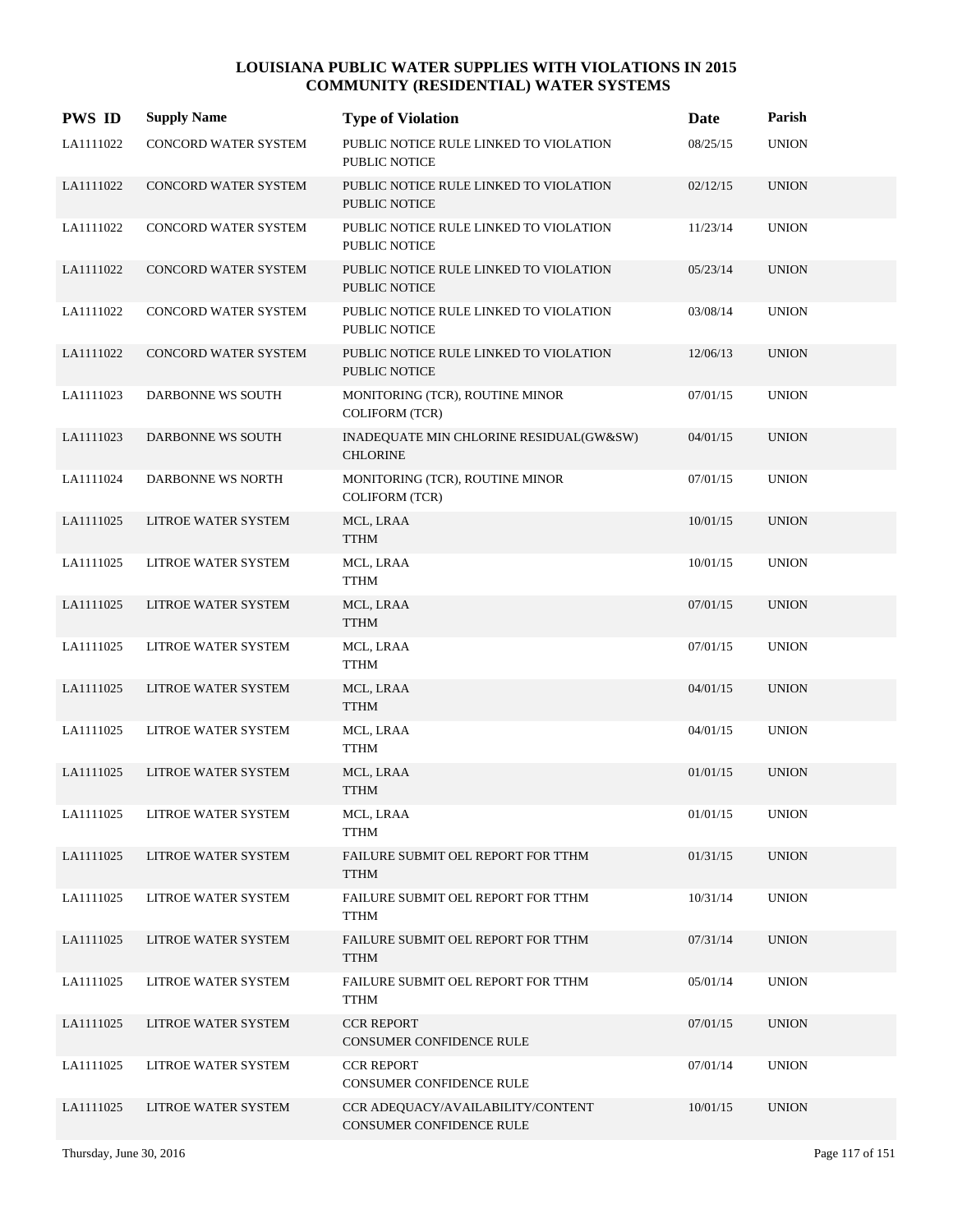# LOUISIANA PUBLIC WATER SUPPLIES WITH VIOLATIONS IN 2015
## COMMUNITY (RESIDENTIAL) WATER SYSTEMS

| PWS ID | Supply Name | Type of Violation | Date | Parish |
|---|---|---|---|---|
| LA1111022 | CONCORD WATER SYSTEM | PUBLIC NOTICE RULE LINKED TO VIOLATION<br>PUBLIC NOTICE | 08/25/15 | UNION |
| LA1111022 | CONCORD WATER SYSTEM | PUBLIC NOTICE RULE LINKED TO VIOLATION<br>PUBLIC NOTICE | 02/12/15 | UNION |
| LA1111022 | CONCORD WATER SYSTEM | PUBLIC NOTICE RULE LINKED TO VIOLATION<br>PUBLIC NOTICE | 11/23/14 | UNION |
| LA1111022 | CONCORD WATER SYSTEM | PUBLIC NOTICE RULE LINKED TO VIOLATION<br>PUBLIC NOTICE | 05/23/14 | UNION |
| LA1111022 | CONCORD WATER SYSTEM | PUBLIC NOTICE RULE LINKED TO VIOLATION<br>PUBLIC NOTICE | 03/08/14 | UNION |
| LA1111022 | CONCORD WATER SYSTEM | PUBLIC NOTICE RULE LINKED TO VIOLATION<br>PUBLIC NOTICE | 12/06/13 | UNION |
| LA1111023 | DARBONNE WS SOUTH | MONITORING (TCR), ROUTINE MINOR<br>COLIFORM (TCR) | 07/01/15 | UNION |
| LA1111023 | DARBONNE WS SOUTH | INADEQUATE MIN CHLORINE RESIDUAL(GW&SW)<br>CHLORINE | 04/01/15 | UNION |
| LA1111024 | DARBONNE WS NORTH | MONITORING (TCR), ROUTINE MINOR<br>COLIFORM (TCR) | 07/01/15 | UNION |
| LA1111025 | LITROE WATER SYSTEM | MCL, LRAA<br>TTHM | 10/01/15 | UNION |
| LA1111025 | LITROE WATER SYSTEM | MCL, LRAA<br>TTHM | 10/01/15 | UNION |
| LA1111025 | LITROE WATER SYSTEM | MCL, LRAA<br>TTHM | 07/01/15 | UNION |
| LA1111025 | LITROE WATER SYSTEM | MCL, LRAA<br>TTHM | 07/01/15 | UNION |
| LA1111025 | LITROE WATER SYSTEM | MCL, LRAA<br>TTHM | 04/01/15 | UNION |
| LA1111025 | LITROE WATER SYSTEM | MCL, LRAA<br>TTHM | 04/01/15 | UNION |
| LA1111025 | LITROE WATER SYSTEM | MCL, LRAA<br>TTHM | 01/01/15 | UNION |
| LA1111025 | LITROE WATER SYSTEM | MCL, LRAA<br>TTHM | 01/01/15 | UNION |
| LA1111025 | LITROE WATER SYSTEM | FAILURE SUBMIT OEL REPORT FOR TTHM<br>TTHM | 01/31/15 | UNION |
| LA1111025 | LITROE WATER SYSTEM | FAILURE SUBMIT OEL REPORT FOR TTHM<br>TTHM | 10/31/14 | UNION |
| LA1111025 | LITROE WATER SYSTEM | FAILURE SUBMIT OEL REPORT FOR TTHM<br>TTHM | 07/31/14 | UNION |
| LA1111025 | LITROE WATER SYSTEM | FAILURE SUBMIT OEL REPORT FOR TTHM<br>TTHM | 05/01/14 | UNION |
| LA1111025 | LITROE WATER SYSTEM | CCR REPORT<br>CONSUMER CONFIDENCE RULE | 07/01/15 | UNION |
| LA1111025 | LITROE WATER SYSTEM | CCR REPORT<br>CONSUMER CONFIDENCE RULE | 07/01/14 | UNION |
| LA1111025 | LITROE WATER SYSTEM | CCR ADEQUACY/AVAILABILITY/CONTENT<br>CONSUMER CONFIDENCE RULE | 10/01/15 | UNION |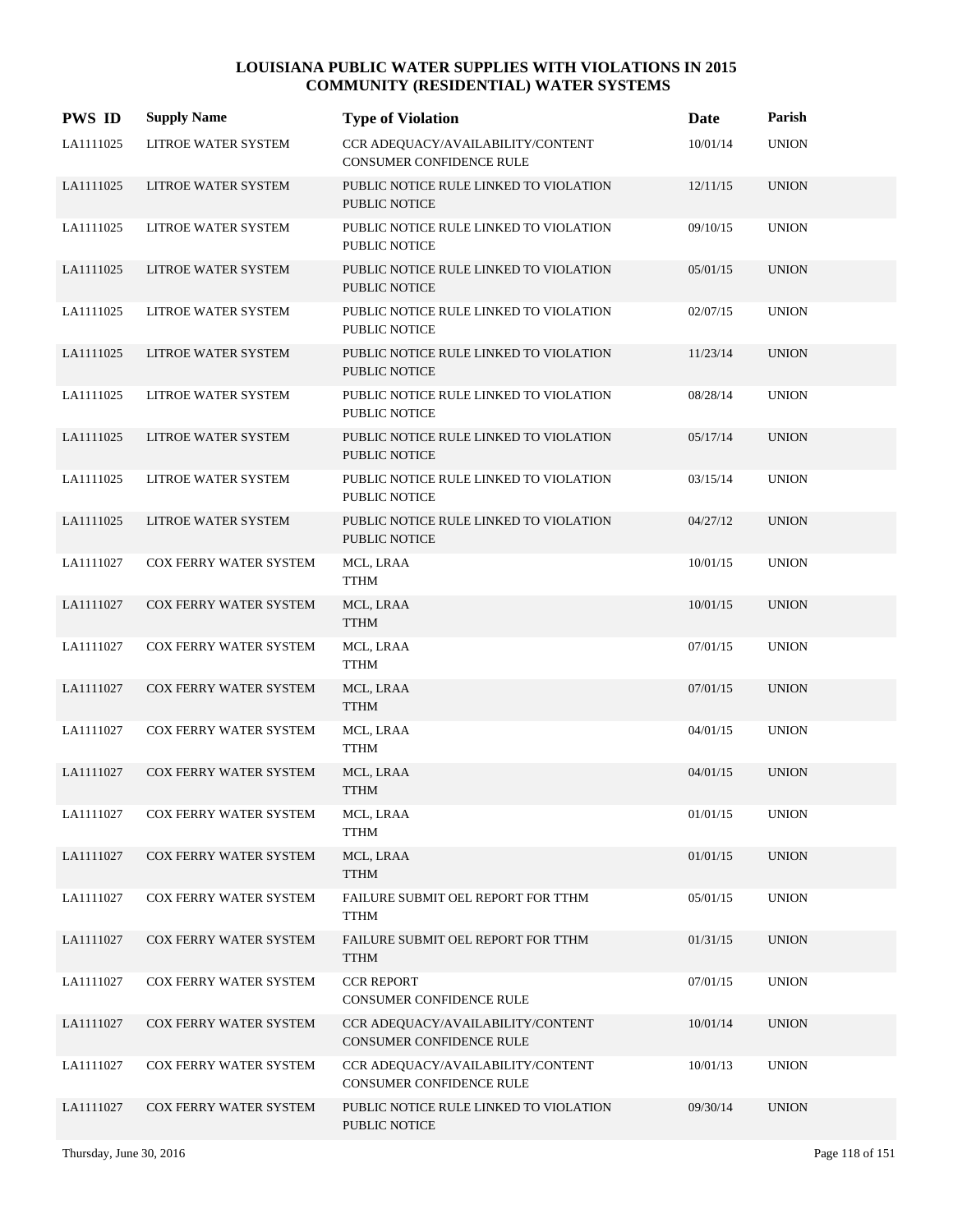# LOUISIANA PUBLIC WATER SUPPLIES WITH VIOLATIONS IN 2015
## COMMUNITY (RESIDENTIAL) WATER SYSTEMS

| PWS ID | Supply Name | Type of Violation | Date | Parish |
|---|---|---|---|---|
| LA1111025 | LITROE WATER SYSTEM | CCR ADEQUACY/AVAILABILITY/CONTENT<br>CONSUMER CONFIDENCE RULE | 10/01/14 | UNION |
| LA1111025 | LITROE WATER SYSTEM | PUBLIC NOTICE RULE LINKED TO VIOLATION<br>PUBLIC NOTICE | 12/11/15 | UNION |
| LA1111025 | LITROE WATER SYSTEM | PUBLIC NOTICE RULE LINKED TO VIOLATION<br>PUBLIC NOTICE | 09/10/15 | UNION |
| LA1111025 | LITROE WATER SYSTEM | PUBLIC NOTICE RULE LINKED TO VIOLATION<br>PUBLIC NOTICE | 05/01/15 | UNION |
| LA1111025 | LITROE WATER SYSTEM | PUBLIC NOTICE RULE LINKED TO VIOLATION<br>PUBLIC NOTICE | 02/07/15 | UNION |
| LA1111025 | LITROE WATER SYSTEM | PUBLIC NOTICE RULE LINKED TO VIOLATION<br>PUBLIC NOTICE | 11/23/14 | UNION |
| LA1111025 | LITROE WATER SYSTEM | PUBLIC NOTICE RULE LINKED TO VIOLATION<br>PUBLIC NOTICE | 08/28/14 | UNION |
| LA1111025 | LITROE WATER SYSTEM | PUBLIC NOTICE RULE LINKED TO VIOLATION<br>PUBLIC NOTICE | 05/17/14 | UNION |
| LA1111025 | LITROE WATER SYSTEM | PUBLIC NOTICE RULE LINKED TO VIOLATION<br>PUBLIC NOTICE | 03/15/14 | UNION |
| LA1111025 | LITROE WATER SYSTEM | PUBLIC NOTICE RULE LINKED TO VIOLATION<br>PUBLIC NOTICE | 04/27/12 | UNION |
| LA1111027 | COX FERRY WATER SYSTEM | MCL, LRAA<br>TTHM | 10/01/15 | UNION |
| LA1111027 | COX FERRY WATER SYSTEM | MCL, LRAA<br>TTHM | 10/01/15 | UNION |
| LA1111027 | COX FERRY WATER SYSTEM | MCL, LRAA<br>TTHM | 07/01/15 | UNION |
| LA1111027 | COX FERRY WATER SYSTEM | MCL, LRAA<br>TTHM | 07/01/15 | UNION |
| LA1111027 | COX FERRY WATER SYSTEM | MCL, LRAA<br>TTHM | 04/01/15 | UNION |
| LA1111027 | COX FERRY WATER SYSTEM | MCL, LRAA<br>TTHM | 04/01/15 | UNION |
| LA1111027 | COX FERRY WATER SYSTEM | MCL, LRAA<br>TTHM | 01/01/15 | UNION |
| LA1111027 | COX FERRY WATER SYSTEM | MCL, LRAA<br>TTHM | 01/01/15 | UNION |
| LA1111027 | COX FERRY WATER SYSTEM | FAILURE SUBMIT OEL REPORT FOR TTHM<br>TTHM | 05/01/15 | UNION |
| LA1111027 | COX FERRY WATER SYSTEM | FAILURE SUBMIT OEL REPORT FOR TTHM<br>TTHM | 01/31/15 | UNION |
| LA1111027 | COX FERRY WATER SYSTEM | CCR REPORT<br>CONSUMER CONFIDENCE RULE | 07/01/15 | UNION |
| LA1111027 | COX FERRY WATER SYSTEM | CCR ADEQUACY/AVAILABILITY/CONTENT<br>CONSUMER CONFIDENCE RULE | 10/01/14 | UNION |
| LA1111027 | COX FERRY WATER SYSTEM | CCR ADEQUACY/AVAILABILITY/CONTENT<br>CONSUMER CONFIDENCE RULE | 10/01/13 | UNION |
| LA1111027 | COX FERRY WATER SYSTEM | PUBLIC NOTICE RULE LINKED TO VIOLATION<br>PUBLIC NOTICE | 09/30/14 | UNION |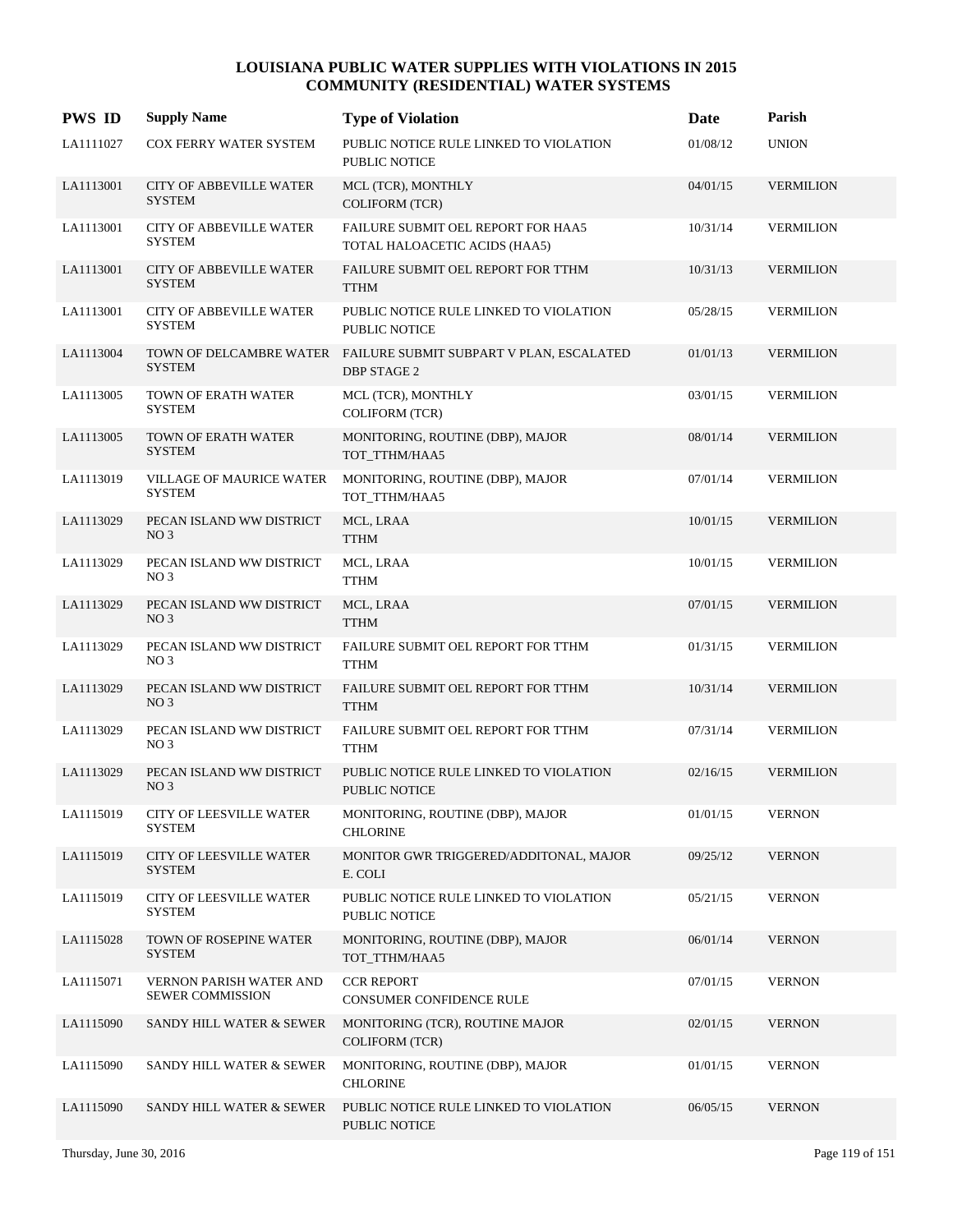# LOUISIANA PUBLIC WATER SUPPLIES WITH VIOLATIONS IN 2015
## COMMUNITY (RESIDENTIAL) WATER SYSTEMS

| PWS ID | Supply Name | Type of Violation | Date | Parish |
|---|---|---|---|---|
| LA1111027 | COX FERRY WATER SYSTEM | PUBLIC NOTICE RULE LINKED TO VIOLATION<br>PUBLIC NOTICE | 01/08/12 | UNION |
| LA1113001 | CITY OF ABBEVILLE WATER SYSTEM | MCL (TCR), MONTHLY<br>COLIFORM (TCR) | 04/01/15 | VERMILION |
| LA1113001 | CITY OF ABBEVILLE WATER SYSTEM | FAILURE SUBMIT OEL REPORT FOR HAA5<br>TOTAL HALOACETIC ACIDS (HAA5) | 10/31/14 | VERMILION |
| LA1113001 | CITY OF ABBEVILLE WATER SYSTEM | FAILURE SUBMIT OEL REPORT FOR TTHM<br>TTHM | 10/31/13 | VERMILION |
| LA1113001 | CITY OF ABBEVILLE WATER SYSTEM | PUBLIC NOTICE RULE LINKED TO VIOLATION<br>PUBLIC NOTICE | 05/28/15 | VERMILION |
| LA1113004 | TOWN OF DELCAMBRE WATER SYSTEM | FAILURE SUBMIT SUBPART V PLAN, ESCALATED<br>DBP STAGE 2 | 01/01/13 | VERMILION |
| LA1113005 | TOWN OF ERATH WATER SYSTEM | MCL (TCR), MONTHLY<br>COLIFORM (TCR) | 03/01/15 | VERMILION |
| LA1113005 | TOWN OF ERATH WATER SYSTEM | MONITORING, ROUTINE (DBP), MAJOR<br>TOT_TTHM/HAA5 | 08/01/14 | VERMILION |
| LA1113019 | VILLAGE OF MAURICE WATER SYSTEM | MONITORING, ROUTINE (DBP), MAJOR<br>TOT_TTHM/HAA5 | 07/01/14 | VERMILION |
| LA1113029 | PECAN ISLAND WW DISTRICT NO 3 | MCL, LRAA<br>TTHM | 10/01/15 | VERMILION |
| LA1113029 | PECAN ISLAND WW DISTRICT NO 3 | MCL, LRAA<br>TTHM | 10/01/15 | VERMILION |
| LA1113029 | PECAN ISLAND WW DISTRICT NO 3 | MCL, LRAA<br>TTHM | 07/01/15 | VERMILION |
| LA1113029 | PECAN ISLAND WW DISTRICT NO 3 | FAILURE SUBMIT OEL REPORT FOR TTHM<br>TTHM | 01/31/15 | VERMILION |
| LA1113029 | PECAN ISLAND WW DISTRICT NO 3 | FAILURE SUBMIT OEL REPORT FOR TTHM<br>TTHM | 10/31/14 | VERMILION |
| LA1113029 | PECAN ISLAND WW DISTRICT NO 3 | FAILURE SUBMIT OEL REPORT FOR TTHM<br>TTHM | 07/31/14 | VERMILION |
| LA1113029 | PECAN ISLAND WW DISTRICT NO 3 | PUBLIC NOTICE RULE LINKED TO VIOLATION<br>PUBLIC NOTICE | 02/16/15 | VERMILION |
| LA1115019 | CITY OF LEESVILLE WATER SYSTEM | MONITORING, ROUTINE (DBP), MAJOR<br>CHLORINE | 01/01/15 | VERNON |
| LA1115019 | CITY OF LEESVILLE WATER SYSTEM | MONITOR GWR TRIGGERED/ADDITONAL, MAJOR<br>E. COLI | 09/25/12 | VERNON |
| LA1115019 | CITY OF LEESVILLE WATER SYSTEM | PUBLIC NOTICE RULE LINKED TO VIOLATION<br>PUBLIC NOTICE | 05/21/15 | VERNON |
| LA1115028 | TOWN OF ROSEPINE WATER SYSTEM | MONITORING, ROUTINE (DBP), MAJOR<br>TOT_TTHM/HAA5 | 06/01/14 | VERNON |
| LA1115071 | VERNON PARISH WATER AND SEWER COMMISSION | CCR REPORT<br>CONSUMER CONFIDENCE RULE | 07/01/15 | VERNON |
| LA1115090 | SANDY HILL WATER & SEWER | MONITORING (TCR), ROUTINE MAJOR<br>COLIFORM (TCR) | 02/01/15 | VERNON |
| LA1115090 | SANDY HILL WATER & SEWER | MONITORING, ROUTINE (DBP), MAJOR<br>CHLORINE | 01/01/15 | VERNON |
| LA1115090 | SANDY HILL WATER & SEWER | PUBLIC NOTICE RULE LINKED TO VIOLATION<br>PUBLIC NOTICE | 06/05/15 | VERNON |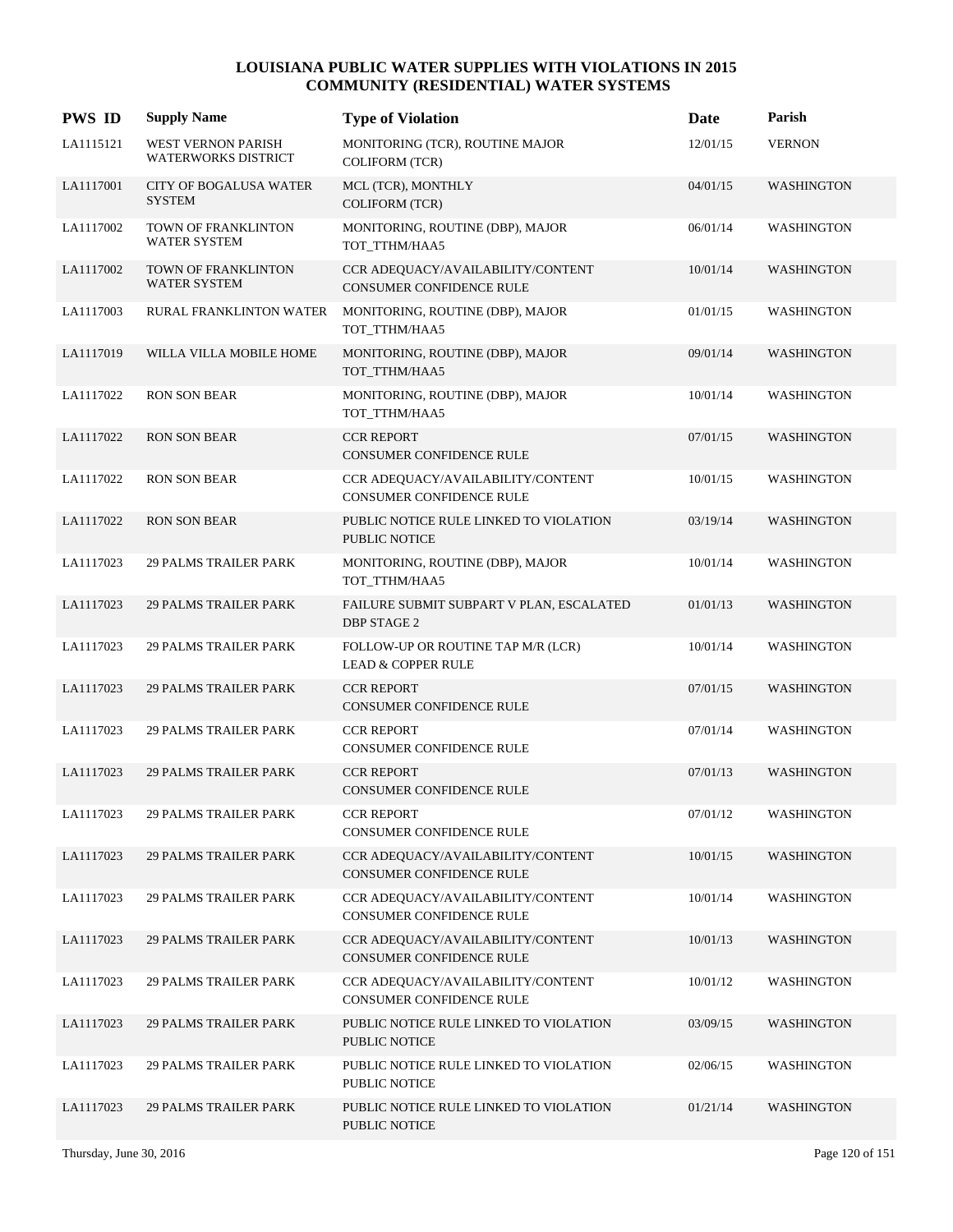# LOUISIANA PUBLIC WATER SUPPLIES WITH VIOLATIONS IN 2015
## COMMUNITY (RESIDENTIAL) WATER SYSTEMS

| PWS ID | Supply Name | Type of Violation | Date | Parish |
|---|---|---|---|---|
| LA1115121 | WEST VERNON PARISH WATERWORKS DISTRICT | MONITORING (TCR), ROUTINE MAJOR COLIFORM (TCR) | 12/01/15 | VERNON |
| LA1117001 | CITY OF BOGALUSA WATER SYSTEM | MCL (TCR), MONTHLY COLIFORM (TCR) | 04/01/15 | WASHINGTON |
| LA1117002 | TOWN OF FRANKLINTON WATER SYSTEM | MONITORING, ROUTINE (DBP), MAJOR TOT_TTHM/HAA5 | 06/01/14 | WASHINGTON |
| LA1117002 | TOWN OF FRANKLINTON WATER SYSTEM | CCR ADEQUACY/AVAILABILITY/CONTENT CONSUMER CONFIDENCE RULE | 10/01/14 | WASHINGTON |
| LA1117003 | RURAL FRANKLINTON WATER | MONITORING, ROUTINE (DBP), MAJOR TOT_TTHM/HAA5 | 01/01/15 | WASHINGTON |
| LA1117019 | WILLA VILLA MOBILE HOME | MONITORING, ROUTINE (DBP), MAJOR TOT_TTHM/HAA5 | 09/01/14 | WASHINGTON |
| LA1117022 | RON SON BEAR | MONITORING, ROUTINE (DBP), MAJOR TOT_TTHM/HAA5 | 10/01/14 | WASHINGTON |
| LA1117022 | RON SON BEAR | CCR REPORT CONSUMER CONFIDENCE RULE | 07/01/15 | WASHINGTON |
| LA1117022 | RON SON BEAR | CCR ADEQUACY/AVAILABILITY/CONTENT CONSUMER CONFIDENCE RULE | 10/01/15 | WASHINGTON |
| LA1117022 | RON SON BEAR | PUBLIC NOTICE RULE LINKED TO VIOLATION PUBLIC NOTICE | 03/19/14 | WASHINGTON |
| LA1117023 | 29 PALMS TRAILER PARK | MONITORING, ROUTINE (DBP), MAJOR TOT_TTHM/HAA5 | 10/01/14 | WASHINGTON |
| LA1117023 | 29 PALMS TRAILER PARK | FAILURE SUBMIT SUBPART V PLAN, ESCALATED DBP STAGE 2 | 01/01/13 | WASHINGTON |
| LA1117023 | 29 PALMS TRAILER PARK | FOLLOW-UP OR ROUTINE TAP M/R (LCR) LEAD & COPPER RULE | 10/01/14 | WASHINGTON |
| LA1117023 | 29 PALMS TRAILER PARK | CCR REPORT CONSUMER CONFIDENCE RULE | 07/01/15 | WASHINGTON |
| LA1117023 | 29 PALMS TRAILER PARK | CCR REPORT CONSUMER CONFIDENCE RULE | 07/01/14 | WASHINGTON |
| LA1117023 | 29 PALMS TRAILER PARK | CCR REPORT CONSUMER CONFIDENCE RULE | 07/01/13 | WASHINGTON |
| LA1117023 | 29 PALMS TRAILER PARK | CCR REPORT CONSUMER CONFIDENCE RULE | 07/01/12 | WASHINGTON |
| LA1117023 | 29 PALMS TRAILER PARK | CCR ADEQUACY/AVAILABILITY/CONTENT CONSUMER CONFIDENCE RULE | 10/01/15 | WASHINGTON |
| LA1117023 | 29 PALMS TRAILER PARK | CCR ADEQUACY/AVAILABILITY/CONTENT CONSUMER CONFIDENCE RULE | 10/01/14 | WASHINGTON |
| LA1117023 | 29 PALMS TRAILER PARK | CCR ADEQUACY/AVAILABILITY/CONTENT CONSUMER CONFIDENCE RULE | 10/01/13 | WASHINGTON |
| LA1117023 | 29 PALMS TRAILER PARK | CCR ADEQUACY/AVAILABILITY/CONTENT CONSUMER CONFIDENCE RULE | 10/01/12 | WASHINGTON |
| LA1117023 | 29 PALMS TRAILER PARK | PUBLIC NOTICE RULE LINKED TO VIOLATION PUBLIC NOTICE | 03/09/15 | WASHINGTON |
| LA1117023 | 29 PALMS TRAILER PARK | PUBLIC NOTICE RULE LINKED TO VIOLATION PUBLIC NOTICE | 02/06/15 | WASHINGTON |
| LA1117023 | 29 PALMS TRAILER PARK | PUBLIC NOTICE RULE LINKED TO VIOLATION PUBLIC NOTICE | 01/21/14 | WASHINGTON |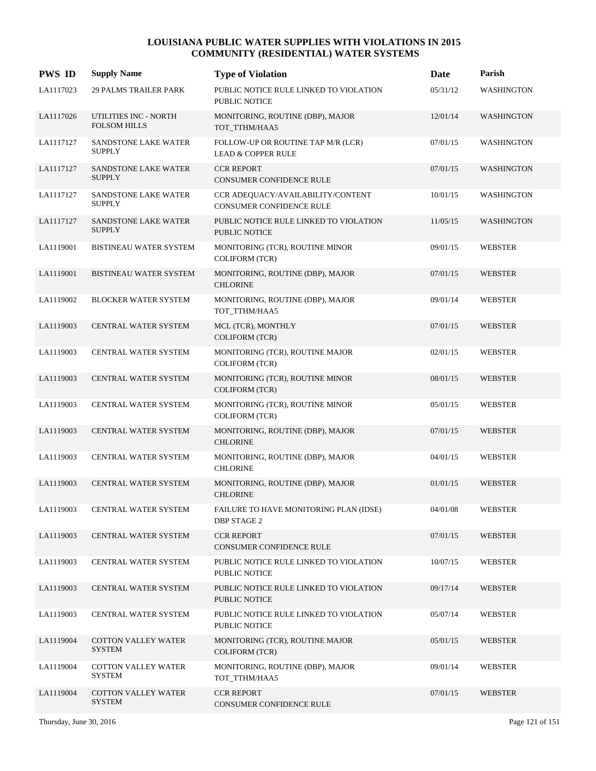# LOUISIANA PUBLIC WATER SUPPLIES WITH VIOLATIONS IN 2015
## COMMUNITY (RESIDENTIAL) WATER SYSTEMS

| PWS ID | Supply Name | Type of Violation | Date | Parish |
|---|---|---|---|---|
| LA1117023 | 29 PALMS TRAILER PARK | PUBLIC NOTICE RULE LINKED TO VIOLATION<br>PUBLIC NOTICE | 05/31/12 | WASHINGTON |
| LA1117026 | UTILITIES INC - NORTH FOLSOM HILLS | MONITORING, ROUTINE (DBP), MAJOR<br>TOT_TTHM/HAA5 | 12/01/14 | WASHINGTON |
| LA1117127 | SANDSTONE LAKE WATER SUPPLY | FOLLOW-UP OR ROUTINE TAP M/R (LCR)<br>LEAD & COPPER RULE | 07/01/15 | WASHINGTON |
| LA1117127 | SANDSTONE LAKE WATER SUPPLY | CCR REPORT<br>CONSUMER CONFIDENCE RULE | 07/01/15 | WASHINGTON |
| LA1117127 | SANDSTONE LAKE WATER SUPPLY | CCR ADEQUACY/AVAILABILITY/CONTENT<br>CONSUMER CONFIDENCE RULE | 10/01/15 | WASHINGTON |
| LA1117127 | SANDSTONE LAKE WATER SUPPLY | PUBLIC NOTICE RULE LINKED TO VIOLATION<br>PUBLIC NOTICE | 11/05/15 | WASHINGTON |
| LA1119001 | BISTINEAU WATER SYSTEM | MONITORING (TCR), ROUTINE MINOR<br>COLIFORM (TCR) | 09/01/15 | WEBSTER |
| LA1119001 | BISTINEAU WATER SYSTEM | MONITORING, ROUTINE (DBP), MAJOR<br>CHLORINE | 07/01/15 | WEBSTER |
| LA1119002 | BLOCKER WATER SYSTEM | MONITORING, ROUTINE (DBP), MAJOR<br>TOT_TTHM/HAA5 | 09/01/14 | WEBSTER |
| LA1119003 | CENTRAL WATER SYSTEM | MCL (TCR), MONTHLY<br>COLIFORM (TCR) | 07/01/15 | WEBSTER |
| LA1119003 | CENTRAL WATER SYSTEM | MONITORING (TCR), ROUTINE MAJOR<br>COLIFORM (TCR) | 02/01/15 | WEBSTER |
| LA1119003 | CENTRAL WATER SYSTEM | MONITORING (TCR), ROUTINE MINOR<br>COLIFORM (TCR) | 08/01/15 | WEBSTER |
| LA1119003 | CENTRAL WATER SYSTEM | MONITORING (TCR), ROUTINE MINOR<br>COLIFORM (TCR) | 05/01/15 | WEBSTER |
| LA1119003 | CENTRAL WATER SYSTEM | MONITORING, ROUTINE (DBP), MAJOR<br>CHLORINE | 07/01/15 | WEBSTER |
| LA1119003 | CENTRAL WATER SYSTEM | MONITORING, ROUTINE (DBP), MAJOR<br>CHLORINE | 04/01/15 | WEBSTER |
| LA1119003 | CENTRAL WATER SYSTEM | MONITORING, ROUTINE (DBP), MAJOR<br>CHLORINE | 01/01/15 | WEBSTER |
| LA1119003 | CENTRAL WATER SYSTEM | FAILURE TO HAVE MONITORING PLAN (IDSE)<br>DBP STAGE 2 | 04/01/08 | WEBSTER |
| LA1119003 | CENTRAL WATER SYSTEM | CCR REPORT<br>CONSUMER CONFIDENCE RULE | 07/01/15 | WEBSTER |
| LA1119003 | CENTRAL WATER SYSTEM | PUBLIC NOTICE RULE LINKED TO VIOLATION<br>PUBLIC NOTICE | 10/07/15 | WEBSTER |
| LA1119003 | CENTRAL WATER SYSTEM | PUBLIC NOTICE RULE LINKED TO VIOLATION<br>PUBLIC NOTICE | 09/17/14 | WEBSTER |
| LA1119003 | CENTRAL WATER SYSTEM | PUBLIC NOTICE RULE LINKED TO VIOLATION<br>PUBLIC NOTICE | 05/07/14 | WEBSTER |
| LA1119004 | COTTON VALLEY WATER SYSTEM | MONITORING (TCR), ROUTINE MAJOR<br>COLIFORM (TCR) | 05/01/15 | WEBSTER |
| LA1119004 | COTTON VALLEY WATER SYSTEM | MONITORING, ROUTINE (DBP), MAJOR<br>TOT_TTHM/HAA5 | 09/01/14 | WEBSTER |
| LA1119004 | COTTON VALLEY WATER SYSTEM | CCR REPORT<br>CONSUMER CONFIDENCE RULE | 07/01/15 | WEBSTER |

Thursday, June 30, 2016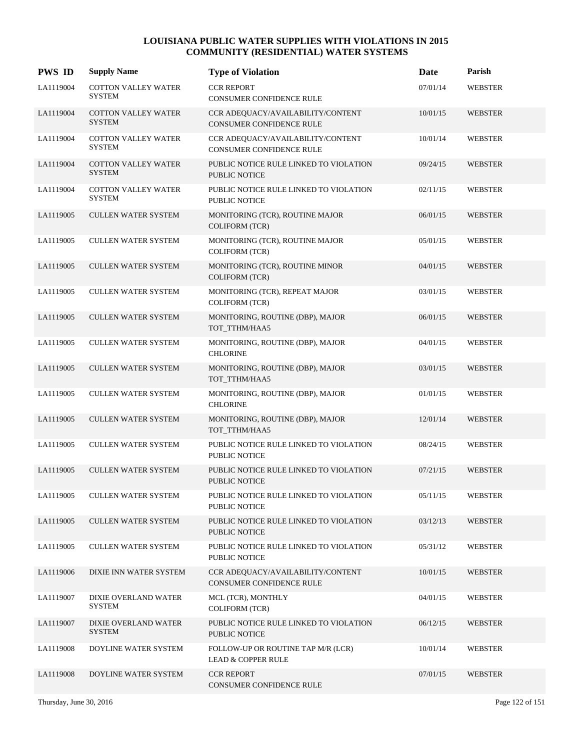# LOUISIANA PUBLIC WATER SUPPLIES WITH VIOLATIONS IN 2015
## COMMUNITY (RESIDENTIAL) WATER SYSTEMS

| PWS ID | Supply Name | Type of Violation | Date | Parish |
|---|---|---|---|---|
| LA1119004 | COTTON VALLEY WATER SYSTEM | CCR REPORT<br>CONSUMER CONFIDENCE RULE | 07/01/14 | WEBSTER |
| LA1119004 | COTTON VALLEY WATER SYSTEM | CCR ADEQUACY/AVAILABILITY/CONTENT<br>CONSUMER CONFIDENCE RULE | 10/01/15 | WEBSTER |
| LA1119004 | COTTON VALLEY WATER SYSTEM | CCR ADEQUACY/AVAILABILITY/CONTENT<br>CONSUMER CONFIDENCE RULE | 10/01/14 | WEBSTER |
| LA1119004 | COTTON VALLEY WATER SYSTEM | PUBLIC NOTICE RULE LINKED TO VIOLATION<br>PUBLIC NOTICE | 09/24/15 | WEBSTER |
| LA1119004 | COTTON VALLEY WATER SYSTEM | PUBLIC NOTICE RULE LINKED TO VIOLATION<br>PUBLIC NOTICE | 02/11/15 | WEBSTER |
| LA1119005 | CULLEN WATER SYSTEM | MONITORING (TCR), ROUTINE MAJOR<br>COLIFORM (TCR) | 06/01/15 | WEBSTER |
| LA1119005 | CULLEN WATER SYSTEM | MONITORING (TCR), ROUTINE MAJOR<br>COLIFORM (TCR) | 05/01/15 | WEBSTER |
| LA1119005 | CULLEN WATER SYSTEM | MONITORING (TCR), ROUTINE MINOR<br>COLIFORM (TCR) | 04/01/15 | WEBSTER |
| LA1119005 | CULLEN WATER SYSTEM | MONITORING (TCR), REPEAT MAJOR<br>COLIFORM (TCR) | 03/01/15 | WEBSTER |
| LA1119005 | CULLEN WATER SYSTEM | MONITORING, ROUTINE (DBP), MAJOR<br>TOT_TTHM/HAA5 | 06/01/15 | WEBSTER |
| LA1119005 | CULLEN WATER SYSTEM | MONITORING, ROUTINE (DBP), MAJOR<br>CHLORINE | 04/01/15 | WEBSTER |
| LA1119005 | CULLEN WATER SYSTEM | MONITORING, ROUTINE (DBP), MAJOR<br>TOT_TTHM/HAA5 | 03/01/15 | WEBSTER |
| LA1119005 | CULLEN WATER SYSTEM | MONITORING, ROUTINE (DBP), MAJOR<br>CHLORINE | 01/01/15 | WEBSTER |
| LA1119005 | CULLEN WATER SYSTEM | MONITORING, ROUTINE (DBP), MAJOR<br>TOT_TTHM/HAA5 | 12/01/14 | WEBSTER |
| LA1119005 | CULLEN WATER SYSTEM | PUBLIC NOTICE RULE LINKED TO VIOLATION<br>PUBLIC NOTICE | 08/24/15 | WEBSTER |
| LA1119005 | CULLEN WATER SYSTEM | PUBLIC NOTICE RULE LINKED TO VIOLATION<br>PUBLIC NOTICE | 07/21/15 | WEBSTER |
| LA1119005 | CULLEN WATER SYSTEM | PUBLIC NOTICE RULE LINKED TO VIOLATION<br>PUBLIC NOTICE | 05/11/15 | WEBSTER |
| LA1119005 | CULLEN WATER SYSTEM | PUBLIC NOTICE RULE LINKED TO VIOLATION<br>PUBLIC NOTICE | 03/12/13 | WEBSTER |
| LA1119005 | CULLEN WATER SYSTEM | PUBLIC NOTICE RULE LINKED TO VIOLATION<br>PUBLIC NOTICE | 05/31/12 | WEBSTER |
| LA1119006 | DIXIE INN WATER SYSTEM | CCR ADEQUACY/AVAILABILITY/CONTENT<br>CONSUMER CONFIDENCE RULE | 10/01/15 | WEBSTER |
| LA1119007 | DIXIE OVERLAND WATER SYSTEM | MCL (TCR), MONTHLY<br>COLIFORM (TCR) | 04/01/15 | WEBSTER |
| LA1119007 | DIXIE OVERLAND WATER SYSTEM | PUBLIC NOTICE RULE LINKED TO VIOLATION<br>PUBLIC NOTICE | 06/12/15 | WEBSTER |
| LA1119008 | DOYLINE WATER SYSTEM | FOLLOW-UP OR ROUTINE TAP M/R (LCR)<br>LEAD & COPPER RULE | 10/01/14 | WEBSTER |
| LA1119008 | DOYLINE WATER SYSTEM | CCR REPORT<br>CONSUMER CONFIDENCE RULE | 07/01/15 | WEBSTER |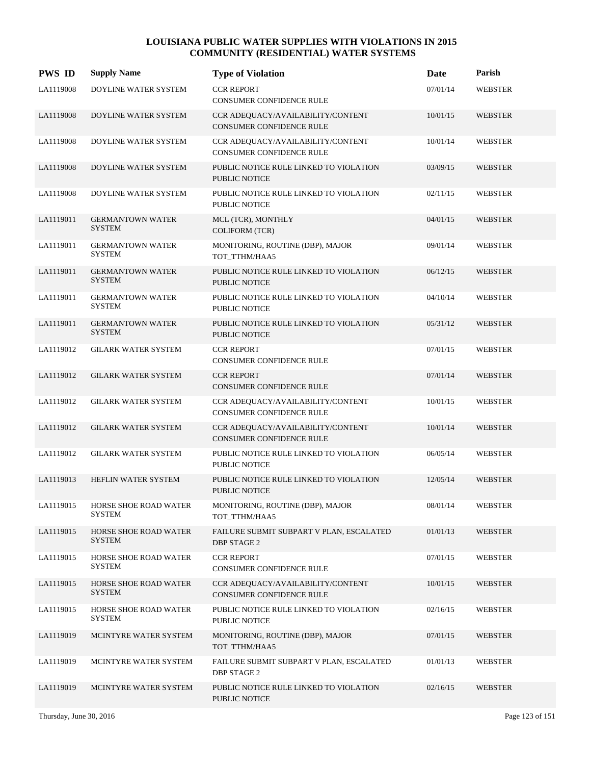# LOUISIANA PUBLIC WATER SUPPLIES WITH VIOLATIONS IN 2015
## COMMUNITY (RESIDENTIAL) WATER SYSTEMS

| PWS ID | Supply Name | Type of Violation | Date | Parish |
|---|---|---|---|---|
| LA1119008 | DOYLINE WATER SYSTEM | CCR REPORT<br>CONSUMER CONFIDENCE RULE | 07/01/14 | WEBSTER |
| LA1119008 | DOYLINE WATER SYSTEM | CCR ADEQUACY/AVAILABILITY/CONTENT<br>CONSUMER CONFIDENCE RULE | 10/01/15 | WEBSTER |
| LA1119008 | DOYLINE WATER SYSTEM | CCR ADEQUACY/AVAILABILITY/CONTENT<br>CONSUMER CONFIDENCE RULE | 10/01/14 | WEBSTER |
| LA1119008 | DOYLINE WATER SYSTEM | PUBLIC NOTICE RULE LINKED TO VIOLATION<br>PUBLIC NOTICE | 03/09/15 | WEBSTER |
| LA1119008 | DOYLINE WATER SYSTEM | PUBLIC NOTICE RULE LINKED TO VIOLATION<br>PUBLIC NOTICE | 02/11/15 | WEBSTER |
| LA1119011 | GERMANTOWN WATER SYSTEM | MCL (TCR), MONTHLY<br>COLIFORM (TCR) | 04/01/15 | WEBSTER |
| LA1119011 | GERMANTOWN WATER SYSTEM | MONITORING, ROUTINE (DBP), MAJOR<br>TOT_TTHM/HAA5 | 09/01/14 | WEBSTER |
| LA1119011 | GERMANTOWN WATER SYSTEM | PUBLIC NOTICE RULE LINKED TO VIOLATION<br>PUBLIC NOTICE | 06/12/15 | WEBSTER |
| LA1119011 | GERMANTOWN WATER SYSTEM | PUBLIC NOTICE RULE LINKED TO VIOLATION<br>PUBLIC NOTICE | 04/10/14 | WEBSTER |
| LA1119011 | GERMANTOWN WATER SYSTEM | PUBLIC NOTICE RULE LINKED TO VIOLATION<br>PUBLIC NOTICE | 05/31/12 | WEBSTER |
| LA1119012 | GILARK WATER SYSTEM | CCR REPORT<br>CONSUMER CONFIDENCE RULE | 07/01/15 | WEBSTER |
| LA1119012 | GILARK WATER SYSTEM | CCR REPORT<br>CONSUMER CONFIDENCE RULE | 07/01/14 | WEBSTER |
| LA1119012 | GILARK WATER SYSTEM | CCR ADEQUACY/AVAILABILITY/CONTENT<br>CONSUMER CONFIDENCE RULE | 10/01/15 | WEBSTER |
| LA1119012 | GILARK WATER SYSTEM | CCR ADEQUACY/AVAILABILITY/CONTENT<br>CONSUMER CONFIDENCE RULE | 10/01/14 | WEBSTER |
| LA1119012 | GILARK WATER SYSTEM | PUBLIC NOTICE RULE LINKED TO VIOLATION<br>PUBLIC NOTICE | 06/05/14 | WEBSTER |
| LA1119013 | HEFLIN WATER SYSTEM | PUBLIC NOTICE RULE LINKED TO VIOLATION<br>PUBLIC NOTICE | 12/05/14 | WEBSTER |
| LA1119015 | HORSE SHOE ROAD WATER SYSTEM | MONITORING, ROUTINE (DBP), MAJOR<br>TOT_TTHM/HAA5 | 08/01/14 | WEBSTER |
| LA1119015 | HORSE SHOE ROAD WATER SYSTEM | FAILURE SUBMIT SUBPART V PLAN, ESCALATED<br>DBP STAGE 2 | 01/01/13 | WEBSTER |
| LA1119015 | HORSE SHOE ROAD WATER SYSTEM | CCR REPORT<br>CONSUMER CONFIDENCE RULE | 07/01/15 | WEBSTER |
| LA1119015 | HORSE SHOE ROAD WATER SYSTEM | CCR ADEQUACY/AVAILABILITY/CONTENT<br>CONSUMER CONFIDENCE RULE | 10/01/15 | WEBSTER |
| LA1119015 | HORSE SHOE ROAD WATER SYSTEM | PUBLIC NOTICE RULE LINKED TO VIOLATION<br>PUBLIC NOTICE | 02/16/15 | WEBSTER |
| LA1119019 | MCINTYRE WATER SYSTEM | MONITORING, ROUTINE (DBP), MAJOR<br>TOT_TTHM/HAA5 | 07/01/15 | WEBSTER |
| LA1119019 | MCINTYRE WATER SYSTEM | FAILURE SUBMIT SUBPART V PLAN, ESCALATED<br>DBP STAGE 2 | 01/01/13 | WEBSTER |
| LA1119019 | MCINTYRE WATER SYSTEM | PUBLIC NOTICE RULE LINKED TO VIOLATION<br>PUBLIC NOTICE | 02/16/15 | WEBSTER |

Thursday, June 30, 2016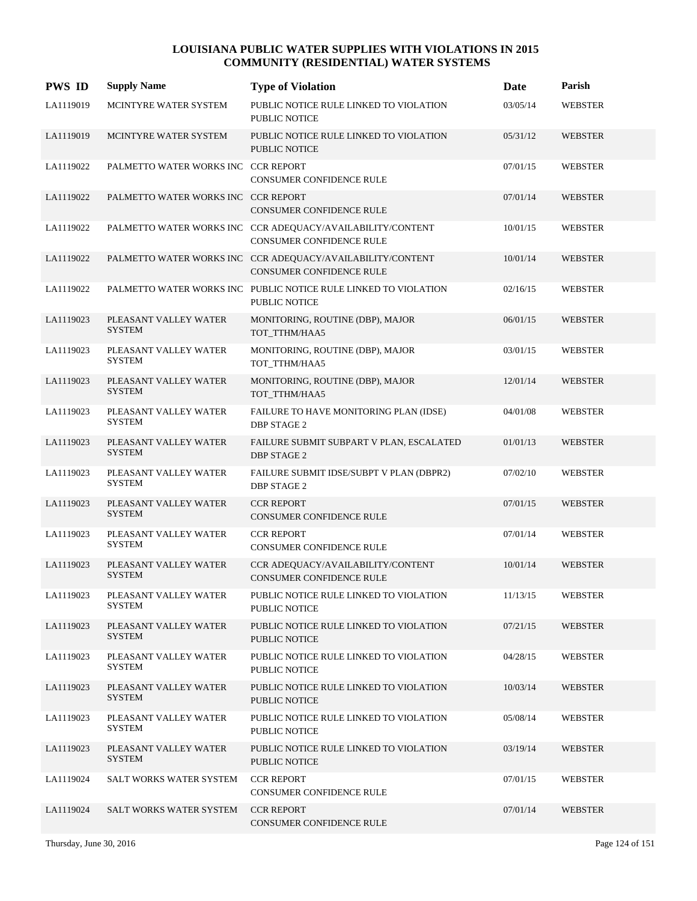# LOUISIANA PUBLIC WATER SUPPLIES WITH VIOLATIONS IN 2015
## COMMUNITY (RESIDENTIAL) WATER SYSTEMS

| PWS ID | Supply Name | Type of Violation | Date | Parish |
|---|---|---|---|---|
| LA1119019 | MCINTYRE WATER SYSTEM | PUBLIC NOTICE RULE LINKED TO VIOLATION PUBLIC NOTICE | 03/05/14 | WEBSTER |
| LA1119019 | MCINTYRE WATER SYSTEM | PUBLIC NOTICE RULE LINKED TO VIOLATION PUBLIC NOTICE | 05/31/12 | WEBSTER |
| LA1119022 | PALMETTO WATER WORKS INC | CCR REPORT CONSUMER CONFIDENCE RULE | 07/01/15 | WEBSTER |
| LA1119022 | PALMETTO WATER WORKS INC | CCR REPORT CONSUMER CONFIDENCE RULE | 07/01/14 | WEBSTER |
| LA1119022 | PALMETTO WATER WORKS INC | CCR ADEQUACY/AVAILABILITY/CONTENT CONSUMER CONFIDENCE RULE | 10/01/15 | WEBSTER |
| LA1119022 | PALMETTO WATER WORKS INC | CCR ADEQUACY/AVAILABILITY/CONTENT CONSUMER CONFIDENCE RULE | 10/01/14 | WEBSTER |
| LA1119022 | PALMETTO WATER WORKS INC | PUBLIC NOTICE RULE LINKED TO VIOLATION PUBLIC NOTICE | 02/16/15 | WEBSTER |
| LA1119023 | PLEASANT VALLEY WATER SYSTEM | MONITORING, ROUTINE (DBP), MAJOR TOT_TTHM/HAA5 | 06/01/15 | WEBSTER |
| LA1119023 | PLEASANT VALLEY WATER SYSTEM | MONITORING, ROUTINE (DBP), MAJOR TOT_TTHM/HAA5 | 03/01/15 | WEBSTER |
| LA1119023 | PLEASANT VALLEY WATER SYSTEM | MONITORING, ROUTINE (DBP), MAJOR TOT_TTHM/HAA5 | 12/01/14 | WEBSTER |
| LA1119023 | PLEASANT VALLEY WATER SYSTEM | FAILURE TO HAVE MONITORING PLAN (IDSE) DBP STAGE 2 | 04/01/08 | WEBSTER |
| LA1119023 | PLEASANT VALLEY WATER SYSTEM | FAILURE SUBMIT SUBPART V PLAN, ESCALATED DBP STAGE 2 | 01/01/13 | WEBSTER |
| LA1119023 | PLEASANT VALLEY WATER SYSTEM | FAILURE SUBMIT IDSE/SUBPT V PLAN (DBPR2) DBP STAGE 2 | 07/02/10 | WEBSTER |
| LA1119023 | PLEASANT VALLEY WATER SYSTEM | CCR REPORT CONSUMER CONFIDENCE RULE | 07/01/15 | WEBSTER |
| LA1119023 | PLEASANT VALLEY WATER SYSTEM | CCR REPORT CONSUMER CONFIDENCE RULE | 07/01/14 | WEBSTER |
| LA1119023 | PLEASANT VALLEY WATER SYSTEM | CCR ADEQUACY/AVAILABILITY/CONTENT CONSUMER CONFIDENCE RULE | 10/01/14 | WEBSTER |
| LA1119023 | PLEASANT VALLEY WATER SYSTEM | PUBLIC NOTICE RULE LINKED TO VIOLATION PUBLIC NOTICE | 11/13/15 | WEBSTER |
| LA1119023 | PLEASANT VALLEY WATER SYSTEM | PUBLIC NOTICE RULE LINKED TO VIOLATION PUBLIC NOTICE | 07/21/15 | WEBSTER |
| LA1119023 | PLEASANT VALLEY WATER SYSTEM | PUBLIC NOTICE RULE LINKED TO VIOLATION PUBLIC NOTICE | 04/28/15 | WEBSTER |
| LA1119023 | PLEASANT VALLEY WATER SYSTEM | PUBLIC NOTICE RULE LINKED TO VIOLATION PUBLIC NOTICE | 10/03/14 | WEBSTER |
| LA1119023 | PLEASANT VALLEY WATER SYSTEM | PUBLIC NOTICE RULE LINKED TO VIOLATION PUBLIC NOTICE | 05/08/14 | WEBSTER |
| LA1119023 | PLEASANT VALLEY WATER SYSTEM | PUBLIC NOTICE RULE LINKED TO VIOLATION PUBLIC NOTICE | 03/19/14 | WEBSTER |
| LA1119024 | SALT WORKS WATER SYSTEM | CCR REPORT CONSUMER CONFIDENCE RULE | 07/01/15 | WEBSTER |
| LA1119024 | SALT WORKS WATER SYSTEM | CCR REPORT CONSUMER CONFIDENCE RULE | 07/01/14 | WEBSTER |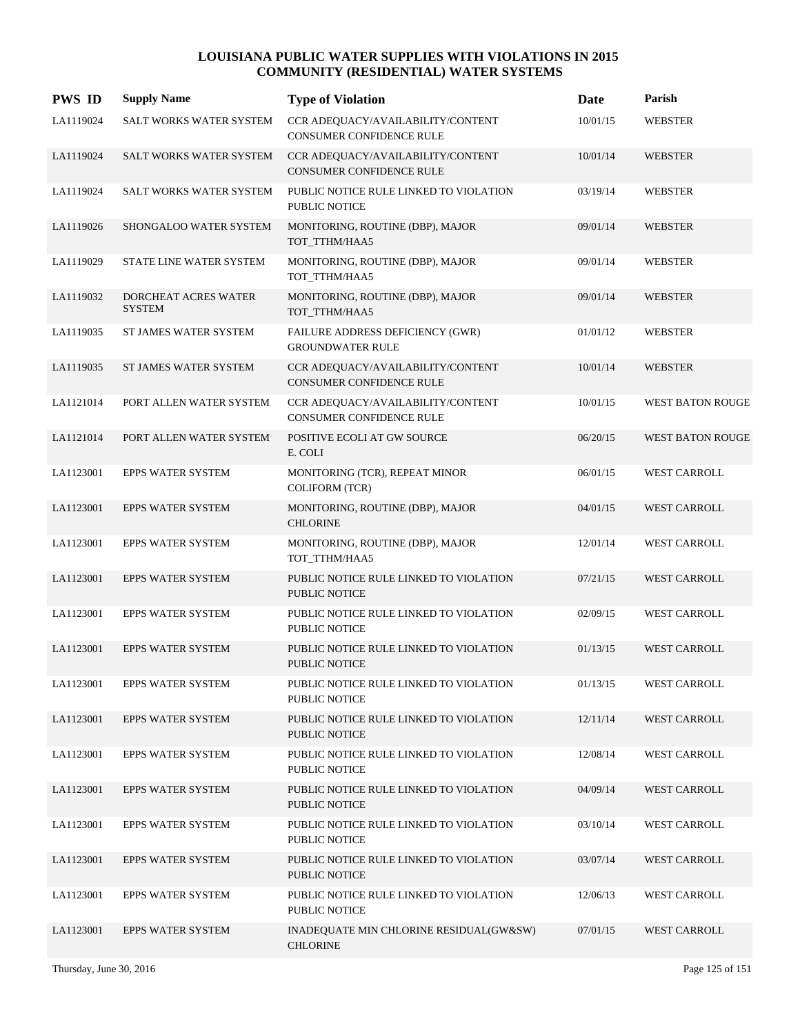# LOUISIANA PUBLIC WATER SUPPLIES WITH VIOLATIONS IN 2015
## COMMUNITY (RESIDENTIAL) WATER SYSTEMS

| PWS ID | Supply Name | Type of Violation | Date | Parish |
|---|---|---|---|---|
| LA1119024 | SALT WORKS WATER SYSTEM | CCR ADEQUACY/AVAILABILITY/CONTENT CONSUMER CONFIDENCE RULE | 10/01/15 | WEBSTER |
| LA1119024 | SALT WORKS WATER SYSTEM | CCR ADEQUACY/AVAILABILITY/CONTENT CONSUMER CONFIDENCE RULE | 10/01/14 | WEBSTER |
| LA1119024 | SALT WORKS WATER SYSTEM | PUBLIC NOTICE RULE LINKED TO VIOLATION PUBLIC NOTICE | 03/19/14 | WEBSTER |
| LA1119026 | SHONGALOO WATER SYSTEM | MONITORING, ROUTINE (DBP), MAJOR TOT_TTHM/HAA5 | 09/01/14 | WEBSTER |
| LA1119029 | STATE LINE WATER SYSTEM | MONITORING, ROUTINE (DBP), MAJOR TOT_TTHM/HAA5 | 09/01/14 | WEBSTER |
| LA1119032 | DORCHEAT ACRES WATER SYSTEM | MONITORING, ROUTINE (DBP), MAJOR TOT_TTHM/HAA5 | 09/01/14 | WEBSTER |
| LA1119035 | ST JAMES WATER SYSTEM | FAILURE ADDRESS DEFICIENCY (GWR) GROUNDWATER RULE | 01/01/12 | WEBSTER |
| LA1119035 | ST JAMES WATER SYSTEM | CCR ADEQUACY/AVAILABILITY/CONTENT CONSUMER CONFIDENCE RULE | 10/01/14 | WEBSTER |
| LA1121014 | PORT ALLEN WATER SYSTEM | CCR ADEQUACY/AVAILABILITY/CONTENT CONSUMER CONFIDENCE RULE | 10/01/15 | WEST BATON ROUGE |
| LA1121014 | PORT ALLEN WATER SYSTEM | POSITIVE ECOLI AT GW SOURCE E. COLI | 06/20/15 | WEST BATON ROUGE |
| LA1123001 | EPPS WATER SYSTEM | MONITORING (TCR), REPEAT MINOR COLIFORM (TCR) | 06/01/15 | WEST CARROLL |
| LA1123001 | EPPS WATER SYSTEM | MONITORING, ROUTINE (DBP), MAJOR CHLORINE | 04/01/15 | WEST CARROLL |
| LA1123001 | EPPS WATER SYSTEM | MONITORING, ROUTINE (DBP), MAJOR TOT_TTHM/HAA5 | 12/01/14 | WEST CARROLL |
| LA1123001 | EPPS WATER SYSTEM | PUBLIC NOTICE RULE LINKED TO VIOLATION PUBLIC NOTICE | 07/21/15 | WEST CARROLL |
| LA1123001 | EPPS WATER SYSTEM | PUBLIC NOTICE RULE LINKED TO VIOLATION PUBLIC NOTICE | 02/09/15 | WEST CARROLL |
| LA1123001 | EPPS WATER SYSTEM | PUBLIC NOTICE RULE LINKED TO VIOLATION PUBLIC NOTICE | 01/13/15 | WEST CARROLL |
| LA1123001 | EPPS WATER SYSTEM | PUBLIC NOTICE RULE LINKED TO VIOLATION PUBLIC NOTICE | 01/13/15 | WEST CARROLL |
| LA1123001 | EPPS WATER SYSTEM | PUBLIC NOTICE RULE LINKED TO VIOLATION PUBLIC NOTICE | 12/11/14 | WEST CARROLL |
| LA1123001 | EPPS WATER SYSTEM | PUBLIC NOTICE RULE LINKED TO VIOLATION PUBLIC NOTICE | 12/08/14 | WEST CARROLL |
| LA1123001 | EPPS WATER SYSTEM | PUBLIC NOTICE RULE LINKED TO VIOLATION PUBLIC NOTICE | 04/09/14 | WEST CARROLL |
| LA1123001 | EPPS WATER SYSTEM | PUBLIC NOTICE RULE LINKED TO VIOLATION PUBLIC NOTICE | 03/10/14 | WEST CARROLL |
| LA1123001 | EPPS WATER SYSTEM | PUBLIC NOTICE RULE LINKED TO VIOLATION PUBLIC NOTICE | 03/07/14 | WEST CARROLL |
| LA1123001 | EPPS WATER SYSTEM | PUBLIC NOTICE RULE LINKED TO VIOLATION PUBLIC NOTICE | 12/06/13 | WEST CARROLL |
| LA1123001 | EPPS WATER SYSTEM | INADEQUATE MIN CHLORINE RESIDUAL(GW&SW) CHLORINE | 07/01/15 | WEST CARROLL |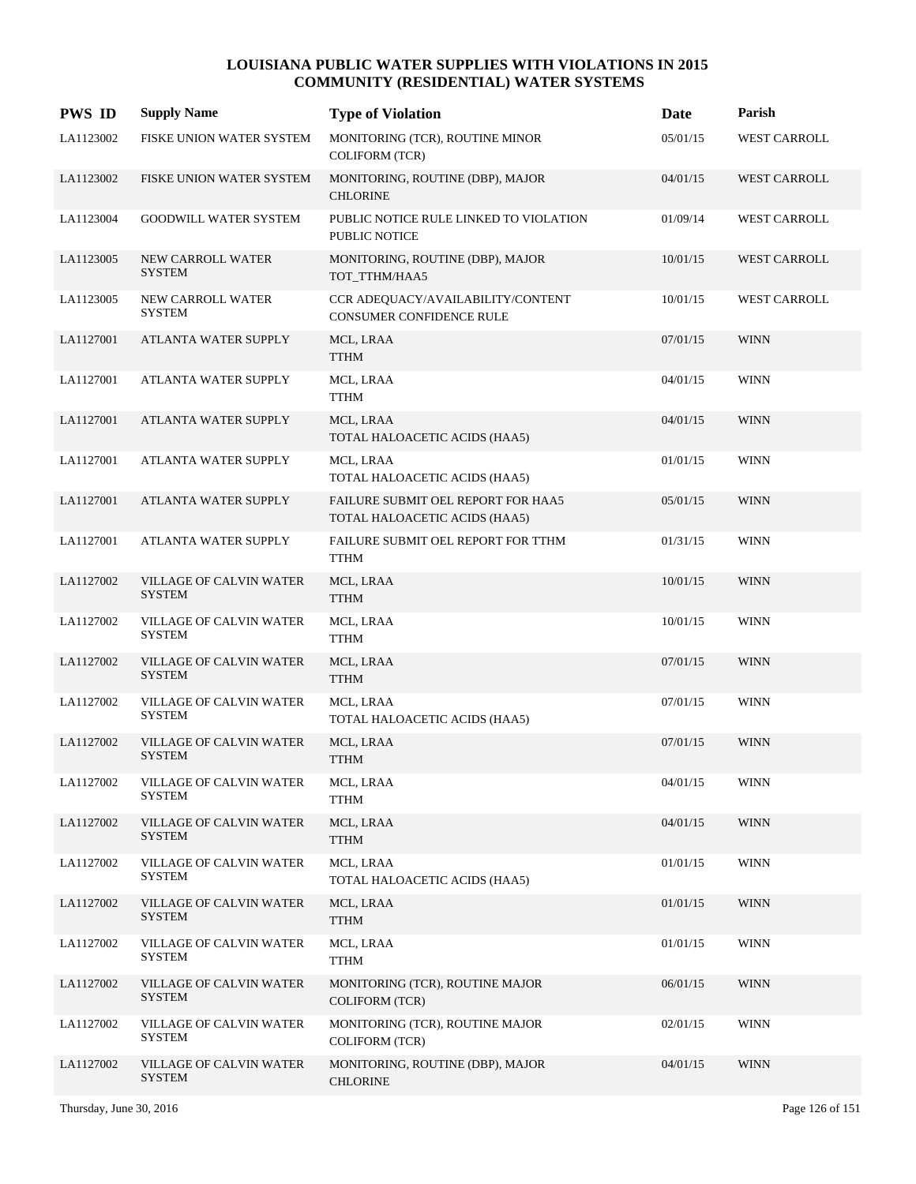# LOUISIANA PUBLIC WATER SUPPLIES WITH VIOLATIONS IN 2015
## COMMUNITY (RESIDENTIAL) WATER SYSTEMS

| PWS ID | Supply Name | Type of Violation | Date | Parish |
|---|---|---|---|---|
| LA1123002 | FISKE UNION WATER SYSTEM | MONITORING (TCR), ROUTINE MINOR COLIFORM (TCR) | 05/01/15 | WEST CARROLL |
| LA1123002 | FISKE UNION WATER SYSTEM | MONITORING, ROUTINE (DBP), MAJOR CHLORINE | 04/01/15 | WEST CARROLL |
| LA1123004 | GOODWILL WATER SYSTEM | PUBLIC NOTICE RULE LINKED TO VIOLATION PUBLIC NOTICE | 01/09/14 | WEST CARROLL |
| LA1123005 | NEW CARROLL WATER SYSTEM | MONITORING, ROUTINE (DBP), MAJOR TOT_TTHM/HAA5 | 10/01/15 | WEST CARROLL |
| LA1123005 | NEW CARROLL WATER SYSTEM | CCR ADEQUACY/AVAILABILITY/CONTENT CONSUMER CONFIDENCE RULE | 10/01/15 | WEST CARROLL |
| LA1127001 | ATLANTA WATER SUPPLY | MCL, LRAA TTHM | 07/01/15 | WINN |
| LA1127001 | ATLANTA WATER SUPPLY | MCL, LRAA TTHM | 04/01/15 | WINN |
| LA1127001 | ATLANTA WATER SUPPLY | MCL, LRAA TOTAL HALOACETIC ACIDS (HAA5) | 04/01/15 | WINN |
| LA1127001 | ATLANTA WATER SUPPLY | MCL, LRAA TOTAL HALOACETIC ACIDS (HAA5) | 01/01/15 | WINN |
| LA1127001 | ATLANTA WATER SUPPLY | FAILURE SUBMIT OEL REPORT FOR HAA5 TOTAL HALOACETIC ACIDS (HAA5) | 05/01/15 | WINN |
| LA1127001 | ATLANTA WATER SUPPLY | FAILURE SUBMIT OEL REPORT FOR TTHM TTHM | 01/31/15 | WINN |
| LA1127002 | VILLAGE OF CALVIN WATER SYSTEM | MCL, LRAA TTHM | 10/01/15 | WINN |
| LA1127002 | VILLAGE OF CALVIN WATER SYSTEM | MCL, LRAA TTHM | 10/01/15 | WINN |
| LA1127002 | VILLAGE OF CALVIN WATER SYSTEM | MCL, LRAA TTHM | 07/01/15 | WINN |
| LA1127002 | VILLAGE OF CALVIN WATER SYSTEM | MCL, LRAA TOTAL HALOACETIC ACIDS (HAA5) | 07/01/15 | WINN |
| LA1127002 | VILLAGE OF CALVIN WATER SYSTEM | MCL, LRAA TTHM | 07/01/15 | WINN |
| LA1127002 | VILLAGE OF CALVIN WATER SYSTEM | MCL, LRAA TTHM | 04/01/15 | WINN |
| LA1127002 | VILLAGE OF CALVIN WATER SYSTEM | MCL, LRAA TTHM | 04/01/15 | WINN |
| LA1127002 | VILLAGE OF CALVIN WATER SYSTEM | MCL, LRAA TOTAL HALOACETIC ACIDS (HAA5) | 01/01/15 | WINN |
| LA1127002 | VILLAGE OF CALVIN WATER SYSTEM | MCL, LRAA TTHM | 01/01/15 | WINN |
| LA1127002 | VILLAGE OF CALVIN WATER SYSTEM | MCL, LRAA TTHM | 01/01/15 | WINN |
| LA1127002 | VILLAGE OF CALVIN WATER SYSTEM | MONITORING (TCR), ROUTINE MAJOR COLIFORM (TCR) | 06/01/15 | WINN |
| LA1127002 | VILLAGE OF CALVIN WATER SYSTEM | MONITORING (TCR), ROUTINE MAJOR COLIFORM (TCR) | 02/01/15 | WINN |
| LA1127002 | VILLAGE OF CALVIN WATER SYSTEM | MONITORING, ROUTINE (DBP), MAJOR CHLORINE | 04/01/15 | WINN |

Thursday, June 30, 2016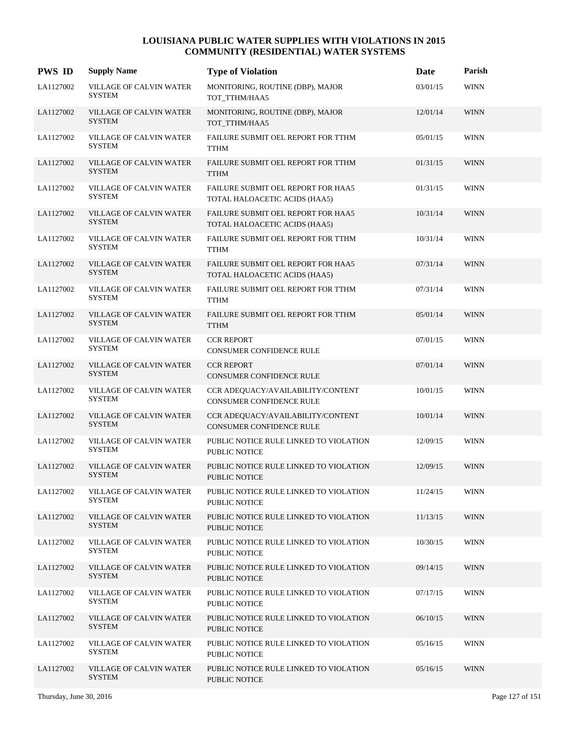# LOUISIANA PUBLIC WATER SUPPLIES WITH VIOLATIONS IN 2015
## COMMUNITY (RESIDENTIAL) WATER SYSTEMS

| PWS ID | Supply Name | Type of Violation | Date | Parish |
|---|---|---|---|---|
| LA1127002 | VILLAGE OF CALVIN WATER SYSTEM | MONITORING, ROUTINE (DBP), MAJOR TOT_TTHM/HAA5 | 03/01/15 | WINN |
| LA1127002 | VILLAGE OF CALVIN WATER SYSTEM | MONITORING, ROUTINE (DBP), MAJOR TOT_TTHM/HAA5 | 12/01/14 | WINN |
| LA1127002 | VILLAGE OF CALVIN WATER SYSTEM | FAILURE SUBMIT OEL REPORT FOR TTHM TTHM | 05/01/15 | WINN |
| LA1127002 | VILLAGE OF CALVIN WATER SYSTEM | FAILURE SUBMIT OEL REPORT FOR TTHM TTHM | 01/31/15 | WINN |
| LA1127002 | VILLAGE OF CALVIN WATER SYSTEM | FAILURE SUBMIT OEL REPORT FOR HAA5 TOTAL HALOACETIC ACIDS (HAA5) | 01/31/15 | WINN |
| LA1127002 | VILLAGE OF CALVIN WATER SYSTEM | FAILURE SUBMIT OEL REPORT FOR HAA5 TOTAL HALOACETIC ACIDS (HAA5) | 10/31/14 | WINN |
| LA1127002 | VILLAGE OF CALVIN WATER SYSTEM | FAILURE SUBMIT OEL REPORT FOR TTHM TTHM | 10/31/14 | WINN |
| LA1127002 | VILLAGE OF CALVIN WATER SYSTEM | FAILURE SUBMIT OEL REPORT FOR HAA5 TOTAL HALOACETIC ACIDS (HAA5) | 07/31/14 | WINN |
| LA1127002 | VILLAGE OF CALVIN WATER SYSTEM | FAILURE SUBMIT OEL REPORT FOR TTHM TTHM | 07/31/14 | WINN |
| LA1127002 | VILLAGE OF CALVIN WATER SYSTEM | FAILURE SUBMIT OEL REPORT FOR TTHM TTHM | 05/01/14 | WINN |
| LA1127002 | VILLAGE OF CALVIN WATER SYSTEM | CCR REPORT CONSUMER CONFIDENCE RULE | 07/01/15 | WINN |
| LA1127002 | VILLAGE OF CALVIN WATER SYSTEM | CCR REPORT CONSUMER CONFIDENCE RULE | 07/01/14 | WINN |
| LA1127002 | VILLAGE OF CALVIN WATER SYSTEM | CCR ADEQUACY/AVAILABILITY/CONTENT CONSUMER CONFIDENCE RULE | 10/01/15 | WINN |
| LA1127002 | VILLAGE OF CALVIN WATER SYSTEM | CCR ADEQUACY/AVAILABILITY/CONTENT CONSUMER CONFIDENCE RULE | 10/01/14 | WINN |
| LA1127002 | VILLAGE OF CALVIN WATER SYSTEM | PUBLIC NOTICE RULE LINKED TO VIOLATION PUBLIC NOTICE | 12/09/15 | WINN |
| LA1127002 | VILLAGE OF CALVIN WATER SYSTEM | PUBLIC NOTICE RULE LINKED TO VIOLATION PUBLIC NOTICE | 12/09/15 | WINN |
| LA1127002 | VILLAGE OF CALVIN WATER SYSTEM | PUBLIC NOTICE RULE LINKED TO VIOLATION PUBLIC NOTICE | 11/24/15 | WINN |
| LA1127002 | VILLAGE OF CALVIN WATER SYSTEM | PUBLIC NOTICE RULE LINKED TO VIOLATION PUBLIC NOTICE | 11/13/15 | WINN |
| LA1127002 | VILLAGE OF CALVIN WATER SYSTEM | PUBLIC NOTICE RULE LINKED TO VIOLATION PUBLIC NOTICE | 10/30/15 | WINN |
| LA1127002 | VILLAGE OF CALVIN WATER SYSTEM | PUBLIC NOTICE RULE LINKED TO VIOLATION PUBLIC NOTICE | 09/14/15 | WINN |
| LA1127002 | VILLAGE OF CALVIN WATER SYSTEM | PUBLIC NOTICE RULE LINKED TO VIOLATION PUBLIC NOTICE | 07/17/15 | WINN |
| LA1127002 | VILLAGE OF CALVIN WATER SYSTEM | PUBLIC NOTICE RULE LINKED TO VIOLATION PUBLIC NOTICE | 06/10/15 | WINN |
| LA1127002 | VILLAGE OF CALVIN WATER SYSTEM | PUBLIC NOTICE RULE LINKED TO VIOLATION PUBLIC NOTICE | 05/16/15 | WINN |
| LA1127002 | VILLAGE OF CALVIN WATER SYSTEM | PUBLIC NOTICE RULE LINKED TO VIOLATION PUBLIC NOTICE | 05/16/15 | WINN |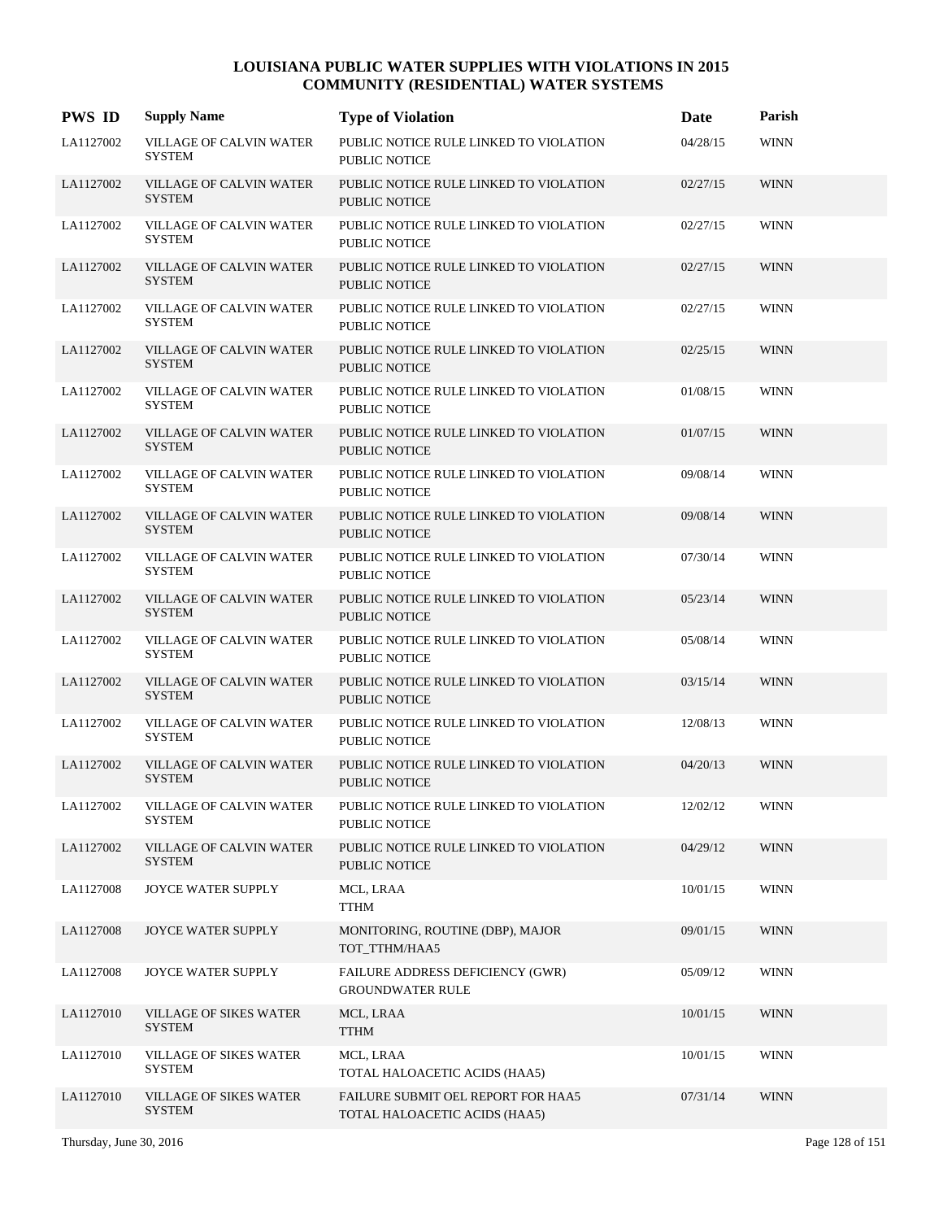# LOUISIANA PUBLIC WATER SUPPLIES WITH VIOLATIONS IN 2015
## COMMUNITY (RESIDENTIAL) WATER SYSTEMS

| PWS ID | Supply Name | Type of Violation | Date | Parish |
|---|---|---|---|---|
| LA1127002 | VILLAGE OF CALVIN WATER SYSTEM | PUBLIC NOTICE RULE LINKED TO VIOLATION PUBLIC NOTICE | 04/28/15 | WINN |
| LA1127002 | VILLAGE OF CALVIN WATER SYSTEM | PUBLIC NOTICE RULE LINKED TO VIOLATION PUBLIC NOTICE | 02/27/15 | WINN |
| LA1127002 | VILLAGE OF CALVIN WATER SYSTEM | PUBLIC NOTICE RULE LINKED TO VIOLATION PUBLIC NOTICE | 02/27/15 | WINN |
| LA1127002 | VILLAGE OF CALVIN WATER SYSTEM | PUBLIC NOTICE RULE LINKED TO VIOLATION PUBLIC NOTICE | 02/27/15 | WINN |
| LA1127002 | VILLAGE OF CALVIN WATER SYSTEM | PUBLIC NOTICE RULE LINKED TO VIOLATION PUBLIC NOTICE | 02/27/15 | WINN |
| LA1127002 | VILLAGE OF CALVIN WATER SYSTEM | PUBLIC NOTICE RULE LINKED TO VIOLATION PUBLIC NOTICE | 02/25/15 | WINN |
| LA1127002 | VILLAGE OF CALVIN WATER SYSTEM | PUBLIC NOTICE RULE LINKED TO VIOLATION PUBLIC NOTICE | 01/08/15 | WINN |
| LA1127002 | VILLAGE OF CALVIN WATER SYSTEM | PUBLIC NOTICE RULE LINKED TO VIOLATION PUBLIC NOTICE | 01/07/15 | WINN |
| LA1127002 | VILLAGE OF CALVIN WATER SYSTEM | PUBLIC NOTICE RULE LINKED TO VIOLATION PUBLIC NOTICE | 09/08/14 | WINN |
| LA1127002 | VILLAGE OF CALVIN WATER SYSTEM | PUBLIC NOTICE RULE LINKED TO VIOLATION PUBLIC NOTICE | 09/08/14 | WINN |
| LA1127002 | VILLAGE OF CALVIN WATER SYSTEM | PUBLIC NOTICE RULE LINKED TO VIOLATION PUBLIC NOTICE | 07/30/14 | WINN |
| LA1127002 | VILLAGE OF CALVIN WATER SYSTEM | PUBLIC NOTICE RULE LINKED TO VIOLATION PUBLIC NOTICE | 05/23/14 | WINN |
| LA1127002 | VILLAGE OF CALVIN WATER SYSTEM | PUBLIC NOTICE RULE LINKED TO VIOLATION PUBLIC NOTICE | 05/08/14 | WINN |
| LA1127002 | VILLAGE OF CALVIN WATER SYSTEM | PUBLIC NOTICE RULE LINKED TO VIOLATION PUBLIC NOTICE | 03/15/14 | WINN |
| LA1127002 | VILLAGE OF CALVIN WATER SYSTEM | PUBLIC NOTICE RULE LINKED TO VIOLATION PUBLIC NOTICE | 12/08/13 | WINN |
| LA1127002 | VILLAGE OF CALVIN WATER SYSTEM | PUBLIC NOTICE RULE LINKED TO VIOLATION PUBLIC NOTICE | 04/20/13 | WINN |
| LA1127002 | VILLAGE OF CALVIN WATER SYSTEM | PUBLIC NOTICE RULE LINKED TO VIOLATION PUBLIC NOTICE | 12/02/12 | WINN |
| LA1127002 | VILLAGE OF CALVIN WATER SYSTEM | PUBLIC NOTICE RULE LINKED TO VIOLATION PUBLIC NOTICE | 04/29/12 | WINN |
| LA1127008 | JOYCE WATER SUPPLY | MCL, LRAA TTHM | 10/01/15 | WINN |
| LA1127008 | JOYCE WATER SUPPLY | MONITORING, ROUTINE (DBP), MAJOR TOT_TTHM/HAA5 | 09/01/15 | WINN |
| LA1127008 | JOYCE WATER SUPPLY | FAILURE ADDRESS DEFICIENCY (GWR) GROUNDWATER RULE | 05/09/12 | WINN |
| LA1127010 | VILLAGE OF SIKES WATER SYSTEM | MCL, LRAA TTHM | 10/01/15 | WINN |
| LA1127010 | VILLAGE OF SIKES WATER SYSTEM | MCL, LRAA TOTAL HALOACETIC ACIDS (HAA5) | 10/01/15 | WINN |
| LA1127010 | VILLAGE OF SIKES WATER SYSTEM | FAILURE SUBMIT OEL REPORT FOR HAA5 TOTAL HALOACETIC ACIDS (HAA5) | 07/31/14 | WINN |

Thursday, June 30, 2016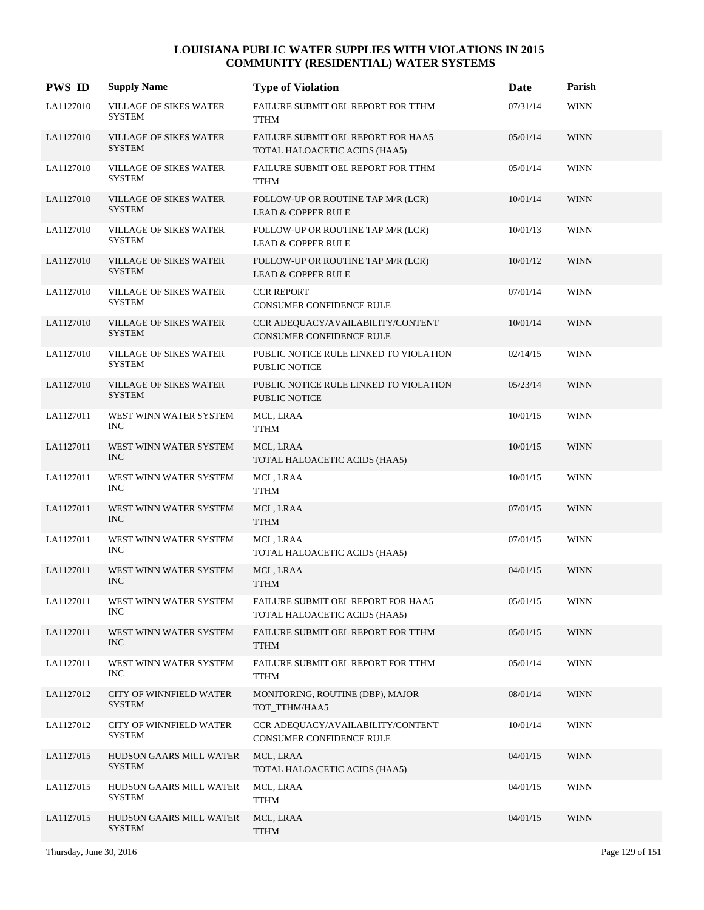# LOUISIANA PUBLIC WATER SUPPLIES WITH VIOLATIONS IN 2015
## COMMUNITY (RESIDENTIAL) WATER SYSTEMS

| PWS ID | Supply Name | Type of Violation | Date | Parish |
|---|---|---|---|---|
| LA1127010 | VILLAGE OF SIKES WATER SYSTEM | FAILURE SUBMIT OEL REPORT FOR TTHM<br>TTHM | 07/31/14 | WINN |
| LA1127010 | VILLAGE OF SIKES WATER SYSTEM | FAILURE SUBMIT OEL REPORT FOR HAA5<br>TOTAL HALOACETIC ACIDS (HAA5) | 05/01/14 | WINN |
| LA1127010 | VILLAGE OF SIKES WATER SYSTEM | FAILURE SUBMIT OEL REPORT FOR TTHM<br>TTHM | 05/01/14 | WINN |
| LA1127010 | VILLAGE OF SIKES WATER SYSTEM | FOLLOW-UP OR ROUTINE TAP M/R (LCR)<br>LEAD & COPPER RULE | 10/01/14 | WINN |
| LA1127010 | VILLAGE OF SIKES WATER SYSTEM | FOLLOW-UP OR ROUTINE TAP M/R (LCR)<br>LEAD & COPPER RULE | 10/01/13 | WINN |
| LA1127010 | VILLAGE OF SIKES WATER SYSTEM | FOLLOW-UP OR ROUTINE TAP M/R (LCR)<br>LEAD & COPPER RULE | 10/01/12 | WINN |
| LA1127010 | VILLAGE OF SIKES WATER SYSTEM | CCR REPORT<br>CONSUMER CONFIDENCE RULE | 07/01/14 | WINN |
| LA1127010 | VILLAGE OF SIKES WATER SYSTEM | CCR ADEQUACY/AVAILABILITY/CONTENT<br>CONSUMER CONFIDENCE RULE | 10/01/14 | WINN |
| LA1127010 | VILLAGE OF SIKES WATER SYSTEM | PUBLIC NOTICE RULE LINKED TO VIOLATION<br>PUBLIC NOTICE | 02/14/15 | WINN |
| LA1127010 | VILLAGE OF SIKES WATER SYSTEM | PUBLIC NOTICE RULE LINKED TO VIOLATION<br>PUBLIC NOTICE | 05/23/14 | WINN |
| LA1127011 | WEST WINN WATER SYSTEM INC | MCL, LRAA<br>TTHM | 10/01/15 | WINN |
| LA1127011 | WEST WINN WATER SYSTEM INC | MCL, LRAA<br>TOTAL HALOACETIC ACIDS (HAA5) | 10/01/15 | WINN |
| LA1127011 | WEST WINN WATER SYSTEM INC | MCL, LRAA<br>TTHM | 10/01/15 | WINN |
| LA1127011 | WEST WINN WATER SYSTEM INC | MCL, LRAA<br>TTHM | 07/01/15 | WINN |
| LA1127011 | WEST WINN WATER SYSTEM INC | MCL, LRAA<br>TOTAL HALOACETIC ACIDS (HAA5) | 07/01/15 | WINN |
| LA1127011 | WEST WINN WATER SYSTEM INC | MCL, LRAA<br>TTHM | 04/01/15 | WINN |
| LA1127011 | WEST WINN WATER SYSTEM INC | FAILURE SUBMIT OEL REPORT FOR HAA5<br>TOTAL HALOACETIC ACIDS (HAA5) | 05/01/15 | WINN |
| LA1127011 | WEST WINN WATER SYSTEM INC | FAILURE SUBMIT OEL REPORT FOR TTHM<br>TTHM | 05/01/15 | WINN |
| LA1127011 | WEST WINN WATER SYSTEM INC | FAILURE SUBMIT OEL REPORT FOR TTHM<br>TTHM | 05/01/14 | WINN |
| LA1127012 | CITY OF WINNFIELD WATER SYSTEM | MONITORING, ROUTINE (DBP), MAJOR<br>TOT_TTHM/HAA5 | 08/01/14 | WINN |
| LA1127012 | CITY OF WINNFIELD WATER SYSTEM | CCR ADEQUACY/AVAILABILITY/CONTENT<br>CONSUMER CONFIDENCE RULE | 10/01/14 | WINN |
| LA1127015 | HUDSON GAARS MILL WATER SYSTEM | MCL, LRAA<br>TOTAL HALOACETIC ACIDS (HAA5) | 04/01/15 | WINN |
| LA1127015 | HUDSON GAARS MILL WATER SYSTEM | MCL, LRAA<br>TTHM | 04/01/15 | WINN |
| LA1127015 | HUDSON GAARS MILL WATER SYSTEM | MCL, LRAA<br>TTHM | 04/01/15 | WINN |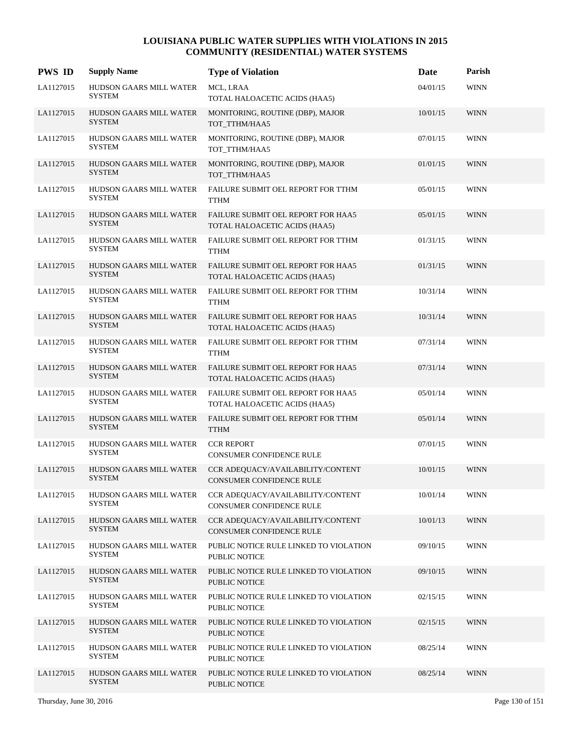# LOUISIANA PUBLIC WATER SUPPLIES WITH VIOLATIONS IN 2015
## COMMUNITY (RESIDENTIAL) WATER SYSTEMS

| PWS ID | Supply Name | Type of Violation | Date | Parish |
|---|---|---|---|---|
| LA1127015 | HUDSON GAARS MILL WATER SYSTEM | MCL, LRAA<br>TOTAL HALOACETIC ACIDS (HAA5) | 04/01/15 | WINN |
| LA1127015 | HUDSON GAARS MILL WATER SYSTEM | MONITORING, ROUTINE (DBP), MAJOR<br>TOT_TTHM/HAA5 | 10/01/15 | WINN |
| LA1127015 | HUDSON GAARS MILL WATER SYSTEM | MONITORING, ROUTINE (DBP), MAJOR<br>TOT_TTHM/HAA5 | 07/01/15 | WINN |
| LA1127015 | HUDSON GAARS MILL WATER SYSTEM | MONITORING, ROUTINE (DBP), MAJOR<br>TOT_TTHM/HAA5 | 01/01/15 | WINN |
| LA1127015 | HUDSON GAARS MILL WATER SYSTEM | FAILURE SUBMIT OEL REPORT FOR TTHM<br>TTHM | 05/01/15 | WINN |
| LA1127015 | HUDSON GAARS MILL WATER SYSTEM | FAILURE SUBMIT OEL REPORT FOR HAA5<br>TOTAL HALOACETIC ACIDS (HAA5) | 05/01/15 | WINN |
| LA1127015 | HUDSON GAARS MILL WATER SYSTEM | FAILURE SUBMIT OEL REPORT FOR TTHM<br>TTHM | 01/31/15 | WINN |
| LA1127015 | HUDSON GAARS MILL WATER SYSTEM | FAILURE SUBMIT OEL REPORT FOR HAA5<br>TOTAL HALOACETIC ACIDS (HAA5) | 01/31/15 | WINN |
| LA1127015 | HUDSON GAARS MILL WATER SYSTEM | FAILURE SUBMIT OEL REPORT FOR TTHM<br>TTHM | 10/31/14 | WINN |
| LA1127015 | HUDSON GAARS MILL WATER SYSTEM | FAILURE SUBMIT OEL REPORT FOR HAA5<br>TOTAL HALOACETIC ACIDS (HAA5) | 10/31/14 | WINN |
| LA1127015 | HUDSON GAARS MILL WATER SYSTEM | FAILURE SUBMIT OEL REPORT FOR TTHM<br>TTHM | 07/31/14 | WINN |
| LA1127015 | HUDSON GAARS MILL WATER SYSTEM | FAILURE SUBMIT OEL REPORT FOR HAA5<br>TOTAL HALOACETIC ACIDS (HAA5) | 07/31/14 | WINN |
| LA1127015 | HUDSON GAARS MILL WATER SYSTEM | FAILURE SUBMIT OEL REPORT FOR HAA5<br>TOTAL HALOACETIC ACIDS (HAA5) | 05/01/14 | WINN |
| LA1127015 | HUDSON GAARS MILL WATER SYSTEM | FAILURE SUBMIT OEL REPORT FOR TTHM<br>TTHM | 05/01/14 | WINN |
| LA1127015 | HUDSON GAARS MILL WATER SYSTEM | CCR REPORT<br>CONSUMER CONFIDENCE RULE | 07/01/15 | WINN |
| LA1127015 | HUDSON GAARS MILL WATER SYSTEM | CCR ADEQUACY/AVAILABILITY/CONTENT<br>CONSUMER CONFIDENCE RULE | 10/01/15 | WINN |
| LA1127015 | HUDSON GAARS MILL WATER SYSTEM | CCR ADEQUACY/AVAILABILITY/CONTENT<br>CONSUMER CONFIDENCE RULE | 10/01/14 | WINN |
| LA1127015 | HUDSON GAARS MILL WATER SYSTEM | CCR ADEQUACY/AVAILABILITY/CONTENT<br>CONSUMER CONFIDENCE RULE | 10/01/13 | WINN |
| LA1127015 | HUDSON GAARS MILL WATER SYSTEM | PUBLIC NOTICE RULE LINKED TO VIOLATION<br>PUBLIC NOTICE | 09/10/15 | WINN |
| LA1127015 | HUDSON GAARS MILL WATER SYSTEM | PUBLIC NOTICE RULE LINKED TO VIOLATION<br>PUBLIC NOTICE | 09/10/15 | WINN |
| LA1127015 | HUDSON GAARS MILL WATER SYSTEM | PUBLIC NOTICE RULE LINKED TO VIOLATION<br>PUBLIC NOTICE | 02/15/15 | WINN |
| LA1127015 | HUDSON GAARS MILL WATER SYSTEM | PUBLIC NOTICE RULE LINKED TO VIOLATION<br>PUBLIC NOTICE | 02/15/15 | WINN |
| LA1127015 | HUDSON GAARS MILL WATER SYSTEM | PUBLIC NOTICE RULE LINKED TO VIOLATION<br>PUBLIC NOTICE | 08/25/14 | WINN |
| LA1127015 | HUDSON GAARS MILL WATER SYSTEM | PUBLIC NOTICE RULE LINKED TO VIOLATION<br>PUBLIC NOTICE | 08/25/14 | WINN |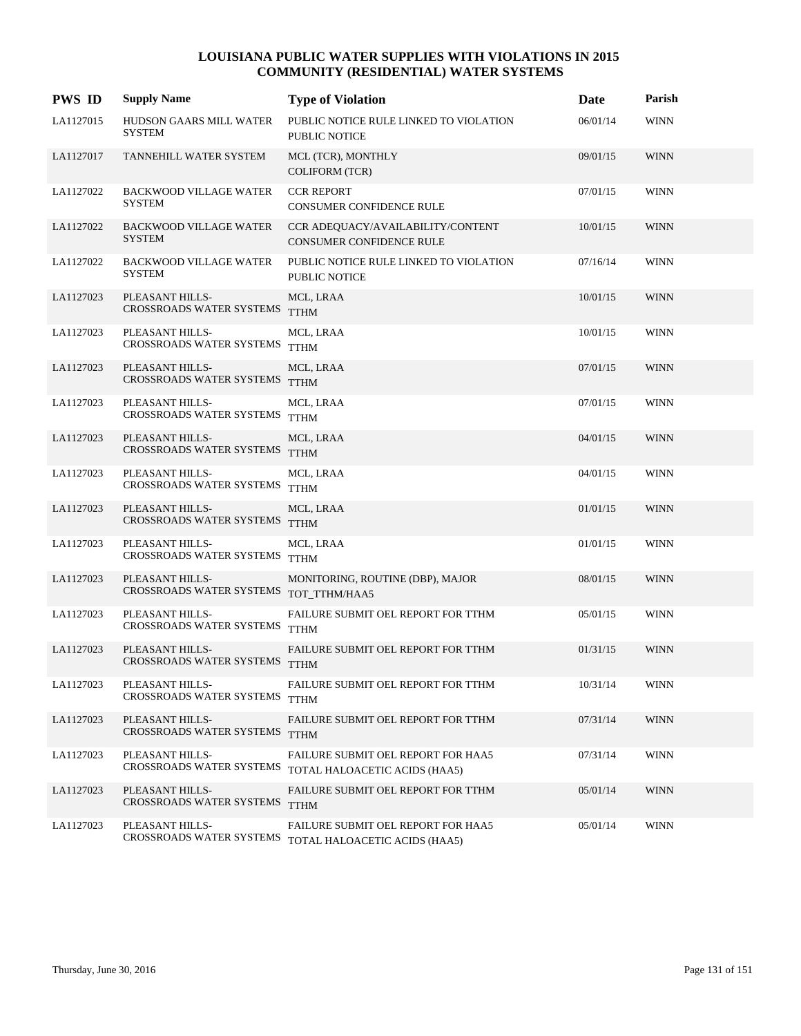# LOUISIANA PUBLIC WATER SUPPLIES WITH VIOLATIONS IN 2015
## COMMUNITY (RESIDENTIAL) WATER SYSTEMS

| PWS ID | Supply Name | Type of Violation | Date | Parish |
|---|---|---|---|---|
| LA1127015 | HUDSON GAARS MILL WATER SYSTEM | PUBLIC NOTICE RULE LINKED TO VIOLATION<br>PUBLIC NOTICE | 06/01/14 | WINN |
| LA1127017 | TANNEHILL WATER SYSTEM | MCL (TCR), MONTHLY<br>COLIFORM (TCR) | 09/01/15 | WINN |
| LA1127022 | BACKWOOD VILLAGE WATER SYSTEM | CCR REPORT<br>CONSUMER CONFIDENCE RULE | 07/01/15 | WINN |
| LA1127022 | BACKWOOD VILLAGE WATER SYSTEM | CCR ADEQUACY/AVAILABILITY/CONTENT<br>CONSUMER CONFIDENCE RULE | 10/01/15 | WINN |
| LA1127022 | BACKWOOD VILLAGE WATER SYSTEM | PUBLIC NOTICE RULE LINKED TO VIOLATION<br>PUBLIC NOTICE | 07/16/14 | WINN |
| LA1127023 | PLEASANT HILLS-CROSSROADS WATER SYSTEMS | MCL, LRAA<br>TTHM | 10/01/15 | WINN |
| LA1127023 | PLEASANT HILLS-CROSSROADS WATER SYSTEMS | MCL, LRAA<br>TTHM | 10/01/15 | WINN |
| LA1127023 | PLEASANT HILLS-CROSSROADS WATER SYSTEMS | MCL, LRAA<br>TTHM | 07/01/15 | WINN |
| LA1127023 | PLEASANT HILLS-CROSSROADS WATER SYSTEMS | MCL, LRAA<br>TTHM | 07/01/15 | WINN |
| LA1127023 | PLEASANT HILLS-CROSSROADS WATER SYSTEMS | MCL, LRAA<br>TTHM | 04/01/15 | WINN |
| LA1127023 | PLEASANT HILLS-CROSSROADS WATER SYSTEMS | MCL, LRAA<br>TTHM | 04/01/15 | WINN |
| LA1127023 | PLEASANT HILLS-CROSSROADS WATER SYSTEMS | MCL, LRAA<br>TTHM | 01/01/15 | WINN |
| LA1127023 | PLEASANT HILLS-CROSSROADS WATER SYSTEMS | MCL, LRAA<br>TTHM | 01/01/15 | WINN |
| LA1127023 | PLEASANT HILLS-CROSSROADS WATER SYSTEMS | MONITORING, ROUTINE (DBP), MAJOR<br>TOT_TTHM/HAA5 | 08/01/15 | WINN |
| LA1127023 | PLEASANT HILLS-CROSSROADS WATER SYSTEMS | FAILURE SUBMIT OEL REPORT FOR TTHM<br>TTHM | 05/01/15 | WINN |
| LA1127023 | PLEASANT HILLS-CROSSROADS WATER SYSTEMS | FAILURE SUBMIT OEL REPORT FOR TTHM<br>TTHM | 01/31/15 | WINN |
| LA1127023 | PLEASANT HILLS-CROSSROADS WATER SYSTEMS | FAILURE SUBMIT OEL REPORT FOR TTHM<br>TTHM | 10/31/14 | WINN |
| LA1127023 | PLEASANT HILLS-CROSSROADS WATER SYSTEMS | FAILURE SUBMIT OEL REPORT FOR TTHM<br>TTHM | 07/31/14 | WINN |
| LA1127023 | PLEASANT HILLS-CROSSROADS WATER SYSTEMS | FAILURE SUBMIT OEL REPORT FOR HAA5<br>TOTAL HALOACETIC ACIDS (HAA5) | 07/31/14 | WINN |
| LA1127023 | PLEASANT HILLS-CROSSROADS WATER SYSTEMS | FAILURE SUBMIT OEL REPORT FOR TTHM<br>TTHM | 05/01/14 | WINN |
| LA1127023 | PLEASANT HILLS-CROSSROADS WATER SYSTEMS | FAILURE SUBMIT OEL REPORT FOR HAA5<br>TOTAL HALOACETIC ACIDS (HAA5) | 05/01/14 | WINN |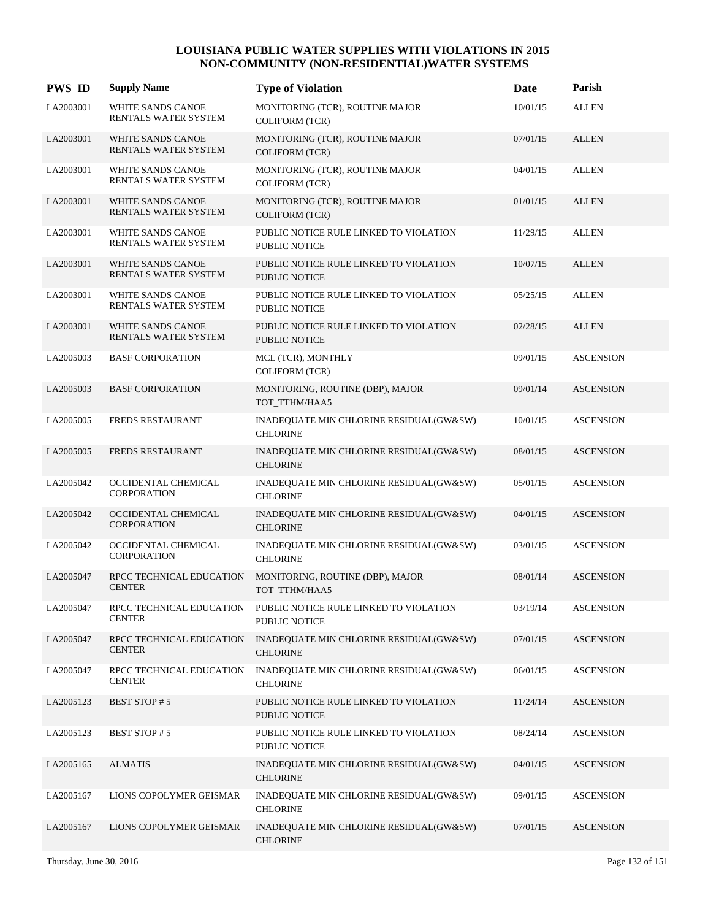# LOUISIANA PUBLIC WATER SUPPLIES WITH VIOLATIONS IN 2015
## NON-COMMUNITY (NON-RESIDENTIAL)WATER SYSTEMS

| PWS ID | Supply Name | Type of Violation | Date | Parish |
|---|---|---|---|---|
| LA2003001 | WHITE SANDS CANOE RENTALS WATER SYSTEM | MONITORING (TCR), ROUTINE MAJOR COLIFORM (TCR) | 10/01/15 | ALLEN |
| LA2003001 | WHITE SANDS CANOE RENTALS WATER SYSTEM | MONITORING (TCR), ROUTINE MAJOR COLIFORM (TCR) | 07/01/15 | ALLEN |
| LA2003001 | WHITE SANDS CANOE RENTALS WATER SYSTEM | MONITORING (TCR), ROUTINE MAJOR COLIFORM (TCR) | 04/01/15 | ALLEN |
| LA2003001 | WHITE SANDS CANOE RENTALS WATER SYSTEM | MONITORING (TCR), ROUTINE MAJOR COLIFORM (TCR) | 01/01/15 | ALLEN |
| LA2003001 | WHITE SANDS CANOE RENTALS WATER SYSTEM | PUBLIC NOTICE RULE LINKED TO VIOLATION PUBLIC NOTICE | 11/29/15 | ALLEN |
| LA2003001 | WHITE SANDS CANOE RENTALS WATER SYSTEM | PUBLIC NOTICE RULE LINKED TO VIOLATION PUBLIC NOTICE | 10/07/15 | ALLEN |
| LA2003001 | WHITE SANDS CANOE RENTALS WATER SYSTEM | PUBLIC NOTICE RULE LINKED TO VIOLATION PUBLIC NOTICE | 05/25/15 | ALLEN |
| LA2003001 | WHITE SANDS CANOE RENTALS WATER SYSTEM | PUBLIC NOTICE RULE LINKED TO VIOLATION PUBLIC NOTICE | 02/28/15 | ALLEN |
| LA2005003 | BASF CORPORATION | MCL (TCR), MONTHLY COLIFORM (TCR) | 09/01/15 | ASCENSION |
| LA2005003 | BASF CORPORATION | MONITORING, ROUTINE (DBP), MAJOR TOT_TTHM/HAA5 | 09/01/14 | ASCENSION |
| LA2005005 | FREDS RESTAURANT | INADEQUATE MIN CHLORINE RESIDUAL(GW&SW) CHLORINE | 10/01/15 | ASCENSION |
| LA2005005 | FREDS RESTAURANT | INADEQUATE MIN CHLORINE RESIDUAL(GW&SW) CHLORINE | 08/01/15 | ASCENSION |
| LA2005042 | OCCIDENTAL CHEMICAL CORPORATION | INADEQUATE MIN CHLORINE RESIDUAL(GW&SW) CHLORINE | 05/01/15 | ASCENSION |
| LA2005042 | OCCIDENTAL CHEMICAL CORPORATION | INADEQUATE MIN CHLORINE RESIDUAL(GW&SW) CHLORINE | 04/01/15 | ASCENSION |
| LA2005042 | OCCIDENTAL CHEMICAL CORPORATION | INADEQUATE MIN CHLORINE RESIDUAL(GW&SW) CHLORINE | 03/01/15 | ASCENSION |
| LA2005047 | RPCC TECHNICAL EDUCATION CENTER | MONITORING, ROUTINE (DBP), MAJOR TOT_TTHM/HAA5 | 08/01/14 | ASCENSION |
| LA2005047 | RPCC TECHNICAL EDUCATION CENTER | PUBLIC NOTICE RULE LINKED TO VIOLATION PUBLIC NOTICE | 03/19/14 | ASCENSION |
| LA2005047 | RPCC TECHNICAL EDUCATION CENTER | INADEQUATE MIN CHLORINE RESIDUAL(GW&SW) CHLORINE | 07/01/15 | ASCENSION |
| LA2005047 | RPCC TECHNICAL EDUCATION CENTER | INADEQUATE MIN CHLORINE RESIDUAL(GW&SW) CHLORINE | 06/01/15 | ASCENSION |
| LA2005123 | BEST STOP # 5 | PUBLIC NOTICE RULE LINKED TO VIOLATION PUBLIC NOTICE | 11/24/14 | ASCENSION |
| LA2005123 | BEST STOP # 5 | PUBLIC NOTICE RULE LINKED TO VIOLATION PUBLIC NOTICE | 08/24/14 | ASCENSION |
| LA2005165 | ALMATIS | INADEQUATE MIN CHLORINE RESIDUAL(GW&SW) CHLORINE | 04/01/15 | ASCENSION |
| LA2005167 | LIONS COPOLYMER GEISMAR | INADEQUATE MIN CHLORINE RESIDUAL(GW&SW) CHLORINE | 09/01/15 | ASCENSION |
| LA2005167 | LIONS COPOLYMER GEISMAR | INADEQUATE MIN CHLORINE RESIDUAL(GW&SW) CHLORINE | 07/01/15 | ASCENSION |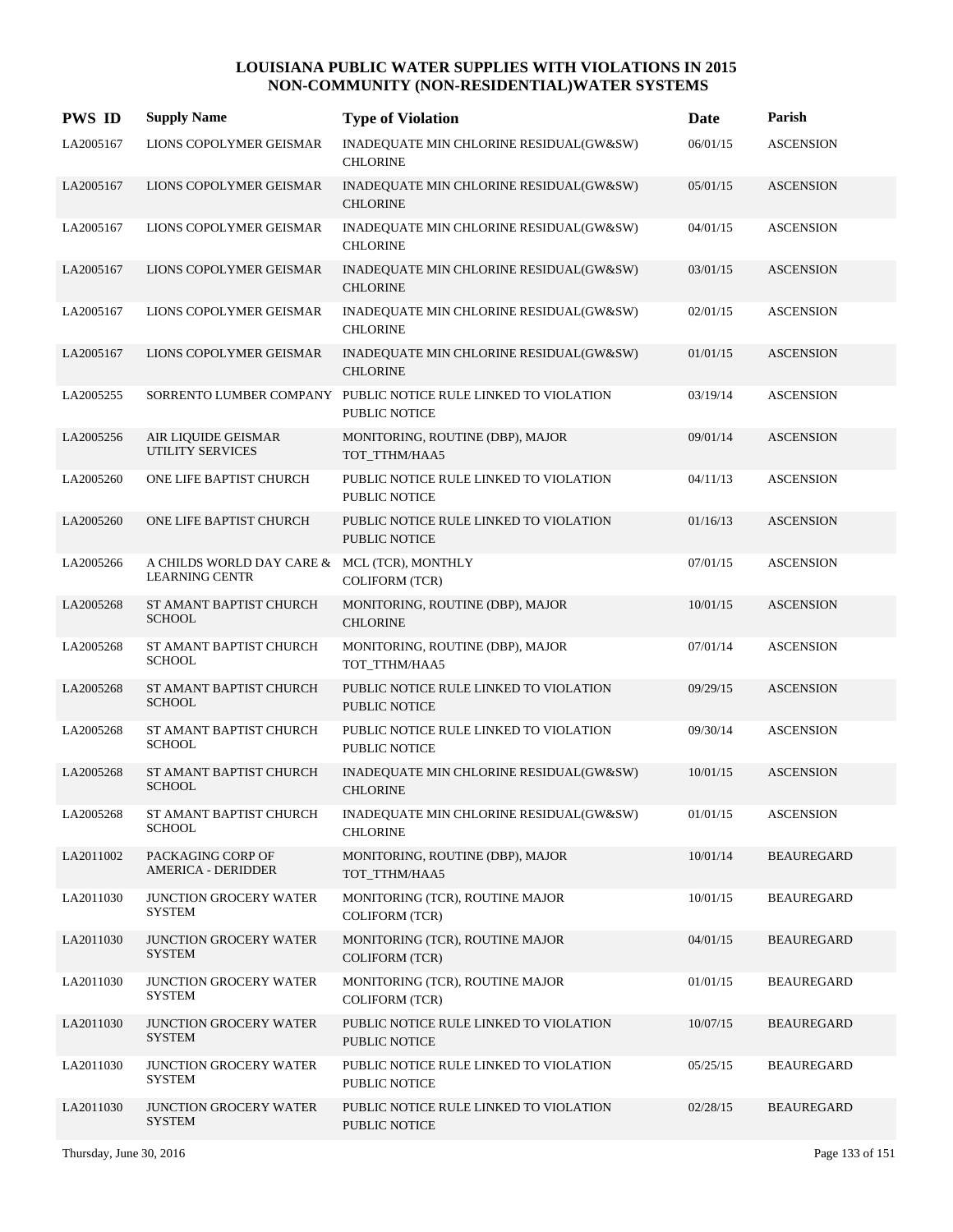# LOUISIANA PUBLIC WATER SUPPLIES WITH VIOLATIONS IN 2015
## NON-COMMUNITY (NON-RESIDENTIAL)WATER SYSTEMS

| PWS ID | Supply Name | Type of Violation | Date | Parish |
|---|---|---|---|---|
| LA2005167 | LIONS COPOLYMER GEISMAR | INADEQUATE MIN CHLORINE RESIDUAL(GW&SW) CHLORINE | 06/01/15 | ASCENSION |
| LA2005167 | LIONS COPOLYMER GEISMAR | INADEQUATE MIN CHLORINE RESIDUAL(GW&SW) CHLORINE | 05/01/15 | ASCENSION |
| LA2005167 | LIONS COPOLYMER GEISMAR | INADEQUATE MIN CHLORINE RESIDUAL(GW&SW) CHLORINE | 04/01/15 | ASCENSION |
| LA2005167 | LIONS COPOLYMER GEISMAR | INADEQUATE MIN CHLORINE RESIDUAL(GW&SW) CHLORINE | 03/01/15 | ASCENSION |
| LA2005167 | LIONS COPOLYMER GEISMAR | INADEQUATE MIN CHLORINE RESIDUAL(GW&SW) CHLORINE | 02/01/15 | ASCENSION |
| LA2005167 | LIONS COPOLYMER GEISMAR | INADEQUATE MIN CHLORINE RESIDUAL(GW&SW) CHLORINE | 01/01/15 | ASCENSION |
| LA2005255 | SORRENTO LUMBER COMPANY | PUBLIC NOTICE RULE LINKED TO VIOLATION PUBLIC NOTICE | 03/19/14 | ASCENSION |
| LA2005256 | AIR LIQUIDE GEISMAR UTILITY SERVICES | MONITORING, ROUTINE (DBP), MAJOR TOT_TTHM/HAA5 | 09/01/14 | ASCENSION |
| LA2005260 | ONE LIFE BAPTIST CHURCH | PUBLIC NOTICE RULE LINKED TO VIOLATION PUBLIC NOTICE | 04/11/13 | ASCENSION |
| LA2005260 | ONE LIFE BAPTIST CHURCH | PUBLIC NOTICE RULE LINKED TO VIOLATION PUBLIC NOTICE | 01/16/13 | ASCENSION |
| LA2005266 | A CHILDS WORLD DAY CARE & LEARNING CENTR | MCL (TCR), MONTHLY COLIFORM (TCR) | 07/01/15 | ASCENSION |
| LA2005268 | ST AMANT BAPTIST CHURCH SCHOOL | MONITORING, ROUTINE (DBP), MAJOR CHLORINE | 10/01/15 | ASCENSION |
| LA2005268 | ST AMANT BAPTIST CHURCH SCHOOL | MONITORING, ROUTINE (DBP), MAJOR TOT_TTHM/HAA5 | 07/01/14 | ASCENSION |
| LA2005268 | ST AMANT BAPTIST CHURCH SCHOOL | PUBLIC NOTICE RULE LINKED TO VIOLATION PUBLIC NOTICE | 09/29/15 | ASCENSION |
| LA2005268 | ST AMANT BAPTIST CHURCH SCHOOL | PUBLIC NOTICE RULE LINKED TO VIOLATION PUBLIC NOTICE | 09/30/14 | ASCENSION |
| LA2005268 | ST AMANT BAPTIST CHURCH SCHOOL | INADEQUATE MIN CHLORINE RESIDUAL(GW&SW) CHLORINE | 10/01/15 | ASCENSION |
| LA2005268 | ST AMANT BAPTIST CHURCH SCHOOL | INADEQUATE MIN CHLORINE RESIDUAL(GW&SW) CHLORINE | 01/01/15 | ASCENSION |
| LA2011002 | PACKAGING CORP OF AMERICA - DERIDDER | MONITORING, ROUTINE (DBP), MAJOR TOT_TTHM/HAA5 | 10/01/14 | BEAUREGARD |
| LA2011030 | JUNCTION GROCERY WATER SYSTEM | MONITORING (TCR), ROUTINE MAJOR COLIFORM (TCR) | 10/01/15 | BEAUREGARD |
| LA2011030 | JUNCTION GROCERY WATER SYSTEM | MONITORING (TCR), ROUTINE MAJOR COLIFORM (TCR) | 04/01/15 | BEAUREGARD |
| LA2011030 | JUNCTION GROCERY WATER SYSTEM | MONITORING (TCR), ROUTINE MAJOR COLIFORM (TCR) | 01/01/15 | BEAUREGARD |
| LA2011030 | JUNCTION GROCERY WATER SYSTEM | PUBLIC NOTICE RULE LINKED TO VIOLATION PUBLIC NOTICE | 10/07/15 | BEAUREGARD |
| LA2011030 | JUNCTION GROCERY WATER SYSTEM | PUBLIC NOTICE RULE LINKED TO VIOLATION PUBLIC NOTICE | 05/25/15 | BEAUREGARD |
| LA2011030 | JUNCTION GROCERY WATER SYSTEM | PUBLIC NOTICE RULE LINKED TO VIOLATION PUBLIC NOTICE | 02/28/15 | BEAUREGARD |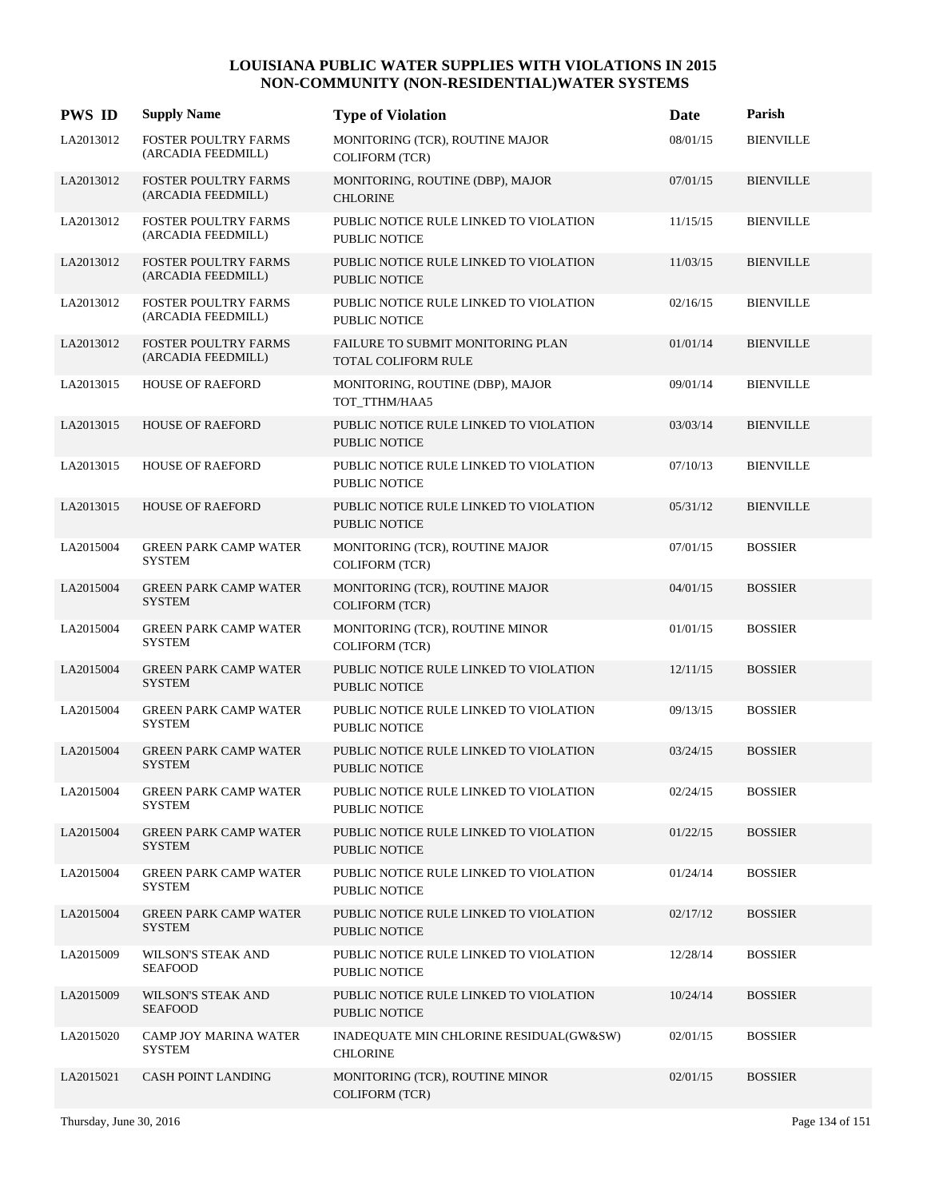# LOUISIANA PUBLIC WATER SUPPLIES WITH VIOLATIONS IN 2015
## NON-COMMUNITY (NON-RESIDENTIAL)WATER SYSTEMS

| PWS ID | Supply Name | Type of Violation | Date | Parish |
|---|---|---|---|---|
| LA2013012 | FOSTER POULTRY FARMS (ARCADIA FEEDMILL) | MONITORING (TCR), ROUTINE MAJOR COLIFORM (TCR) | 08/01/15 | BIENVILLE |
| LA2013012 | FOSTER POULTRY FARMS (ARCADIA FEEDMILL) | MONITORING, ROUTINE (DBP), MAJOR CHLORINE | 07/01/15 | BIENVILLE |
| LA2013012 | FOSTER POULTRY FARMS (ARCADIA FEEDMILL) | PUBLIC NOTICE RULE LINKED TO VIOLATION PUBLIC NOTICE | 11/15/15 | BIENVILLE |
| LA2013012 | FOSTER POULTRY FARMS (ARCADIA FEEDMILL) | PUBLIC NOTICE RULE LINKED TO VIOLATION PUBLIC NOTICE | 11/03/15 | BIENVILLE |
| LA2013012 | FOSTER POULTRY FARMS (ARCADIA FEEDMILL) | PUBLIC NOTICE RULE LINKED TO VIOLATION PUBLIC NOTICE | 02/16/15 | BIENVILLE |
| LA2013012 | FOSTER POULTRY FARMS (ARCADIA FEEDMILL) | FAILURE TO SUBMIT MONITORING PLAN TOTAL COLIFORM RULE | 01/01/14 | BIENVILLE |
| LA2013015 | HOUSE OF RAEFORD | MONITORING, ROUTINE (DBP), MAJOR TOT_TTHM/HAA5 | 09/01/14 | BIENVILLE |
| LA2013015 | HOUSE OF RAEFORD | PUBLIC NOTICE RULE LINKED TO VIOLATION PUBLIC NOTICE | 03/03/14 | BIENVILLE |
| LA2013015 | HOUSE OF RAEFORD | PUBLIC NOTICE RULE LINKED TO VIOLATION PUBLIC NOTICE | 07/10/13 | BIENVILLE |
| LA2013015 | HOUSE OF RAEFORD | PUBLIC NOTICE RULE LINKED TO VIOLATION PUBLIC NOTICE | 05/31/12 | BIENVILLE |
| LA2015004 | GREEN PARK CAMP WATER SYSTEM | MONITORING (TCR), ROUTINE MAJOR COLIFORM (TCR) | 07/01/15 | BOSSIER |
| LA2015004 | GREEN PARK CAMP WATER SYSTEM | MONITORING (TCR), ROUTINE MAJOR COLIFORM (TCR) | 04/01/15 | BOSSIER |
| LA2015004 | GREEN PARK CAMP WATER SYSTEM | MONITORING (TCR), ROUTINE MINOR COLIFORM (TCR) | 01/01/15 | BOSSIER |
| LA2015004 | GREEN PARK CAMP WATER SYSTEM | PUBLIC NOTICE RULE LINKED TO VIOLATION PUBLIC NOTICE | 12/11/15 | BOSSIER |
| LA2015004 | GREEN PARK CAMP WATER SYSTEM | PUBLIC NOTICE RULE LINKED TO VIOLATION PUBLIC NOTICE | 09/13/15 | BOSSIER |
| LA2015004 | GREEN PARK CAMP WATER SYSTEM | PUBLIC NOTICE RULE LINKED TO VIOLATION PUBLIC NOTICE | 03/24/15 | BOSSIER |
| LA2015004 | GREEN PARK CAMP WATER SYSTEM | PUBLIC NOTICE RULE LINKED TO VIOLATION PUBLIC NOTICE | 02/24/15 | BOSSIER |
| LA2015004 | GREEN PARK CAMP WATER SYSTEM | PUBLIC NOTICE RULE LINKED TO VIOLATION PUBLIC NOTICE | 01/22/15 | BOSSIER |
| LA2015004 | GREEN PARK CAMP WATER SYSTEM | PUBLIC NOTICE RULE LINKED TO VIOLATION PUBLIC NOTICE | 01/24/14 | BOSSIER |
| LA2015004 | GREEN PARK CAMP WATER SYSTEM | PUBLIC NOTICE RULE LINKED TO VIOLATION PUBLIC NOTICE | 02/17/12 | BOSSIER |
| LA2015009 | WILSON'S STEAK AND SEAFOOD | PUBLIC NOTICE RULE LINKED TO VIOLATION PUBLIC NOTICE | 12/28/14 | BOSSIER |
| LA2015009 | WILSON'S STEAK AND SEAFOOD | PUBLIC NOTICE RULE LINKED TO VIOLATION PUBLIC NOTICE | 10/24/14 | BOSSIER |
| LA2015020 | CAMP JOY MARINA WATER SYSTEM | INADEQUATE MIN CHLORINE RESIDUAL(GW&SW) CHLORINE | 02/01/15 | BOSSIER |
| LA2015021 | CASH POINT LANDING | MONITORING (TCR), ROUTINE MINOR COLIFORM (TCR) | 02/01/15 | BOSSIER |

Thursday, June 30, 2016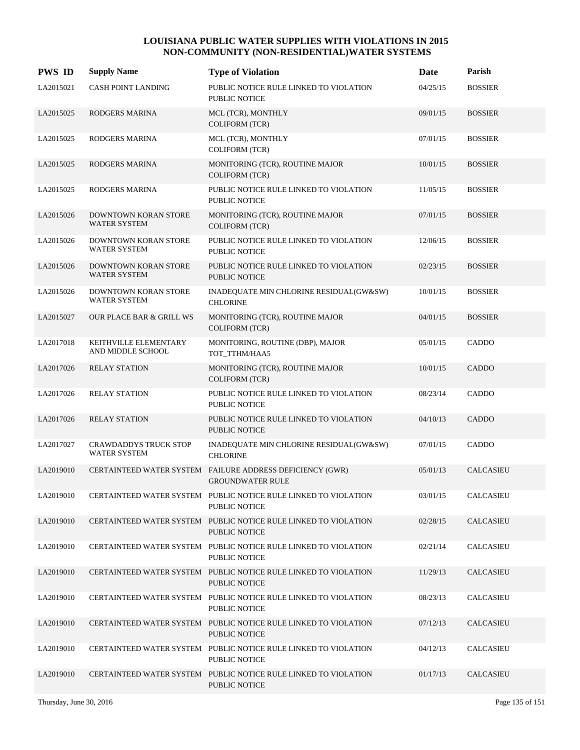# LOUISIANA PUBLIC WATER SUPPLIES WITH VIOLATIONS IN 2015
## NON-COMMUNITY (NON-RESIDENTIAL)WATER SYSTEMS

| PWS ID | Supply Name | Type of Violation | Date | Parish |
|---|---|---|---|---|
| LA2015021 | CASH POINT LANDING | PUBLIC NOTICE RULE LINKED TO VIOLATION PUBLIC NOTICE | 04/25/15 | BOSSIER |
| LA2015025 | RODGERS MARINA | MCL (TCR), MONTHLY COLIFORM (TCR) | 09/01/15 | BOSSIER |
| LA2015025 | RODGERS MARINA | MCL (TCR), MONTHLY COLIFORM (TCR) | 07/01/15 | BOSSIER |
| LA2015025 | RODGERS MARINA | MONITORING (TCR), ROUTINE MAJOR COLIFORM (TCR) | 10/01/15 | BOSSIER |
| LA2015025 | RODGERS MARINA | PUBLIC NOTICE RULE LINKED TO VIOLATION PUBLIC NOTICE | 11/05/15 | BOSSIER |
| LA2015026 | DOWNTOWN KORAN STORE WATER SYSTEM | MONITORING (TCR), ROUTINE MAJOR COLIFORM (TCR) | 07/01/15 | BOSSIER |
| LA2015026 | DOWNTOWN KORAN STORE WATER SYSTEM | PUBLIC NOTICE RULE LINKED TO VIOLATION PUBLIC NOTICE | 12/06/15 | BOSSIER |
| LA2015026 | DOWNTOWN KORAN STORE WATER SYSTEM | PUBLIC NOTICE RULE LINKED TO VIOLATION PUBLIC NOTICE | 02/23/15 | BOSSIER |
| LA2015026 | DOWNTOWN KORAN STORE WATER SYSTEM | INADEQUATE MIN CHLORINE RESIDUAL(GW&SW) CHLORINE | 10/01/15 | BOSSIER |
| LA2015027 | OUR PLACE BAR & GRILL WS | MONITORING (TCR), ROUTINE MAJOR COLIFORM (TCR) | 04/01/15 | BOSSIER |
| LA2017018 | KEITHVILLE ELEMENTARY AND MIDDLE SCHOOL | MONITORING, ROUTINE (DBP), MAJOR TOT_TTHM/HAA5 | 05/01/15 | CADDO |
| LA2017026 | RELAY STATION | MONITORING (TCR), ROUTINE MAJOR COLIFORM (TCR) | 10/01/15 | CADDO |
| LA2017026 | RELAY STATION | PUBLIC NOTICE RULE LINKED TO VIOLATION PUBLIC NOTICE | 08/23/14 | CADDO |
| LA2017026 | RELAY STATION | PUBLIC NOTICE RULE LINKED TO VIOLATION PUBLIC NOTICE | 04/10/13 | CADDO |
| LA2017027 | CRAWDADDYS TRUCK STOP WATER SYSTEM | INADEQUATE MIN CHLORINE RESIDUAL(GW&SW) CHLORINE | 07/01/15 | CADDO |
| LA2019010 | CERTAINTEED WATER SYSTEM | FAILURE ADDRESS DEFICIENCY (GWR) GROUNDWATER RULE | 05/01/13 | CALCASIEU |
| LA2019010 | CERTAINTEED WATER SYSTEM | PUBLIC NOTICE RULE LINKED TO VIOLATION PUBLIC NOTICE | 03/01/15 | CALCASIEU |
| LA2019010 | CERTAINTEED WATER SYSTEM | PUBLIC NOTICE RULE LINKED TO VIOLATION PUBLIC NOTICE | 02/28/15 | CALCASIEU |
| LA2019010 | CERTAINTEED WATER SYSTEM | PUBLIC NOTICE RULE LINKED TO VIOLATION PUBLIC NOTICE | 02/21/14 | CALCASIEU |
| LA2019010 | CERTAINTEED WATER SYSTEM | PUBLIC NOTICE RULE LINKED TO VIOLATION PUBLIC NOTICE | 11/29/13 | CALCASIEU |
| LA2019010 | CERTAINTEED WATER SYSTEM | PUBLIC NOTICE RULE LINKED TO VIOLATION PUBLIC NOTICE | 08/23/13 | CALCASIEU |
| LA2019010 | CERTAINTEED WATER SYSTEM | PUBLIC NOTICE RULE LINKED TO VIOLATION PUBLIC NOTICE | 07/12/13 | CALCASIEU |
| LA2019010 | CERTAINTEED WATER SYSTEM | PUBLIC NOTICE RULE LINKED TO VIOLATION PUBLIC NOTICE | 04/12/13 | CALCASIEU |
| LA2019010 | CERTAINTEED WATER SYSTEM | PUBLIC NOTICE RULE LINKED TO VIOLATION PUBLIC NOTICE | 01/17/13 | CALCASIEU |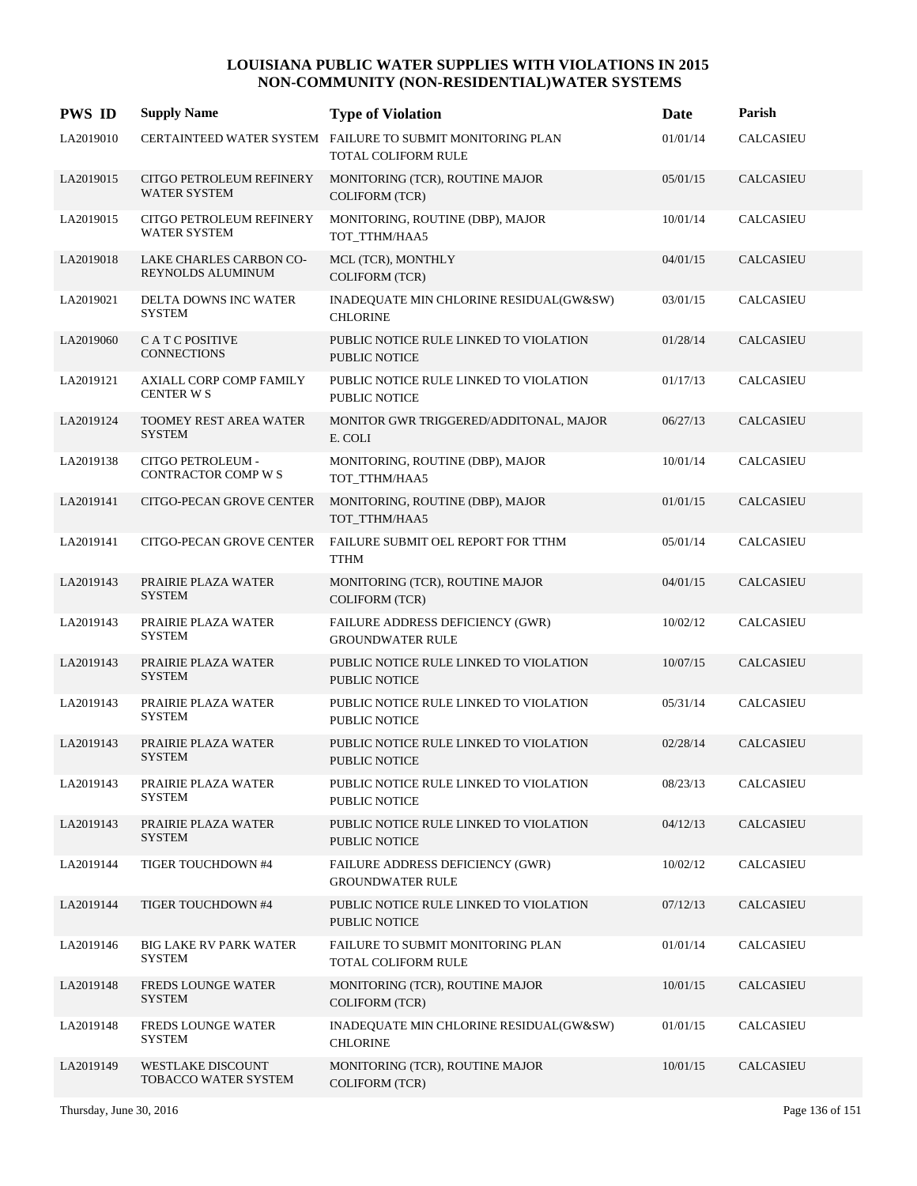# LOUISIANA PUBLIC WATER SUPPLIES WITH VIOLATIONS IN 2015
## NON-COMMUNITY (NON-RESIDENTIAL)WATER SYSTEMS

| PWS ID | Supply Name | Type of Violation | Date | Parish |
|---|---|---|---|---|
| LA2019010 | CERTAINTEED WATER SYSTEM | FAILURE TO SUBMIT MONITORING PLAN TOTAL COLIFORM RULE | 01/01/14 | CALCASIEU |
| LA2019015 | CITGO PETROLEUM REFINERY WATER SYSTEM | MONITORING (TCR), ROUTINE MAJOR COLIFORM (TCR) | 05/01/15 | CALCASIEU |
| LA2019015 | CITGO PETROLEUM REFINERY WATER SYSTEM | MONITORING, ROUTINE (DBP), MAJOR TOT_TTHM/HAA5 | 10/01/14 | CALCASIEU |
| LA2019018 | LAKE CHARLES CARBON CO-REYNOLDS ALUMINUM | MCL (TCR), MONTHLY COLIFORM (TCR) | 04/01/15 | CALCASIEU |
| LA2019021 | DELTA DOWNS INC WATER SYSTEM | INADEQUATE MIN CHLORINE RESIDUAL(GW&SW) CHLORINE | 03/01/15 | CALCASIEU |
| LA2019060 | C A T C POSITIVE CONNECTIONS | PUBLIC NOTICE RULE LINKED TO VIOLATION PUBLIC NOTICE | 01/28/14 | CALCASIEU |
| LA2019121 | AXIALL CORP COMP FAMILY CENTER W S | PUBLIC NOTICE RULE LINKED TO VIOLATION PUBLIC NOTICE | 01/17/13 | CALCASIEU |
| LA2019124 | TOOMEY REST AREA WATER SYSTEM | MONITOR GWR TRIGGERED/ADDITONAL, MAJOR E. COLI | 06/27/13 | CALCASIEU |
| LA2019138 | CITGO PETROLEUM - CONTRACTOR COMP W S | MONITORING, ROUTINE (DBP), MAJOR TOT_TTHM/HAA5 | 10/01/14 | CALCASIEU |
| LA2019141 | CITGO-PECAN GROVE CENTER | MONITORING, ROUTINE (DBP), MAJOR TOT_TTHM/HAA5 | 01/01/15 | CALCASIEU |
| LA2019141 | CITGO-PECAN GROVE CENTER | FAILURE SUBMIT OEL REPORT FOR TTHM TTHM | 05/01/14 | CALCASIEU |
| LA2019143 | PRAIRIE PLAZA WATER SYSTEM | MONITORING (TCR), ROUTINE MAJOR COLIFORM (TCR) | 04/01/15 | CALCASIEU |
| LA2019143 | PRAIRIE PLAZA WATER SYSTEM | FAILURE ADDRESS DEFICIENCY (GWR) GROUNDWATER RULE | 10/02/12 | CALCASIEU |
| LA2019143 | PRAIRIE PLAZA WATER SYSTEM | PUBLIC NOTICE RULE LINKED TO VIOLATION PUBLIC NOTICE | 10/07/15 | CALCASIEU |
| LA2019143 | PRAIRIE PLAZA WATER SYSTEM | PUBLIC NOTICE RULE LINKED TO VIOLATION PUBLIC NOTICE | 05/31/14 | CALCASIEU |
| LA2019143 | PRAIRIE PLAZA WATER SYSTEM | PUBLIC NOTICE RULE LINKED TO VIOLATION PUBLIC NOTICE | 02/28/14 | CALCASIEU |
| LA2019143 | PRAIRIE PLAZA WATER SYSTEM | PUBLIC NOTICE RULE LINKED TO VIOLATION PUBLIC NOTICE | 08/23/13 | CALCASIEU |
| LA2019143 | PRAIRIE PLAZA WATER SYSTEM | PUBLIC NOTICE RULE LINKED TO VIOLATION PUBLIC NOTICE | 04/12/13 | CALCASIEU |
| LA2019144 | TIGER TOUCHDOWN #4 | FAILURE ADDRESS DEFICIENCY (GWR) GROUNDWATER RULE | 10/02/12 | CALCASIEU |
| LA2019144 | TIGER TOUCHDOWN #4 | PUBLIC NOTICE RULE LINKED TO VIOLATION PUBLIC NOTICE | 07/12/13 | CALCASIEU |
| LA2019146 | BIG LAKE RV PARK WATER SYSTEM | FAILURE TO SUBMIT MONITORING PLAN TOTAL COLIFORM RULE | 01/01/14 | CALCASIEU |
| LA2019148 | FREDS LOUNGE WATER SYSTEM | MONITORING (TCR), ROUTINE MAJOR COLIFORM (TCR) | 10/01/15 | CALCASIEU |
| LA2019148 | FREDS LOUNGE WATER SYSTEM | INADEQUATE MIN CHLORINE RESIDUAL(GW&SW) CHLORINE | 01/01/15 | CALCASIEU |
| LA2019149 | WESTLAKE DISCOUNT TOBACCO WATER SYSTEM | MONITORING (TCR), ROUTINE MAJOR COLIFORM (TCR) | 10/01/15 | CALCASIEU |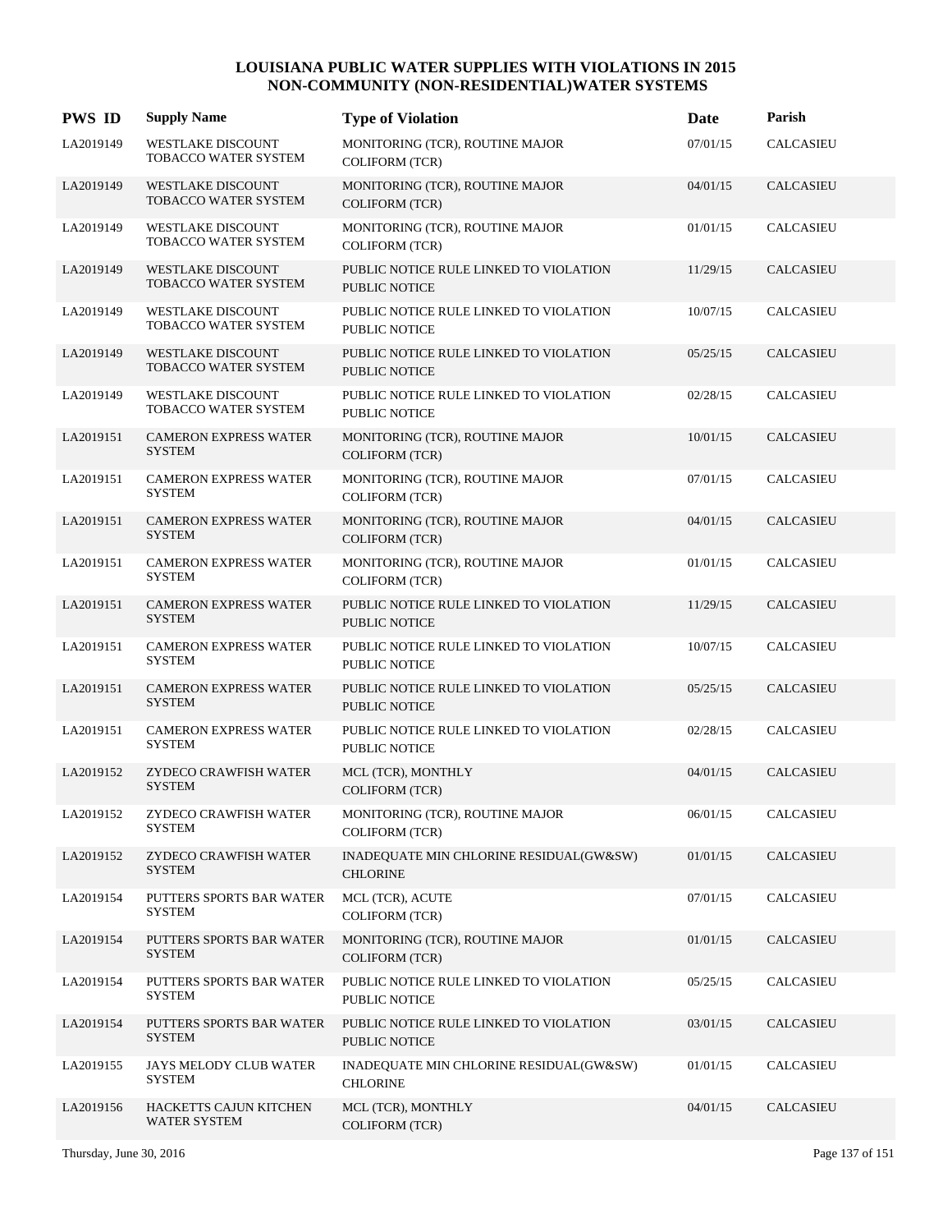# LOUISIANA PUBLIC WATER SUPPLIES WITH VIOLATIONS IN 2015
## NON-COMMUNITY (NON-RESIDENTIAL)WATER SYSTEMS

| PWS ID | Supply Name | Type of Violation | Date | Parish |
|---|---|---|---|---|
| LA2019149 | WESTLAKE DISCOUNT TOBACCO WATER SYSTEM | MONITORING (TCR), ROUTINE MAJOR COLIFORM (TCR) | 07/01/15 | CALCASIEU |
| LA2019149 | WESTLAKE DISCOUNT TOBACCO WATER SYSTEM | MONITORING (TCR), ROUTINE MAJOR COLIFORM (TCR) | 04/01/15 | CALCASIEU |
| LA2019149 | WESTLAKE DISCOUNT TOBACCO WATER SYSTEM | MONITORING (TCR), ROUTINE MAJOR COLIFORM (TCR) | 01/01/15 | CALCASIEU |
| LA2019149 | WESTLAKE DISCOUNT TOBACCO WATER SYSTEM | PUBLIC NOTICE RULE LINKED TO VIOLATION PUBLIC NOTICE | 11/29/15 | CALCASIEU |
| LA2019149 | WESTLAKE DISCOUNT TOBACCO WATER SYSTEM | PUBLIC NOTICE RULE LINKED TO VIOLATION PUBLIC NOTICE | 10/07/15 | CALCASIEU |
| LA2019149 | WESTLAKE DISCOUNT TOBACCO WATER SYSTEM | PUBLIC NOTICE RULE LINKED TO VIOLATION PUBLIC NOTICE | 05/25/15 | CALCASIEU |
| LA2019149 | WESTLAKE DISCOUNT TOBACCO WATER SYSTEM | PUBLIC NOTICE RULE LINKED TO VIOLATION PUBLIC NOTICE | 02/28/15 | CALCASIEU |
| LA2019151 | CAMERON EXPRESS WATER SYSTEM | MONITORING (TCR), ROUTINE MAJOR COLIFORM (TCR) | 10/01/15 | CALCASIEU |
| LA2019151 | CAMERON EXPRESS WATER SYSTEM | MONITORING (TCR), ROUTINE MAJOR COLIFORM (TCR) | 07/01/15 | CALCASIEU |
| LA2019151 | CAMERON EXPRESS WATER SYSTEM | MONITORING (TCR), ROUTINE MAJOR COLIFORM (TCR) | 04/01/15 | CALCASIEU |
| LA2019151 | CAMERON EXPRESS WATER SYSTEM | MONITORING (TCR), ROUTINE MAJOR COLIFORM (TCR) | 01/01/15 | CALCASIEU |
| LA2019151 | CAMERON EXPRESS WATER SYSTEM | PUBLIC NOTICE RULE LINKED TO VIOLATION PUBLIC NOTICE | 11/29/15 | CALCASIEU |
| LA2019151 | CAMERON EXPRESS WATER SYSTEM | PUBLIC NOTICE RULE LINKED TO VIOLATION PUBLIC NOTICE | 10/07/15 | CALCASIEU |
| LA2019151 | CAMERON EXPRESS WATER SYSTEM | PUBLIC NOTICE RULE LINKED TO VIOLATION PUBLIC NOTICE | 05/25/15 | CALCASIEU |
| LA2019151 | CAMERON EXPRESS WATER SYSTEM | PUBLIC NOTICE RULE LINKED TO VIOLATION PUBLIC NOTICE | 02/28/15 | CALCASIEU |
| LA2019152 | ZYDECO CRAWFISH WATER SYSTEM | MCL (TCR), MONTHLY COLIFORM (TCR) | 04/01/15 | CALCASIEU |
| LA2019152 | ZYDECO CRAWFISH WATER SYSTEM | MONITORING (TCR), ROUTINE MAJOR COLIFORM (TCR) | 06/01/15 | CALCASIEU |
| LA2019152 | ZYDECO CRAWFISH WATER SYSTEM | INADEQUATE MIN CHLORINE RESIDUAL(GW&SW) CHLORINE | 01/01/15 | CALCASIEU |
| LA2019154 | PUTTERS SPORTS BAR WATER SYSTEM | MCL (TCR), ACUTE COLIFORM (TCR) | 07/01/15 | CALCASIEU |
| LA2019154 | PUTTERS SPORTS BAR WATER SYSTEM | MONITORING (TCR), ROUTINE MAJOR COLIFORM (TCR) | 01/01/15 | CALCASIEU |
| LA2019154 | PUTTERS SPORTS BAR WATER SYSTEM | PUBLIC NOTICE RULE LINKED TO VIOLATION PUBLIC NOTICE | 05/25/15 | CALCASIEU |
| LA2019154 | PUTTERS SPORTS BAR WATER SYSTEM | PUBLIC NOTICE RULE LINKED TO VIOLATION PUBLIC NOTICE | 03/01/15 | CALCASIEU |
| LA2019155 | JAYS MELODY CLUB WATER SYSTEM | INADEQUATE MIN CHLORINE RESIDUAL(GW&SW) CHLORINE | 01/01/15 | CALCASIEU |
| LA2019156 | HACKETTS CAJUN KITCHEN WATER SYSTEM | MCL (TCR), MONTHLY COLIFORM (TCR) | 04/01/15 | CALCASIEU |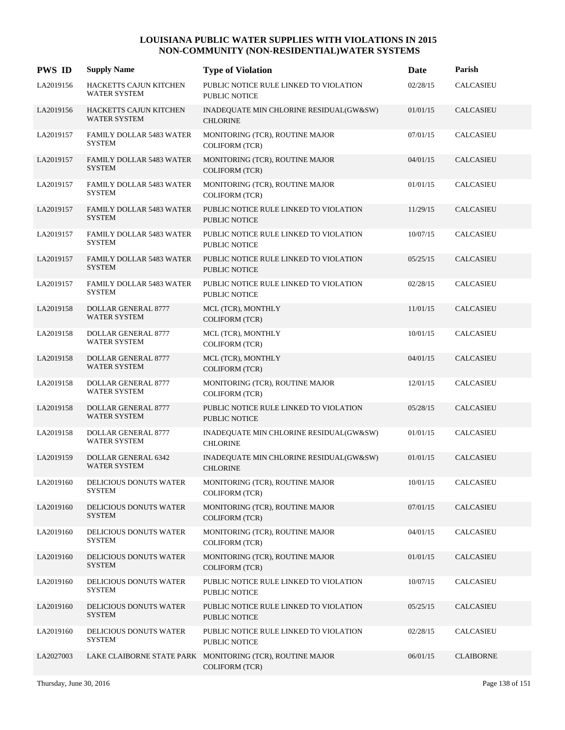# LOUISIANA PUBLIC WATER SUPPLIES WITH VIOLATIONS IN 2015
## NON-COMMUNITY (NON-RESIDENTIAL)WATER SYSTEMS

| PWS ID | Supply Name | Type of Violation | Date | Parish |
|---|---|---|---|---|
| LA2019156 | HACKETTS CAJUN KITCHEN WATER SYSTEM | PUBLIC NOTICE RULE LINKED TO VIOLATION PUBLIC NOTICE | 02/28/15 | CALCASIEU |
| LA2019156 | HACKETTS CAJUN KITCHEN WATER SYSTEM | INADEQUATE MIN CHLORINE RESIDUAL(GW&SW) CHLORINE | 01/01/15 | CALCASIEU |
| LA2019157 | FAMILY DOLLAR 5483 WATER SYSTEM | MONITORING (TCR), ROUTINE MAJOR COLIFORM (TCR) | 07/01/15 | CALCASIEU |
| LA2019157 | FAMILY DOLLAR 5483 WATER SYSTEM | MONITORING (TCR), ROUTINE MAJOR COLIFORM (TCR) | 04/01/15 | CALCASIEU |
| LA2019157 | FAMILY DOLLAR 5483 WATER SYSTEM | MONITORING (TCR), ROUTINE MAJOR COLIFORM (TCR) | 01/01/15 | CALCASIEU |
| LA2019157 | FAMILY DOLLAR 5483 WATER SYSTEM | PUBLIC NOTICE RULE LINKED TO VIOLATION PUBLIC NOTICE | 11/29/15 | CALCASIEU |
| LA2019157 | FAMILY DOLLAR 5483 WATER SYSTEM | PUBLIC NOTICE RULE LINKED TO VIOLATION PUBLIC NOTICE | 10/07/15 | CALCASIEU |
| LA2019157 | FAMILY DOLLAR 5483 WATER SYSTEM | PUBLIC NOTICE RULE LINKED TO VIOLATION PUBLIC NOTICE | 05/25/15 | CALCASIEU |
| LA2019157 | FAMILY DOLLAR 5483 WATER SYSTEM | PUBLIC NOTICE RULE LINKED TO VIOLATION PUBLIC NOTICE | 02/28/15 | CALCASIEU |
| LA2019158 | DOLLAR GENERAL 8777 WATER SYSTEM | MCL (TCR), MONTHLY COLIFORM (TCR) | 11/01/15 | CALCASIEU |
| LA2019158 | DOLLAR GENERAL 8777 WATER SYSTEM | MCL (TCR), MONTHLY COLIFORM (TCR) | 10/01/15 | CALCASIEU |
| LA2019158 | DOLLAR GENERAL 8777 WATER SYSTEM | MCL (TCR), MONTHLY COLIFORM (TCR) | 04/01/15 | CALCASIEU |
| LA2019158 | DOLLAR GENERAL 8777 WATER SYSTEM | MONITORING (TCR), ROUTINE MAJOR COLIFORM (TCR) | 12/01/15 | CALCASIEU |
| LA2019158 | DOLLAR GENERAL 8777 WATER SYSTEM | PUBLIC NOTICE RULE LINKED TO VIOLATION PUBLIC NOTICE | 05/28/15 | CALCASIEU |
| LA2019158 | DOLLAR GENERAL 8777 WATER SYSTEM | INADEQUATE MIN CHLORINE RESIDUAL(GW&SW) CHLORINE | 01/01/15 | CALCASIEU |
| LA2019159 | DOLLAR GENERAL 6342 WATER SYSTEM | INADEQUATE MIN CHLORINE RESIDUAL(GW&SW) CHLORINE | 01/01/15 | CALCASIEU |
| LA2019160 | DELICIOUS DONUTS WATER SYSTEM | MONITORING (TCR), ROUTINE MAJOR COLIFORM (TCR) | 10/01/15 | CALCASIEU |
| LA2019160 | DELICIOUS DONUTS WATER SYSTEM | MONITORING (TCR), ROUTINE MAJOR COLIFORM (TCR) | 07/01/15 | CALCASIEU |
| LA2019160 | DELICIOUS DONUTS WATER SYSTEM | MONITORING (TCR), ROUTINE MAJOR COLIFORM (TCR) | 04/01/15 | CALCASIEU |
| LA2019160 | DELICIOUS DONUTS WATER SYSTEM | MONITORING (TCR), ROUTINE MAJOR COLIFORM (TCR) | 01/01/15 | CALCASIEU |
| LA2019160 | DELICIOUS DONUTS WATER SYSTEM | PUBLIC NOTICE RULE LINKED TO VIOLATION PUBLIC NOTICE | 10/07/15 | CALCASIEU |
| LA2019160 | DELICIOUS DONUTS WATER SYSTEM | PUBLIC NOTICE RULE LINKED TO VIOLATION PUBLIC NOTICE | 05/25/15 | CALCASIEU |
| LA2019160 | DELICIOUS DONUTS WATER SYSTEM | PUBLIC NOTICE RULE LINKED TO VIOLATION PUBLIC NOTICE | 02/28/15 | CALCASIEU |
| LA2027003 | LAKE CLAIBORNE STATE PARK | MONITORING (TCR), ROUTINE MAJOR COLIFORM (TCR) | 06/01/15 | CLAIBORNE |

Thursday, June 30, 2016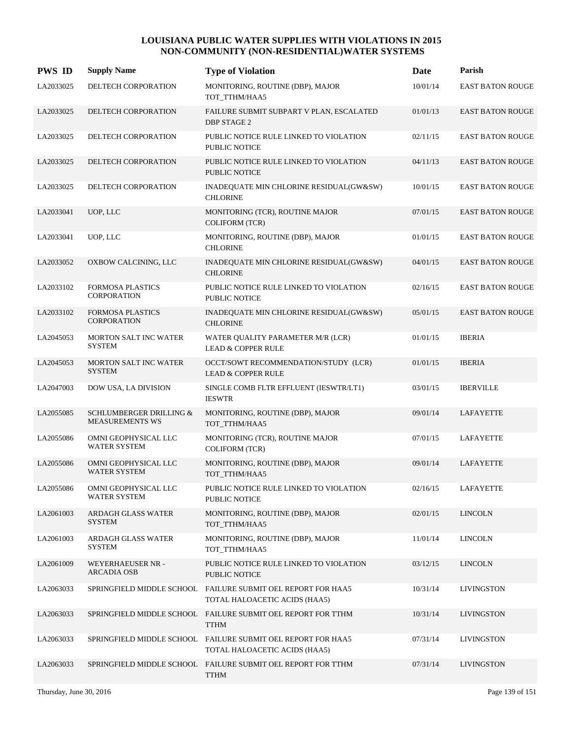# LOUISIANA PUBLIC WATER SUPPLIES WITH VIOLATIONS IN 2015
# NON-COMMUNITY (NON-RESIDENTIAL)WATER SYSTEMS

| PWS ID | Supply Name | Type of Violation | Date | Parish |
|---|---|---|---|---|
| LA2033025 | DELTECH CORPORATION | MONITORING, ROUTINE (DBP), MAJOR<br>TOT_TTHM/HAA5 | 10/01/14 | EAST BATON ROUGE |
| LA2033025 | DELTECH CORPORATION | FAILURE SUBMIT SUBPART V PLAN, ESCALATED<br>DBP STAGE 2 | 01/01/13 | EAST BATON ROUGE |
| LA2033025 | DELTECH CORPORATION | PUBLIC NOTICE RULE LINKED TO VIOLATION<br>PUBLIC NOTICE | 02/11/15 | EAST BATON ROUGE |
| LA2033025 | DELTECH CORPORATION | PUBLIC NOTICE RULE LINKED TO VIOLATION<br>PUBLIC NOTICE | 04/11/13 | EAST BATON ROUGE |
| LA2033025 | DELTECH CORPORATION | INADEQUATE MIN CHLORINE RESIDUAL(GW&SW)<br>CHLORINE | 10/01/15 | EAST BATON ROUGE |
| LA2033041 | UOP, LLC | MONITORING (TCR), ROUTINE MAJOR<br>COLIFORM (TCR) | 07/01/15 | EAST BATON ROUGE |
| LA2033041 | UOP, LLC | MONITORING, ROUTINE (DBP), MAJOR<br>CHLORINE | 01/01/15 | EAST BATON ROUGE |
| LA2033052 | OXBOW CALCINING, LLC | INADEQUATE MIN CHLORINE RESIDUAL(GW&SW)<br>CHLORINE | 04/01/15 | EAST BATON ROUGE |
| LA2033102 | FORMOSA PLASTICS CORPORATION | PUBLIC NOTICE RULE LINKED TO VIOLATION<br>PUBLIC NOTICE | 02/16/15 | EAST BATON ROUGE |
| LA2033102 | FORMOSA PLASTICS CORPORATION | INADEQUATE MIN CHLORINE RESIDUAL(GW&SW)<br>CHLORINE | 05/01/15 | EAST BATON ROUGE |
| LA2045053 | MORTON SALT INC WATER SYSTEM | WATER QUALITY PARAMETER M/R (LCR)<br>LEAD & COPPER RULE | 01/01/15 | IBERIA |
| LA2045053 | MORTON SALT INC WATER SYSTEM | OCCT/SOWT RECOMMENDATION/STUDY (LCR)<br>LEAD & COPPER RULE | 01/01/15 | IBERIA |
| LA2047003 | DOW USA, LA DIVISION | SINGLE COMB FLTR EFFLUENT (IESWTR/LT1)<br>IESWTR | 03/01/15 | IBERVILLE |
| LA2055085 | SCHLUMBERGER DRILLING & MEASUREMENTS WS | MONITORING, ROUTINE (DBP), MAJOR<br>TOT_TTHM/HAA5 | 09/01/14 | LAFAYETTE |
| LA2055086 | OMNI GEOPHYSICAL LLC WATER SYSTEM | MONITORING (TCR), ROUTINE MAJOR<br>COLIFORM (TCR) | 07/01/15 | LAFAYETTE |
| LA2055086 | OMNI GEOPHYSICAL LLC WATER SYSTEM | MONITORING, ROUTINE (DBP), MAJOR<br>TOT_TTHM/HAA5 | 09/01/14 | LAFAYETTE |
| LA2055086 | OMNI GEOPHYSICAL LLC WATER SYSTEM | PUBLIC NOTICE RULE LINKED TO VIOLATION<br>PUBLIC NOTICE | 02/16/15 | LAFAYETTE |
| LA2061003 | ARDAGH GLASS WATER SYSTEM | MONITORING, ROUTINE (DBP), MAJOR<br>TOT_TTHM/HAA5 | 02/01/15 | LINCOLN |
| LA2061003 | ARDAGH GLASS WATER SYSTEM | MONITORING, ROUTINE (DBP), MAJOR<br>TOT_TTHM/HAA5 | 11/01/14 | LINCOLN |
| LA2061009 | WEYERHAEUSER NR - ARCADIA OSB | PUBLIC NOTICE RULE LINKED TO VIOLATION<br>PUBLIC NOTICE | 03/12/15 | LINCOLN |
| LA2063033 | SPRINGFIELD MIDDLE SCHOOL | FAILURE SUBMIT OEL REPORT FOR HAA5<br>TOTAL HALOACETIC ACIDS (HAA5) | 10/31/14 | LIVINGSTON |
| LA2063033 | SPRINGFIELD MIDDLE SCHOOL | FAILURE SUBMIT OEL REPORT FOR TTHM<br>TTHM | 10/31/14 | LIVINGSTON |
| LA2063033 | SPRINGFIELD MIDDLE SCHOOL | FAILURE SUBMIT OEL REPORT FOR HAA5<br>TOTAL HALOACETIC ACIDS (HAA5) | 07/31/14 | LIVINGSTON |
| LA2063033 | SPRINGFIELD MIDDLE SCHOOL | FAILURE SUBMIT OEL REPORT FOR TTHM<br>TTHM | 07/31/14 | LIVINGSTON |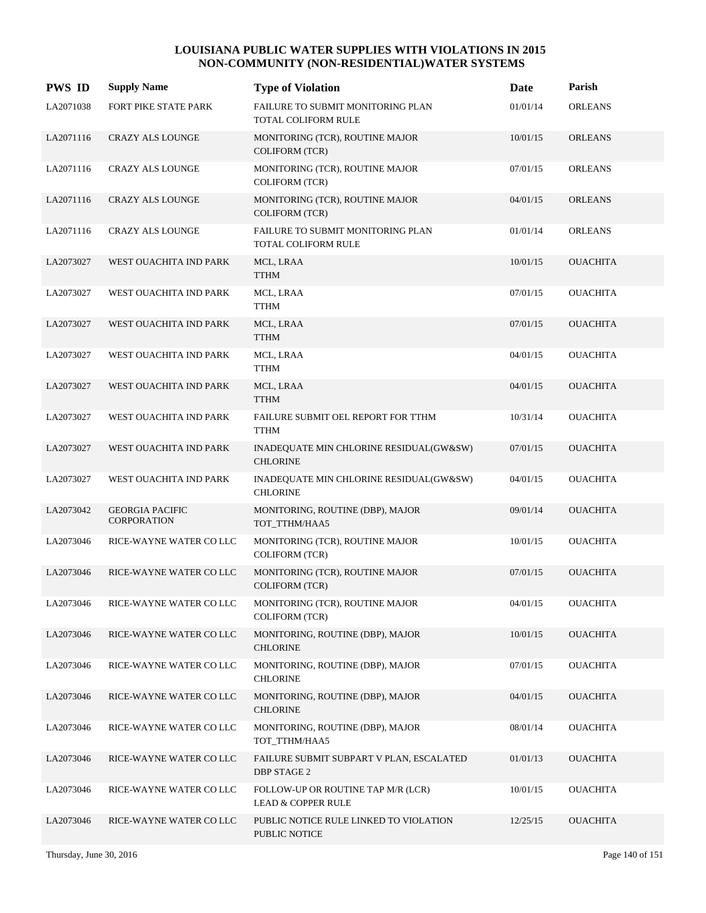# LOUISIANA PUBLIC WATER SUPPLIES WITH VIOLATIONS IN 2015
# NON-COMMUNITY (NON-RESIDENTIAL)WATER SYSTEMS

| PWS ID | Supply Name | Type of Violation | Date | Parish |
|---|---|---|---|---|
| LA2071038 | FORT PIKE STATE PARK | FAILURE TO SUBMIT MONITORING PLAN<br>TOTAL COLIFORM RULE | 01/01/14 | ORLEANS |
| LA2071116 | CRAZY ALS LOUNGE | MONITORING (TCR), ROUTINE MAJOR<br>COLIFORM (TCR) | 10/01/15 | ORLEANS |
| LA2071116 | CRAZY ALS LOUNGE | MONITORING (TCR), ROUTINE MAJOR<br>COLIFORM (TCR) | 07/01/15 | ORLEANS |
| LA2071116 | CRAZY ALS LOUNGE | MONITORING (TCR), ROUTINE MAJOR<br>COLIFORM (TCR) | 04/01/15 | ORLEANS |
| LA2071116 | CRAZY ALS LOUNGE | FAILURE TO SUBMIT MONITORING PLAN<br>TOTAL COLIFORM RULE | 01/01/14 | ORLEANS |
| LA2073027 | WEST OUACHITA IND PARK | MCL, LRAA<br>TTHM | 10/01/15 | OUACHITA |
| LA2073027 | WEST OUACHITA IND PARK | MCL, LRAA<br>TTHM | 07/01/15 | OUACHITA |
| LA2073027 | WEST OUACHITA IND PARK | MCL, LRAA<br>TTHM | 07/01/15 | OUACHITA |
| LA2073027 | WEST OUACHITA IND PARK | MCL, LRAA<br>TTHM | 04/01/15 | OUACHITA |
| LA2073027 | WEST OUACHITA IND PARK | MCL, LRAA<br>TTHM | 04/01/15 | OUACHITA |
| LA2073027 | WEST OUACHITA IND PARK | FAILURE SUBMIT OEL REPORT FOR TTHM<br>TTHM | 10/31/14 | OUACHITA |
| LA2073027 | WEST OUACHITA IND PARK | INADEQUATE MIN CHLORINE RESIDUAL(GW&SW)<br>CHLORINE | 07/01/15 | OUACHITA |
| LA2073027 | WEST OUACHITA IND PARK | INADEQUATE MIN CHLORINE RESIDUAL(GW&SW)<br>CHLORINE | 04/01/15 | OUACHITA |
| LA2073042 | GEORGIA PACIFIC CORPORATION | MONITORING, ROUTINE (DBP), MAJOR<br>TOT_TTHM/HAA5 | 09/01/14 | OUACHITA |
| LA2073046 | RICE-WAYNE WATER CO LLC | MONITORING (TCR), ROUTINE MAJOR<br>COLIFORM (TCR) | 10/01/15 | OUACHITA |
| LA2073046 | RICE-WAYNE WATER CO LLC | MONITORING (TCR), ROUTINE MAJOR<br>COLIFORM (TCR) | 07/01/15 | OUACHITA |
| LA2073046 | RICE-WAYNE WATER CO LLC | MONITORING (TCR), ROUTINE MAJOR<br>COLIFORM (TCR) | 04/01/15 | OUACHITA |
| LA2073046 | RICE-WAYNE WATER CO LLC | MONITORING, ROUTINE (DBP), MAJOR<br>CHLORINE | 10/01/15 | OUACHITA |
| LA2073046 | RICE-WAYNE WATER CO LLC | MONITORING, ROUTINE (DBP), MAJOR<br>CHLORINE | 07/01/15 | OUACHITA |
| LA2073046 | RICE-WAYNE WATER CO LLC | MONITORING, ROUTINE (DBP), MAJOR<br>CHLORINE | 04/01/15 | OUACHITA |
| LA2073046 | RICE-WAYNE WATER CO LLC | MONITORING, ROUTINE (DBP), MAJOR<br>TOT_TTHM/HAA5 | 08/01/14 | OUACHITA |
| LA2073046 | RICE-WAYNE WATER CO LLC | FAILURE SUBMIT SUBPART V PLAN, ESCALATED<br>DBP STAGE 2 | 01/01/13 | OUACHITA |
| LA2073046 | RICE-WAYNE WATER CO LLC | FOLLOW-UP OR ROUTINE TAP M/R (LCR)<br>LEAD & COPPER RULE | 10/01/15 | OUACHITA |
| LA2073046 | RICE-WAYNE WATER CO LLC | PUBLIC NOTICE RULE LINKED TO VIOLATION<br>PUBLIC NOTICE | 12/25/15 | OUACHITA |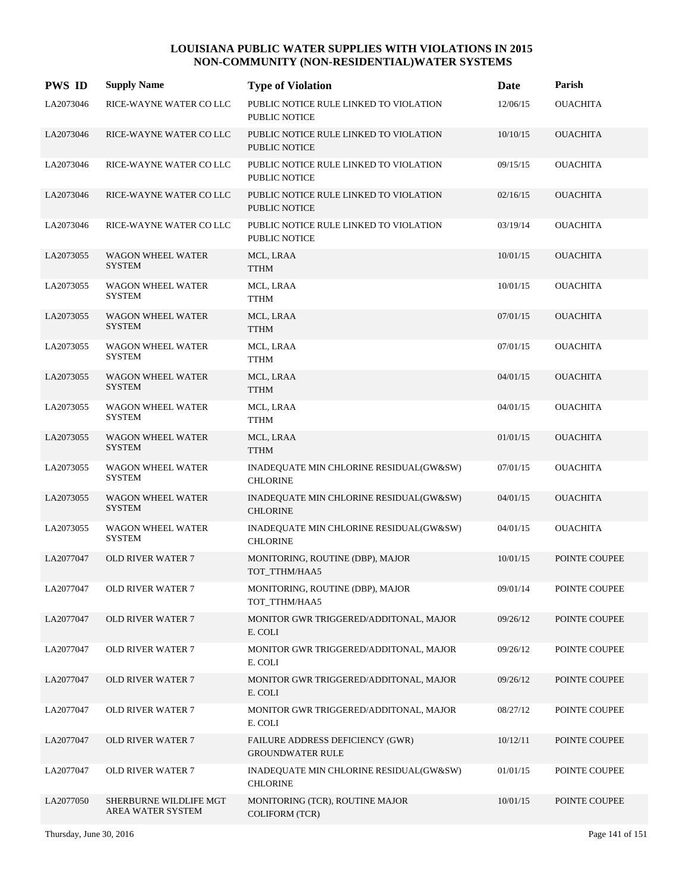# LOUISIANA PUBLIC WATER SUPPLIES WITH VIOLATIONS IN 2015
## NON-COMMUNITY (NON-RESIDENTIAL)WATER SYSTEMS

| PWS ID | Supply Name | Type of Violation | Date | Parish |
|---|---|---|---|---|
| LA2073046 | RICE-WAYNE WATER CO LLC | PUBLIC NOTICE RULE LINKED TO VIOLATION PUBLIC NOTICE | 12/06/15 | OUACHITA |
| LA2073046 | RICE-WAYNE WATER CO LLC | PUBLIC NOTICE RULE LINKED TO VIOLATION PUBLIC NOTICE | 10/10/15 | OUACHITA |
| LA2073046 | RICE-WAYNE WATER CO LLC | PUBLIC NOTICE RULE LINKED TO VIOLATION PUBLIC NOTICE | 09/15/15 | OUACHITA |
| LA2073046 | RICE-WAYNE WATER CO LLC | PUBLIC NOTICE RULE LINKED TO VIOLATION PUBLIC NOTICE | 02/16/15 | OUACHITA |
| LA2073046 | RICE-WAYNE WATER CO LLC | PUBLIC NOTICE RULE LINKED TO VIOLATION PUBLIC NOTICE | 03/19/14 | OUACHITA |
| LA2073055 | WAGON WHEEL WATER SYSTEM | MCL, LRAA TTHM | 10/01/15 | OUACHITA |
| LA2073055 | WAGON WHEEL WATER SYSTEM | MCL, LRAA TTHM | 10/01/15 | OUACHITA |
| LA2073055 | WAGON WHEEL WATER SYSTEM | MCL, LRAA TTHM | 07/01/15 | OUACHITA |
| LA2073055 | WAGON WHEEL WATER SYSTEM | MCL, LRAA TTHM | 07/01/15 | OUACHITA |
| LA2073055 | WAGON WHEEL WATER SYSTEM | MCL, LRAA TTHM | 04/01/15 | OUACHITA |
| LA2073055 | WAGON WHEEL WATER SYSTEM | MCL, LRAA TTHM | 04/01/15 | OUACHITA |
| LA2073055 | WAGON WHEEL WATER SYSTEM | MCL, LRAA TTHM | 01/01/15 | OUACHITA |
| LA2073055 | WAGON WHEEL WATER SYSTEM | INADEQUATE MIN CHLORINE RESIDUAL(GW&SW) CHLORINE | 07/01/15 | OUACHITA |
| LA2073055 | WAGON WHEEL WATER SYSTEM | INADEQUATE MIN CHLORINE RESIDUAL(GW&SW) CHLORINE | 04/01/15 | OUACHITA |
| LA2073055 | WAGON WHEEL WATER SYSTEM | INADEQUATE MIN CHLORINE RESIDUAL(GW&SW) CHLORINE | 04/01/15 | OUACHITA |
| LA2077047 | OLD RIVER WATER 7 | MONITORING, ROUTINE (DBP), MAJOR TOT_TTHM/HAA5 | 10/01/15 | POINTE COUPEE |
| LA2077047 | OLD RIVER WATER 7 | MONITORING, ROUTINE (DBP), MAJOR TOT_TTHM/HAA5 | 09/01/14 | POINTE COUPEE |
| LA2077047 | OLD RIVER WATER 7 | MONITOR GWR TRIGGERED/ADDITONAL, MAJOR E. COLI | 09/26/12 | POINTE COUPEE |
| LA2077047 | OLD RIVER WATER 7 | MONITOR GWR TRIGGERED/ADDITONAL, MAJOR E. COLI | 09/26/12 | POINTE COUPEE |
| LA2077047 | OLD RIVER WATER 7 | MONITOR GWR TRIGGERED/ADDITONAL, MAJOR E. COLI | 09/26/12 | POINTE COUPEE |
| LA2077047 | OLD RIVER WATER 7 | MONITOR GWR TRIGGERED/ADDITONAL, MAJOR E. COLI | 08/27/12 | POINTE COUPEE |
| LA2077047 | OLD RIVER WATER 7 | FAILURE ADDRESS DEFICIENCY (GWR) GROUNDWATER RULE | 10/12/11 | POINTE COUPEE |
| LA2077047 | OLD RIVER WATER 7 | INADEQUATE MIN CHLORINE RESIDUAL(GW&SW) CHLORINE | 01/01/15 | POINTE COUPEE |
| LA2077050 | SHERBURNE WILDLIFE MGT AREA WATER SYSTEM | MONITORING (TCR), ROUTINE MAJOR COLIFORM (TCR) | 10/01/15 | POINTE COUPEE |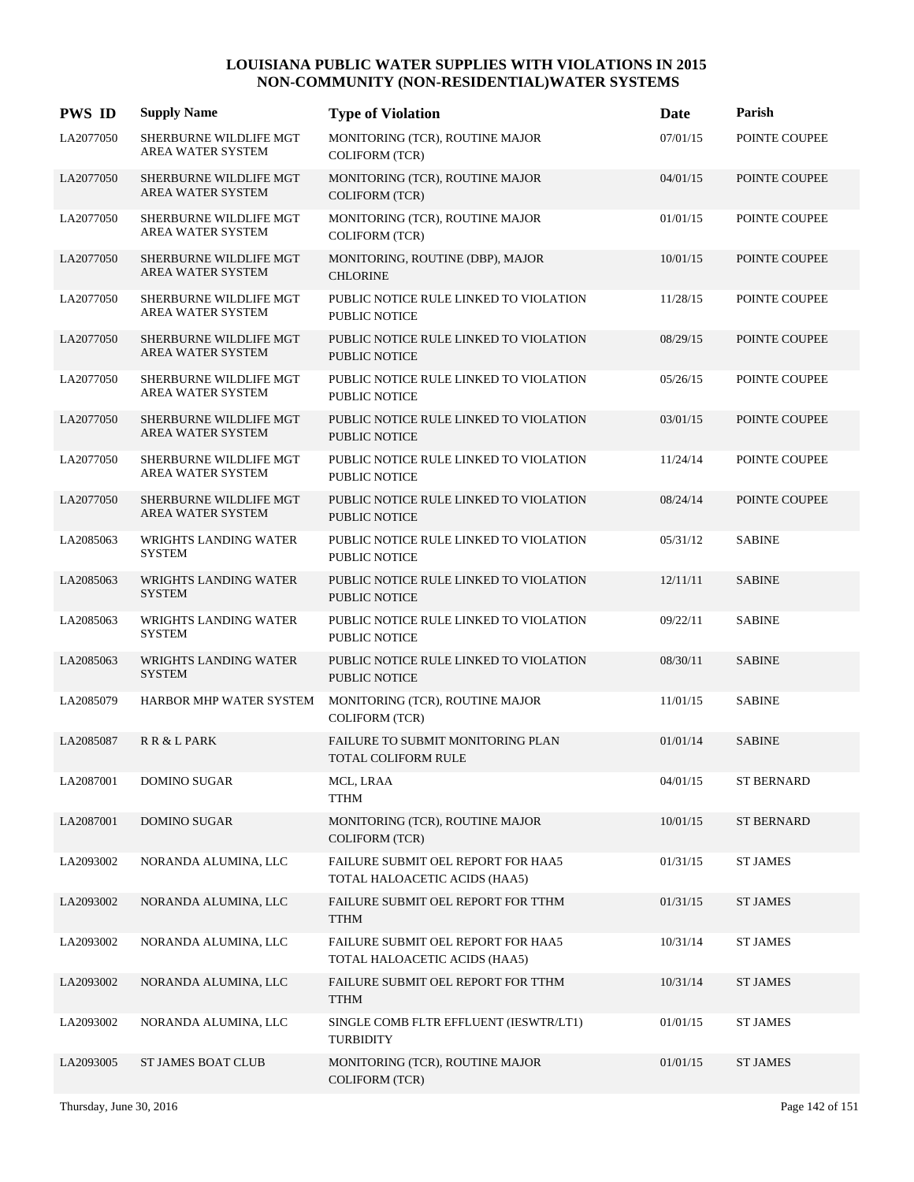# LOUISIANA PUBLIC WATER SUPPLIES WITH VIOLATIONS IN 2015
## NON-COMMUNITY (NON-RESIDENTIAL)WATER SYSTEMS

| PWS ID | Supply Name | Type of Violation | Date | Parish |
|---|---|---|---|---|
| LA2077050 | SHERBURNE WILDLIFE MGT AREA WATER SYSTEM | MONITORING (TCR), ROUTINE MAJOR COLIFORM (TCR) | 07/01/15 | POINTE COUPEE |
| LA2077050 | SHERBURNE WILDLIFE MGT AREA WATER SYSTEM | MONITORING (TCR), ROUTINE MAJOR COLIFORM (TCR) | 04/01/15 | POINTE COUPEE |
| LA2077050 | SHERBURNE WILDLIFE MGT AREA WATER SYSTEM | MONITORING (TCR), ROUTINE MAJOR COLIFORM (TCR) | 01/01/15 | POINTE COUPEE |
| LA2077050 | SHERBURNE WILDLIFE MGT AREA WATER SYSTEM | MONITORING, ROUTINE (DBP), MAJOR CHLORINE | 10/01/15 | POINTE COUPEE |
| LA2077050 | SHERBURNE WILDLIFE MGT AREA WATER SYSTEM | PUBLIC NOTICE RULE LINKED TO VIOLATION PUBLIC NOTICE | 11/28/15 | POINTE COUPEE |
| LA2077050 | SHERBURNE WILDLIFE MGT AREA WATER SYSTEM | PUBLIC NOTICE RULE LINKED TO VIOLATION PUBLIC NOTICE | 08/29/15 | POINTE COUPEE |
| LA2077050 | SHERBURNE WILDLIFE MGT AREA WATER SYSTEM | PUBLIC NOTICE RULE LINKED TO VIOLATION PUBLIC NOTICE | 05/26/15 | POINTE COUPEE |
| LA2077050 | SHERBURNE WILDLIFE MGT AREA WATER SYSTEM | PUBLIC NOTICE RULE LINKED TO VIOLATION PUBLIC NOTICE | 03/01/15 | POINTE COUPEE |
| LA2077050 | SHERBURNE WILDLIFE MGT AREA WATER SYSTEM | PUBLIC NOTICE RULE LINKED TO VIOLATION PUBLIC NOTICE | 11/24/14 | POINTE COUPEE |
| LA2077050 | SHERBURNE WILDLIFE MGT AREA WATER SYSTEM | PUBLIC NOTICE RULE LINKED TO VIOLATION PUBLIC NOTICE | 08/24/14 | POINTE COUPEE |
| LA2085063 | WRIGHTS LANDING WATER SYSTEM | PUBLIC NOTICE RULE LINKED TO VIOLATION PUBLIC NOTICE | 05/31/12 | SABINE |
| LA2085063 | WRIGHTS LANDING WATER SYSTEM | PUBLIC NOTICE RULE LINKED TO VIOLATION PUBLIC NOTICE | 12/11/11 | SABINE |
| LA2085063 | WRIGHTS LANDING WATER SYSTEM | PUBLIC NOTICE RULE LINKED TO VIOLATION PUBLIC NOTICE | 09/22/11 | SABINE |
| LA2085063 | WRIGHTS LANDING WATER SYSTEM | PUBLIC NOTICE RULE LINKED TO VIOLATION PUBLIC NOTICE | 08/30/11 | SABINE |
| LA2085079 | HARBOR MHP WATER SYSTEM | MONITORING (TCR), ROUTINE MAJOR COLIFORM (TCR) | 11/01/15 | SABINE |
| LA2085087 | R R & L PARK | FAILURE TO SUBMIT MONITORING PLAN TOTAL COLIFORM RULE | 01/01/14 | SABINE |
| LA2087001 | DOMINO SUGAR | MCL, LRAA TTHM | 04/01/15 | ST BERNARD |
| LA2087001 | DOMINO SUGAR | MONITORING (TCR), ROUTINE MAJOR COLIFORM (TCR) | 10/01/15 | ST BERNARD |
| LA2093002 | NORANDA ALUMINA, LLC | FAILURE SUBMIT OEL REPORT FOR HAA5 TOTAL HALOACETIC ACIDS (HAA5) | 01/31/15 | ST JAMES |
| LA2093002 | NORANDA ALUMINA, LLC | FAILURE SUBMIT OEL REPORT FOR TTHM TTHM | 01/31/15 | ST JAMES |
| LA2093002 | NORANDA ALUMINA, LLC | FAILURE SUBMIT OEL REPORT FOR HAA5 TOTAL HALOACETIC ACIDS (HAA5) | 10/31/14 | ST JAMES |
| LA2093002 | NORANDA ALUMINA, LLC | FAILURE SUBMIT OEL REPORT FOR TTHM TTHM | 10/31/14 | ST JAMES |
| LA2093002 | NORANDA ALUMINA, LLC | SINGLE COMB FLTR EFFLUENT (IESWTR/LT1) TURBIDITY | 01/01/15 | ST JAMES |
| LA2093005 | ST JAMES BOAT CLUB | MONITORING (TCR), ROUTINE MAJOR COLIFORM (TCR) | 01/01/15 | ST JAMES |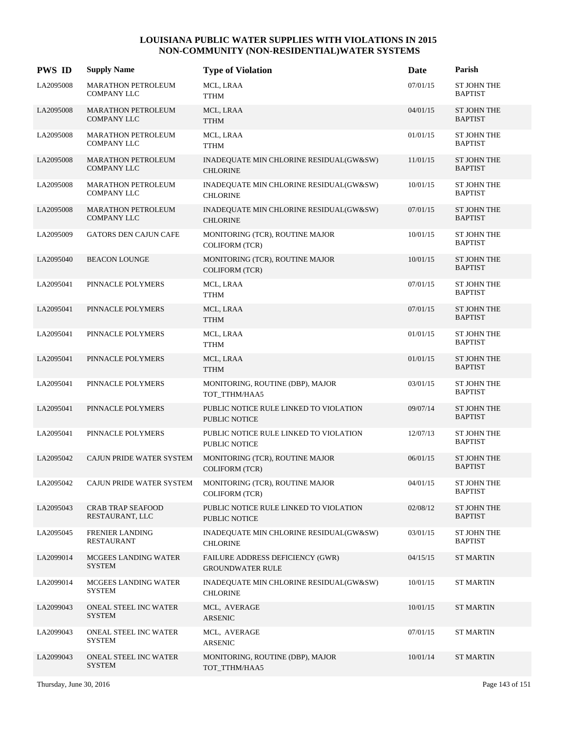# LOUISIANA PUBLIC WATER SUPPLIES WITH VIOLATIONS IN 2015
## NON-COMMUNITY (NON-RESIDENTIAL)WATER SYSTEMS

| PWS ID | Supply Name | Type of Violation | Date | Parish |
|---|---|---|---|---|
| LA2095008 | MARATHON PETROLEUM COMPANY LLC | MCL, LRAA<br>TTHM | 07/01/15 | ST JOHN THE BAPTIST |
| LA2095008 | MARATHON PETROLEUM COMPANY LLC | MCL, LRAA<br>TTHM | 04/01/15 | ST JOHN THE BAPTIST |
| LA2095008 | MARATHON PETROLEUM COMPANY LLC | MCL, LRAA<br>TTHM | 01/01/15 | ST JOHN THE BAPTIST |
| LA2095008 | MARATHON PETROLEUM COMPANY LLC | INADEQUATE MIN CHLORINE RESIDUAL(GW&SW)<br>CHLORINE | 11/01/15 | ST JOHN THE BAPTIST |
| LA2095008 | MARATHON PETROLEUM COMPANY LLC | INADEQUATE MIN CHLORINE RESIDUAL(GW&SW)<br>CHLORINE | 10/01/15 | ST JOHN THE BAPTIST |
| LA2095008 | MARATHON PETROLEUM COMPANY LLC | INADEQUATE MIN CHLORINE RESIDUAL(GW&SW)<br>CHLORINE | 07/01/15 | ST JOHN THE BAPTIST |
| LA2095009 | GATORS DEN CAJUN CAFE | MONITORING (TCR), ROUTINE MAJOR<br>COLIFORM (TCR) | 10/01/15 | ST JOHN THE BAPTIST |
| LA2095040 | BEACON LOUNGE | MONITORING (TCR), ROUTINE MAJOR<br>COLIFORM (TCR) | 10/01/15 | ST JOHN THE BAPTIST |
| LA2095041 | PINNACLE POLYMERS | MCL, LRAA<br>TTHM | 07/01/15 | ST JOHN THE BAPTIST |
| LA2095041 | PINNACLE POLYMERS | MCL, LRAA<br>TTHM | 07/01/15 | ST JOHN THE BAPTIST |
| LA2095041 | PINNACLE POLYMERS | MCL, LRAA<br>TTHM | 01/01/15 | ST JOHN THE BAPTIST |
| LA2095041 | PINNACLE POLYMERS | MCL, LRAA<br>TTHM | 01/01/15 | ST JOHN THE BAPTIST |
| LA2095041 | PINNACLE POLYMERS | MONITORING, ROUTINE (DBP), MAJOR<br>TOT_TTHM/HAA5 | 03/01/15 | ST JOHN THE BAPTIST |
| LA2095041 | PINNACLE POLYMERS | PUBLIC NOTICE RULE LINKED TO VIOLATION<br>PUBLIC NOTICE | 09/07/14 | ST JOHN THE BAPTIST |
| LA2095041 | PINNACLE POLYMERS | PUBLIC NOTICE RULE LINKED TO VIOLATION<br>PUBLIC NOTICE | 12/07/13 | ST JOHN THE BAPTIST |
| LA2095042 | CAJUN PRIDE WATER SYSTEM | MONITORING (TCR), ROUTINE MAJOR<br>COLIFORM (TCR) | 06/01/15 | ST JOHN THE BAPTIST |
| LA2095042 | CAJUN PRIDE WATER SYSTEM | MONITORING (TCR), ROUTINE MAJOR<br>COLIFORM (TCR) | 04/01/15 | ST JOHN THE BAPTIST |
| LA2095043 | CRAB TRAP SEAFOOD RESTAURANT, LLC | PUBLIC NOTICE RULE LINKED TO VIOLATION<br>PUBLIC NOTICE | 02/08/12 | ST JOHN THE BAPTIST |
| LA2095045 | FRENIER LANDING RESTAURANT | INADEQUATE MIN CHLORINE RESIDUAL(GW&SW)<br>CHLORINE | 03/01/15 | ST JOHN THE BAPTIST |
| LA2099014 | MCGEES LANDING WATER SYSTEM | FAILURE ADDRESS DEFICIENCY (GWR)<br>GROUNDWATER RULE | 04/15/15 | ST MARTIN |
| LA2099014 | MCGEES LANDING WATER SYSTEM | INADEQUATE MIN CHLORINE RESIDUAL(GW&SW)<br>CHLORINE | 10/01/15 | ST MARTIN |
| LA2099043 | ONEAL STEEL INC WATER SYSTEM | MCL, AVERAGE<br>ARSENIC | 10/01/15 | ST MARTIN |
| LA2099043 | ONEAL STEEL INC WATER SYSTEM | MCL, AVERAGE<br>ARSENIC | 07/01/15 | ST MARTIN |
| LA2099043 | ONEAL STEEL INC WATER SYSTEM | MONITORING, ROUTINE (DBP), MAJOR<br>TOT_TTHM/HAA5 | 10/01/14 | ST MARTIN |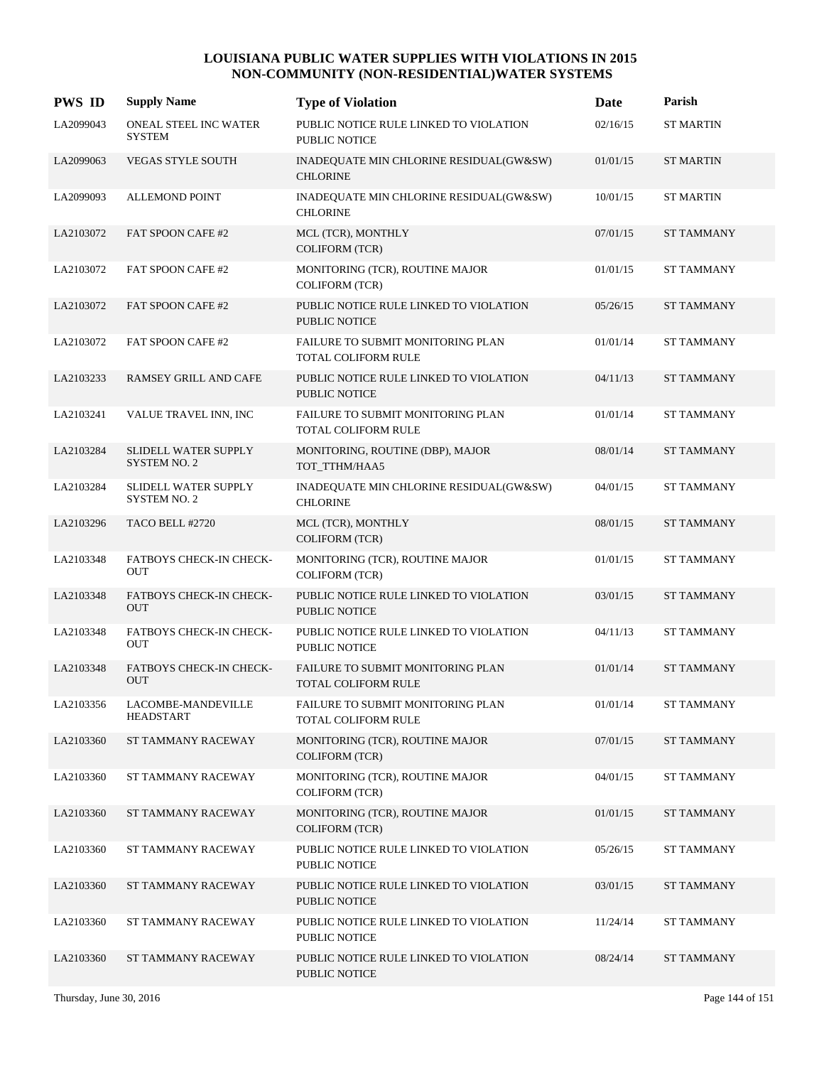# LOUISIANA PUBLIC WATER SUPPLIES WITH VIOLATIONS IN 2015
## NON-COMMUNITY (NON-RESIDENTIAL)WATER SYSTEMS

| PWS ID | Supply Name | Type of Violation | Date | Parish |
|---|---|---|---|---|
| LA2099043 | ONEAL STEEL INC WATER SYSTEM | PUBLIC NOTICE RULE LINKED TO VIOLATION PUBLIC NOTICE | 02/16/15 | ST MARTIN |
| LA2099063 | VEGAS STYLE SOUTH | INADEQUATE MIN CHLORINE RESIDUAL(GW&SW) CHLORINE | 01/01/15 | ST MARTIN |
| LA2099093 | ALLEMOND POINT | INADEQUATE MIN CHLORINE RESIDUAL(GW&SW) CHLORINE | 10/01/15 | ST MARTIN |
| LA2103072 | FAT SPOON CAFE #2 | MCL (TCR), MONTHLY COLIFORM (TCR) | 07/01/15 | ST TAMMANY |
| LA2103072 | FAT SPOON CAFE #2 | MONITORING (TCR), ROUTINE MAJOR COLIFORM (TCR) | 01/01/15 | ST TAMMANY |
| LA2103072 | FAT SPOON CAFE #2 | PUBLIC NOTICE RULE LINKED TO VIOLATION PUBLIC NOTICE | 05/26/15 | ST TAMMANY |
| LA2103072 | FAT SPOON CAFE #2 | FAILURE TO SUBMIT MONITORING PLAN TOTAL COLIFORM RULE | 01/01/14 | ST TAMMANY |
| LA2103233 | RAMSEY GRILL AND CAFE | PUBLIC NOTICE RULE LINKED TO VIOLATION PUBLIC NOTICE | 04/11/13 | ST TAMMANY |
| LA2103241 | VALUE TRAVEL INN, INC | FAILURE TO SUBMIT MONITORING PLAN TOTAL COLIFORM RULE | 01/01/14 | ST TAMMANY |
| LA2103284 | SLIDELL WATER SUPPLY SYSTEM NO. 2 | MONITORING, ROUTINE (DBP), MAJOR TOT_TTHM/HAA5 | 08/01/14 | ST TAMMANY |
| LA2103284 | SLIDELL WATER SUPPLY SYSTEM NO. 2 | INADEQUATE MIN CHLORINE RESIDUAL(GW&SW) CHLORINE | 04/01/15 | ST TAMMANY |
| LA2103296 | TACO BELL #2720 | MCL (TCR), MONTHLY COLIFORM (TCR) | 08/01/15 | ST TAMMANY |
| LA2103348 | FATBOYS CHECK-IN CHECK-OUT | MONITORING (TCR), ROUTINE MAJOR COLIFORM (TCR) | 01/01/15 | ST TAMMANY |
| LA2103348 | FATBOYS CHECK-IN CHECK-OUT | PUBLIC NOTICE RULE LINKED TO VIOLATION PUBLIC NOTICE | 03/01/15 | ST TAMMANY |
| LA2103348 | FATBOYS CHECK-IN CHECK-OUT | PUBLIC NOTICE RULE LINKED TO VIOLATION PUBLIC NOTICE | 04/11/13 | ST TAMMANY |
| LA2103348 | FATBOYS CHECK-IN CHECK-OUT | FAILURE TO SUBMIT MONITORING PLAN TOTAL COLIFORM RULE | 01/01/14 | ST TAMMANY |
| LA2103356 | LACOMBE-MANDEVILLE HEADSTART | FAILURE TO SUBMIT MONITORING PLAN TOTAL COLIFORM RULE | 01/01/14 | ST TAMMANY |
| LA2103360 | ST TAMMANY RACEWAY | MONITORING (TCR), ROUTINE MAJOR COLIFORM (TCR) | 07/01/15 | ST TAMMANY |
| LA2103360 | ST TAMMANY RACEWAY | MONITORING (TCR), ROUTINE MAJOR COLIFORM (TCR) | 04/01/15 | ST TAMMANY |
| LA2103360 | ST TAMMANY RACEWAY | MONITORING (TCR), ROUTINE MAJOR COLIFORM (TCR) | 01/01/15 | ST TAMMANY |
| LA2103360 | ST TAMMANY RACEWAY | PUBLIC NOTICE RULE LINKED TO VIOLATION PUBLIC NOTICE | 05/26/15 | ST TAMMANY |
| LA2103360 | ST TAMMANY RACEWAY | PUBLIC NOTICE RULE LINKED TO VIOLATION PUBLIC NOTICE | 03/01/15 | ST TAMMANY |
| LA2103360 | ST TAMMANY RACEWAY | PUBLIC NOTICE RULE LINKED TO VIOLATION PUBLIC NOTICE | 11/24/14 | ST TAMMANY |
| LA2103360 | ST TAMMANY RACEWAY | PUBLIC NOTICE RULE LINKED TO VIOLATION PUBLIC NOTICE | 08/24/14 | ST TAMMANY |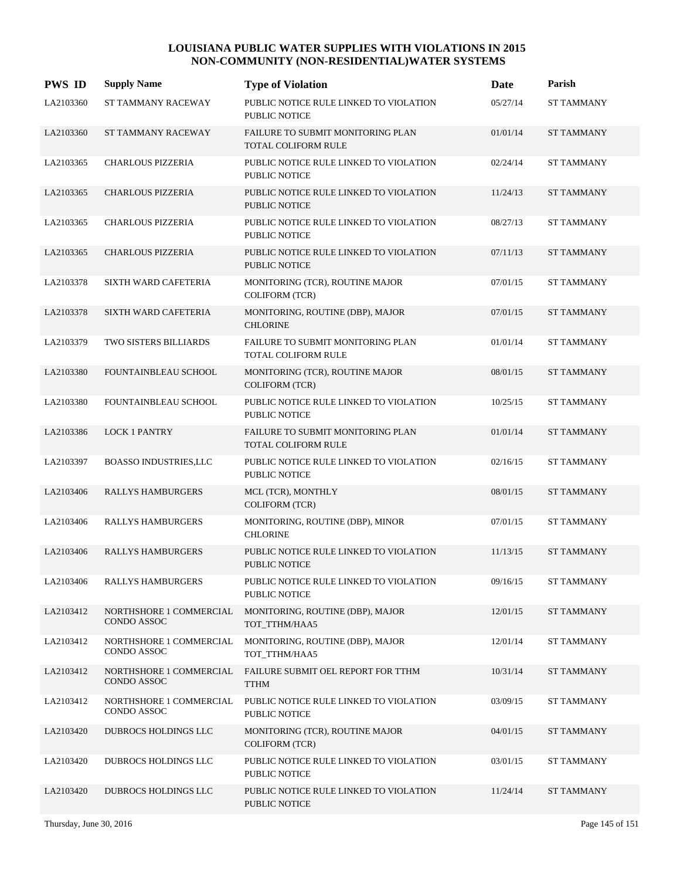# LOUISIANA PUBLIC WATER SUPPLIES WITH VIOLATIONS IN 2015
## NON-COMMUNITY (NON-RESIDENTIAL)WATER SYSTEMS

| PWS ID | Supply Name | Type of Violation | Date | Parish |
|---|---|---|---|---|
| LA2103360 | ST TAMMANY RACEWAY | PUBLIC NOTICE RULE LINKED TO VIOLATION PUBLIC NOTICE | 05/27/14 | ST TAMMANY |
| LA2103360 | ST TAMMANY RACEWAY | FAILURE TO SUBMIT MONITORING PLAN TOTAL COLIFORM RULE | 01/01/14 | ST TAMMANY |
| LA2103365 | CHARLOUS PIZZERIA | PUBLIC NOTICE RULE LINKED TO VIOLATION PUBLIC NOTICE | 02/24/14 | ST TAMMANY |
| LA2103365 | CHARLOUS PIZZERIA | PUBLIC NOTICE RULE LINKED TO VIOLATION PUBLIC NOTICE | 11/24/13 | ST TAMMANY |
| LA2103365 | CHARLOUS PIZZERIA | PUBLIC NOTICE RULE LINKED TO VIOLATION PUBLIC NOTICE | 08/27/13 | ST TAMMANY |
| LA2103365 | CHARLOUS PIZZERIA | PUBLIC NOTICE RULE LINKED TO VIOLATION PUBLIC NOTICE | 07/11/13 | ST TAMMANY |
| LA2103378 | SIXTH WARD CAFETERIA | MONITORING (TCR), ROUTINE MAJOR COLIFORM (TCR) | 07/01/15 | ST TAMMANY |
| LA2103378 | SIXTH WARD CAFETERIA | MONITORING, ROUTINE (DBP), MAJOR CHLORINE | 07/01/15 | ST TAMMANY |
| LA2103379 | TWO SISTERS BILLIARDS | FAILURE TO SUBMIT MONITORING PLAN TOTAL COLIFORM RULE | 01/01/14 | ST TAMMANY |
| LA2103380 | FOUNTAINBLEAU SCHOOL | MONITORING (TCR), ROUTINE MAJOR COLIFORM (TCR) | 08/01/15 | ST TAMMANY |
| LA2103380 | FOUNTAINBLEAU SCHOOL | PUBLIC NOTICE RULE LINKED TO VIOLATION PUBLIC NOTICE | 10/25/15 | ST TAMMANY |
| LA2103386 | LOCK 1 PANTRY | FAILURE TO SUBMIT MONITORING PLAN TOTAL COLIFORM RULE | 01/01/14 | ST TAMMANY |
| LA2103397 | BOASSO INDUSTRIES,LLC | PUBLIC NOTICE RULE LINKED TO VIOLATION PUBLIC NOTICE | 02/16/15 | ST TAMMANY |
| LA2103406 | RALLYS HAMBURGERS | MCL (TCR), MONTHLY COLIFORM (TCR) | 08/01/15 | ST TAMMANY |
| LA2103406 | RALLYS HAMBURGERS | MONITORING, ROUTINE (DBP), MINOR CHLORINE | 07/01/15 | ST TAMMANY |
| LA2103406 | RALLYS HAMBURGERS | PUBLIC NOTICE RULE LINKED TO VIOLATION PUBLIC NOTICE | 11/13/15 | ST TAMMANY |
| LA2103406 | RALLYS HAMBURGERS | PUBLIC NOTICE RULE LINKED TO VIOLATION PUBLIC NOTICE | 09/16/15 | ST TAMMANY |
| LA2103412 | NORTHSHORE 1 COMMERCIAL CONDO ASSOC | MONITORING, ROUTINE (DBP), MAJOR TOT_TTHM/HAA5 | 12/01/15 | ST TAMMANY |
| LA2103412 | NORTHSHORE 1 COMMERCIAL CONDO ASSOC | MONITORING, ROUTINE (DBP), MAJOR TOT_TTHM/HAA5 | 12/01/14 | ST TAMMANY |
| LA2103412 | NORTHSHORE 1 COMMERCIAL CONDO ASSOC | FAILURE SUBMIT OEL REPORT FOR TTHM TTHM | 10/31/14 | ST TAMMANY |
| LA2103412 | NORTHSHORE 1 COMMERCIAL CONDO ASSOC | PUBLIC NOTICE RULE LINKED TO VIOLATION PUBLIC NOTICE | 03/09/15 | ST TAMMANY |
| LA2103420 | DUBROCS HOLDINGS LLC | MONITORING (TCR), ROUTINE MAJOR COLIFORM (TCR) | 04/01/15 | ST TAMMANY |
| LA2103420 | DUBROCS HOLDINGS LLC | PUBLIC NOTICE RULE LINKED TO VIOLATION PUBLIC NOTICE | 03/01/15 | ST TAMMANY |
| LA2103420 | DUBROCS HOLDINGS LLC | PUBLIC NOTICE RULE LINKED TO VIOLATION PUBLIC NOTICE | 11/24/14 | ST TAMMANY |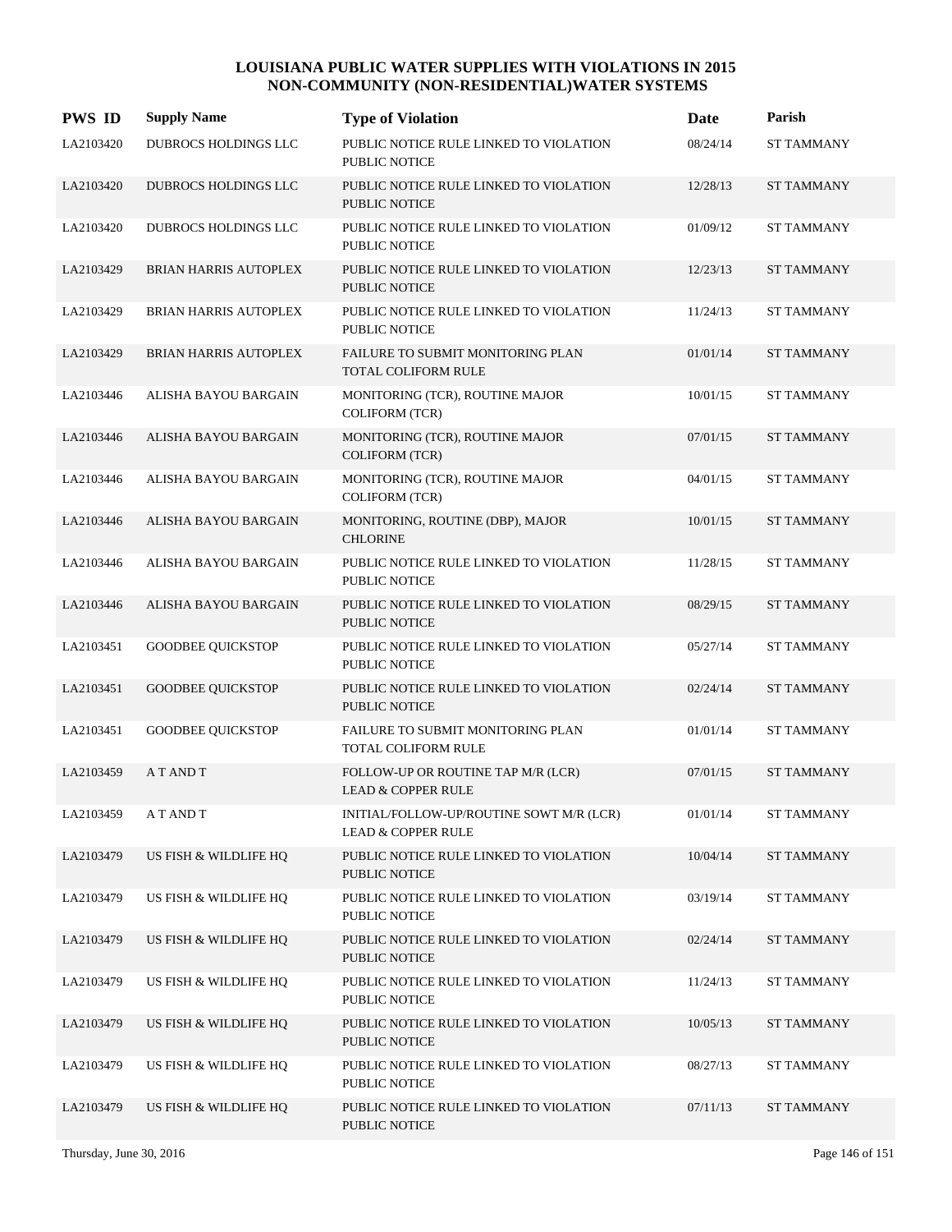# LOUISIANA PUBLIC WATER SUPPLIES WITH VIOLATIONS IN 2015
## NON-COMMUNITY (NON-RESIDENTIAL)WATER SYSTEMS

| PWS ID | Supply Name | Type of Violation | Date | Parish |
|---|---|---|---|---|
| LA2103420 | DUBROCS HOLDINGS LLC | PUBLIC NOTICE RULE LINKED TO VIOLATION PUBLIC NOTICE | 08/24/14 | ST TAMMANY |
| LA2103420 | DUBROCS HOLDINGS LLC | PUBLIC NOTICE RULE LINKED TO VIOLATION PUBLIC NOTICE | 12/28/13 | ST TAMMANY |
| LA2103420 | DUBROCS HOLDINGS LLC | PUBLIC NOTICE RULE LINKED TO VIOLATION PUBLIC NOTICE | 01/09/12 | ST TAMMANY |
| LA2103429 | BRIAN HARRIS AUTOPLEX | PUBLIC NOTICE RULE LINKED TO VIOLATION PUBLIC NOTICE | 12/23/13 | ST TAMMANY |
| LA2103429 | BRIAN HARRIS AUTOPLEX | PUBLIC NOTICE RULE LINKED TO VIOLATION PUBLIC NOTICE | 11/24/13 | ST TAMMANY |
| LA2103429 | BRIAN HARRIS AUTOPLEX | FAILURE TO SUBMIT MONITORING PLAN TOTAL COLIFORM RULE | 01/01/14 | ST TAMMANY |
| LA2103446 | ALISHA BAYOU BARGAIN | MONITORING (TCR), ROUTINE MAJOR COLIFORM (TCR) | 10/01/15 | ST TAMMANY |
| LA2103446 | ALISHA BAYOU BARGAIN | MONITORING (TCR), ROUTINE MAJOR COLIFORM (TCR) | 07/01/15 | ST TAMMANY |
| LA2103446 | ALISHA BAYOU BARGAIN | MONITORING (TCR), ROUTINE MAJOR COLIFORM (TCR) | 04/01/15 | ST TAMMANY |
| LA2103446 | ALISHA BAYOU BARGAIN | MONITORING, ROUTINE (DBP), MAJOR CHLORINE | 10/01/15 | ST TAMMANY |
| LA2103446 | ALISHA BAYOU BARGAIN | PUBLIC NOTICE RULE LINKED TO VIOLATION PUBLIC NOTICE | 11/28/15 | ST TAMMANY |
| LA2103446 | ALISHA BAYOU BARGAIN | PUBLIC NOTICE RULE LINKED TO VIOLATION PUBLIC NOTICE | 08/29/15 | ST TAMMANY |
| LA2103451 | GOODBEE QUICKSTOP | PUBLIC NOTICE RULE LINKED TO VIOLATION PUBLIC NOTICE | 05/27/14 | ST TAMMANY |
| LA2103451 | GOODBEE QUICKSTOP | PUBLIC NOTICE RULE LINKED TO VIOLATION PUBLIC NOTICE | 02/24/14 | ST TAMMANY |
| LA2103451 | GOODBEE QUICKSTOP | FAILURE TO SUBMIT MONITORING PLAN TOTAL COLIFORM RULE | 01/01/14 | ST TAMMANY |
| LA2103459 | A T AND T | FOLLOW-UP OR ROUTINE TAP M/R (LCR) LEAD & COPPER RULE | 07/01/15 | ST TAMMANY |
| LA2103459 | A T AND T | INITIAL/FOLLOW-UP/ROUTINE SOWT M/R (LCR) LEAD & COPPER RULE | 01/01/14 | ST TAMMANY |
| LA2103479 | US FISH & WILDLIFE HQ | PUBLIC NOTICE RULE LINKED TO VIOLATION PUBLIC NOTICE | 10/04/14 | ST TAMMANY |
| LA2103479 | US FISH & WILDLIFE HQ | PUBLIC NOTICE RULE LINKED TO VIOLATION PUBLIC NOTICE | 03/19/14 | ST TAMMANY |
| LA2103479 | US FISH & WILDLIFE HQ | PUBLIC NOTICE RULE LINKED TO VIOLATION PUBLIC NOTICE | 02/24/14 | ST TAMMANY |
| LA2103479 | US FISH & WILDLIFE HQ | PUBLIC NOTICE RULE LINKED TO VIOLATION PUBLIC NOTICE | 11/24/13 | ST TAMMANY |
| LA2103479 | US FISH & WILDLIFE HQ | PUBLIC NOTICE RULE LINKED TO VIOLATION PUBLIC NOTICE | 10/05/13 | ST TAMMANY |
| LA2103479 | US FISH & WILDLIFE HQ | PUBLIC NOTICE RULE LINKED TO VIOLATION PUBLIC NOTICE | 08/27/13 | ST TAMMANY |
| LA2103479 | US FISH & WILDLIFE HQ | PUBLIC NOTICE RULE LINKED TO VIOLATION PUBLIC NOTICE | 07/11/13 | ST TAMMANY |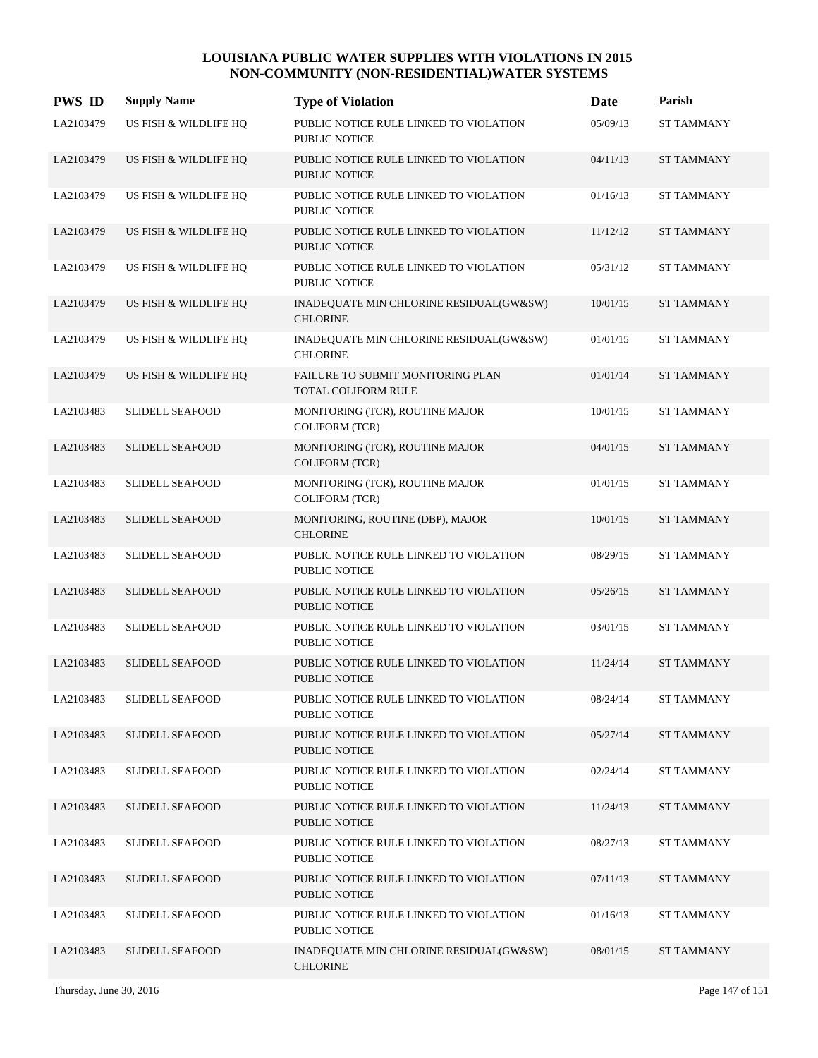# LOUISIANA PUBLIC WATER SUPPLIES WITH VIOLATIONS IN 2015
## NON-COMMUNITY (NON-RESIDENTIAL)WATER SYSTEMS

| PWS ID | Supply Name | Type of Violation | Date | Parish |
|---|---|---|---|---|
| LA2103479 | US FISH & WILDLIFE HQ | PUBLIC NOTICE RULE LINKED TO VIOLATION PUBLIC NOTICE | 05/09/13 | ST TAMMANY |
| LA2103479 | US FISH & WILDLIFE HQ | PUBLIC NOTICE RULE LINKED TO VIOLATION PUBLIC NOTICE | 04/11/13 | ST TAMMANY |
| LA2103479 | US FISH & WILDLIFE HQ | PUBLIC NOTICE RULE LINKED TO VIOLATION PUBLIC NOTICE | 01/16/13 | ST TAMMANY |
| LA2103479 | US FISH & WILDLIFE HQ | PUBLIC NOTICE RULE LINKED TO VIOLATION PUBLIC NOTICE | 11/12/12 | ST TAMMANY |
| LA2103479 | US FISH & WILDLIFE HQ | PUBLIC NOTICE RULE LINKED TO VIOLATION PUBLIC NOTICE | 05/31/12 | ST TAMMANY |
| LA2103479 | US FISH & WILDLIFE HQ | INADEQUATE MIN CHLORINE RESIDUAL(GW&SW) CHLORINE | 10/01/15 | ST TAMMANY |
| LA2103479 | US FISH & WILDLIFE HQ | INADEQUATE MIN CHLORINE RESIDUAL(GW&SW) CHLORINE | 01/01/15 | ST TAMMANY |
| LA2103479 | US FISH & WILDLIFE HQ | FAILURE TO SUBMIT MONITORING PLAN TOTAL COLIFORM RULE | 01/01/14 | ST TAMMANY |
| LA2103483 | SLIDELL SEAFOOD | MONITORING (TCR), ROUTINE MAJOR COLIFORM (TCR) | 10/01/15 | ST TAMMANY |
| LA2103483 | SLIDELL SEAFOOD | MONITORING (TCR), ROUTINE MAJOR COLIFORM (TCR) | 04/01/15 | ST TAMMANY |
| LA2103483 | SLIDELL SEAFOOD | MONITORING (TCR), ROUTINE MAJOR COLIFORM (TCR) | 01/01/15 | ST TAMMANY |
| LA2103483 | SLIDELL SEAFOOD | MONITORING, ROUTINE (DBP), MAJOR CHLORINE | 10/01/15 | ST TAMMANY |
| LA2103483 | SLIDELL SEAFOOD | PUBLIC NOTICE RULE LINKED TO VIOLATION PUBLIC NOTICE | 08/29/15 | ST TAMMANY |
| LA2103483 | SLIDELL SEAFOOD | PUBLIC NOTICE RULE LINKED TO VIOLATION PUBLIC NOTICE | 05/26/15 | ST TAMMANY |
| LA2103483 | SLIDELL SEAFOOD | PUBLIC NOTICE RULE LINKED TO VIOLATION PUBLIC NOTICE | 03/01/15 | ST TAMMANY |
| LA2103483 | SLIDELL SEAFOOD | PUBLIC NOTICE RULE LINKED TO VIOLATION PUBLIC NOTICE | 11/24/14 | ST TAMMANY |
| LA2103483 | SLIDELL SEAFOOD | PUBLIC NOTICE RULE LINKED TO VIOLATION PUBLIC NOTICE | 08/24/14 | ST TAMMANY |
| LA2103483 | SLIDELL SEAFOOD | PUBLIC NOTICE RULE LINKED TO VIOLATION PUBLIC NOTICE | 05/27/14 | ST TAMMANY |
| LA2103483 | SLIDELL SEAFOOD | PUBLIC NOTICE RULE LINKED TO VIOLATION PUBLIC NOTICE | 02/24/14 | ST TAMMANY |
| LA2103483 | SLIDELL SEAFOOD | PUBLIC NOTICE RULE LINKED TO VIOLATION PUBLIC NOTICE | 11/24/13 | ST TAMMANY |
| LA2103483 | SLIDELL SEAFOOD | PUBLIC NOTICE RULE LINKED TO VIOLATION PUBLIC NOTICE | 08/27/13 | ST TAMMANY |
| LA2103483 | SLIDELL SEAFOOD | PUBLIC NOTICE RULE LINKED TO VIOLATION PUBLIC NOTICE | 07/11/13 | ST TAMMANY |
| LA2103483 | SLIDELL SEAFOOD | PUBLIC NOTICE RULE LINKED TO VIOLATION PUBLIC NOTICE | 01/16/13 | ST TAMMANY |
| LA2103483 | SLIDELL SEAFOOD | INADEQUATE MIN CHLORINE RESIDUAL(GW&SW) CHLORINE | 08/01/15 | ST TAMMANY |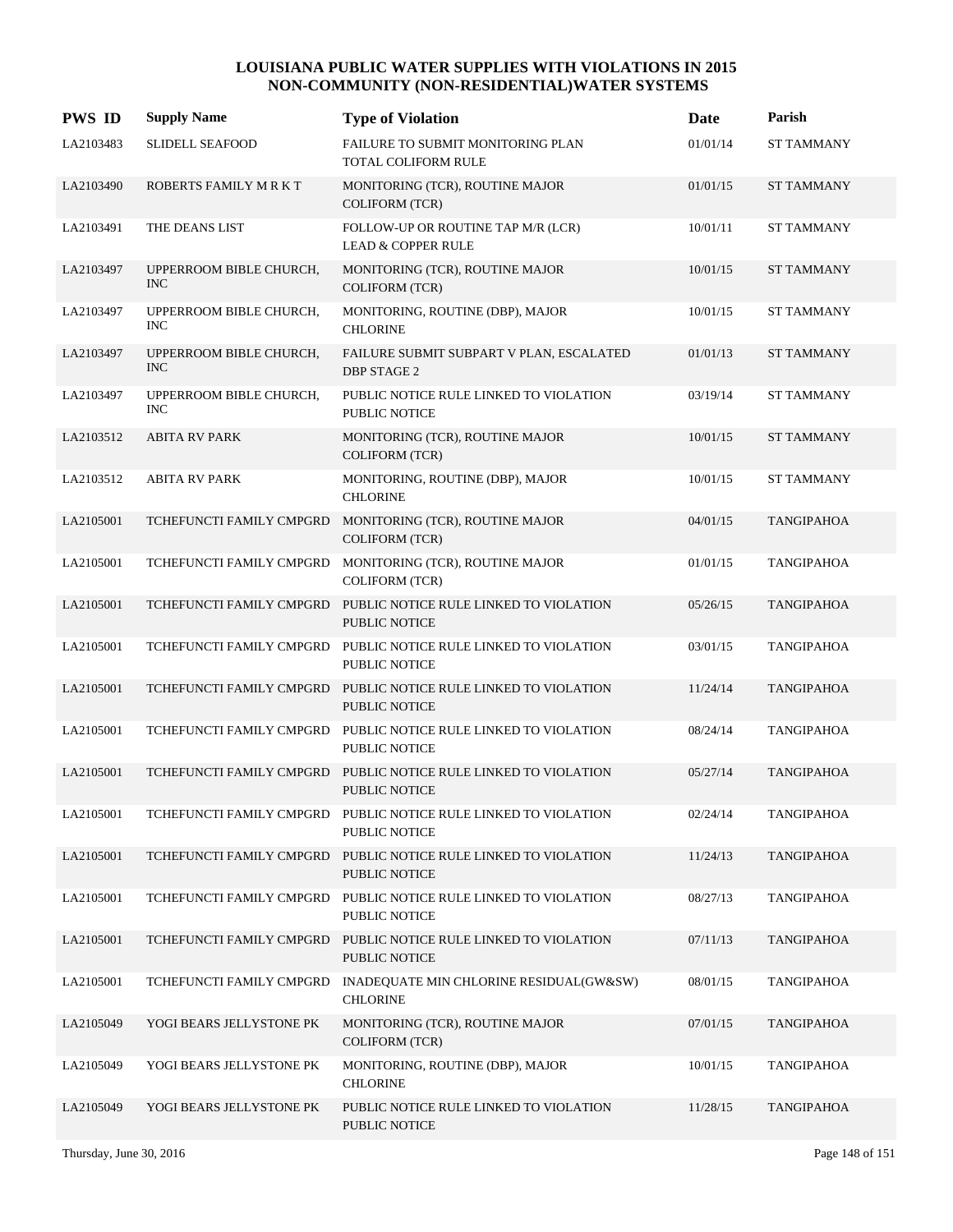# LOUISIANA PUBLIC WATER SUPPLIES WITH VIOLATIONS IN 2015
## NON-COMMUNITY (NON-RESIDENTIAL)WATER SYSTEMS

| PWS ID | Supply Name | Type of Violation | Date | Parish |
|---|---|---|---|---|
| LA2103483 | SLIDELL SEAFOOD | FAILURE TO SUBMIT MONITORING PLAN TOTAL COLIFORM RULE | 01/01/14 | ST TAMMANY |
| LA2103490 | ROBERTS FAMILY M R K T | MONITORING (TCR), ROUTINE MAJOR COLIFORM (TCR) | 01/01/15 | ST TAMMANY |
| LA2103491 | THE DEANS LIST | FOLLOW-UP OR ROUTINE TAP M/R (LCR) LEAD & COPPER RULE | 10/01/11 | ST TAMMANY |
| LA2103497 | UPPERROOM BIBLE CHURCH, INC | MONITORING (TCR), ROUTINE MAJOR COLIFORM (TCR) | 10/01/15 | ST TAMMANY |
| LA2103497 | UPPERROOM BIBLE CHURCH, INC | MONITORING, ROUTINE (DBP), MAJOR CHLORINE | 10/01/15 | ST TAMMANY |
| LA2103497 | UPPERROOM BIBLE CHURCH, INC | FAILURE SUBMIT SUBPART V PLAN, ESCALATED DBP STAGE 2 | 01/01/13 | ST TAMMANY |
| LA2103497 | UPPERROOM BIBLE CHURCH, INC | PUBLIC NOTICE RULE LINKED TO VIOLATION PUBLIC NOTICE | 03/19/14 | ST TAMMANY |
| LA2103512 | ABITA RV PARK | MONITORING (TCR), ROUTINE MAJOR COLIFORM (TCR) | 10/01/15 | ST TAMMANY |
| LA2103512 | ABITA RV PARK | MONITORING, ROUTINE (DBP), MAJOR CHLORINE | 10/01/15 | ST TAMMANY |
| LA2105001 | TCHEFUNCTI FAMILY CMPGRD | MONITORING (TCR), ROUTINE MAJOR COLIFORM (TCR) | 04/01/15 | TANGIPAHOA |
| LA2105001 | TCHEFUNCTI FAMILY CMPGRD | MONITORING (TCR), ROUTINE MAJOR COLIFORM (TCR) | 01/01/15 | TANGIPAHOA |
| LA2105001 | TCHEFUNCTI FAMILY CMPGRD | PUBLIC NOTICE RULE LINKED TO VIOLATION PUBLIC NOTICE | 05/26/15 | TANGIPAHOA |
| LA2105001 | TCHEFUNCTI FAMILY CMPGRD | PUBLIC NOTICE RULE LINKED TO VIOLATION PUBLIC NOTICE | 03/01/15 | TANGIPAHOA |
| LA2105001 | TCHEFUNCTI FAMILY CMPGRD | PUBLIC NOTICE RULE LINKED TO VIOLATION PUBLIC NOTICE | 11/24/14 | TANGIPAHOA |
| LA2105001 | TCHEFUNCTI FAMILY CMPGRD | PUBLIC NOTICE RULE LINKED TO VIOLATION PUBLIC NOTICE | 08/24/14 | TANGIPAHOA |
| LA2105001 | TCHEFUNCTI FAMILY CMPGRD | PUBLIC NOTICE RULE LINKED TO VIOLATION PUBLIC NOTICE | 05/27/14 | TANGIPAHOA |
| LA2105001 | TCHEFUNCTI FAMILY CMPGRD | PUBLIC NOTICE RULE LINKED TO VIOLATION PUBLIC NOTICE | 02/24/14 | TANGIPAHOA |
| LA2105001 | TCHEFUNCTI FAMILY CMPGRD | PUBLIC NOTICE RULE LINKED TO VIOLATION PUBLIC NOTICE | 11/24/13 | TANGIPAHOA |
| LA2105001 | TCHEFUNCTI FAMILY CMPGRD | PUBLIC NOTICE RULE LINKED TO VIOLATION PUBLIC NOTICE | 08/27/13 | TANGIPAHOA |
| LA2105001 | TCHEFUNCTI FAMILY CMPGRD | PUBLIC NOTICE RULE LINKED TO VIOLATION PUBLIC NOTICE | 07/11/13 | TANGIPAHOA |
| LA2105001 | TCHEFUNCTI FAMILY CMPGRD | INADEQUATE MIN CHLORINE RESIDUAL(GW&SW) CHLORINE | 08/01/15 | TANGIPAHOA |
| LA2105049 | YOGI BEARS JELLYSTONE PK | MONITORING (TCR), ROUTINE MAJOR COLIFORM (TCR) | 07/01/15 | TANGIPAHOA |
| LA2105049 | YOGI BEARS JELLYSTONE PK | MONITORING, ROUTINE (DBP), MAJOR CHLORINE | 10/01/15 | TANGIPAHOA |
| LA2105049 | YOGI BEARS JELLYSTONE PK | PUBLIC NOTICE RULE LINKED TO VIOLATION PUBLIC NOTICE | 11/28/15 | TANGIPAHOA |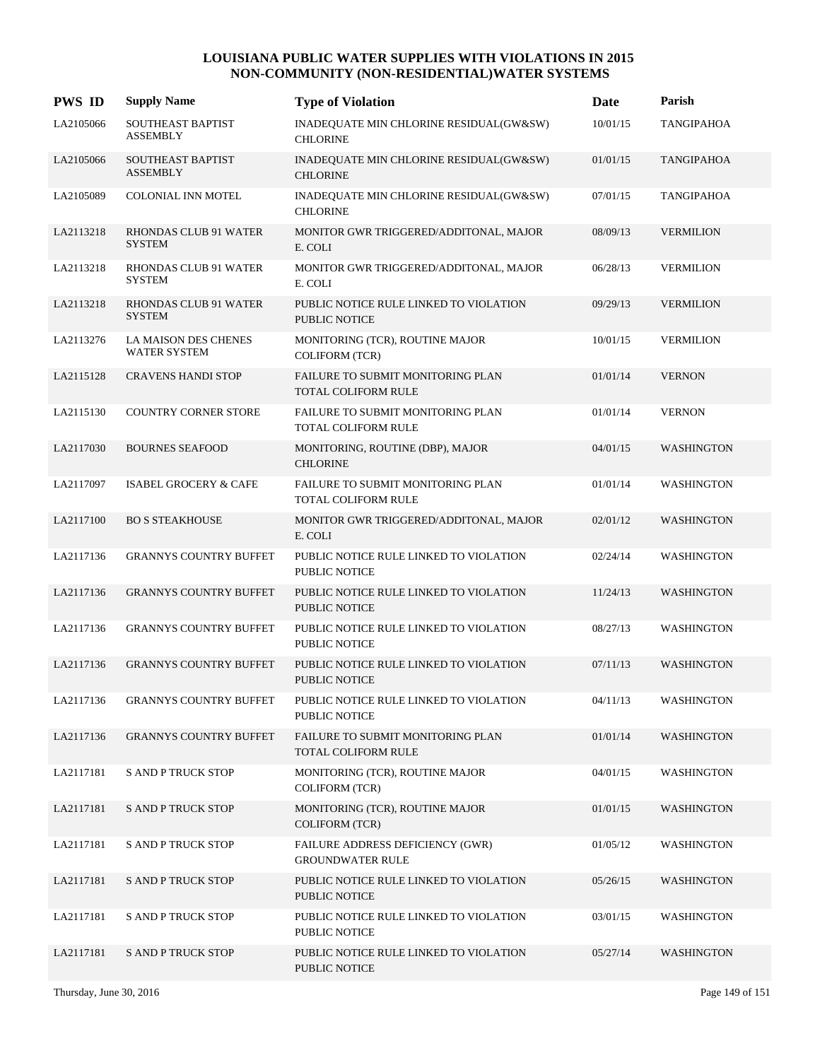# LOUISIANA PUBLIC WATER SUPPLIES WITH VIOLATIONS IN 2015
## NON-COMMUNITY (NON-RESIDENTIAL)WATER SYSTEMS

| PWS ID | Supply Name | Type of Violation | Date | Parish |
|---|---|---|---|---|
| LA2105066 | SOUTHEAST BAPTIST ASSEMBLY | INADEQUATE MIN CHLORINE RESIDUAL(GW&SW) CHLORINE | 10/01/15 | TANGIPAHOA |
| LA2105066 | SOUTHEAST BAPTIST ASSEMBLY | INADEQUATE MIN CHLORINE RESIDUAL(GW&SW) CHLORINE | 01/01/15 | TANGIPAHOA |
| LA2105089 | COLONIAL INN MOTEL | INADEQUATE MIN CHLORINE RESIDUAL(GW&SW) CHLORINE | 07/01/15 | TANGIPAHOA |
| LA2113218 | RHONDAS CLUB 91 WATER SYSTEM | MONITOR GWR TRIGGERED/ADDITONAL, MAJOR E. COLI | 08/09/13 | VERMILION |
| LA2113218 | RHONDAS CLUB 91 WATER SYSTEM | MONITOR GWR TRIGGERED/ADDITONAL, MAJOR E. COLI | 06/28/13 | VERMILION |
| LA2113218 | RHONDAS CLUB 91 WATER SYSTEM | PUBLIC NOTICE RULE LINKED TO VIOLATION PUBLIC NOTICE | 09/29/13 | VERMILION |
| LA2113276 | LA MAISON DES CHENES WATER SYSTEM | MONITORING (TCR), ROUTINE MAJOR COLIFORM (TCR) | 10/01/15 | VERMILION |
| LA2115128 | CRAVENS HANDI STOP | FAILURE TO SUBMIT MONITORING PLAN TOTAL COLIFORM RULE | 01/01/14 | VERNON |
| LA2115130 | COUNTRY CORNER STORE | FAILURE TO SUBMIT MONITORING PLAN TOTAL COLIFORM RULE | 01/01/14 | VERNON |
| LA2117030 | BOURNES SEAFOOD | MONITORING, ROUTINE (DBP), MAJOR CHLORINE | 04/01/15 | WASHINGTON |
| LA2117097 | ISABEL GROCERY & CAFE | FAILURE TO SUBMIT MONITORING PLAN TOTAL COLIFORM RULE | 01/01/14 | WASHINGTON |
| LA2117100 | BO S STEAKHOUSE | MONITOR GWR TRIGGERED/ADDITONAL, MAJOR E. COLI | 02/01/12 | WASHINGTON |
| LA2117136 | GRANNYS COUNTRY BUFFET | PUBLIC NOTICE RULE LINKED TO VIOLATION PUBLIC NOTICE | 02/24/14 | WASHINGTON |
| LA2117136 | GRANNYS COUNTRY BUFFET | PUBLIC NOTICE RULE LINKED TO VIOLATION PUBLIC NOTICE | 11/24/13 | WASHINGTON |
| LA2117136 | GRANNYS COUNTRY BUFFET | PUBLIC NOTICE RULE LINKED TO VIOLATION PUBLIC NOTICE | 08/27/13 | WASHINGTON |
| LA2117136 | GRANNYS COUNTRY BUFFET | PUBLIC NOTICE RULE LINKED TO VIOLATION PUBLIC NOTICE | 07/11/13 | WASHINGTON |
| LA2117136 | GRANNYS COUNTRY BUFFET | PUBLIC NOTICE RULE LINKED TO VIOLATION PUBLIC NOTICE | 04/11/13 | WASHINGTON |
| LA2117136 | GRANNYS COUNTRY BUFFET | FAILURE TO SUBMIT MONITORING PLAN TOTAL COLIFORM RULE | 01/01/14 | WASHINGTON |
| LA2117181 | S AND P TRUCK STOP | MONITORING (TCR), ROUTINE MAJOR COLIFORM (TCR) | 04/01/15 | WASHINGTON |
| LA2117181 | S AND P TRUCK STOP | MONITORING (TCR), ROUTINE MAJOR COLIFORM (TCR) | 01/01/15 | WASHINGTON |
| LA2117181 | S AND P TRUCK STOP | FAILURE ADDRESS DEFICIENCY (GWR) GROUNDWATER RULE | 01/05/12 | WASHINGTON |
| LA2117181 | S AND P TRUCK STOP | PUBLIC NOTICE RULE LINKED TO VIOLATION PUBLIC NOTICE | 05/26/15 | WASHINGTON |
| LA2117181 | S AND P TRUCK STOP | PUBLIC NOTICE RULE LINKED TO VIOLATION PUBLIC NOTICE | 03/01/15 | WASHINGTON |
| LA2117181 | S AND P TRUCK STOP | PUBLIC NOTICE RULE LINKED TO VIOLATION PUBLIC NOTICE | 05/27/14 | WASHINGTON |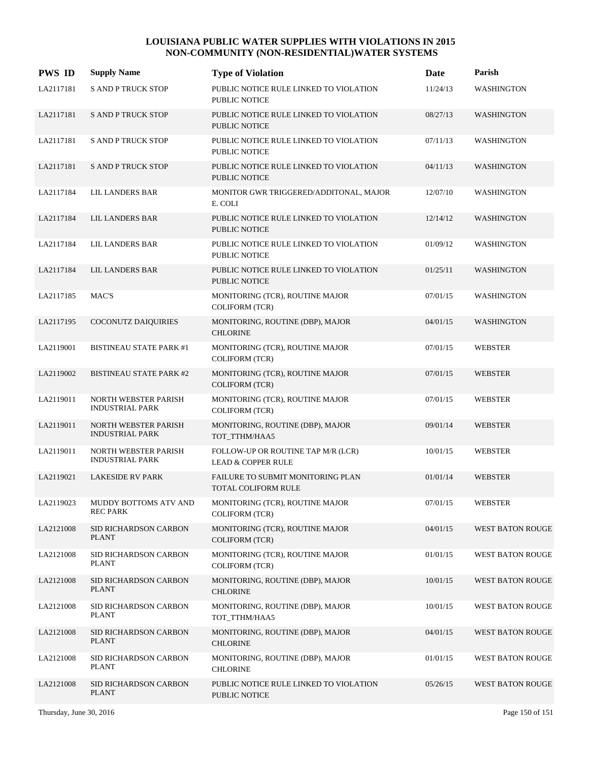# LOUISIANA PUBLIC WATER SUPPLIES WITH VIOLATIONS IN 2015
## NON-COMMUNITY (NON-RESIDENTIAL)WATER SYSTEMS

| PWS ID | Supply Name | Type of Violation | Date | Parish |
|---|---|---|---|---|
| LA2117181 | S AND P TRUCK STOP | PUBLIC NOTICE RULE LINKED TO VIOLATION PUBLIC NOTICE | 11/24/13 | WASHINGTON |
| LA2117181 | S AND P TRUCK STOP | PUBLIC NOTICE RULE LINKED TO VIOLATION PUBLIC NOTICE | 08/27/13 | WASHINGTON |
| LA2117181 | S AND P TRUCK STOP | PUBLIC NOTICE RULE LINKED TO VIOLATION PUBLIC NOTICE | 07/11/13 | WASHINGTON |
| LA2117181 | S AND P TRUCK STOP | PUBLIC NOTICE RULE LINKED TO VIOLATION PUBLIC NOTICE | 04/11/13 | WASHINGTON |
| LA2117184 | LIL LANDERS BAR | MONITOR GWR TRIGGERED/ADDITONAL, MAJOR E. COLI | 12/07/10 | WASHINGTON |
| LA2117184 | LIL LANDERS BAR | PUBLIC NOTICE RULE LINKED TO VIOLATION PUBLIC NOTICE | 12/14/12 | WASHINGTON |
| LA2117184 | LIL LANDERS BAR | PUBLIC NOTICE RULE LINKED TO VIOLATION PUBLIC NOTICE | 01/09/12 | WASHINGTON |
| LA2117184 | LIL LANDERS BAR | PUBLIC NOTICE RULE LINKED TO VIOLATION PUBLIC NOTICE | 01/25/11 | WASHINGTON |
| LA2117185 | MAC'S | MONITORING (TCR), ROUTINE MAJOR COLIFORM (TCR) | 07/01/15 | WASHINGTON |
| LA2117195 | COCONUTZ DAIQUIRIES | MONITORING, ROUTINE (DBP), MAJOR CHLORINE | 04/01/15 | WASHINGTON |
| LA2119001 | BISTINEAU STATE PARK #1 | MONITORING (TCR), ROUTINE MAJOR COLIFORM (TCR) | 07/01/15 | WEBSTER |
| LA2119002 | BISTINEAU STATE PARK #2 | MONITORING (TCR), ROUTINE MAJOR COLIFORM (TCR) | 07/01/15 | WEBSTER |
| LA2119011 | NORTH WEBSTER PARISH INDUSTRIAL PARK | MONITORING (TCR), ROUTINE MAJOR COLIFORM (TCR) | 07/01/15 | WEBSTER |
| LA2119011 | NORTH WEBSTER PARISH INDUSTRIAL PARK | MONITORING, ROUTINE (DBP), MAJOR TOT_TTHM/HAA5 | 09/01/14 | WEBSTER |
| LA2119011 | NORTH WEBSTER PARISH INDUSTRIAL PARK | FOLLOW-UP OR ROUTINE TAP M/R (LCR) LEAD & COPPER RULE | 10/01/15 | WEBSTER |
| LA2119021 | LAKESIDE RV PARK | FAILURE TO SUBMIT MONITORING PLAN TOTAL COLIFORM RULE | 01/01/14 | WEBSTER |
| LA2119023 | MUDDY BOTTOMS ATV AND REC PARK | MONITORING (TCR), ROUTINE MAJOR COLIFORM (TCR) | 07/01/15 | WEBSTER |
| LA2121008 | SID RICHARDSON CARBON PLANT | MONITORING (TCR), ROUTINE MAJOR COLIFORM (TCR) | 04/01/15 | WEST BATON ROUGE |
| LA2121008 | SID RICHARDSON CARBON PLANT | MONITORING (TCR), ROUTINE MAJOR COLIFORM (TCR) | 01/01/15 | WEST BATON ROUGE |
| LA2121008 | SID RICHARDSON CARBON PLANT | MONITORING, ROUTINE (DBP), MAJOR CHLORINE | 10/01/15 | WEST BATON ROUGE |
| LA2121008 | SID RICHARDSON CARBON PLANT | MONITORING, ROUTINE (DBP), MAJOR TOT_TTHM/HAA5 | 10/01/15 | WEST BATON ROUGE |
| LA2121008 | SID RICHARDSON CARBON PLANT | MONITORING, ROUTINE (DBP), MAJOR CHLORINE | 04/01/15 | WEST BATON ROUGE |
| LA2121008 | SID RICHARDSON CARBON PLANT | MONITORING, ROUTINE (DBP), MAJOR CHLORINE | 01/01/15 | WEST BATON ROUGE |
| LA2121008 | SID RICHARDSON CARBON PLANT | PUBLIC NOTICE RULE LINKED TO VIOLATION PUBLIC NOTICE | 05/26/15 | WEST BATON ROUGE |

Thursday, June 30, 2016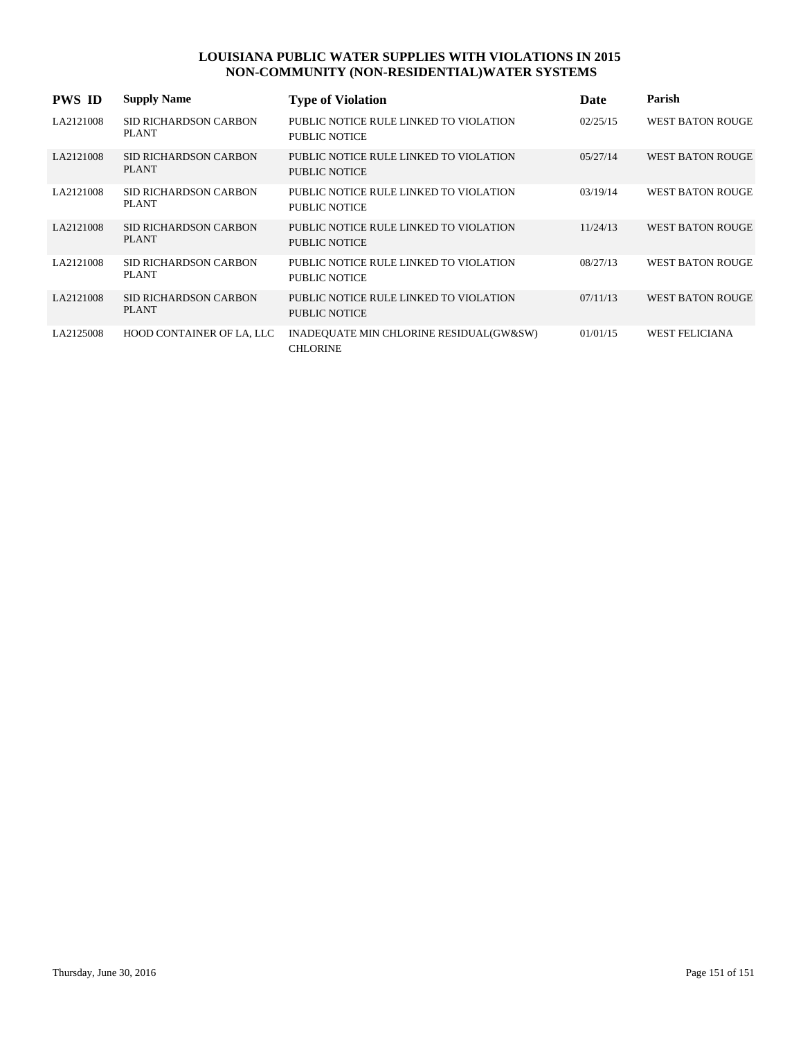**LOUISIANA PUBLIC WATER SUPPLIES WITH VIOLATIONS IN 2015**
**NON-COMMUNITY (NON-RESIDENTIAL)WATER SYSTEMS**

| PWS ID | Supply Name | Type of Violation | Date | Parish |
|---|---|---|---|---|
| LA2121008 | SID RICHARDSON CARBON PLANT | PUBLIC NOTICE RULE LINKED TO VIOLATION PUBLIC NOTICE | 02/25/15 | WEST BATON ROUGE |
| LA2121008 | SID RICHARDSON CARBON PLANT | PUBLIC NOTICE RULE LINKED TO VIOLATION PUBLIC NOTICE | 05/27/14 | WEST BATON ROUGE |
| LA2121008 | SID RICHARDSON CARBON PLANT | PUBLIC NOTICE RULE LINKED TO VIOLATION PUBLIC NOTICE | 03/19/14 | WEST BATON ROUGE |
| LA2121008 | SID RICHARDSON CARBON PLANT | PUBLIC NOTICE RULE LINKED TO VIOLATION PUBLIC NOTICE | 11/24/13 | WEST BATON ROUGE |
| LA2121008 | SID RICHARDSON CARBON PLANT | PUBLIC NOTICE RULE LINKED TO VIOLATION PUBLIC NOTICE | 08/27/13 | WEST BATON ROUGE |
| LA2121008 | SID RICHARDSON CARBON PLANT | PUBLIC NOTICE RULE LINKED TO VIOLATION PUBLIC NOTICE | 07/11/13 | WEST BATON ROUGE |
| LA2125008 | HOOD CONTAINER OF LA, LLC | INADEQUATE MIN CHLORINE RESIDUAL(GW&SW) CHLORINE | 01/01/15 | WEST FELICIANA |